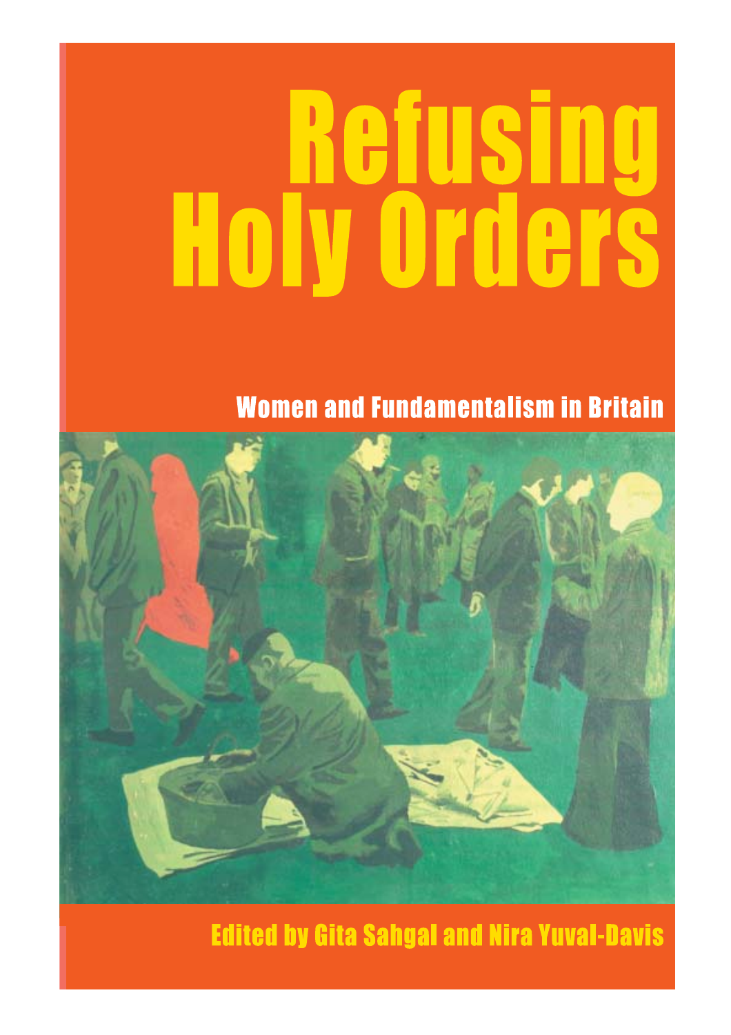# Refusing Holy Orders

## Women and Fundamentalism in Britain

Edited by Gita Sahgal and Nira Yuval-Davis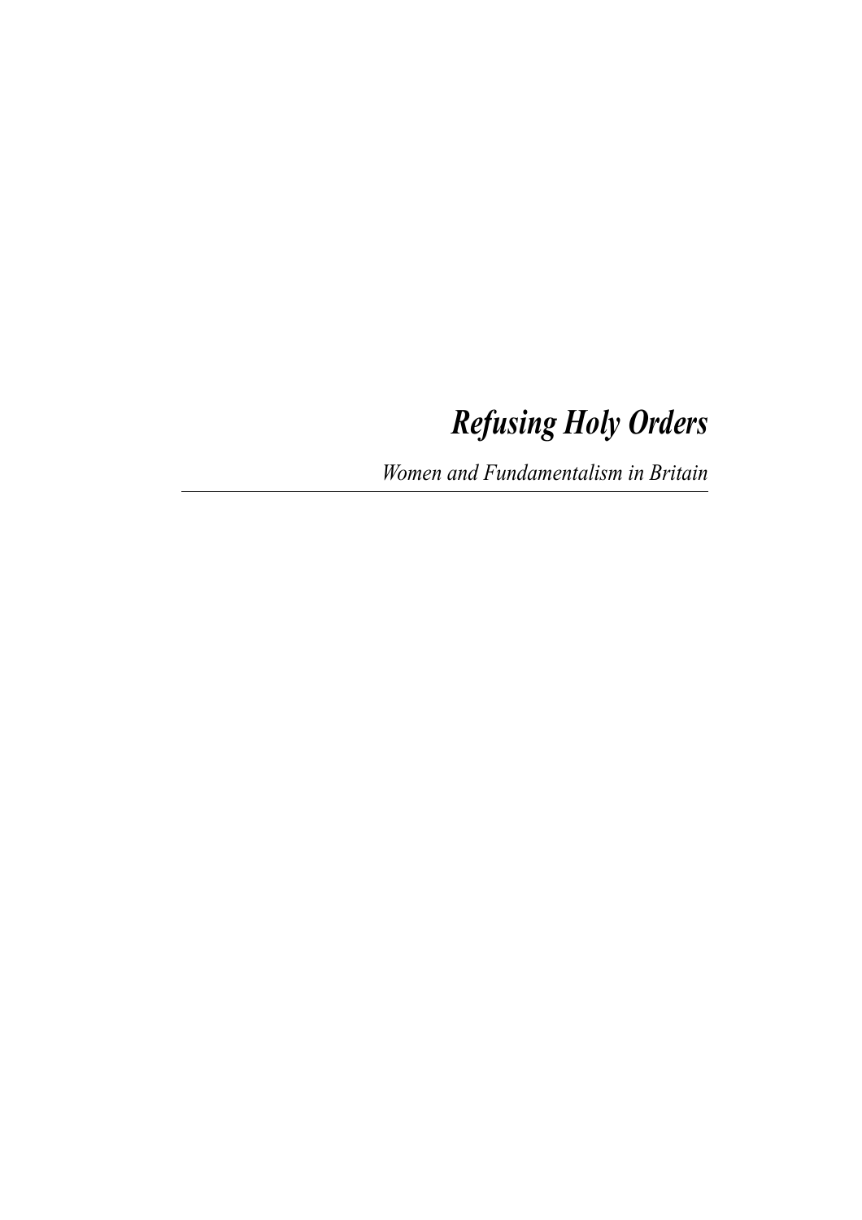# *Refusing Holy Orders*

*Women and Fundamentalism in Britain*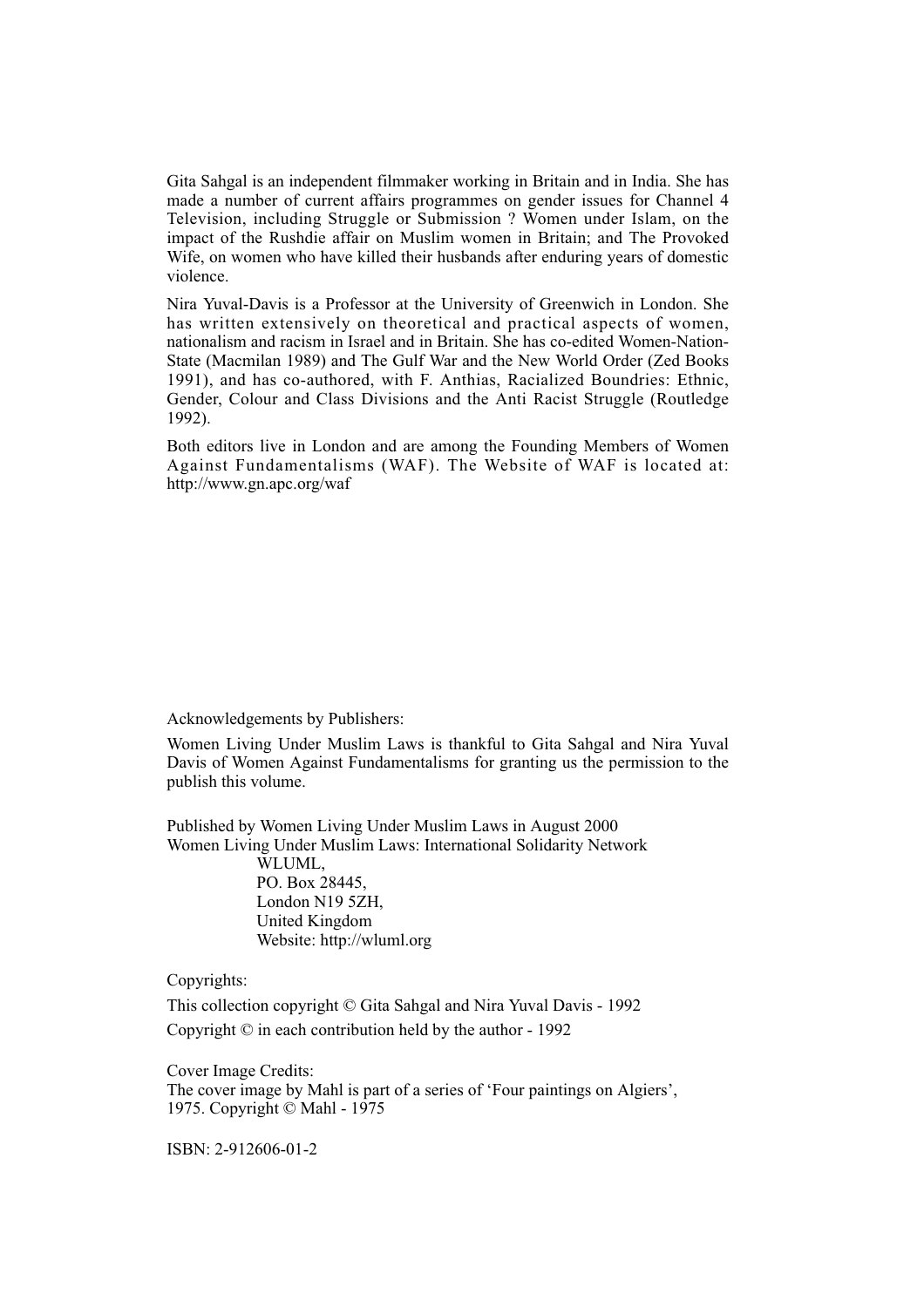Gita Sahgal is an independent filmmaker working in Britain and in India. She has made a number of current affairs programmes on gender issues for Channel 4 Television, including Struggle or Submission ? Women under Islam, on the impact of the Rushdie affair on Muslim women in Britain; and The Provoked Wife, on women who have killed their husbands after enduring years of domestic violence.

Nira Yuval-Davis is a Professor at the University of Greenwich in London. She has written extensively on theoretical and practical aspects of women, nationalism and racism in Israel and in Britain. She has co-edited Women-Nation-State (Macmilan 1989) and The Gulf War and the New World Order (Zed Books 1991), and has co-authored, with F. Anthias, Racialized Boundries: Ethnic, Gender, Colour and Class Divisions and the Anti Racist Struggle (Routledge 1992).

Both editors live in London and are among the Founding Members of Women Against Fundamentalisms (WAF). The Website of WAF is located at: http://www.gn.apc.org/waf

Acknowledgements by Publishers:

Women Living Under Muslim Laws is thankful to Gita Sahgal and Nira Yuval Davis of Women Against Fundamentalisms for granting us the permission to the publish this volume.

Published by Women Living Under Muslim Laws in August 2000
Women Living Under Muslim Laws: International Solidarity Network
WLUML,
PO. Box 28445,
London N19 5ZH,
United Kingdom
Website: http://wluml.org

Copyrights:

This collection copyright © Gita Sahgal and Nira Yuval Davis - 1992

Copyright © in each contribution held by the author - 1992

Cover Image Credits:
The cover image by Mahl is part of a series of 'Four paintings on Algiers', 1975. Copyright © Mahl - 1975

ISBN: 2-912606-01-2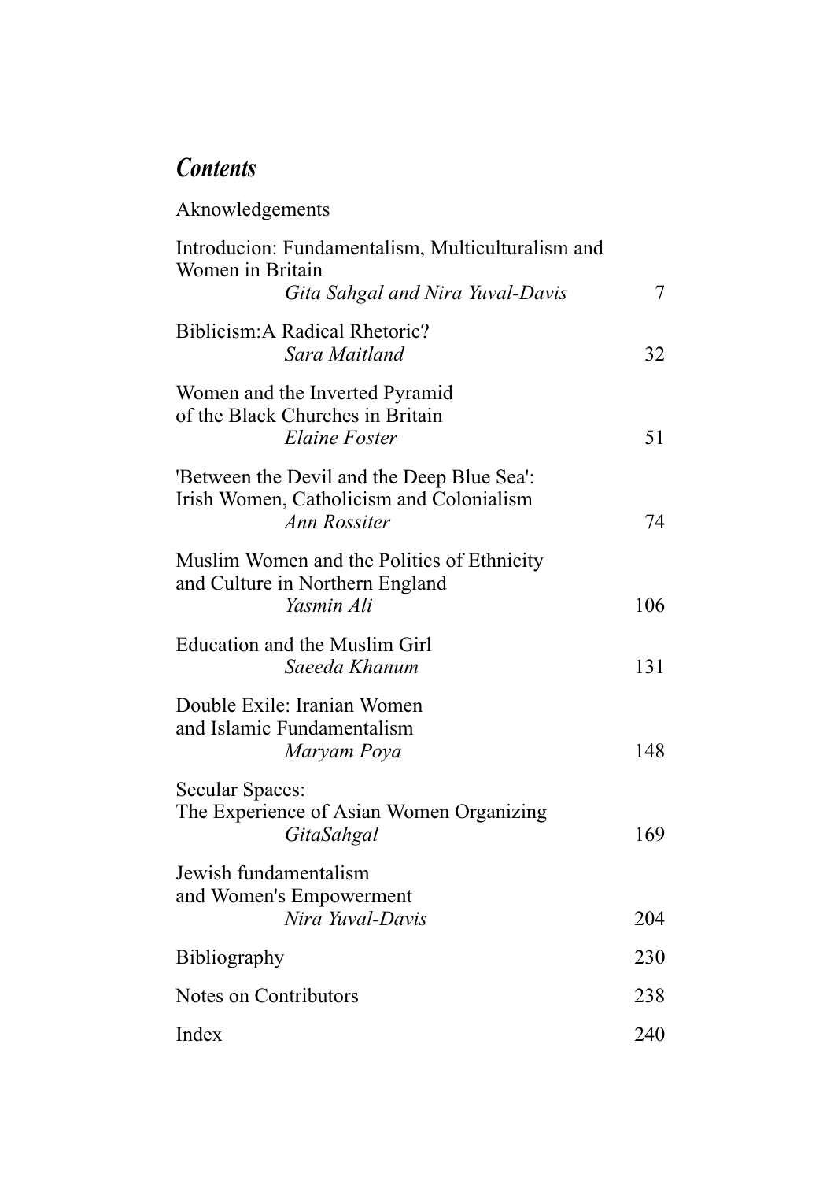## *Contents*

Aknowledgements

Introducion: Fundamentalism, Multiculturalism and Women in Britain
*Gita Sahgal and Nira Yuval-Davis* 7

Biblicism:A Radical Rhetoric?
*Sara Maitland* 32

Women and the Inverted Pyramid of the Black Churches in Britain
*Elaine Foster* 51

'Between the Devil and the Deep Blue Sea': Irish Women, Catholicism and Colonialism
*Ann Rossiter* 74

Muslim Women and the Politics of Ethnicity and Culture in Northern England
*Yasmin Ali* 106

Education and the Muslim Girl
*Saeeda Khanum* 131

Double Exile: Iranian Women and Islamic Fundamentalism
*Maryam Poya* 148

Secular Spaces: The Experience of Asian Women Organizing
*GitaSahgal* 169

Jewish fundamentalism and Women's Empowerment
*Nira Yuval-Davis* 204

Bibliography 230

Notes on Contributors 238

Index 240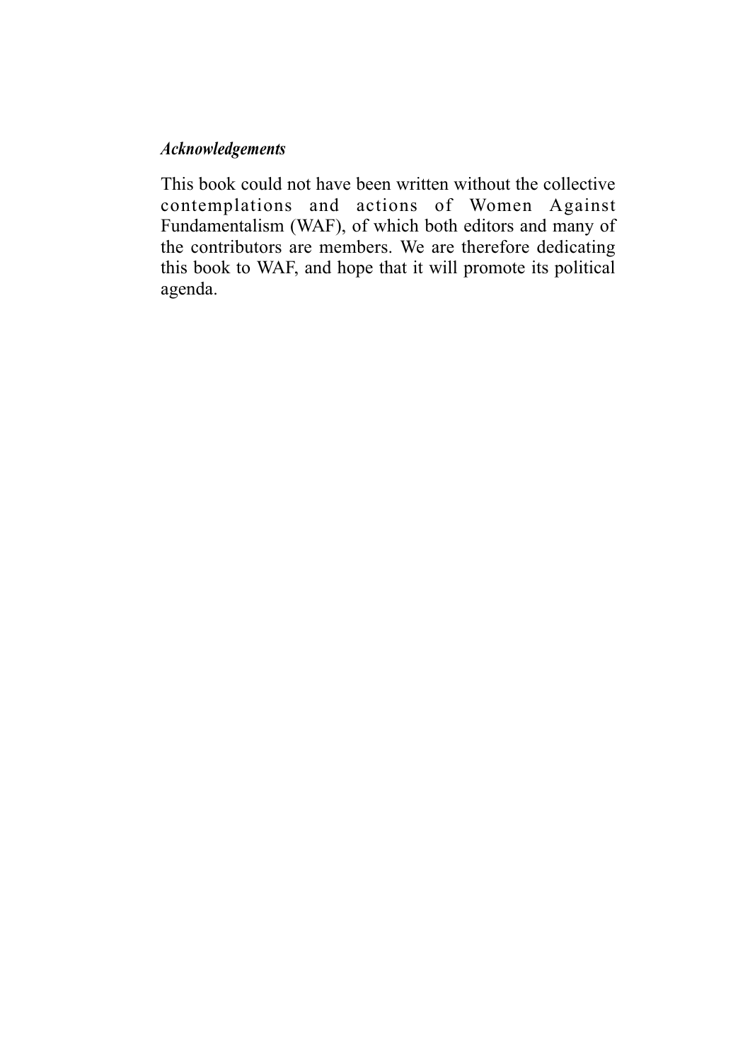*Acknowledgements*

This book could not have been written without the collective contemplations and actions of Women Against Fundamentalism (WAF), of which both editors and many of the contributors are members. We are therefore dedicating this book to WAF, and hope that it will promote its political agenda.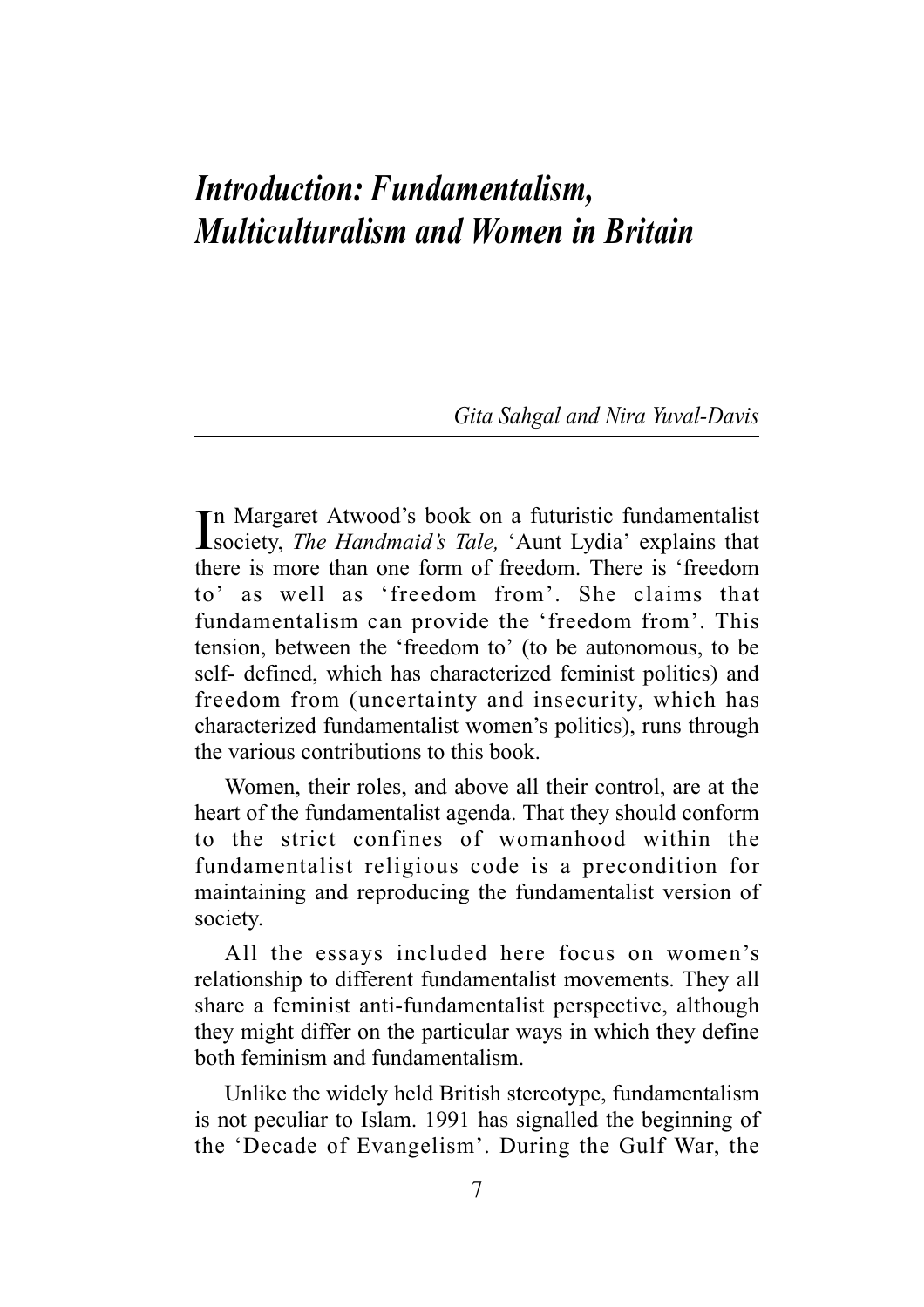# *Introduction: Fundamentalism, Multiculturalism and Women in Britain*

*Gita Sahgal and Nira Yuval-Davis*

In Margaret Atwood's book on a futuristic fundamentalist society, *The Handmaid's Tale,* 'Aunt Lydia' explains that there is more than one form of freedom. There is 'freedom to' as well as 'freedom from'. She claims that fundamentalism can provide the 'freedom from'. This tension, between the 'freedom to' (to be autonomous, to be self- defined, which has characterized feminist politics) and freedom from (uncertainty and insecurity, which has characterized fundamentalist women's politics), runs through the various contributions to this book.

Women, their roles, and above all their control, are at the heart of the fundamentalist agenda. That they should conform to the strict confines of womanhood within the fundamentalist religious code is a precondition for maintaining and reproducing the fundamentalist version of society.

All the essays included here focus on women's relationship to different fundamentalist movements. They all share a feminist anti-fundamentalist perspective, although they might differ on the particular ways in which they define both feminism and fundamentalism.

Unlike the widely held British stereotype, fundamentalism is not peculiar to Islam. 1991 has signalled the beginning of the 'Decade of Evangelism'. During the Gulf War, the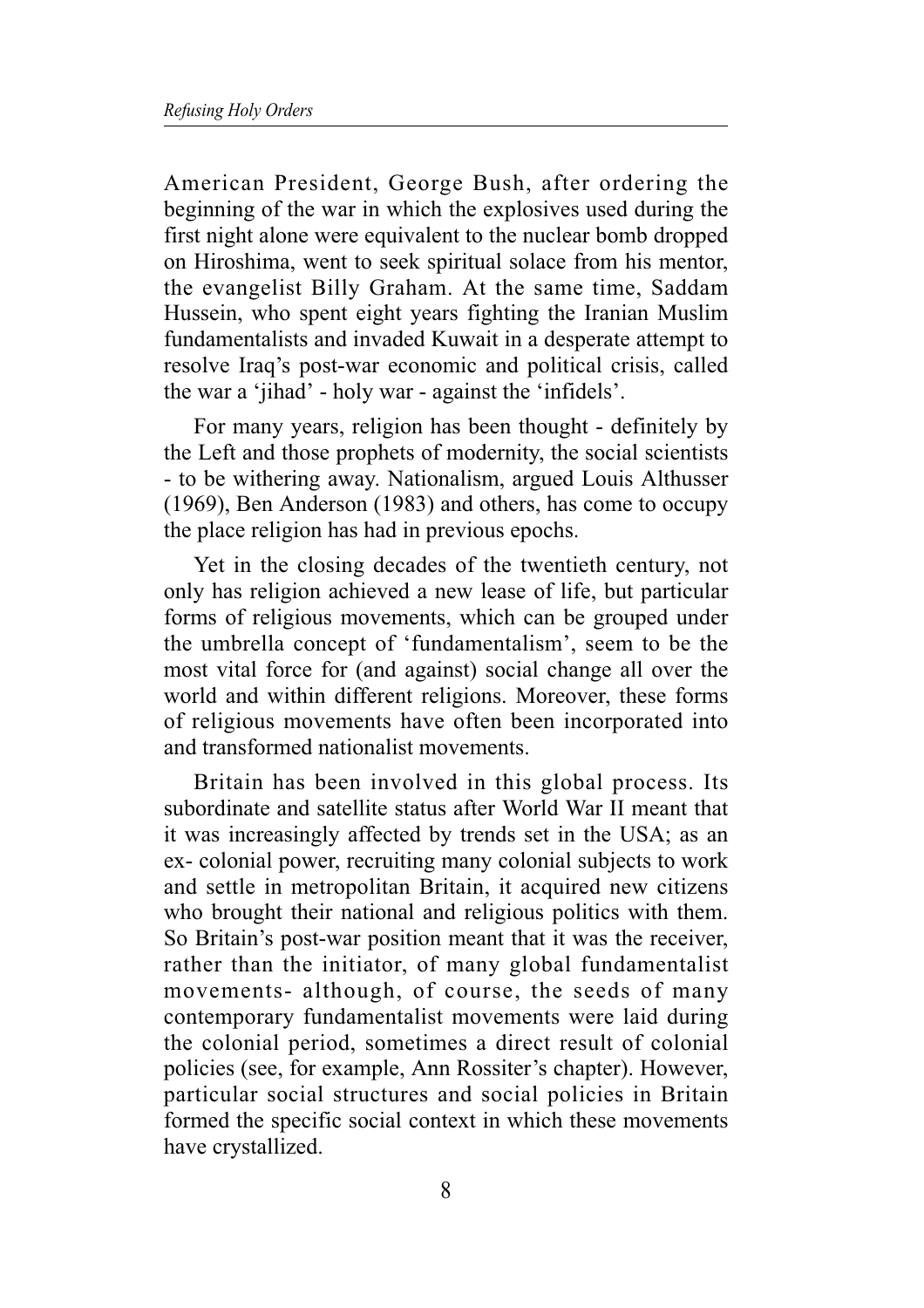American President, George Bush, after ordering the beginning of the war in which the explosives used during the first night alone were equivalent to the nuclear bomb dropped on Hiroshima, went to seek spiritual solace from his mentor, the evangelist Billy Graham. At the same time, Saddam Hussein, who spent eight years fighting the Iranian Muslim fundamentalists and invaded Kuwait in a desperate attempt to resolve Iraq's post-war economic and political crisis, called the war a 'jihad' - holy war - against the 'infidels'.

For many years, religion has been thought - definitely by the Left and those prophets of modernity, the social scientists - to be withering away. Nationalism, argued Louis Althusser (1969), Ben Anderson (1983) and others, has come to occupy the place religion has had in previous epochs.

Yet in the closing decades of the twentieth century, not only has religion achieved a new lease of life, but particular forms of religious movements, which can be grouped under the umbrella concept of 'fundamentalism', seem to be the most vital force for (and against) social change all over the world and within different religions. Moreover, these forms of religious movements have often been incorporated into and transformed nationalist movements.

Britain has been involved in this global process. Its subordinate and satellite status after World War II meant that it was increasingly affected by trends set in the USA; as an ex- colonial power, recruiting many colonial subjects to work and settle in metropolitan Britain, it acquired new citizens who brought their national and religious politics with them. So Britain's post-war position meant that it was the receiver, rather than the initiator, of many global fundamentalist movements- although, of course, the seeds of many contemporary fundamentalist movements were laid during the colonial period, sometimes a direct result of colonial policies (see, for example, Ann Rossiter's chapter). However, particular social structures and social policies in Britain formed the specific social context in which these movements have crystallized.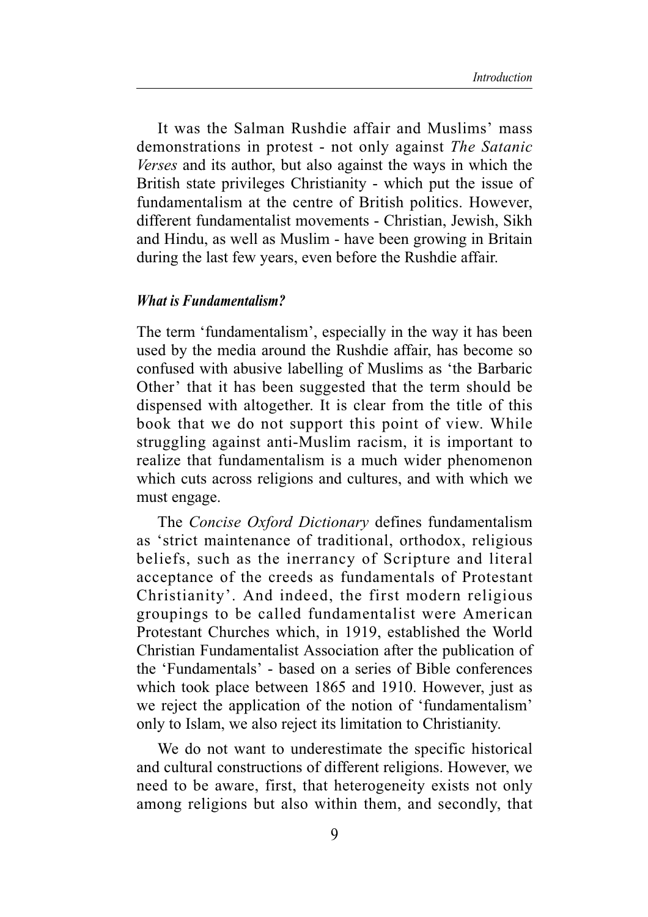It was the Salman Rushdie affair and Muslims' mass demonstrations in protest - not only against *The Satanic Verses* and its author, but also against the ways in which the British state privileges Christianity - which put the issue of fundamentalism at the centre of British politics. However, different fundamentalist movements - Christian, Jewish, Sikh and Hindu, as well as Muslim - have been growing in Britain during the last few years, even before the Rushdie affair.

### *What is Fundamentalism?*

The term 'fundamentalism', especially in the way it has been used by the media around the Rushdie affair, has become so confused with abusive labelling of Muslims as 'the Barbaric Other' that it has been suggested that the term should be dispensed with altogether. It is clear from the title of this book that we do not support this point of view. While struggling against anti-Muslim racism, it is important to realize that fundamentalism is a much wider phenomenon which cuts across religions and cultures, and with which we must engage.

The *Concise Oxford Dictionary* defines fundamentalism as 'strict maintenance of traditional, orthodox, religious beliefs, such as the inerrancy of Scripture and literal acceptance of the creeds as fundamentals of Protestant Christianity'. And indeed, the first modern religious groupings to be called fundamentalist were American Protestant Churches which, in 1919, established the World Christian Fundamentalist Association after the publication of the 'Fundamentals' - based on a series of Bible conferences which took place between 1865 and 1910. However, just as we reject the application of the notion of 'fundamentalism' only to Islam, we also reject its limitation to Christianity.

We do not want to underestimate the specific historical and cultural constructions of different religions. However, we need to be aware, first, that heterogeneity exists not only among religions but also within them, and secondly, that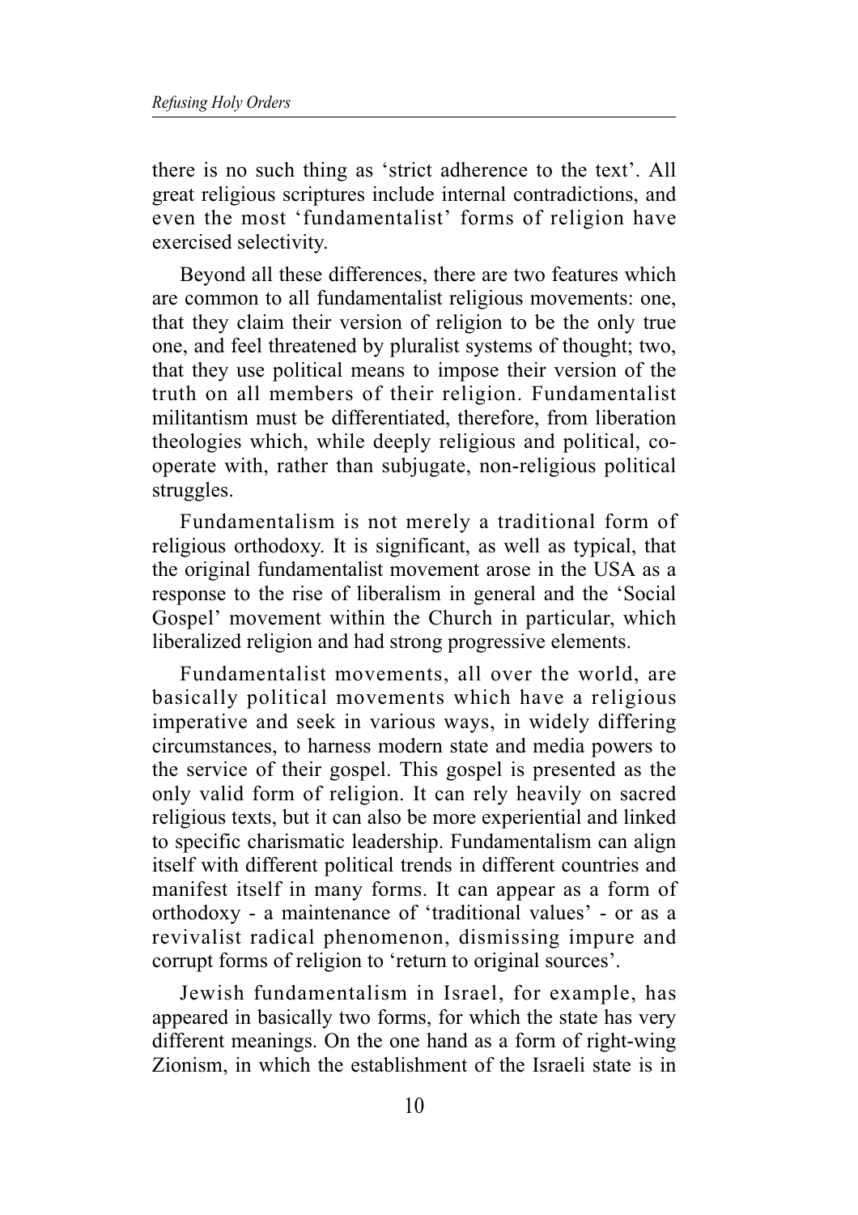there is no such thing as 'strict adherence to the text'. All great religious scriptures include internal contradictions, and even the most 'fundamentalist' forms of religion have exercised selectivity.

Beyond all these differences, there are two features which are common to all fundamentalist religious movements: one, that they claim their version of religion to be the only true one, and feel threatened by pluralist systems of thought; two, that they use political means to impose their version of the truth on all members of their religion. Fundamentalist militantism must be differentiated, therefore, from liberation theologies which, while deeply religious and political, co-operate with, rather than subjugate, non-religious political struggles.

Fundamentalism is not merely a traditional form of religious orthodoxy. It is significant, as well as typical, that the original fundamentalist movement arose in the USA as a response to the rise of liberalism in general and the 'Social Gospel' movement within the Church in particular, which liberalized religion and had strong progressive elements.

Fundamentalist movements, all over the world, are basically political movements which have a religious imperative and seek in various ways, in widely differing circumstances, to harness modern state and media powers to the service of their gospel. This gospel is presented as the only valid form of religion. It can rely heavily on sacred religious texts, but it can also be more experiential and linked to specific charismatic leadership. Fundamentalism can align itself with different political trends in different countries and manifest itself in many forms. It can appear as a form of orthodoxy - a maintenance of 'traditional values' - or as a revivalist radical phenomenon, dismissing impure and corrupt forms of religion to 'return to original sources'.

Jewish fundamentalism in Israel, for example, has appeared in basically two forms, for which the state has very different meanings. On the one hand as a form of right-wing Zionism, in which the establishment of the Israeli state is in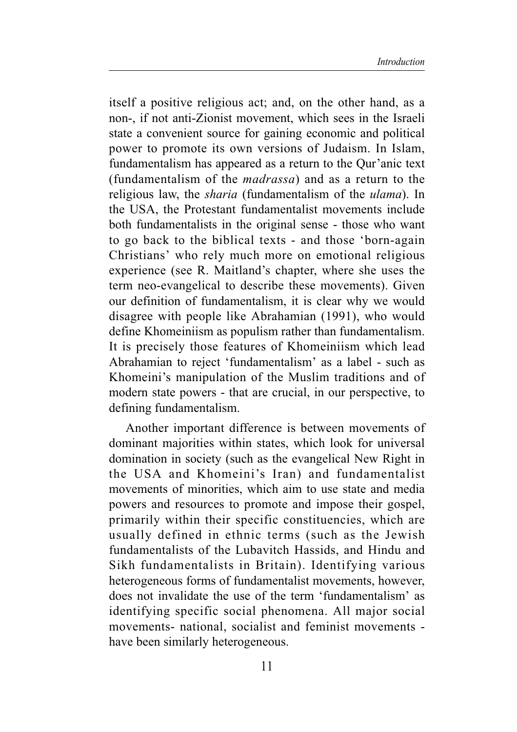itself a positive religious act; and, on the other hand, as a non-, if not anti-Zionist movement, which sees in the Israeli state a convenient source for gaining economic and political power to promote its own versions of Judaism. In Islam, fundamentalism has appeared as a return to the Qur'anic text (fundamentalism of the *madrassa*) and as a return to the religious law, the *sharia* (fundamentalism of the *ulama*). In the USA, the Protestant fundamentalist movements include both fundamentalists in the original sense - those who want to go back to the biblical texts - and those 'born-again Christians' who rely much more on emotional religious experience (see R. Maitland's chapter, where she uses the term neo-evangelical to describe these movements). Given our definition of fundamentalism, it is clear why we would disagree with people like Abrahamian (1991), who would define Khomeiniism as populism rather than fundamentalism. It is precisely those features of Khomeiniism which lead Abrahamian to reject 'fundamentalism' as a label - such as Khomeini's manipulation of the Muslim traditions and of modern state powers - that are crucial, in our perspective, to defining fundamentalism.

Another important difference is between movements of dominant majorities within states, which look for universal domination in society (such as the evangelical New Right in the USA and Khomeini's Iran) and fundamentalist movements of minorities, which aim to use state and media powers and resources to promote and impose their gospel, primarily within their specific constituencies, which are usually defined in ethnic terms (such as the Jewish fundamentalists of the Lubavitch Hassids, and Hindu and Sikh fundamentalists in Britain). Identifying various heterogeneous forms of fundamentalist movements, however, does not invalidate the use of the term 'fundamentalism' as identifying specific social phenomena. All major social movements- national, socialist and feminist movements - have been similarly heterogeneous.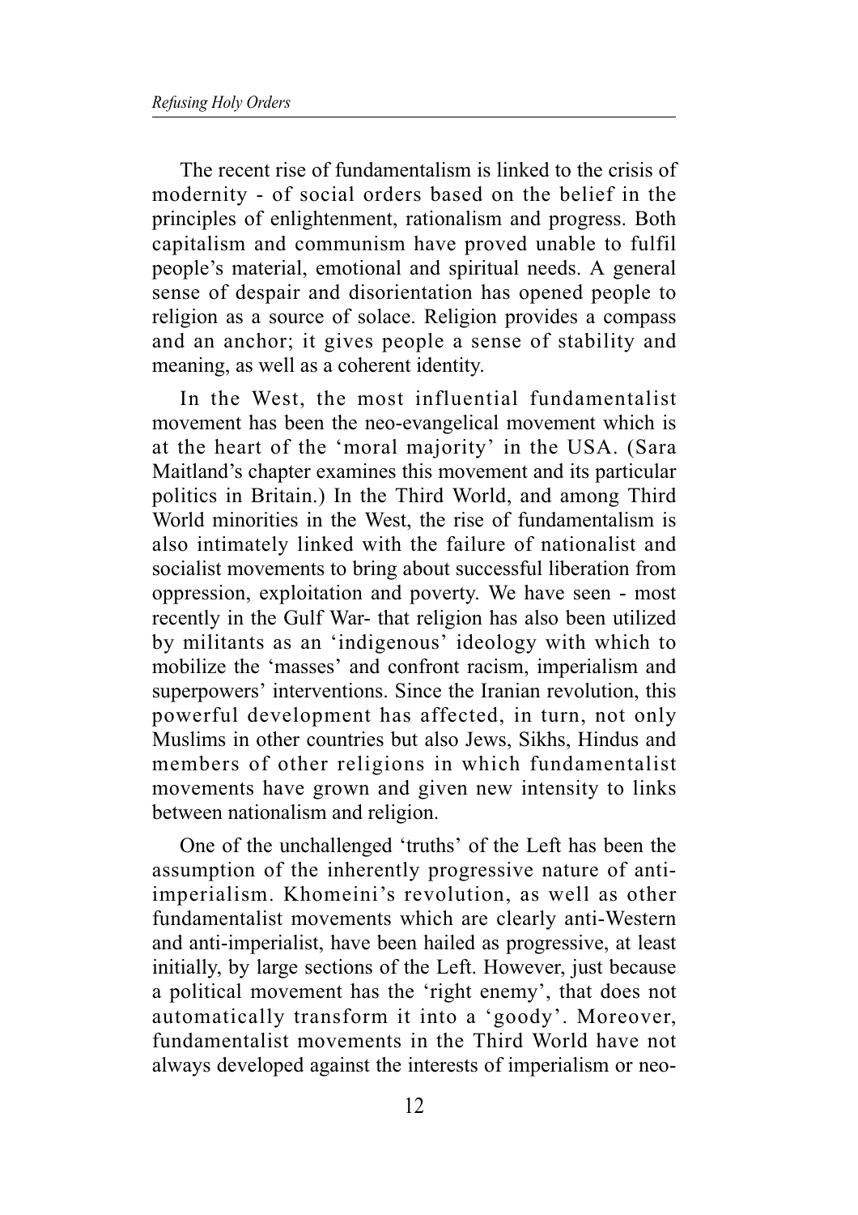The recent rise of fundamentalism is linked to the crisis of modernity - of social orders based on the belief in the principles of enlightenment, rationalism and progress. Both capitalism and communism have proved unable to fulfil people's material, emotional and spiritual needs. A general sense of despair and disorientation has opened people to religion as a source of solace. Religion provides a compass and an anchor; it gives people a sense of stability and meaning, as well as a coherent identity.

In the West, the most influential fundamentalist movement has been the neo-evangelical movement which is at the heart of the 'moral majority' in the USA. (Sara Maitland's chapter examines this movement and its particular politics in Britain.) In the Third World, and among Third World minorities in the West, the rise of fundamentalism is also intimately linked with the failure of nationalist and socialist movements to bring about successful liberation from oppression, exploitation and poverty. We have seen - most recently in the Gulf War- that religion has also been utilized by militants as an 'indigenous' ideology with which to mobilize the 'masses' and confront racism, imperialism and superpowers' interventions. Since the Iranian revolution, this powerful development has affected, in turn, not only Muslims in other countries but also Jews, Sikhs, Hindus and members of other religions in which fundamentalist movements have grown and given new intensity to links between nationalism and religion.

One of the unchallenged 'truths' of the Left has been the assumption of the inherently progressive nature of anti-imperialism. Khomeini's revolution, as well as other fundamentalist movements which are clearly anti-Western and anti-imperialist, have been hailed as progressive, at least initially, by large sections of the Left. However, just because a political movement has the 'right enemy', that does not automatically transform it into a 'goody'. Moreover, fundamentalist movements in the Third World have not always developed against the interests of imperialism or neo-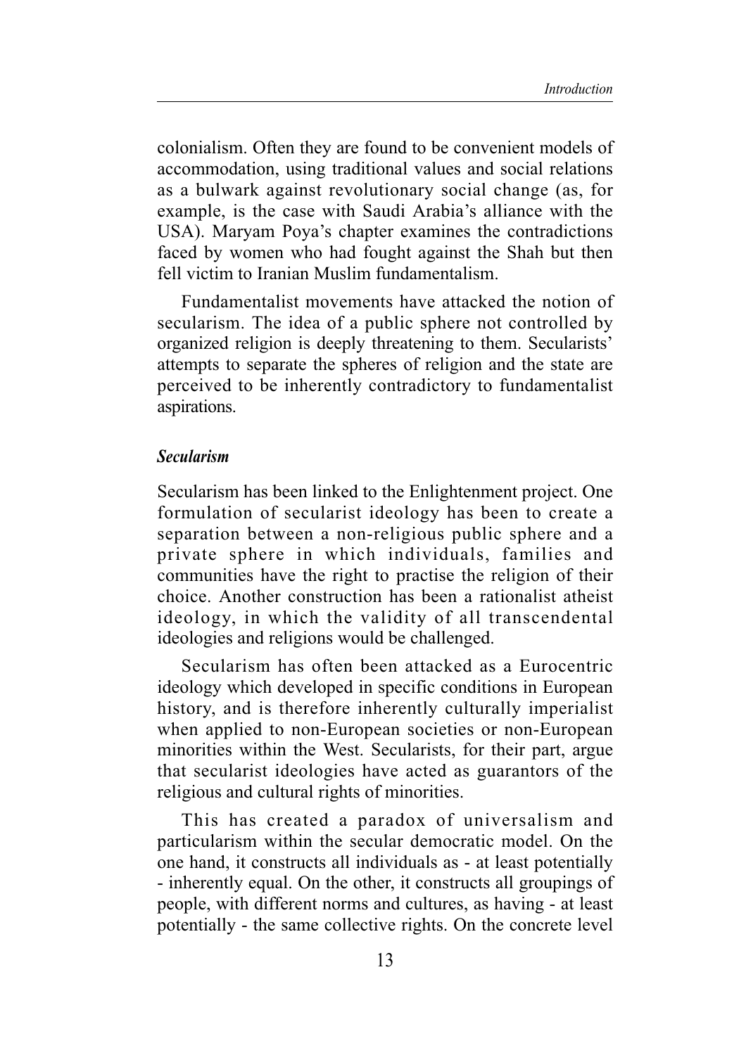colonialism. Often they are found to be convenient models of accommodation, using traditional values and social relations as a bulwark against revolutionary social change (as, for example, is the case with Saudi Arabia's alliance with the USA). Maryam Poya's chapter examines the contradictions faced by women who had fought against the Shah but then fell victim to Iranian Muslim fundamentalism.

Fundamentalist movements have attacked the notion of secularism. The idea of a public sphere not controlled by organized religion is deeply threatening to them. Secularists' attempts to separate the spheres of religion and the state are perceived to be inherently contradictory to fundamentalist aspirations.

### *Secularism*

Secularism has been linked to the Enlightenment project. One formulation of secularist ideology has been to create a separation between a non-religious public sphere and a private sphere in which individuals, families and communities have the right to practise the religion of their choice. Another construction has been a rationalist atheist ideology, in which the validity of all transcendental ideologies and religions would be challenged.

Secularism has often been attacked as a Eurocentric ideology which developed in specific conditions in European history, and is therefore inherently culturally imperialist when applied to non-European societies or non-European minorities within the West. Secularists, for their part, argue that secularist ideologies have acted as guarantors of the religious and cultural rights of minorities.

This has created a paradox of universalism and particularism within the secular democratic model. On the one hand, it constructs all individuals as - at least potentially - inherently equal. On the other, it constructs all groupings of people, with different norms and cultures, as having - at least potentially - the same collective rights. On the concrete level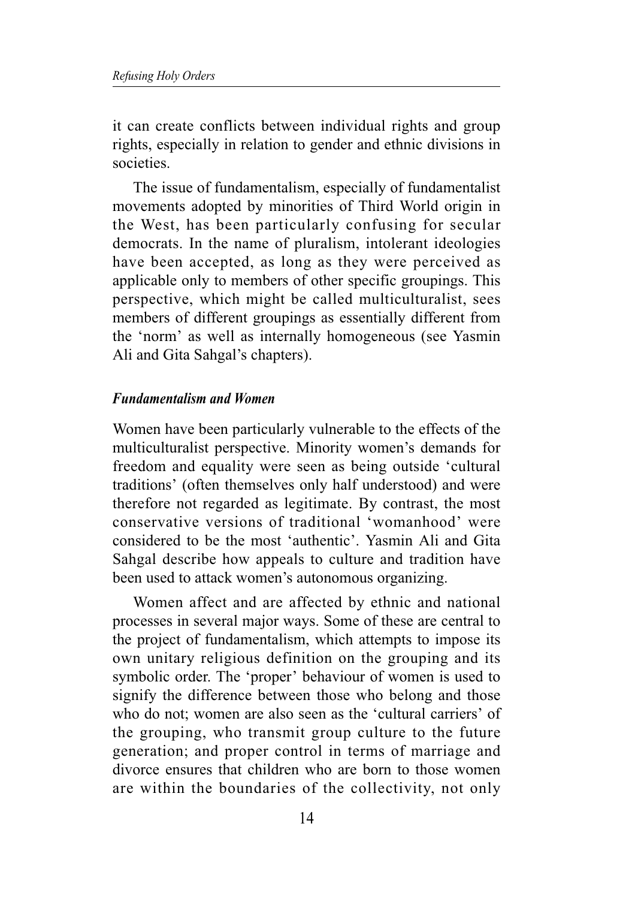it can create conflicts between individual rights and group rights, especially in relation to gender and ethnic divisions in societies.

The issue of fundamentalism, especially of fundamentalist movements adopted by minorities of Third World origin in the West, has been particularly confusing for secular democrats. In the name of pluralism, intolerant ideologies have been accepted, as long as they were perceived as applicable only to members of other specific groupings. This perspective, which might be called multiculturalist, sees members of different groupings as essentially different from the 'norm' as well as internally homogeneous (see Yasmin Ali and Gita Sahgal's chapters).

### *Fundamentalism and Women*

Women have been particularly vulnerable to the effects of the multiculturalist perspective. Minority women's demands for freedom and equality were seen as being outside 'cultural traditions' (often themselves only half understood) and were therefore not regarded as legitimate. By contrast, the most conservative versions of traditional 'womanhood' were considered to be the most 'authentic'. Yasmin Ali and Gita Sahgal describe how appeals to culture and tradition have been used to attack women's autonomous organizing.

Women affect and are affected by ethnic and national processes in several major ways. Some of these are central to the project of fundamentalism, which attempts to impose its own unitary religious definition on the grouping and its symbolic order. The 'proper' behaviour of women is used to signify the difference between those who belong and those who do not; women are also seen as the 'cultural carriers' of the grouping, who transmit group culture to the future generation; and proper control in terms of marriage and divorce ensures that children who are born to those women are within the boundaries of the collectivity, not only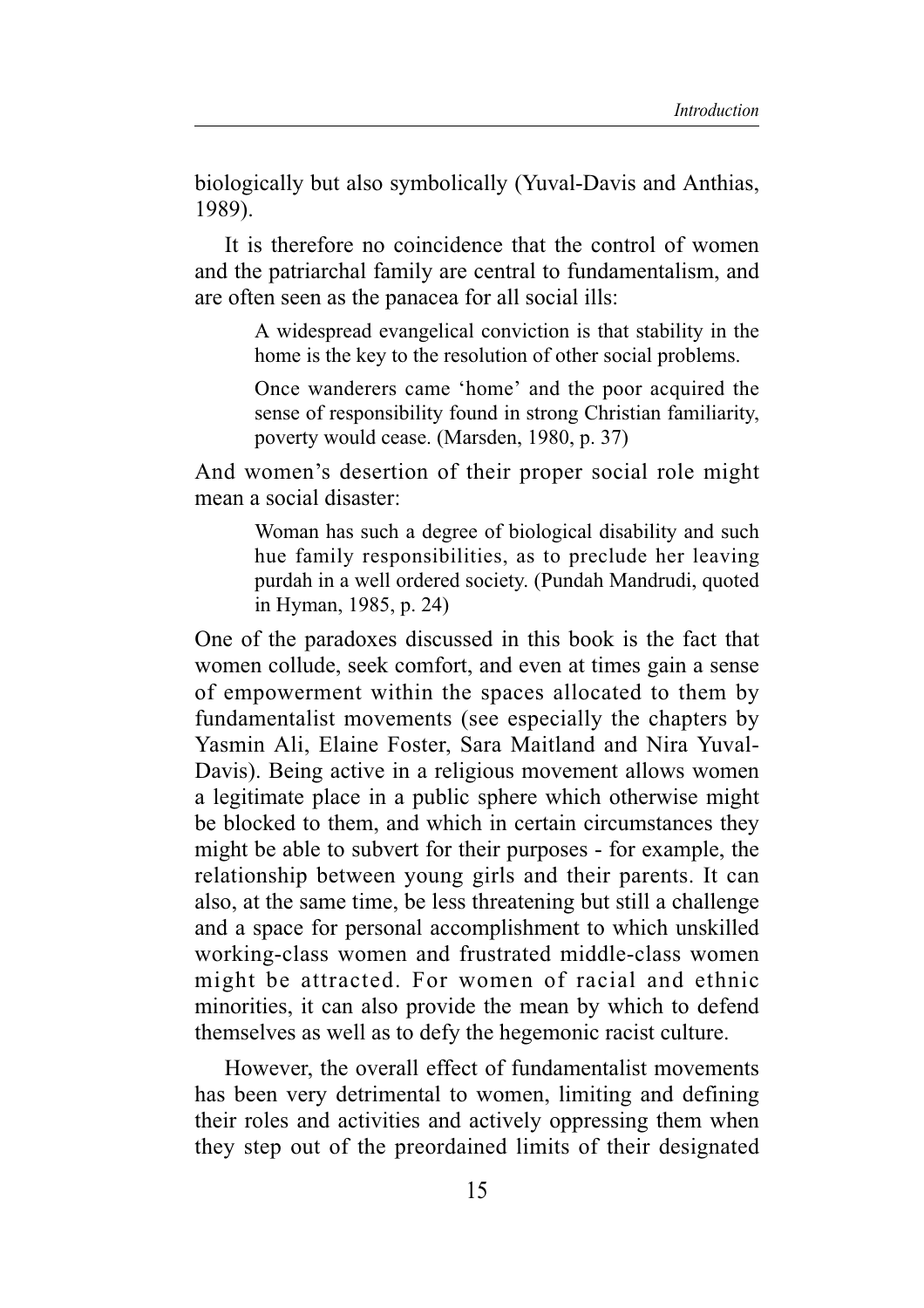biologically but also symbolically (Yuval-Davis and Anthias, 1989).

It is therefore no coincidence that the control of women and the patriarchal family are central to fundamentalism, and are often seen as the panacea for all social ills:

> A widespread evangelical conviction is that stability in the home is the key to the resolution of other social problems.
>
> Once wanderers came 'home' and the poor acquired the sense of responsibility found in strong Christian familiarity, poverty would cease. (Marsden, 1980, p. 37)

And women's desertion of their proper social role might mean a social disaster:

> Woman has such a degree of biological disability and such hue family responsibilities, as to preclude her leaving purdah in a well ordered society. (Pundah Mandrudi, quoted in Hyman, 1985, p. 24)

One of the paradoxes discussed in this book is the fact that women collude, seek comfort, and even at times gain a sense of empowerment within the spaces allocated to them by fundamentalist movements (see especially the chapters by Yasmin Ali, Elaine Foster, Sara Maitland and Nira Yuval-Davis). Being active in a religious movement allows women a legitimate place in a public sphere which otherwise might be blocked to them, and which in certain circumstances they might be able to subvert for their purposes - for example, the relationship between young girls and their parents. It can also, at the same time, be less threatening but still a challenge and a space for personal accomplishment to which unskilled working-class women and frustrated middle-class women might be attracted. For women of racial and ethnic minorities, it can also provide the mean by which to defend themselves as well as to defy the hegemonic racist culture.

However, the overall effect of fundamentalist movements has been very detrimental to women, limiting and defining their roles and activities and actively oppressing them when they step out of the preordained limits of their designated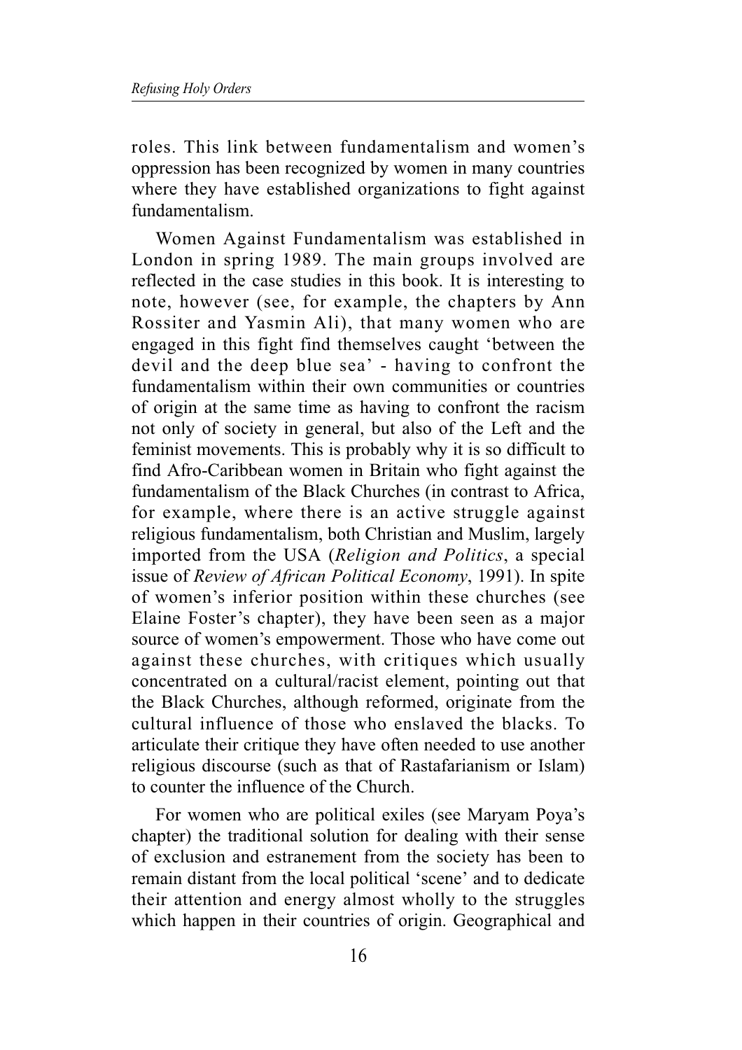roles. This link between fundamentalism and women's oppression has been recognized by women in many countries where they have established organizations to fight against fundamentalism.

Women Against Fundamentalism was established in London in spring 1989. The main groups involved are reflected in the case studies in this book. It is interesting to note, however (see, for example, the chapters by Ann Rossiter and Yasmin Ali), that many women who are engaged in this fight find themselves caught 'between the devil and the deep blue sea' - having to confront the fundamentalism within their own communities or countries of origin at the same time as having to confront the racism not only of society in general, but also of the Left and the feminist movements. This is probably why it is so difficult to find Afro-Caribbean women in Britain who fight against the fundamentalism of the Black Churches (in contrast to Africa, for example, where there is an active struggle against religious fundamentalism, both Christian and Muslim, largely imported from the USA (*Religion and Politics*, a special issue of *Review of African Political Economy*, 1991). In spite of women's inferior position within these churches (see Elaine Foster's chapter), they have been seen as a major source of women's empowerment. Those who have come out against these churches, with critiques which usually concentrated on a cultural/racist element, pointing out that the Black Churches, although reformed, originate from the cultural influence of those who enslaved the blacks. To articulate their critique they have often needed to use another religious discourse (such as that of Rastafarianism or Islam) to counter the influence of the Church.

For women who are political exiles (see Maryam Poya's chapter) the traditional solution for dealing with their sense of exclusion and estranement from the society has been to remain distant from the local political 'scene' and to dedicate their attention and energy almost wholly to the struggles which happen in their countries of origin. Geographical and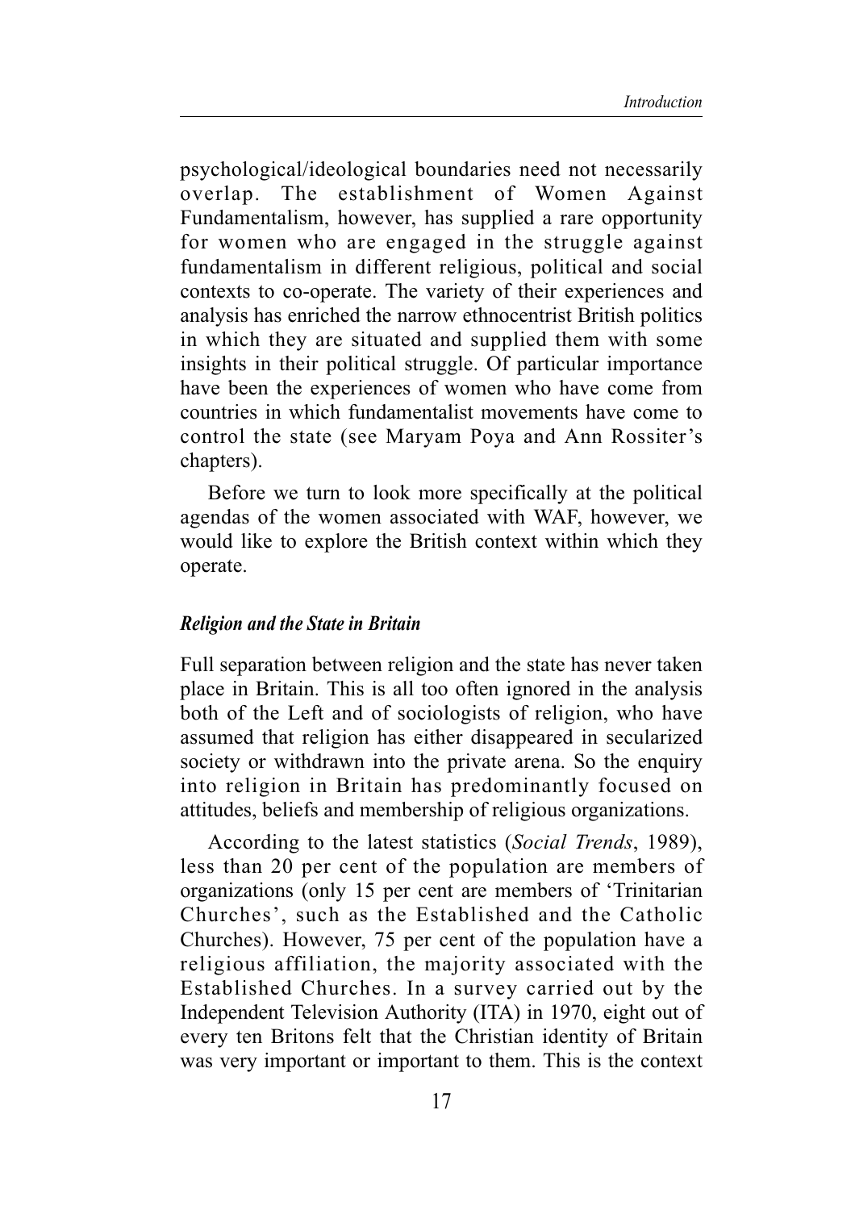psychological/ideological boundaries need not necessarily overlap. The establishment of Women Against Fundamentalism, however, has supplied a rare opportunity for women who are engaged in the struggle against fundamentalism in different religious, political and social contexts to co-operate. The variety of their experiences and analysis has enriched the narrow ethnocentrist British politics in which they are situated and supplied them with some insights in their political struggle. Of particular importance have been the experiences of women who have come from countries in which fundamentalist movements have come to control the state (see Maryam Poya and Ann Rossiter's chapters).

Before we turn to look more specifically at the political agendas of the women associated with WAF, however, we would like to explore the British context within which they operate.

### *Religion and the State in Britain*

Full separation between religion and the state has never taken place in Britain. This is all too often ignored in the analysis both of the Left and of sociologists of religion, who have assumed that religion has either disappeared in secularized society or withdrawn into the private arena. So the enquiry into religion in Britain has predominantly focused on attitudes, beliefs and membership of religious organizations.

According to the latest statistics (*Social Trends*, 1989), less than 20 per cent of the population are members of organizations (only 15 per cent are members of 'Trinitarian Churches', such as the Established and the Catholic Churches). However, 75 per cent of the population have a religious affiliation, the majority associated with the Established Churches. In a survey carried out by the Independent Television Authority (ITA) in 1970, eight out of every ten Britons felt that the Christian identity of Britain was very important or important to them. This is the context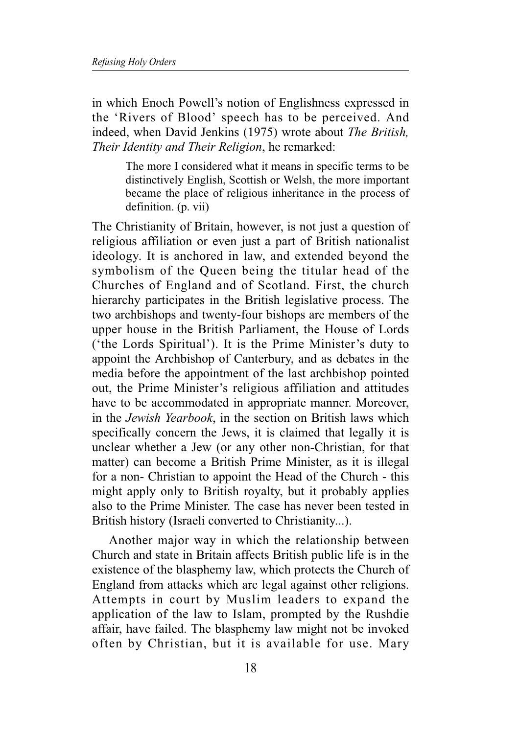in which Enoch Powell's notion of Englishness expressed in the 'Rivers of Blood' speech has to be perceived. And indeed, when David Jenkins (1975) wrote about *The British, Their Identity and Their Religion*, he remarked:

> The more I considered what it means in specific terms to be distinctively English, Scottish or Welsh, the more important became the place of religious inheritance in the process of definition. (p. vii)

The Christianity of Britain, however, is not just a question of religious affiliation or even just a part of British nationalist ideology. It is anchored in law, and extended beyond the symbolism of the Queen being the titular head of the Churches of England and of Scotland. First, the church hierarchy participates in the British legislative process. The two archbishops and twenty-four bishops are members of the upper house in the British Parliament, the House of Lords ('the Lords Spiritual'). It is the Prime Minister's duty to appoint the Archbishop of Canterbury, and as debates in the media before the appointment of the last archbishop pointed out, the Prime Minister's religious affiliation and attitudes have to be accommodated in appropriate manner. Moreover, in the *Jewish Yearbook*, in the section on British laws which specifically concern the Jews, it is claimed that legally it is unclear whether a Jew (or any other non-Christian, for that matter) can become a British Prime Minister, as it is illegal for a non- Christian to appoint the Head of the Church - this might apply only to British royalty, but it probably applies also to the Prime Minister. The case has never been tested in British history (Israeli converted to Christianity...).

Another major way in which the relationship between Church and state in Britain affects British public life is in the existence of the blasphemy law, which protects the Church of England from attacks which arc legal against other religions. Attempts in court by Muslim leaders to expand the application of the law to Islam, prompted by the Rushdie affair, have failed. The blasphemy law might not be invoked often by Christian, but it is available for use. Mary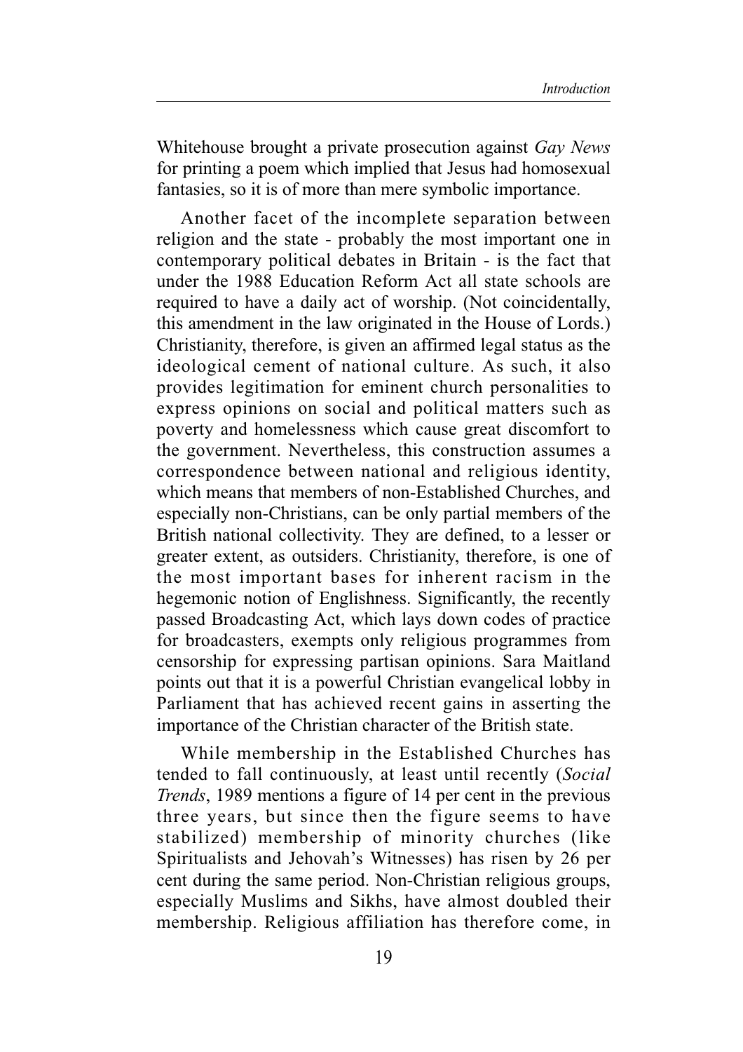Whitehouse brought a private prosecution against *Gay News* for printing a poem which implied that Jesus had homosexual fantasies, so it is of more than mere symbolic importance.

Another facet of the incomplete separation between religion and the state - probably the most important one in contemporary political debates in Britain - is the fact that under the 1988 Education Reform Act all state schools are required to have a daily act of worship. (Not coincidentally, this amendment in the law originated in the House of Lords.) Christianity, therefore, is given an affirmed legal status as the ideological cement of national culture. As such, it also provides legitimation for eminent church personalities to express opinions on social and political matters such as poverty and homelessness which cause great discomfort to the government. Nevertheless, this construction assumes a correspondence between national and religious identity, which means that members of non-Established Churches, and especially non-Christians, can be only partial members of the British national collectivity. They are defined, to a lesser or greater extent, as outsiders. Christianity, therefore, is one of the most important bases for inherent racism in the hegemonic notion of Englishness. Significantly, the recently passed Broadcasting Act, which lays down codes of practice for broadcasters, exempts only religious programmes from censorship for expressing partisan opinions. Sara Maitland points out that it is a powerful Christian evangelical lobby in Parliament that has achieved recent gains in asserting the importance of the Christian character of the British state.

While membership in the Established Churches has tended to fall continuously, at least until recently (*Social Trends*, 1989 mentions a figure of 14 per cent in the previous three years, but since then the figure seems to have stabilized) membership of minority churches (like Spiritualists and Jehovah's Witnesses) has risen by 26 per cent during the same period. Non-Christian religious groups, especially Muslims and Sikhs, have almost doubled their membership. Religious affiliation has therefore come, in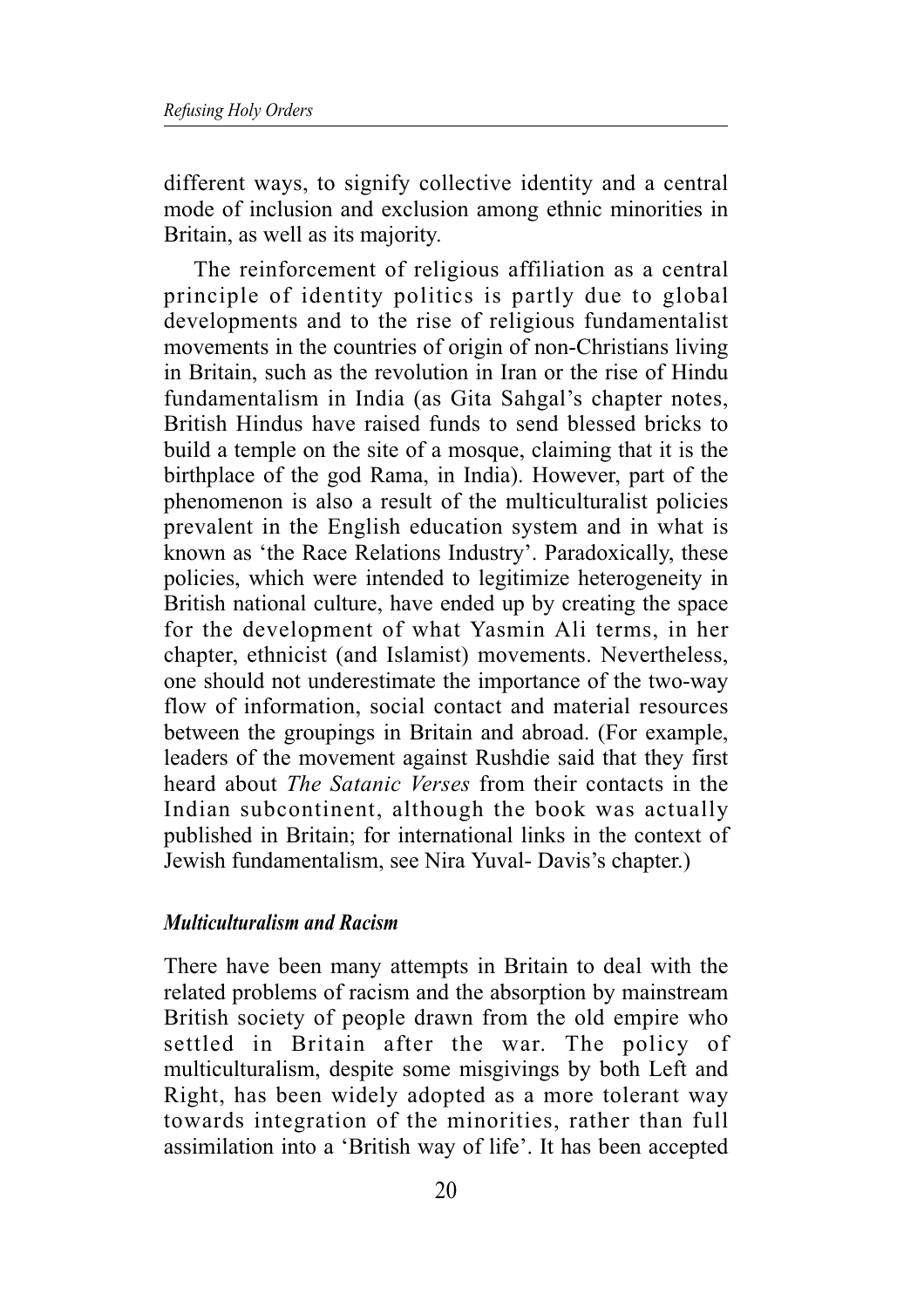different ways, to signify collective identity and a central mode of inclusion and exclusion among ethnic minorities in Britain, as well as its majority.

The reinforcement of religious affiliation as a central principle of identity politics is partly due to global developments and to the rise of religious fundamentalist movements in the countries of origin of non-Christians living in Britain, such as the revolution in Iran or the rise of Hindu fundamentalism in India (as Gita Sahgal's chapter notes, British Hindus have raised funds to send blessed bricks to build a temple on the site of a mosque, claiming that it is the birthplace of the god Rama, in India). However, part of the phenomenon is also a result of the multiculturalist policies prevalent in the English education system and in what is known as 'the Race Relations Industry'. Paradoxically, these policies, which were intended to legitimize heterogeneity in British national culture, have ended up by creating the space for the development of what Yasmin Ali terms, in her chapter, ethnicist (and Islamist) movements. Nevertheless, one should not underestimate the importance of the two-way flow of information, social contact and material resources between the groupings in Britain and abroad. (For example, leaders of the movement against Rushdie said that they first heard about *The Satanic Verses* from their contacts in the Indian subcontinent, although the book was actually published in Britain; for international links in the context of Jewish fundamentalism, see Nira Yuval- Davis's chapter.)

### *Multiculturalism and Racism*

There have been many attempts in Britain to deal with the related problems of racism and the absorption by mainstream British society of people drawn from the old empire who settled in Britain after the war. The policy of multiculturalism, despite some misgivings by both Left and Right, has been widely adopted as a more tolerant way towards integration of the minorities, rather than full assimilation into a 'British way of life'. It has been accepted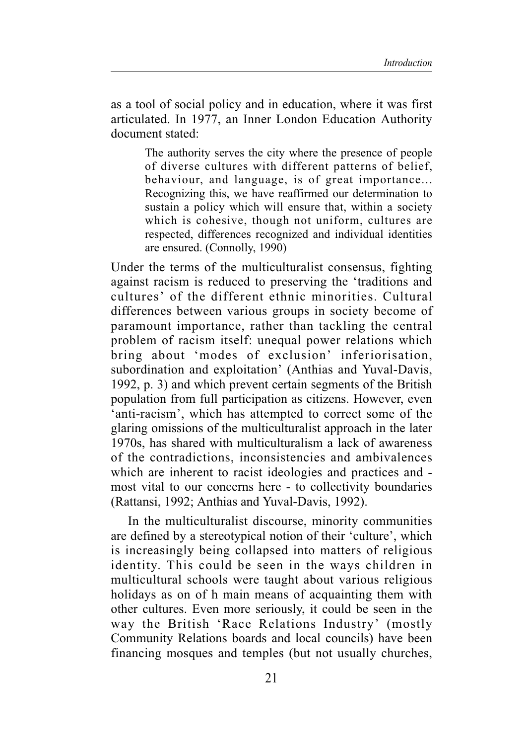as a tool of social policy and in education, where it was first articulated. In 1977, an Inner London Education Authority document stated:

> The authority serves the city where the presence of people of diverse cultures with different patterns of belief, behaviour, and language, is of great importance… Recognizing this, we have reaffirmed our determination to sustain a policy which will ensure that, within a society which is cohesive, though not uniform, cultures are respected, differences recognized and individual identities are ensured. (Connolly, 1990)

Under the terms of the multiculturalist consensus, fighting against racism is reduced to preserving the 'traditions and cultures' of the different ethnic minorities. Cultural differences between various groups in society become of paramount importance, rather than tackling the central problem of racism itself: unequal power relations which bring about 'modes of exclusion' inferiorisation, subordination and exploitation' (Anthias and Yuval-Davis, 1992, p. 3) and which prevent certain segments of the British population from full participation as citizens. However, even 'anti-racism', which has attempted to correct some of the glaring omissions of the multiculturalist approach in the later 1970s, has shared with multiculturalism a lack of awareness of the contradictions, inconsistencies and ambivalences which are inherent to racist ideologies and practices and - most vital to our concerns here - to collectivity boundaries (Rattansi, 1992; Anthias and Yuval-Davis, 1992).

In the multiculturalist discourse, minority communities are defined by a stereotypical notion of their 'culture', which is increasingly being collapsed into matters of religious identity. This could be seen in the ways children in multicultural schools were taught about various religious holidays as on of h main means of acquainting them with other cultures. Even more seriously, it could be seen in the way the British 'Race Relations Industry' (mostly Community Relations boards and local councils) have been financing mosques and temples (but not usually churches,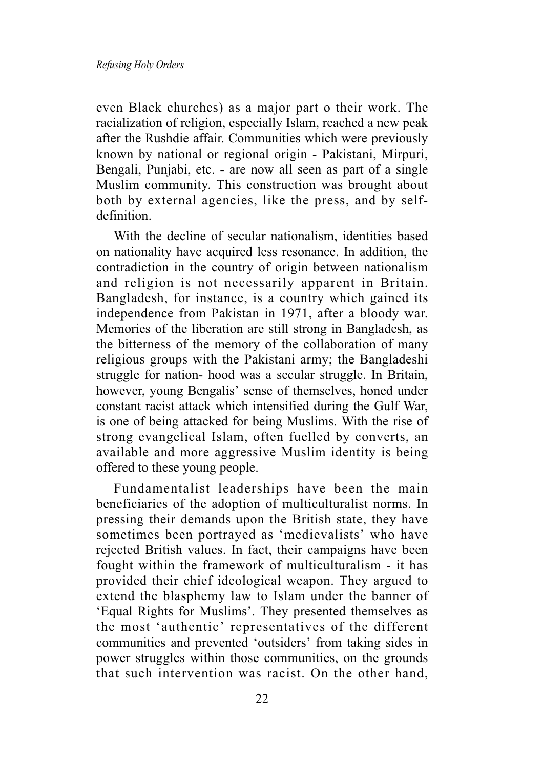even Black churches) as a major part o their work. The racialization of religion, especially Islam, reached a new peak after the Rushdie affair. Communities which were previously known by national or regional origin - Pakistani, Mirpuri, Bengali, Punjabi, etc. - are now all seen as part of a single Muslim community. This construction was brought about both by external agencies, like the press, and by self-definition.

With the decline of secular nationalism, identities based on nationality have acquired less resonance. In addition, the contradiction in the country of origin between nationalism and religion is not necessarily apparent in Britain. Bangladesh, for instance, is a country which gained its independence from Pakistan in 1971, after a bloody war. Memories of the liberation are still strong in Bangladesh, as the bitterness of the memory of the collaboration of many religious groups with the Pakistani army; the Bangladeshi struggle for nation- hood was a secular struggle. In Britain, however, young Bengalis' sense of themselves, honed under constant racist attack which intensified during the Gulf War, is one of being attacked for being Muslims. With the rise of strong evangelical Islam, often fuelled by converts, an available and more aggressive Muslim identity is being offered to these young people.

Fundamentalist leaderships have been the main beneficiaries of the adoption of multiculturalist norms. In pressing their demands upon the British state, they have sometimes been portrayed as 'medievalists' who have rejected British values. In fact, their campaigns have been fought within the framework of multiculturalism - it has provided their chief ideological weapon. They argued to extend the blasphemy law to Islam under the banner of 'Equal Rights for Muslims'. They presented themselves as the most 'authentic' representatives of the different communities and prevented 'outsiders' from taking sides in power struggles within those communities, on the grounds that such intervention was racist. On the other hand,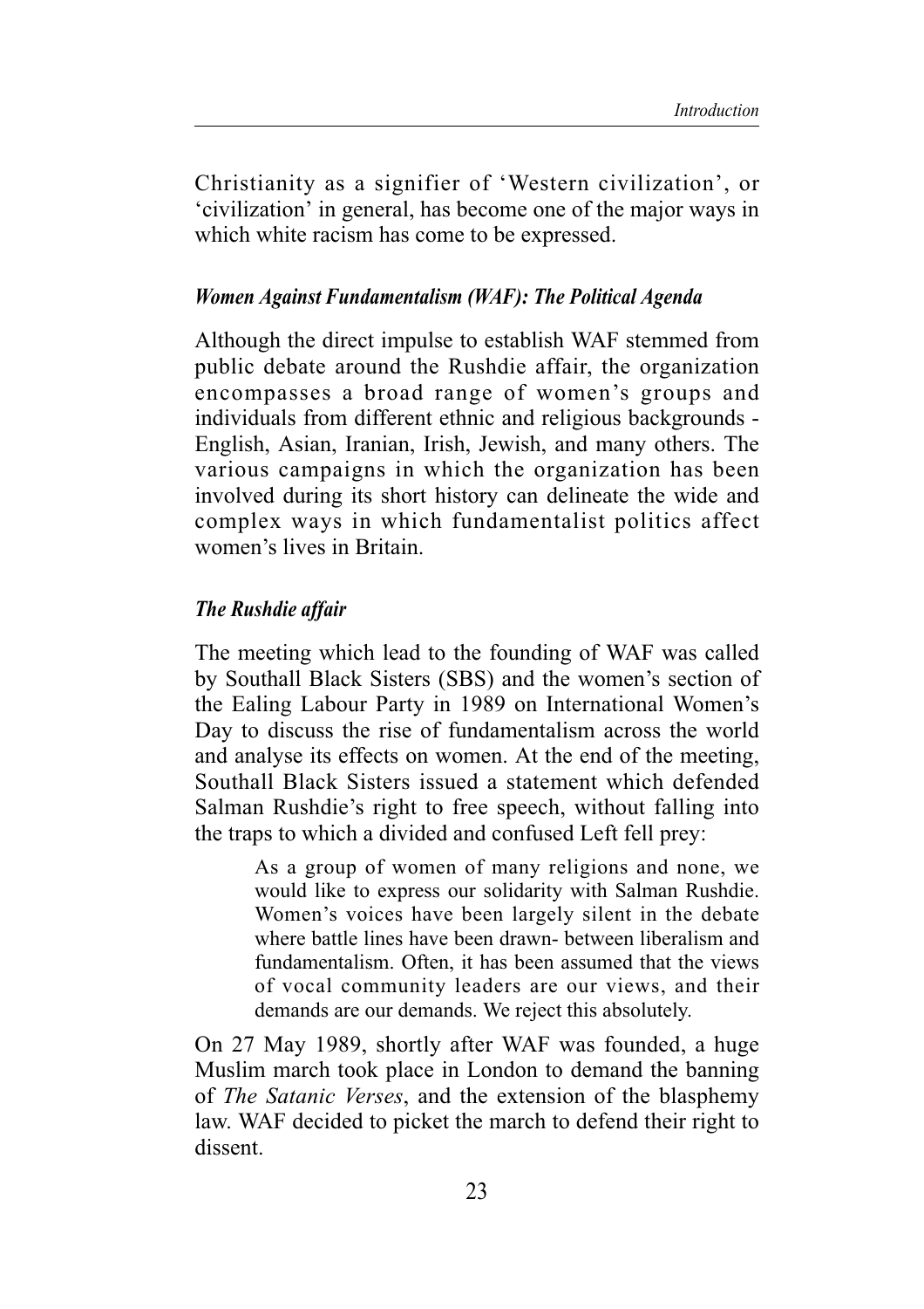Christianity as a signifier of 'Western civilization', or 'civilization' in general, has become one of the major ways in which white racism has come to be expressed.

### *Women Against Fundamentalism (WAF): The Political Agenda*

Although the direct impulse to establish WAF stemmed from public debate around the Rushdie affair, the organization encompasses a broad range of women's groups and individuals from different ethnic and religious backgrounds - English, Asian, Iranian, Irish, Jewish, and many others. The various campaigns in which the organization has been involved during its short history can delineate the wide and complex ways in which fundamentalist politics affect women's lives in Britain.

### *The Rushdie affair*

The meeting which lead to the founding of WAF was called by Southall Black Sisters (SBS) and the women's section of the Ealing Labour Party in 1989 on International Women's Day to discuss the rise of fundamentalism across the world and analyse its effects on women. At the end of the meeting, Southall Black Sisters issued a statement which defended Salman Rushdie's right to free speech, without falling into the traps to which a divided and confused Left fell prey:

> As a group of women of many religions and none, we would like to express our solidarity with Salman Rushdie. Women's voices have been largely silent in the debate where battle lines have been drawn- between liberalism and fundamentalism. Often, it has been assumed that the views of vocal community leaders are our views, and their demands are our demands. We reject this absolutely.

On 27 May 1989, shortly after WAF was founded, a huge Muslim march took place in London to demand the banning of *The Satanic Verses*, and the extension of the blasphemy law. WAF decided to picket the march to defend their right to dissent.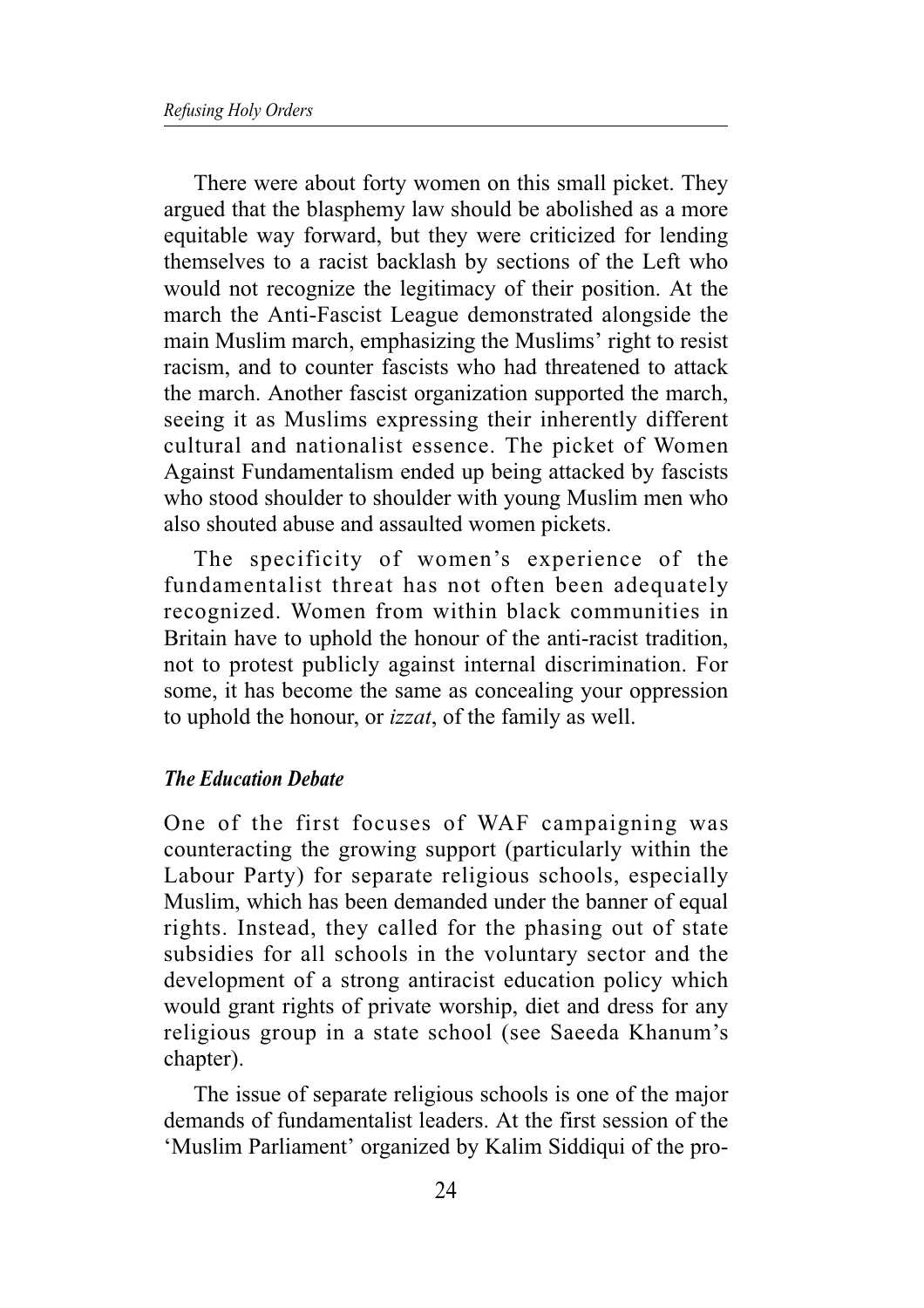There were about forty women on this small picket. They argued that the blasphemy law should be abolished as a more equitable way forward, but they were criticized for lending themselves to a racist backlash by sections of the Left who would not recognize the legitimacy of their position. At the march the Anti-Fascist League demonstrated alongside the main Muslim march, emphasizing the Muslims' right to resist racism, and to counter fascists who had threatened to attack the march. Another fascist organization supported the march, seeing it as Muslims expressing their inherently different cultural and nationalist essence. The picket of Women Against Fundamentalism ended up being attacked by fascists who stood shoulder to shoulder with young Muslim men who also shouted abuse and assaulted women pickets.

The specificity of women's experience of the fundamentalist threat has not often been adequately recognized. Women from within black communities in Britain have to uphold the honour of the anti-racist tradition, not to protest publicly against internal discrimination. For some, it has become the same as concealing your oppression to uphold the honour, or *izzat*, of the family as well.

### *The Education Debate*

One of the first focuses of WAF campaigning was counteracting the growing support (particularly within the Labour Party) for separate religious schools, especially Muslim, which has been demanded under the banner of equal rights. Instead, they called for the phasing out of state subsidies for all schools in the voluntary sector and the development of a strong antiracist education policy which would grant rights of private worship, diet and dress for any religious group in a state school (see Saeeda Khanum's chapter).

The issue of separate religious schools is one of the major demands of fundamentalist leaders. At the first session of the 'Muslim Parliament' organized by Kalim Siddiqui of the pro-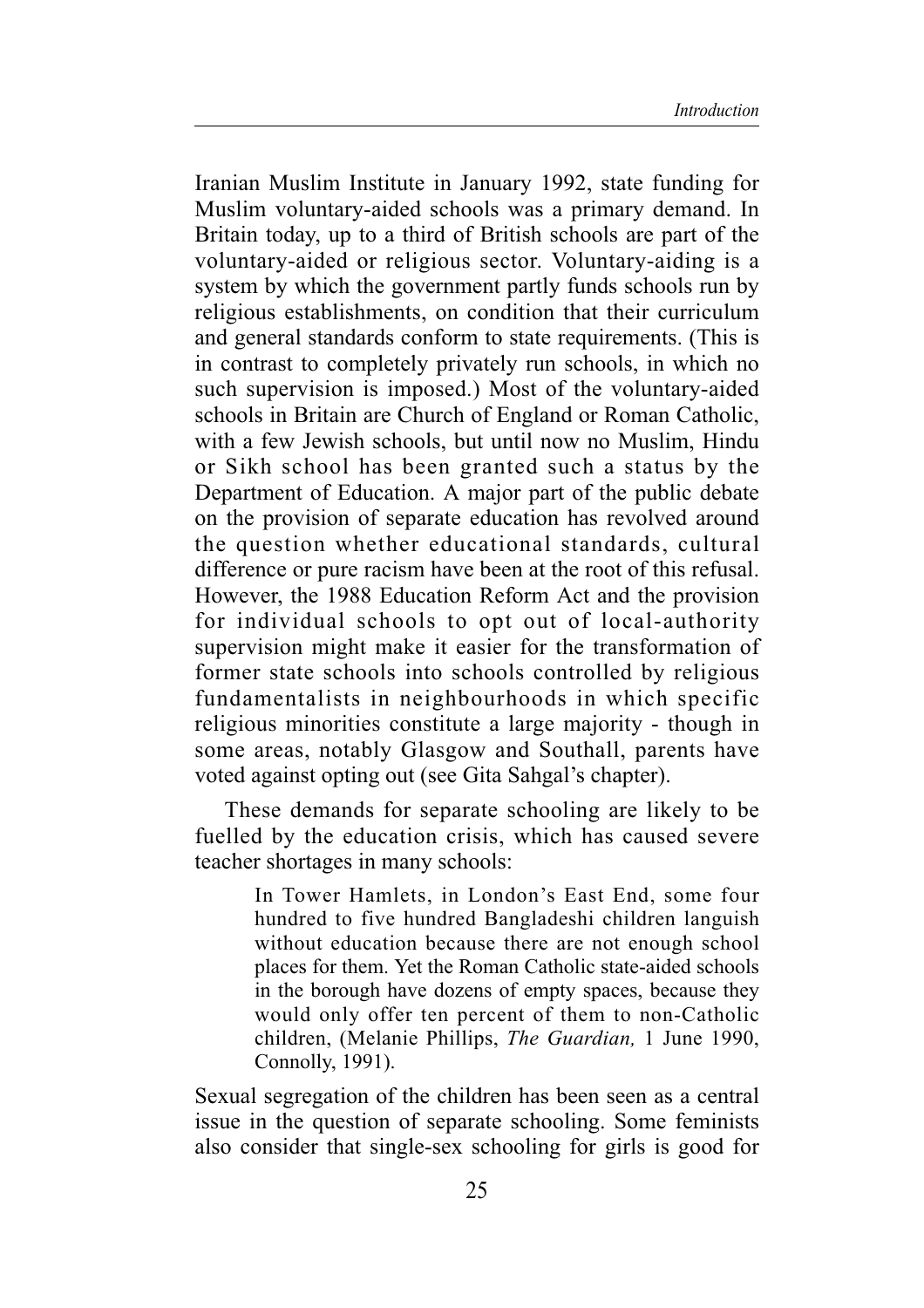Iranian Muslim Institute in January 1992, state funding for Muslim voluntary-aided schools was a primary demand. In Britain today, up to a third of British schools are part of the voluntary-aided or religious sector. Voluntary-aiding is a system by which the government partly funds schools run by religious establishments, on condition that their curriculum and general standards conform to state requirements. (This is in contrast to completely privately run schools, in which no such supervision is imposed.) Most of the voluntary-aided schools in Britain are Church of England or Roman Catholic, with a few Jewish schools, but until now no Muslim, Hindu or Sikh school has been granted such a status by the Department of Education. A major part of the public debate on the provision of separate education has revolved around the question whether educational standards, cultural difference or pure racism have been at the root of this refusal. However, the 1988 Education Reform Act and the provision for individual schools to opt out of local-authority supervision might make it easier for the transformation of former state schools into schools controlled by religious fundamentalists in neighbourhoods in which specific religious minorities constitute a large majority - though in some areas, notably Glasgow and Southall, parents have voted against opting out (see Gita Sahgal's chapter).

These demands for separate schooling are likely to be fuelled by the education crisis, which has caused severe teacher shortages in many schools:

> In Tower Hamlets, in London's East End, some four hundred to five hundred Bangladeshi children languish without education because there are not enough school places for them. Yet the Roman Catholic state-aided schools in the borough have dozens of empty spaces, because they would only offer ten percent of them to non-Catholic children, (Melanie Phillips, *The Guardian,* 1 June 1990, Connolly, 1991).

Sexual segregation of the children has been seen as a central issue in the question of separate schooling. Some feminists also consider that single-sex schooling for girls is good for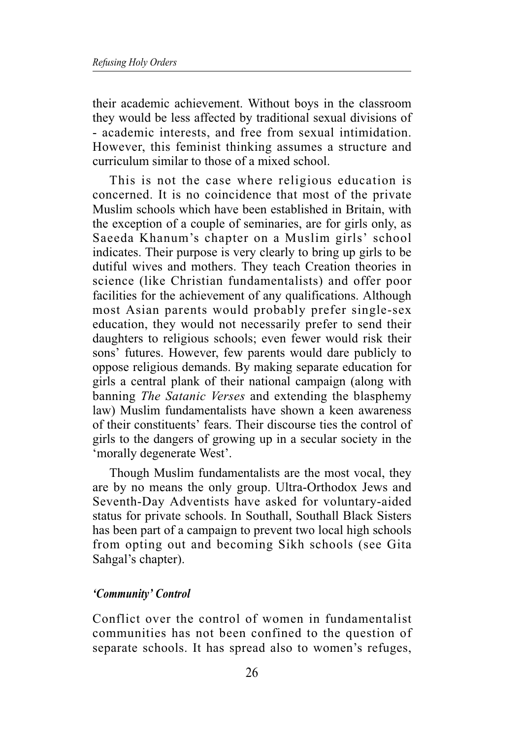their academic achievement. Without boys in the classroom they would be less affected by traditional sexual divisions of - academic interests, and free from sexual intimidation. However, this feminist thinking assumes a structure and curriculum similar to those of a mixed school.

This is not the case where religious education is concerned. It is no coincidence that most of the private Muslim schools which have been established in Britain, with the exception of a couple of seminaries, are for girls only, as Saeeda Khanum's chapter on a Muslim girls' school indicates. Their purpose is very clearly to bring up girls to be dutiful wives and mothers. They teach Creation theories in science (like Christian fundamentalists) and offer poor facilities for the achievement of any qualifications. Although most Asian parents would probably prefer single-sex education, they would not necessarily prefer to send their daughters to religious schools; even fewer would risk their sons' futures. However, few parents would dare publicly to oppose religious demands. By making separate education for girls a central plank of their national campaign (along with banning *The Satanic Verses* and extending the blasphemy law) Muslim fundamentalists have shown a keen awareness of their constituents' fears. Their discourse ties the control of girls to the dangers of growing up in a secular society in the 'morally degenerate West'.

Though Muslim fundamentalists are the most vocal, they are by no means the only group. Ultra-Orthodox Jews and Seventh-Day Adventists have asked for voluntary-aided status for private schools. In Southall, Southall Black Sisters has been part of a campaign to prevent two local high schools from opting out and becoming Sikh schools (see Gita Sahgal's chapter).

### *'Community' Control*

Conflict over the control of women in fundamentalist communities has not been confined to the question of separate schools. It has spread also to women's refuges,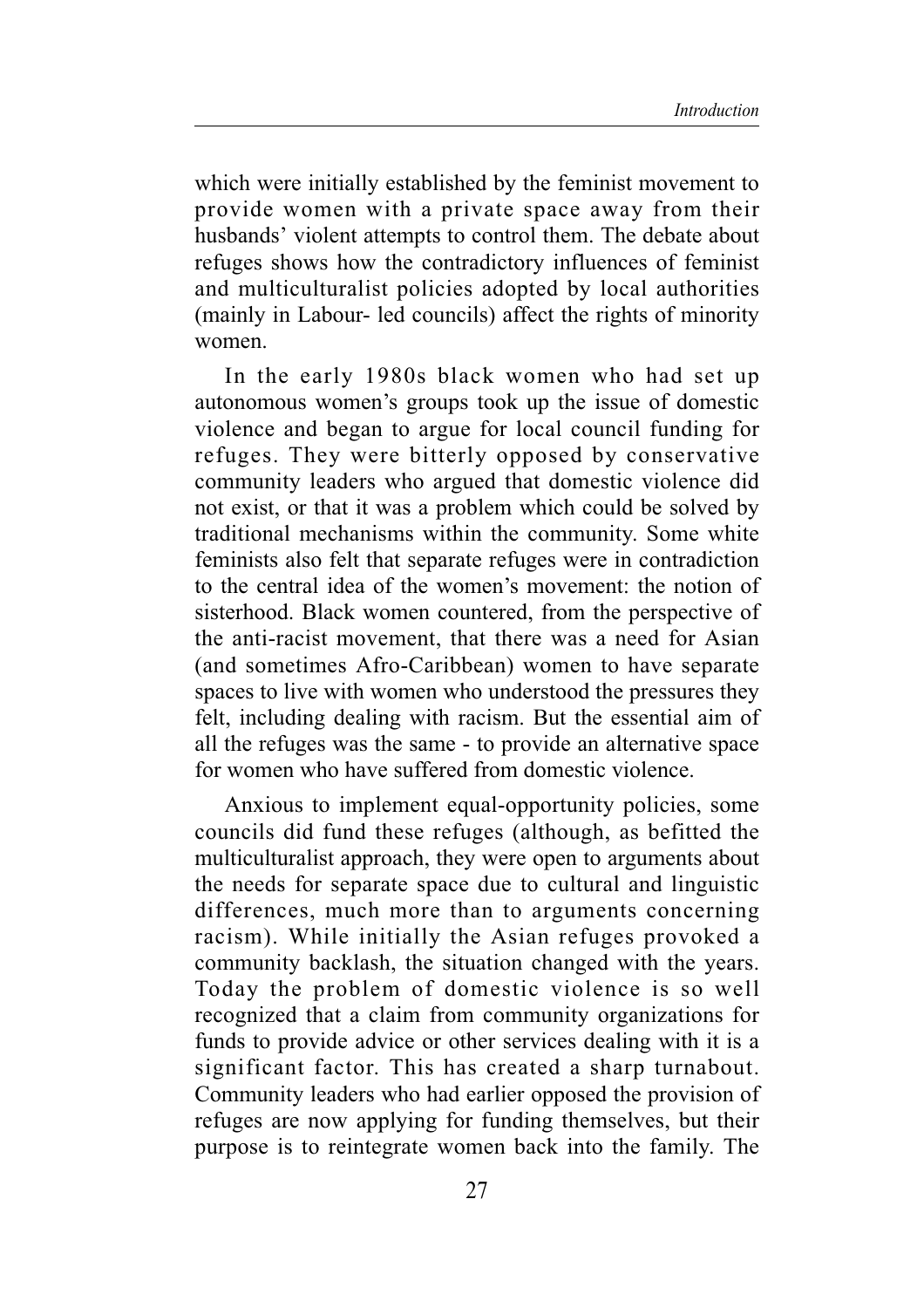which were initially established by the feminist movement to provide women with a private space away from their husbands' violent attempts to control them. The debate about refuges shows how the contradictory influences of feminist and multiculturalist policies adopted by local authorities (mainly in Labour- led councils) affect the rights of minority women.

In the early 1980s black women who had set up autonomous women's groups took up the issue of domestic violence and began to argue for local council funding for refuges. They were bitterly opposed by conservative community leaders who argued that domestic violence did not exist, or that it was a problem which could be solved by traditional mechanisms within the community. Some white feminists also felt that separate refuges were in contradiction to the central idea of the women's movement: the notion of sisterhood. Black women countered, from the perspective of the anti-racist movement, that there was a need for Asian (and sometimes Afro-Caribbean) women to have separate spaces to live with women who understood the pressures they felt, including dealing with racism. But the essential aim of all the refuges was the same - to provide an alternative space for women who have suffered from domestic violence.

Anxious to implement equal-opportunity policies, some councils did fund these refuges (although, as befitted the multiculturalist approach, they were open to arguments about the needs for separate space due to cultural and linguistic differences, much more than to arguments concerning racism). While initially the Asian refuges provoked a community backlash, the situation changed with the years. Today the problem of domestic violence is so well recognized that a claim from community organizations for funds to provide advice or other services dealing with it is a significant factor. This has created a sharp turnabout. Community leaders who had earlier opposed the provision of refuges are now applying for funding themselves, but their purpose is to reintegrate women back into the family. The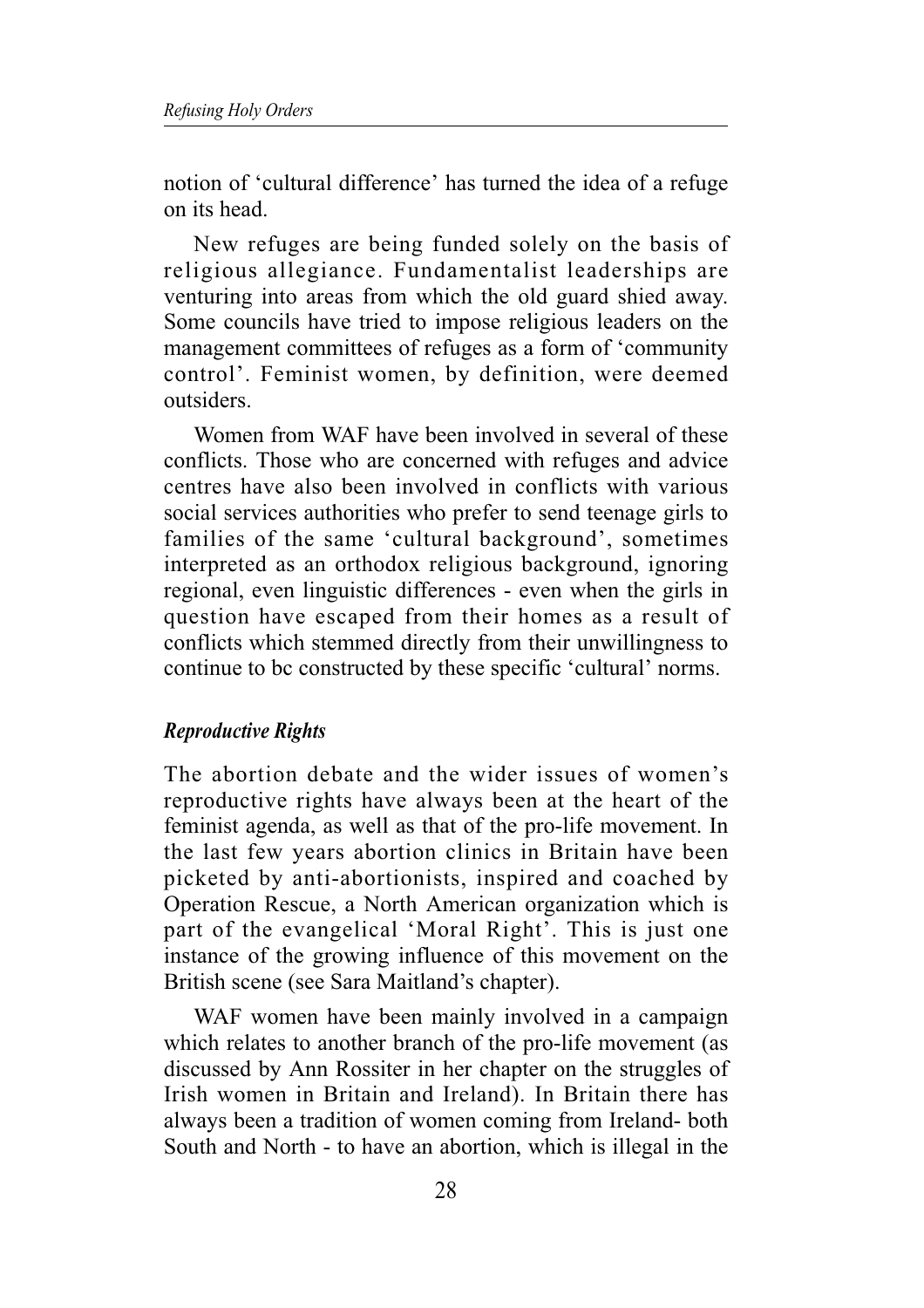notion of 'cultural difference' has turned the idea of a refuge on its head.

New refuges are being funded solely on the basis of religious allegiance. Fundamentalist leaderships are venturing into areas from which the old guard shied away. Some councils have tried to impose religious leaders on the management committees of refuges as a form of 'community control'. Feminist women, by definition, were deemed outsiders.

Women from WAF have been involved in several of these conflicts. Those who are concerned with refuges and advice centres have also been involved in conflicts with various social services authorities who prefer to send teenage girls to families of the same 'cultural background', sometimes interpreted as an orthodox religious background, ignoring regional, even linguistic differences - even when the girls in question have escaped from their homes as a result of conflicts which stemmed directly from their unwillingness to continue to bc constructed by these specific 'cultural' norms.

### *Reproductive Rights*

The abortion debate and the wider issues of women's reproductive rights have always been at the heart of the feminist agenda, as well as that of the pro-life movement. In the last few years abortion clinics in Britain have been picketed by anti-abortionists, inspired and coached by Operation Rescue, a North American organization which is part of the evangelical 'Moral Right'. This is just one instance of the growing influence of this movement on the British scene (see Sara Maitland's chapter).

WAF women have been mainly involved in a campaign which relates to another branch of the pro-life movement (as discussed by Ann Rossiter in her chapter on the struggles of Irish women in Britain and Ireland). In Britain there has always been a tradition of women coming from Ireland- both South and North - to have an abortion, which is illegal in the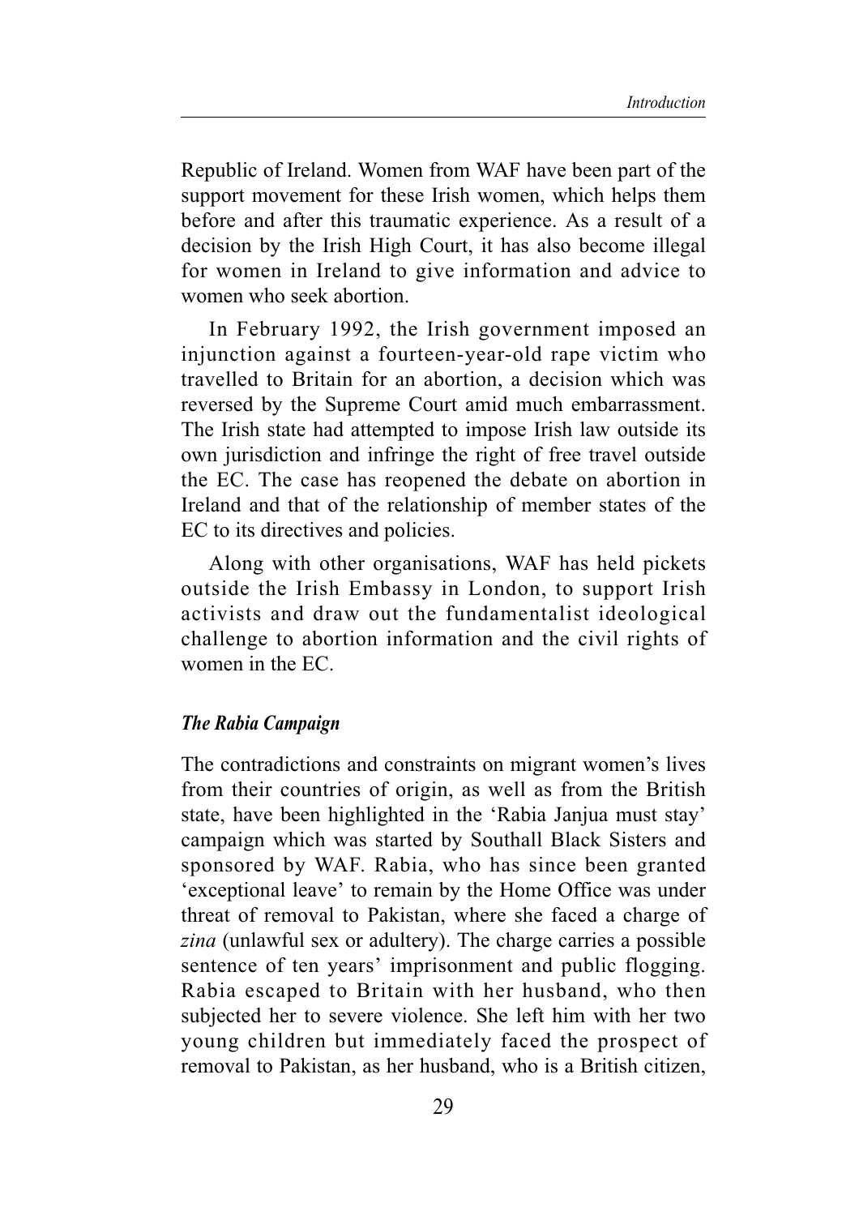Republic of Ireland. Women from WAF have been part of the support movement for these Irish women, which helps them before and after this traumatic experience. As a result of a decision by the Irish High Court, it has also become illegal for women in Ireland to give information and advice to women who seek abortion.

In February 1992, the Irish government imposed an injunction against a fourteen-year-old rape victim who travelled to Britain for an abortion, a decision which was reversed by the Supreme Court amid much embarrassment. The Irish state had attempted to impose Irish law outside its own jurisdiction and infringe the right of free travel outside the EC. The case has reopened the debate on abortion in Ireland and that of the relationship of member states of the EC to its directives and policies.

Along with other organisations, WAF has held pickets outside the Irish Embassy in London, to support Irish activists and draw out the fundamentalist ideological challenge to abortion information and the civil rights of women in the EC.

### *The Rabia Campaign*

The contradictions and constraints on migrant women's lives from their countries of origin, as well as from the British state, have been highlighted in the 'Rabia Janjua must stay' campaign which was started by Southall Black Sisters and sponsored by WAF. Rabia, who has since been granted 'exceptional leave' to remain by the Home Office was under threat of removal to Pakistan, where she faced a charge of *zina* (unlawful sex or adultery). The charge carries a possible sentence of ten years' imprisonment and public flogging. Rabia escaped to Britain with her husband, who then subjected her to severe violence. She left him with her two young children but immediately faced the prospect of removal to Pakistan, as her husband, who is a British citizen,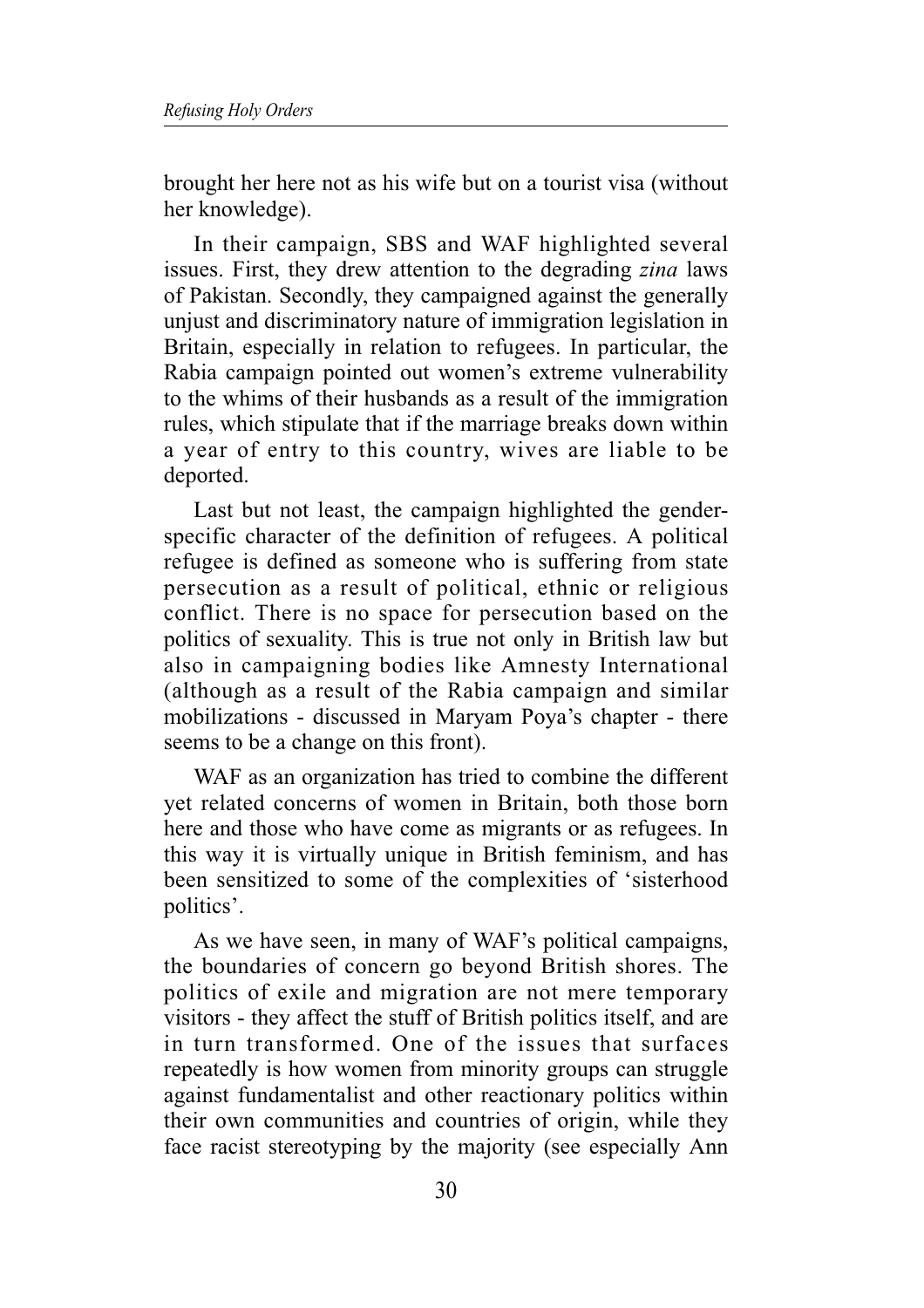brought her here not as his wife but on a tourist visa (without her knowledge).

In their campaign, SBS and WAF highlighted several issues. First, they drew attention to the degrading *zina* laws of Pakistan. Secondly, they campaigned against the generally unjust and discriminatory nature of immigration legislation in Britain, especially in relation to refugees. In particular, the Rabia campaign pointed out women's extreme vulnerability to the whims of their husbands as a result of the immigration rules, which stipulate that if the marriage breaks down within a year of entry to this country, wives are liable to be deported.

Last but not least, the campaign highlighted the gender-specific character of the definition of refugees. A political refugee is defined as someone who is suffering from state persecution as a result of political, ethnic or religious conflict. There is no space for persecution based on the politics of sexuality. This is true not only in British law but also in campaigning bodies like Amnesty International (although as a result of the Rabia campaign and similar mobilizations - discussed in Maryam Poya's chapter - there seems to be a change on this front).

WAF as an organization has tried to combine the different yet related concerns of women in Britain, both those born here and those who have come as migrants or as refugees. In this way it is virtually unique in British feminism, and has been sensitized to some of the complexities of 'sisterhood politics'.

As we have seen, in many of WAF's political campaigns, the boundaries of concern go beyond British shores. The politics of exile and migration are not mere temporary visitors - they affect the stuff of British politics itself, and are in turn transformed. One of the issues that surfaces repeatedly is how women from minority groups can struggle against fundamentalist and other reactionary politics within their own communities and countries of origin, while they face racist stereotyping by the majority (see especially Ann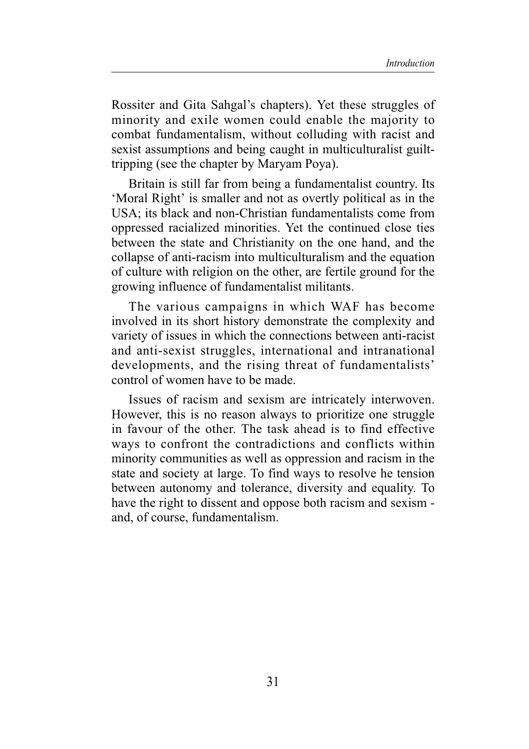Rossiter and Gita Sahgal's chapters). Yet these struggles of minority and exile women could enable the majority to combat fundamentalism, without colluding with racist and sexist assumptions and being caught in multiculturalist guilt-tripping (see the chapter by Maryam Poya).

Britain is still far from being a fundamentalist country. Its 'Moral Right' is smaller and not as overtly political as in the USA; its black and non-Christian fundamentalists come from oppressed racialized minorities. Yet the continued close ties between the state and Christianity on the one hand, and the collapse of anti-racism into multiculturalism and the equation of culture with religion on the other, are fertile ground for the growing influence of fundamentalist militants.

The various campaigns in which WAF has become involved in its short history demonstrate the complexity and variety of issues in which the connections between anti-racist and anti-sexist struggles, international and intranational developments, and the rising threat of fundamentalists' control of women have to be made.

Issues of racism and sexism are intricately interwoven. However, this is no reason always to prioritize one struggle in favour of the other. The task ahead is to find effective ways to confront the contradictions and conflicts within minority communities as well as oppression and racism in the state and society at large. To find ways to resolve he tension between autonomy and tolerance, diversity and equality. To have the right to dissent and oppose both racism and sexism - and, of course, fundamentalism.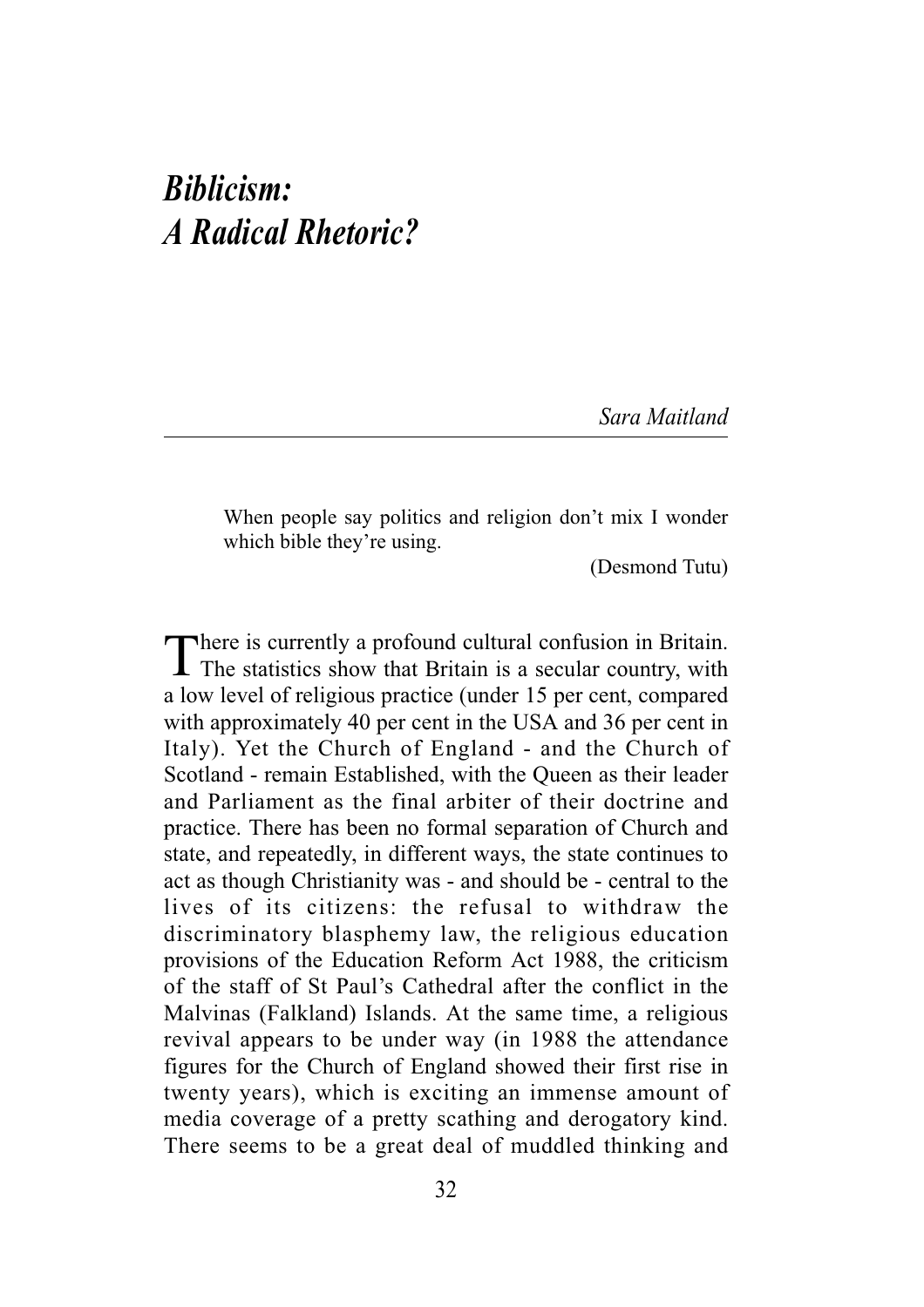# *Biblicism: A Radical Rhetoric?*

*Sara Maitland*

> When people say politics and religion don't mix I wonder which bible they're using.
>
> (Desmond Tutu)

There is currently a profound cultural confusion in Britain. The statistics show that Britain is a secular country, with a low level of religious practice (under 15 per cent, compared with approximately 40 per cent in the USA and 36 per cent in Italy). Yet the Church of England - and the Church of Scotland - remain Established, with the Queen as their leader and Parliament as the final arbiter of their doctrine and practice. There has been no formal separation of Church and state, and repeatedly, in different ways, the state continues to act as though Christianity was - and should be - central to the lives of its citizens: the refusal to withdraw the discriminatory blasphemy law, the religious education provisions of the Education Reform Act 1988, the criticism of the staff of St Paul's Cathedral after the conflict in the Malvinas (Falkland) Islands. At the same time, a religious revival appears to be under way (in 1988 the attendance figures for the Church of England showed their first rise in twenty years), which is exciting an immense amount of media coverage of a pretty scathing and derogatory kind. There seems to be a great deal of muddled thinking and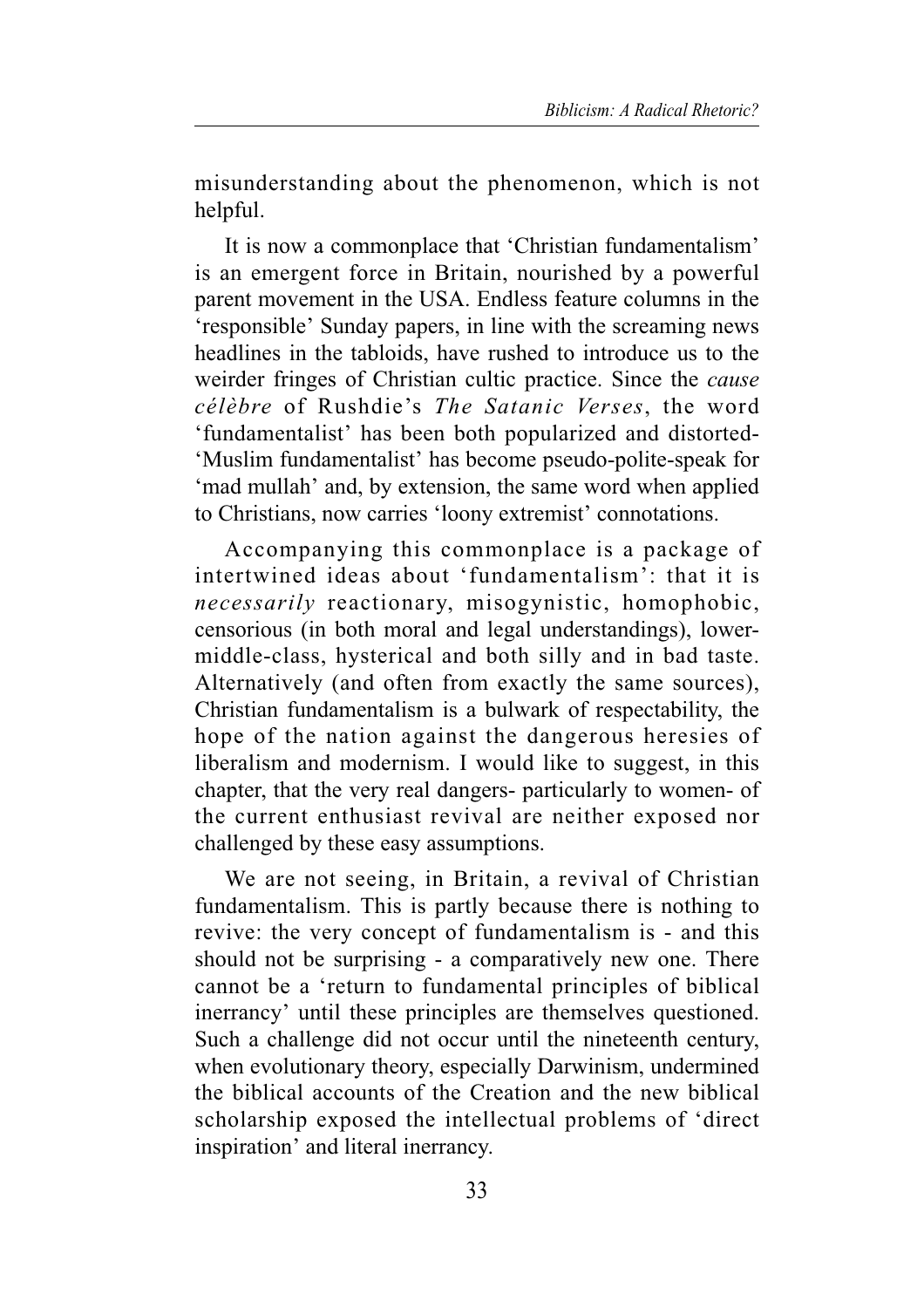misunderstanding about the phenomenon, which is not helpful.

It is now a commonplace that 'Christian fundamentalism' is an emergent force in Britain, nourished by a powerful parent movement in the USA. Endless feature columns in the 'responsible' Sunday papers, in line with the screaming news headlines in the tabloids, have rushed to introduce us to the weirder fringes of Christian cultic practice. Since the *cause célèbre* of Rushdie's *The Satanic Verses*, the word 'fundamentalist' has been both popularized and distorted- 'Muslim fundamentalist' has become pseudo-polite-speak for 'mad mullah' and, by extension, the same word when applied to Christians, now carries 'loony extremist' connotations.

Accompanying this commonplace is a package of intertwined ideas about 'fundamentalism': that it is *necessarily* reactionary, misogynistic, homophobic, censorious (in both moral and legal understandings), lower-middle-class, hysterical and both silly and in bad taste. Alternatively (and often from exactly the same sources), Christian fundamentalism is a bulwark of respectability, the hope of the nation against the dangerous heresies of liberalism and modernism. I would like to suggest, in this chapter, that the very real dangers- particularly to women- of the current enthusiast revival are neither exposed nor challenged by these easy assumptions.

We are not seeing, in Britain, a revival of Christian fundamentalism. This is partly because there is nothing to revive: the very concept of fundamentalism is - and this should not be surprising - a comparatively new one. There cannot be a 'return to fundamental principles of biblical inerrancy' until these principles are themselves questioned. Such a challenge did not occur until the nineteenth century, when evolutionary theory, especially Darwinism, undermined the biblical accounts of the Creation and the new biblical scholarship exposed the intellectual problems of 'direct inspiration' and literal inerrancy.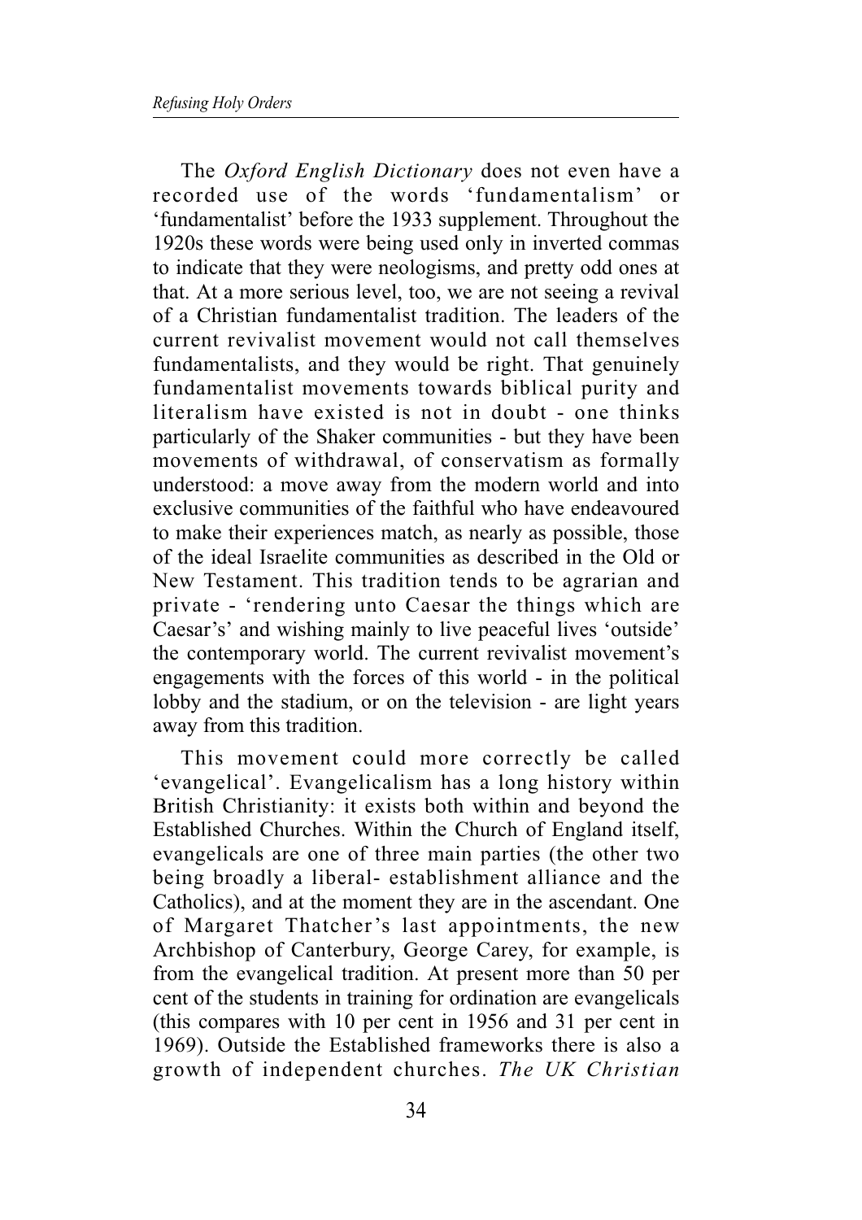The *Oxford English Dictionary* does not even have a recorded use of the words 'fundamentalism' or 'fundamentalist' before the 1933 supplement. Throughout the 1920s these words were being used only in inverted commas to indicate that they were neologisms, and pretty odd ones at that. At a more serious level, too, we are not seeing a revival of a Christian fundamentalist tradition. The leaders of the current revivalist movement would not call themselves fundamentalists, and they would be right. That genuinely fundamentalist movements towards biblical purity and literalism have existed is not in doubt - one thinks particularly of the Shaker communities - but they have been movements of withdrawal, of conservatism as formally understood: a move away from the modern world and into exclusive communities of the faithful who have endeavoured to make their experiences match, as nearly as possible, those of the ideal Israelite communities as described in the Old or New Testament. This tradition tends to be agrarian and private - 'rendering unto Caesar the things which are Caesar's' and wishing mainly to live peaceful lives 'outside' the contemporary world. The current revivalist movement's engagements with the forces of this world - in the political lobby and the stadium, or on the television - are light years away from this tradition.

This movement could more correctly be called 'evangelical'. Evangelicalism has a long history within British Christianity: it exists both within and beyond the Established Churches. Within the Church of England itself, evangelicals are one of three main parties (the other two being broadly a liberal- establishment alliance and the Catholics), and at the moment they are in the ascendant. One of Margaret Thatcher's last appointments, the new Archbishop of Canterbury, George Carey, for example, is from the evangelical tradition. At present more than 50 per cent of the students in training for ordination are evangelicals (this compares with 10 per cent in 1956 and 31 per cent in 1969). Outside the Established frameworks there is also a growth of independent churches. *The UK Christian*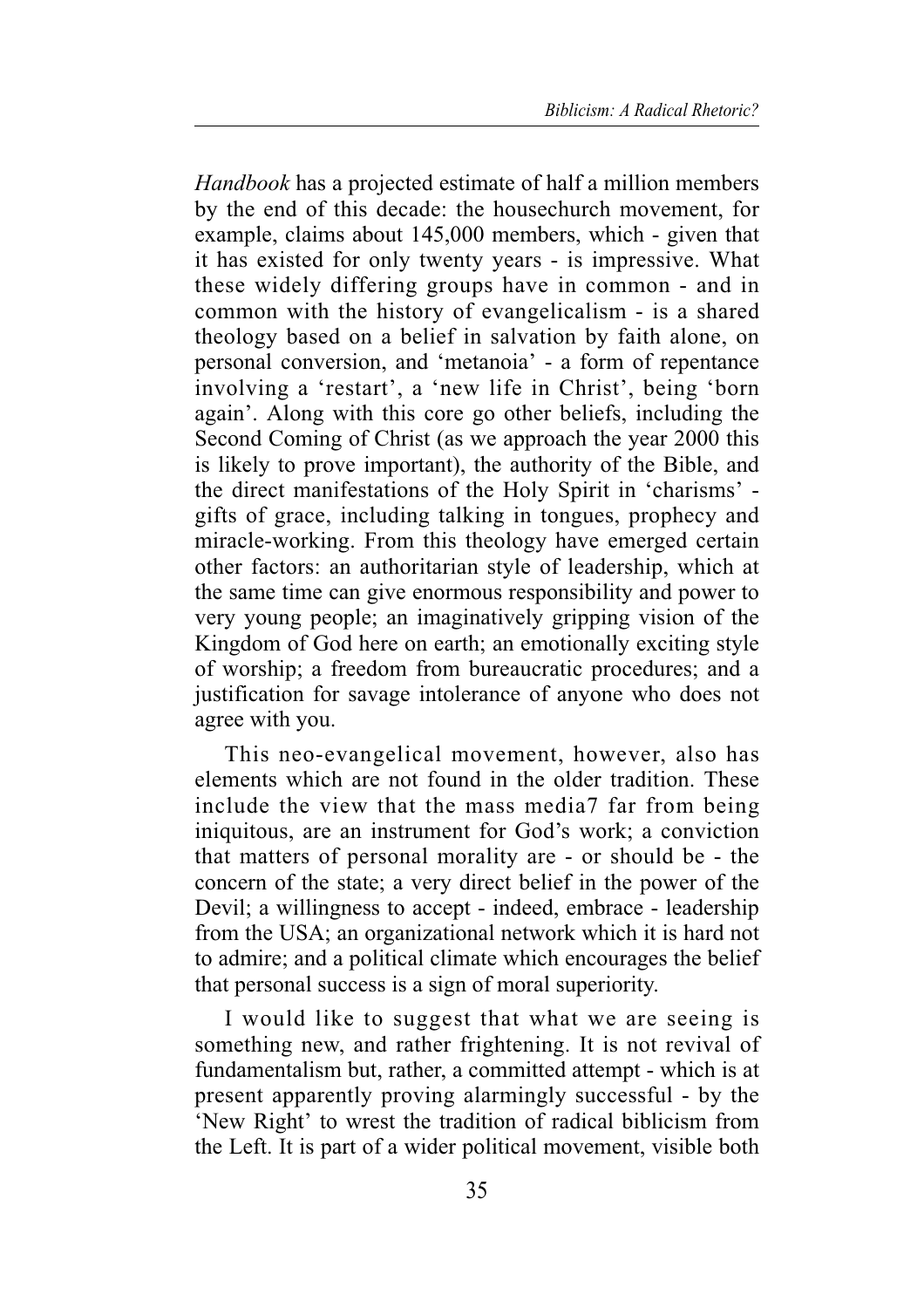*Handbook* has a projected estimate of half a million members by the end of this decade: the housechurch movement, for example, claims about 145,000 members, which - given that it has existed for only twenty years - is impressive. What these widely differing groups have in common - and in common with the history of evangelicalism - is a shared theology based on a belief in salvation by faith alone, on personal conversion, and 'metanoia' - a form of repentance involving a 'restart', a 'new life in Christ', being 'born again'. Along with this core go other beliefs, including the Second Coming of Christ (as we approach the year 2000 this is likely to prove important), the authority of the Bible, and the direct manifestations of the Holy Spirit in 'charisms' - gifts of grace, including talking in tongues, prophecy and miracle-working. From this theology have emerged certain other factors: an authoritarian style of leadership, which at the same time can give enormous responsibility and power to very young people; an imaginatively gripping vision of the Kingdom of God here on earth; an emotionally exciting style of worship; a freedom from bureaucratic procedures; and a justification for savage intolerance of anyone who does not agree with you.

This neo-evangelical movement, however, also has elements which are not found in the older tradition. These include the view that the mass media7 far from being iniquitous, are an instrument for God's work; a conviction that matters of personal morality are - or should be - the concern of the state; a very direct belief in the power of the Devil; a willingness to accept - indeed, embrace - leadership from the USA; an organizational network which it is hard not to admire; and a political climate which encourages the belief that personal success is a sign of moral superiority.

I would like to suggest that what we are seeing is something new, and rather frightening. It is not revival of fundamentalism but, rather, a committed attempt - which is at present apparently proving alarmingly successful - by the 'New Right' to wrest the tradition of radical biblicism from the Left. It is part of a wider political movement, visible both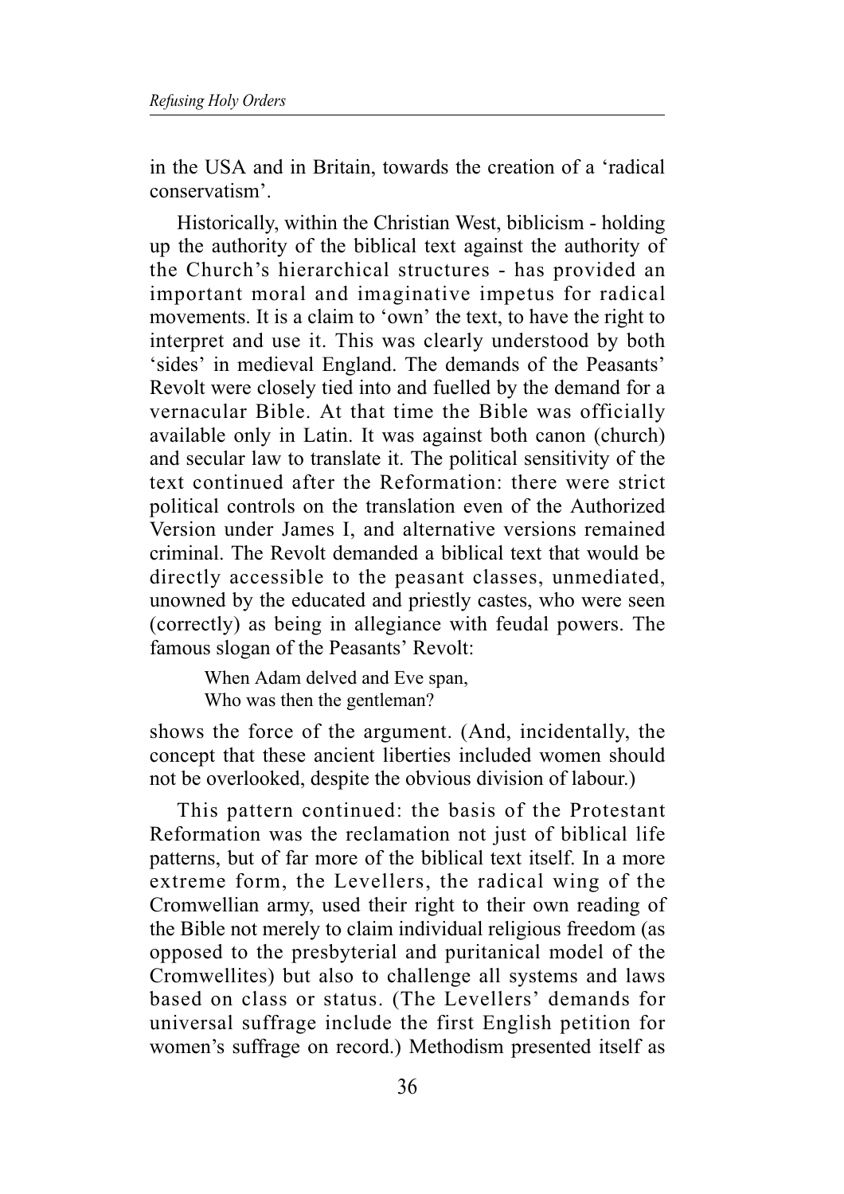in the USA and in Britain, towards the creation of a 'radical conservatism'.

Historically, within the Christian West, biblicism - holding up the authority of the biblical text against the authority of the Church's hierarchical structures - has provided an important moral and imaginative impetus for radical movements. It is a claim to 'own' the text, to have the right to interpret and use it. This was clearly understood by both 'sides' in medieval England. The demands of the Peasants' Revolt were closely tied into and fuelled by the demand for a vernacular Bible. At that time the Bible was officially available only in Latin. It was against both canon (church) and secular law to translate it. The political sensitivity of the text continued after the Reformation: there were strict political controls on the translation even of the Authorized Version under James I, and alternative versions remained criminal. The Revolt demanded a biblical text that would be directly accessible to the peasant classes, unmediated, unowned by the educated and priestly castes, who were seen (correctly) as being in allegiance with feudal powers. The famous slogan of the Peasants' Revolt:

> When Adam delved and Eve span,
> Who was then the gentleman?

shows the force of the argument. (And, incidentally, the concept that these ancient liberties included women should not be overlooked, despite the obvious division of labour.)

This pattern continued: the basis of the Protestant Reformation was the reclamation not just of biblical life patterns, but of far more of the biblical text itself. In a more extreme form, the Levellers, the radical wing of the Cromwellian army, used their right to their own reading of the Bible not merely to claim individual religious freedom (as opposed to the presbyterial and puritanical model of the Cromwellites) but also to challenge all systems and laws based on class or status. (The Levellers' demands for universal suffrage include the first English petition for women's suffrage on record.) Methodism presented itself as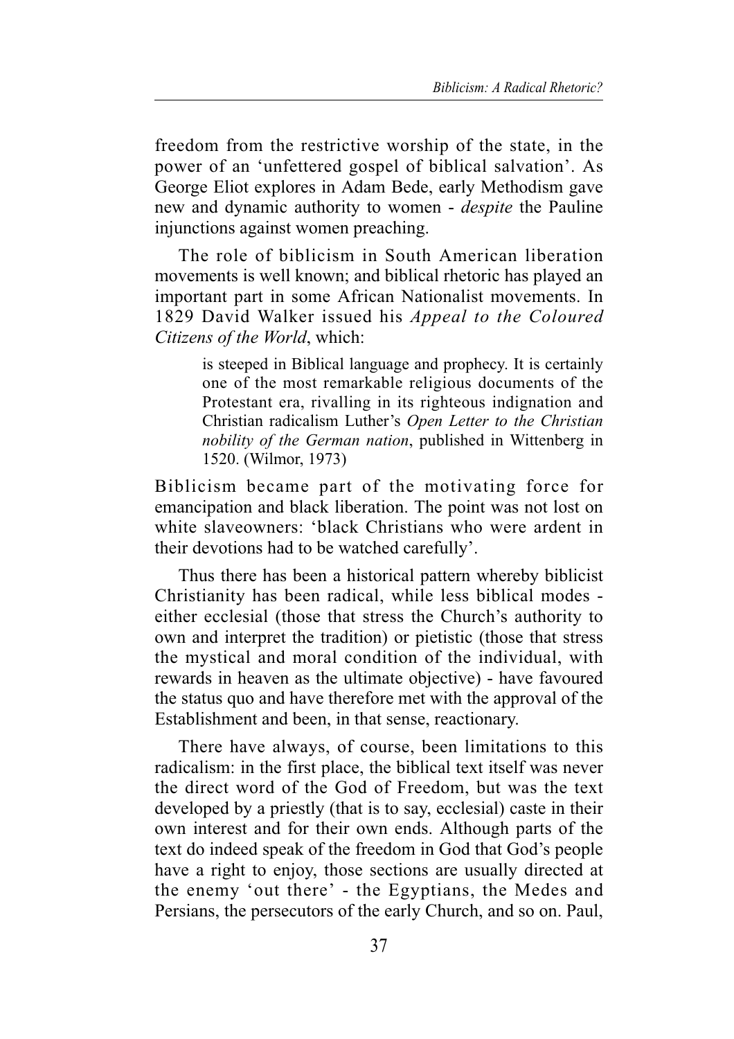freedom from the restrictive worship of the state, in the power of an 'unfettered gospel of biblical salvation'. As George Eliot explores in Adam Bede, early Methodism gave new and dynamic authority to women - *despite* the Pauline injunctions against women preaching.

The role of biblicism in South American liberation movements is well known; and biblical rhetoric has played an important part in some African Nationalist movements. In 1829 David Walker issued his *Appeal to the Coloured Citizens of the World*, which:

> is steeped in Biblical language and prophecy. It is certainly one of the most remarkable religious documents of the Protestant era, rivalling in its righteous indignation and Christian radicalism Luther's *Open Letter to the Christian nobility of the German nation*, published in Wittenberg in 1520. (Wilmor, 1973)

Biblicism became part of the motivating force for emancipation and black liberation. The point was not lost on white slaveowners: 'black Christians who were ardent in their devotions had to be watched carefully'.

Thus there has been a historical pattern whereby biblicist Christianity has been radical, while less biblical modes - either ecclesial (those that stress the Church's authority to own and interpret the tradition) or pietistic (those that stress the mystical and moral condition of the individual, with rewards in heaven as the ultimate objective) - have favoured the status quo and have therefore met with the approval of the Establishment and been, in that sense, reactionary.

There have always, of course, been limitations to this radicalism: in the first place, the biblical text itself was never the direct word of the God of Freedom, but was the text developed by a priestly (that is to say, ecclesial) caste in their own interest and for their own ends. Although parts of the text do indeed speak of the freedom in God that God's people have a right to enjoy, those sections are usually directed at the enemy 'out there' - the Egyptians, the Medes and Persians, the persecutors of the early Church, and so on. Paul,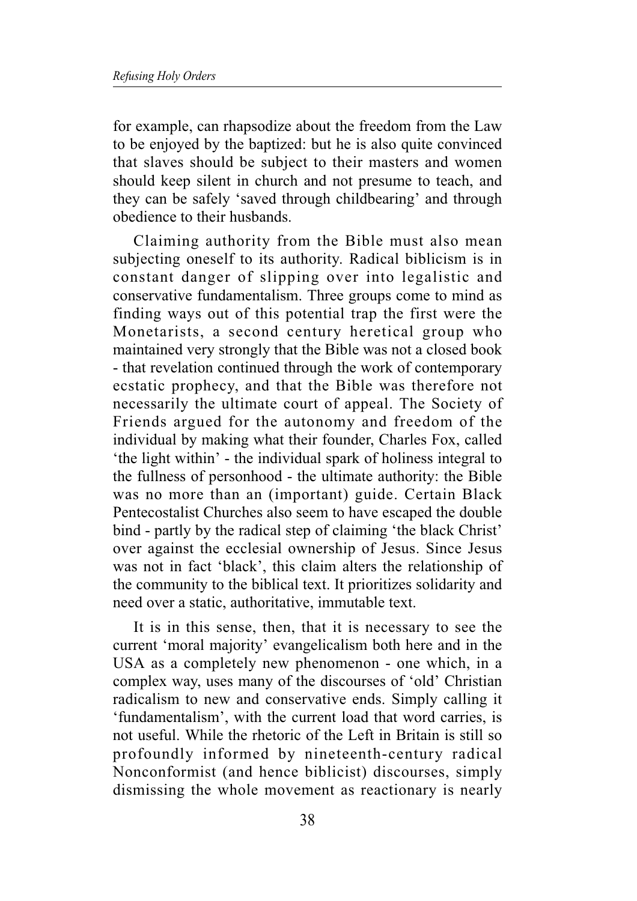for example, can rhapsodize about the freedom from the Law to be enjoyed by the baptized: but he is also quite convinced that slaves should be subject to their masters and women should keep silent in church and not presume to teach, and they can be safely 'saved through childbearing' and through obedience to their husbands.

Claiming authority from the Bible must also mean subjecting oneself to its authority. Radical biblicism is in constant danger of slipping over into legalistic and conservative fundamentalism. Three groups come to mind as finding ways out of this potential trap the first were the Monetarists, a second century heretical group who maintained very strongly that the Bible was not a closed book - that revelation continued through the work of contemporary ecstatic prophecy, and that the Bible was therefore not necessarily the ultimate court of appeal. The Society of Friends argued for the autonomy and freedom of the individual by making what their founder, Charles Fox, called 'the light within' - the individual spark of holiness integral to the fullness of personhood - the ultimate authority: the Bible was no more than an (important) guide. Certain Black Pentecostalist Churches also seem to have escaped the double bind - partly by the radical step of claiming 'the black Christ' over against the ecclesial ownership of Jesus. Since Jesus was not in fact 'black', this claim alters the relationship of the community to the biblical text. It prioritizes solidarity and need over a static, authoritative, immutable text.

It is in this sense, then, that it is necessary to see the current 'moral majority' evangelicalism both here and in the USA as a completely new phenomenon - one which, in a complex way, uses many of the discourses of 'old' Christian radicalism to new and conservative ends. Simply calling it 'fundamentalism', with the current load that word carries, is not useful. While the rhetoric of the Left in Britain is still so profoundly informed by nineteenth-century radical Nonconformist (and hence biblicist) discourses, simply dismissing the whole movement as reactionary is nearly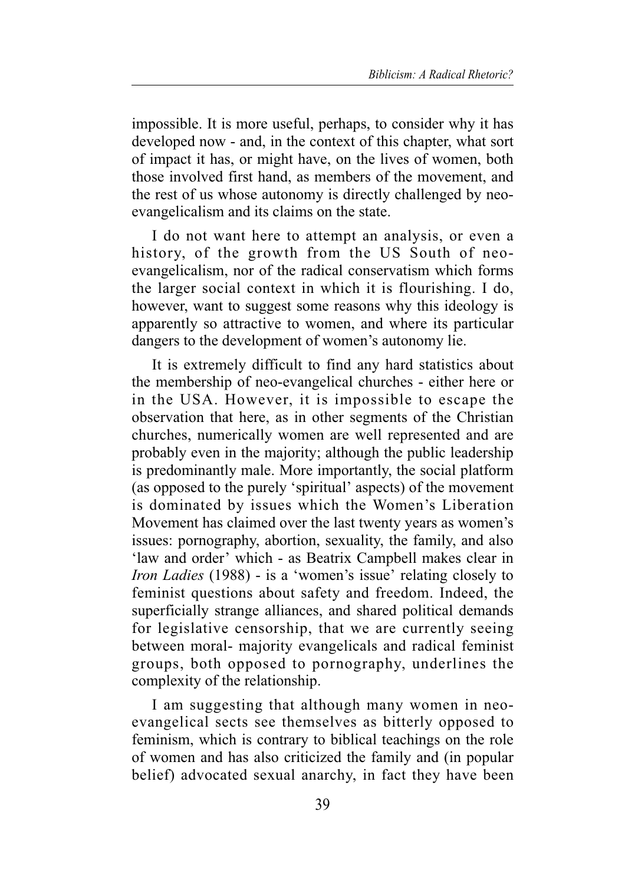impossible. It is more useful, perhaps, to consider why it has developed now - and, in the context of this chapter, what sort of impact it has, or might have, on the lives of women, both those involved first hand, as members of the movement, and the rest of us whose autonomy is directly challenged by neo-evangelicalism and its claims on the state.

I do not want here to attempt an analysis, or even a history, of the growth from the US South of neo-evangelicalism, nor of the radical conservatism which forms the larger social context in which it is flourishing. I do, however, want to suggest some reasons why this ideology is apparently so attractive to women, and where its particular dangers to the development of women's autonomy lie.

It is extremely difficult to find any hard statistics about the membership of neo-evangelical churches - either here or in the USA. However, it is impossible to escape the observation that here, as in other segments of the Christian churches, numerically women are well represented and are probably even in the majority; although the public leadership is predominantly male. More importantly, the social platform (as opposed to the purely 'spiritual' aspects) of the movement is dominated by issues which the Women's Liberation Movement has claimed over the last twenty years as women's issues: pornography, abortion, sexuality, the family, and also 'law and order' which - as Beatrix Campbell makes clear in *Iron Ladies* (1988) - is a 'women's issue' relating closely to feminist questions about safety and freedom. Indeed, the superficially strange alliances, and shared political demands for legislative censorship, that we are currently seeing between moral- majority evangelicals and radical feminist groups, both opposed to pornography, underlines the complexity of the relationship.

I am suggesting that although many women in neo-evangelical sects see themselves as bitterly opposed to feminism, which is contrary to biblical teachings on the role of women and has also criticized the family and (in popular belief) advocated sexual anarchy, in fact they have been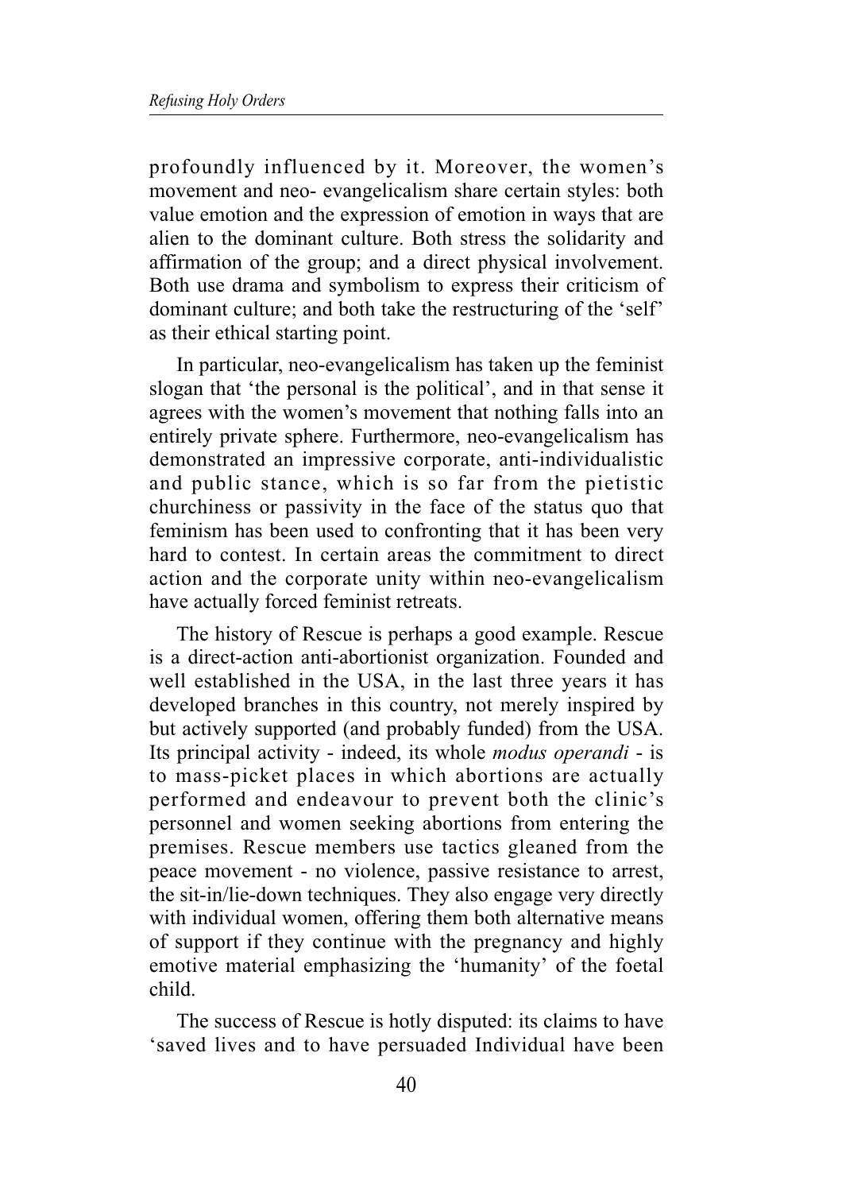profoundly influenced by it. Moreover, the women's movement and neo- evangelicalism share certain styles: both value emotion and the expression of emotion in ways that are alien to the dominant culture. Both stress the solidarity and affirmation of the group; and a direct physical involvement. Both use drama and symbolism to express their criticism of dominant culture; and both take the restructuring of the 'self' as their ethical starting point.

In particular, neo-evangelicalism has taken up the feminist slogan that 'the personal is the political', and in that sense it agrees with the women's movement that nothing falls into an entirely private sphere. Furthermore, neo-evangelicalism has demonstrated an impressive corporate, anti-individualistic and public stance, which is so far from the pietistic churchiness or passivity in the face of the status quo that feminism has been used to confronting that it has been very hard to contest. In certain areas the commitment to direct action and the corporate unity within neo-evangelicalism have actually forced feminist retreats.

The history of Rescue is perhaps a good example. Rescue is a direct-action anti-abortionist organization. Founded and well established in the USA, in the last three years it has developed branches in this country, not merely inspired by but actively supported (and probably funded) from the USA. Its principal activity - indeed, its whole *modus operandi* - is to mass-picket places in which abortions are actually performed and endeavour to prevent both the clinic's personnel and women seeking abortions from entering the premises. Rescue members use tactics gleaned from the peace movement - no violence, passive resistance to arrest, the sit-in/lie-down techniques. They also engage very directly with individual women, offering them both alternative means of support if they continue with the pregnancy and highly emotive material emphasizing the 'humanity' of the foetal child.

The success of Rescue is hotly disputed: its claims to have 'saved lives and to have persuaded Individual have been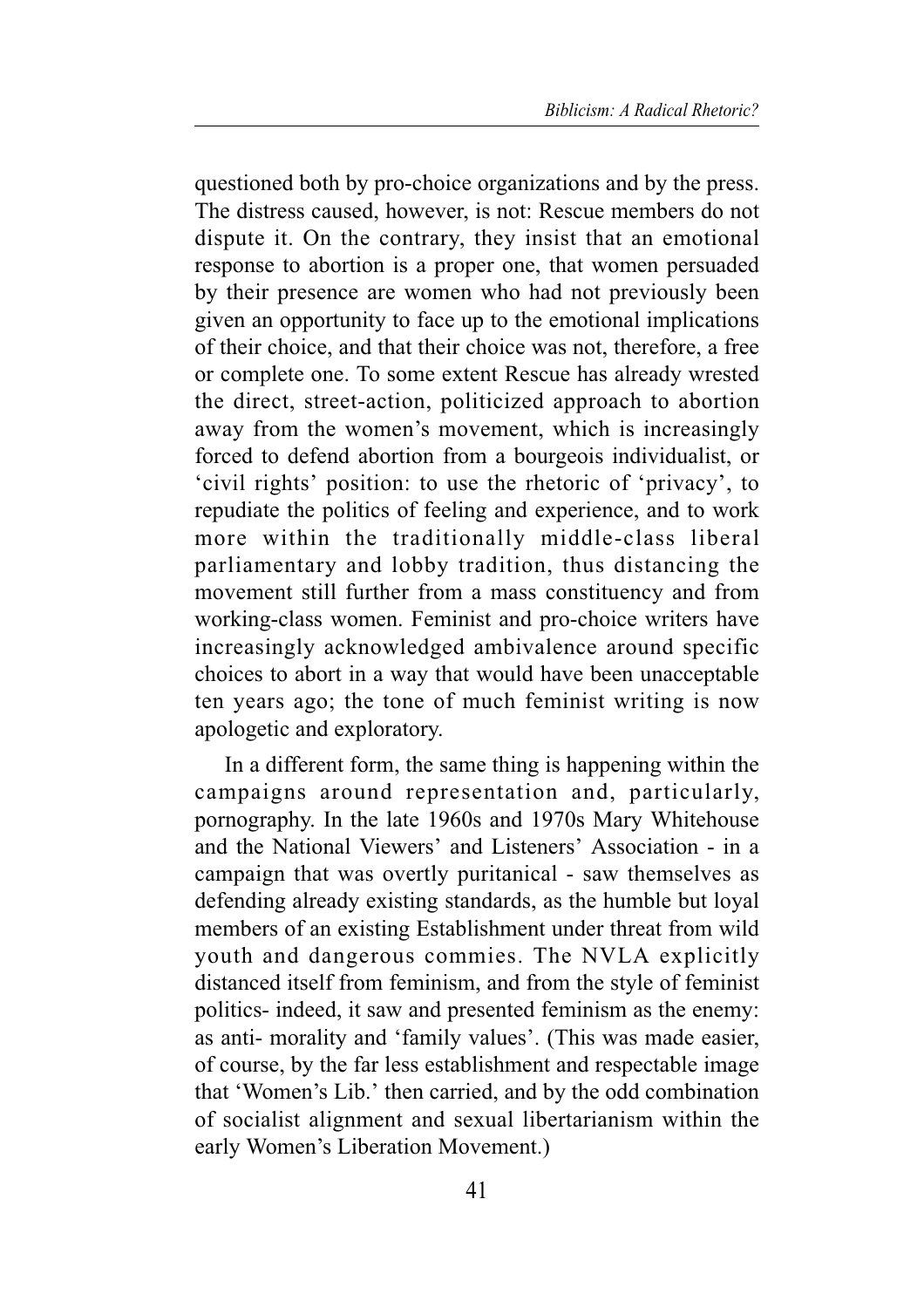questioned both by pro-choice organizations and by the press. The distress caused, however, is not: Rescue members do not dispute it. On the contrary, they insist that an emotional response to abortion is a proper one, that women persuaded by their presence are women who had not previously been given an opportunity to face up to the emotional implications of their choice, and that their choice was not, therefore, a free or complete one. To some extent Rescue has already wrested the direct, street-action, politicized approach to abortion away from the women's movement, which is increasingly forced to defend abortion from a bourgeois individualist, or 'civil rights' position: to use the rhetoric of 'privacy', to repudiate the politics of feeling and experience, and to work more within the traditionally middle-class liberal parliamentary and lobby tradition, thus distancing the movement still further from a mass constituency and from working-class women. Feminist and pro-choice writers have increasingly acknowledged ambivalence around specific choices to abort in a way that would have been unacceptable ten years ago; the tone of much feminist writing is now apologetic and exploratory.

In a different form, the same thing is happening within the campaigns around representation and, particularly, pornography. In the late 1960s and 1970s Mary Whitehouse and the National Viewers' and Listeners' Association - in a campaign that was overtly puritanical - saw themselves as defending already existing standards, as the humble but loyal members of an existing Establishment under threat from wild youth and dangerous commies. The NVLA explicitly distanced itself from feminism, and from the style of feminist politics- indeed, it saw and presented feminism as the enemy: as anti- morality and 'family values'. (This was made easier, of course, by the far less establishment and respectable image that 'Women's Lib.' then carried, and by the odd combination of socialist alignment and sexual libertarianism within the early Women's Liberation Movement.)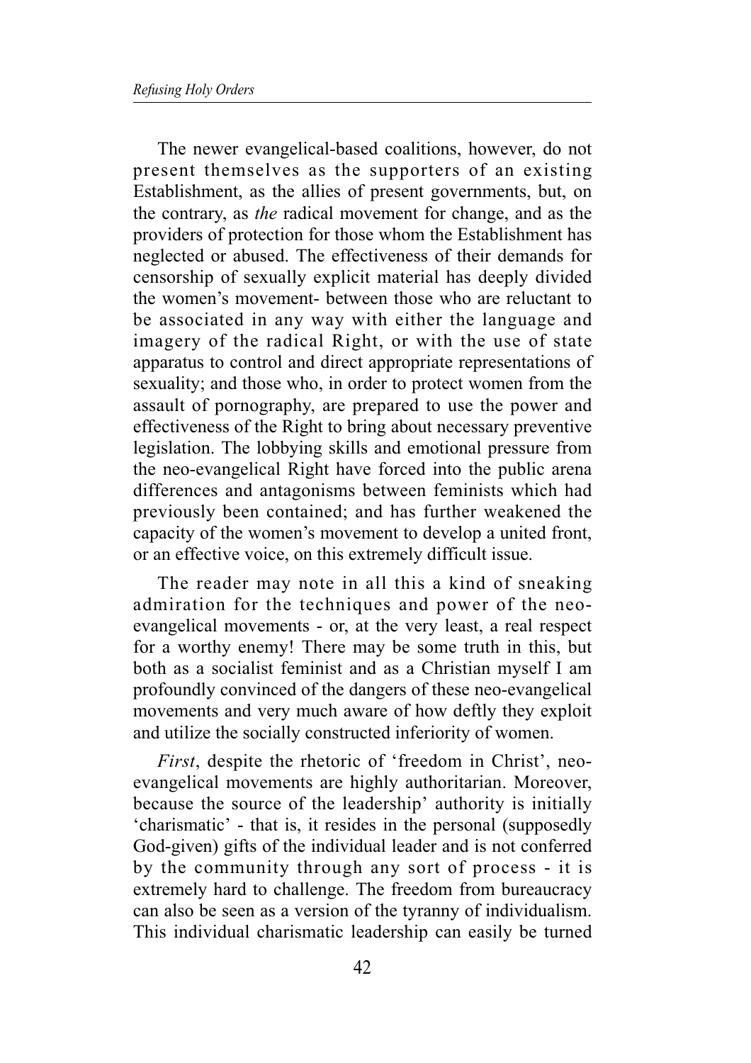The newer evangelical-based coalitions, however, do not present themselves as the supporters of an existing Establishment, as the allies of present governments, but, on the contrary, as *the* radical movement for change, and as the providers of protection for those whom the Establishment has neglected or abused. The effectiveness of their demands for censorship of sexually explicit material has deeply divided the women's movement- between those who are reluctant to be associated in any way with either the language and imagery of the radical Right, or with the use of state apparatus to control and direct appropriate representations of sexuality; and those who, in order to protect women from the assault of pornography, are prepared to use the power and effectiveness of the Right to bring about necessary preventive legislation. The lobbying skills and emotional pressure from the neo-evangelical Right have forced into the public arena differences and antagonisms between feminists which had previously been contained; and has further weakened the capacity of the women's movement to develop a united front, or an effective voice, on this extremely difficult issue.

The reader may note in all this a kind of sneaking admiration for the techniques and power of the neo-evangelical movements - or, at the very least, a real respect for a worthy enemy! There may be some truth in this, but both as a socialist feminist and as a Christian myself I am profoundly convinced of the dangers of these neo-evangelical movements and very much aware of how deftly they exploit and utilize the socially constructed inferiority of women.

*First*, despite the rhetoric of 'freedom in Christ', neo-evangelical movements are highly authoritarian. Moreover, because the source of the leadership' authority is initially 'charismatic' - that is, it resides in the personal (supposedly God-given) gifts of the individual leader and is not conferred by the community through any sort of process - it is extremely hard to challenge. The freedom from bureaucracy can also be seen as a version of the tyranny of individualism. This individual charismatic leadership can easily be turned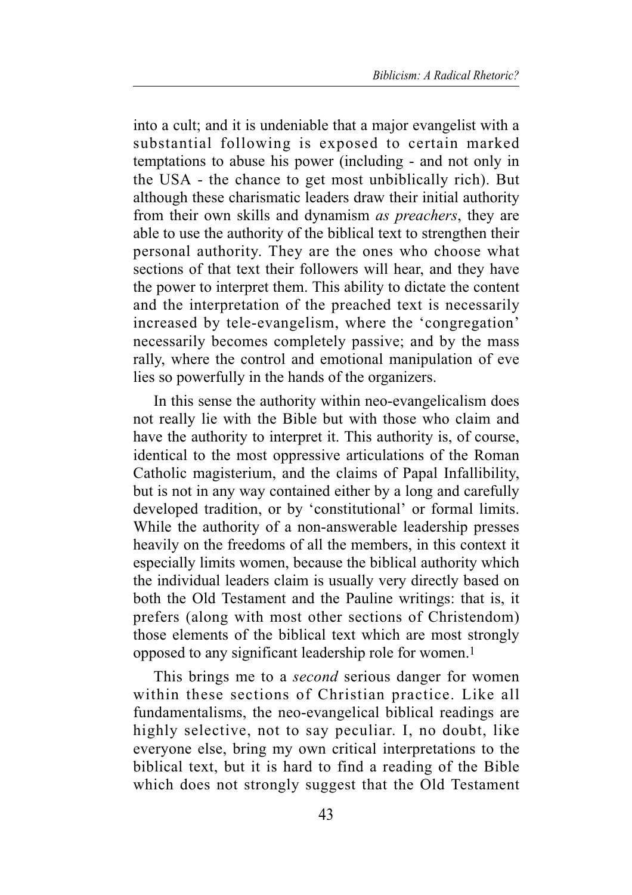into a cult; and it is undeniable that a major evangelist with a substantial following is exposed to certain marked temptations to abuse his power (including - and not only in the USA - the chance to get most unbiblically rich). But although these charismatic leaders draw their initial authority from their own skills and dynamism *as preachers*, they are able to use the authority of the biblical text to strengthen their personal authority. They are the ones who choose what sections of that text their followers will hear, and they have the power to interpret them. This ability to dictate the content and the interpretation of the preached text is necessarily increased by tele-evangelism, where the 'congregation' necessarily becomes completely passive; and by the mass rally, where the control and emotional manipulation of eve lies so powerfully in the hands of the organizers.

In this sense the authority within neo-evangelicalism does not really lie with the Bible but with those who claim and have the authority to interpret it. This authority is, of course, identical to the most oppressive articulations of the Roman Catholic magisterium, and the claims of Papal Infallibility, but is not in any way contained either by a long and carefully developed tradition, or by 'constitutional' or formal limits. While the authority of a non-answerable leadership presses heavily on the freedoms of all the members, in this context it especially limits women, because the biblical authority which the individual leaders claim is usually very directly based on both the Old Testament and the Pauline writings: that is, it prefers (along with most other sections of Christendom) those elements of the biblical text which are most strongly opposed to any significant leadership role for women.[1]

This brings me to a *second* serious danger for women within these sections of Christian practice. Like all fundamentalisms, the neo-evangelical biblical readings are highly selective, not to say peculiar. I, no doubt, like everyone else, bring my own critical interpretations to the biblical text, but it is hard to find a reading of the Bible which does not strongly suggest that the Old Testament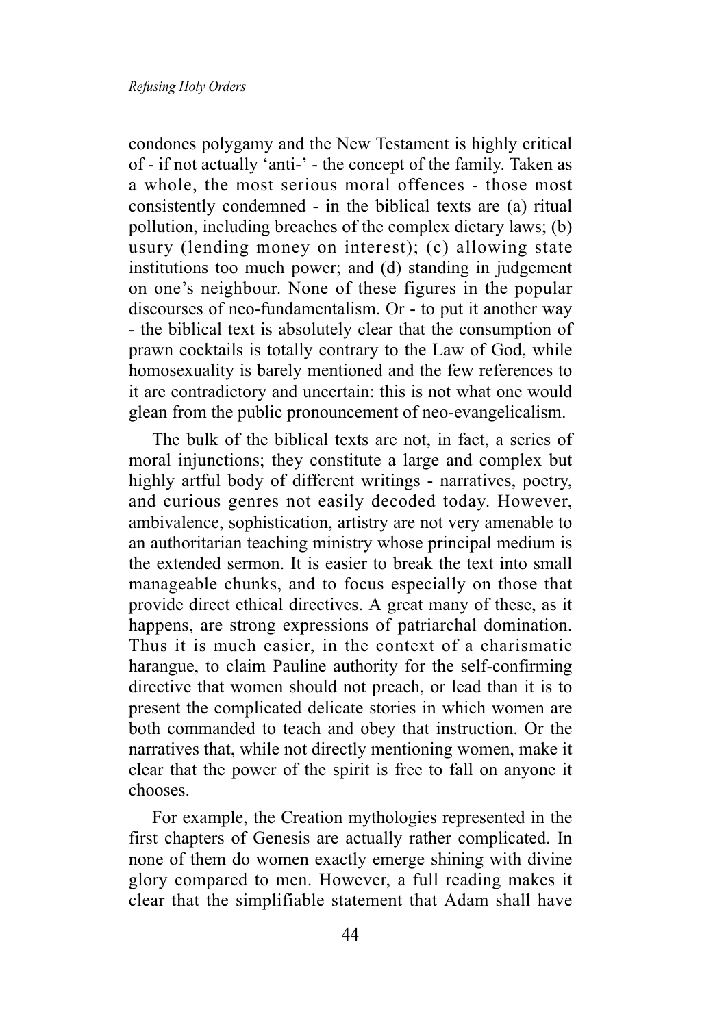condones polygamy and the New Testament is highly critical of - if not actually 'anti-' - the concept of the family. Taken as a whole, the most serious moral offences - those most consistently condemned - in the biblical texts are (a) ritual pollution, including breaches of the complex dietary laws; (b) usury (lending money on interest); (c) allowing state institutions too much power; and (d) standing in judgement on one's neighbour. None of these figures in the popular discourses of neo-fundamentalism. Or - to put it another way - the biblical text is absolutely clear that the consumption of prawn cocktails is totally contrary to the Law of God, while homosexuality is barely mentioned and the few references to it are contradictory and uncertain: this is not what one would glean from the public pronouncement of neo-evangelicalism.

The bulk of the biblical texts are not, in fact, a series of moral injunctions; they constitute a large and complex but highly artful body of different writings - narratives, poetry, and curious genres not easily decoded today. However, ambivalence, sophistication, artistry are not very amenable to an authoritarian teaching ministry whose principal medium is the extended sermon. It is easier to break the text into small manageable chunks, and to focus especially on those that provide direct ethical directives. A great many of these, as it happens, are strong expressions of patriarchal domination. Thus it is much easier, in the context of a charismatic harangue, to claim Pauline authority for the self-confirming directive that women should not preach, or lead than it is to present the complicated delicate stories in which women are both commanded to teach and obey that instruction. Or the narratives that, while not directly mentioning women, make it clear that the power of the spirit is free to fall on anyone it chooses.

For example, the Creation mythologies represented in the first chapters of Genesis are actually rather complicated. In none of them do women exactly emerge shining with divine glory compared to men. However, a full reading makes it clear that the simplifiable statement that Adam shall have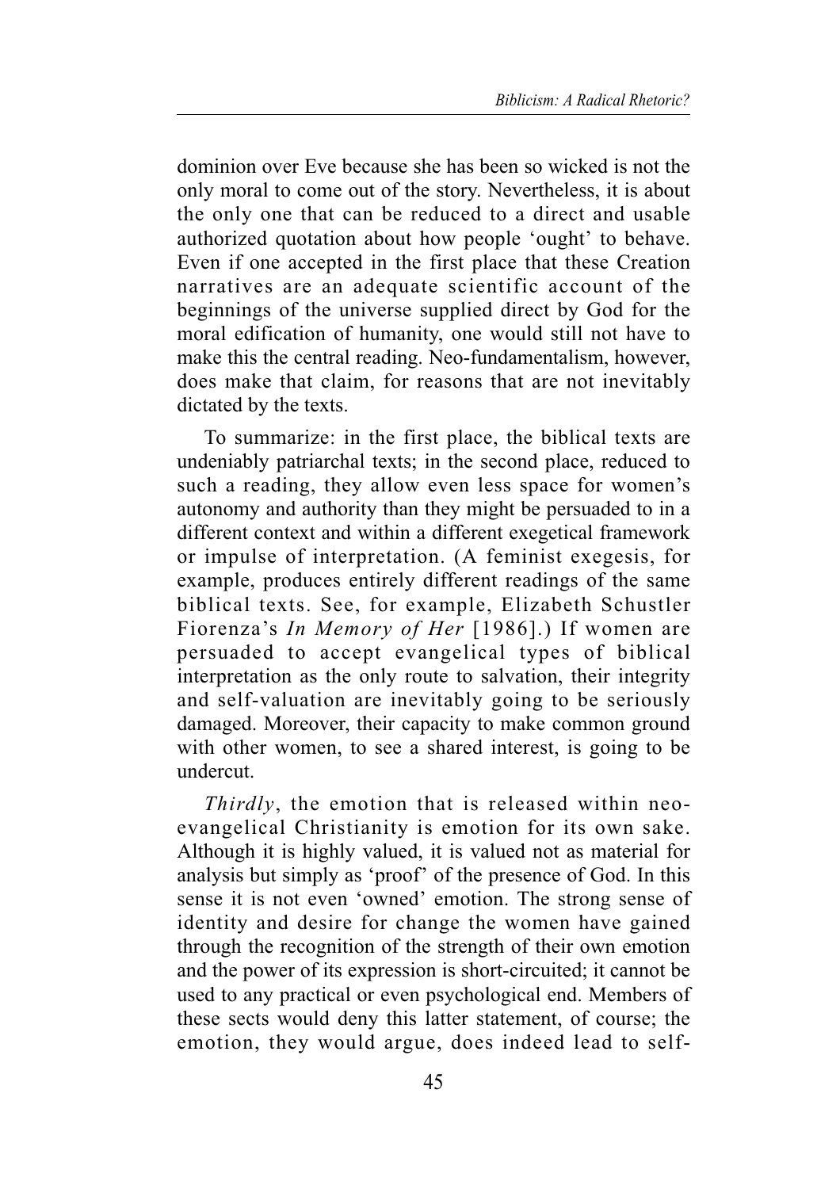dominion over Eve because she has been so wicked is not the only moral to come out of the story. Nevertheless, it is about the only one that can be reduced to a direct and usable authorized quotation about how people 'ought' to behave. Even if one accepted in the first place that these Creation narratives are an adequate scientific account of the beginnings of the universe supplied direct by God for the moral edification of humanity, one would still not have to make this the central reading. Neo-fundamentalism, however, does make that claim, for reasons that are not inevitably dictated by the texts.

To summarize: in the first place, the biblical texts are undeniably patriarchal texts; in the second place, reduced to such a reading, they allow even less space for women's autonomy and authority than they might be persuaded to in a different context and within a different exegetical framework or impulse of interpretation. (A feminist exegesis, for example, produces entirely different readings of the same biblical texts. See, for example, Elizabeth Schustler Fiorenza's *In Memory of Her* [1986].) If women are persuaded to accept evangelical types of biblical interpretation as the only route to salvation, their integrity and self-valuation are inevitably going to be seriously damaged. Moreover, their capacity to make common ground with other women, to see a shared interest, is going to be undercut.

*Thirdly*, the emotion that is released within neo-evangelical Christianity is emotion for its own sake. Although it is highly valued, it is valued not as material for analysis but simply as 'proof' of the presence of God. In this sense it is not even 'owned' emotion. The strong sense of identity and desire for change the women have gained through the recognition of the strength of their own emotion and the power of its expression is short-circuited; it cannot be used to any practical or even psychological end. Members of these sects would deny this latter statement, of course; the emotion, they would argue, does indeed lead to self-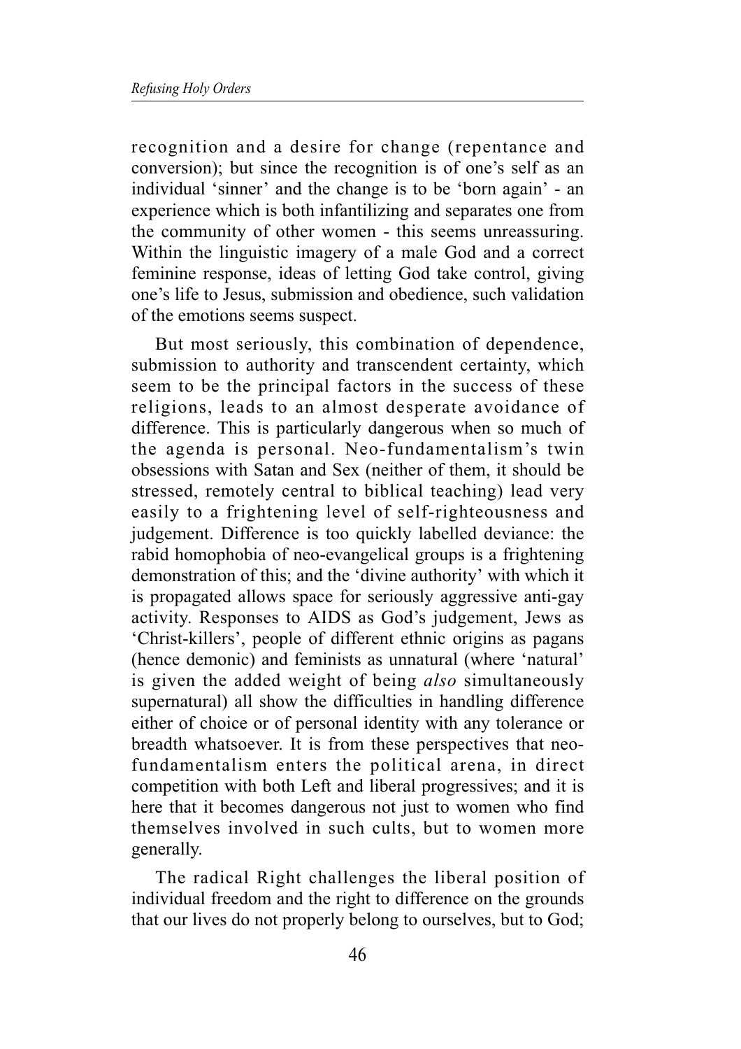recognition and a desire for change (repentance and conversion); but since the recognition is of one's self as an individual 'sinner' and the change is to be 'born again' - an experience which is both infantilizing and separates one from the community of other women - this seems unreassuring. Within the linguistic imagery of a male God and a correct feminine response, ideas of letting God take control, giving one's life to Jesus, submission and obedience, such validation of the emotions seems suspect.

But most seriously, this combination of dependence, submission to authority and transcendent certainty, which seem to be the principal factors in the success of these religions, leads to an almost desperate avoidance of difference. This is particularly dangerous when so much of the agenda is personal. Neo-fundamentalism's twin obsessions with Satan and Sex (neither of them, it should be stressed, remotely central to biblical teaching) lead very easily to a frightening level of self-righteousness and judgement. Difference is too quickly labelled deviance: the rabid homophobia of neo-evangelical groups is a frightening demonstration of this; and the 'divine authority' with which it is propagated allows space for seriously aggressive anti-gay activity. Responses to AIDS as God's judgement, Jews as 'Christ-killers', people of different ethnic origins as pagans (hence demonic) and feminists as unnatural (where 'natural' is given the added weight of being *also* simultaneously supernatural) all show the difficulties in handling difference either of choice or of personal identity with any tolerance or breadth whatsoever. It is from these perspectives that neo-fundamentalism enters the political arena, in direct competition with both Left and liberal progressives; and it is here that it becomes dangerous not just to women who find themselves involved in such cults, but to women more generally.

The radical Right challenges the liberal position of individual freedom and the right to difference on the grounds that our lives do not properly belong to ourselves, but to God;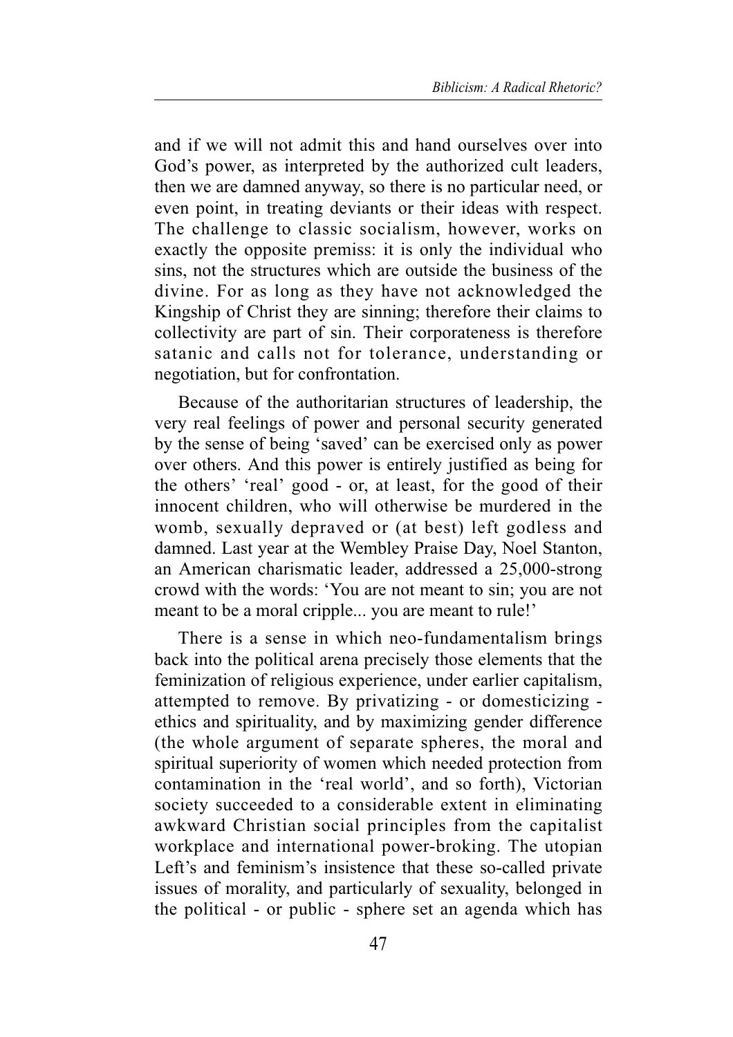and if we will not admit this and hand ourselves over into God's power, as interpreted by the authorized cult leaders, then we are damned anyway, so there is no particular need, or even point, in treating deviants or their ideas with respect. The challenge to classic socialism, however, works on exactly the opposite premiss: it is only the individual who sins, not the structures which are outside the business of the divine. For as long as they have not acknowledged the Kingship of Christ they are sinning; therefore their claims to collectivity are part of sin. Their corporateness is therefore satanic and calls not for tolerance, understanding or negotiation, but for confrontation.

Because of the authoritarian structures of leadership, the very real feelings of power and personal security generated by the sense of being 'saved' can be exercised only as power over others. And this power is entirely justified as being for the others' 'real' good - or, at least, for the good of their innocent children, who will otherwise be murdered in the womb, sexually depraved or (at best) left godless and damned. Last year at the Wembley Praise Day, Noel Stanton, an American charismatic leader, addressed a 25,000-strong crowd with the words: 'You are not meant to sin; you are not meant to be a moral cripple... you are meant to rule!'

There is a sense in which neo-fundamentalism brings back into the political arena precisely those elements that the feminization of religious experience, under earlier capitalism, attempted to remove. By privatizing - or domesticizing - ethics and spirituality, and by maximizing gender difference (the whole argument of separate spheres, the moral and spiritual superiority of women which needed protection from contamination in the 'real world', and so forth), Victorian society succeeded to a considerable extent in eliminating awkward Christian social principles from the capitalist workplace and international power-broking. The utopian Left's and feminism's insistence that these so-called private issues of morality, and particularly of sexuality, belonged in the political - or public - sphere set an agenda which has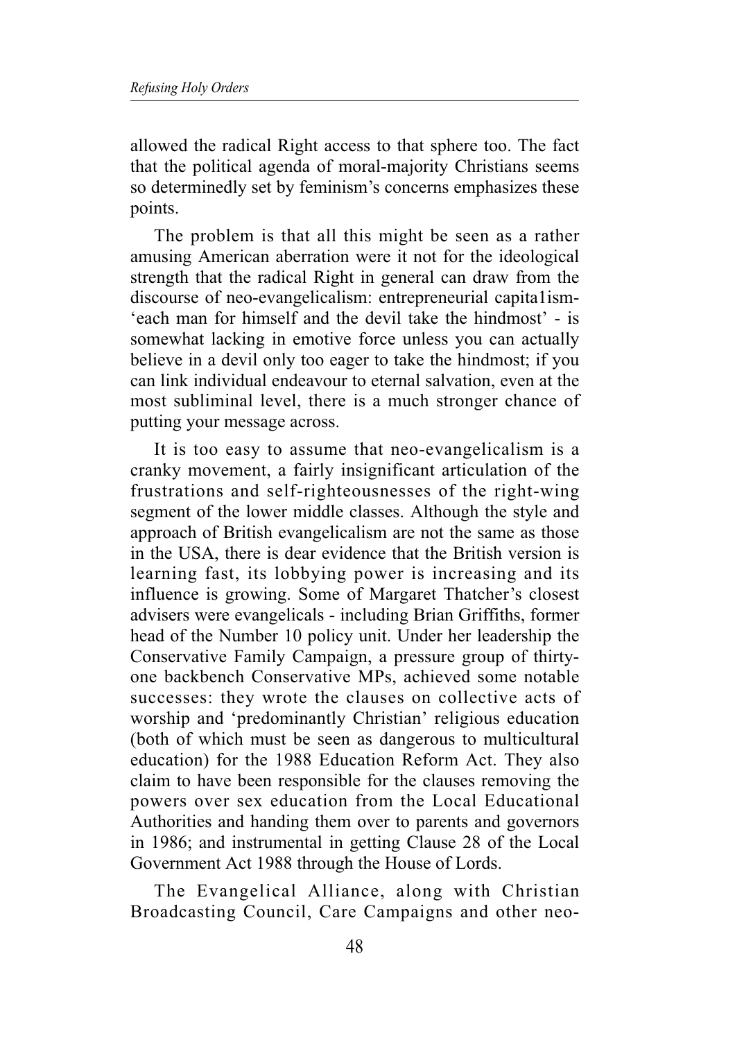allowed the radical Right access to that sphere too. The fact that the political agenda of moral-majority Christians seems so determinedly set by feminism's concerns emphasizes these points.

The problem is that all this might be seen as a rather amusing American aberration were it not for the ideological strength that the radical Right in general can draw from the discourse of neo-evangelicalism: entrepreneurial capita1ism- 'each man for himself and the devil take the hindmost' - is somewhat lacking in emotive force unless you can actually believe in a devil only too eager to take the hindmost; if you can link individual endeavour to eternal salvation, even at the most subliminal level, there is a much stronger chance of putting your message across.

It is too easy to assume that neo-evangelicalism is a cranky movement, a fairly insignificant articulation of the frustrations and self-righteousnesses of the right-wing segment of the lower middle classes. Although the style and approach of British evangelicalism are not the same as those in the USA, there is dear evidence that the British version is learning fast, its lobbying power is increasing and its influence is growing. Some of Margaret Thatcher's closest advisers were evangelicals - including Brian Griffiths, former head of the Number 10 policy unit. Under her leadership the Conservative Family Campaign, a pressure group of thirty-one backbench Conservative MPs, achieved some notable successes: they wrote the clauses on collective acts of worship and 'predominantly Christian' religious education (both of which must be seen as dangerous to multicultural education) for the 1988 Education Reform Act. They also claim to have been responsible for the clauses removing the powers over sex education from the Local Educational Authorities and handing them over to parents and governors in 1986; and instrumental in getting Clause 28 of the Local Government Act 1988 through the House of Lords.

The Evangelical Alliance, along with Christian Broadcasting Council, Care Campaigns and other neo-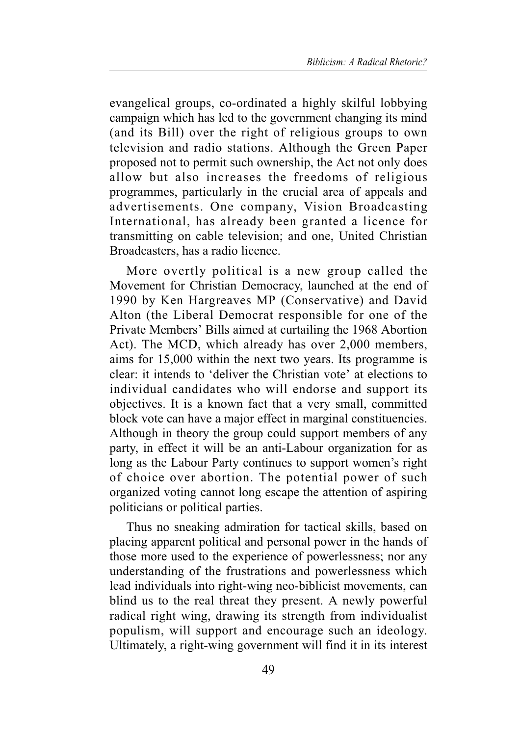evangelical groups, co-ordinated a highly skilful lobbying campaign which has led to the government changing its mind (and its Bill) over the right of religious groups to own television and radio stations. Although the Green Paper proposed not to permit such ownership, the Act not only does allow but also increases the freedoms of religious programmes, particularly in the crucial area of appeals and advertisements. One company, Vision Broadcasting International, has already been granted a licence for transmitting on cable television; and one, United Christian Broadcasters, has a radio licence.

More overtly political is a new group called the Movement for Christian Democracy, launched at the end of 1990 by Ken Hargreaves MP (Conservative) and David Alton (the Liberal Democrat responsible for one of the Private Members' Bills aimed at curtailing the 1968 Abortion Act). The MCD, which already has over 2,000 members, aims for 15,000 within the next two years. Its programme is clear: it intends to 'deliver the Christian vote' at elections to individual candidates who will endorse and support its objectives. It is a known fact that a very small, committed block vote can have a major effect in marginal constituencies. Although in theory the group could support members of any party, in effect it will be an anti-Labour organization for as long as the Labour Party continues to support women's right of choice over abortion. The potential power of such organized voting cannot long escape the attention of aspiring politicians or political parties.

Thus no sneaking admiration for tactical skills, based on placing apparent political and personal power in the hands of those more used to the experience of powerlessness; nor any understanding of the frustrations and powerlessness which lead individuals into right-wing neo-biblicist movements, can blind us to the real threat they present. A newly powerful radical right wing, drawing its strength from individualist populism, will support and encourage such an ideology. Ultimately, a right-wing government will find it in its interest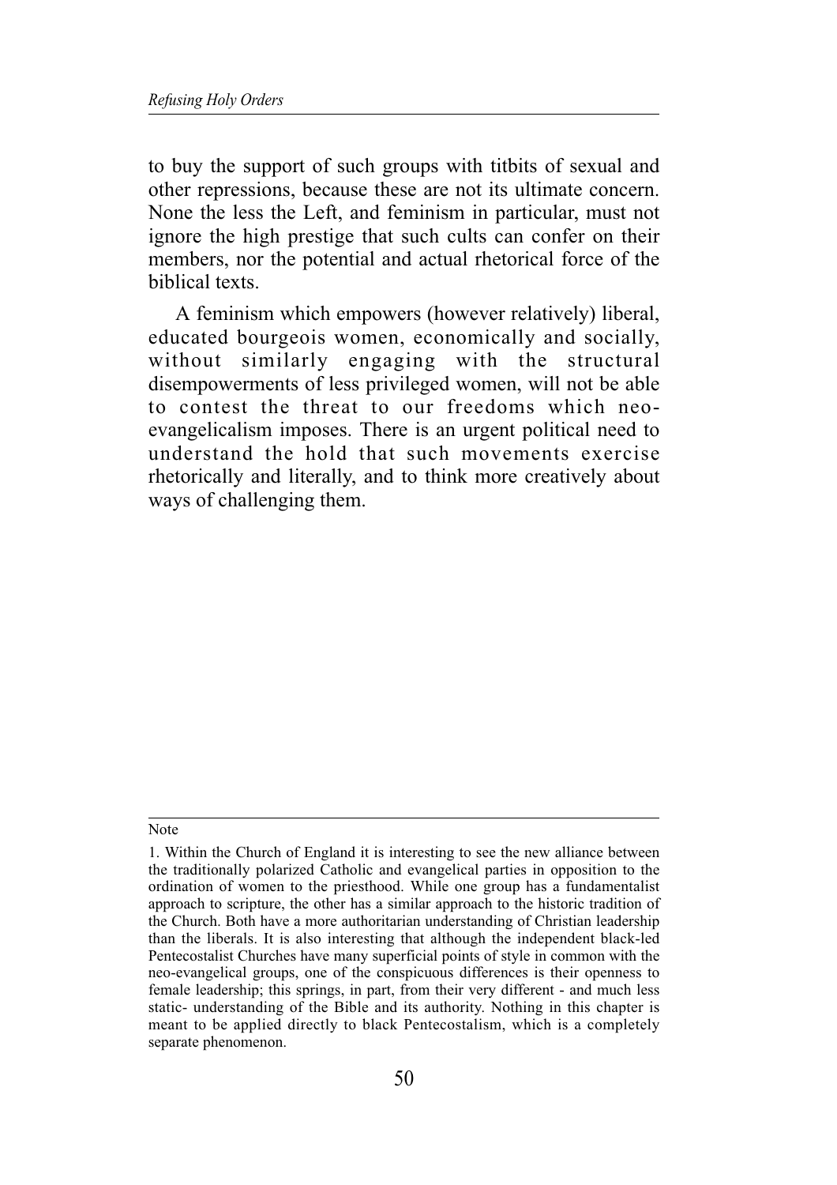to buy the support of such groups with titbits of sexual and other repressions, because these are not its ultimate concern. None the less the Left, and feminism in particular, must not ignore the high prestige that such cults can confer on their members, nor the potential and actual rhetorical force of the biblical texts.

A feminism which empowers (however relatively) liberal, educated bourgeois women, economically and socially, without similarly engaging with the structural disempowerments of less privileged women, will not be able to contest the threat to our freedoms which neo-evangelicalism imposes. There is an urgent political need to understand the hold that such movements exercise rhetorically and literally, and to think more creatively about ways of challenging them.

---

Note

1. Within the Church of England it is interesting to see the new alliance between the traditionally polarized Catholic and evangelical parties in opposition to the ordination of women to the priesthood. While one group has a fundamentalist approach to scripture, the other has a similar approach to the historic tradition of the Church. Both have a more authoritarian understanding of Christian leadership than the liberals. It is also interesting that although the independent black-led Pentecostalist Churches have many superficial points of style in common with the neo-evangelical groups, one of the conspicuous differences is their openness to female leadership; this springs, in part, from their very different - and much less static- understanding of the Bible and its authority. Nothing in this chapter is meant to be applied directly to black Pentecostalism, which is a completely separate phenomenon.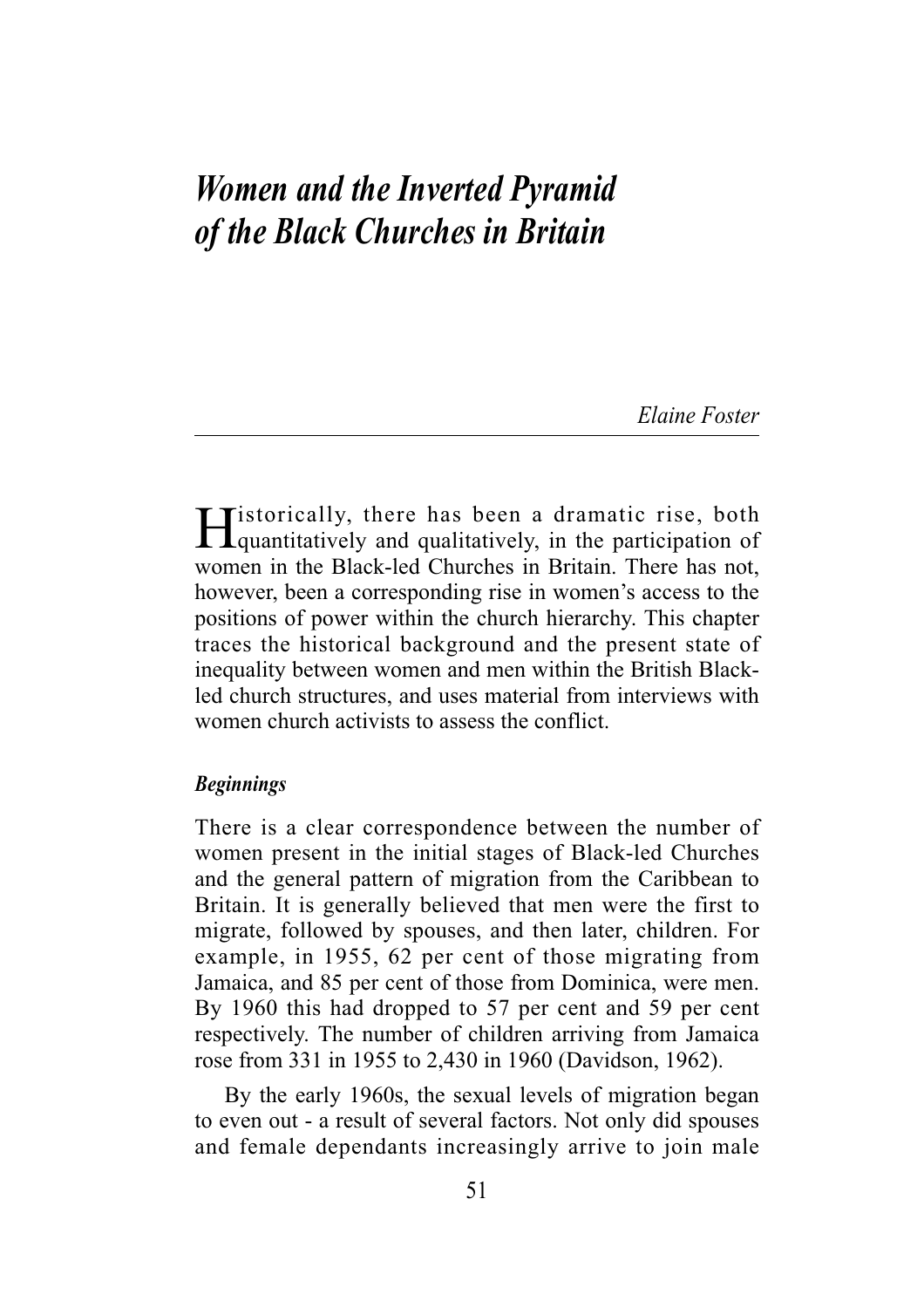# *Women and the Inverted Pyramid of the Black Churches in Britain*

*Elaine Foster*

Historically, there has been a dramatic rise, both quantitatively and qualitatively, in the participation of women in the Black-led Churches in Britain. There has not, however, been a corresponding rise in women's access to the positions of power within the church hierarchy. This chapter traces the historical background and the present state of inequality between women and men within the British Black-led church structures, and uses material from interviews with women church activists to assess the conflict.

### *Beginnings*

There is a clear correspondence between the number of women present in the initial stages of Black-led Churches and the general pattern of migration from the Caribbean to Britain. It is generally believed that men were the first to migrate, followed by spouses, and then later, children. For example, in 1955, 62 per cent of those migrating from Jamaica, and 85 per cent of those from Dominica, were men. By 1960 this had dropped to 57 per cent and 59 per cent respectively. The number of children arriving from Jamaica rose from 331 in 1955 to 2,430 in 1960 (Davidson, 1962).

By the early 1960s, the sexual levels of migration began to even out - a result of several factors. Not only did spouses and female dependants increasingly arrive to join male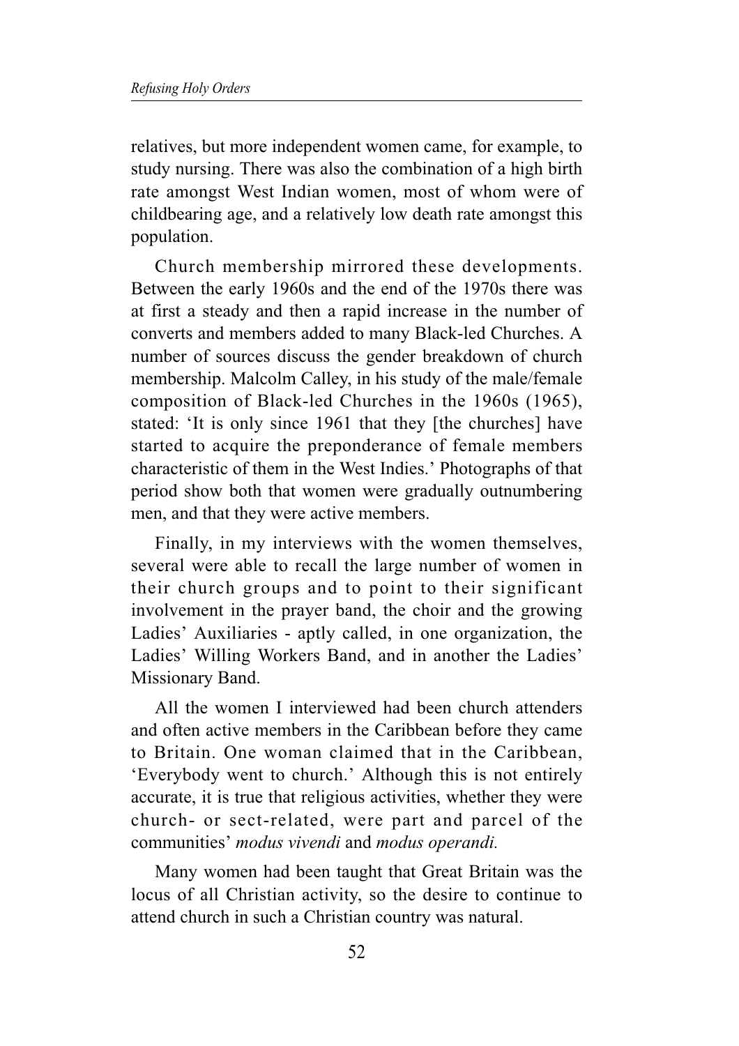relatives, but more independent women came, for example, to study nursing. There was also the combination of a high birth rate amongst West Indian women, most of whom were of childbearing age, and a relatively low death rate amongst this population.

Church membership mirrored these developments. Between the early 1960s and the end of the 1970s there was at first a steady and then a rapid increase in the number of converts and members added to many Black-led Churches. A number of sources discuss the gender breakdown of church membership. Malcolm Calley, in his study of the male/female composition of Black-led Churches in the 1960s (1965), stated: 'It is only since 1961 that they [the churches] have started to acquire the preponderance of female members characteristic of them in the West Indies.' Photographs of that period show both that women were gradually outnumbering men, and that they were active members.

Finally, in my interviews with the women themselves, several were able to recall the large number of women in their church groups and to point to their significant involvement in the prayer band, the choir and the growing Ladies' Auxiliaries - aptly called, in one organization, the Ladies' Willing Workers Band, and in another the Ladies' Missionary Band.

All the women I interviewed had been church attenders and often active members in the Caribbean before they came to Britain. One woman claimed that in the Caribbean, 'Everybody went to church.' Although this is not entirely accurate, it is true that religious activities, whether they were church- or sect-related, were part and parcel of the communities' *modus vivendi* and *modus operandi.*

Many women had been taught that Great Britain was the locus of all Christian activity, so the desire to continue to attend church in such a Christian country was natural.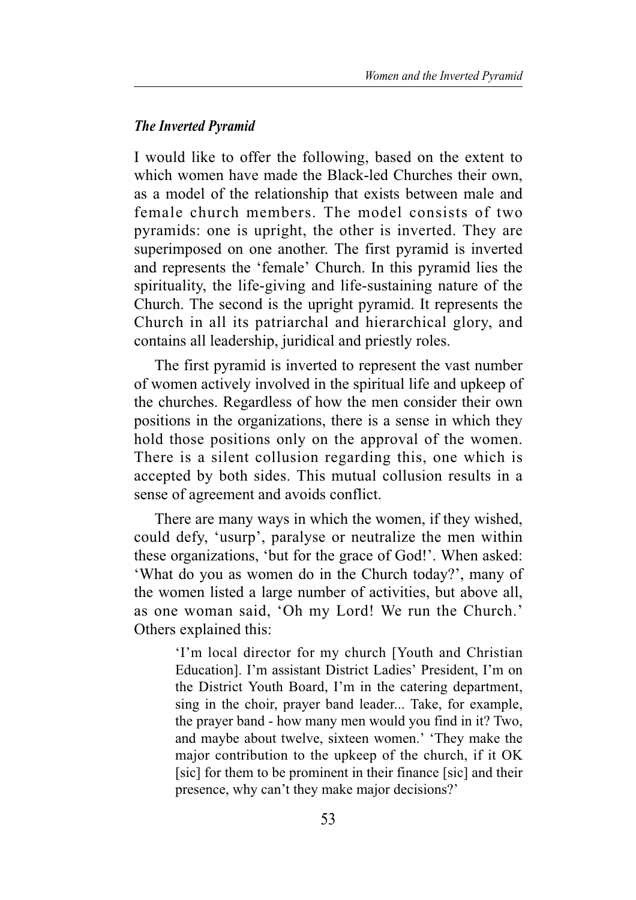### *The Inverted Pyramid*

I would like to offer the following, based on the extent to which women have made the Black-led Churches their own, as a model of the relationship that exists between male and female church members. The model consists of two pyramids: one is upright, the other is inverted. They are superimposed on one another. The first pyramid is inverted and represents the 'female' Church. In this pyramid lies the spirituality, the life-giving and life-sustaining nature of the Church. The second is the upright pyramid. It represents the Church in all its patriarchal and hierarchical glory, and contains all leadership, juridical and priestly roles.

The first pyramid is inverted to represent the vast number of women actively involved in the spiritual life and upkeep of the churches. Regardless of how the men consider their own positions in the organizations, there is a sense in which they hold those positions only on the approval of the women. There is a silent collusion regarding this, one which is accepted by both sides. This mutual collusion results in a sense of agreement and avoids conflict.

There are many ways in which the women, if they wished, could defy, 'usurp', paralyse or neutralize the men within these organizations, 'but for the grace of God!'. When asked: 'What do you as women do in the Church today?', many of the women listed a large number of activities, but above all, as one woman said, 'Oh my Lord! We run the Church.' Others explained this:

> 'I'm local director for my church [Youth and Christian Education]. I'm assistant District Ladies' President, I'm on the District Youth Board, I'm in the catering department, sing in the choir, prayer band leader... Take, for example, the prayer band - how many men would you find in it? Two, and maybe about twelve, sixteen women.' 'They make the major contribution to the upkeep of the church, if it OK [sic] for them to be prominent in their finance [sic] and their presence, why can't they make major decisions?'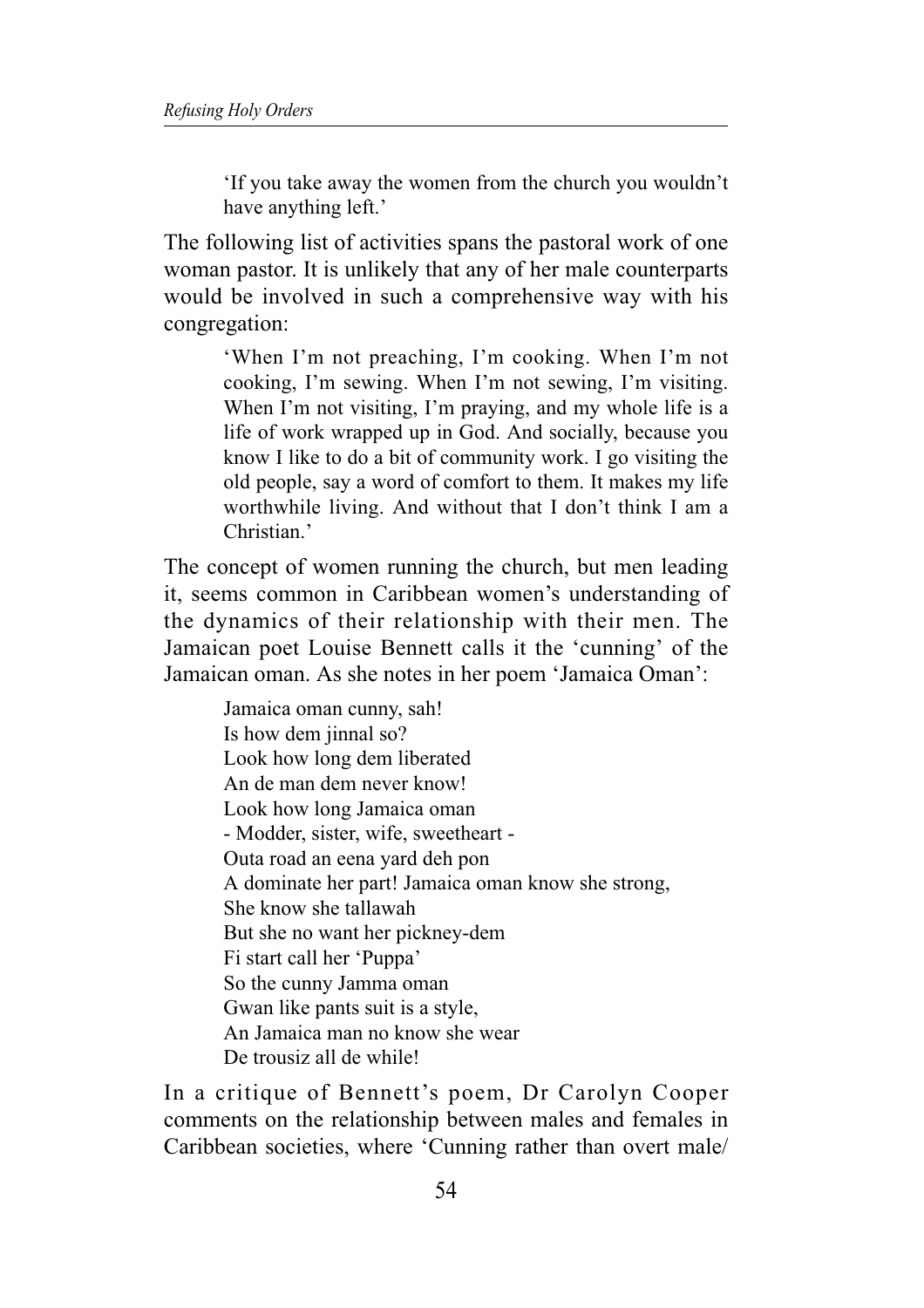> 'If you take away the women from the church you wouldn't have anything left.'

The following list of activities spans the pastoral work of one woman pastor. It is unlikely that any of her male counterparts would be involved in such a comprehensive way with his congregation:

> 'When I'm not preaching, I'm cooking. When I'm not cooking, I'm sewing. When I'm not sewing, I'm visiting. When I'm not visiting, I'm praying, and my whole life is a life of work wrapped up in God. And socially, because you know I like to do a bit of community work. I go visiting the old people, say a word of comfort to them. It makes my life worthwhile living. And without that I don't think I am a Christian.'

The concept of women running the church, but men leading it, seems common in Caribbean women's understanding of the dynamics of their relationship with their men. The Jamaican poet Louise Bennett calls it the 'cunning' of the Jamaican oman. As she notes in her poem 'Jamaica Oman':

> Jamaica oman cunny, sah!
> Is how dem jinnal so?
> Look how long dem liberated
> An de man dem never know!
> Look how long Jamaica oman
> - Modder, sister, wife, sweetheart -
> Outa road an eena yard deh pon
> A dominate her part! Jamaica oman know she strong,
> She know she tallawah
> But she no want her pickney-dem
> Fi start call her 'Puppa'
> So the cunny Jamma oman
> Gwan like pants suit is a style,
> An Jamaica man no know she wear
> De trousiz all de while!

In a critique of Bennett's poem, Dr Carolyn Cooper comments on the relationship between males and females in Caribbean societies, where 'Cunning rather than overt male/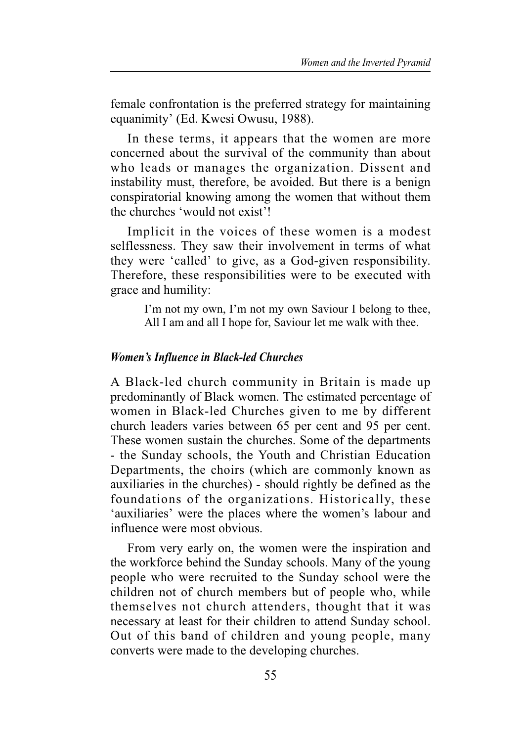female confrontation is the preferred strategy for maintaining equanimity' (Ed. Kwesi Owusu, 1988).

In these terms, it appears that the women are more concerned about the survival of the community than about who leads or manages the organization. Dissent and instability must, therefore, be avoided. But there is a benign conspiratorial knowing among the women that without them the churches 'would not exist'!

Implicit in the voices of these women is a modest selflessness. They saw their involvement in terms of what they were 'called' to give, as a God-given responsibility. Therefore, these responsibilities were to be executed with grace and humility:

> I'm not my own, I'm not my own Saviour I belong to thee,
> All I am and all I hope for, Saviour let me walk with thee.

### *Women's Influence in Black-led Churches*

A Black-led church community in Britain is made up predominantly of Black women. The estimated percentage of women in Black-led Churches given to me by different church leaders varies between 65 per cent and 95 per cent. These women sustain the churches. Some of the departments - the Sunday schools, the Youth and Christian Education Departments, the choirs (which are commonly known as auxiliaries in the churches) - should rightly be defined as the foundations of the organizations. Historically, these 'auxiliaries' were the places where the women's labour and influence were most obvious.

From very early on, the women were the inspiration and the workforce behind the Sunday schools. Many of the young people who were recruited to the Sunday school were the children not of church members but of people who, while themselves not church attenders, thought that it was necessary at least for their children to attend Sunday school. Out of this band of children and young people, many converts were made to the developing churches.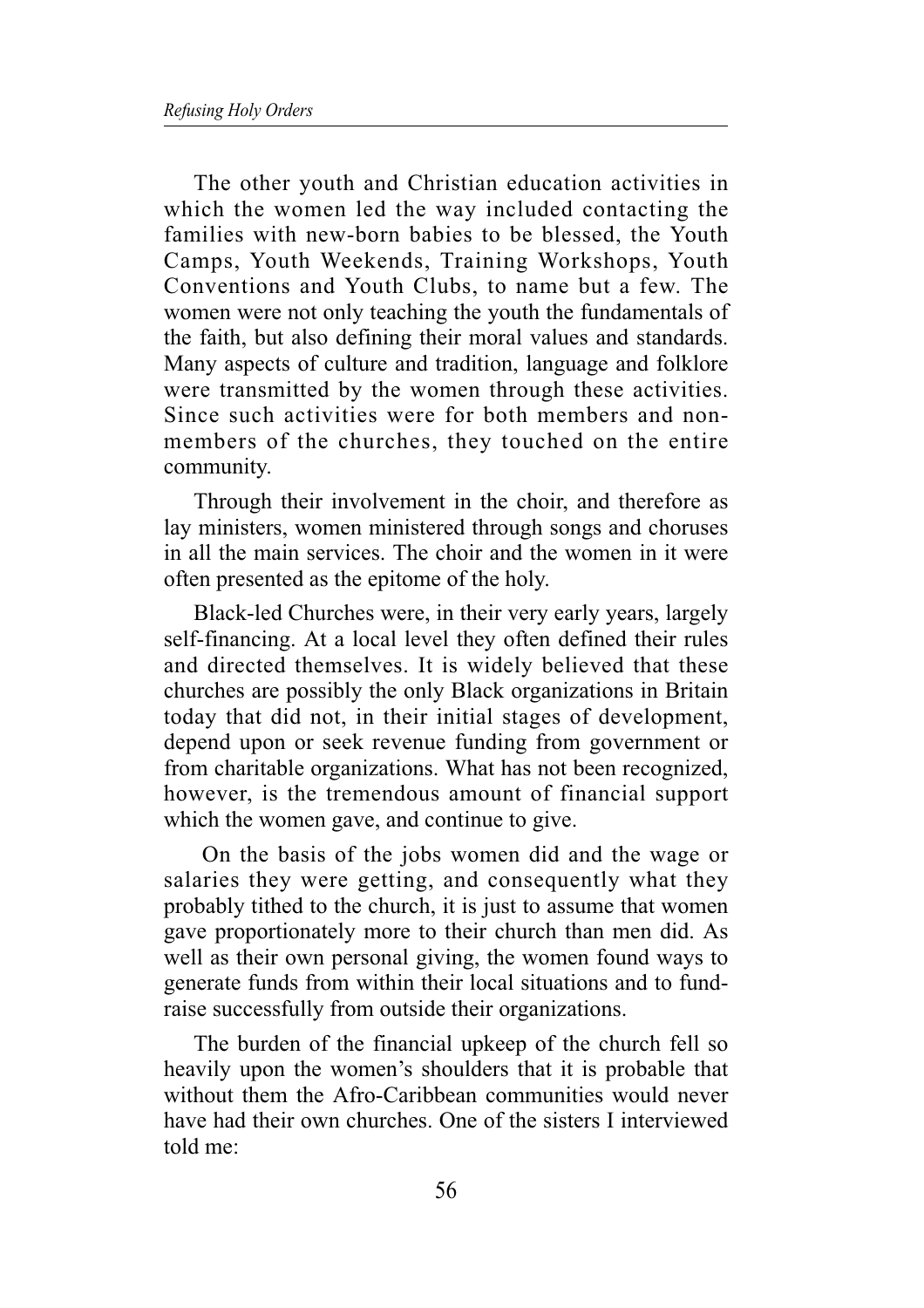The other youth and Christian education activities in which the women led the way included contacting the families with new-born babies to be blessed, the Youth Camps, Youth Weekends, Training Workshops, Youth Conventions and Youth Clubs, to name but a few. The women were not only teaching the youth the fundamentals of the faith, but also defining their moral values and standards. Many aspects of culture and tradition, language and folklore were transmitted by the women through these activities. Since such activities were for both members and non-members of the churches, they touched on the entire community.

Through their involvement in the choir, and therefore as lay ministers, women ministered through songs and choruses in all the main services. The choir and the women in it were often presented as the epitome of the holy.

Black-led Churches were, in their very early years, largely self-financing. At a local level they often defined their rules and directed themselves. It is widely believed that these churches are possibly the only Black organizations in Britain today that did not, in their initial stages of development, depend upon or seek revenue funding from government or from charitable organizations. What has not been recognized, however, is the tremendous amount of financial support which the women gave, and continue to give.

On the basis of the jobs women did and the wage or salaries they were getting, and consequently what they probably tithed to the church, it is just to assume that women gave proportionately more to their church than men did. As well as their own personal giving, the women found ways to generate funds from within their local situations and to fund-raise successfully from outside their organizations.

The burden of the financial upkeep of the church fell so heavily upon the women's shoulders that it is probable that without them the Afro-Caribbean communities would never have had their own churches. One of the sisters I interviewed told me: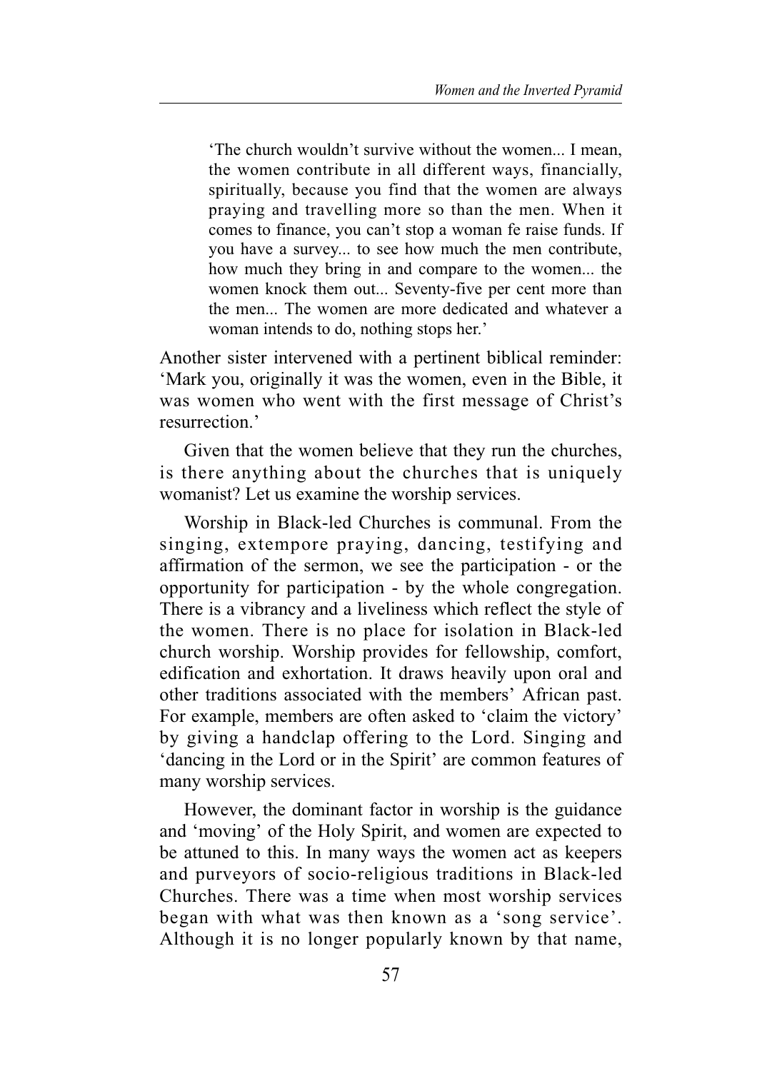> 'The church wouldn't survive without the women... I mean, the women contribute in all different ways, financially, spiritually, because you find that the women are always praying and travelling more so than the men. When it comes to finance, you can't stop a woman fe raise funds. If you have a survey... to see how much the men contribute, how much they bring in and compare to the women... the women knock them out... Seventy-five per cent more than the men... The women are more dedicated and whatever a woman intends to do, nothing stops her.'

Another sister intervened with a pertinent biblical reminder: 'Mark you, originally it was the women, even in the Bible, it was women who went with the first message of Christ's resurrection.'

Given that the women believe that they run the churches, is there anything about the churches that is uniquely womanist? Let us examine the worship services.

Worship in Black-led Churches is communal. From the singing, extempore praying, dancing, testifying and affirmation of the sermon, we see the participation - or the opportunity for participation - by the whole congregation. There is a vibrancy and a liveliness which reflect the style of the women. There is no place for isolation in Black-led church worship. Worship provides for fellowship, comfort, edification and exhortation. It draws heavily upon oral and other traditions associated with the members' African past. For example, members are often asked to 'claim the victory' by giving a handclap offering to the Lord. Singing and 'dancing in the Lord or in the Spirit' are common features of many worship services.

However, the dominant factor in worship is the guidance and 'moving' of the Holy Spirit, and women are expected to be attuned to this. In many ways the women act as keepers and purveyors of socio-religious traditions in Black-led Churches. There was a time when most worship services began with what was then known as a 'song service'. Although it is no longer popularly known by that name,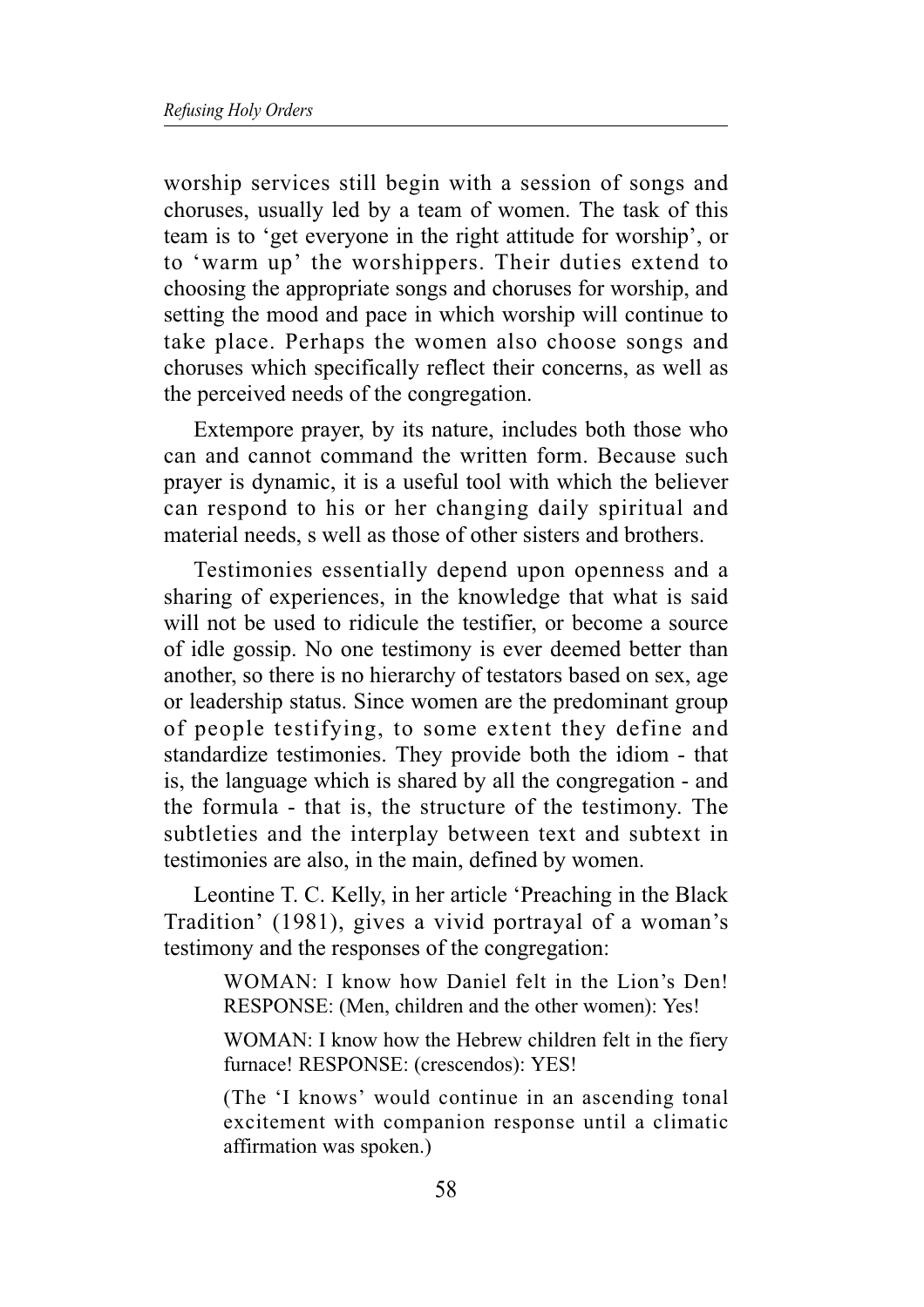worship services still begin with a session of songs and choruses, usually led by a team of women. The task of this team is to 'get everyone in the right attitude for worship', or to 'warm up' the worshippers. Their duties extend to choosing the appropriate songs and choruses for worship, and setting the mood and pace in which worship will continue to take place. Perhaps the women also choose songs and choruses which specifically reflect their concerns, as well as the perceived needs of the congregation.

Extempore prayer, by its nature, includes both those who can and cannot command the written form. Because such prayer is dynamic, it is a useful tool with which the believer can respond to his or her changing daily spiritual and material needs, s well as those of other sisters and brothers.

Testimonies essentially depend upon openness and a sharing of experiences, in the knowledge that what is said will not be used to ridicule the testifier, or become a source of idle gossip. No one testimony is ever deemed better than another, so there is no hierarchy of testators based on sex, age or leadership status. Since women are the predominant group of people testifying, to some extent they define and standardize testimonies. They provide both the idiom - that is, the language which is shared by all the congregation - and the formula - that is, the structure of the testimony. The subtleties and the interplay between text and subtext in testimonies are also, in the main, defined by women.

Leontine T. C. Kelly, in her article 'Preaching in the Black Tradition' (1981), gives a vivid portrayal of a woman's testimony and the responses of the congregation:

> WOMAN: I know how Daniel felt in the Lion's Den! RESPONSE: (Men, children and the other women): Yes!
>
> WOMAN: I know how the Hebrew children felt in the fiery furnace! RESPONSE: (crescendos): YES!
>
> (The 'I knows' would continue in an ascending tonal excitement with companion response until a climatic affirmation was spoken.)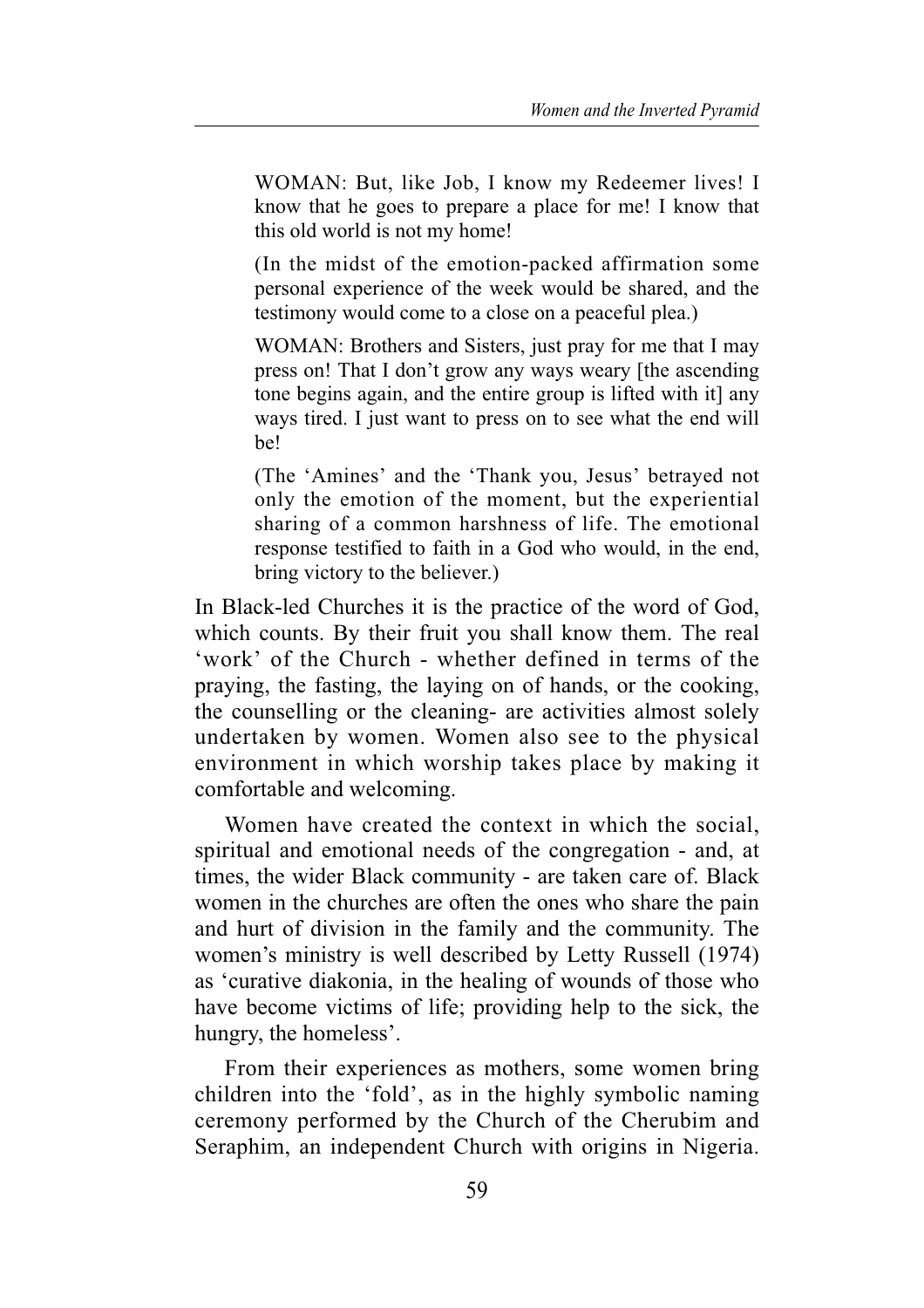> WOMAN: But, like Job, I know my Redeemer lives! I know that he goes to prepare a place for me! I know that this old world is not my home!
>
> (In the midst of the emotion-packed affirmation some personal experience of the week would be shared, and the testimony would come to a close on a peaceful plea.)
>
> WOMAN: Brothers and Sisters, just pray for me that I may press on! That I don't grow any ways weary [the ascending tone begins again, and the entire group is lifted with it] any ways tired. I just want to press on to see what the end will be!
>
> (The 'Amines' and the 'Thank you, Jesus' betrayed not only the emotion of the moment, but the experiential sharing of a common harshness of life. The emotional response testified to faith in a God who would, in the end, bring victory to the believer.)

In Black-led Churches it is the practice of the word of God, which counts. By their fruit you shall know them. The real 'work' of the Church - whether defined in terms of the praying, the fasting, the laying on of hands, or the cooking, the counselling or the cleaning- are activities almost solely undertaken by women. Women also see to the physical environment in which worship takes place by making it comfortable and welcoming.

Women have created the context in which the social, spiritual and emotional needs of the congregation - and, at times, the wider Black community - are taken care of. Black women in the churches are often the ones who share the pain and hurt of division in the family and the community. The women's ministry is well described by Letty Russell (1974) as 'curative diakonia, in the healing of wounds of those who have become victims of life; providing help to the sick, the hungry, the homeless'.

From their experiences as mothers, some women bring children into the 'fold', as in the highly symbolic naming ceremony performed by the Church of the Cherubim and Seraphim, an independent Church with origins in Nigeria.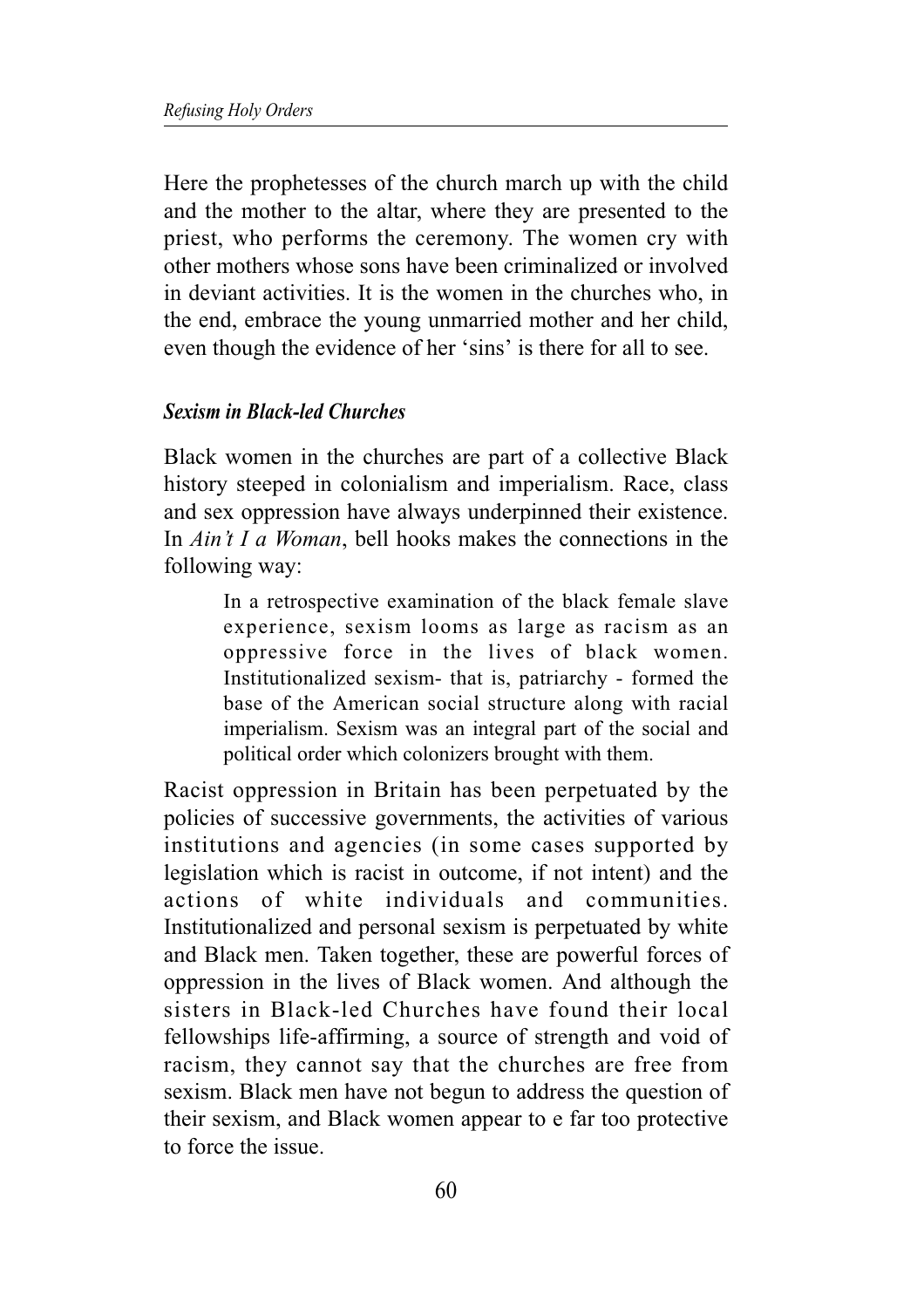Here the prophetesses of the church march up with the child and the mother to the altar, where they are presented to the priest, who performs the ceremony. The women cry with other mothers whose sons have been criminalized or involved in deviant activities. It is the women in the churches who, in the end, embrace the young unmarried mother and her child, even though the evidence of her 'sins' is there for all to see.

### *Sexism in Black-led Churches*

Black women in the churches are part of a collective Black history steeped in colonialism and imperialism. Race, class and sex oppression have always underpinned their existence. In *Ain't I a Woman*, bell hooks makes the connections in the following way:

> In a retrospective examination of the black female slave experience, sexism looms as large as racism as an oppressive force in the lives of black women. Institutionalized sexism- that is, patriarchy - formed the base of the American social structure along with racial imperialism. Sexism was an integral part of the social and political order which colonizers brought with them.

Racist oppression in Britain has been perpetuated by the policies of successive governments, the activities of various institutions and agencies (in some cases supported by legislation which is racist in outcome, if not intent) and the actions of white individuals and communities. Institutionalized and personal sexism is perpetuated by white and Black men. Taken together, these are powerful forces of oppression in the lives of Black women. And although the sisters in Black-led Churches have found their local fellowships life-affirming, a source of strength and void of racism, they cannot say that the churches are free from sexism. Black men have not begun to address the question of their sexism, and Black women appear to e far too protective to force the issue.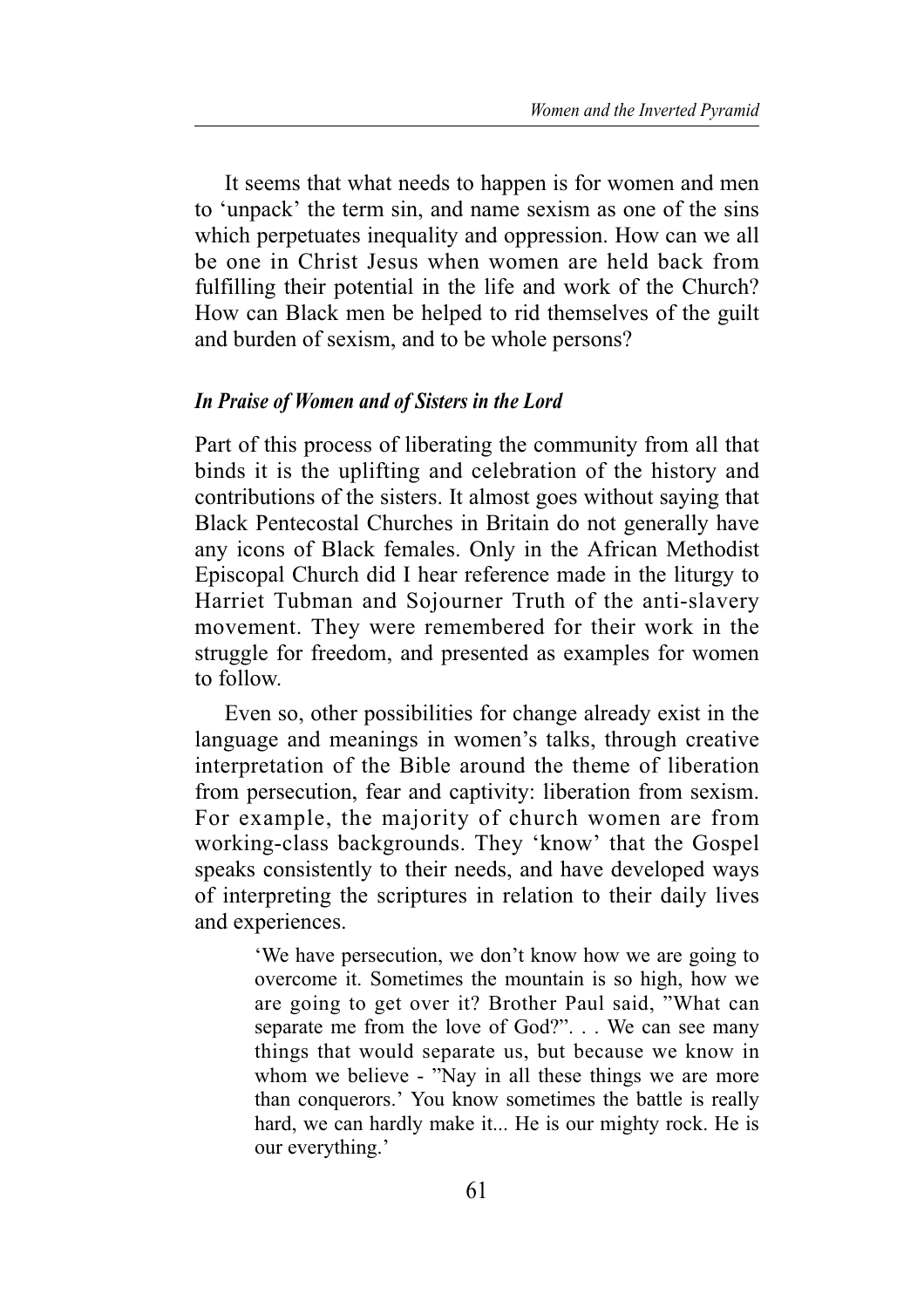It seems that what needs to happen is for women and men to 'unpack' the term sin, and name sexism as one of the sins which perpetuates inequality and oppression. How can we all be one in Christ Jesus when women are held back from fulfilling their potential in the life and work of the Church? How can Black men be helped to rid themselves of the guilt and burden of sexism, and to be whole persons?

### *In Praise of Women and of Sisters in the Lord*

Part of this process of liberating the community from all that binds it is the uplifting and celebration of the history and contributions of the sisters. It almost goes without saying that Black Pentecostal Churches in Britain do not generally have any icons of Black females. Only in the African Methodist Episcopal Church did I hear reference made in the liturgy to Harriet Tubman and Sojourner Truth of the anti-slavery movement. They were remembered for their work in the struggle for freedom, and presented as examples for women to follow.

Even so, other possibilities for change already exist in the language and meanings in women's talks, through creative interpretation of the Bible around the theme of liberation from persecution, fear and captivity: liberation from sexism. For example, the majority of church women are from working-class backgrounds. They 'know' that the Gospel speaks consistently to their needs, and have developed ways of interpreting the scriptures in relation to their daily lives and experiences.

> 'We have persecution, we don't know how we are going to overcome it. Sometimes the mountain is so high, how we are going to get over it? Brother Paul said, "What can separate me from the love of God?". . . We can see many things that would separate us, but because we know in whom we believe - "Nay in all these things we are more than conquerors.' You know sometimes the battle is really hard, we can hardly make it... He is our mighty rock. He is our everything.'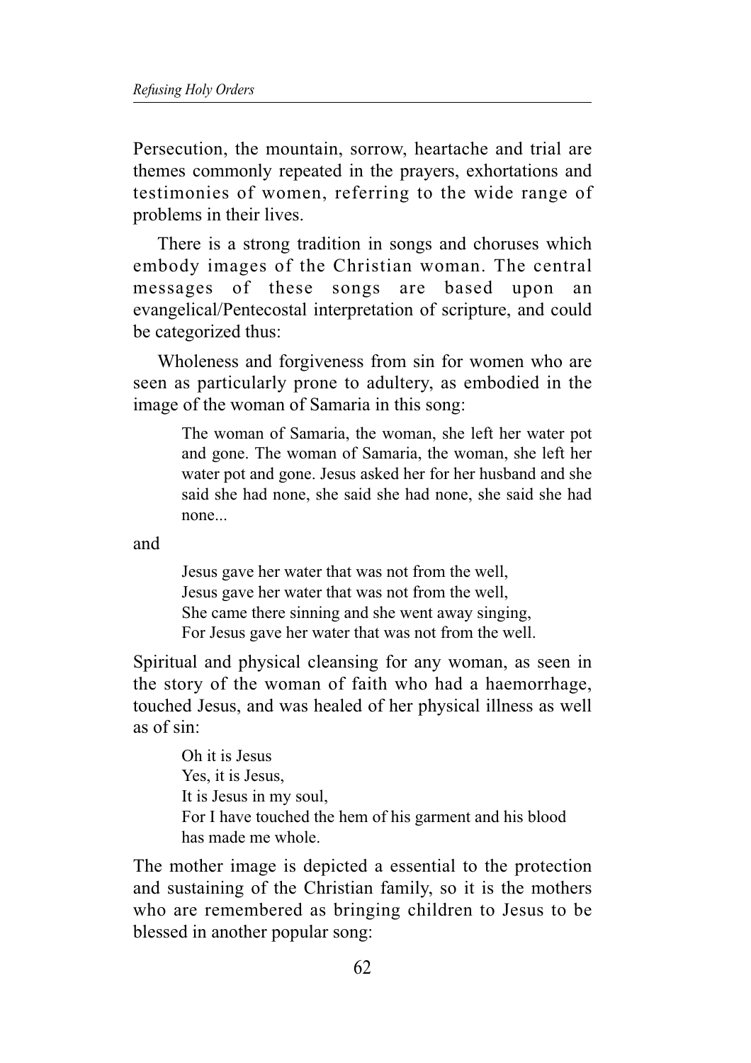Persecution, the mountain, sorrow, heartache and trial are themes commonly repeated in the prayers, exhortations and testimonies of women, referring to the wide range of problems in their lives.

There is a strong tradition in songs and choruses which embody images of the Christian woman. The central messages of these songs are based upon an evangelical/Pentecostal interpretation of scripture, and could be categorized thus:

Wholeness and forgiveness from sin for women who are seen as particularly prone to adultery, as embodied in the image of the woman of Samaria in this song:

> The woman of Samaria, the woman, she left her water pot and gone. The woman of Samaria, the woman, she left her water pot and gone. Jesus asked her for her husband and she said she had none, she said she had none, she said she had none...

and

> Jesus gave her water that was not from the well,
> Jesus gave her water that was not from the well,
> She came there sinning and she went away singing,
> For Jesus gave her water that was not from the well.

Spiritual and physical cleansing for any woman, as seen in the story of the woman of faith who had a haemorrhage, touched Jesus, and was healed of her physical illness as well as of sin:

> Oh it is Jesus
> Yes, it is Jesus,
> It is Jesus in my soul,
> For I have touched the hem of his garment and his blood has made me whole.

The mother image is depicted a essential to the protection and sustaining of the Christian family, so it is the mothers who are remembered as bringing children to Jesus to be blessed in another popular song: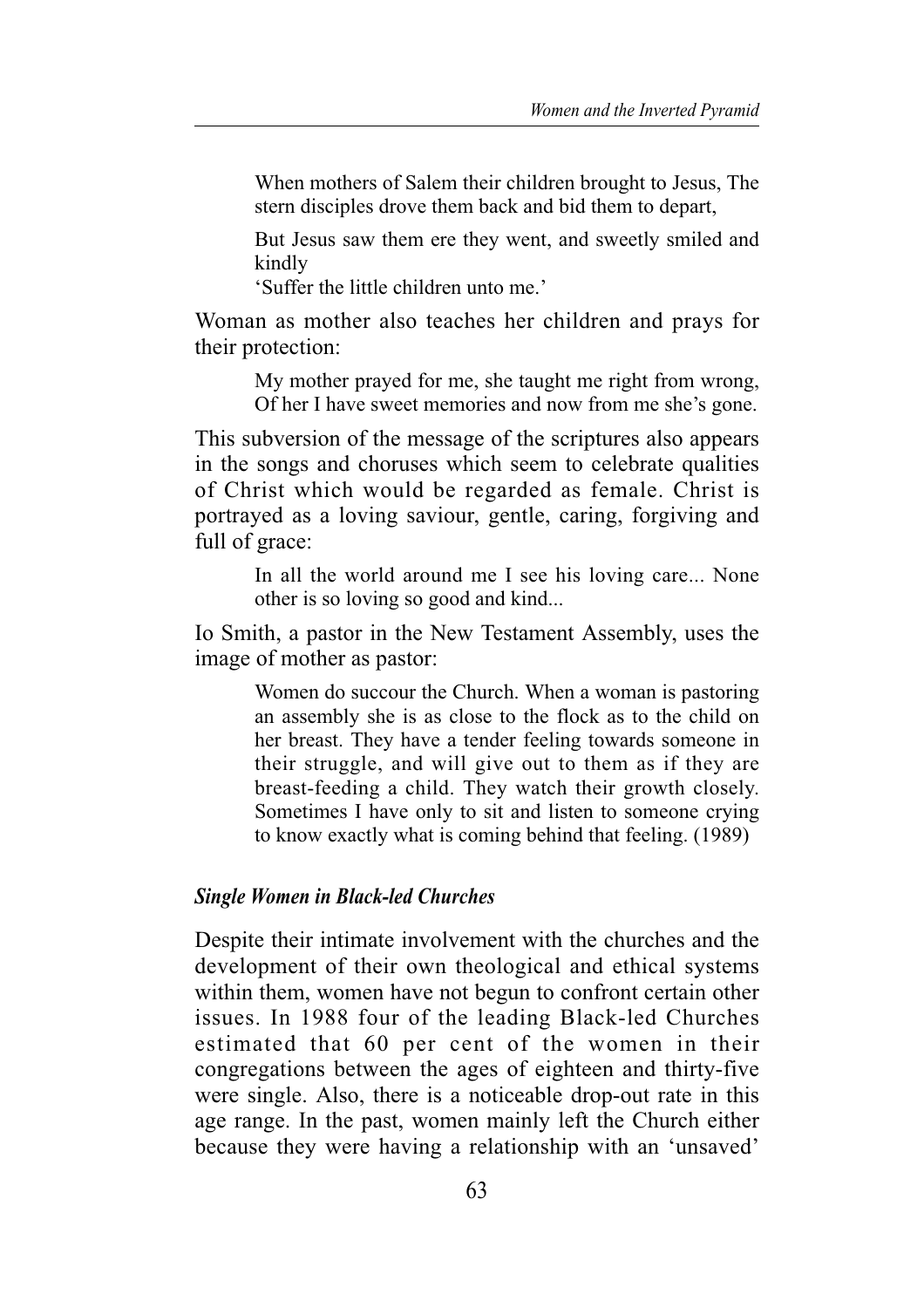> When mothers of Salem their children brought to Jesus, The stern disciples drove them back and bid them to depart,
>
> But Jesus saw them ere they went, and sweetly smiled and kindly
> 'Suffer the little children unto me.'

Woman as mother also teaches her children and prays for their protection:

> My mother prayed for me, she taught me right from wrong,
> Of her I have sweet memories and now from me she's gone.

This subversion of the message of the scriptures also appears in the songs and choruses which seem to celebrate qualities of Christ which would be regarded as female. Christ is portrayed as a loving saviour, gentle, caring, forgiving and full of grace:

> In all the world around me I see his loving care... None other is so loving so good and kind...

Io Smith, a pastor in the New Testament Assembly, uses the image of mother as pastor:

> Women do succour the Church. When a woman is pastoring an assembly she is as close to the flock as to the child on her breast. They have a tender feeling towards someone in their struggle, and will give out to them as if they are breast-feeding a child. They watch their growth closely. Sometimes I have only to sit and listen to someone crying to know exactly what is coming behind that feeling. (1989)

### *Single Women in Black-led Churches*

Despite their intimate involvement with the churches and the development of their own theological and ethical systems within them, women have not begun to confront certain other issues. In 1988 four of the leading Black-led Churches estimated that 60 per cent of the women in their congregations between the ages of eighteen and thirty-five were single. Also, there is a noticeable drop-out rate in this age range. In the past, women mainly left the Church either because they were having a relationship with an 'unsaved'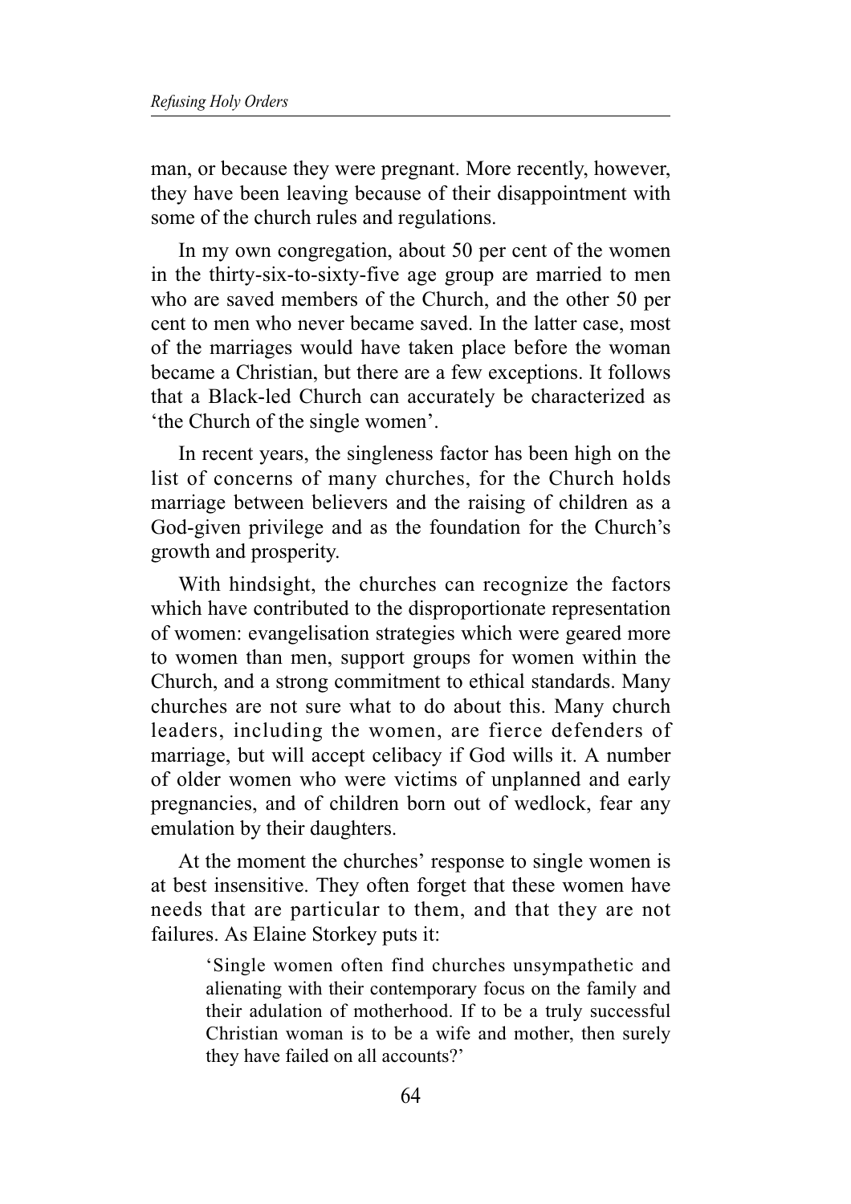man, or because they were pregnant. More recently, however, they have been leaving because of their disappointment with some of the church rules and regulations.

In my own congregation, about 50 per cent of the women in the thirty-six-to-sixty-five age group are married to men who are saved members of the Church, and the other 50 per cent to men who never became saved. In the latter case, most of the marriages would have taken place before the woman became a Christian, but there are a few exceptions. It follows that a Black-led Church can accurately be characterized as 'the Church of the single women'.

In recent years, the singleness factor has been high on the list of concerns of many churches, for the Church holds marriage between believers and the raising of children as a God-given privilege and as the foundation for the Church's growth and prosperity.

With hindsight, the churches can recognize the factors which have contributed to the disproportionate representation of women: evangelisation strategies which were geared more to women than men, support groups for women within the Church, and a strong commitment to ethical standards. Many churches are not sure what to do about this. Many church leaders, including the women, are fierce defenders of marriage, but will accept celibacy if God wills it. A number of older women who were victims of unplanned and early pregnancies, and of children born out of wedlock, fear any emulation by their daughters.

At the moment the churches' response to single women is at best insensitive. They often forget that these women have needs that are particular to them, and that they are not failures. As Elaine Storkey puts it:

> 'Single women often find churches unsympathetic and alienating with their contemporary focus on the family and their adulation of motherhood. If to be a truly successful Christian woman is to be a wife and mother, then surely they have failed on all accounts?'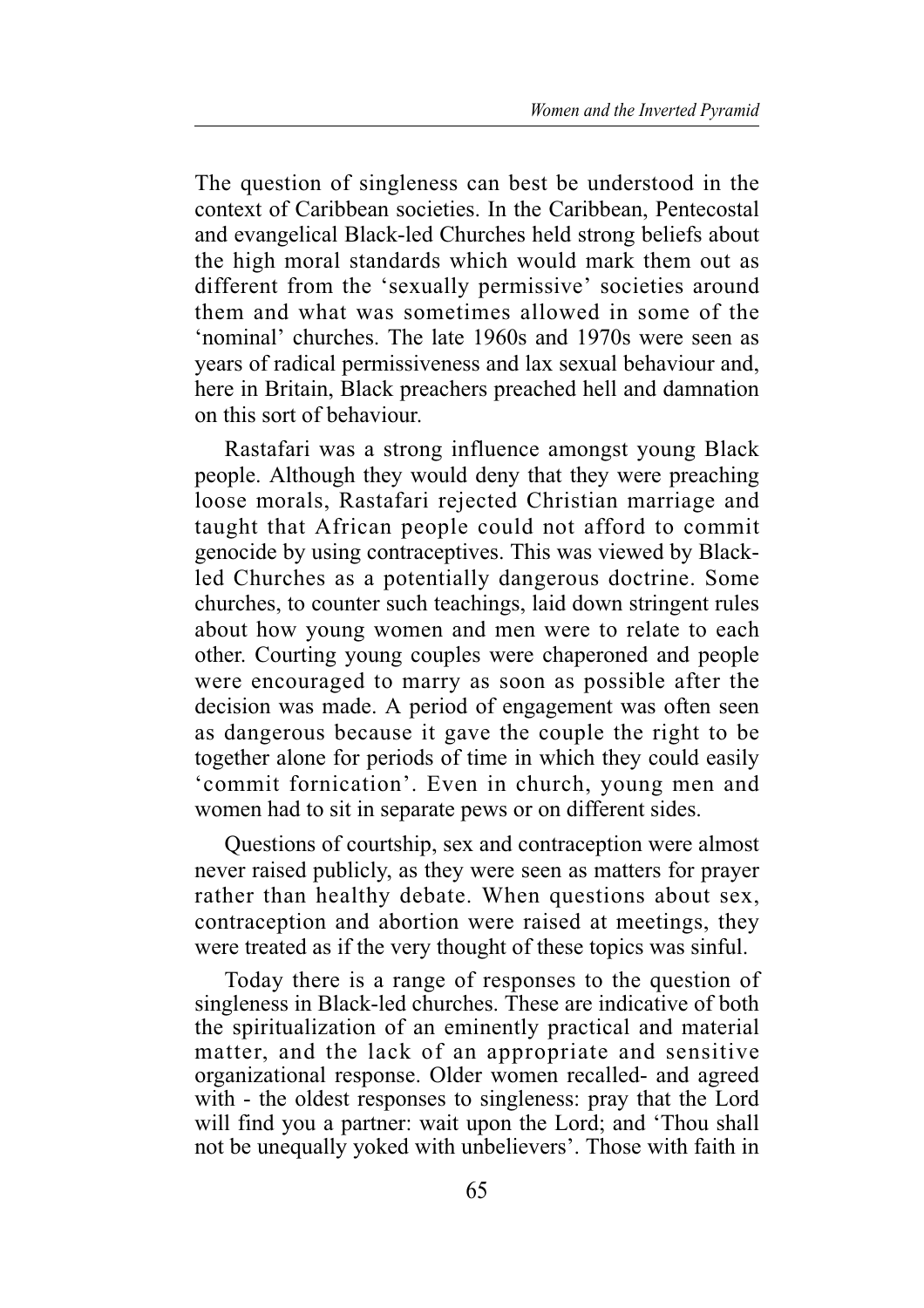The question of singleness can best be understood in the context of Caribbean societies. In the Caribbean, Pentecostal and evangelical Black-led Churches held strong beliefs about the high moral standards which would mark them out as different from the 'sexually permissive' societies around them and what was sometimes allowed in some of the 'nominal' churches. The late 1960s and 1970s were seen as years of radical permissiveness and lax sexual behaviour and, here in Britain, Black preachers preached hell and damnation on this sort of behaviour.

Rastafari was a strong influence amongst young Black people. Although they would deny that they were preaching loose morals, Rastafari rejected Christian marriage and taught that African people could not afford to commit genocide by using contraceptives. This was viewed by Black-led Churches as a potentially dangerous doctrine. Some churches, to counter such teachings, laid down stringent rules about how young women and men were to relate to each other. Courting young couples were chaperoned and people were encouraged to marry as soon as possible after the decision was made. A period of engagement was often seen as dangerous because it gave the couple the right to be together alone for periods of time in which they could easily 'commit fornication'. Even in church, young men and women had to sit in separate pews or on different sides.

Questions of courtship, sex and contraception were almost never raised publicly, as they were seen as matters for prayer rather than healthy debate. When questions about sex, contraception and abortion were raised at meetings, they were treated as if the very thought of these topics was sinful.

Today there is a range of responses to the question of singleness in Black-led churches. These are indicative of both the spiritualization of an eminently practical and material matter, and the lack of an appropriate and sensitive organizational response. Older women recalled- and agreed with - the oldest responses to singleness: pray that the Lord will find you a partner: wait upon the Lord; and 'Thou shall not be unequally yoked with unbelievers'. Those with faith in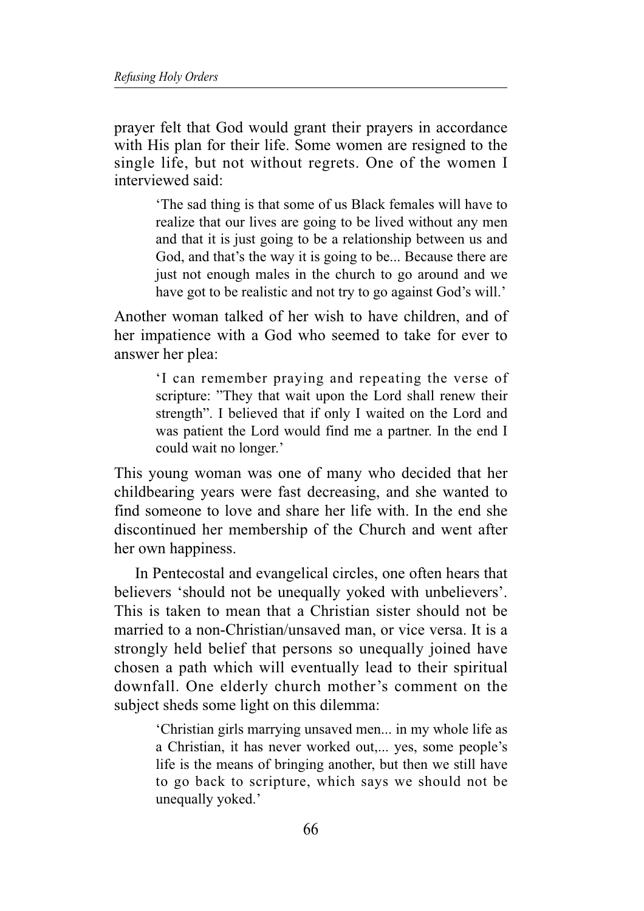prayer felt that God would grant their prayers in accordance with His plan for their life. Some women are resigned to the single life, but not without regrets. One of the women I interviewed said:

> 'The sad thing is that some of us Black females will have to realize that our lives are going to be lived without any men and that it is just going to be a relationship between us and God, and that's the way it is going to be... Because there are just not enough males in the church to go around and we have got to be realistic and not try to go against God's will.'

Another woman talked of her wish to have children, and of her impatience with a God who seemed to take for ever to answer her plea:

> 'I can remember praying and repeating the verse of scripture: "They that wait upon the Lord shall renew their strength". I believed that if only I waited on the Lord and was patient the Lord would find me a partner. In the end I could wait no longer.'

This young woman was one of many who decided that her childbearing years were fast decreasing, and she wanted to find someone to love and share her life with. In the end she discontinued her membership of the Church and went after her own happiness.

In Pentecostal and evangelical circles, one often hears that believers 'should not be unequally yoked with unbelievers'. This is taken to mean that a Christian sister should not be married to a non-Christian/unsaved man, or vice versa. It is a strongly held belief that persons so unequally joined have chosen a path which will eventually lead to their spiritual downfall. One elderly church mother's comment on the subject sheds some light on this dilemma:

> 'Christian girls marrying unsaved men... in my whole life as a Christian, it has never worked out,... yes, some people's life is the means of bringing another, but then we still have to go back to scripture, which says we should not be unequally yoked.'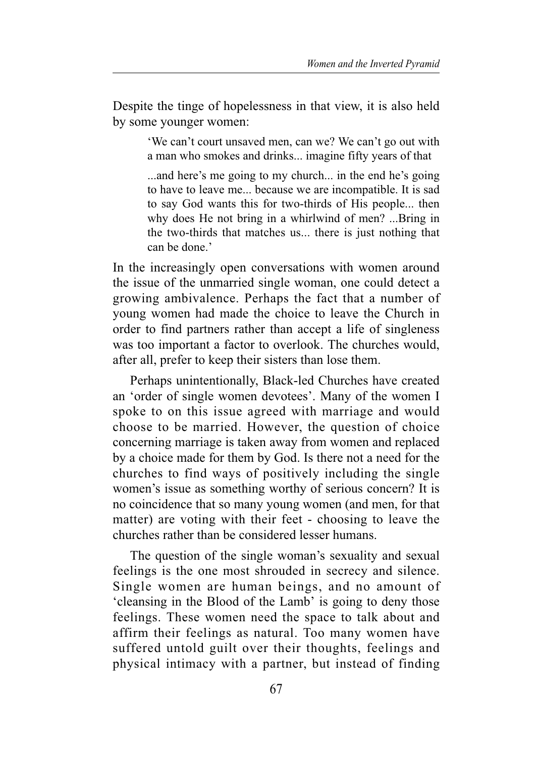Despite the tinge of hopelessness in that view, it is also held by some younger women:

> 'We can't court unsaved men, can we? We can't go out with a man who smokes and drinks... imagine fifty years of that
>
> ...and here's me going to my church... in the end he's going to have to leave me... because we are incompatible. It is sad to say God wants this for two-thirds of His people... then why does He not bring in a whirlwind of men? ...Bring in the two-thirds that matches us... there is just nothing that can be done.'

In the increasingly open conversations with women around the issue of the unmarried single woman, one could detect a growing ambivalence. Perhaps the fact that a number of young women had made the choice to leave the Church in order to find partners rather than accept a life of singleness was too important a factor to overlook. The churches would, after all, prefer to keep their sisters than lose them.

Perhaps unintentionally, Black-led Churches have created an 'order of single women devotees'. Many of the women I spoke to on this issue agreed with marriage and would choose to be married. However, the question of choice concerning marriage is taken away from women and replaced by a choice made for them by God. Is there not a need for the churches to find ways of positively including the single women's issue as something worthy of serious concern? It is no coincidence that so many young women (and men, for that matter) are voting with their feet - choosing to leave the churches rather than be considered lesser humans.

The question of the single woman's sexuality and sexual feelings is the one most shrouded in secrecy and silence. Single women are human beings, and no amount of 'cleansing in the Blood of the Lamb' is going to deny those feelings. These women need the space to talk about and affirm their feelings as natural. Too many women have suffered untold guilt over their thoughts, feelings and physical intimacy with a partner, but instead of finding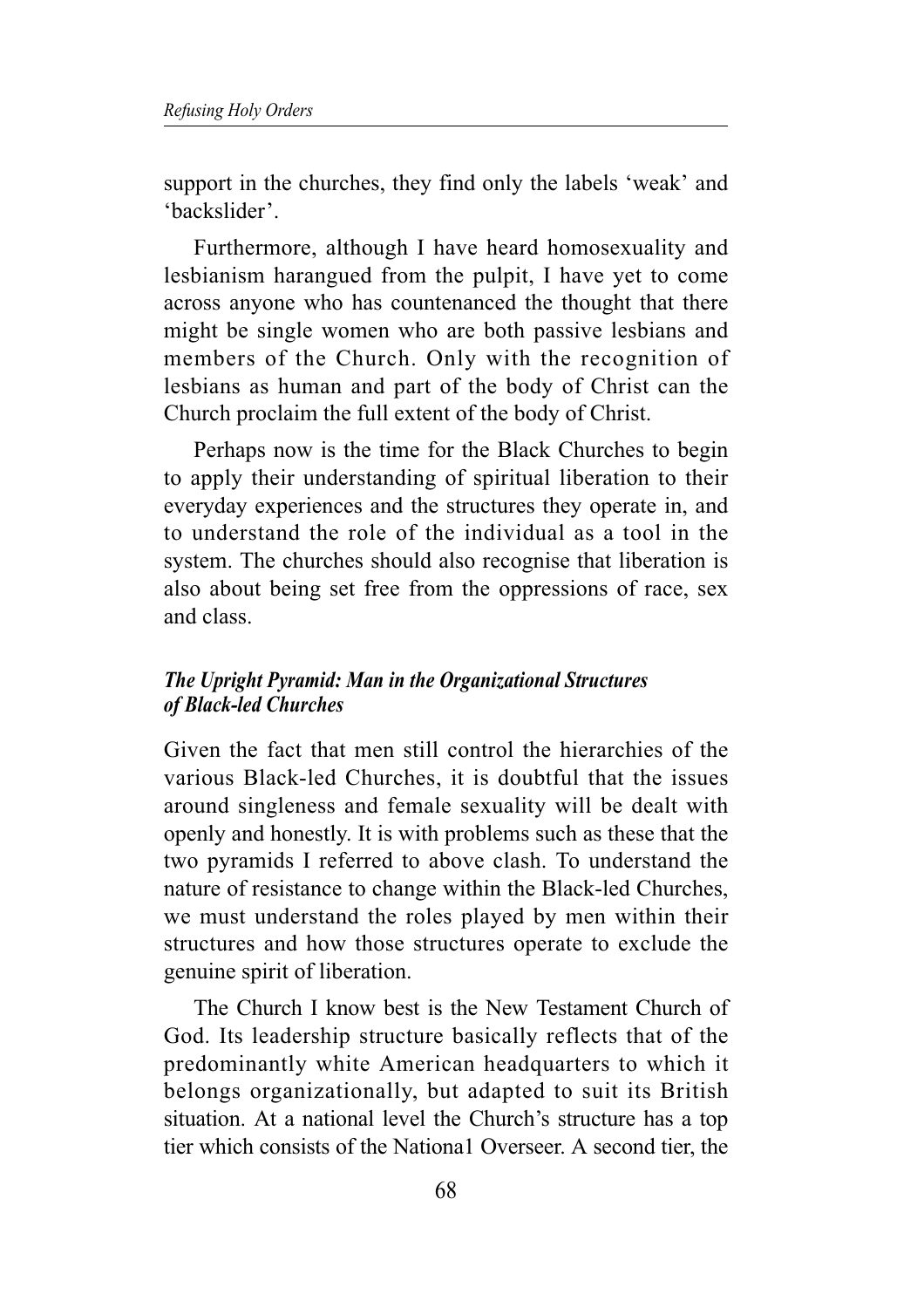support in the churches, they find only the labels 'weak' and 'backslider'.

Furthermore, although I have heard homosexuality and lesbianism harangued from the pulpit, I have yet to come across anyone who has countenanced the thought that there might be single women who are both passive lesbians and members of the Church. Only with the recognition of lesbians as human and part of the body of Christ can the Church proclaim the full extent of the body of Christ.

Perhaps now is the time for the Black Churches to begin to apply their understanding of spiritual liberation to their everyday experiences and the structures they operate in, and to understand the role of the individual as a tool in the system. The churches should also recognise that liberation is also about being set free from the oppressions of race, sex and class.

### *The Upright Pyramid: Man in the Organizational Structures of Black-led Churches*

Given the fact that men still control the hierarchies of the various Black-led Churches, it is doubtful that the issues around singleness and female sexuality will be dealt with openly and honestly. It is with problems such as these that the two pyramids I referred to above clash. To understand the nature of resistance to change within the Black-led Churches, we must understand the roles played by men within their structures and how those structures operate to exclude the genuine spirit of liberation.

The Church I know best is the New Testament Church of God. Its leadership structure basically reflects that of the predominantly white American headquarters to which it belongs organizationally, but adapted to suit its British situation. At a national level the Church's structure has a top tier which consists of the Nationa1 Overseer. A second tier, the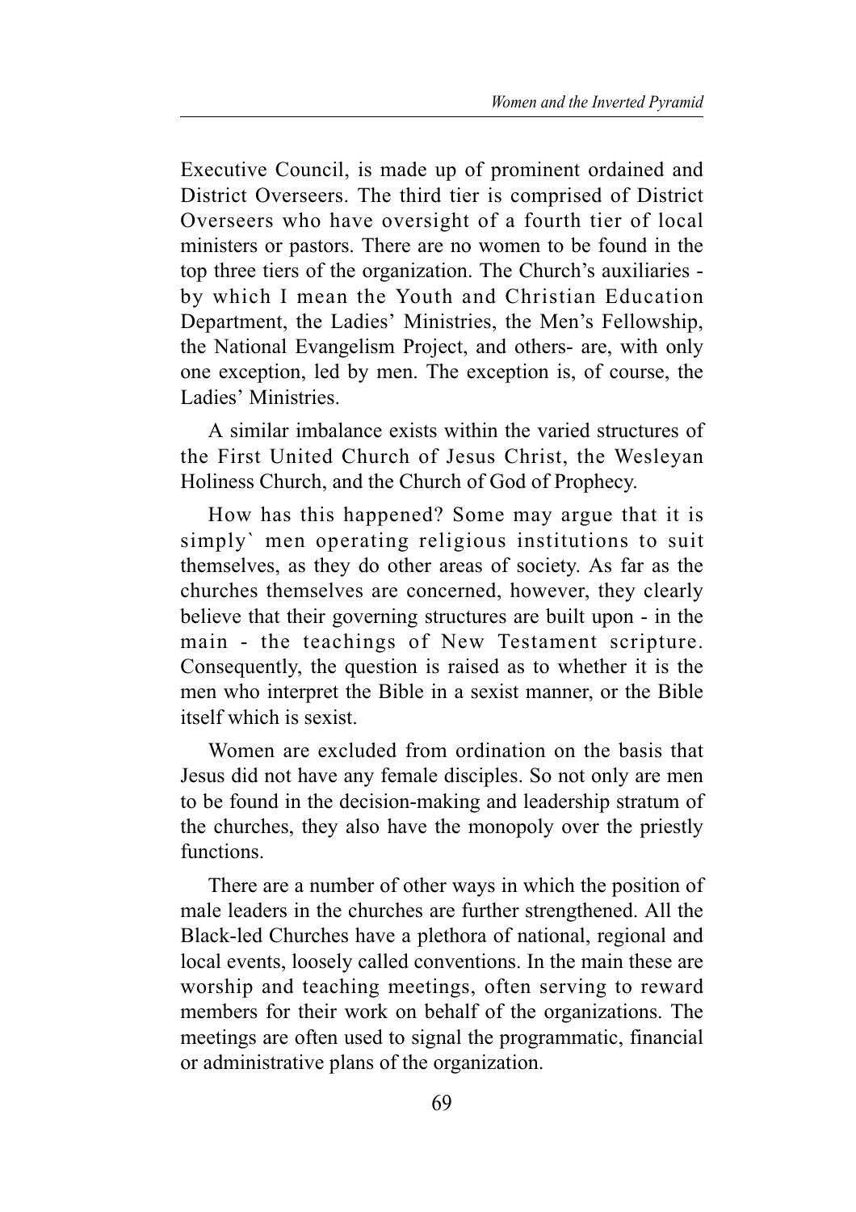Executive Council, is made up of prominent ordained and District Overseers. The third tier is comprised of District Overseers who have oversight of a fourth tier of local ministers or pastors. There are no women to be found in the top three tiers of the organization. The Church's auxiliaries - by which I mean the Youth and Christian Education Department, the Ladies' Ministries, the Men's Fellowship, the National Evangelism Project, and others- are, with only one exception, led by men. The exception is, of course, the Ladies' Ministries.

A similar imbalance exists within the varied structures of the First United Church of Jesus Christ, the Wesleyan Holiness Church, and the Church of God of Prophecy.

How has this happened? Some may argue that it is simply` men operating religious institutions to suit themselves, as they do other areas of society. As far as the churches themselves are concerned, however, they clearly believe that their governing structures are built upon - in the main - the teachings of New Testament scripture. Consequently, the question is raised as to whether it is the men who interpret the Bible in a sexist manner, or the Bible itself which is sexist.

Women are excluded from ordination on the basis that Jesus did not have any female disciples. So not only are men to be found in the decision-making and leadership stratum of the churches, they also have the monopoly over the priestly functions.

There are a number of other ways in which the position of male leaders in the churches are further strengthened. All the Black-led Churches have a plethora of national, regional and local events, loosely called conventions. In the main these are worship and teaching meetings, often serving to reward members for their work on behalf of the organizations. The meetings are often used to signal the programmatic, financial or administrative plans of the organization.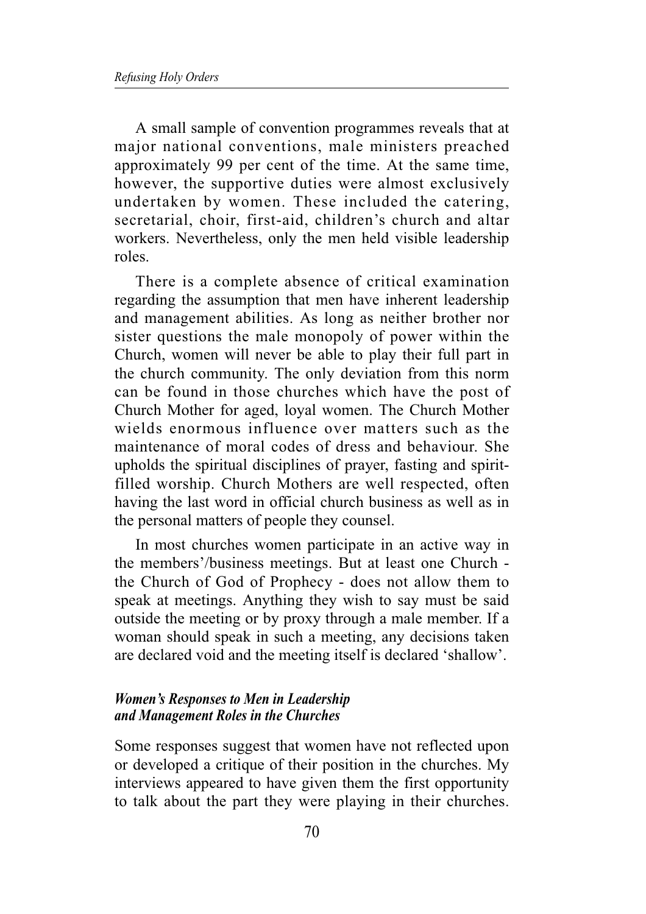A small sample of convention programmes reveals that at major national conventions, male ministers preached approximately 99 per cent of the time. At the same time, however, the supportive duties were almost exclusively undertaken by women. These included the catering, secretarial, choir, first-aid, children's church and altar workers. Nevertheless, only the men held visible leadership roles.

There is a complete absence of critical examination regarding the assumption that men have inherent leadership and management abilities. As long as neither brother nor sister questions the male monopoly of power within the Church, women will never be able to play their full part in the church community. The only deviation from this norm can be found in those churches which have the post of Church Mother for aged, loyal women. The Church Mother wields enormous influence over matters such as the maintenance of moral codes of dress and behaviour. She upholds the spiritual disciplines of prayer, fasting and spirit-filled worship. Church Mothers are well respected, often having the last word in official church business as well as in the personal matters of people they counsel.

In most churches women participate in an active way in the members'/business meetings. But at least one Church - the Church of God of Prophecy - does not allow them to speak at meetings. Anything they wish to say must be said outside the meeting or by proxy through a male member. If a woman should speak in such a meeting, any decisions taken are declared void and the meeting itself is declared 'shallow'.

### *Women's Responses to Men in Leadership and Management Roles in the Churches*

Some responses suggest that women have not reflected upon or developed a critique of their position in the churches. My interviews appeared to have given them the first opportunity to talk about the part they were playing in their churches.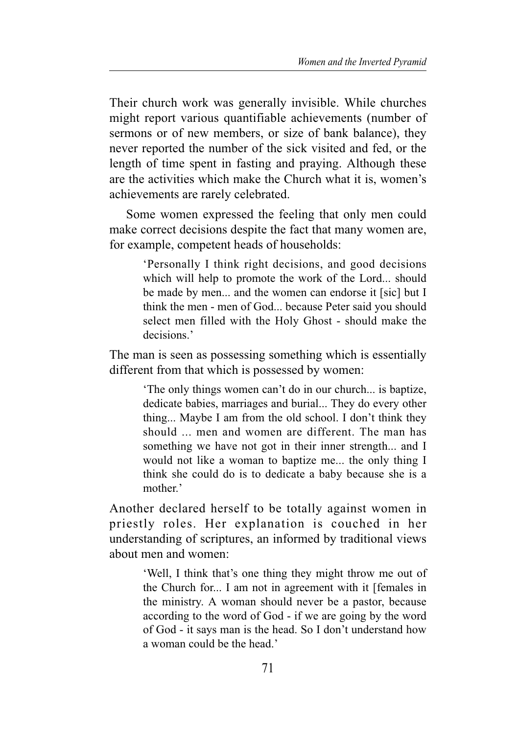Their church work was generally invisible. While churches might report various quantifiable achievements (number of sermons or of new members, or size of bank balance), they never reported the number of the sick visited and fed, or the length of time spent in fasting and praying. Although these are the activities which make the Church what it is, women's achievements are rarely celebrated.

Some women expressed the feeling that only men could make correct decisions despite the fact that many women are, for example, competent heads of households:

> 'Personally I think right decisions, and good decisions which will help to promote the work of the Lord... should be made by men... and the women can endorse it [sic] but I think the men - men of God... because Peter said you should select men filled with the Holy Ghost - should make the decisions.'

The man is seen as possessing something which is essentially different from that which is possessed by women:

> 'The only things women can't do in our church... is baptize, dedicate babies, marriages and burial... They do every other thing... Maybe I am from the old school. I don't think they should ... men and women are different. The man has something we have not got in their inner strength... and I would not like a woman to baptize me... the only thing I think she could do is to dedicate a baby because she is a mother.'

Another declared herself to be totally against women in priestly roles. Her explanation is couched in her understanding of scriptures, an informed by traditional views about men and women:

> 'Well, I think that's one thing they might throw me out of the Church for... I am not in agreement with it [females in the ministry. A woman should never be a pastor, because according to the word of God - if we are going by the word of God - it says man is the head. So I don't understand how a woman could be the head.'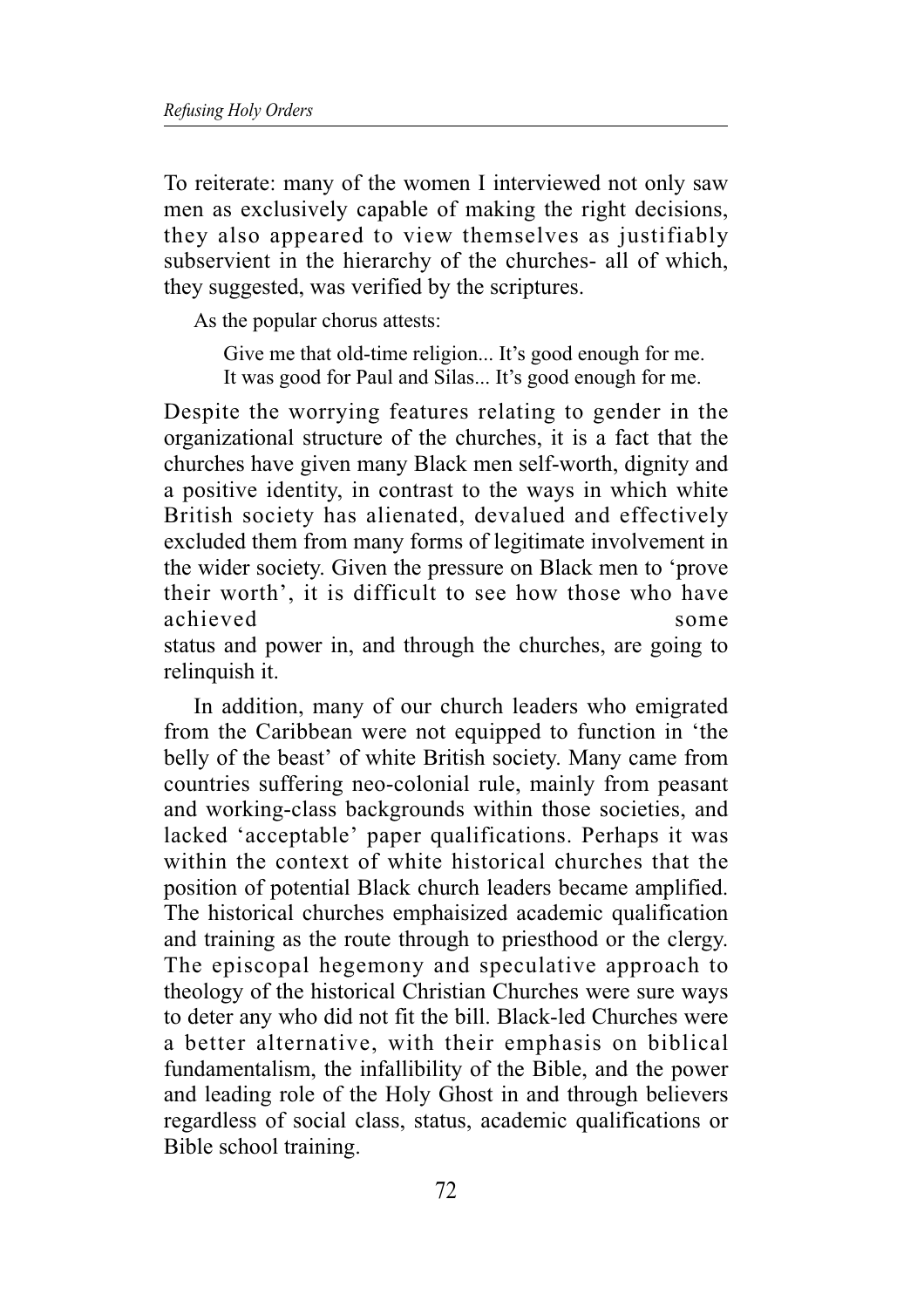To reiterate: many of the women I interviewed not only saw men as exclusively capable of making the right decisions, they also appeared to view themselves as justifiably subservient in the hierarchy of the churches- all of which, they suggested, was verified by the scriptures.

As the popular chorus attests:

> Give me that old-time religion... It's good enough for me.
> It was good for Paul and Silas... It's good enough for me.

Despite the worrying features relating to gender in the organizational structure of the churches, it is a fact that the churches have given many Black men self-worth, dignity and a positive identity, in contrast to the ways in which white British society has alienated, devalued and effectively excluded them from many forms of legitimate involvement in the wider society. Given the pressure on Black men to 'prove their worth', it is difficult to see how those who have achieved some status and power in, and through the churches, are going to relinquish it.

In addition, many of our church leaders who emigrated from the Caribbean were not equipped to function in 'the belly of the beast' of white British society. Many came from countries suffering neo-colonial rule, mainly from peasant and working-class backgrounds within those societies, and lacked 'acceptable' paper qualifications. Perhaps it was within the context of white historical churches that the position of potential Black church leaders became amplified. The historical churches emphaisized academic qualification and training as the route through to priesthood or the clergy. The episcopal hegemony and speculative approach to theology of the historical Christian Churches were sure ways to deter any who did not fit the bill. Black-led Churches were a better alternative, with their emphasis on biblical fundamentalism, the infallibility of the Bible, and the power and leading role of the Holy Ghost in and through believers regardless of social class, status, academic qualifications or Bible school training.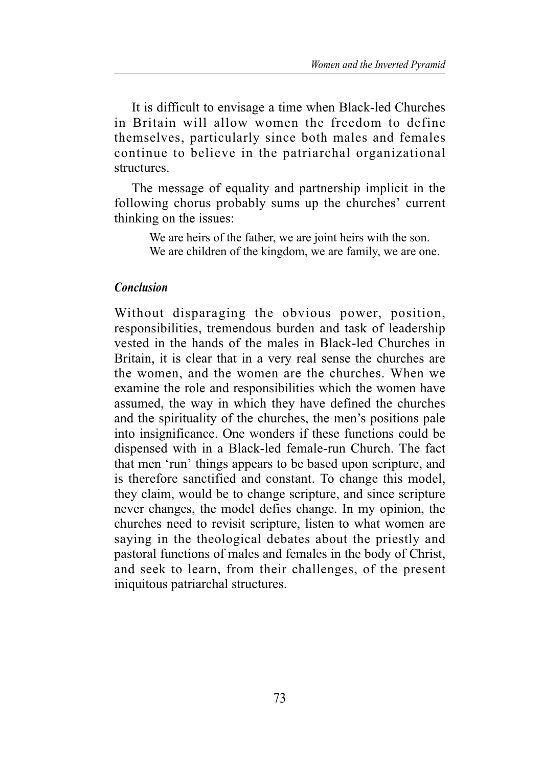It is difficult to envisage a time when Black-led Churches in Britain will allow women the freedom to define themselves, particularly since both males and females continue to believe in the patriarchal organizational structures.

The message of equality and partnership implicit in the following chorus probably sums up the churches' current thinking on the issues:

> We are heirs of the father, we are joint heirs with the son.
> We are children of the kingdom, we are family, we are one.

### *Conclusion*

Without disparaging the obvious power, position, responsibilities, tremendous burden and task of leadership vested in the hands of the males in Black-led Churches in Britain, it is clear that in a very real sense the churches are the women, and the women are the churches. When we examine the role and responsibilities which the women have assumed, the way in which they have defined the churches and the spirituality of the churches, the men's positions pale into insignificance. One wonders if these functions could be dispensed with in a Black-led female-run Church. The fact that men 'run' things appears to be based upon scripture, and is therefore sanctified and constant. To change this model, they claim, would be to change scripture, and since scripture never changes, the model defies change. In my opinion, the churches need to revisit scripture, listen to what women are saying in the theological debates about the priestly and pastoral functions of males and females in the body of Christ, and seek to learn, from their challenges, of the present iniquitous patriarchal structures.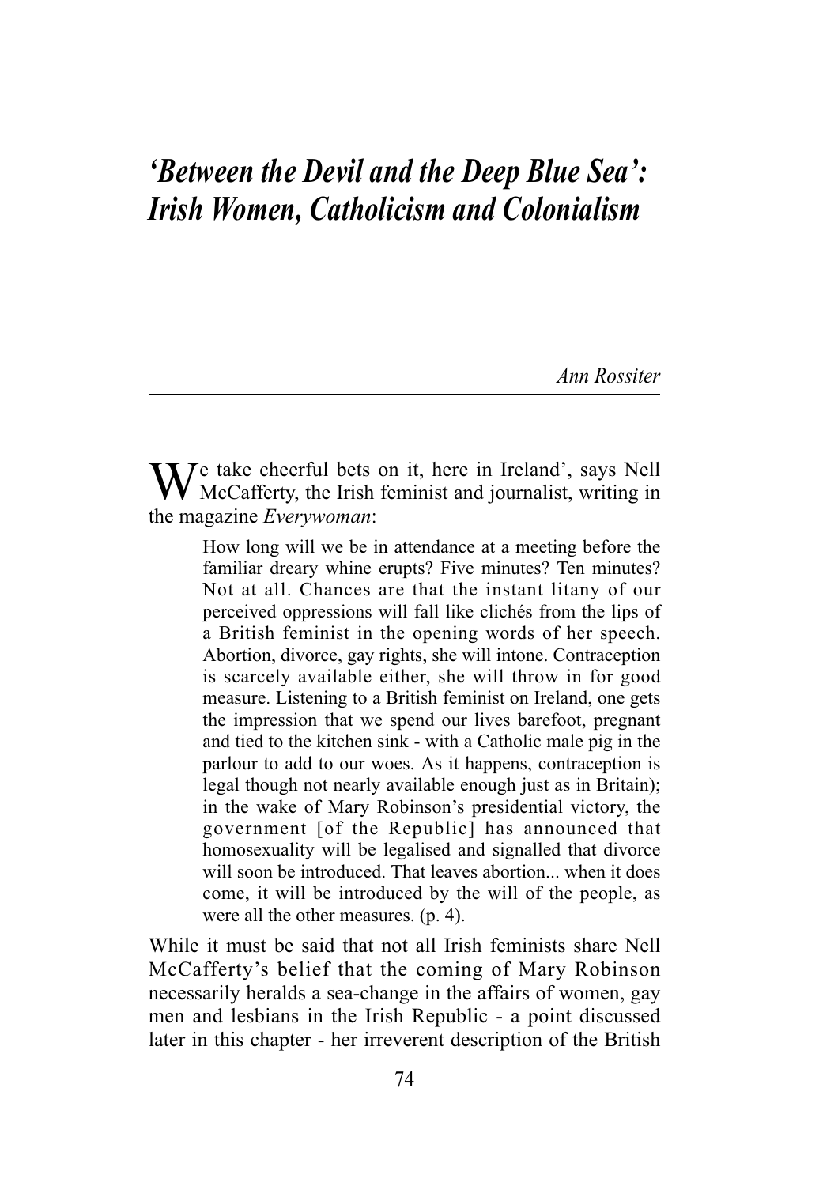# *'Between the Devil and the Deep Blue Sea': Irish Women, Catholicism and Colonialism*

*Ann Rossiter*

We take cheerful bets on it, here in Ireland', says Nell McCafferty, the Irish feminist and journalist, writing in the magazine *Everywoman*:

> How long will we be in attendance at a meeting before the familiar dreary whine erupts? Five minutes? Ten minutes? Not at all. Chances are that the instant litany of our perceived oppressions will fall like clichés from the lips of a British feminist in the opening words of her speech. Abortion, divorce, gay rights, she will intone. Contraception is scarcely available either, she will throw in for good measure. Listening to a British feminist on Ireland, one gets the impression that we spend our lives barefoot, pregnant and tied to the kitchen sink - with a Catholic male pig in the parlour to add to our woes. As it happens, contraception is legal though not nearly available enough just as in Britain); in the wake of Mary Robinson's presidential victory, the government [of the Republic] has announced that homosexuality will be legalised and signalled that divorce will soon be introduced. That leaves abortion... when it does come, it will be introduced by the will of the people, as were all the other measures. (p. 4).

While it must be said that not all Irish feminists share Nell McCafferty's belief that the coming of Mary Robinson necessarily heralds a sea-change in the affairs of women, gay men and lesbians in the Irish Republic - a point discussed later in this chapter - her irreverent description of the British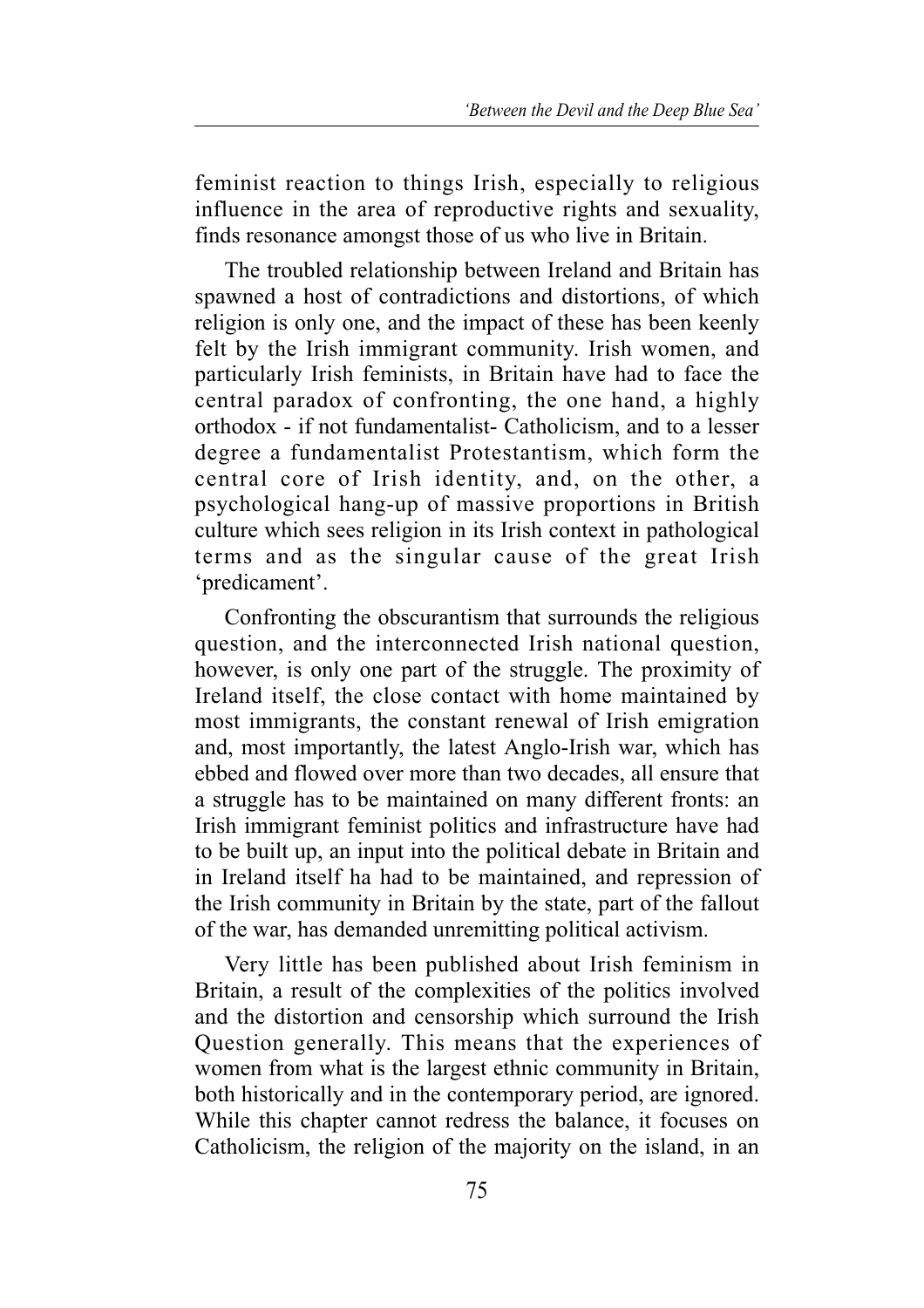feminist reaction to things Irish, especially to religious influence in the area of reproductive rights and sexuality, finds resonance amongst those of us who live in Britain.

The troubled relationship between Ireland and Britain has spawned a host of contradictions and distortions, of which religion is only one, and the impact of these has been keenly felt by the Irish immigrant community. Irish women, and particularly Irish feminists, in Britain have had to face the central paradox of confronting, the one hand, a highly orthodox - if not fundamentalist- Catholicism, and to a lesser degree a fundamentalist Protestantism, which form the central core of Irish identity, and, on the other, a psychological hang-up of massive proportions in British culture which sees religion in its Irish context in pathological terms and as the singular cause of the great Irish 'predicament'.

Confronting the obscurantism that surrounds the religious question, and the interconnected Irish national question, however, is only one part of the struggle. The proximity of Ireland itself, the close contact with home maintained by most immigrants, the constant renewal of Irish emigration and, most importantly, the latest Anglo-Irish war, which has ebbed and flowed over more than two decades, all ensure that a struggle has to be maintained on many different fronts: an Irish immigrant feminist politics and infrastructure have had to be built up, an input into the political debate in Britain and in Ireland itself ha had to be maintained, and repression of the Irish community in Britain by the state, part of the fallout of the war, has demanded unremitting political activism.

Very little has been published about Irish feminism in Britain, a result of the complexities of the politics involved and the distortion and censorship which surround the Irish Question generally. This means that the experiences of women from what is the largest ethnic community in Britain, both historically and in the contemporary period, are ignored. While this chapter cannot redress the balance, it focuses on Catholicism, the religion of the majority on the island, in an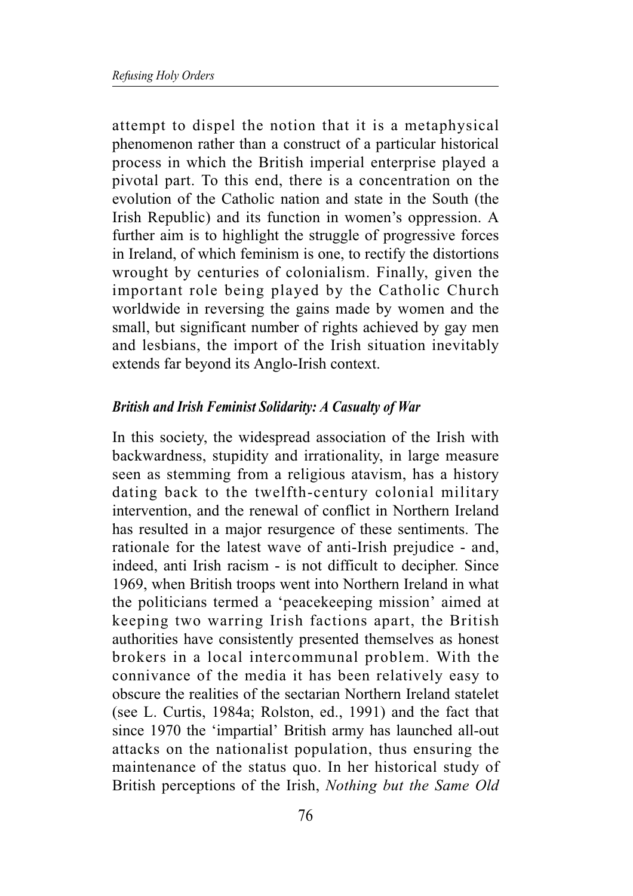attempt to dispel the notion that it is a metaphysical phenomenon rather than a construct of a particular historical process in which the British imperial enterprise played a pivotal part. To this end, there is a concentration on the evolution of the Catholic nation and state in the South (the Irish Republic) and its function in women's oppression. A further aim is to highlight the struggle of progressive forces in Ireland, of which feminism is one, to rectify the distortions wrought by centuries of colonialism. Finally, given the important role being played by the Catholic Church worldwide in reversing the gains made by women and the small, but significant number of rights achieved by gay men and lesbians, the import of the Irish situation inevitably extends far beyond its Anglo-Irish context.

### *British and Irish Feminist Solidarity: A Casualty of War*

In this society, the widespread association of the Irish with backwardness, stupidity and irrationality, in large measure seen as stemming from a religious atavism, has a history dating back to the twelfth-century colonial military intervention, and the renewal of conflict in Northern Ireland has resulted in a major resurgence of these sentiments. The rationale for the latest wave of anti-Irish prejudice - and, indeed, anti Irish racism - is not difficult to decipher. Since 1969, when British troops went into Northern Ireland in what the politicians termed a 'peacekeeping mission' aimed at keeping two warring Irish factions apart, the British authorities have consistently presented themselves as honest brokers in a local intercommunal problem. With the connivance of the media it has been relatively easy to obscure the realities of the sectarian Northern Ireland statelet (see L. Curtis, 1984a; Rolston, ed., 1991) and the fact that since 1970 the 'impartial' British army has launched all-out attacks on the nationalist population, thus ensuring the maintenance of the status quo. In her historical study of British perceptions of the Irish, *Nothing but the Same Old*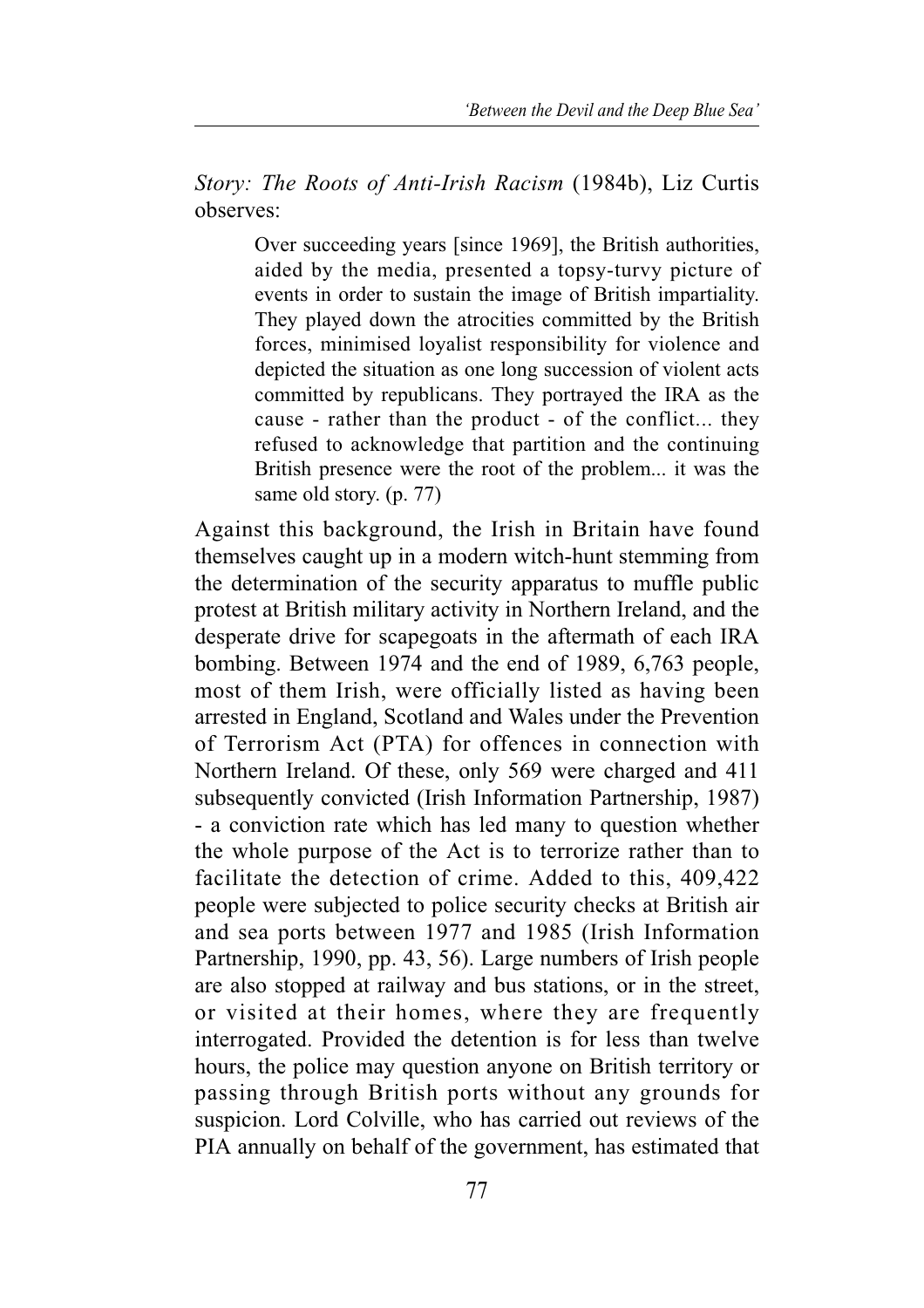*Story: The Roots of Anti-Irish Racism* (1984b), Liz Curtis observes:

> Over succeeding years [since 1969], the British authorities, aided by the media, presented a topsy-turvy picture of events in order to sustain the image of British impartiality. They played down the atrocities committed by the British forces, minimised loyalist responsibility for violence and depicted the situation as one long succession of violent acts committed by republicans. They portrayed the IRA as the cause - rather than the product - of the conflict... they refused to acknowledge that partition and the continuing British presence were the root of the problem... it was the same old story. (p. 77)

Against this background, the Irish in Britain have found themselves caught up in a modern witch-hunt stemming from the determination of the security apparatus to muffle public protest at British military activity in Northern Ireland, and the desperate drive for scapegoats in the aftermath of each IRA bombing. Between 1974 and the end of 1989, 6,763 people, most of them Irish, were officially listed as having been arrested in England, Scotland and Wales under the Prevention of Terrorism Act (PTA) for offences in connection with Northern Ireland. Of these, only 569 were charged and 411 subsequently convicted (Irish Information Partnership, 1987) - a conviction rate which has led many to question whether the whole purpose of the Act is to terrorize rather than to facilitate the detection of crime. Added to this, 409,422 people were subjected to police security checks at British air and sea ports between 1977 and 1985 (Irish Information Partnership, 1990, pp. 43, 56). Large numbers of Irish people are also stopped at railway and bus stations, or in the street, or visited at their homes, where they are frequently interrogated. Provided the detention is for less than twelve hours, the police may question anyone on British territory or passing through British ports without any grounds for suspicion. Lord Colville, who has carried out reviews of the PIA annually on behalf of the government, has estimated that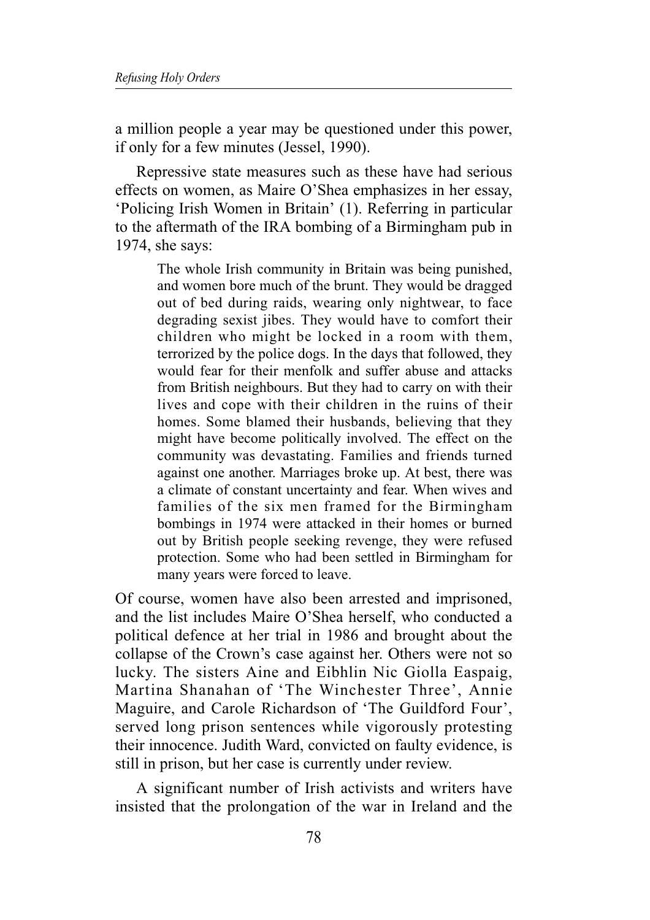a million people a year may be questioned under this power, if only for a few minutes (Jessel, 1990).

Repressive state measures such as these have had serious effects on women, as Maire O'Shea emphasizes in her essay, 'Policing Irish Women in Britain' (1). Referring in particular to the aftermath of the IRA bombing of a Birmingham pub in 1974, she says:

> The whole Irish community in Britain was being punished, and women bore much of the brunt. They would be dragged out of bed during raids, wearing only nightwear, to face degrading sexist jibes. They would have to comfort their children who might be locked in a room with them, terrorized by the police dogs. In the days that followed, they would fear for their menfolk and suffer abuse and attacks from British neighbours. But they had to carry on with their lives and cope with their children in the ruins of their homes. Some blamed their husbands, believing that they might have become politically involved. The effect on the community was devastating. Families and friends turned against one another. Marriages broke up. At best, there was a climate of constant uncertainty and fear. When wives and families of the six men framed for the Birmingham bombings in 1974 were attacked in their homes or burned out by British people seeking revenge, they were refused protection. Some who had been settled in Birmingham for many years were forced to leave.

Of course, women have also been arrested and imprisoned, and the list includes Maire O'Shea herself, who conducted a political defence at her trial in 1986 and brought about the collapse of the Crown's case against her. Others were not so lucky. The sisters Aine and Eibhlin Nic Giolla Easpaig, Martina Shanahan of 'The Winchester Three', Annie Maguire, and Carole Richardson of 'The Guildford Four', served long prison sentences while vigorously protesting their innocence. Judith Ward, convicted on faulty evidence, is still in prison, but her case is currently under review.

A significant number of Irish activists and writers have insisted that the prolongation of the war in Ireland and the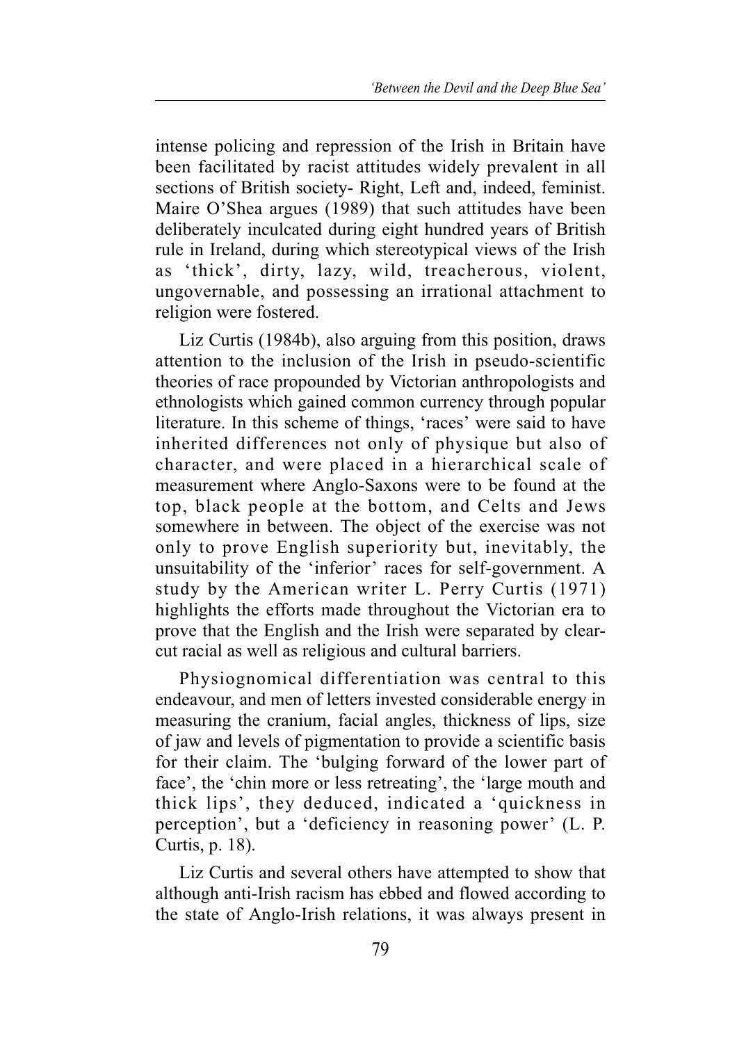intense policing and repression of the Irish in Britain have been facilitated by racist attitudes widely prevalent in all sections of British society- Right, Left and, indeed, feminist. Maire O'Shea argues (1989) that such attitudes have been deliberately inculcated during eight hundred years of British rule in Ireland, during which stereotypical views of the Irish as 'thick', dirty, lazy, wild, treacherous, violent, ungovernable, and possessing an irrational attachment to religion were fostered.

Liz Curtis (1984b), also arguing from this position, draws attention to the inclusion of the Irish in pseudo-scientific theories of race propounded by Victorian anthropologists and ethnologists which gained common currency through popular literature. In this scheme of things, 'races' were said to have inherited differences not only of physique but also of character, and were placed in a hierarchical scale of measurement where Anglo-Saxons were to be found at the top, black people at the bottom, and Celts and Jews somewhere in between. The object of the exercise was not only to prove English superiority but, inevitably, the unsuitability of the 'inferior' races for self-government. A study by the American writer L. Perry Curtis (1971) highlights the efforts made throughout the Victorian era to prove that the English and the Irish were separated by clear-cut racial as well as religious and cultural barriers.

Physiognomical differentiation was central to this endeavour, and men of letters invested considerable energy in measuring the cranium, facial angles, thickness of lips, size of jaw and levels of pigmentation to provide a scientific basis for their claim. The 'bulging forward of the lower part of face', the 'chin more or less retreating', the 'large mouth and thick lips', they deduced, indicated a 'quickness in perception', but a 'deficiency in reasoning power' (L. P. Curtis, p. 18).

Liz Curtis and several others have attempted to show that although anti-Irish racism has ebbed and flowed according to the state of Anglo-Irish relations, it was always present in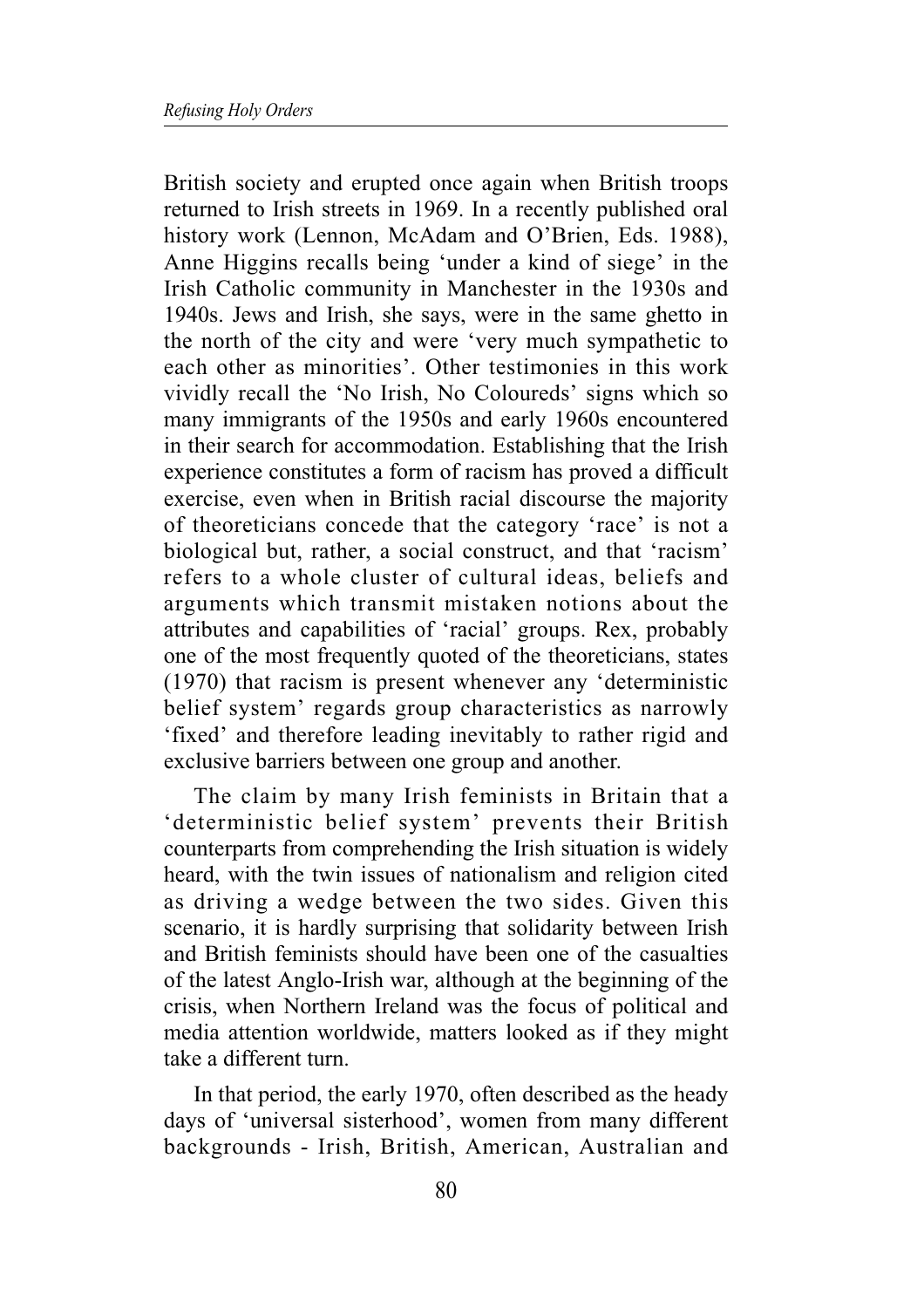British society and erupted once again when British troops returned to Irish streets in 1969. In a recently published oral history work (Lennon, McAdam and O'Brien, Eds. 1988), Anne Higgins recalls being 'under a kind of siege' in the Irish Catholic community in Manchester in the 1930s and 1940s. Jews and Irish, she says, were in the same ghetto in the north of the city and were 'very much sympathetic to each other as minorities'. Other testimonies in this work vividly recall the 'No Irish, No Coloureds' signs which so many immigrants of the 1950s and early 1960s encountered in their search for accommodation. Establishing that the Irish experience constitutes a form of racism has proved a difficult exercise, even when in British racial discourse the majority of theoreticians concede that the category 'race' is not a biological but, rather, a social construct, and that 'racism' refers to a whole cluster of cultural ideas, beliefs and arguments which transmit mistaken notions about the attributes and capabilities of 'racial' groups. Rex, probably one of the most frequently quoted of the theoreticians, states (1970) that racism is present whenever any 'deterministic belief system' regards group characteristics as narrowly 'fixed' and therefore leading inevitably to rather rigid and exclusive barriers between one group and another.

The claim by many Irish feminists in Britain that a 'deterministic belief system' prevents their British counterparts from comprehending the Irish situation is widely heard, with the twin issues of nationalism and religion cited as driving a wedge between the two sides. Given this scenario, it is hardly surprising that solidarity between Irish and British feminists should have been one of the casualties of the latest Anglo-Irish war, although at the beginning of the crisis, when Northern Ireland was the focus of political and media attention worldwide, matters looked as if they might take a different turn.

In that period, the early 1970, often described as the heady days of 'universal sisterhood', women from many different backgrounds - Irish, British, American, Australian and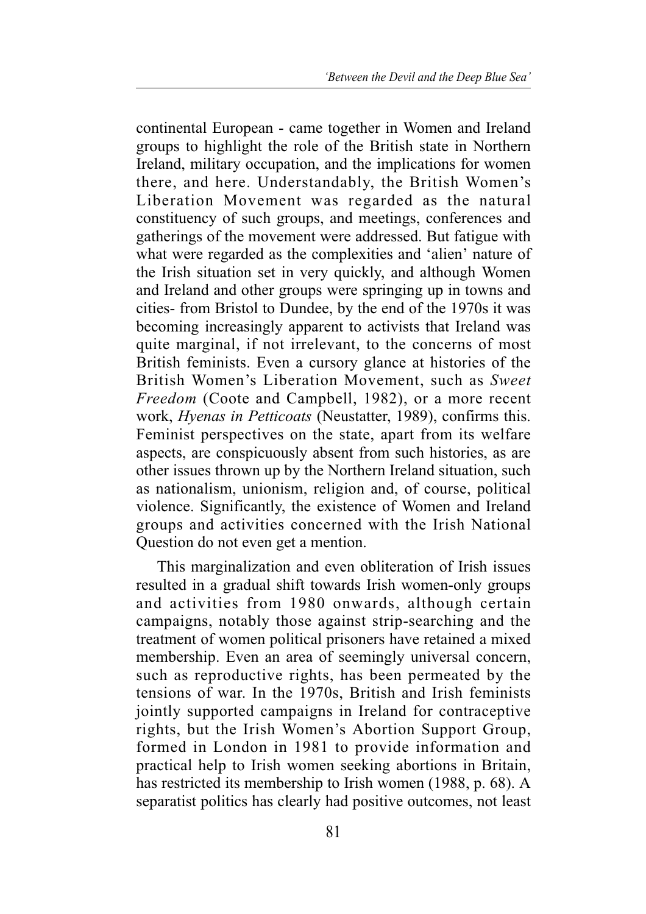continental European - came together in Women and Ireland groups to highlight the role of the British state in Northern Ireland, military occupation, and the implications for women there, and here. Understandably, the British Women's Liberation Movement was regarded as the natural constituency of such groups, and meetings, conferences and gatherings of the movement were addressed. But fatigue with what were regarded as the complexities and 'alien' nature of the Irish situation set in very quickly, and although Women and Ireland and other groups were springing up in towns and cities- from Bristol to Dundee, by the end of the 1970s it was becoming increasingly apparent to activists that Ireland was quite marginal, if not irrelevant, to the concerns of most British feminists. Even a cursory glance at histories of the British Women's Liberation Movement, such as *Sweet Freedom* (Coote and Campbell, 1982), or a more recent work, *Hyenas in Petticoats* (Neustatter, 1989), confirms this. Feminist perspectives on the state, apart from its welfare aspects, are conspicuously absent from such histories, as are other issues thrown up by the Northern Ireland situation, such as nationalism, unionism, religion and, of course, political violence. Significantly, the existence of Women and Ireland groups and activities concerned with the Irish National Question do not even get a mention.

This marginalization and even obliteration of Irish issues resulted in a gradual shift towards Irish women-only groups and activities from 1980 onwards, although certain campaigns, notably those against strip-searching and the treatment of women political prisoners have retained a mixed membership. Even an area of seemingly universal concern, such as reproductive rights, has been permeated by the tensions of war. In the 1970s, British and Irish feminists jointly supported campaigns in Ireland for contraceptive rights, but the Irish Women's Abortion Support Group, formed in London in 1981 to provide information and practical help to Irish women seeking abortions in Britain, has restricted its membership to Irish women (1988, p. 68). A separatist politics has clearly had positive outcomes, not least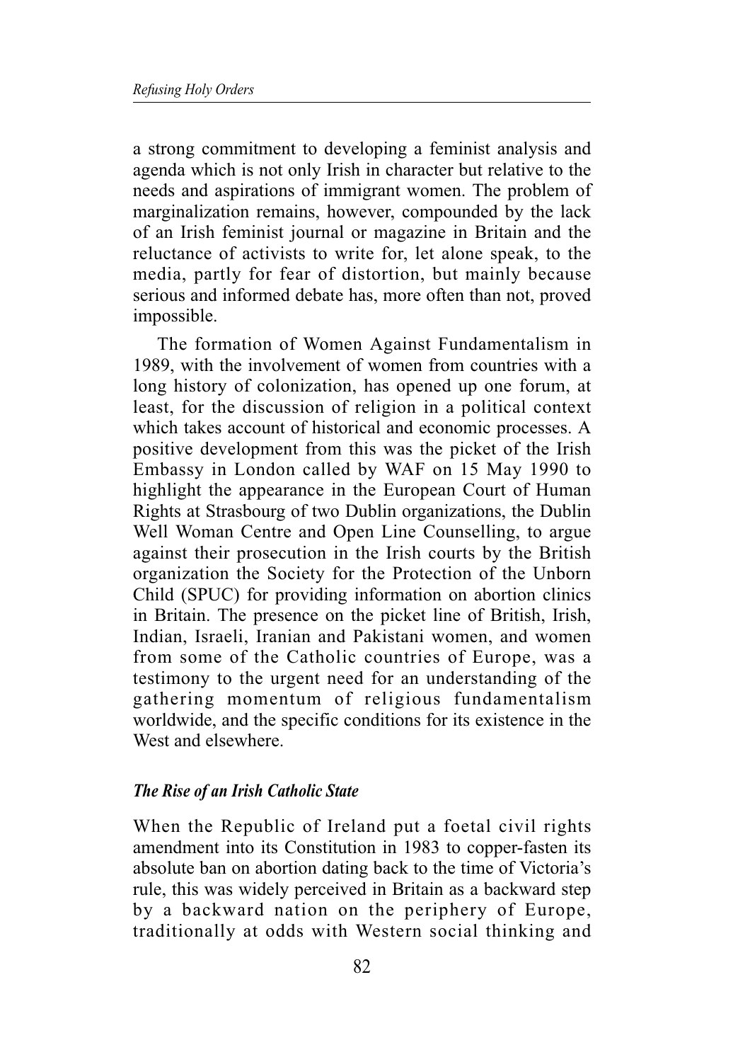a strong commitment to developing a feminist analysis and agenda which is not only Irish in character but relative to the needs and aspirations of immigrant women. The problem of marginalization remains, however, compounded by the lack of an Irish feminist journal or magazine in Britain and the reluctance of activists to write for, let alone speak, to the media, partly for fear of distortion, but mainly because serious and informed debate has, more often than not, proved impossible.

The formation of Women Against Fundamentalism in 1989, with the involvement of women from countries with a long history of colonization, has opened up one forum, at least, for the discussion of religion in a political context which takes account of historical and economic processes. A positive development from this was the picket of the Irish Embassy in London called by WAF on 15 May 1990 to highlight the appearance in the European Court of Human Rights at Strasbourg of two Dublin organizations, the Dublin Well Woman Centre and Open Line Counselling, to argue against their prosecution in the Irish courts by the British organization the Society for the Protection of the Unborn Child (SPUC) for providing information on abortion clinics in Britain. The presence on the picket line of British, Irish, Indian, Israeli, Iranian and Pakistani women, and women from some of the Catholic countries of Europe, was a testimony to the urgent need for an understanding of the gathering momentum of religious fundamentalism worldwide, and the specific conditions for its existence in the West and elsewhere.

### *The Rise of an Irish Catholic State*

When the Republic of Ireland put a foetal civil rights amendment into its Constitution in 1983 to copper-fasten its absolute ban on abortion dating back to the time of Victoria's rule, this was widely perceived in Britain as a backward step by a backward nation on the periphery of Europe, traditionally at odds with Western social thinking and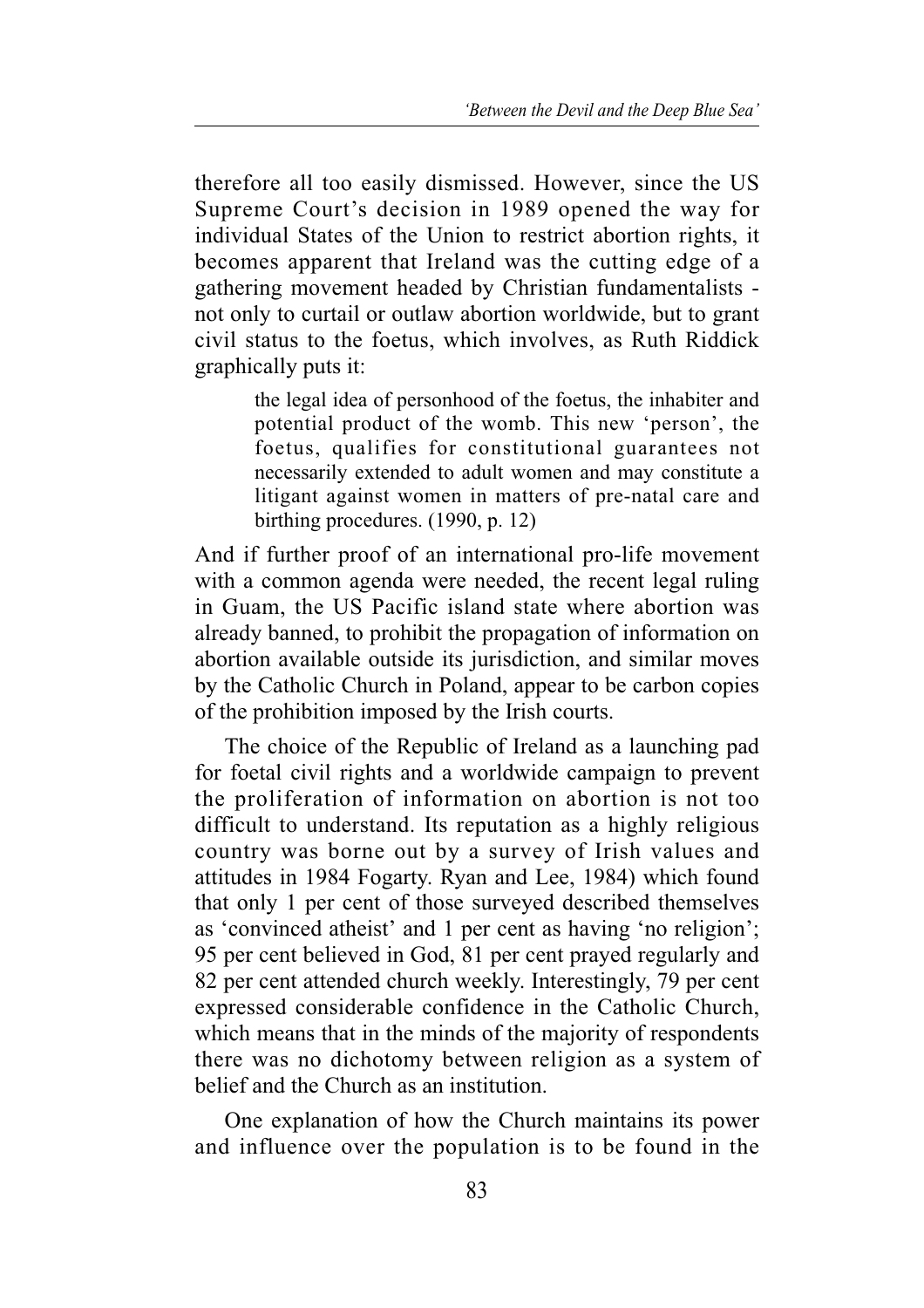therefore all too easily dismissed. However, since the US Supreme Court's decision in 1989 opened the way for individual States of the Union to restrict abortion rights, it becomes apparent that Ireland was the cutting edge of a gathering movement headed by Christian fundamentalists - not only to curtail or outlaw abortion worldwide, but to grant civil status to the foetus, which involves, as Ruth Riddick graphically puts it:

> the legal idea of personhood of the foetus, the inhabiter and potential product of the womb. This new 'person', the foetus, qualifies for constitutional guarantees not necessarily extended to adult women and may constitute a litigant against women in matters of pre-natal care and birthing procedures. (1990, p. 12)

And if further proof of an international pro-life movement with a common agenda were needed, the recent legal ruling in Guam, the US Pacific island state where abortion was already banned, to prohibit the propagation of information on abortion available outside its jurisdiction, and similar moves by the Catholic Church in Poland, appear to be carbon copies of the prohibition imposed by the Irish courts.

The choice of the Republic of Ireland as a launching pad for foetal civil rights and a worldwide campaign to prevent the proliferation of information on abortion is not too difficult to understand. Its reputation as a highly religious country was borne out by a survey of Irish values and attitudes in 1984 Fogarty. Ryan and Lee, 1984) which found that only 1 per cent of those surveyed described themselves as 'convinced atheist' and 1 per cent as having 'no religion'; 95 per cent believed in God, 81 per cent prayed regularly and 82 per cent attended church weekly. Interestingly, 79 per cent expressed considerable confidence in the Catholic Church, which means that in the minds of the majority of respondents there was no dichotomy between religion as a system of belief and the Church as an institution.

One explanation of how the Church maintains its power and influence over the population is to be found in the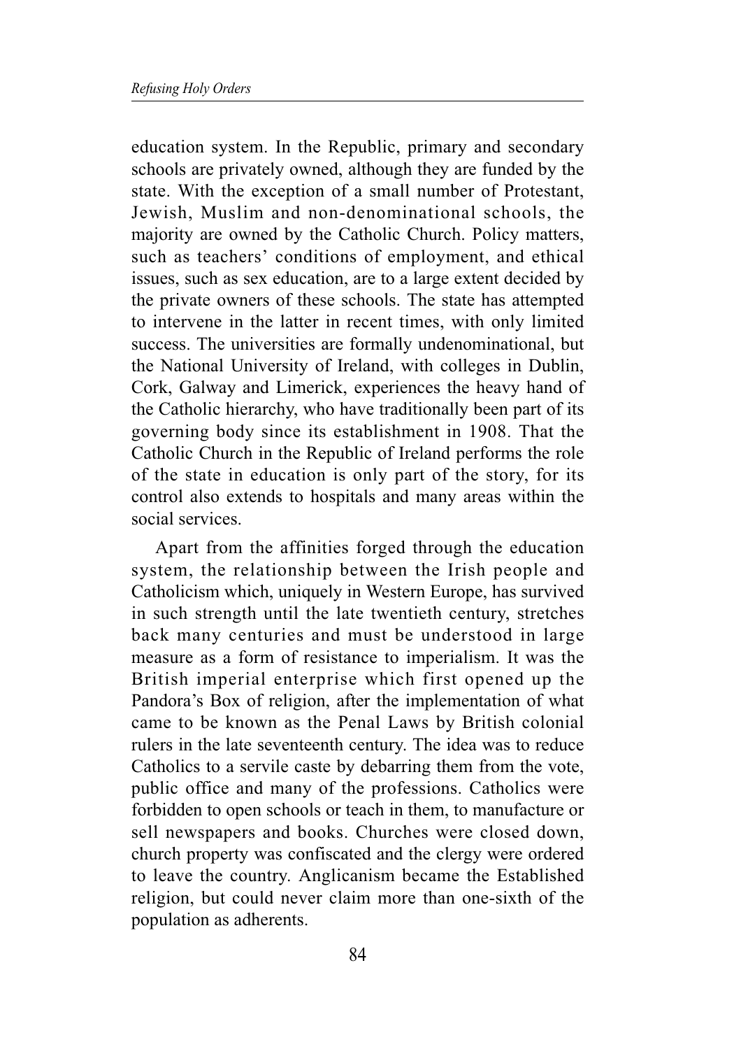education system. In the Republic, primary and secondary schools are privately owned, although they are funded by the state. With the exception of a small number of Protestant, Jewish, Muslim and non-denominational schools, the majority are owned by the Catholic Church. Policy matters, such as teachers' conditions of employment, and ethical issues, such as sex education, are to a large extent decided by the private owners of these schools. The state has attempted to intervene in the latter in recent times, with only limited success. The universities are formally undenominational, but the National University of Ireland, with colleges in Dublin, Cork, Galway and Limerick, experiences the heavy hand of the Catholic hierarchy, who have traditionally been part of its governing body since its establishment in 1908. That the Catholic Church in the Republic of Ireland performs the role of the state in education is only part of the story, for its control also extends to hospitals and many areas within the social services.

Apart from the affinities forged through the education system, the relationship between the Irish people and Catholicism which, uniquely in Western Europe, has survived in such strength until the late twentieth century, stretches back many centuries and must be understood in large measure as a form of resistance to imperialism. It was the British imperial enterprise which first opened up the Pandora's Box of religion, after the implementation of what came to be known as the Penal Laws by British colonial rulers in the late seventeenth century. The idea was to reduce Catholics to a servile caste by debarring them from the vote, public office and many of the professions. Catholics were forbidden to open schools or teach in them, to manufacture or sell newspapers and books. Churches were closed down, church property was confiscated and the clergy were ordered to leave the country. Anglicanism became the Established religion, but could never claim more than one-sixth of the population as adherents.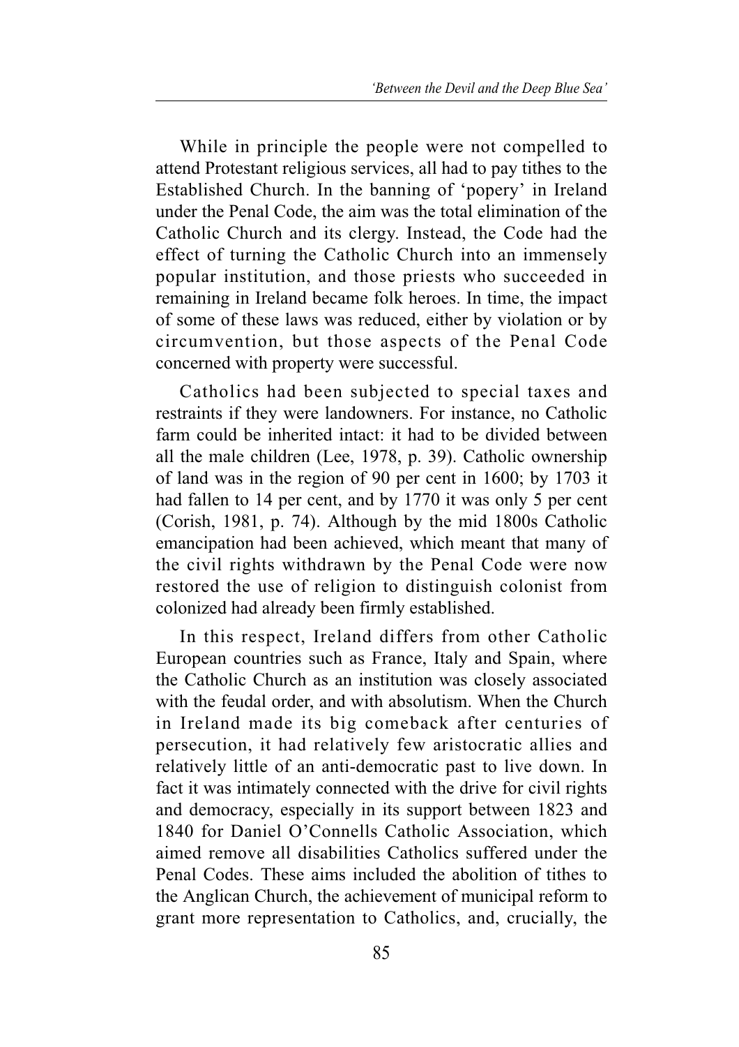While in principle the people were not compelled to attend Protestant religious services, all had to pay tithes to the Established Church. In the banning of 'popery' in Ireland under the Penal Code, the aim was the total elimination of the Catholic Church and its clergy. Instead, the Code had the effect of turning the Catholic Church into an immensely popular institution, and those priests who succeeded in remaining in Ireland became folk heroes. In time, the impact of some of these laws was reduced, either by violation or by circumvention, but those aspects of the Penal Code concerned with property were successful.

Catholics had been subjected to special taxes and restraints if they were landowners. For instance, no Catholic farm could be inherited intact: it had to be divided between all the male children (Lee, 1978, p. 39). Catholic ownership of land was in the region of 90 per cent in 1600; by 1703 it had fallen to 14 per cent, and by 1770 it was only 5 per cent (Corish, 1981, p. 74). Although by the mid 1800s Catholic emancipation had been achieved, which meant that many of the civil rights withdrawn by the Penal Code were now restored the use of religion to distinguish colonist from colonized had already been firmly established.

In this respect, Ireland differs from other Catholic European countries such as France, Italy and Spain, where the Catholic Church as an institution was closely associated with the feudal order, and with absolutism. When the Church in Ireland made its big comeback after centuries of persecution, it had relatively few aristocratic allies and relatively little of an anti-democratic past to live down. In fact it was intimately connected with the drive for civil rights and democracy, especially in its support between 1823 and 1840 for Daniel O'Connells Catholic Association, which aimed remove all disabilities Catholics suffered under the Penal Codes. These aims included the abolition of tithes to the Anglican Church, the achievement of municipal reform to grant more representation to Catholics, and, crucially, the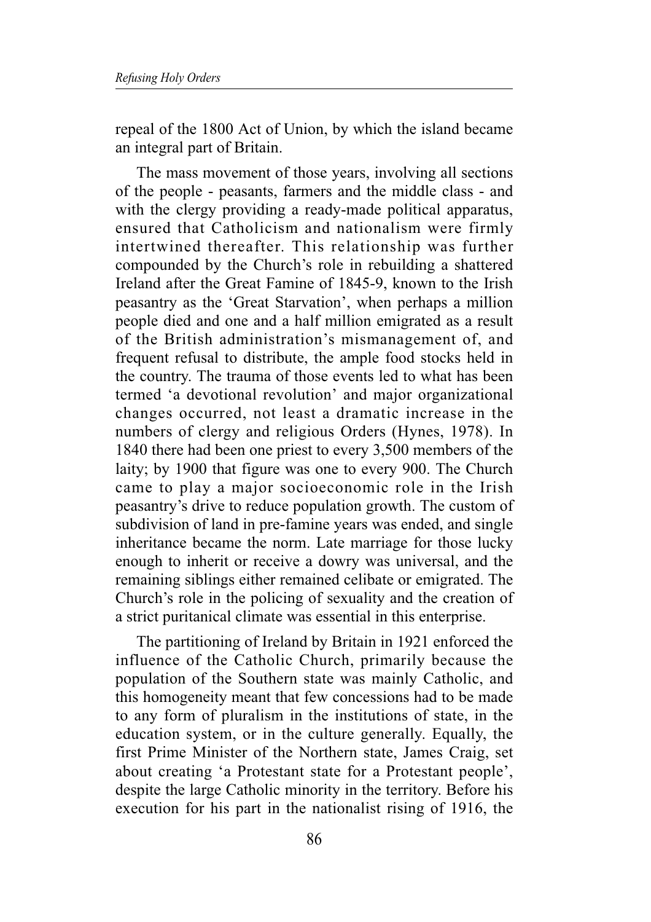repeal of the 1800 Act of Union, by which the island became an integral part of Britain.

The mass movement of those years, involving all sections of the people - peasants, farmers and the middle class - and with the clergy providing a ready-made political apparatus, ensured that Catholicism and nationalism were firmly intertwined thereafter. This relationship was further compounded by the Church's role in rebuilding a shattered Ireland after the Great Famine of 1845-9, known to the Irish peasantry as the 'Great Starvation', when perhaps a million people died and one and a half million emigrated as a result of the British administration's mismanagement of, and frequent refusal to distribute, the ample food stocks held in the country. The trauma of those events led to what has been termed 'a devotional revolution' and major organizational changes occurred, not least a dramatic increase in the numbers of clergy and religious Orders (Hynes, 1978). In 1840 there had been one priest to every 3,500 members of the laity; by 1900 that figure was one to every 900. The Church came to play a major socioeconomic role in the Irish peasantry's drive to reduce population growth. The custom of subdivision of land in pre-famine years was ended, and single inheritance became the norm. Late marriage for those lucky enough to inherit or receive a dowry was universal, and the remaining siblings either remained celibate or emigrated. The Church's role in the policing of sexuality and the creation of a strict puritanical climate was essential in this enterprise.

The partitioning of Ireland by Britain in 1921 enforced the influence of the Catholic Church, primarily because the population of the Southern state was mainly Catholic, and this homogeneity meant that few concessions had to be made to any form of pluralism in the institutions of state, in the education system, or in the culture generally. Equally, the first Prime Minister of the Northern state, James Craig, set about creating 'a Protestant state for a Protestant people', despite the large Catholic minority in the territory. Before his execution for his part in the nationalist rising of 1916, the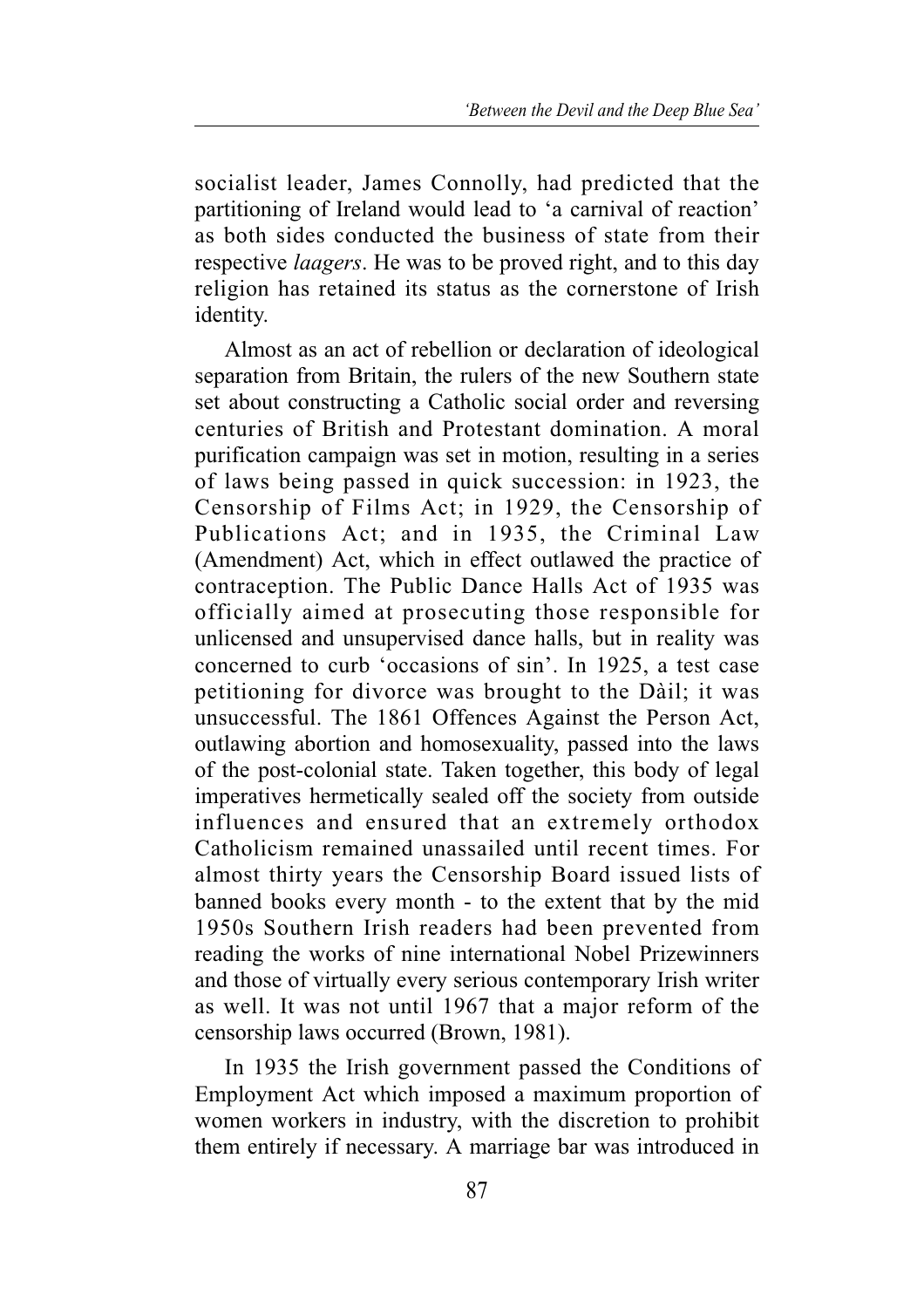socialist leader, James Connolly, had predicted that the partitioning of Ireland would lead to 'a carnival of reaction' as both sides conducted the business of state from their respective *laagers*. He was to be proved right, and to this day religion has retained its status as the cornerstone of Irish identity.

Almost as an act of rebellion or declaration of ideological separation from Britain, the rulers of the new Southern state set about constructing a Catholic social order and reversing centuries of British and Protestant domination. A moral purification campaign was set in motion, resulting in a series of laws being passed in quick succession: in 1923, the Censorship of Films Act; in 1929, the Censorship of Publications Act; and in 1935, the Criminal Law (Amendment) Act, which in effect outlawed the practice of contraception. The Public Dance Halls Act of 1935 was officially aimed at prosecuting those responsible for unlicensed and unsupervised dance halls, but in reality was concerned to curb 'occasions of sin'. In 1925, a test case petitioning for divorce was brought to the Dàil; it was unsuccessful. The 1861 Offences Against the Person Act, outlawing abortion and homosexuality, passed into the laws of the post-colonial state. Taken together, this body of legal imperatives hermetically sealed off the society from outside influences and ensured that an extremely orthodox Catholicism remained unassailed until recent times. For almost thirty years the Censorship Board issued lists of banned books every month - to the extent that by the mid 1950s Southern Irish readers had been prevented from reading the works of nine international Nobel Prizewinners and those of virtually every serious contemporary Irish writer as well. It was not until 1967 that a major reform of the censorship laws occurred (Brown, 1981).

In 1935 the Irish government passed the Conditions of Employment Act which imposed a maximum proportion of women workers in industry, with the discretion to prohibit them entirely if necessary. A marriage bar was introduced in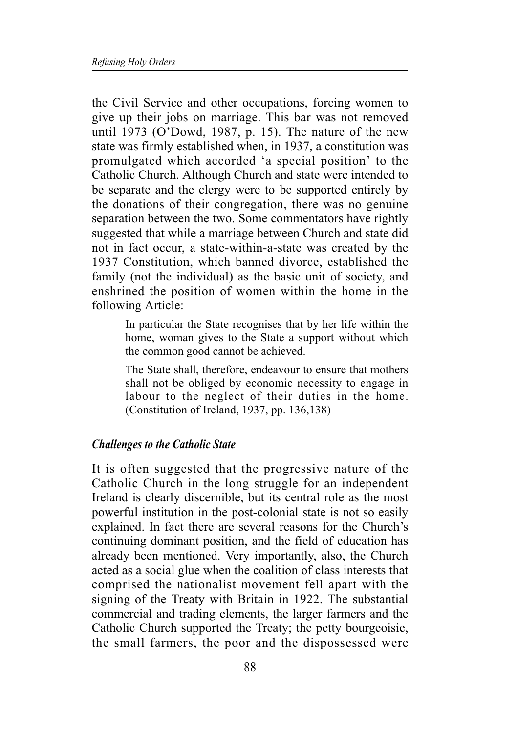the Civil Service and other occupations, forcing women to give up their jobs on marriage. This bar was not removed until 1973 (O'Dowd, 1987, p. 15). The nature of the new state was firmly established when, in 1937, a constitution was promulgated which accorded 'a special position' to the Catholic Church. Although Church and state were intended to be separate and the clergy were to be supported entirely by the donations of their congregation, there was no genuine separation between the two. Some commentators have rightly suggested that while a marriage between Church and state did not in fact occur, a state-within-a-state was created by the 1937 Constitution, which banned divorce, established the family (not the individual) as the basic unit of society, and enshrined the position of women within the home in the following Article:

> In particular the State recognises that by her life within the home, woman gives to the State a support without which the common good cannot be achieved.
>
> The State shall, therefore, endeavour to ensure that mothers shall not be obliged by economic necessity to engage in labour to the neglect of their duties in the home. (Constitution of Ireland, 1937, pp. 136,138)

### *Challenges to the Catholic State*

It is often suggested that the progressive nature of the Catholic Church in the long struggle for an independent Ireland is clearly discernible, but its central role as the most powerful institution in the post-colonial state is not so easily explained. In fact there are several reasons for the Church's continuing dominant position, and the field of education has already been mentioned. Very importantly, also, the Church acted as a social glue when the coalition of class interests that comprised the nationalist movement fell apart with the signing of the Treaty with Britain in 1922. The substantial commercial and trading elements, the larger farmers and the Catholic Church supported the Treaty; the petty bourgeoisie, the small farmers, the poor and the dispossessed were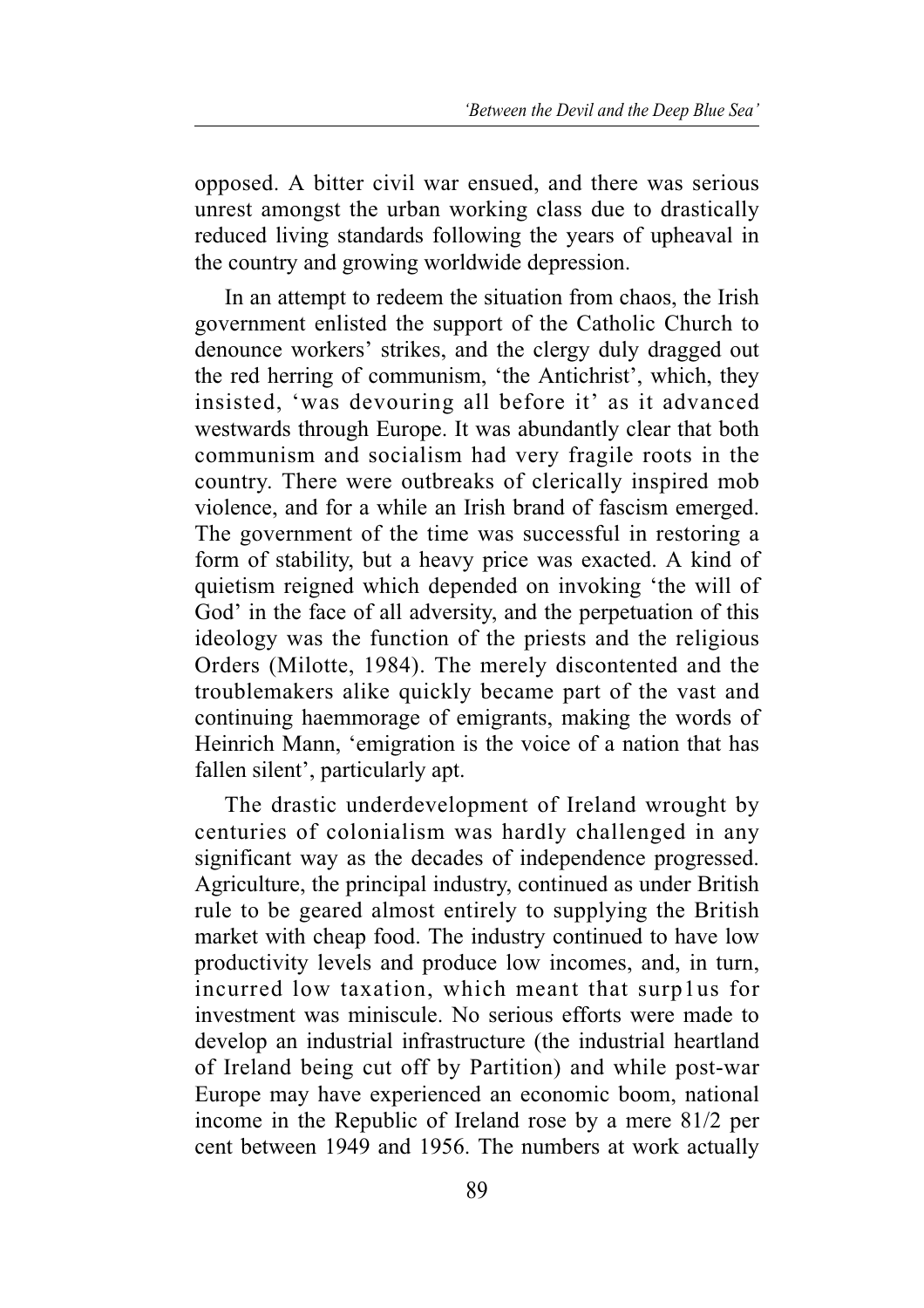opposed. A bitter civil war ensued, and there was serious unrest amongst the urban working class due to drastically reduced living standards following the years of upheaval in the country and growing worldwide depression.

In an attempt to redeem the situation from chaos, the Irish government enlisted the support of the Catholic Church to denounce workers' strikes, and the clergy duly dragged out the red herring of communism, 'the Antichrist', which, they insisted, 'was devouring all before it' as it advanced westwards through Europe. It was abundantly clear that both communism and socialism had very fragile roots in the country. There were outbreaks of clerically inspired mob violence, and for a while an Irish brand of fascism emerged. The government of the time was successful in restoring a form of stability, but a heavy price was exacted. A kind of quietism reigned which depended on invoking 'the will of God' in the face of all adversity, and the perpetuation of this ideology was the function of the priests and the religious Orders (Milotte, 1984). The merely discontented and the troublemakers alike quickly became part of the vast and continuing haemmorage of emigrants, making the words of Heinrich Mann, 'emigration is the voice of a nation that has fallen silent', particularly apt.

The drastic underdevelopment of Ireland wrought by centuries of colonialism was hardly challenged in any significant way as the decades of independence progressed. Agriculture, the principal industry, continued as under British rule to be geared almost entirely to supplying the British market with cheap food. The industry continued to have low productivity levels and produce low incomes, and, in turn, incurred low taxation, which meant that surp1us for investment was miniscule. No serious efforts were made to develop an industrial infrastructure (the industrial heartland of Ireland being cut off by Partition) and while post-war Europe may have experienced an economic boom, national income in the Republic of Ireland rose by a mere 81/2 per cent between 1949 and 1956. The numbers at work actually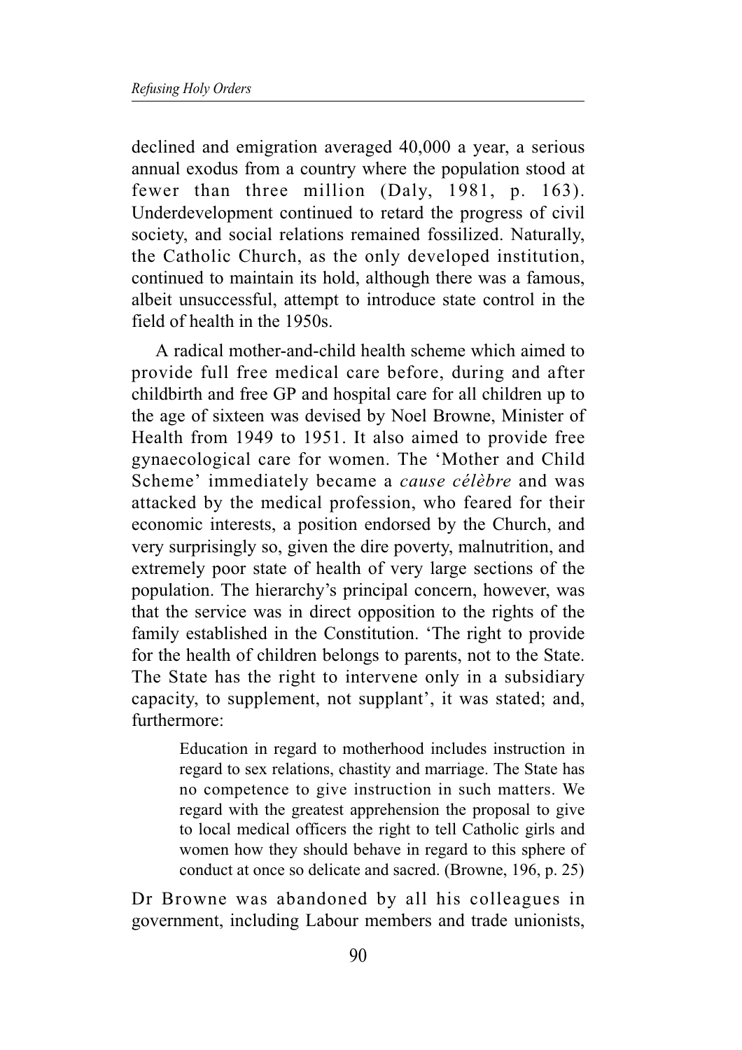declined and emigration averaged 40,000 a year, a serious annual exodus from a country where the population stood at fewer than three million (Daly, 1981, p. 163). Underdevelopment continued to retard the progress of civil society, and social relations remained fossilized. Naturally, the Catholic Church, as the only developed institution, continued to maintain its hold, although there was a famous, albeit unsuccessful, attempt to introduce state control in the field of health in the 1950s.

A radical mother-and-child health scheme which aimed to provide full free medical care before, during and after childbirth and free GP and hospital care for all children up to the age of sixteen was devised by Noel Browne, Minister of Health from 1949 to 1951. It also aimed to provide free gynaecological care for women. The 'Mother and Child Scheme' immediately became a *cause célèbre* and was attacked by the medical profession, who feared for their economic interests, a position endorsed by the Church, and very surprisingly so, given the dire poverty, malnutrition, and extremely poor state of health of very large sections of the population. The hierarchy's principal concern, however, was that the service was in direct opposition to the rights of the family established in the Constitution. 'The right to provide for the health of children belongs to parents, not to the State. The State has the right to intervene only in a subsidiary capacity, to supplement, not supplant', it was stated; and, furthermore:

> Education in regard to motherhood includes instruction in regard to sex relations, chastity and marriage. The State has no competence to give instruction in such matters. We regard with the greatest apprehension the proposal to give to local medical officers the right to tell Catholic girls and women how they should behave in regard to this sphere of conduct at once so delicate and sacred. (Browne, 196, p. 25)

Dr Browne was abandoned by all his colleagues in government, including Labour members and trade unionists,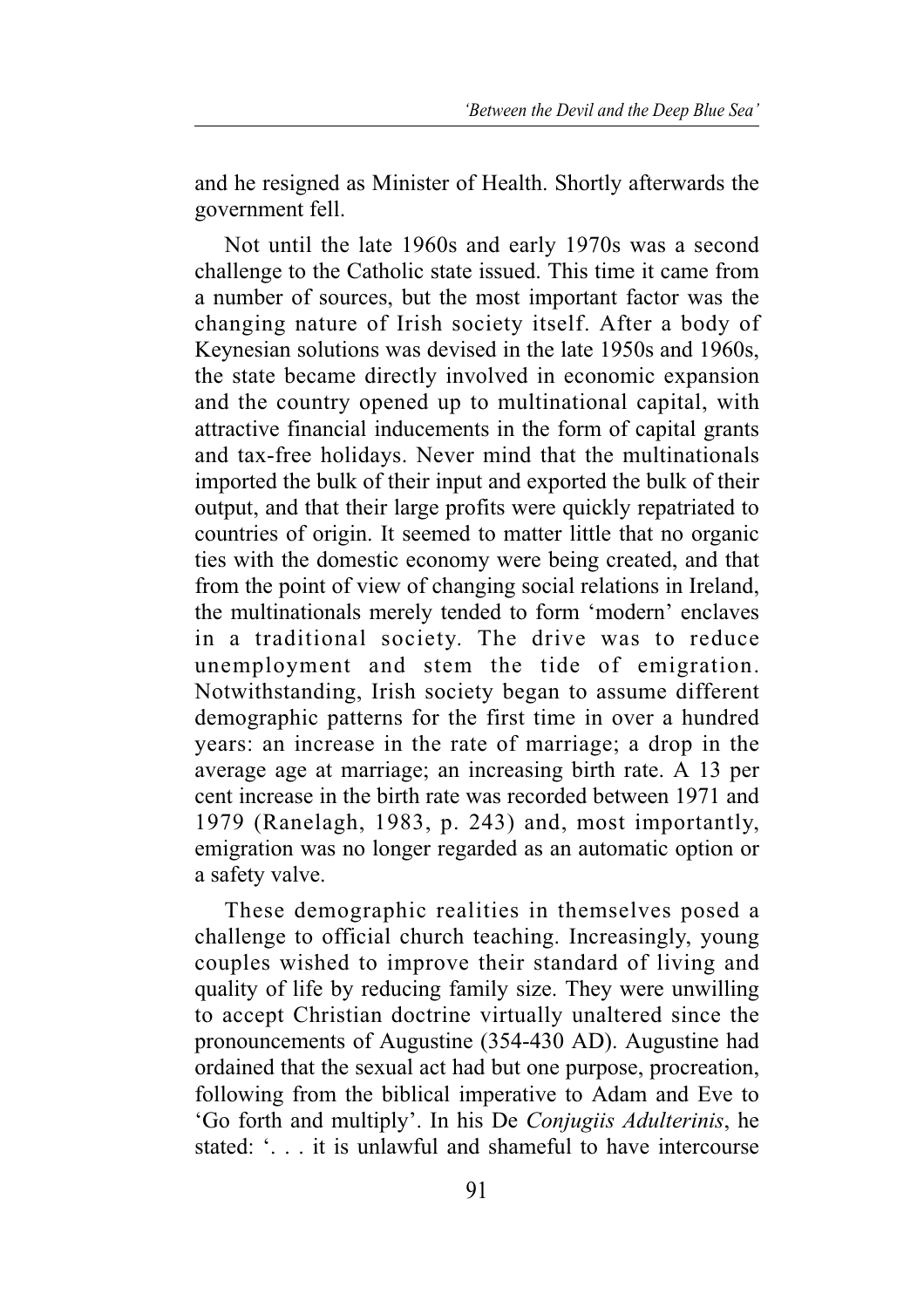and he resigned as Minister of Health. Shortly afterwards the government fell.

Not until the late 1960s and early 1970s was a second challenge to the Catholic state issued. This time it came from a number of sources, but the most important factor was the changing nature of Irish society itself. After a body of Keynesian solutions was devised in the late 1950s and 1960s, the state became directly involved in economic expansion and the country opened up to multinational capital, with attractive financial inducements in the form of capital grants and tax-free holidays. Never mind that the multinationals imported the bulk of their input and exported the bulk of their output, and that their large profits were quickly repatriated to countries of origin. It seemed to matter little that no organic ties with the domestic economy were being created, and that from the point of view of changing social relations in Ireland, the multinationals merely tended to form 'modern' enclaves in a traditional society. The drive was to reduce unemployment and stem the tide of emigration. Notwithstanding, Irish society began to assume different demographic patterns for the first time in over a hundred years: an increase in the rate of marriage; a drop in the average age at marriage; an increasing birth rate. A 13 per cent increase in the birth rate was recorded between 1971 and 1979 (Ranelagh, 1983, p. 243) and, most importantly, emigration was no longer regarded as an automatic option or a safety valve.

These demographic realities in themselves posed a challenge to official church teaching. Increasingly, young couples wished to improve their standard of living and quality of life by reducing family size. They were unwilling to accept Christian doctrine virtually unaltered since the pronouncements of Augustine (354-430 AD). Augustine had ordained that the sexual act had but one purpose, procreation, following from the biblical imperative to Adam and Eve to 'Go forth and multiply'. In his De *Conjugiis Adulterinis*, he stated: '. . . it is unlawful and shameful to have intercourse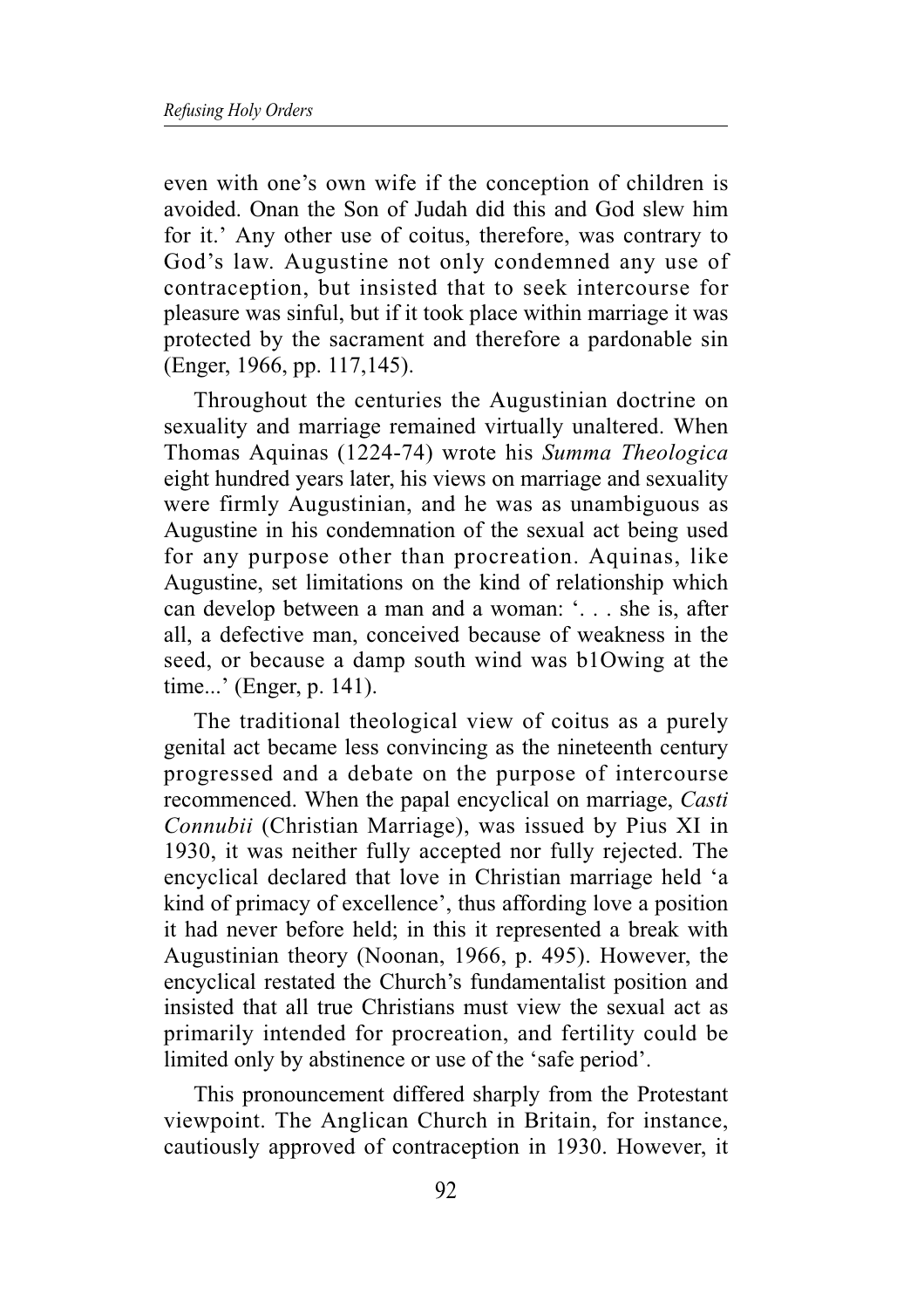even with one's own wife if the conception of children is avoided. Onan the Son of Judah did this and God slew him for it.' Any other use of coitus, therefore, was contrary to God's law. Augustine not only condemned any use of contraception, but insisted that to seek intercourse for pleasure was sinful, but if it took place within marriage it was protected by the sacrament and therefore a pardonable sin (Enger, 1966, pp. 117,145).

Throughout the centuries the Augustinian doctrine on sexuality and marriage remained virtually unaltered. When Thomas Aquinas (1224-74) wrote his *Summa Theologica* eight hundred years later, his views on marriage and sexuality were firmly Augustinian, and he was as unambiguous as Augustine in his condemnation of the sexual act being used for any purpose other than procreation. Aquinas, like Augustine, set limitations on the kind of relationship which can develop between a man and a woman: '. . . she is, after all, a defective man, conceived because of weakness in the seed, or because a damp south wind was b1Owing at the time...' (Enger, p. 141).

The traditional theological view of coitus as a purely genital act became less convincing as the nineteenth century progressed and a debate on the purpose of intercourse recommenced. When the papal encyclical on marriage, *Casti Connubii* (Christian Marriage), was issued by Pius XI in 1930, it was neither fully accepted nor fully rejected. The encyclical declared that love in Christian marriage held 'a kind of primacy of excellence', thus affording love a position it had never before held; in this it represented a break with Augustinian theory (Noonan, 1966, p. 495). However, the encyclical restated the Church's fundamentalist position and insisted that all true Christians must view the sexual act as primarily intended for procreation, and fertility could be limited only by abstinence or use of the 'safe period'.

This pronouncement differed sharply from the Protestant viewpoint. The Anglican Church in Britain, for instance, cautiously approved of contraception in 1930. However, it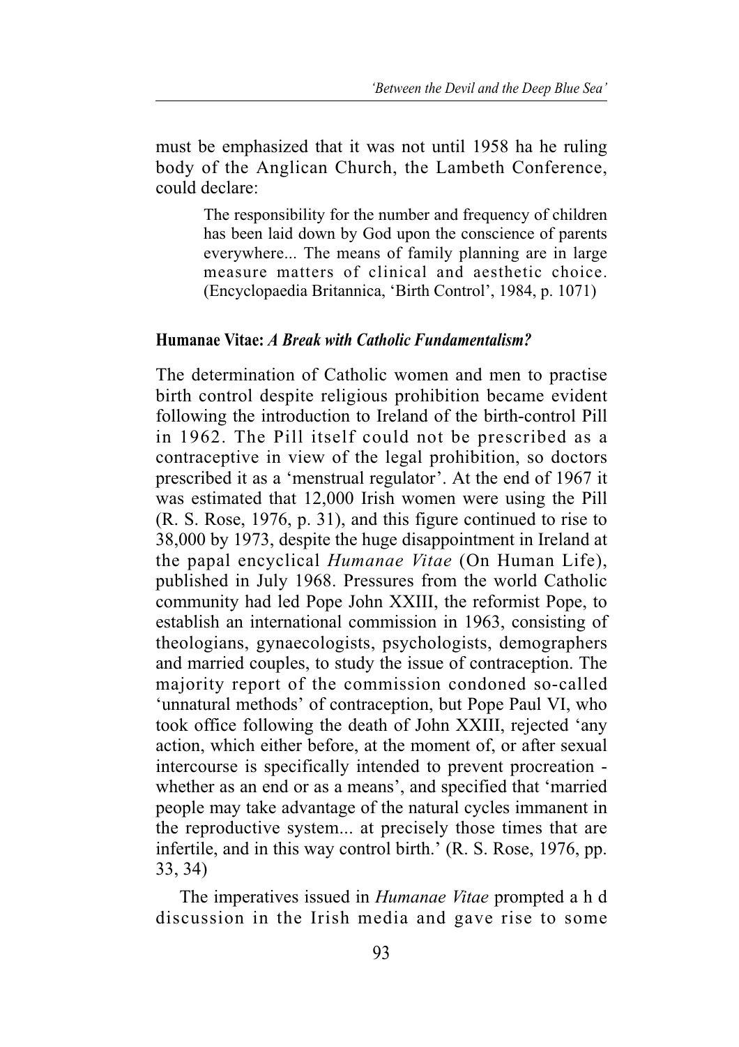must be emphasized that it was not until 1958 ha he ruling body of the Anglican Church, the Lambeth Conference, could declare:

> The responsibility for the number and frequency of children has been laid down by God upon the conscience of parents everywhere... The means of family planning are in large measure matters of clinical and aesthetic choice. (Encyclopaedia Britannica, 'Birth Control', 1984, p. 1071)

**Humanae Vitae:** ***A Break with Catholic Fundamentalism?***

The determination of Catholic women and men to practise birth control despite religious prohibition became evident following the introduction to Ireland of the birth-control Pill in 1962. The Pill itself could not be prescribed as a contraceptive in view of the legal prohibition, so doctors prescribed it as a 'menstrual regulator'. At the end of 1967 it was estimated that 12,000 Irish women were using the Pill (R. S. Rose, 1976, p. 31), and this figure continued to rise to 38,000 by 1973, despite the huge disappointment in Ireland at the papal encyclical *Humanae Vitae* (On Human Life), published in July 1968. Pressures from the world Catholic community had led Pope John XXIII, the reformist Pope, to establish an international commission in 1963, consisting of theologians, gynaecologists, psychologists, demographers and married couples, to study the issue of contraception. The majority report of the commission condoned so-called 'unnatural methods' of contraception, but Pope Paul VI, who took office following the death of John XXIII, rejected 'any action, which either before, at the moment of, or after sexual intercourse is specifically intended to prevent procreation - whether as an end or as a means', and specified that 'married people may take advantage of the natural cycles immanent in the reproductive system... at precisely those times that are infertile, and in this way control birth.' (R. S. Rose, 1976, pp. 33, 34)

The imperatives issued in *Humanae Vitae* prompted a h d discussion in the Irish media and gave rise to some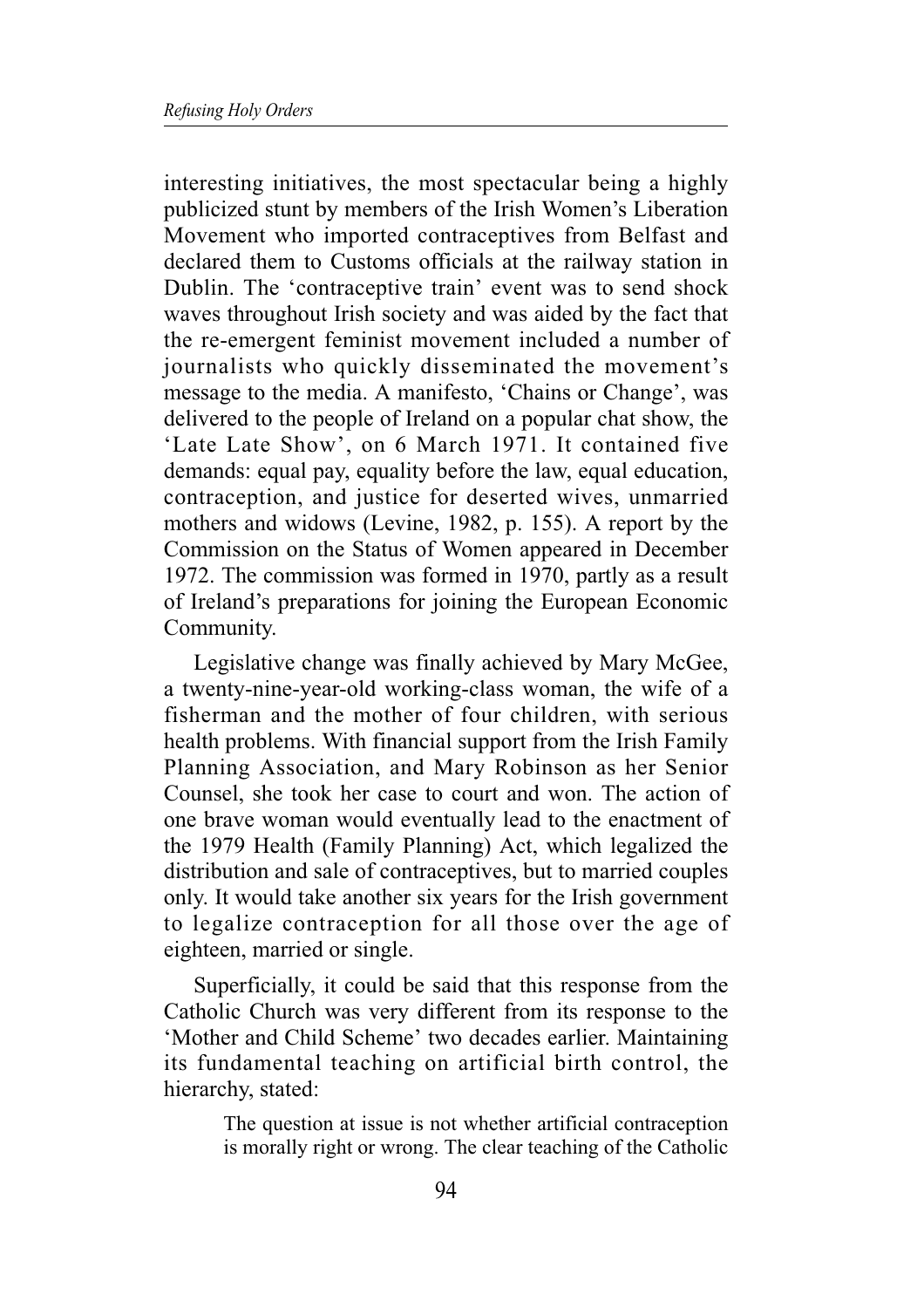interesting initiatives, the most spectacular being a highly publicized stunt by members of the Irish Women's Liberation Movement who imported contraceptives from Belfast and declared them to Customs officials at the railway station in Dublin. The 'contraceptive train' event was to send shock waves throughout Irish society and was aided by the fact that the re-emergent feminist movement included a number of journalists who quickly disseminated the movement's message to the media. A manifesto, 'Chains or Change', was delivered to the people of Ireland on a popular chat show, the 'Late Late Show', on 6 March 1971. It contained five demands: equal pay, equality before the law, equal education, contraception, and justice for deserted wives, unmarried mothers and widows (Levine, 1982, p. 155). A report by the Commission on the Status of Women appeared in December 1972. The commission was formed in 1970, partly as a result of Ireland's preparations for joining the European Economic Community.

Legislative change was finally achieved by Mary McGee, a twenty-nine-year-old working-class woman, the wife of a fisherman and the mother of four children, with serious health problems. With financial support from the Irish Family Planning Association, and Mary Robinson as her Senior Counsel, she took her case to court and won. The action of one brave woman would eventually lead to the enactment of the 1979 Health (Family Planning) Act, which legalized the distribution and sale of contraceptives, but to married couples only. It would take another six years for the Irish government to legalize contraception for all those over the age of eighteen, married or single.

Superficially, it could be said that this response from the Catholic Church was very different from its response to the 'Mother and Child Scheme' two decades earlier. Maintaining its fundamental teaching on artificial birth control, the hierarchy, stated:

> The question at issue is not whether artificial contraception is morally right or wrong. The clear teaching of the Catholic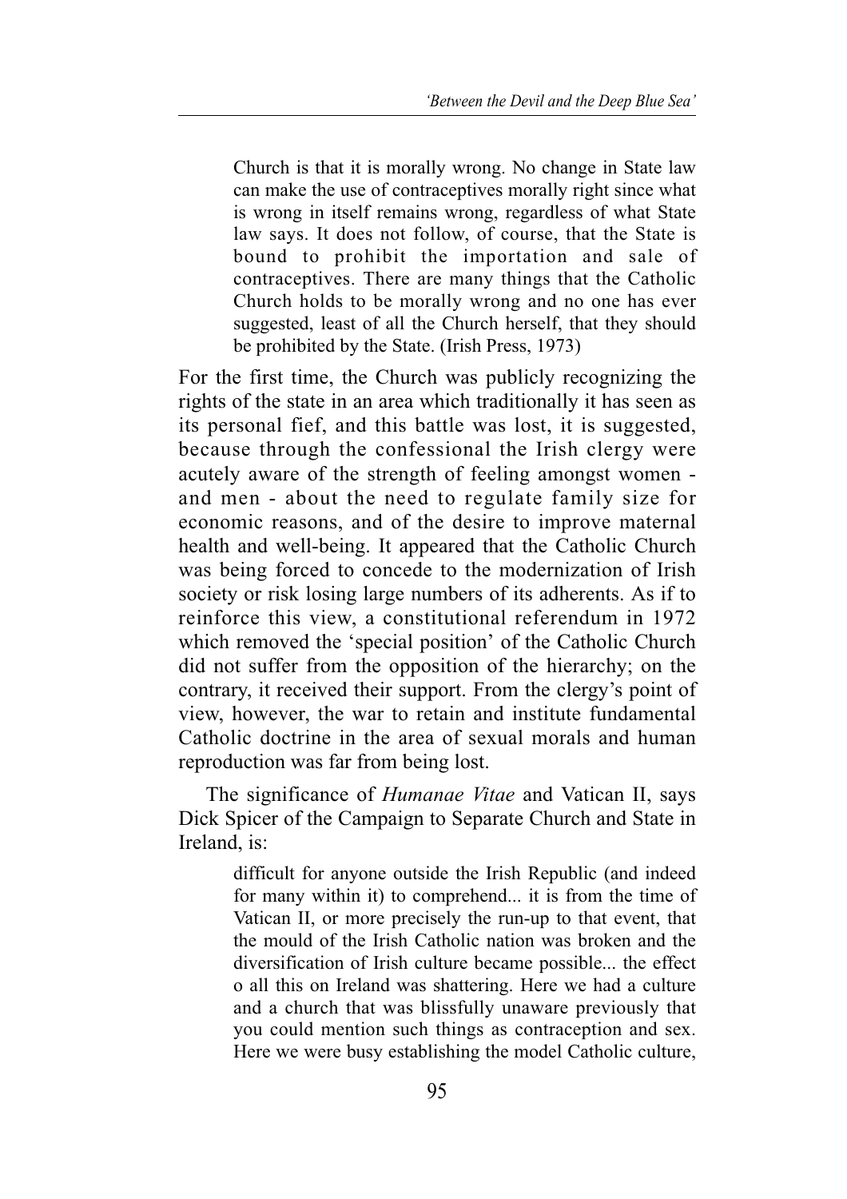> Church is that it is morally wrong. No change in State law can make the use of contraceptives morally right since what is wrong in itself remains wrong, regardless of what State law says. It does not follow, of course, that the State is bound to prohibit the importation and sale of contraceptives. There are many things that the Catholic Church holds to be morally wrong and no one has ever suggested, least of all the Church herself, that they should be prohibited by the State. (Irish Press, 1973)

For the first time, the Church was publicly recognizing the rights of the state in an area which traditionally it has seen as its personal fief, and this battle was lost, it is suggested, because through the confessional the Irish clergy were acutely aware of the strength of feeling amongst women - and men - about the need to regulate family size for economic reasons, and of the desire to improve maternal health and well-being. It appeared that the Catholic Church was being forced to concede to the modernization of Irish society or risk losing large numbers of its adherents. As if to reinforce this view, a constitutional referendum in 1972 which removed the 'special position' of the Catholic Church did not suffer from the opposition of the hierarchy; on the contrary, it received their support. From the clergy's point of view, however, the war to retain and institute fundamental Catholic doctrine in the area of sexual morals and human reproduction was far from being lost.

The significance of *Humanae Vitae* and Vatican II, says Dick Spicer of the Campaign to Separate Church and State in Ireland, is:

> difficult for anyone outside the Irish Republic (and indeed for many within it) to comprehend... it is from the time of Vatican II, or more precisely the run-up to that event, that the mould of the Irish Catholic nation was broken and the diversification of Irish culture became possible... the effect o all this on Ireland was shattering. Here we had a culture and a church that was blissfully unaware previously that you could mention such things as contraception and sex. Here we were busy establishing the model Catholic culture,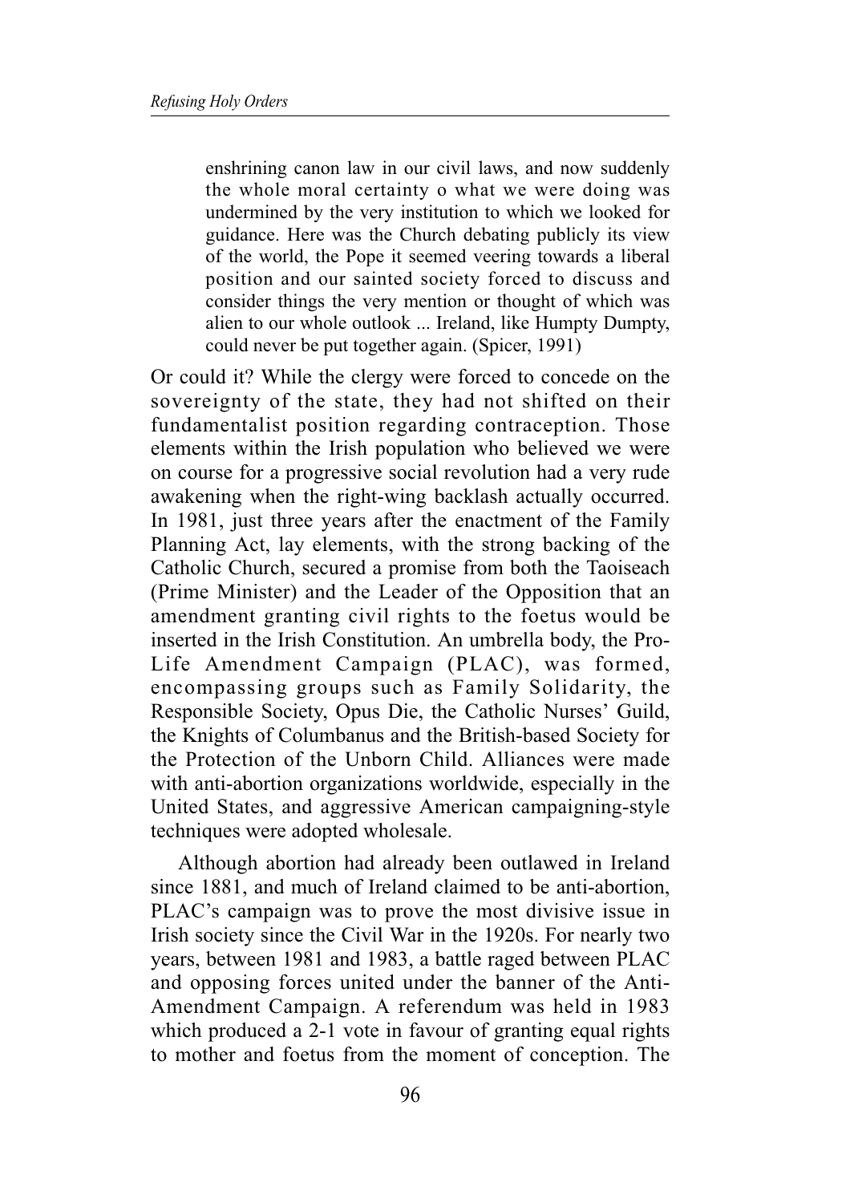> enshrining canon law in our civil laws, and now suddenly the whole moral certainty o what we were doing was undermined by the very institution to which we looked for guidance. Here was the Church debating publicly its view of the world, the Pope it seemed veering towards a liberal position and our sainted society forced to discuss and consider things the very mention or thought of which was alien to our whole outlook ... Ireland, like Humpty Dumpty, could never be put together again. (Spicer, 1991)

Or could it? While the clergy were forced to concede on the sovereignty of the state, they had not shifted on their fundamentalist position regarding contraception. Those elements within the Irish population who believed we were on course for a progressive social revolution had a very rude awakening when the right-wing backlash actually occurred. In 1981, just three years after the enactment of the Family Planning Act, lay elements, with the strong backing of the Catholic Church, secured a promise from both the Taoiseach (Prime Minister) and the Leader of the Opposition that an amendment granting civil rights to the foetus would be inserted in the Irish Constitution. An umbrella body, the Pro-Life Amendment Campaign (PLAC), was formed, encompassing groups such as Family Solidarity, the Responsible Society, Opus Die, the Catholic Nurses' Guild, the Knights of Columbanus and the British-based Society for the Protection of the Unborn Child. Alliances were made with anti-abortion organizations worldwide, especially in the United States, and aggressive American campaigning-style techniques were adopted wholesale.

Although abortion had already been outlawed in Ireland since 1881, and much of Ireland claimed to be anti-abortion, PLAC's campaign was to prove the most divisive issue in Irish society since the Civil War in the 1920s. For nearly two years, between 1981 and 1983, a battle raged between PLAC and opposing forces united under the banner of the Anti-Amendment Campaign. A referendum was held in 1983 which produced a 2-1 vote in favour of granting equal rights to mother and foetus from the moment of conception. The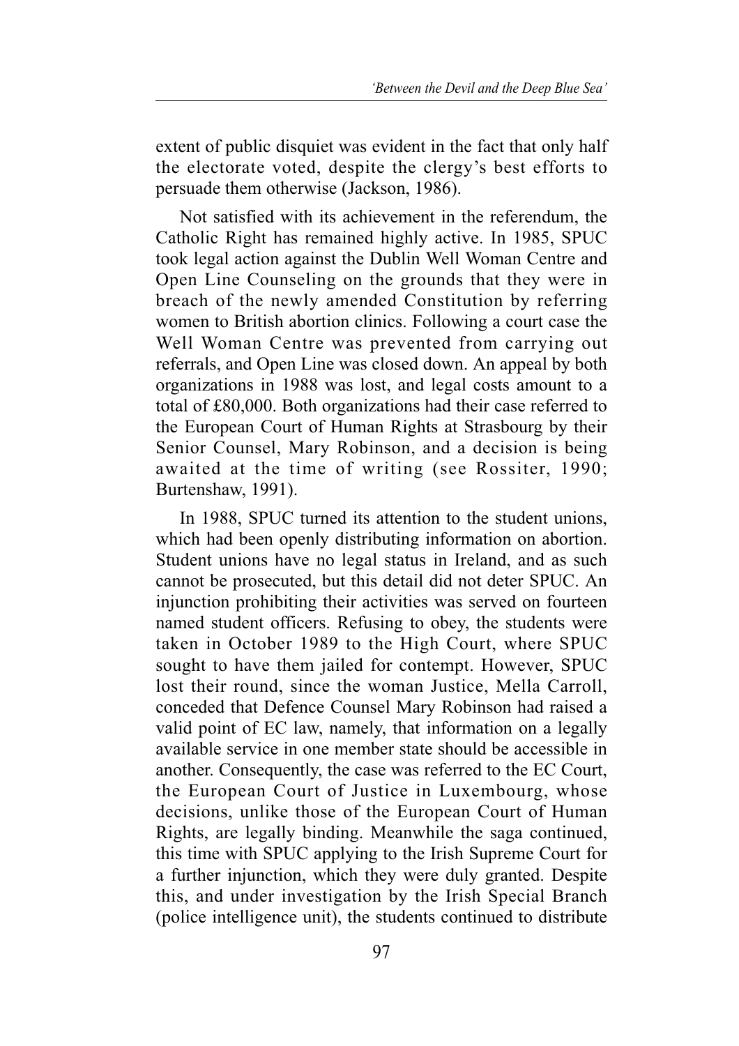extent of public disquiet was evident in the fact that only half the electorate voted, despite the clergy's best efforts to persuade them otherwise (Jackson, 1986).

Not satisfied with its achievement in the referendum, the Catholic Right has remained highly active. In 1985, SPUC took legal action against the Dublin Well Woman Centre and Open Line Counseling on the grounds that they were in breach of the newly amended Constitution by referring women to British abortion clinics. Following a court case the Well Woman Centre was prevented from carrying out referrals, and Open Line was closed down. An appeal by both organizations in 1988 was lost, and legal costs amount to a total of £80,000. Both organizations had their case referred to the European Court of Human Rights at Strasbourg by their Senior Counsel, Mary Robinson, and a decision is being awaited at the time of writing (see Rossiter, 1990; Burtenshaw, 1991).

In 1988, SPUC turned its attention to the student unions, which had been openly distributing information on abortion. Student unions have no legal status in Ireland, and as such cannot be prosecuted, but this detail did not deter SPUC. An injunction prohibiting their activities was served on fourteen named student officers. Refusing to obey, the students were taken in October 1989 to the High Court, where SPUC sought to have them jailed for contempt. However, SPUC lost their round, since the woman Justice, Mella Carroll, conceded that Defence Counsel Mary Robinson had raised a valid point of EC law, namely, that information on a legally available service in one member state should be accessible in another. Consequently, the case was referred to the EC Court, the European Court of Justice in Luxembourg, whose decisions, unlike those of the European Court of Human Rights, are legally binding. Meanwhile the saga continued, this time with SPUC applying to the Irish Supreme Court for a further injunction, which they were duly granted. Despite this, and under investigation by the Irish Special Branch (police intelligence unit), the students continued to distribute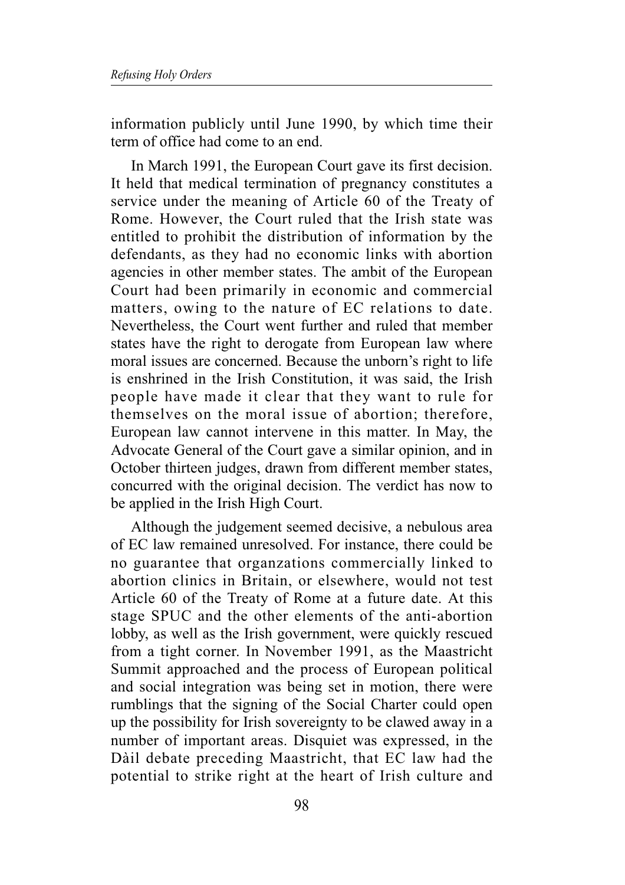information publicly until June 1990, by which time their term of office had come to an end.

In March 1991, the European Court gave its first decision. It held that medical termination of pregnancy constitutes a service under the meaning of Article 60 of the Treaty of Rome. However, the Court ruled that the Irish state was entitled to prohibit the distribution of information by the defendants, as they had no economic links with abortion agencies in other member states. The ambit of the European Court had been primarily in economic and commercial matters, owing to the nature of EC relations to date. Nevertheless, the Court went further and ruled that member states have the right to derogate from European law where moral issues are concerned. Because the unborn's right to life is enshrined in the Irish Constitution, it was said, the Irish people have made it clear that they want to rule for themselves on the moral issue of abortion; therefore, European law cannot intervene in this matter. In May, the Advocate General of the Court gave a similar opinion, and in October thirteen judges, drawn from different member states, concurred with the original decision. The verdict has now to be applied in the Irish High Court.

Although the judgement seemed decisive, a nebulous area of EC law remained unresolved. For instance, there could be no guarantee that organzations commercially linked to abortion clinics in Britain, or elsewhere, would not test Article 60 of the Treaty of Rome at a future date. At this stage SPUC and the other elements of the anti-abortion lobby, as well as the Irish government, were quickly rescued from a tight corner. In November 1991, as the Maastricht Summit approached and the process of European political and social integration was being set in motion, there were rumblings that the signing of the Social Charter could open up the possibility for Irish sovereignty to be clawed away in a number of important areas. Disquiet was expressed, in the Dàil debate preceding Maastricht, that EC law had the potential to strike right at the heart of Irish culture and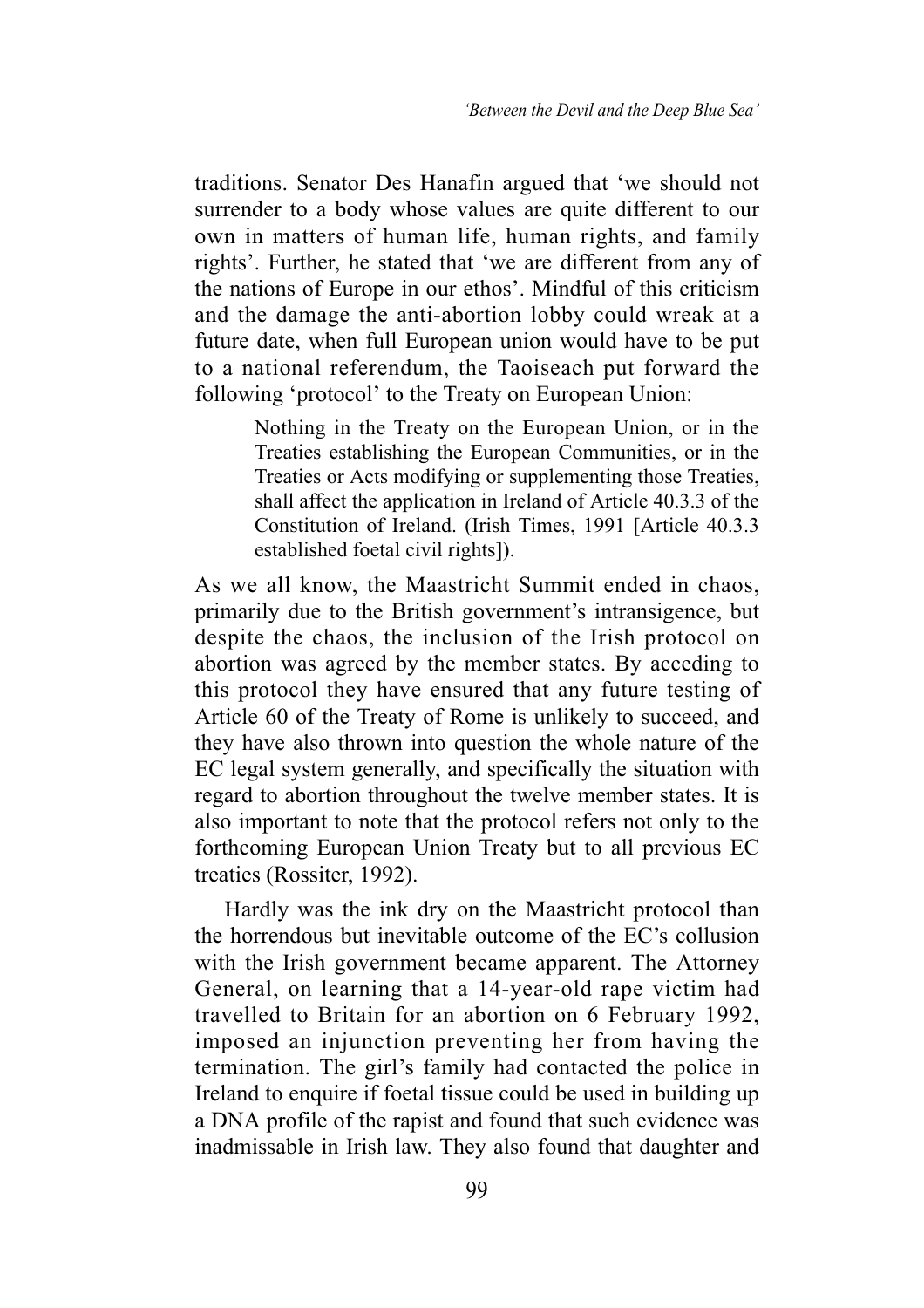traditions. Senator Des Hanafin argued that 'we should not surrender to a body whose values are quite different to our own in matters of human life, human rights, and family rights'. Further, he stated that 'we are different from any of the nations of Europe in our ethos'. Mindful of this criticism and the damage the anti-abortion lobby could wreak at a future date, when full European union would have to be put to a national referendum, the Taoiseach put forward the following 'protocol' to the Treaty on European Union:

> Nothing in the Treaty on the European Union, or in the Treaties establishing the European Communities, or in the Treaties or Acts modifying or supplementing those Treaties, shall affect the application in Ireland of Article 40.3.3 of the Constitution of Ireland. (Irish Times, 1991 [Article 40.3.3 established foetal civil rights]).

As we all know, the Maastricht Summit ended in chaos, primarily due to the British government's intransigence, but despite the chaos, the inclusion of the Irish protocol on abortion was agreed by the member states. By acceding to this protocol they have ensured that any future testing of Article 60 of the Treaty of Rome is unlikely to succeed, and they have also thrown into question the whole nature of the EC legal system generally, and specifically the situation with regard to abortion throughout the twelve member states. It is also important to note that the protocol refers not only to the forthcoming European Union Treaty but to all previous EC treaties (Rossiter, 1992).

Hardly was the ink dry on the Maastricht protocol than the horrendous but inevitable outcome of the EC's collusion with the Irish government became apparent. The Attorney General, on learning that a 14-year-old rape victim had travelled to Britain for an abortion on 6 February 1992, imposed an injunction preventing her from having the termination. The girl's family had contacted the police in Ireland to enquire if foetal tissue could be used in building up a DNA profile of the rapist and found that such evidence was inadmissable in Irish law. They also found that daughter and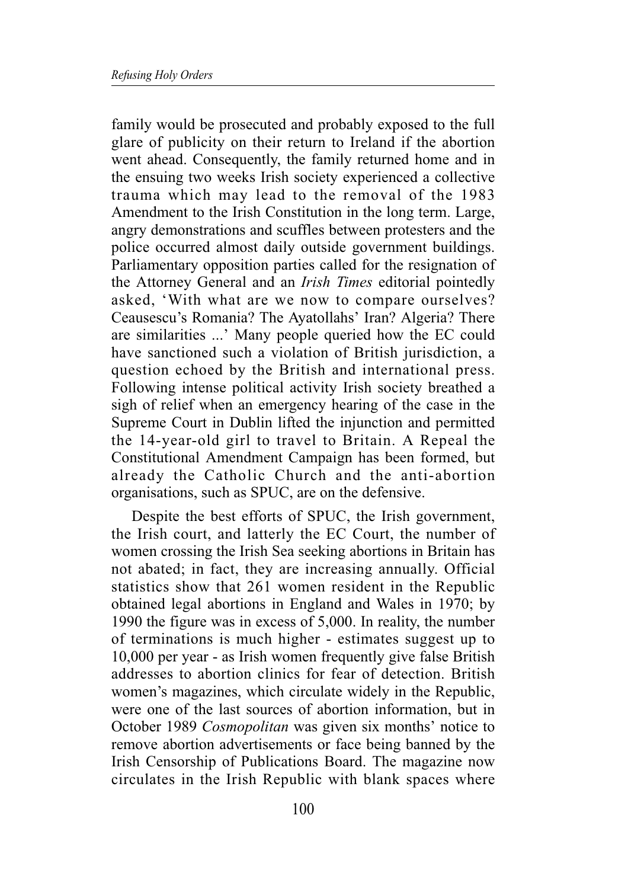family would be prosecuted and probably exposed to the full glare of publicity on their return to Ireland if the abortion went ahead. Consequently, the family returned home and in the ensuing two weeks Irish society experienced a collective trauma which may lead to the removal of the 1983 Amendment to the Irish Constitution in the long term. Large, angry demonstrations and scuffles between protesters and the police occurred almost daily outside government buildings. Parliamentary opposition parties called for the resignation of the Attorney General and an *Irish Times* editorial pointedly asked, 'With what are we now to compare ourselves? Ceausescu's Romania? The Ayatollahs' Iran? Algeria? There are similarities ...' Many people queried how the EC could have sanctioned such a violation of British jurisdiction, a question echoed by the British and international press. Following intense political activity Irish society breathed a sigh of relief when an emergency hearing of the case in the Supreme Court in Dublin lifted the injunction and permitted the 14-year-old girl to travel to Britain. A Repeal the Constitutional Amendment Campaign has been formed, but already the Catholic Church and the anti-abortion organisations, such as SPUC, are on the defensive.

Despite the best efforts of SPUC, the Irish government, the Irish court, and latterly the EC Court, the number of women crossing the Irish Sea seeking abortions in Britain has not abated; in fact, they are increasing annually. Official statistics show that 261 women resident in the Republic obtained legal abortions in England and Wales in 1970; by 1990 the figure was in excess of 5,000. In reality, the number of terminations is much higher - estimates suggest up to 10,000 per year - as Irish women frequently give false British addresses to abortion clinics for fear of detection. British women's magazines, which circulate widely in the Republic, were one of the last sources of abortion information, but in October 1989 *Cosmopolitan* was given six months' notice to remove abortion advertisements or face being banned by the Irish Censorship of Publications Board. The magazine now circulates in the Irish Republic with blank spaces where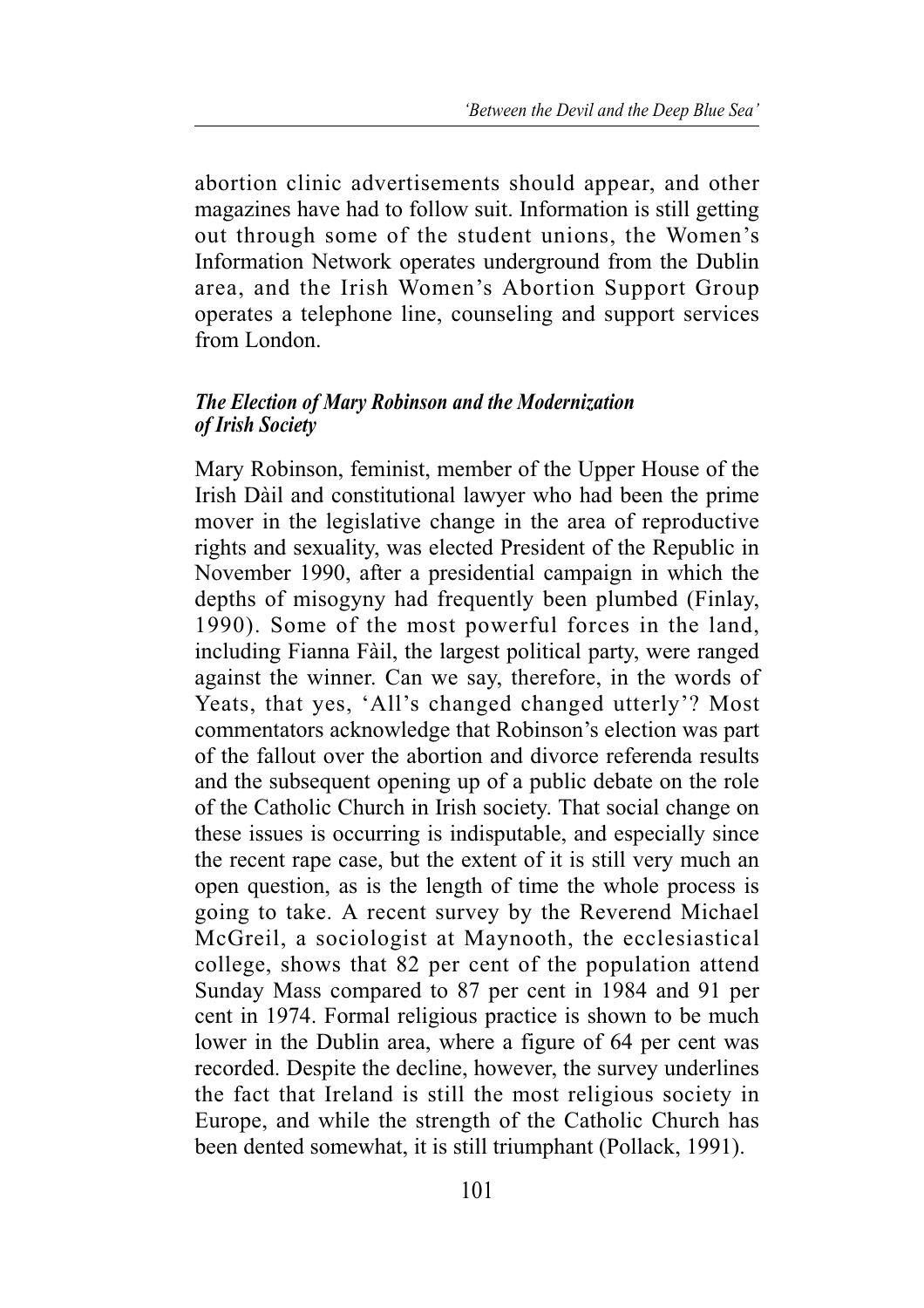abortion clinic advertisements should appear, and other magazines have had to follow suit. Information is still getting out through some of the student unions, the Women's Information Network operates underground from the Dublin area, and the Irish Women's Abortion Support Group operates a telephone line, counseling and support services from London.

### *The Election of Mary Robinson and the Modernization of Irish Society*

Mary Robinson, feminist, member of the Upper House of the Irish Dàil and constitutional lawyer who had been the prime mover in the legislative change in the area of reproductive rights and sexuality, was elected President of the Republic in November 1990, after a presidential campaign in which the depths of misogyny had frequently been plumbed (Finlay, 1990). Some of the most powerful forces in the land, including Fianna Fàil, the largest political party, were ranged against the winner. Can we say, therefore, in the words of Yeats, that yes, 'All's changed changed utterly'? Most commentators acknowledge that Robinson's election was part of the fallout over the abortion and divorce referenda results and the subsequent opening up of a public debate on the role of the Catholic Church in Irish society. That social change on these issues is occurring is indisputable, and especially since the recent rape case, but the extent of it is still very much an open question, as is the length of time the whole process is going to take. A recent survey by the Reverend Michael McGreil, a sociologist at Maynooth, the ecclesiastical college, shows that 82 per cent of the population attend Sunday Mass compared to 87 per cent in 1984 and 91 per cent in 1974. Formal religious practice is shown to be much lower in the Dublin area, where a figure of 64 per cent was recorded. Despite the decline, however, the survey underlines the fact that Ireland is still the most religious society in Europe, and while the strength of the Catholic Church has been dented somewhat, it is still triumphant (Pollack, 1991).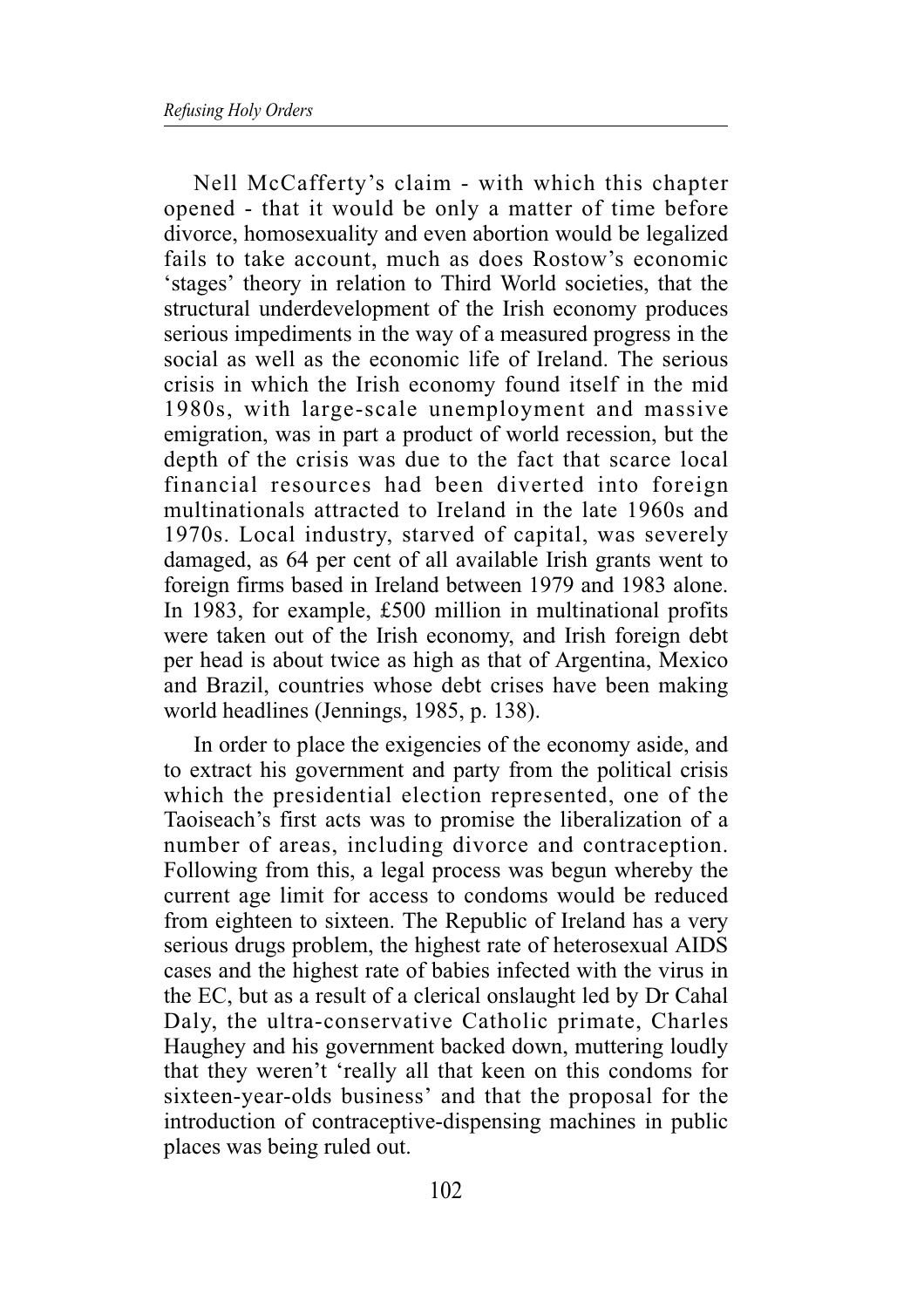Nell McCafferty's claim - with which this chapter opened - that it would be only a matter of time before divorce, homosexuality and even abortion would be legalized fails to take account, much as does Rostow's economic 'stages' theory in relation to Third World societies, that the structural underdevelopment of the Irish economy produces serious impediments in the way of a measured progress in the social as well as the economic life of Ireland. The serious crisis in which the Irish economy found itself in the mid 1980s, with large-scale unemployment and massive emigration, was in part a product of world recession, but the depth of the crisis was due to the fact that scarce local financial resources had been diverted into foreign multinationals attracted to Ireland in the late 1960s and 1970s. Local industry, starved of capital, was severely damaged, as 64 per cent of all available Irish grants went to foreign firms based in Ireland between 1979 and 1983 alone. In 1983, for example, £500 million in multinational profits were taken out of the Irish economy, and Irish foreign debt per head is about twice as high as that of Argentina, Mexico and Brazil, countries whose debt crises have been making world headlines (Jennings, 1985, p. 138).

In order to place the exigencies of the economy aside, and to extract his government and party from the political crisis which the presidential election represented, one of the Taoiseach's first acts was to promise the liberalization of a number of areas, including divorce and contraception. Following from this, a legal process was begun whereby the current age limit for access to condoms would be reduced from eighteen to sixteen. The Republic of Ireland has a very serious drugs problem, the highest rate of heterosexual AIDS cases and the highest rate of babies infected with the virus in the EC, but as a result of a clerical onslaught led by Dr Cahal Daly, the ultra-conservative Catholic primate, Charles Haughey and his government backed down, muttering loudly that they weren't 'really all that keen on this condoms for sixteen-year-olds business' and that the proposal for the introduction of contraceptive-dispensing machines in public places was being ruled out.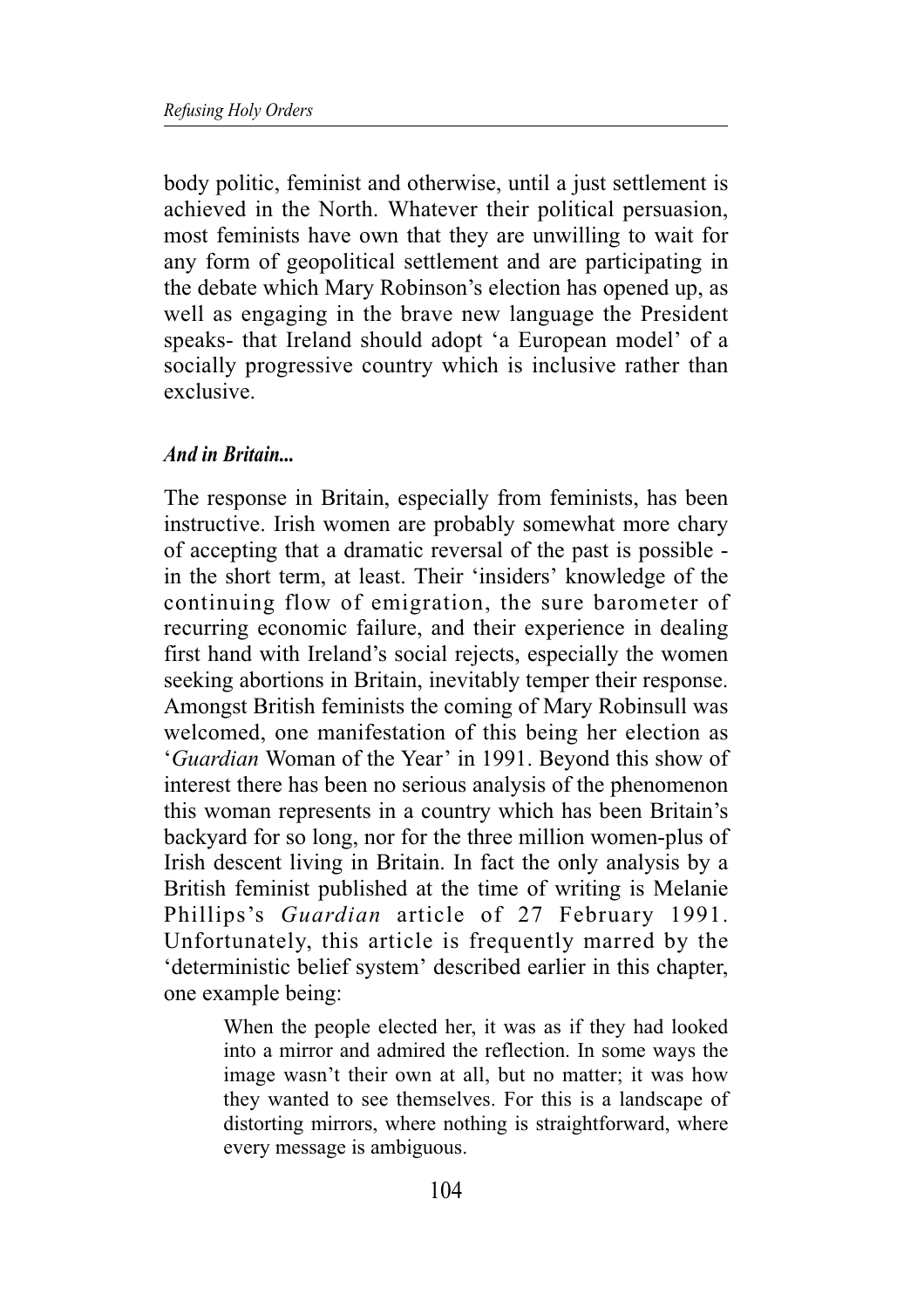body politic, feminist and otherwise, until a just settlement is achieved in the North. Whatever their political persuasion, most feminists have own that they are unwilling to wait for any form of geopolitical settlement and are participating in the debate which Mary Robinson's election has opened up, as well as engaging in the brave new language the President speaks- that Ireland should adopt 'a European model' of a socially progressive country which is inclusive rather than exclusive.

### *And in Britain...*

The response in Britain, especially from feminists, has been instructive. Irish women are probably somewhat more chary of accepting that a dramatic reversal of the past is possible - in the short term, at least. Their 'insiders' knowledge of the continuing flow of emigration, the sure barometer of recurring economic failure, and their experience in dealing first hand with Ireland's social rejects, especially the women seeking abortions in Britain, inevitably temper their response. Amongst British feminists the coming of Mary Robinsull was welcomed, one manifestation of this being her election as '*Guardian* Woman of the Year' in 1991. Beyond this show of interest there has been no serious analysis of the phenomenon this woman represents in a country which has been Britain's backyard for so long, nor for the three million women-plus of Irish descent living in Britain. In fact the only analysis by a British feminist published at the time of writing is Melanie Phillips's *Guardian* article of 27 February 1991. Unfortunately, this article is frequently marred by the 'deterministic belief system' described earlier in this chapter, one example being:

> When the people elected her, it was as if they had looked into a mirror and admired the reflection. In some ways the image wasn't their own at all, but no matter; it was how they wanted to see themselves. For this is a landscape of distorting mirrors, where nothing is straightforward, where every message is ambiguous.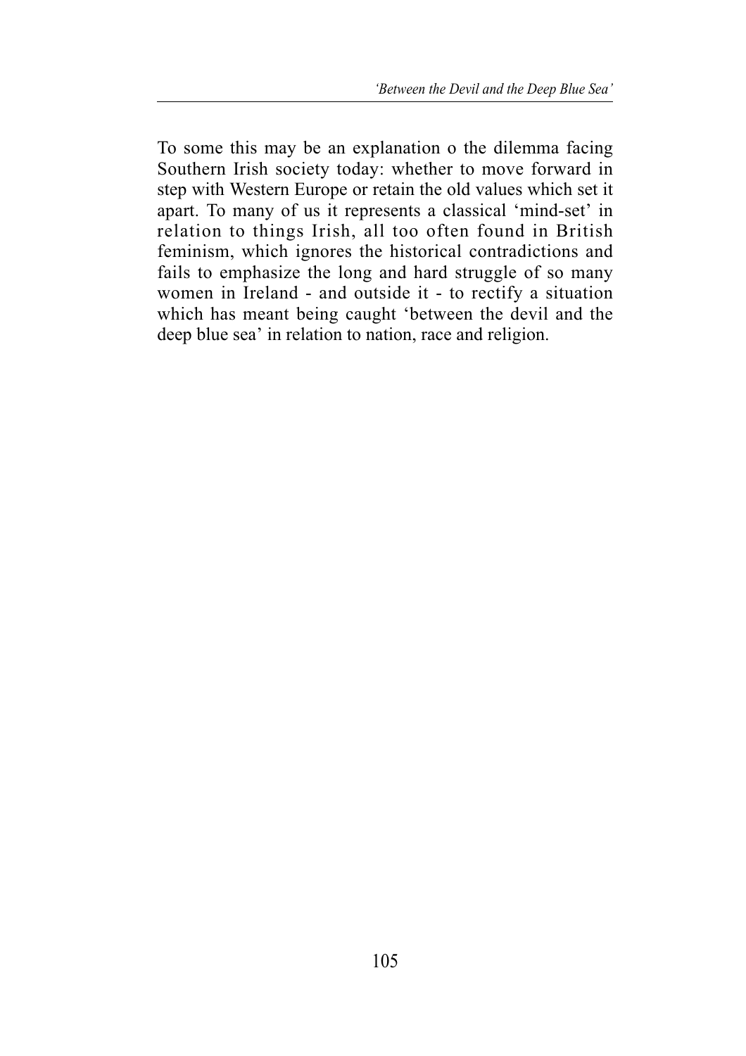To some this may be an explanation o the dilemma facing Southern Irish society today: whether to move forward in step with Western Europe or retain the old values which set it apart. To many of us it represents a classical 'mind-set' in relation to things Irish, all too often found in British feminism, which ignores the historical contradictions and fails to emphasize the long and hard struggle of so many women in Ireland - and outside it - to rectify a situation which has meant being caught 'between the devil and the deep blue sea' in relation to nation, race and religion.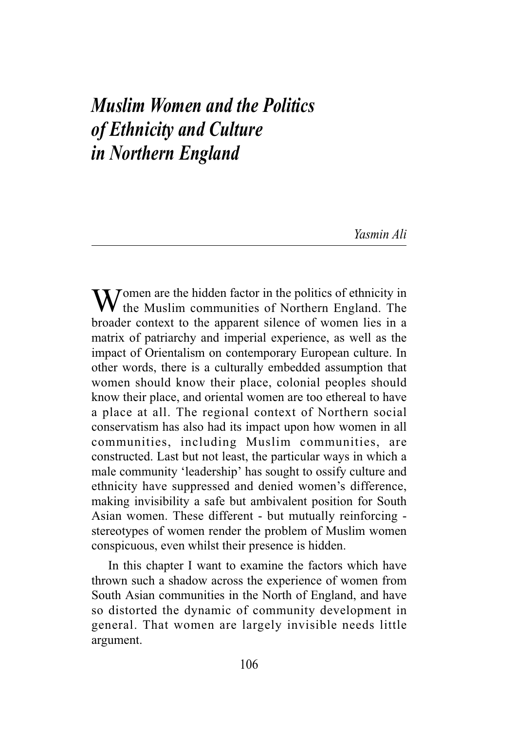# *Muslim Women and the Politics of Ethnicity and Culture in Northern England*

*Yasmin Ali*

---

Women are the hidden factor in the politics of ethnicity in the Muslim communities of Northern England. The broader context to the apparent silence of women lies in a matrix of patriarchy and imperial experience, as well as the impact of Orientalism on contemporary European culture. In other words, there is a culturally embedded assumption that women should know their place, colonial peoples should know their place, and oriental women are too ethereal to have a place at all. The regional context of Northern social conservatism has also had its impact upon how women in all communities, including Muslim communities, are constructed. Last but not least, the particular ways in which a male community 'leadership' has sought to ossify culture and ethnicity have suppressed and denied women's difference, making invisibility a safe but ambivalent position for South Asian women. These different - but mutually reinforcing - stereotypes of women render the problem of Muslim women conspicuous, even whilst their presence is hidden.

In this chapter I want to examine the factors which have thrown such a shadow across the experience of women from South Asian communities in the North of England, and have so distorted the dynamic of community development in general. That women are largely invisible needs little argument.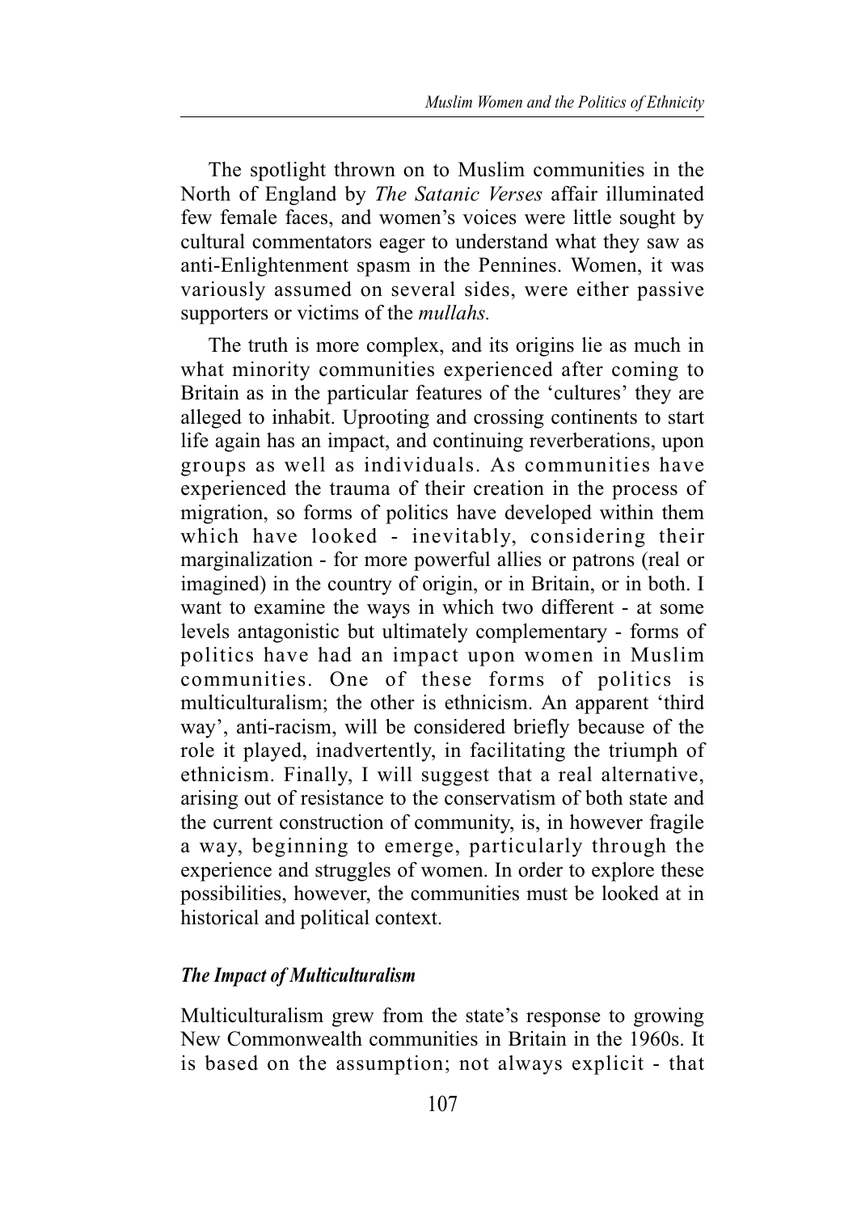The spotlight thrown on to Muslim communities in the North of England by *The Satanic Verses* affair illuminated few female faces, and women's voices were little sought by cultural commentators eager to understand what they saw as anti-Enlightenment spasm in the Pennines. Women, it was variously assumed on several sides, were either passive supporters or victims of the *mullahs.*

The truth is more complex, and its origins lie as much in what minority communities experienced after coming to Britain as in the particular features of the 'cultures' they are alleged to inhabit. Uprooting and crossing continents to start life again has an impact, and continuing reverberations, upon groups as well as individuals. As communities have experienced the trauma of their creation in the process of migration, so forms of politics have developed within them which have looked - inevitably, considering their marginalization - for more powerful allies or patrons (real or imagined) in the country of origin, or in Britain, or in both. I want to examine the ways in which two different - at some levels antagonistic but ultimately complementary - forms of politics have had an impact upon women in Muslim communities. One of these forms of politics is multiculturalism; the other is ethnicism. An apparent 'third way', anti-racism, will be considered briefly because of the role it played, inadvertently, in facilitating the triumph of ethnicism. Finally, I will suggest that a real alternative, arising out of resistance to the conservatism of both state and the current construction of community, is, in however fragile a way, beginning to emerge, particularly through the experience and struggles of women. In order to explore these possibilities, however, the communities must be looked at in historical and political context.

### *The Impact of Multiculturalism*

Multiculturalism grew from the state's response to growing New Commonwealth communities in Britain in the 1960s. It is based on the assumption; not always explicit - that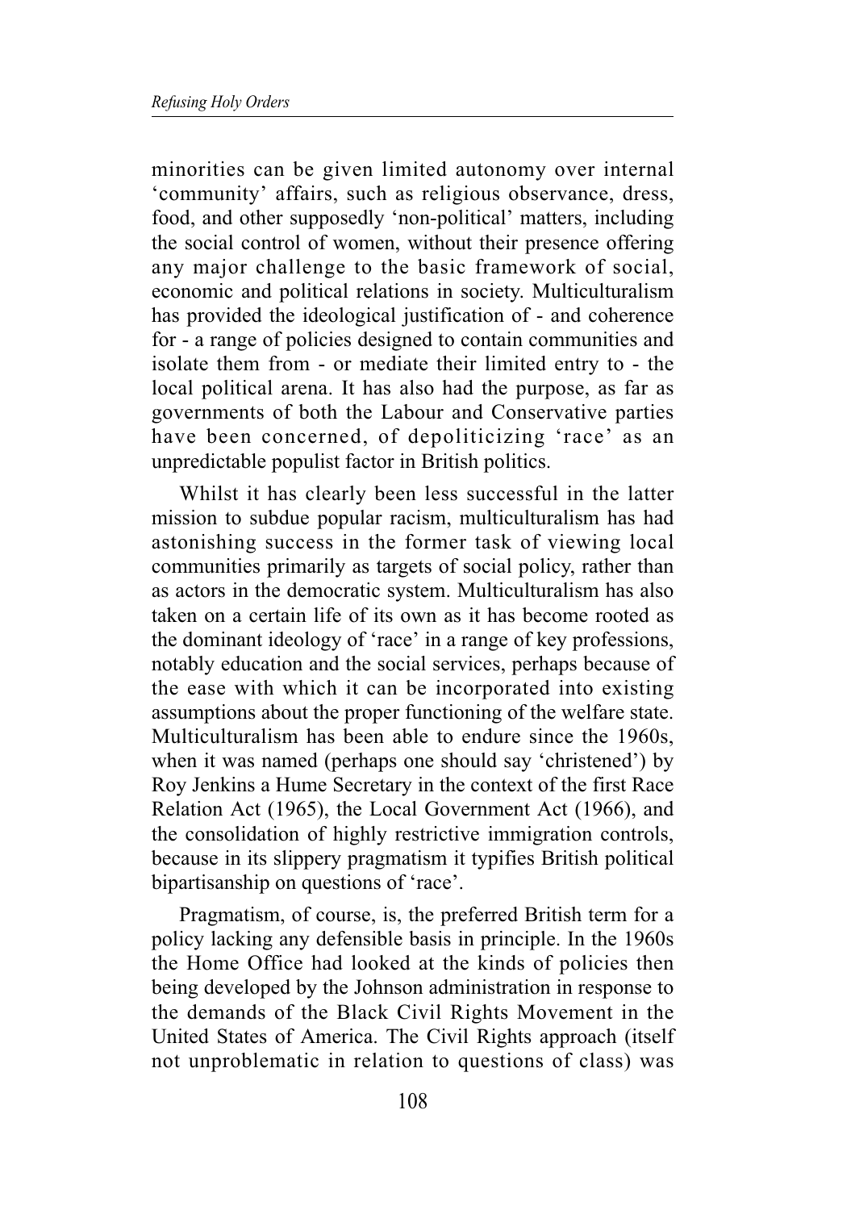minorities can be given limited autonomy over internal 'community' affairs, such as religious observance, dress, food, and other supposedly 'non-political' matters, including the social control of women, without their presence offering any major challenge to the basic framework of social, economic and political relations in society. Multiculturalism has provided the ideological justification of - and coherence for - a range of policies designed to contain communities and isolate them from - or mediate their limited entry to - the local political arena. It has also had the purpose, as far as governments of both the Labour and Conservative parties have been concerned, of depoliticizing 'race' as an unpredictable populist factor in British politics.

Whilst it has clearly been less successful in the latter mission to subdue popular racism, multiculturalism has had astonishing success in the former task of viewing local communities primarily as targets of social policy, rather than as actors in the democratic system. Multiculturalism has also taken on a certain life of its own as it has become rooted as the dominant ideology of 'race' in a range of key professions, notably education and the social services, perhaps because of the ease with which it can be incorporated into existing assumptions about the proper functioning of the welfare state. Multiculturalism has been able to endure since the 1960s, when it was named (perhaps one should say 'christened') by Roy Jenkins a Hume Secretary in the context of the first Race Relation Act (1965), the Local Government Act (1966), and the consolidation of highly restrictive immigration controls, because in its slippery pragmatism it typifies British political bipartisanship on questions of 'race'.

Pragmatism, of course, is, the preferred British term for a policy lacking any defensible basis in principle. In the 1960s the Home Office had looked at the kinds of policies then being developed by the Johnson administration in response to the demands of the Black Civil Rights Movement in the United States of America. The Civil Rights approach (itself not unproblematic in relation to questions of class) was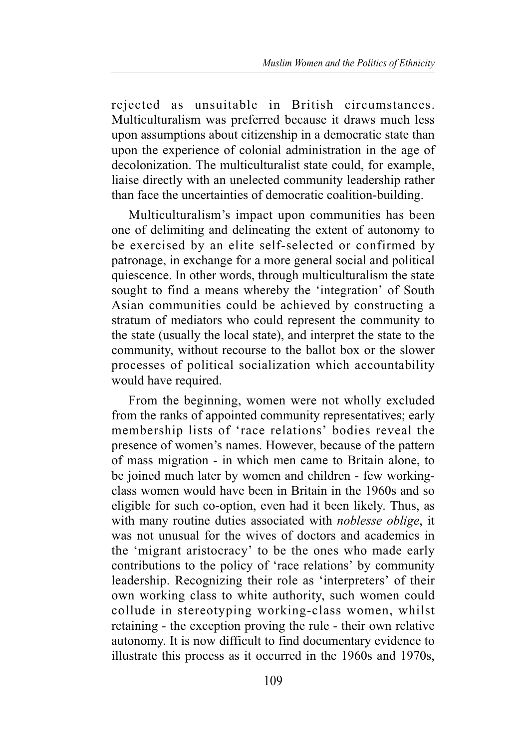rejected as unsuitable in British circumstances. Multiculturalism was preferred because it draws much less upon assumptions about citizenship in a democratic state than upon the experience of colonial administration in the age of decolonization. The multiculturalist state could, for example, liaise directly with an unelected community leadership rather than face the uncertainties of democratic coalition-building.

Multiculturalism's impact upon communities has been one of delimiting and delineating the extent of autonomy to be exercised by an elite self-selected or confirmed by patronage, in exchange for a more general social and political quiescence. In other words, through multiculturalism the state sought to find a means whereby the 'integration' of South Asian communities could be achieved by constructing a stratum of mediators who could represent the community to the state (usually the local state), and interpret the state to the community, without recourse to the ballot box or the slower processes of political socialization which accountability would have required.

From the beginning, women were not wholly excluded from the ranks of appointed community representatives; early membership lists of 'race relations' bodies reveal the presence of women's names. However, because of the pattern of mass migration - in which men came to Britain alone, to be joined much later by women and children - few working-class women would have been in Britain in the 1960s and so eligible for such co-option, even had it been likely. Thus, as with many routine duties associated with *noblesse oblige*, it was not unusual for the wives of doctors and academics in the 'migrant aristocracy' to be the ones who made early contributions to the policy of 'race relations' by community leadership. Recognizing their role as 'interpreters' of their own working class to white authority, such women could collude in stereotyping working-class women, whilst retaining - the exception proving the rule - their own relative autonomy. It is now difficult to find documentary evidence to illustrate this process as it occurred in the 1960s and 1970s,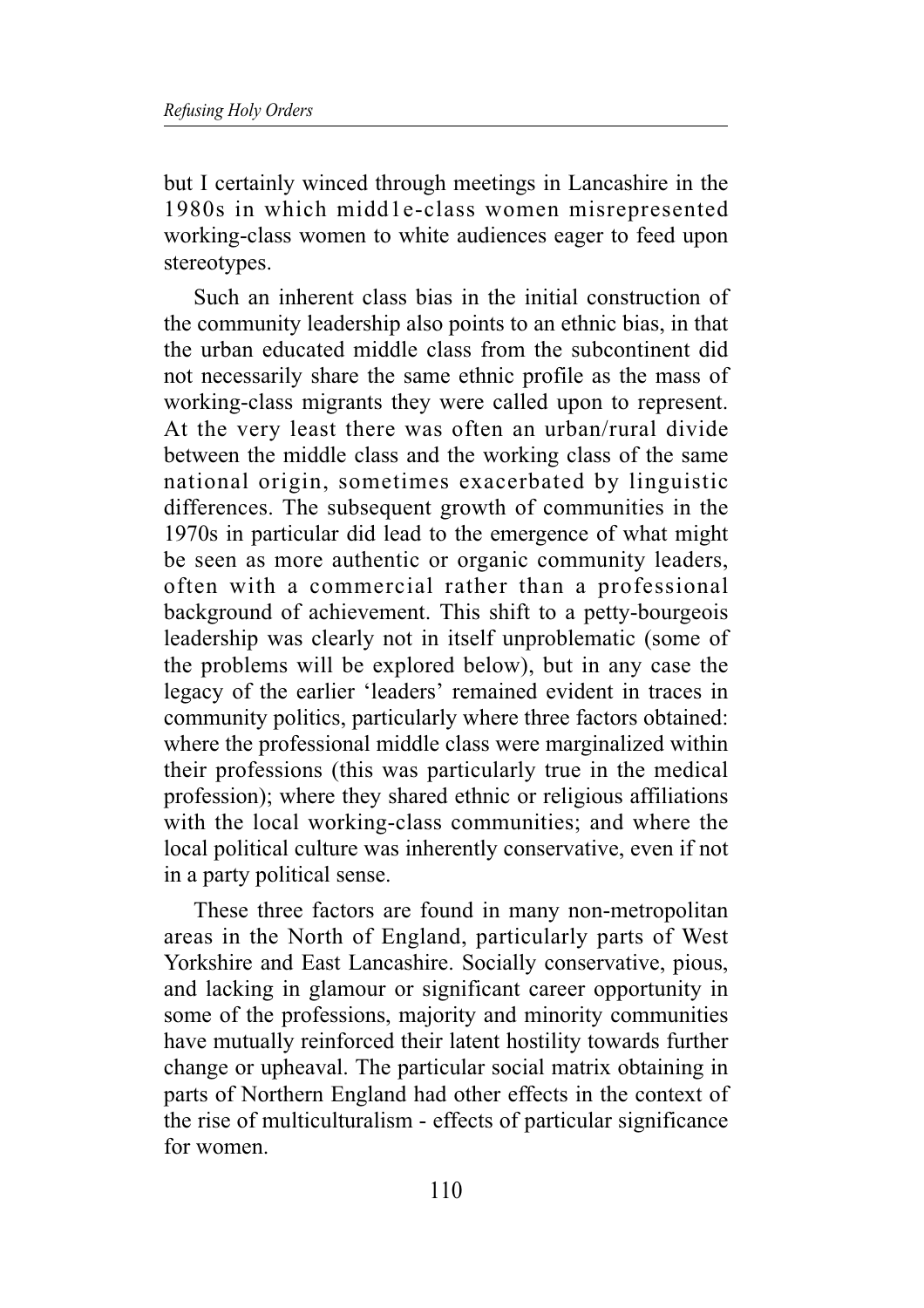but I certainly winced through meetings in Lancashire in the 1980s in which midd1e-class women misrepresented working-class women to white audiences eager to feed upon stereotypes.

Such an inherent class bias in the initial construction of the community leadership also points to an ethnic bias, in that the urban educated middle class from the subcontinent did not necessarily share the same ethnic profile as the mass of working-class migrants they were called upon to represent. At the very least there was often an urban/rural divide between the middle class and the working class of the same national origin, sometimes exacerbated by linguistic differences. The subsequent growth of communities in the 1970s in particular did lead to the emergence of what might be seen as more authentic or organic community leaders, often with a commercial rather than a professional background of achievement. This shift to a petty-bourgeois leadership was clearly not in itself unproblematic (some of the problems will be explored below), but in any case the legacy of the earlier 'leaders' remained evident in traces in community politics, particularly where three factors obtained: where the professional middle class were marginalized within their professions (this was particularly true in the medical profession); where they shared ethnic or religious affiliations with the local working-class communities; and where the local political culture was inherently conservative, even if not in a party political sense.

These three factors are found in many non-metropolitan areas in the North of England, particularly parts of West Yorkshire and East Lancashire. Socially conservative, pious, and lacking in glamour or significant career opportunity in some of the professions, majority and minority communities have mutually reinforced their latent hostility towards further change or upheaval. The particular social matrix obtaining in parts of Northern England had other effects in the context of the rise of multiculturalism - effects of particular significance for women.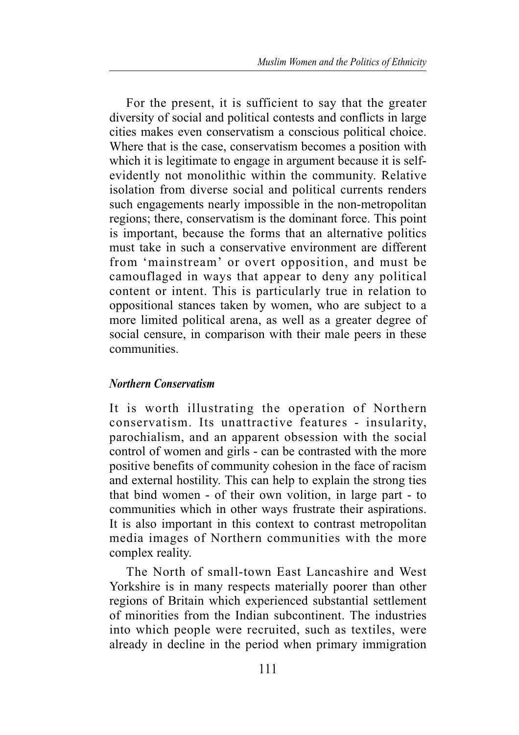For the present, it is sufficient to say that the greater diversity of social and political contests and conflicts in large cities makes even conservatism a conscious political choice. Where that is the case, conservatism becomes a position with which it is legitimate to engage in argument because it is self-evidently not monolithic within the community. Relative isolation from diverse social and political currents renders such engagements nearly impossible in the non-metropolitan regions; there, conservatism is the dominant force. This point is important, because the forms that an alternative politics must take in such a conservative environment are different from 'mainstream' or overt opposition, and must be camouflaged in ways that appear to deny any political content or intent. This is particularly true in relation to oppositional stances taken by women, who are subject to a more limited political arena, as well as a greater degree of social censure, in comparison with their male peers in these communities.

### *Northern Conservatism*

It is worth illustrating the operation of Northern conservatism. Its unattractive features - insularity, parochialism, and an apparent obsession with the social control of women and girls - can be contrasted with the more positive benefits of community cohesion in the face of racism and external hostility. This can help to explain the strong ties that bind women - of their own volition, in large part - to communities which in other ways frustrate their aspirations. It is also important in this context to contrast metropolitan media images of Northern communities with the more complex reality.

The North of small-town East Lancashire and West Yorkshire is in many respects materially poorer than other regions of Britain which experienced substantial settlement of minorities from the Indian subcontinent. The industries into which people were recruited, such as textiles, were already in decline in the period when primary immigration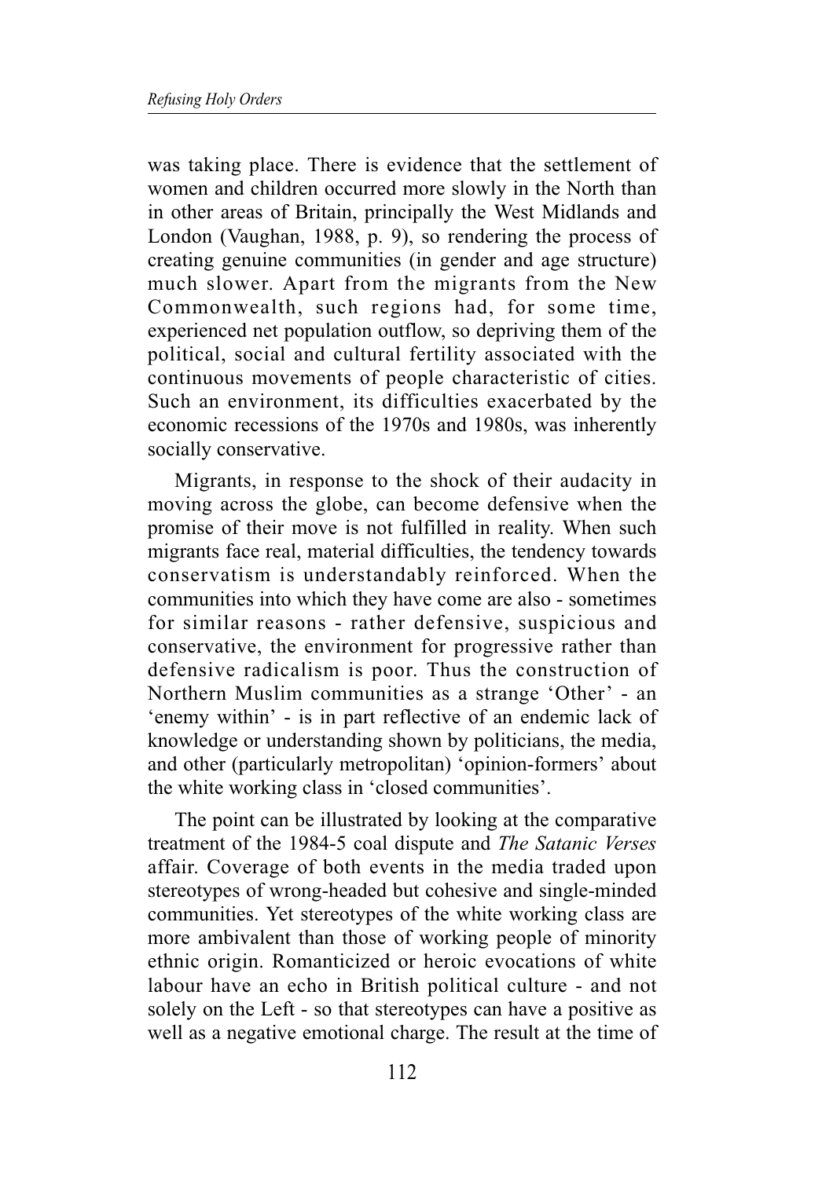was taking place. There is evidence that the settlement of women and children occurred more slowly in the North than in other areas of Britain, principally the West Midlands and London (Vaughan, 1988, p. 9), so rendering the process of creating genuine communities (in gender and age structure) much slower. Apart from the migrants from the New Commonwealth, such regions had, for some time, experienced net population outflow, so depriving them of the political, social and cultural fertility associated with the continuous movements of people characteristic of cities. Such an environment, its difficulties exacerbated by the economic recessions of the 1970s and 1980s, was inherently socially conservative.

Migrants, in response to the shock of their audacity in moving across the globe, can become defensive when the promise of their move is not fulfilled in reality. When such migrants face real, material difficulties, the tendency towards conservatism is understandably reinforced. When the communities into which they have come are also - sometimes for similar reasons - rather defensive, suspicious and conservative, the environment for progressive rather than defensive radicalism is poor. Thus the construction of Northern Muslim communities as a strange 'Other' - an 'enemy within' - is in part reflective of an endemic lack of knowledge or understanding shown by politicians, the media, and other (particularly metropolitan) 'opinion-formers' about the white working class in 'closed communities'.

The point can be illustrated by looking at the comparative treatment of the 1984-5 coal dispute and *The Satanic Verses* affair. Coverage of both events in the media traded upon stereotypes of wrong-headed but cohesive and single-minded communities. Yet stereotypes of the white working class are more ambivalent than those of working people of minority ethnic origin. Romanticized or heroic evocations of white labour have an echo in British political culture - and not solely on the Left - so that stereotypes can have a positive as well as a negative emotional charge. The result at the time of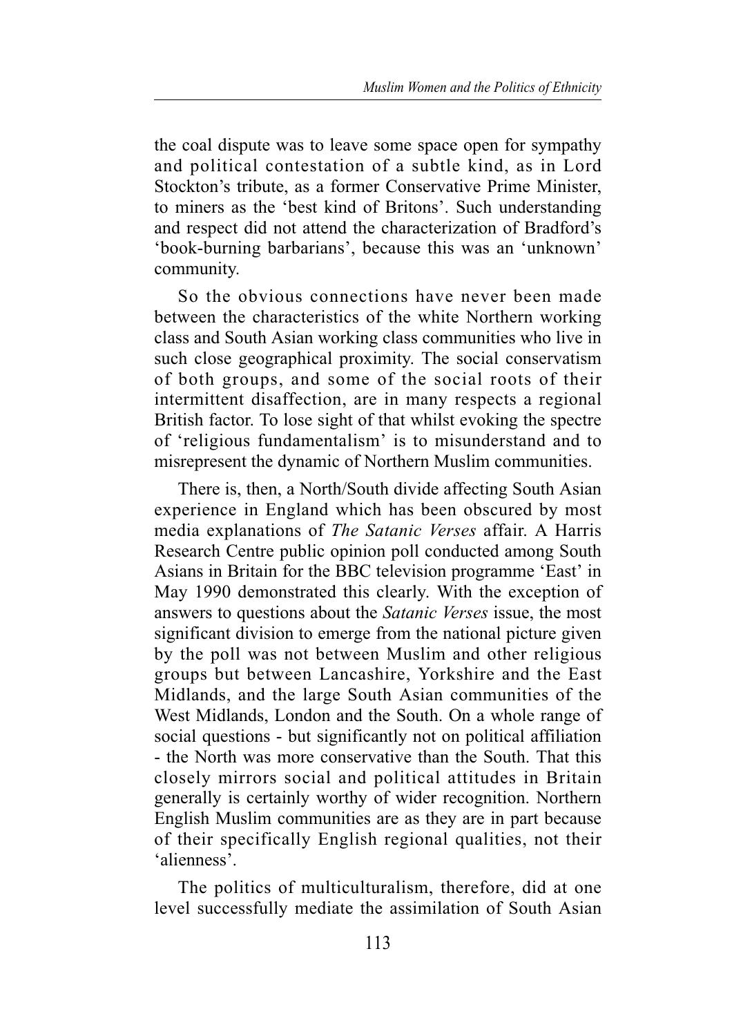the coal dispute was to leave some space open for sympathy and political contestation of a subtle kind, as in Lord Stockton's tribute, as a former Conservative Prime Minister, to miners as the 'best kind of Britons'. Such understanding and respect did not attend the characterization of Bradford's 'book-burning barbarians', because this was an 'unknown' community.

So the obvious connections have never been made between the characteristics of the white Northern working class and South Asian working class communities who live in such close geographical proximity. The social conservatism of both groups, and some of the social roots of their intermittent disaffection, are in many respects a regional British factor. To lose sight of that whilst evoking the spectre of 'religious fundamentalism' is to misunderstand and to misrepresent the dynamic of Northern Muslim communities.

There is, then, a North/South divide affecting South Asian experience in England which has been obscured by most media explanations of *The Satanic Verses* affair. A Harris Research Centre public opinion poll conducted among South Asians in Britain for the BBC television programme 'East' in May 1990 demonstrated this clearly. With the exception of answers to questions about the *Satanic Verses* issue, the most significant division to emerge from the national picture given by the poll was not between Muslim and other religious groups but between Lancashire, Yorkshire and the East Midlands, and the large South Asian communities of the West Midlands, London and the South. On a whole range of social questions - but significantly not on political affiliation - the North was more conservative than the South. That this closely mirrors social and political attitudes in Britain generally is certainly worthy of wider recognition. Northern English Muslim communities are as they are in part because of their specifically English regional qualities, not their 'alienness'.

The politics of multiculturalism, therefore, did at one level successfully mediate the assimilation of South Asian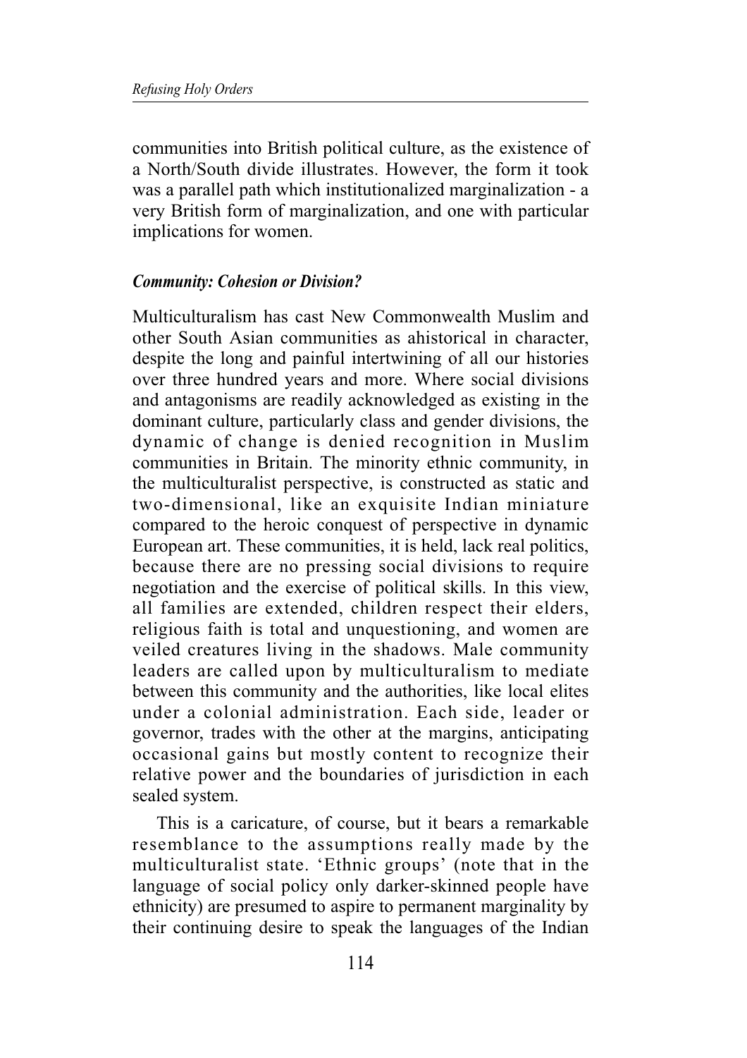communities into British political culture, as the existence of a North/South divide illustrates. However, the form it took was a parallel path which institutionalized marginalization - a very British form of marginalization, and one with particular implications for women.

### *Community: Cohesion or Division?*

Multiculturalism has cast New Commonwealth Muslim and other South Asian communities as ahistorical in character, despite the long and painful intertwining of all our histories over three hundred years and more. Where social divisions and antagonisms are readily acknowledged as existing in the dominant culture, particularly class and gender divisions, the dynamic of change is denied recognition in Muslim communities in Britain. The minority ethnic community, in the multiculturalist perspective, is constructed as static and two-dimensional, like an exquisite Indian miniature compared to the heroic conquest of perspective in dynamic European art. These communities, it is held, lack real politics, because there are no pressing social divisions to require negotiation and the exercise of political skills. In this view, all families are extended, children respect their elders, religious faith is total and unquestioning, and women are veiled creatures living in the shadows. Male community leaders are called upon by multiculturalism to mediate between this community and the authorities, like local elites under a colonial administration. Each side, leader or governor, trades with the other at the margins, anticipating occasional gains but mostly content to recognize their relative power and the boundaries of jurisdiction in each sealed system.

This is a caricature, of course, but it bears a remarkable resemblance to the assumptions really made by the multiculturalist state. 'Ethnic groups' (note that in the language of social policy only darker-skinned people have ethnicity) are presumed to aspire to permanent marginality by their continuing desire to speak the languages of the Indian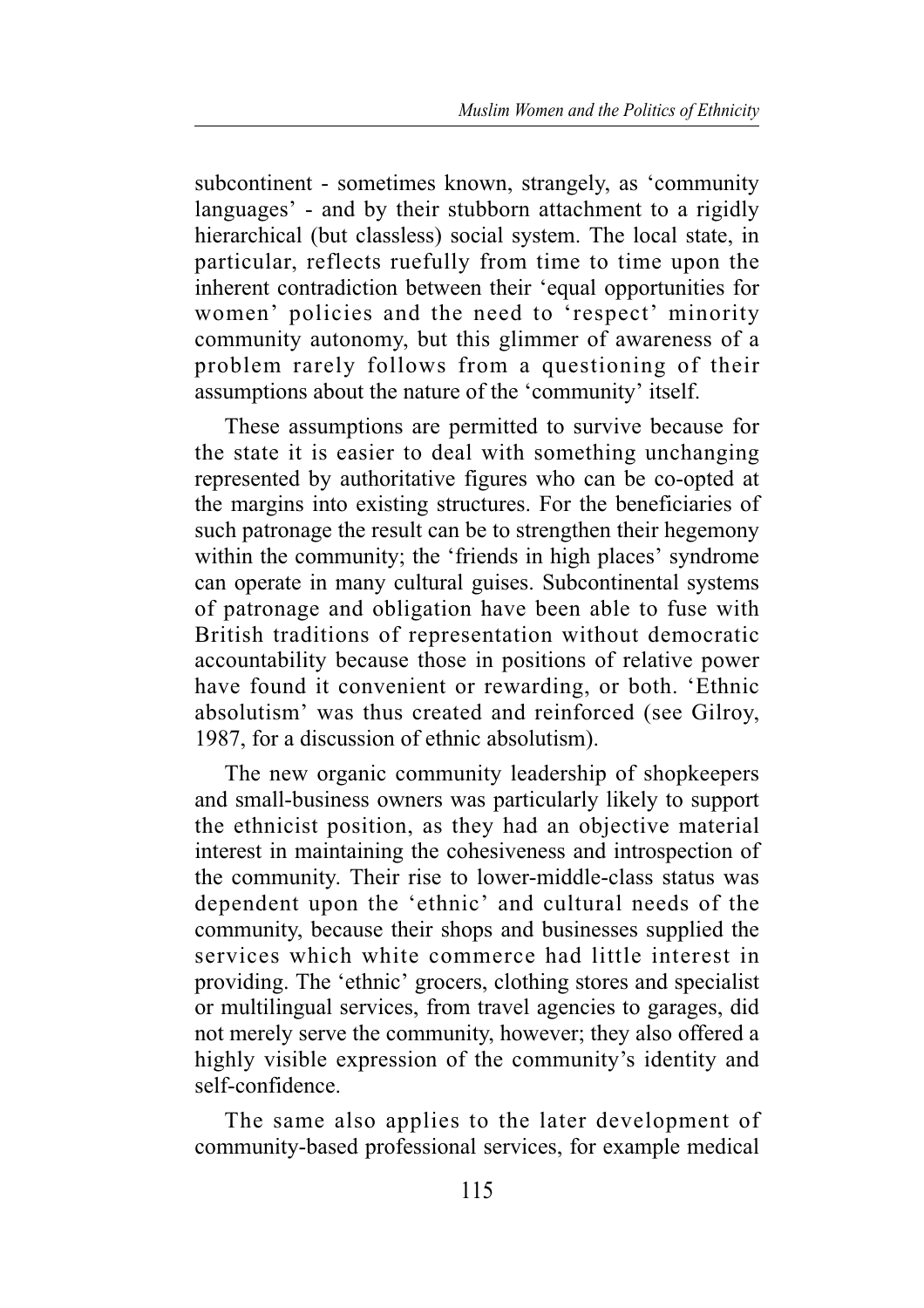subcontinent - sometimes known, strangely, as 'community languages' - and by their stubborn attachment to a rigidly hierarchical (but classless) social system. The local state, in particular, reflects ruefully from time to time upon the inherent contradiction between their 'equal opportunities for women' policies and the need to 'respect' minority community autonomy, but this glimmer of awareness of a problem rarely follows from a questioning of their assumptions about the nature of the 'community' itself.

These assumptions are permitted to survive because for the state it is easier to deal with something unchanging represented by authoritative figures who can be co-opted at the margins into existing structures. For the beneficiaries of such patronage the result can be to strengthen their hegemony within the community; the 'friends in high places' syndrome can operate in many cultural guises. Subcontinental systems of patronage and obligation have been able to fuse with British traditions of representation without democratic accountability because those in positions of relative power have found it convenient or rewarding, or both. 'Ethnic absolutism' was thus created and reinforced (see Gilroy, 1987, for a discussion of ethnic absolutism).

The new organic community leadership of shopkeepers and small-business owners was particularly likely to support the ethnicist position, as they had an objective material interest in maintaining the cohesiveness and introspection of the community. Their rise to lower-middle-class status was dependent upon the 'ethnic' and cultural needs of the community, because their shops and businesses supplied the services which white commerce had little interest in providing. The 'ethnic' grocers, clothing stores and specialist or multilingual services, from travel agencies to garages, did not merely serve the community, however; they also offered a highly visible expression of the community's identity and self-confidence.

The same also applies to the later development of community-based professional services, for example medical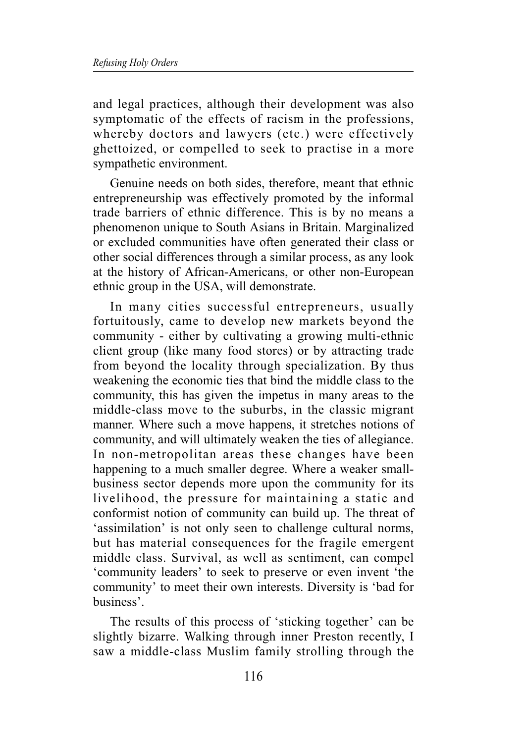and legal practices, although their development was also symptomatic of the effects of racism in the professions, whereby doctors and lawyers (etc.) were effectively ghettoized, or compelled to seek to practise in a more sympathetic environment.

Genuine needs on both sides, therefore, meant that ethnic entrepreneurship was effectively promoted by the informal trade barriers of ethnic difference. This is by no means a phenomenon unique to South Asians in Britain. Marginalized or excluded communities have often generated their class or other social differences through a similar process, as any look at the history of African-Americans, or other non-European ethnic group in the USA, will demonstrate.

In many cities successful entrepreneurs, usually fortuitously, came to develop new markets beyond the community - either by cultivating a growing multi-ethnic client group (like many food stores) or by attracting trade from beyond the locality through specialization. By thus weakening the economic ties that bind the middle class to the community, this has given the impetus in many areas to the middle-class move to the suburbs, in the classic migrant manner. Where such a move happens, it stretches notions of community, and will ultimately weaken the ties of allegiance. In non-metropolitan areas these changes have been happening to a much smaller degree. Where a weaker small-business sector depends more upon the community for its livelihood, the pressure for maintaining a static and conformist notion of community can build up. The threat of 'assimilation' is not only seen to challenge cultural norms, but has material consequences for the fragile emergent middle class. Survival, as well as sentiment, can compel 'community leaders' to seek to preserve or even invent 'the community' to meet their own interests. Diversity is 'bad for business'.

The results of this process of 'sticking together' can be slightly bizarre. Walking through inner Preston recently, I saw a middle-class Muslim family strolling through the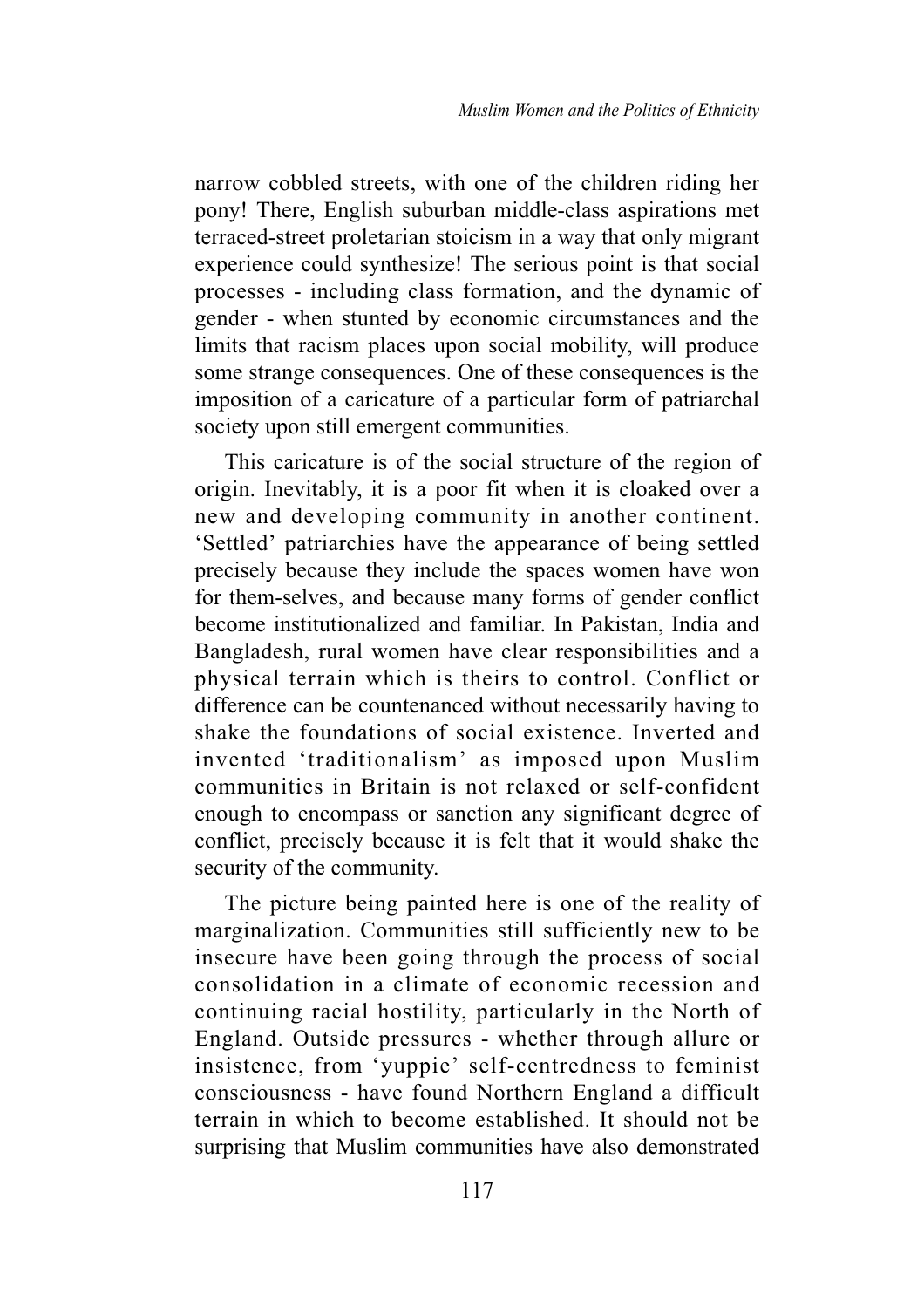narrow cobbled streets, with one of the children riding her pony! There, English suburban middle-class aspirations met terraced-street proletarian stoicism in a way that only migrant experience could synthesize! The serious point is that social processes - including class formation, and the dynamic of gender - when stunted by economic circumstances and the limits that racism places upon social mobility, will produce some strange consequences. One of these consequences is the imposition of a caricature of a particular form of patriarchal society upon still emergent communities.

This caricature is of the social structure of the region of origin. Inevitably, it is a poor fit when it is cloaked over a new and developing community in another continent. 'Settled' patriarchies have the appearance of being settled precisely because they include the spaces women have won for them-selves, and because many forms of gender conflict become institutionalized and familiar. In Pakistan, India and Bangladesh, rural women have clear responsibilities and a physical terrain which is theirs to control. Conflict or difference can be countenanced without necessarily having to shake the foundations of social existence. Inverted and invented 'traditionalism' as imposed upon Muslim communities in Britain is not relaxed or self-confident enough to encompass or sanction any significant degree of conflict, precisely because it is felt that it would shake the security of the community.

The picture being painted here is one of the reality of marginalization. Communities still sufficiently new to be insecure have been going through the process of social consolidation in a climate of economic recession and continuing racial hostility, particularly in the North of England. Outside pressures - whether through allure or insistence, from 'yuppie' self-centredness to feminist consciousness - have found Northern England a difficult terrain in which to become established. It should not be surprising that Muslim communities have also demonstrated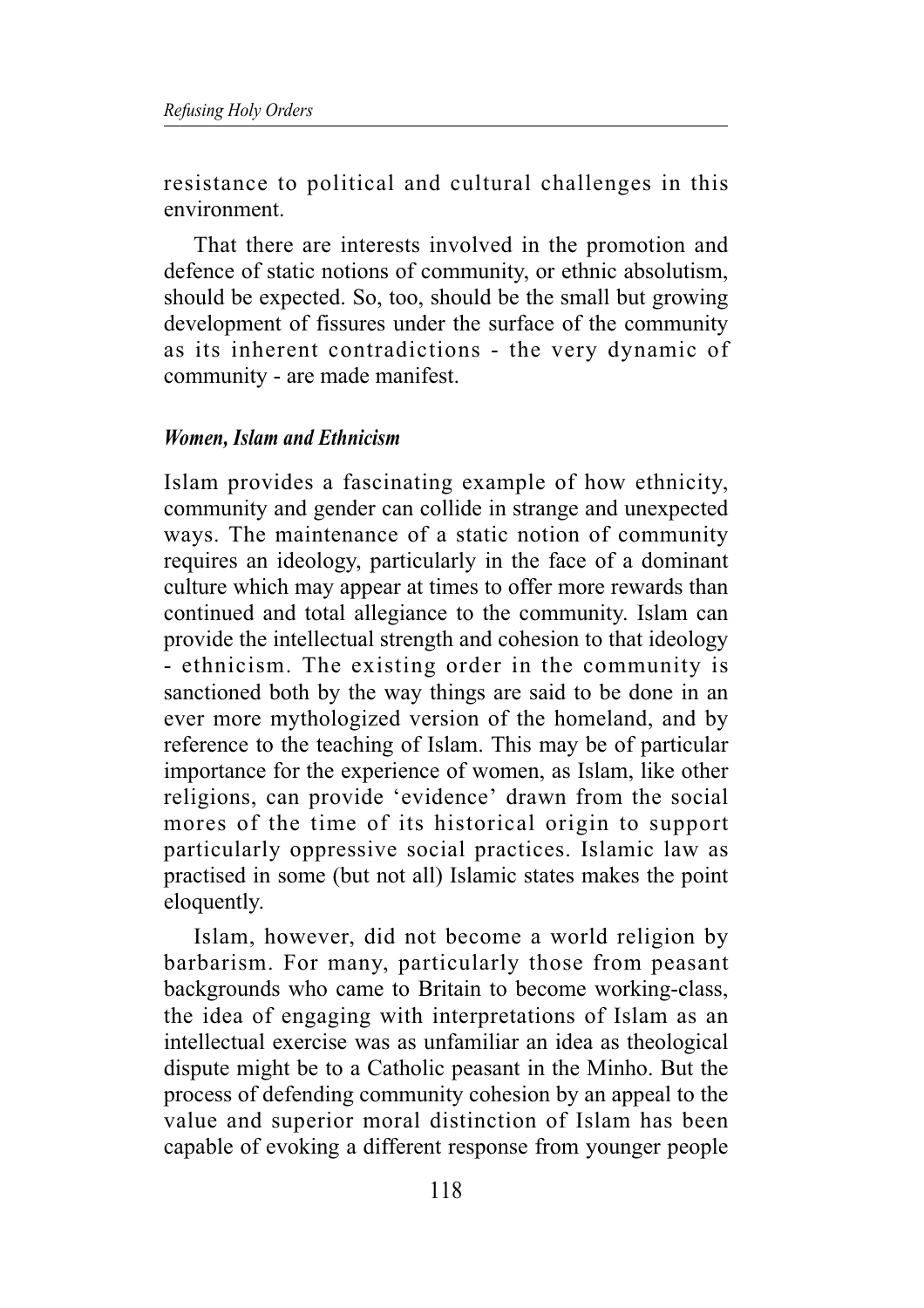resistance to political and cultural challenges in this environment.

That there are interests involved in the promotion and defence of static notions of community, or ethnic absolutism, should be expected. So, too, should be the small but growing development of fissures under the surface of the community as its inherent contradictions - the very dynamic of community - are made manifest.

### *Women, Islam and Ethnicism*

Islam provides a fascinating example of how ethnicity, community and gender can collide in strange and unexpected ways. The maintenance of a static notion of community requires an ideology, particularly in the face of a dominant culture which may appear at times to offer more rewards than continued and total allegiance to the community. Islam can provide the intellectual strength and cohesion to that ideology - ethnicism. The existing order in the community is sanctioned both by the way things are said to be done in an ever more mythologized version of the homeland, and by reference to the teaching of Islam. This may be of particular importance for the experience of women, as Islam, like other religions, can provide 'evidence' drawn from the social mores of the time of its historical origin to support particularly oppressive social practices. Islamic law as practised in some (but not all) Islamic states makes the point eloquently.

Islam, however, did not become a world religion by barbarism. For many, particularly those from peasant backgrounds who came to Britain to become working-class, the idea of engaging with interpretations of Islam as an intellectual exercise was as unfamiliar an idea as theological dispute might be to a Catholic peasant in the Minho. But the process of defending community cohesion by an appeal to the value and superior moral distinction of Islam has been capable of evoking a different response from younger people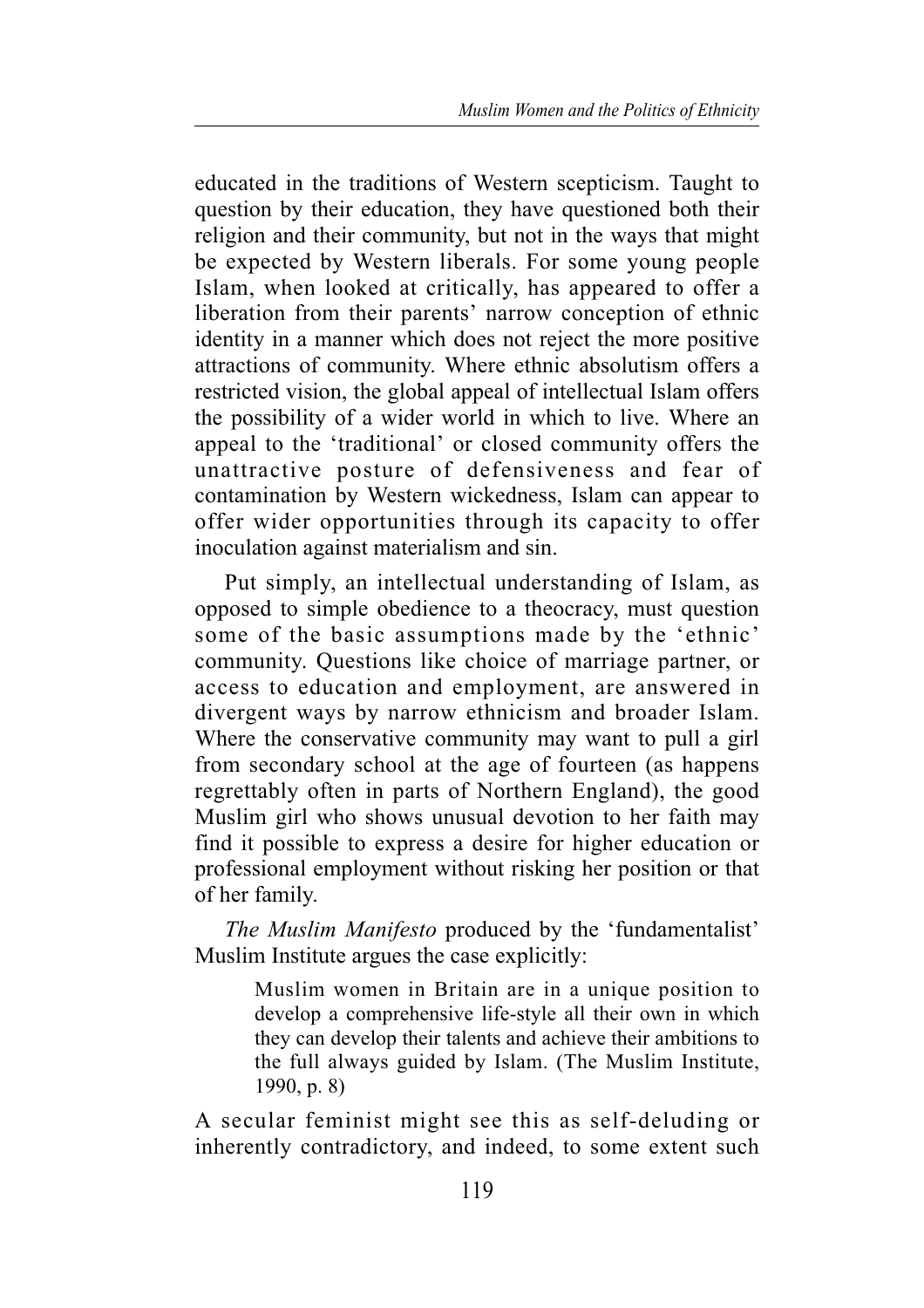educated in the traditions of Western scepticism. Taught to question by their education, they have questioned both their religion and their community, but not in the ways that might be expected by Western liberals. For some young people Islam, when looked at critically, has appeared to offer a liberation from their parents' narrow conception of ethnic identity in a manner which does not reject the more positive attractions of community. Where ethnic absolutism offers a restricted vision, the global appeal of intellectual Islam offers the possibility of a wider world in which to live. Where an appeal to the 'traditional' or closed community offers the unattractive posture of defensiveness and fear of contamination by Western wickedness, Islam can appear to offer wider opportunities through its capacity to offer inoculation against materialism and sin.

Put simply, an intellectual understanding of Islam, as opposed to simple obedience to a theocracy, must question some of the basic assumptions made by the 'ethnic' community. Questions like choice of marriage partner, or access to education and employment, are answered in divergent ways by narrow ethnicism and broader Islam. Where the conservative community may want to pull a girl from secondary school at the age of fourteen (as happens regrettably often in parts of Northern England), the good Muslim girl who shows unusual devotion to her faith may find it possible to express a desire for higher education or professional employment without risking her position or that of her family.

*The Muslim Manifesto* produced by the 'fundamentalist' Muslim Institute argues the case explicitly:

> Muslim women in Britain are in a unique position to develop a comprehensive life-style all their own in which they can develop their talents and achieve their ambitions to the full always guided by Islam. (The Muslim Institute, 1990, p. 8)

A secular feminist might see this as self-deluding or inherently contradictory, and indeed, to some extent such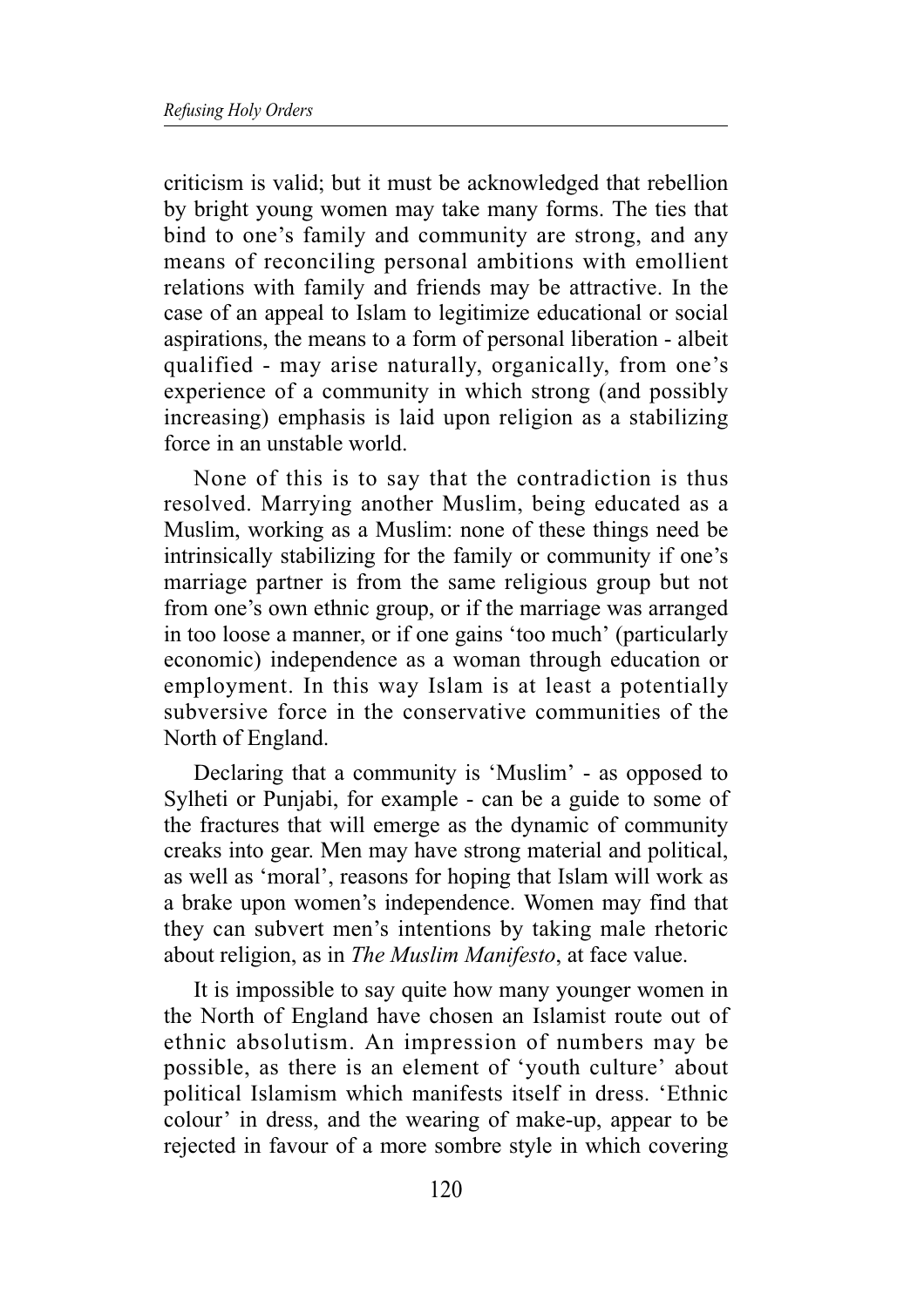criticism is valid; but it must be acknowledged that rebellion by bright young women may take many forms. The ties that bind to one's family and community are strong, and any means of reconciling personal ambitions with emollient relations with family and friends may be attractive. In the case of an appeal to Islam to legitimize educational or social aspirations, the means to a form of personal liberation - albeit qualified - may arise naturally, organically, from one's experience of a community in which strong (and possibly increasing) emphasis is laid upon religion as a stabilizing force in an unstable world.

None of this is to say that the contradiction is thus resolved. Marrying another Muslim, being educated as a Muslim, working as a Muslim: none of these things need be intrinsically stabilizing for the family or community if one's marriage partner is from the same religious group but not from one's own ethnic group, or if the marriage was arranged in too loose a manner, or if one gains 'too much' (particularly economic) independence as a woman through education or employment. In this way Islam is at least a potentially subversive force in the conservative communities of the North of England.

Declaring that a community is 'Muslim' - as opposed to Sylheti or Punjabi, for example - can be a guide to some of the fractures that will emerge as the dynamic of community creaks into gear. Men may have strong material and political, as well as 'moral', reasons for hoping that Islam will work as a brake upon women's independence. Women may find that they can subvert men's intentions by taking male rhetoric about religion, as in *The Muslim Manifesto*, at face value.

It is impossible to say quite how many younger women in the North of England have chosen an Islamist route out of ethnic absolutism. An impression of numbers may be possible, as there is an element of 'youth culture' about political Islamism which manifests itself in dress. 'Ethnic colour' in dress, and the wearing of make-up, appear to be rejected in favour of a more sombre style in which covering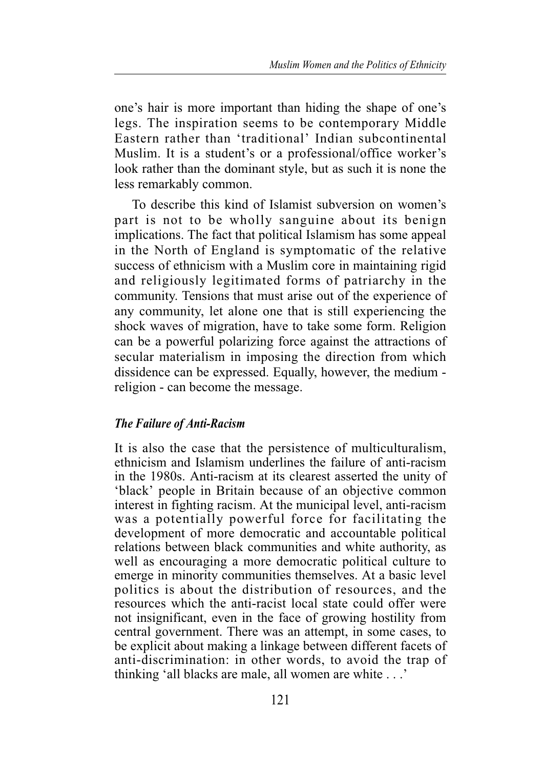one's hair is more important than hiding the shape of one's legs. The inspiration seems to be contemporary Middle Eastern rather than 'traditional' Indian subcontinental Muslim. It is a student's or a professional/office worker's look rather than the dominant style, but as such it is none the less remarkably common.

To describe this kind of Islamist subversion on women's part is not to be wholly sanguine about its benign implications. The fact that political Islamism has some appeal in the North of England is symptomatic of the relative success of ethnicism with a Muslim core in maintaining rigid and religiously legitimated forms of patriarchy in the community. Tensions that must arise out of the experience of any community, let alone one that is still experiencing the shock waves of migration, have to take some form. Religion can be a powerful polarizing force against the attractions of secular materialism in imposing the direction from which dissidence can be expressed. Equally, however, the medium - religion - can become the message.

### *The Failure of Anti-Racism*

It is also the case that the persistence of multiculturalism, ethnicism and Islamism underlines the failure of anti-racism in the 1980s. Anti-racism at its clearest asserted the unity of 'black' people in Britain because of an objective common interest in fighting racism. At the municipal level, anti-racism was a potentially powerful force for facilitating the development of more democratic and accountable political relations between black communities and white authority, as well as encouraging a more democratic political culture to emerge in minority communities themselves. At a basic level politics is about the distribution of resources, and the resources which the anti-racist local state could offer were not insignificant, even in the face of growing hostility from central government. There was an attempt, in some cases, to be explicit about making a linkage between different facets of anti-discrimination: in other words, to avoid the trap of thinking 'all blacks are male, all women are white . . .'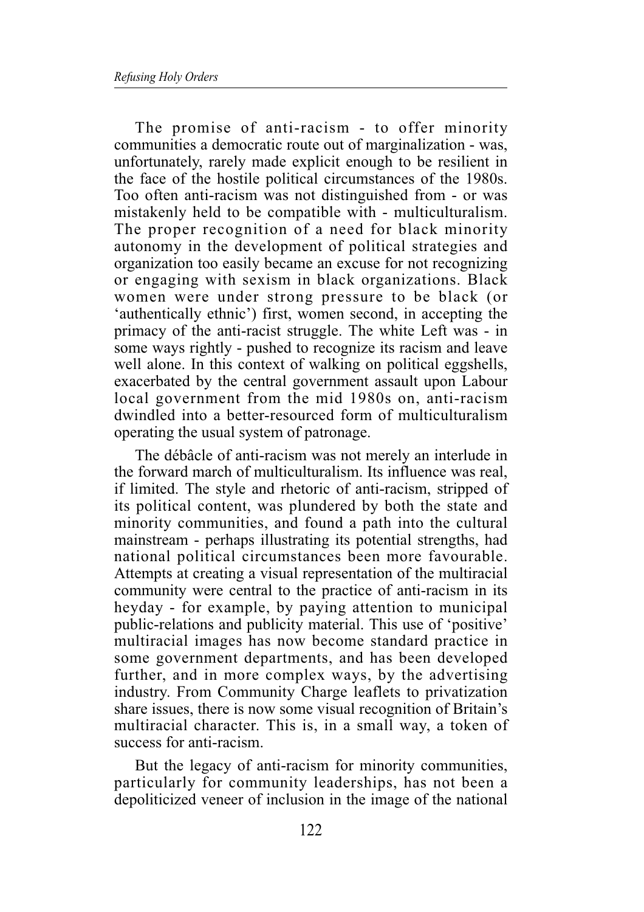The promise of anti-racism - to offer minority communities a democratic route out of marginalization - was, unfortunately, rarely made explicit enough to be resilient in the face of the hostile political circumstances of the 1980s. Too often anti-racism was not distinguished from - or was mistakenly held to be compatible with - multiculturalism. The proper recognition of a need for black minority autonomy in the development of political strategies and organization too easily became an excuse for not recognizing or engaging with sexism in black organizations. Black women were under strong pressure to be black (or 'authentically ethnic') first, women second, in accepting the primacy of the anti-racist struggle. The white Left was - in some ways rightly - pushed to recognize its racism and leave well alone. In this context of walking on political eggshells, exacerbated by the central government assault upon Labour local government from the mid 1980s on, anti-racism dwindled into a better-resourced form of multiculturalism operating the usual system of patronage.

The débâcle of anti-racism was not merely an interlude in the forward march of multiculturalism. Its influence was real, if limited. The style and rhetoric of anti-racism, stripped of its political content, was plundered by both the state and minority communities, and found a path into the cultural mainstream - perhaps illustrating its potential strengths, had national political circumstances been more favourable. Attempts at creating a visual representation of the multiracial community were central to the practice of anti-racism in its heyday - for example, by paying attention to municipal public-relations and publicity material. This use of 'positive' multiracial images has now become standard practice in some government departments, and has been developed further, and in more complex ways, by the advertising industry. From Community Charge leaflets to privatization share issues, there is now some visual recognition of Britain's multiracial character. This is, in a small way, a token of success for anti-racism.

But the legacy of anti-racism for minority communities, particularly for community leaderships, has not been a depoliticized veneer of inclusion in the image of the national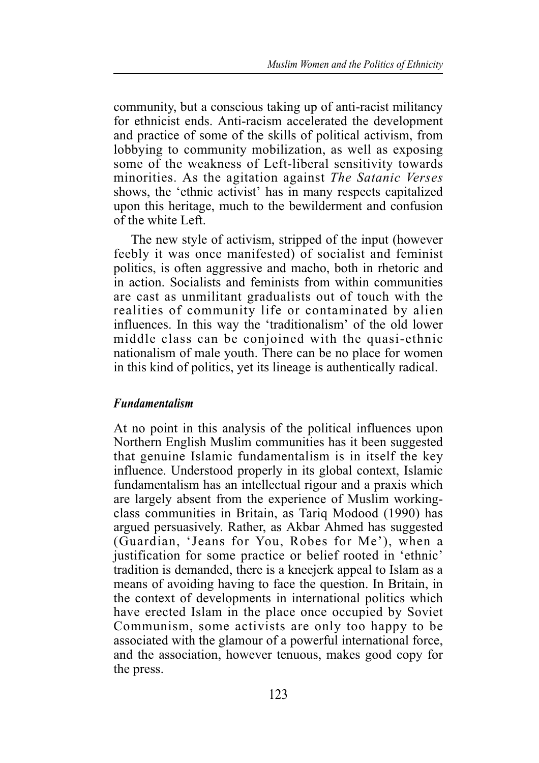community, but a conscious taking up of anti-racist militancy for ethnicist ends. Anti-racism accelerated the development and practice of some of the skills of political activism, from lobbying to community mobilization, as well as exposing some of the weakness of Left-liberal sensitivity towards minorities. As the agitation against *The Satanic Verses* shows, the 'ethnic activist' has in many respects capitalized upon this heritage, much to the bewilderment and confusion of the white Left.

The new style of activism, stripped of the input (however feebly it was once manifested) of socialist and feminist politics, is often aggressive and macho, both in rhetoric and in action. Socialists and feminists from within communities are cast as unmilitant gradualists out of touch with the realities of community life or contaminated by alien influences. In this way the 'traditionalism' of the old lower middle class can be conjoined with the quasi-ethnic nationalism of male youth. There can be no place for women in this kind of politics, yet its lineage is authentically radical.

### *Fundamentalism*

At no point in this analysis of the political influences upon Northern English Muslim communities has it been suggested that genuine Islamic fundamentalism is in itself the key influence. Understood properly in its global context, Islamic fundamentalism has an intellectual rigour and a praxis which are largely absent from the experience of Muslim working-class communities in Britain, as Tariq Modood (1990) has argued persuasively. Rather, as Akbar Ahmed has suggested (Guardian, 'Jeans for You, Robes for Me'), when a justification for some practice or belief rooted in 'ethnic' tradition is demanded, there is a kneejerk appeal to Islam as a means of avoiding having to face the question. In Britain, in the context of developments in international politics which have erected Islam in the place once occupied by Soviet Communism, some activists are only too happy to be associated with the glamour of a powerful international force, and the association, however tenuous, makes good copy for the press.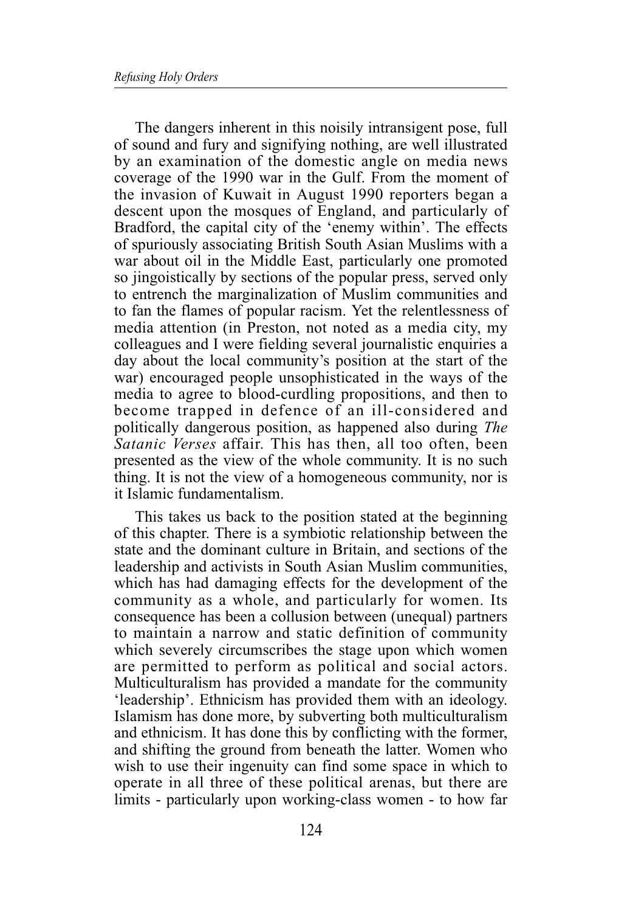The dangers inherent in this noisily intransigent pose, full of sound and fury and signifying nothing, are well illustrated by an examination of the domestic angle on media news coverage of the 1990 war in the Gulf. From the moment of the invasion of Kuwait in August 1990 reporters began a descent upon the mosques of England, and particularly of Bradford, the capital city of the 'enemy within'. The effects of spuriously associating British South Asian Muslims with a war about oil in the Middle East, particularly one promoted so jingoistically by sections of the popular press, served only to entrench the marginalization of Muslim communities and to fan the flames of popular racism. Yet the relentlessness of media attention (in Preston, not noted as a media city, my colleagues and I were fielding several journalistic enquiries a day about the local community's position at the start of the war) encouraged people unsophisticated in the ways of the media to agree to blood-curdling propositions, and then to become trapped in defence of an ill-considered and politically dangerous position, as happened also during *The Satanic Verses* affair. This has then, all too often, been presented as the view of the whole community. It is no such thing. It is not the view of a homogeneous community, nor is it Islamic fundamentalism.

This takes us back to the position stated at the beginning of this chapter. There is a symbiotic relationship between the state and the dominant culture in Britain, and sections of the leadership and activists in South Asian Muslim communities, which has had damaging effects for the development of the community as a whole, and particularly for women. Its consequence has been a collusion between (unequal) partners to maintain a narrow and static definition of community which severely circumscribes the stage upon which women are permitted to perform as political and social actors. Multiculturalism has provided a mandate for the community 'leadership'. Ethnicism has provided them with an ideology. Islamism has done more, by subverting both multiculturalism and ethnicism. It has done this by conflicting with the former, and shifting the ground from beneath the latter. Women who wish to use their ingenuity can find some space in which to operate in all three of these political arenas, but there are limits - particularly upon working-class women - to how far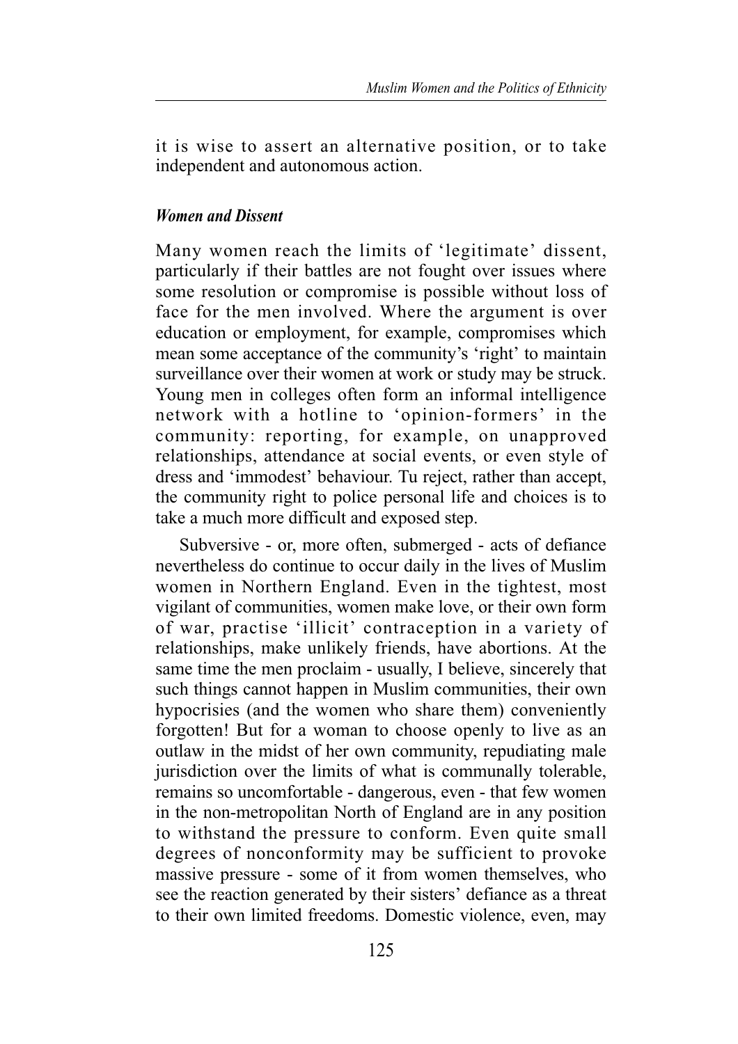it is wise to assert an alternative position, or to take independent and autonomous action.

### *Women and Dissent*

Many women reach the limits of 'legitimate' dissent, particularly if their battles are not fought over issues where some resolution or compromise is possible without loss of face for the men involved. Where the argument is over education or employment, for example, compromises which mean some acceptance of the community's 'right' to maintain surveillance over their women at work or study may be struck. Young men in colleges often form an informal intelligence network with a hotline to 'opinion-formers' in the community: reporting, for example, on unapproved relationships, attendance at social events, or even style of dress and 'immodest' behaviour. Tu reject, rather than accept, the community right to police personal life and choices is to take a much more difficult and exposed step.

Subversive - or, more often, submerged - acts of defiance nevertheless do continue to occur daily in the lives of Muslim women in Northern England. Even in the tightest, most vigilant of communities, women make love, or their own form of war, practise 'illicit' contraception in a variety of relationships, make unlikely friends, have abortions. At the same time the men proclaim - usually, I believe, sincerely that such things cannot happen in Muslim communities, their own hypocrisies (and the women who share them) conveniently forgotten! But for a woman to choose openly to live as an outlaw in the midst of her own community, repudiating male jurisdiction over the limits of what is communally tolerable, remains so uncomfortable - dangerous, even - that few women in the non-metropolitan North of England are in any position to withstand the pressure to conform. Even quite small degrees of nonconformity may be sufficient to provoke massive pressure - some of it from women themselves, who see the reaction generated by their sisters' defiance as a threat to their own limited freedoms. Domestic violence, even, may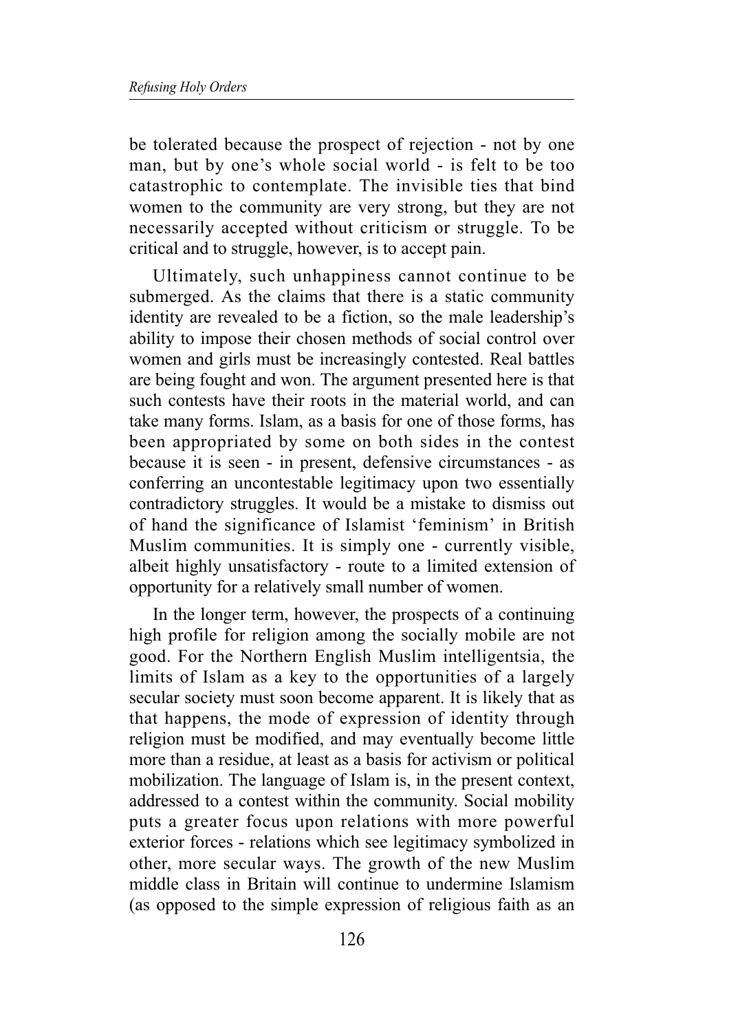be tolerated because the prospect of rejection - not by one man, but by one's whole social world - is felt to be too catastrophic to contemplate. The invisible ties that bind women to the community are very strong, but they are not necessarily accepted without criticism or struggle. To be critical and to struggle, however, is to accept pain.

Ultimately, such unhappiness cannot continue to be submerged. As the claims that there is a static community identity are revealed to be a fiction, so the male leadership's ability to impose their chosen methods of social control over women and girls must be increasingly contested. Real battles are being fought and won. The argument presented here is that such contests have their roots in the material world, and can take many forms. Islam, as a basis for one of those forms, has been appropriated by some on both sides in the contest because it is seen - in present, defensive circumstances - as conferring an uncontestable legitimacy upon two essentially contradictory struggles. It would be a mistake to dismiss out of hand the significance of Islamist 'feminism' in British Muslim communities. It is simply one - currently visible, albeit highly unsatisfactory - route to a limited extension of opportunity for a relatively small number of women.

In the longer term, however, the prospects of a continuing high profile for religion among the socially mobile are not good. For the Northern English Muslim intelligentsia, the limits of Islam as a key to the opportunities of a largely secular society must soon become apparent. It is likely that as that happens, the mode of expression of identity through religion must be modified, and may eventually become little more than a residue, at least as a basis for activism or political mobilization. The language of Islam is, in the present context, addressed to a contest within the community. Social mobility puts a greater focus upon relations with more powerful exterior forces - relations which see legitimacy symbolized in other, more secular ways. The growth of the new Muslim middle class in Britain will continue to undermine Islamism (as opposed to the simple expression of religious faith as an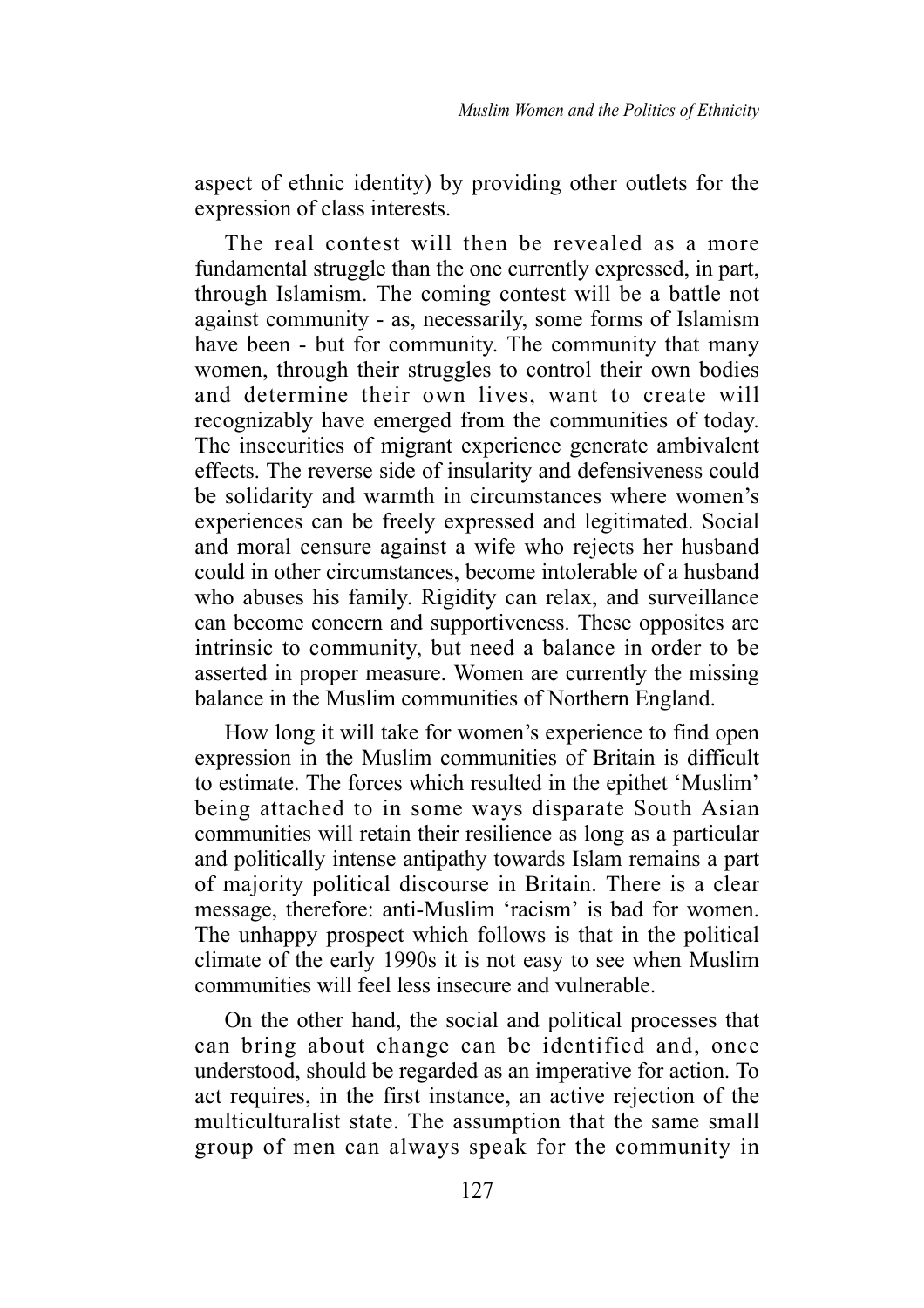aspect of ethnic identity) by providing other outlets for the expression of class interests.

The real contest will then be revealed as a more fundamental struggle than the one currently expressed, in part, through Islamism. The coming contest will be a battle not against community - as, necessarily, some forms of Islamism have been - but for community. The community that many women, through their struggles to control their own bodies and determine their own lives, want to create will recognizably have emerged from the communities of today. The insecurities of migrant experience generate ambivalent effects. The reverse side of insularity and defensiveness could be solidarity and warmth in circumstances where women's experiences can be freely expressed and legitimated. Social and moral censure against a wife who rejects her husband could in other circumstances, become intolerable of a husband who abuses his family. Rigidity can relax, and surveillance can become concern and supportiveness. These opposites are intrinsic to community, but need a balance in order to be asserted in proper measure. Women are currently the missing balance in the Muslim communities of Northern England.

How long it will take for women's experience to find open expression in the Muslim communities of Britain is difficult to estimate. The forces which resulted in the epithet 'Muslim' being attached to in some ways disparate South Asian communities will retain their resilience as long as a particular and politically intense antipathy towards Islam remains a part of majority political discourse in Britain. There is a clear message, therefore: anti-Muslim 'racism' is bad for women. The unhappy prospect which follows is that in the political climate of the early 1990s it is not easy to see when Muslim communities will feel less insecure and vulnerable.

On the other hand, the social and political processes that can bring about change can be identified and, once understood, should be regarded as an imperative for action. To act requires, in the first instance, an active rejection of the multiculturalist state. The assumption that the same small group of men can always speak for the community in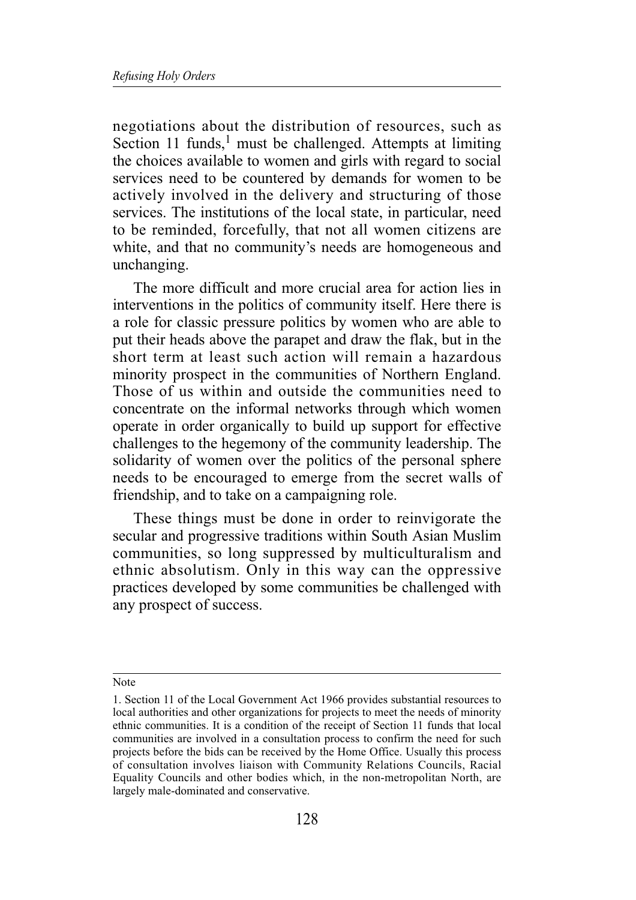negotiations about the distribution of resources, such as Section 11 funds,[1] must be challenged. Attempts at limiting the choices available to women and girls with regard to social services need to be countered by demands for women to be actively involved in the delivery and structuring of those services. The institutions of the local state, in particular, need to be reminded, forcefully, that not all women citizens are white, and that no community's needs are homogeneous and unchanging.

The more difficult and more crucial area for action lies in interventions in the politics of community itself. Here there is a role for classic pressure politics by women who are able to put their heads above the parapet and draw the flak, but in the short term at least such action will remain a hazardous minority prospect in the communities of Northern England. Those of us within and outside the communities need to concentrate on the informal networks through which women operate in order organically to build up support for effective challenges to the hegemony of the community leadership. The solidarity of women over the politics of the personal sphere needs to be encouraged to emerge from the secret walls of friendship, and to take on a campaigning role.

These things must be done in order to reinvigorate the secular and progressive traditions within South Asian Muslim communities, so long suppressed by multiculturalism and ethnic absolutism. Only in this way can the oppressive practices developed by some communities be challenged with any prospect of success.

---

Note

1. Section 11 of the Local Government Act 1966 provides substantial resources to local authorities and other organizations for projects to meet the needs of minority ethnic communities. It is a condition of the receipt of Section 11 funds that local communities are involved in a consultation process to confirm the need for such projects before the bids can be received by the Home Office. Usually this process of consultation involves liaison with Community Relations Councils, Racial Equality Councils and other bodies which, in the non-metropolitan North, are largely male-dominated and conservative.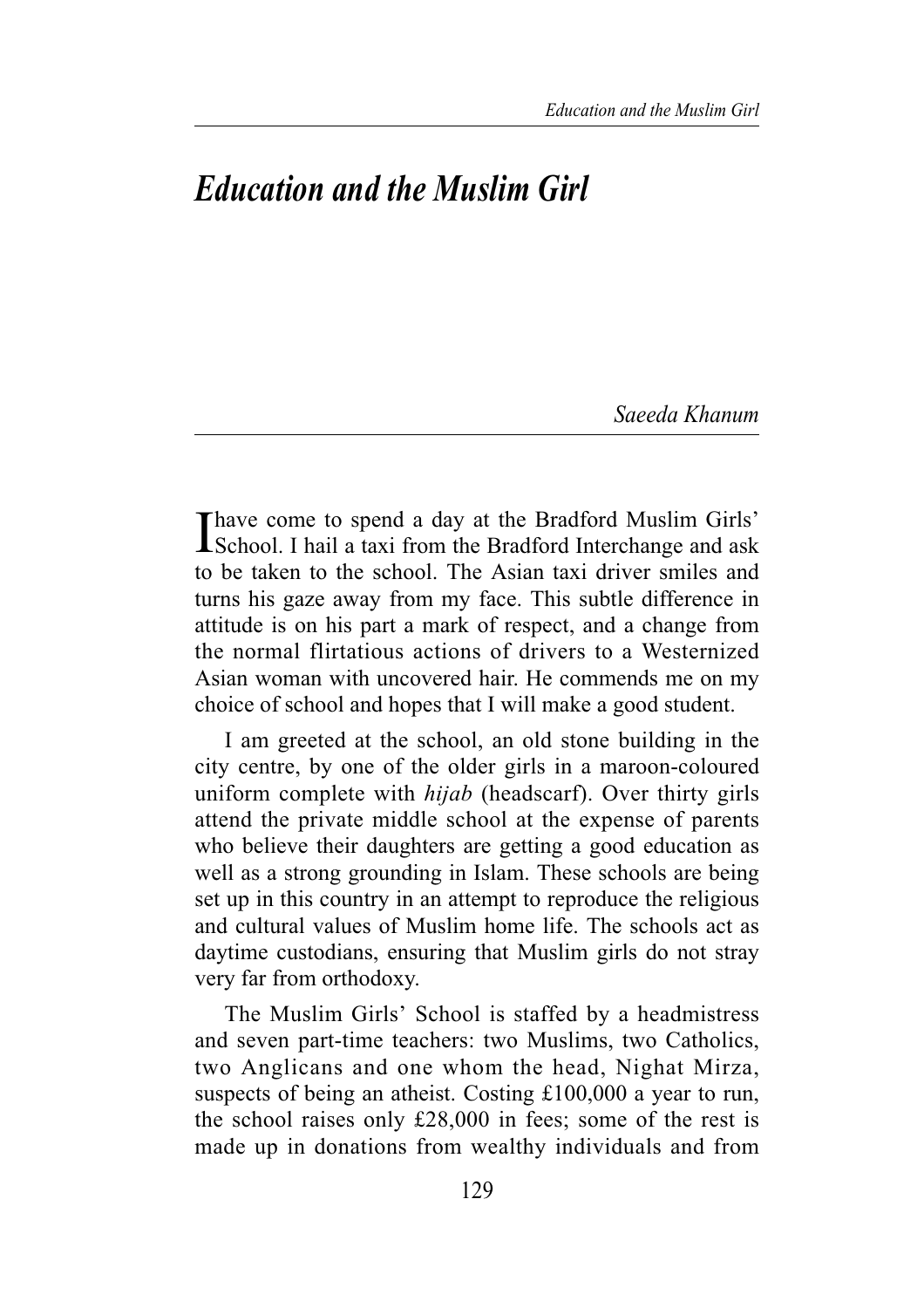# *Education and the Muslim Girl*

*Saeeda Khanum*

I have come to spend a day at the Bradford Muslim Girls' School. I hail a taxi from the Bradford Interchange and ask to be taken to the school. The Asian taxi driver smiles and turns his gaze away from my face. This subtle difference in attitude is on his part a mark of respect, and a change from the normal flirtatious actions of drivers to a Westernized Asian woman with uncovered hair. He commends me on my choice of school and hopes that I will make a good student.

I am greeted at the school, an old stone building in the city centre, by one of the older girls in a maroon-coloured uniform complete with *hijab* (headscarf). Over thirty girls attend the private middle school at the expense of parents who believe their daughters are getting a good education as well as a strong grounding in Islam. These schools are being set up in this country in an attempt to reproduce the religious and cultural values of Muslim home life. The schools act as daytime custodians, ensuring that Muslim girls do not stray very far from orthodoxy.

The Muslim Girls' School is staffed by a headmistress and seven part-time teachers: two Muslims, two Catholics, two Anglicans and one whom the head, Nighat Mirza, suspects of being an atheist. Costing £100,000 a year to run, the school raises only £28,000 in fees; some of the rest is made up in donations from wealthy individuals and from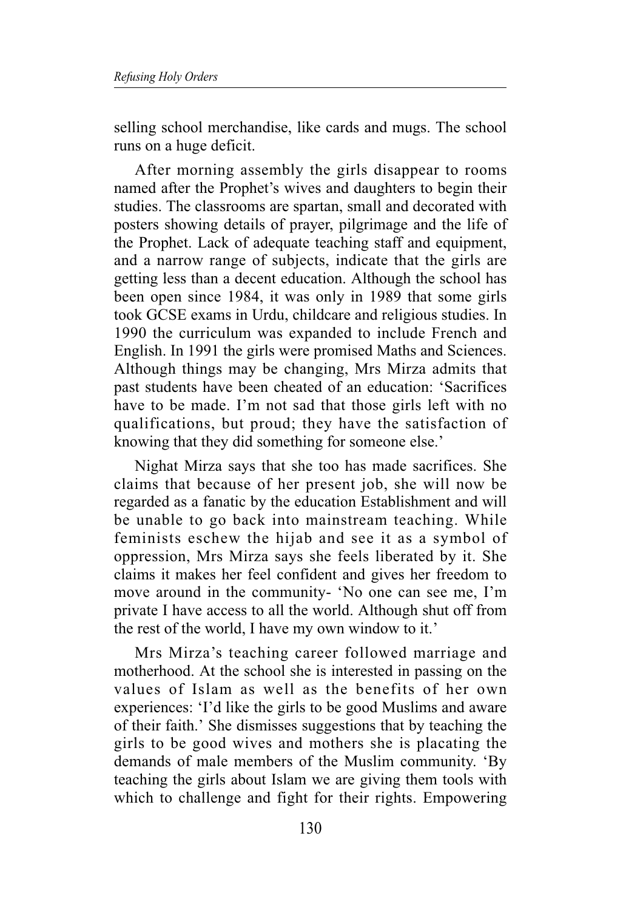selling school merchandise, like cards and mugs. The school runs on a huge deficit.

After morning assembly the girls disappear to rooms named after the Prophet's wives and daughters to begin their studies. The classrooms are spartan, small and decorated with posters showing details of prayer, pilgrimage and the life of the Prophet. Lack of adequate teaching staff and equipment, and a narrow range of subjects, indicate that the girls are getting less than a decent education. Although the school has been open since 1984, it was only in 1989 that some girls took GCSE exams in Urdu, childcare and religious studies. In 1990 the curriculum was expanded to include French and English. In 1991 the girls were promised Maths and Sciences. Although things may be changing, Mrs Mirza admits that past students have been cheated of an education: 'Sacrifices have to be made. I'm not sad that those girls left with no qualifications, but proud; they have the satisfaction of knowing that they did something for someone else.'

Nighat Mirza says that she too has made sacrifices. She claims that because of her present job, she will now be regarded as a fanatic by the education Establishment and will be unable to go back into mainstream teaching. While feminists eschew the hijab and see it as a symbol of oppression, Mrs Mirza says she feels liberated by it. She claims it makes her feel confident and gives her freedom to move around in the community- 'No one can see me, I'm private I have access to all the world. Although shut off from the rest of the world, I have my own window to it.'

Mrs Mirza's teaching career followed marriage and motherhood. At the school she is interested in passing on the values of Islam as well as the benefits of her own experiences: 'I'd like the girls to be good Muslims and aware of their faith.' She dismisses suggestions that by teaching the girls to be good wives and mothers she is placating the demands of male members of the Muslim community. 'By teaching the girls about Islam we are giving them tools with which to challenge and fight for their rights. Empowering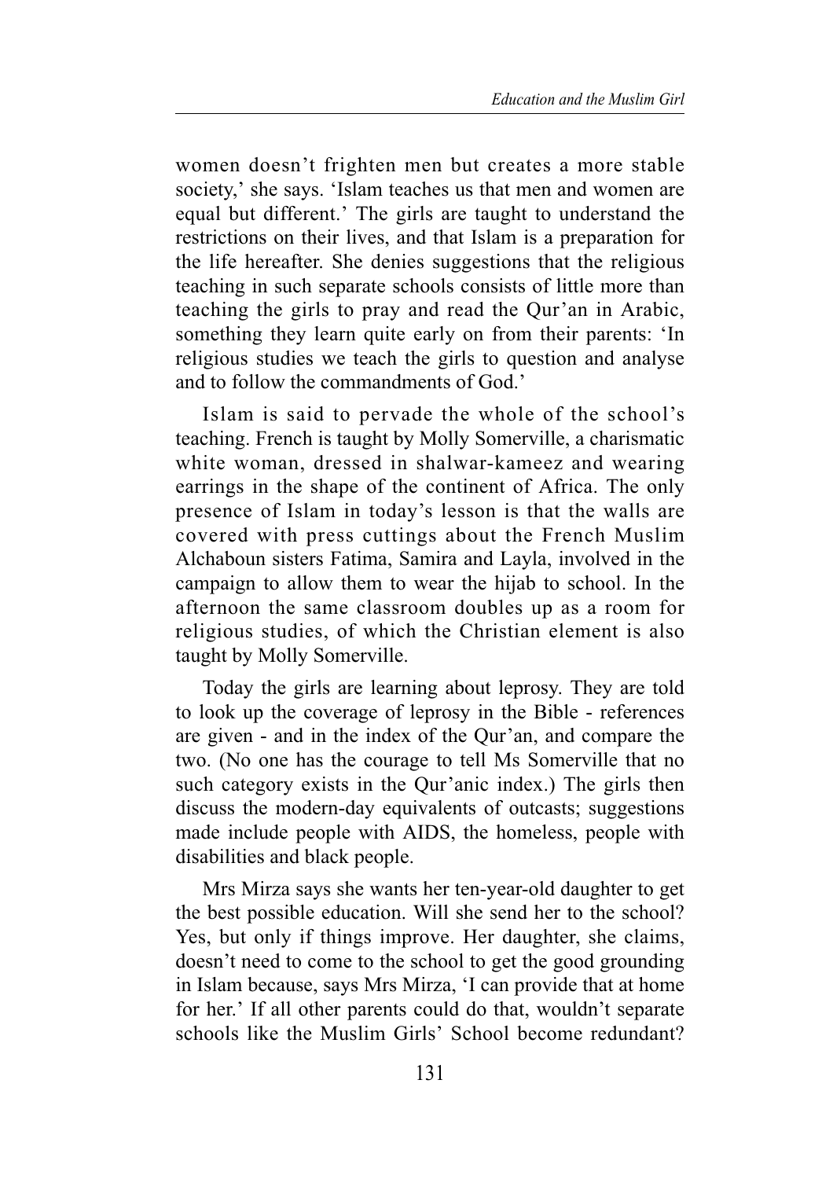women doesn't frighten men but creates a more stable society,' she says. 'Islam teaches us that men and women are equal but different.' The girls are taught to understand the restrictions on their lives, and that Islam is a preparation for the life hereafter. She denies suggestions that the religious teaching in such separate schools consists of little more than teaching the girls to pray and read the Qur'an in Arabic, something they learn quite early on from their parents: 'In religious studies we teach the girls to question and analyse and to follow the commandments of God.'

Islam is said to pervade the whole of the school's teaching. French is taught by Molly Somerville, a charismatic white woman, dressed in shalwar-kameez and wearing earrings in the shape of the continent of Africa. The only presence of Islam in today's lesson is that the walls are covered with press cuttings about the French Muslim Alchaboun sisters Fatima, Samira and Layla, involved in the campaign to allow them to wear the hijab to school. In the afternoon the same classroom doubles up as a room for religious studies, of which the Christian element is also taught by Molly Somerville.

Today the girls are learning about leprosy. They are told to look up the coverage of leprosy in the Bible - references are given - and in the index of the Qur'an, and compare the two. (No one has the courage to tell Ms Somerville that no such category exists in the Qur'anic index.) The girls then discuss the modern-day equivalents of outcasts; suggestions made include people with AIDS, the homeless, people with disabilities and black people.

Mrs Mirza says she wants her ten-year-old daughter to get the best possible education. Will she send her to the school? Yes, but only if things improve. Her daughter, she claims, doesn't need to come to the school to get the good grounding in Islam because, says Mrs Mirza, 'I can provide that at home for her.' If all other parents could do that, wouldn't separate schools like the Muslim Girls' School become redundant?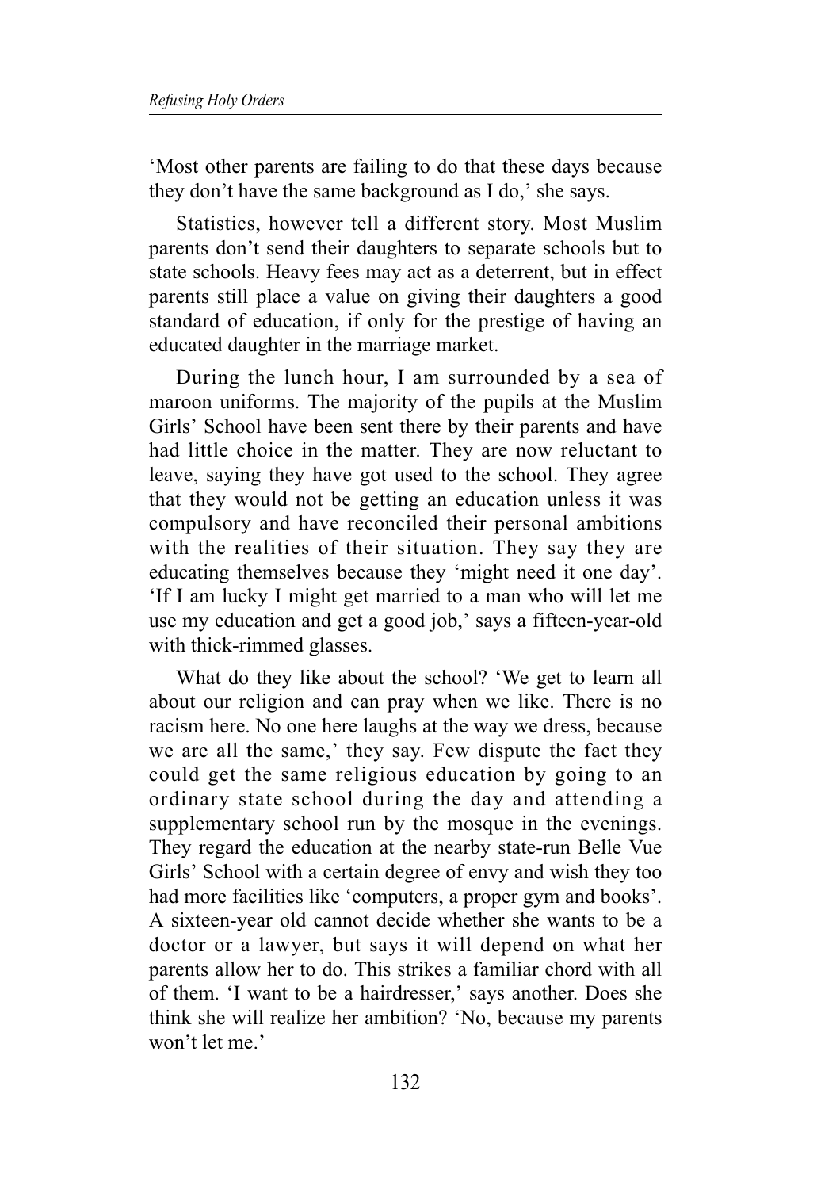'Most other parents are failing to do that these days because they don't have the same background as I do,' she says.

Statistics, however tell a different story. Most Muslim parents don't send their daughters to separate schools but to state schools. Heavy fees may act as a deterrent, but in effect parents still place a value on giving their daughters a good standard of education, if only for the prestige of having an educated daughter in the marriage market.

During the lunch hour, I am surrounded by a sea of maroon uniforms. The majority of the pupils at the Muslim Girls' School have been sent there by their parents and have had little choice in the matter. They are now reluctant to leave, saying they have got used to the school. They agree that they would not be getting an education unless it was compulsory and have reconciled their personal ambitions with the realities of their situation. They say they are educating themselves because they 'might need it one day'. 'If I am lucky I might get married to a man who will let me use my education and get a good job,' says a fifteen-year-old with thick-rimmed glasses.

What do they like about the school? 'We get to learn all about our religion and can pray when we like. There is no racism here. No one here laughs at the way we dress, because we are all the same,' they say. Few dispute the fact they could get the same religious education by going to an ordinary state school during the day and attending a supplementary school run by the mosque in the evenings. They regard the education at the nearby state-run Belle Vue Girls' School with a certain degree of envy and wish they too had more facilities like 'computers, a proper gym and books'. A sixteen-year old cannot decide whether she wants to be a doctor or a lawyer, but says it will depend on what her parents allow her to do. This strikes a familiar chord with all of them. 'I want to be a hairdresser,' says another. Does she think she will realize her ambition? 'No, because my parents won't let me.'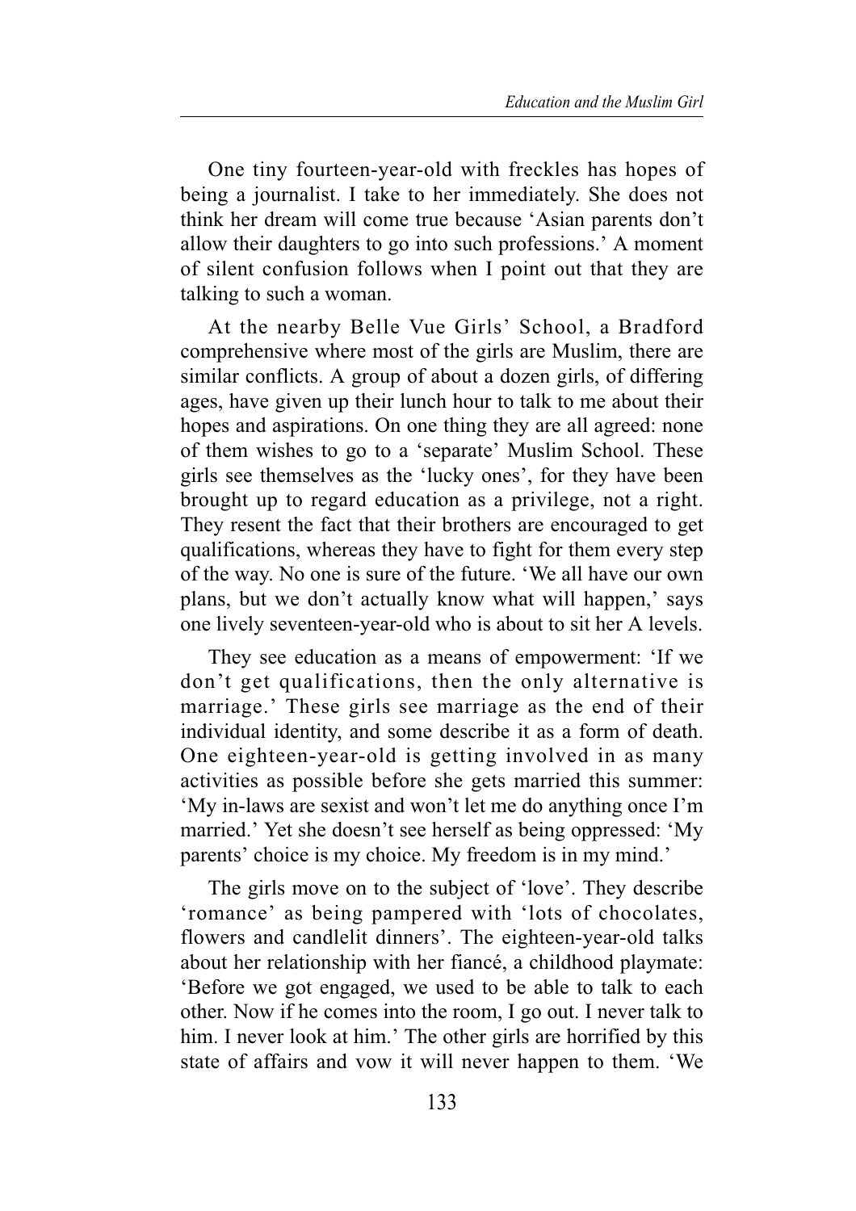One tiny fourteen-year-old with freckles has hopes of being a journalist. I take to her immediately. She does not think her dream will come true because 'Asian parents don't allow their daughters to go into such professions.' A moment of silent confusion follows when I point out that they are talking to such a woman.

At the nearby Belle Vue Girls' School, a Bradford comprehensive where most of the girls are Muslim, there are similar conflicts. A group of about a dozen girls, of differing ages, have given up their lunch hour to talk to me about their hopes and aspirations. On one thing they are all agreed: none of them wishes to go to a 'separate' Muslim School. These girls see themselves as the 'lucky ones', for they have been brought up to regard education as a privilege, not a right. They resent the fact that their brothers are encouraged to get qualifications, whereas they have to fight for them every step of the way. No one is sure of the future. 'We all have our own plans, but we don't actually know what will happen,' says one lively seventeen-year-old who is about to sit her A levels.

They see education as a means of empowerment: 'If we don't get qualifications, then the only alternative is marriage.' These girls see marriage as the end of their individual identity, and some describe it as a form of death. One eighteen-year-old is getting involved in as many activities as possible before she gets married this summer: 'My in-laws are sexist and won't let me do anything once I'm married.' Yet she doesn't see herself as being oppressed: 'My parents' choice is my choice. My freedom is in my mind.'

The girls move on to the subject of 'love'. They describe 'romance' as being pampered with 'lots of chocolates, flowers and candlelit dinners'. The eighteen-year-old talks about her relationship with her fiancé, a childhood playmate: 'Before we got engaged, we used to be able to talk to each other. Now if he comes into the room, I go out. I never talk to him. I never look at him.' The other girls are horrified by this state of affairs and vow it will never happen to them. 'We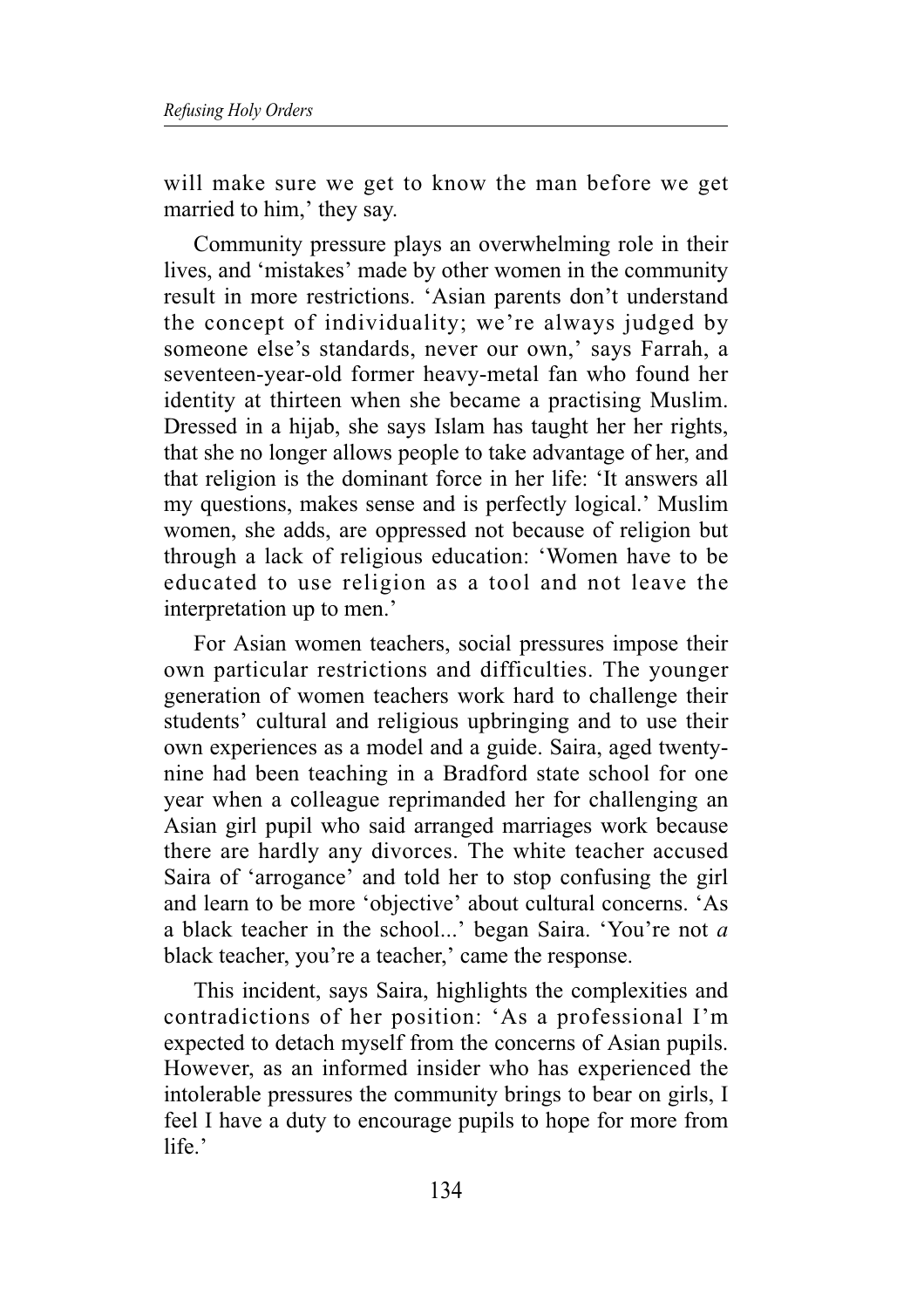will make sure we get to know the man before we get married to him,' they say.

Community pressure plays an overwhelming role in their lives, and 'mistakes' made by other women in the community result in more restrictions. 'Asian parents don't understand the concept of individuality; we're always judged by someone else's standards, never our own,' says Farrah, a seventeen-year-old former heavy-metal fan who found her identity at thirteen when she became a practising Muslim. Dressed in a hijab, she says Islam has taught her her rights, that she no longer allows people to take advantage of her, and that religion is the dominant force in her life: 'It answers all my questions, makes sense and is perfectly logical.' Muslim women, she adds, are oppressed not because of religion but through a lack of religious education: 'Women have to be educated to use religion as a tool and not leave the interpretation up to men.'

For Asian women teachers, social pressures impose their own particular restrictions and difficulties. The younger generation of women teachers work hard to challenge their students' cultural and religious upbringing and to use their own experiences as a model and a guide. Saira, aged twenty-nine had been teaching in a Bradford state school for one year when a colleague reprimanded her for challenging an Asian girl pupil who said arranged marriages work because there are hardly any divorces. The white teacher accused Saira of 'arrogance' and told her to stop confusing the girl and learn to be more 'objective' about cultural concerns. 'As a black teacher in the school...' began Saira. 'You're not *a* black teacher, you're a teacher,' came the response.

This incident, says Saira, highlights the complexities and contradictions of her position: 'As a professional I'm expected to detach myself from the concerns of Asian pupils. However, as an informed insider who has experienced the intolerable pressures the community brings to bear on girls, I feel I have a duty to encourage pupils to hope for more from life.'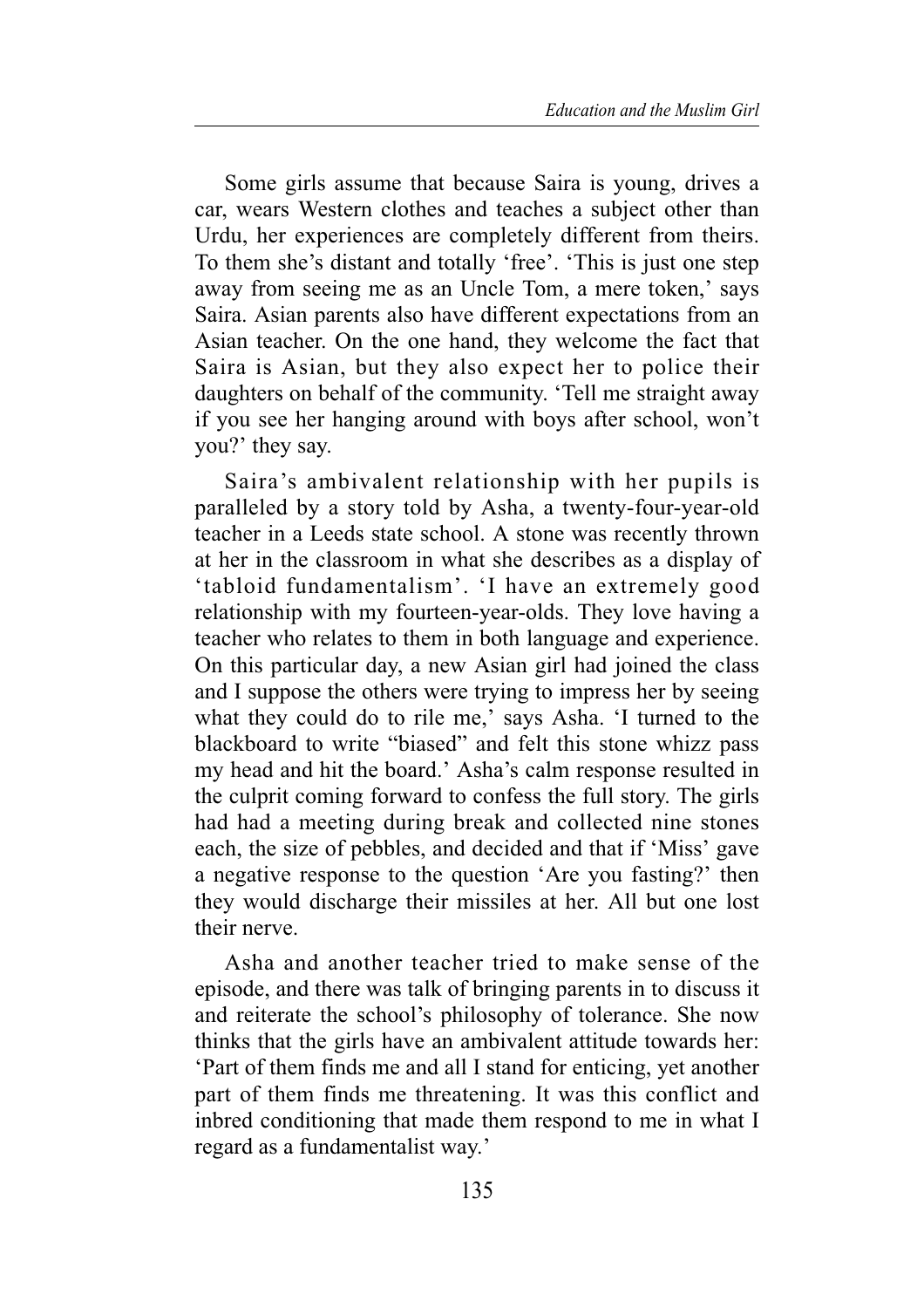Some girls assume that because Saira is young, drives a car, wears Western clothes and teaches a subject other than Urdu, her experiences are completely different from theirs. To them she's distant and totally 'free'. 'This is just one step away from seeing me as an Uncle Tom, a mere token,' says Saira. Asian parents also have different expectations from an Asian teacher. On the one hand, they welcome the fact that Saira is Asian, but they also expect her to police their daughters on behalf of the community. 'Tell me straight away if you see her hanging around with boys after school, won't you?' they say.

Saira's ambivalent relationship with her pupils is paralleled by a story told by Asha, a twenty-four-year-old teacher in a Leeds state school. A stone was recently thrown at her in the classroom in what she describes as a display of 'tabloid fundamentalism'. 'I have an extremely good relationship with my fourteen-year-olds. They love having a teacher who relates to them in both language and experience. On this particular day, a new Asian girl had joined the class and I suppose the others were trying to impress her by seeing what they could do to rile me,' says Asha. 'I turned to the blackboard to write "biased" and felt this stone whizz pass my head and hit the board.' Asha's calm response resulted in the culprit coming forward to confess the full story. The girls had had a meeting during break and collected nine stones each, the size of pebbles, and decided and that if 'Miss' gave a negative response to the question 'Are you fasting?' then they would discharge their missiles at her. All but one lost their nerve.

Asha and another teacher tried to make sense of the episode, and there was talk of bringing parents in to discuss it and reiterate the school's philosophy of tolerance. She now thinks that the girls have an ambivalent attitude towards her: 'Part of them finds me and all I stand for enticing, yet another part of them finds me threatening. It was this conflict and inbred conditioning that made them respond to me in what I regard as a fundamentalist way.'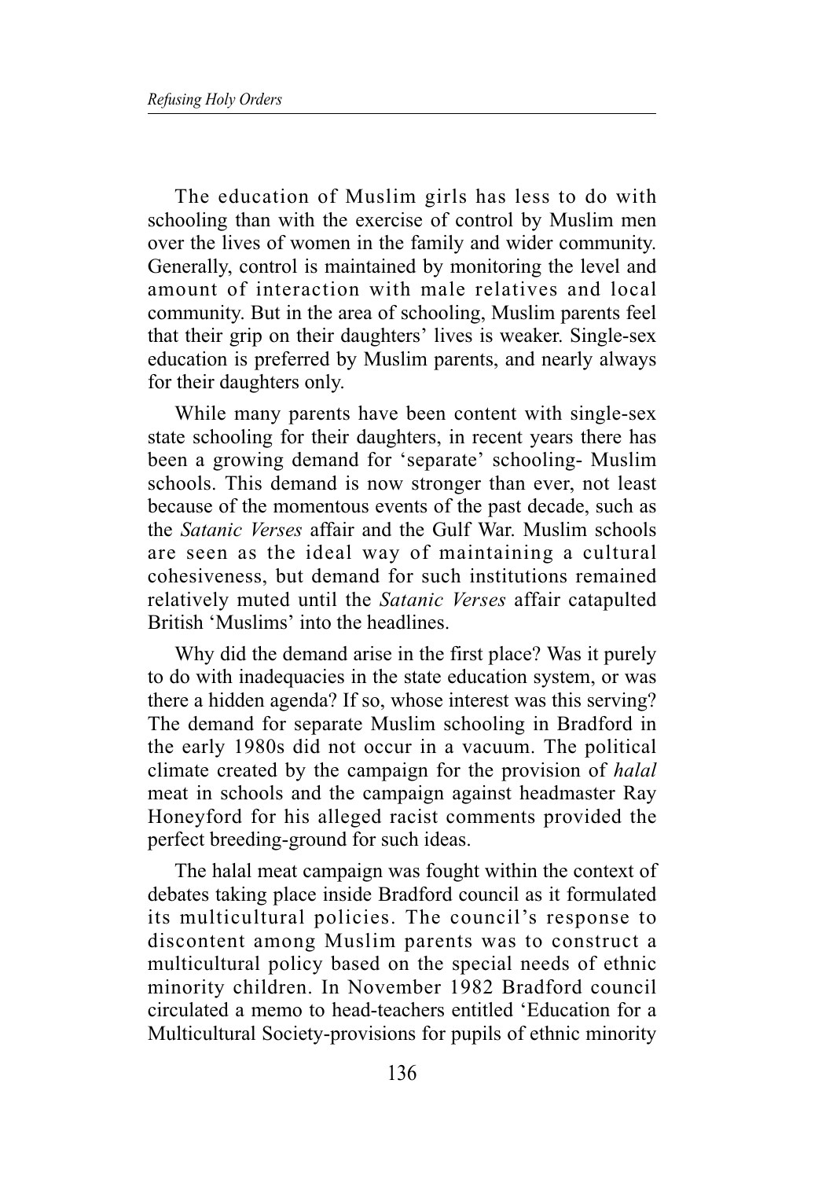The education of Muslim girls has less to do with schooling than with the exercise of control by Muslim men over the lives of women in the family and wider community. Generally, control is maintained by monitoring the level and amount of interaction with male relatives and local community. But in the area of schooling, Muslim parents feel that their grip on their daughters' lives is weaker. Single-sex education is preferred by Muslim parents, and nearly always for their daughters only.

While many parents have been content with single-sex state schooling for their daughters, in recent years there has been a growing demand for 'separate' schooling- Muslim schools. This demand is now stronger than ever, not least because of the momentous events of the past decade, such as the *Satanic Verses* affair and the Gulf War. Muslim schools are seen as the ideal way of maintaining a cultural cohesiveness, but demand for such institutions remained relatively muted until the *Satanic Verses* affair catapulted British 'Muslims' into the headlines.

Why did the demand arise in the first place? Was it purely to do with inadequacies in the state education system, or was there a hidden agenda? If so, whose interest was this serving? The demand for separate Muslim schooling in Bradford in the early 1980s did not occur in a vacuum. The political climate created by the campaign for the provision of *halal* meat in schools and the campaign against headmaster Ray Honeyford for his alleged racist comments provided the perfect breeding-ground for such ideas.

The halal meat campaign was fought within the context of debates taking place inside Bradford council as it formulated its multicultural policies. The council's response to discontent among Muslim parents was to construct a multicultural policy based on the special needs of ethnic minority children. In November 1982 Bradford council circulated a memo to head-teachers entitled 'Education for a Multicultural Society-provisions for pupils of ethnic minority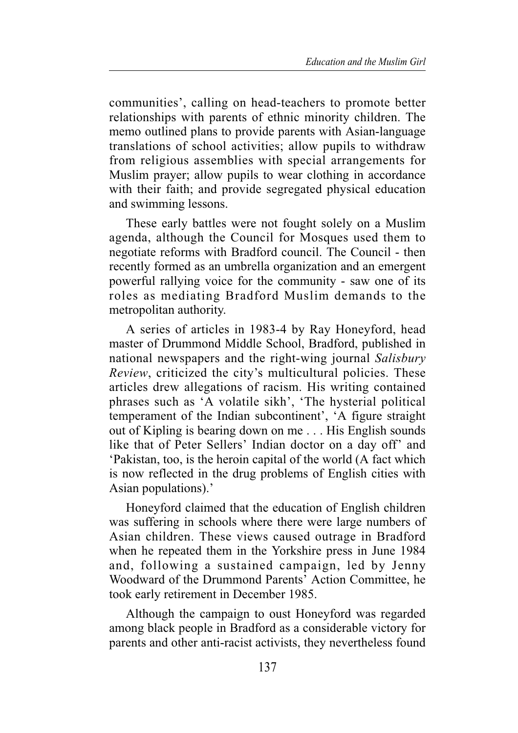communities', calling on head-teachers to promote better relationships with parents of ethnic minority children. The memo outlined plans to provide parents with Asian-language translations of school activities; allow pupils to withdraw from religious assemblies with special arrangements for Muslim prayer; allow pupils to wear clothing in accordance with their faith; and provide segregated physical education and swimming lessons.

These early battles were not fought solely on a Muslim agenda, although the Council for Mosques used them to negotiate reforms with Bradford council. The Council - then recently formed as an umbrella organization and an emergent powerful rallying voice for the community - saw one of its roles as mediating Bradford Muslim demands to the metropolitan authority.

A series of articles in 1983-4 by Ray Honeyford, head master of Drummond Middle School, Bradford, published in national newspapers and the right-wing journal *Salisbury Review*, criticized the city's multicultural policies. These articles drew allegations of racism. His writing contained phrases such as 'A volatile sikh', 'The hysterial political temperament of the Indian subcontinent', 'A figure straight out of Kipling is bearing down on me . . . His English sounds like that of Peter Sellers' Indian doctor on a day off' and 'Pakistan, too, is the heroin capital of the world (A fact which is now reflected in the drug problems of English cities with Asian populations).'

Honeyford claimed that the education of English children was suffering in schools where there were large numbers of Asian children. These views caused outrage in Bradford when he repeated them in the Yorkshire press in June 1984 and, following a sustained campaign, led by Jenny Woodward of the Drummond Parents' Action Committee, he took early retirement in December 1985.

Although the campaign to oust Honeyford was regarded among black people in Bradford as a considerable victory for parents and other anti-racist activists, they nevertheless found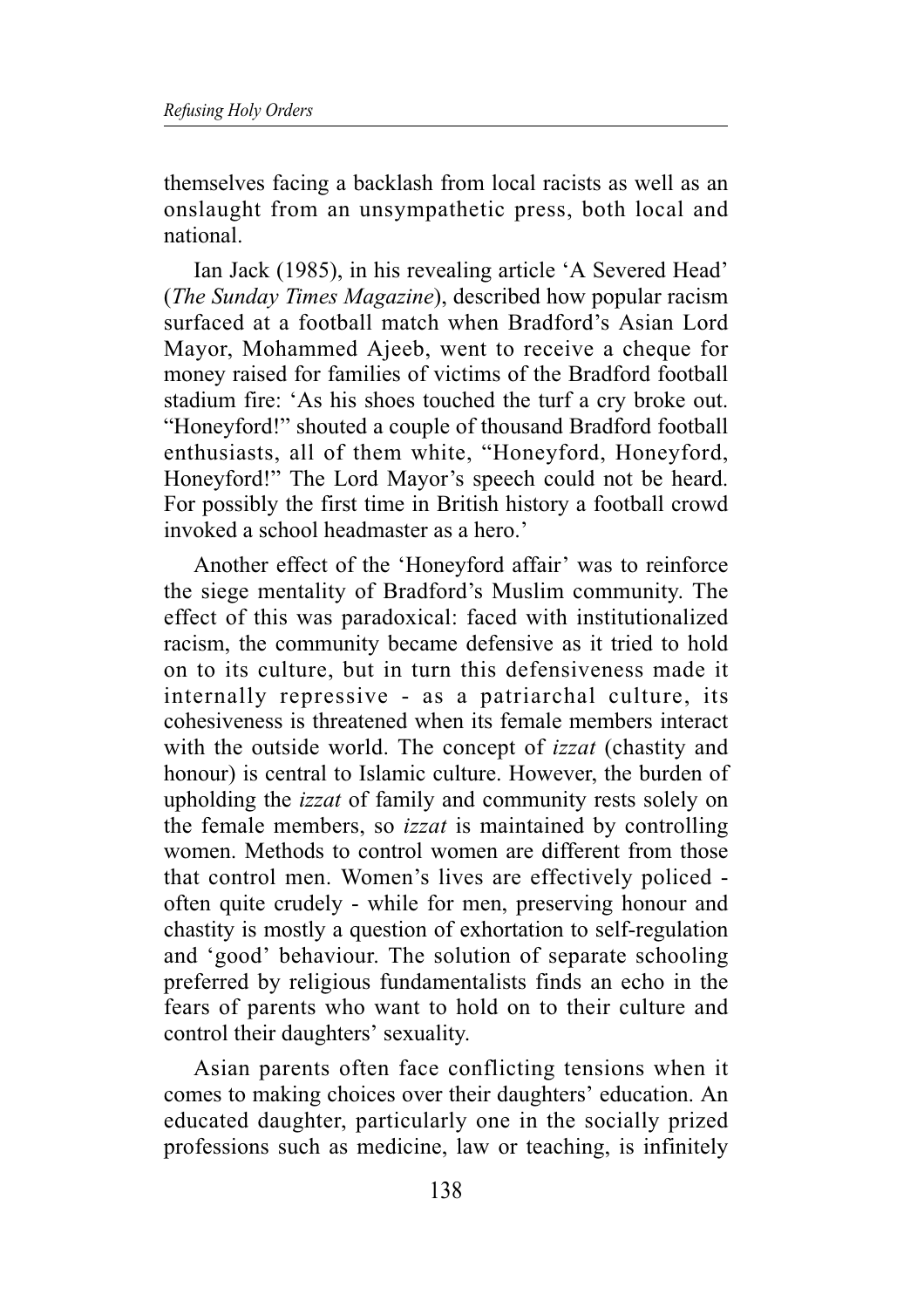themselves facing a backlash from local racists as well as an onslaught from an unsympathetic press, both local and national.

Ian Jack (1985), in his revealing article 'A Severed Head' (*The Sunday Times Magazine*), described how popular racism surfaced at a football match when Bradford's Asian Lord Mayor, Mohammed Ajeeb, went to receive a cheque for money raised for families of victims of the Bradford football stadium fire: 'As his shoes touched the turf a cry broke out. "Honeyford!" shouted a couple of thousand Bradford football enthusiasts, all of them white, "Honeyford, Honeyford, Honeyford!" The Lord Mayor's speech could not be heard. For possibly the first time in British history a football crowd invoked a school headmaster as a hero.'

Another effect of the 'Honeyford affair' was to reinforce the siege mentality of Bradford's Muslim community. The effect of this was paradoxical: faced with institutionalized racism, the community became defensive as it tried to hold on to its culture, but in turn this defensiveness made it internally repressive - as a patriarchal culture, its cohesiveness is threatened when its female members interact with the outside world. The concept of *izzat* (chastity and honour) is central to Islamic culture. However, the burden of upholding the *izzat* of family and community rests solely on the female members, so *izzat* is maintained by controlling women. Methods to control women are different from those that control men. Women's lives are effectively policed - often quite crudely - while for men, preserving honour and chastity is mostly a question of exhortation to self-regulation and 'good' behaviour. The solution of separate schooling preferred by religious fundamentalists finds an echo in the fears of parents who want to hold on to their culture and control their daughters' sexuality.

Asian parents often face conflicting tensions when it comes to making choices over their daughters' education. An educated daughter, particularly one in the socially prized professions such as medicine, law or teaching, is infinitely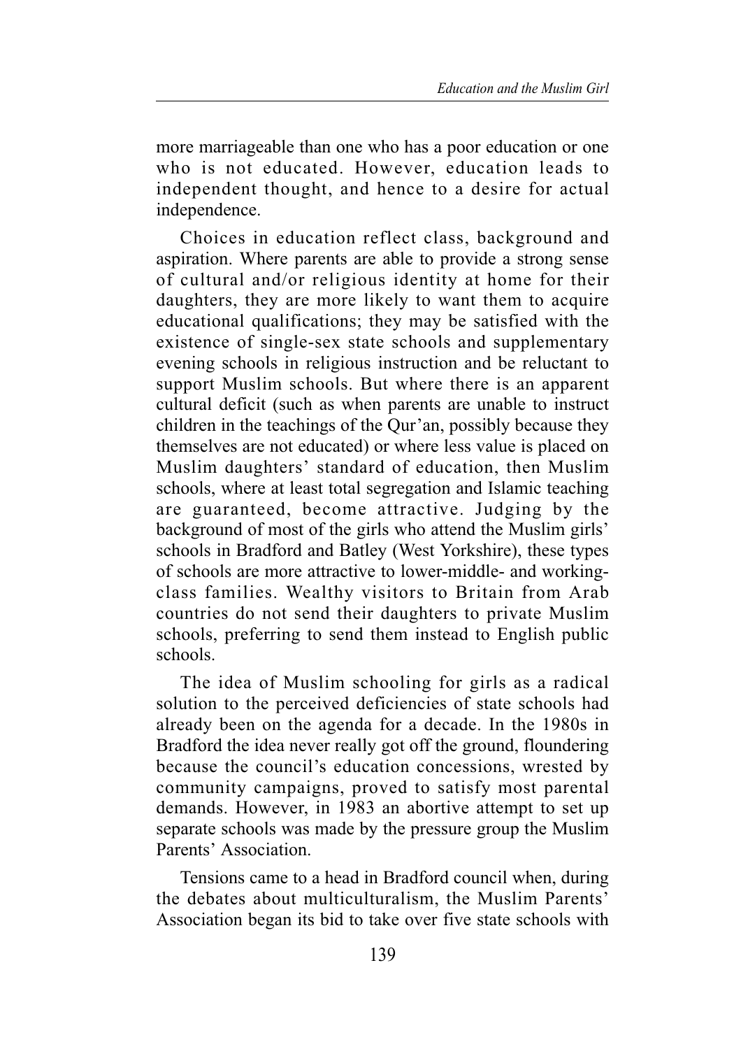more marriageable than one who has a poor education or one who is not educated. However, education leads to independent thought, and hence to a desire for actual independence.

Choices in education reflect class, background and aspiration. Where parents are able to provide a strong sense of cultural and/or religious identity at home for their daughters, they are more likely to want them to acquire educational qualifications; they may be satisfied with the existence of single-sex state schools and supplementary evening schools in religious instruction and be reluctant to support Muslim schools. But where there is an apparent cultural deficit (such as when parents are unable to instruct children in the teachings of the Qur'an, possibly because they themselves are not educated) or where less value is placed on Muslim daughters' standard of education, then Muslim schools, where at least total segregation and Islamic teaching are guaranteed, become attractive. Judging by the background of most of the girls who attend the Muslim girls' schools in Bradford and Batley (West Yorkshire), these types of schools are more attractive to lower-middle- and working-class families. Wealthy visitors to Britain from Arab countries do not send their daughters to private Muslim schools, preferring to send them instead to English public schools.

The idea of Muslim schooling for girls as a radical solution to the perceived deficiencies of state schools had already been on the agenda for a decade. In the 1980s in Bradford the idea never really got off the ground, floundering because the council's education concessions, wrested by community campaigns, proved to satisfy most parental demands. However, in 1983 an abortive attempt to set up separate schools was made by the pressure group the Muslim Parents' Association.

Tensions came to a head in Bradford council when, during the debates about multiculturalism, the Muslim Parents' Association began its bid to take over five state schools with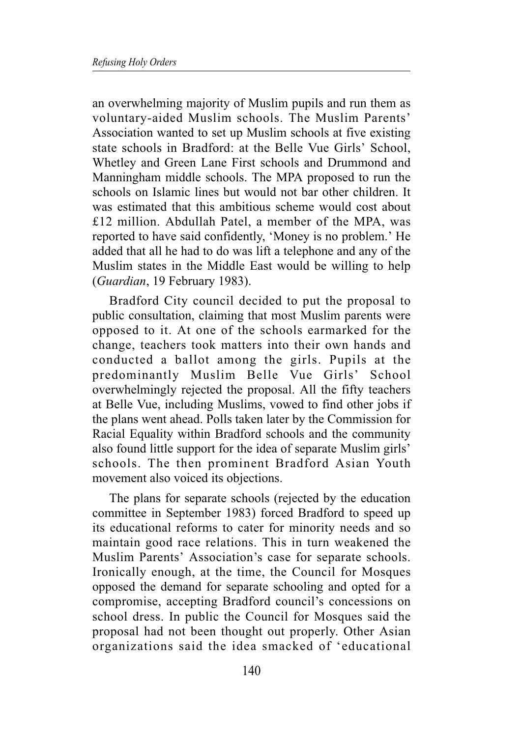an overwhelming majority of Muslim pupils and run them as voluntary-aided Muslim schools. The Muslim Parents' Association wanted to set up Muslim schools at five existing state schools in Bradford: at the Belle Vue Girls' School, Whetley and Green Lane First schools and Drummond and Manningham middle schools. The MPA proposed to run the schools on Islamic lines but would not bar other children. It was estimated that this ambitious scheme would cost about £12 million. Abdullah Patel, a member of the MPA, was reported to have said confidently, 'Money is no problem.' He added that all he had to do was lift a telephone and any of the Muslim states in the Middle East would be willing to help (*Guardian*, 19 February 1983).

Bradford City council decided to put the proposal to public consultation, claiming that most Muslim parents were opposed to it. At one of the schools earmarked for the change, teachers took matters into their own hands and conducted a ballot among the girls. Pupils at the predominantly Muslim Belle Vue Girls' School overwhelmingly rejected the proposal. All the fifty teachers at Belle Vue, including Muslims, vowed to find other jobs if the plans went ahead. Polls taken later by the Commission for Racial Equality within Bradford schools and the community also found little support for the idea of separate Muslim girls' schools. The then prominent Bradford Asian Youth movement also voiced its objections.

The plans for separate schools (rejected by the education committee in September 1983) forced Bradford to speed up its educational reforms to cater for minority needs and so maintain good race relations. This in turn weakened the Muslim Parents' Association's case for separate schools. Ironically enough, at the time, the Council for Mosques opposed the demand for separate schooling and opted for a compromise, accepting Bradford council's concessions on school dress. In public the Council for Mosques said the proposal had not been thought out properly. Other Asian organizations said the idea smacked of 'educational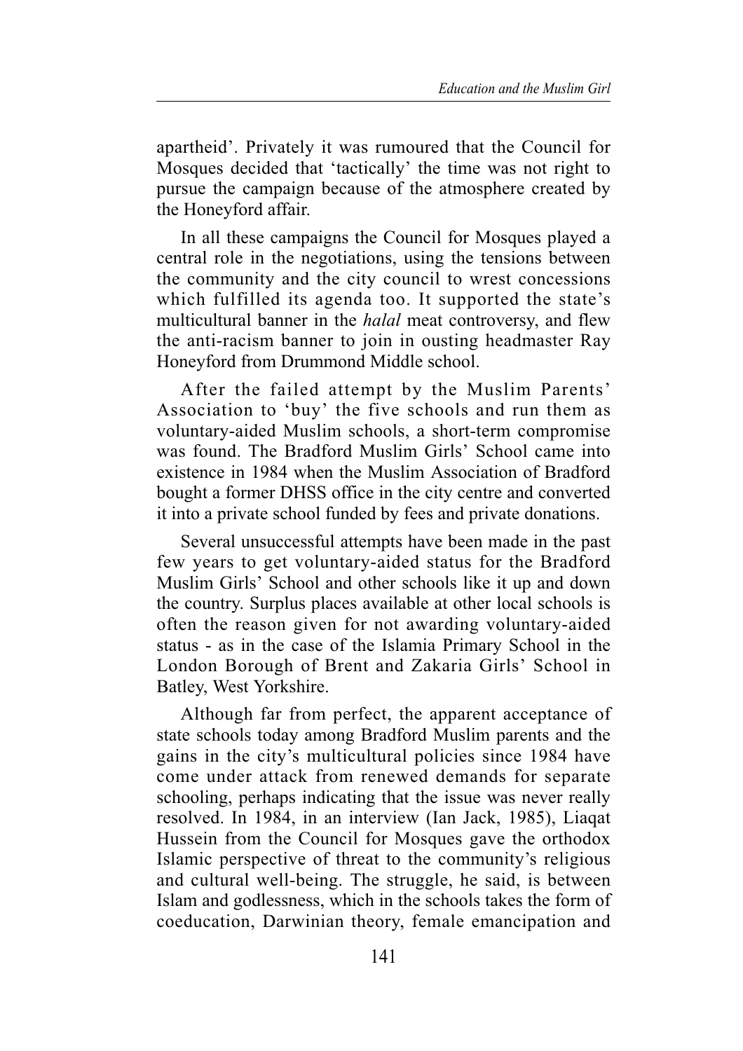apartheid'. Privately it was rumoured that the Council for Mosques decided that 'tactically' the time was not right to pursue the campaign because of the atmosphere created by the Honeyford affair.

In all these campaigns the Council for Mosques played a central role in the negotiations, using the tensions between the community and the city council to wrest concessions which fulfilled its agenda too. It supported the state's multicultural banner in the *halal* meat controversy, and flew the anti-racism banner to join in ousting headmaster Ray Honeyford from Drummond Middle school.

After the failed attempt by the Muslim Parents' Association to 'buy' the five schools and run them as voluntary-aided Muslim schools, a short-term compromise was found. The Bradford Muslim Girls' School came into existence in 1984 when the Muslim Association of Bradford bought a former DHSS office in the city centre and converted it into a private school funded by fees and private donations.

Several unsuccessful attempts have been made in the past few years to get voluntary-aided status for the Bradford Muslim Girls' School and other schools like it up and down the country. Surplus places available at other local schools is often the reason given for not awarding voluntary-aided status - as in the case of the Islamia Primary School in the London Borough of Brent and Zakaria Girls' School in Batley, West Yorkshire.

Although far from perfect, the apparent acceptance of state schools today among Bradford Muslim parents and the gains in the city's multicultural policies since 1984 have come under attack from renewed demands for separate schooling, perhaps indicating that the issue was never really resolved. In 1984, in an interview (Ian Jack, 1985), Liaqat Hussein from the Council for Mosques gave the orthodox Islamic perspective of threat to the community's religious and cultural well-being. The struggle, he said, is between Islam and godlessness, which in the schools takes the form of coeducation, Darwinian theory, female emancipation and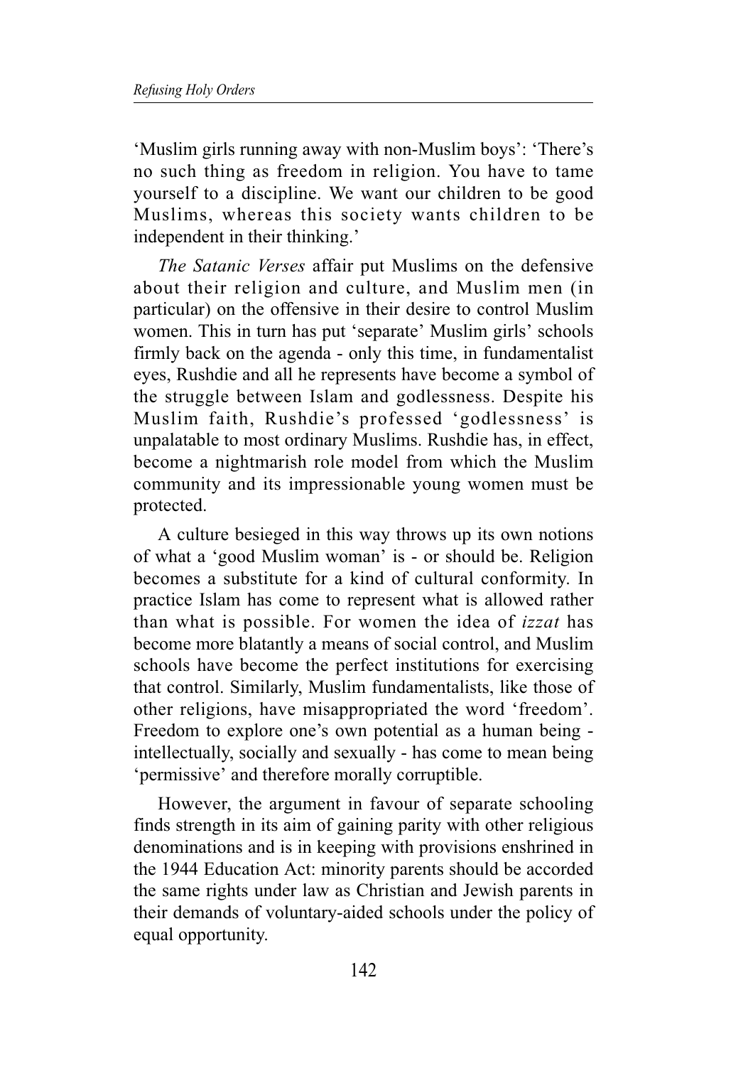'Muslim girls running away with non-Muslim boys': 'There's no such thing as freedom in religion. You have to tame yourself to a discipline. We want our children to be good Muslims, whereas this society wants children to be independent in their thinking.'

*The Satanic Verses* affair put Muslims on the defensive about their religion and culture, and Muslim men (in particular) on the offensive in their desire to control Muslim women. This in turn has put 'separate' Muslim girls' schools firmly back on the agenda - only this time, in fundamentalist eyes, Rushdie and all he represents have become a symbol of the struggle between Islam and godlessness. Despite his Muslim faith, Rushdie's professed 'godlessness' is unpalatable to most ordinary Muslims. Rushdie has, in effect, become a nightmarish role model from which the Muslim community and its impressionable young women must be protected.

A culture besieged in this way throws up its own notions of what a 'good Muslim woman' is - or should be. Religion becomes a substitute for a kind of cultural conformity. In practice Islam has come to represent what is allowed rather than what is possible. For women the idea of *izzat* has become more blatantly a means of social control, and Muslim schools have become the perfect institutions for exercising that control. Similarly, Muslim fundamentalists, like those of other religions, have misappropriated the word 'freedom'. Freedom to explore one's own potential as a human being - intellectually, socially and sexually - has come to mean being 'permissive' and therefore morally corruptible.

However, the argument in favour of separate schooling finds strength in its aim of gaining parity with other religious denominations and is in keeping with provisions enshrined in the 1944 Education Act: minority parents should be accorded the same rights under law as Christian and Jewish parents in their demands of voluntary-aided schools under the policy of equal opportunity.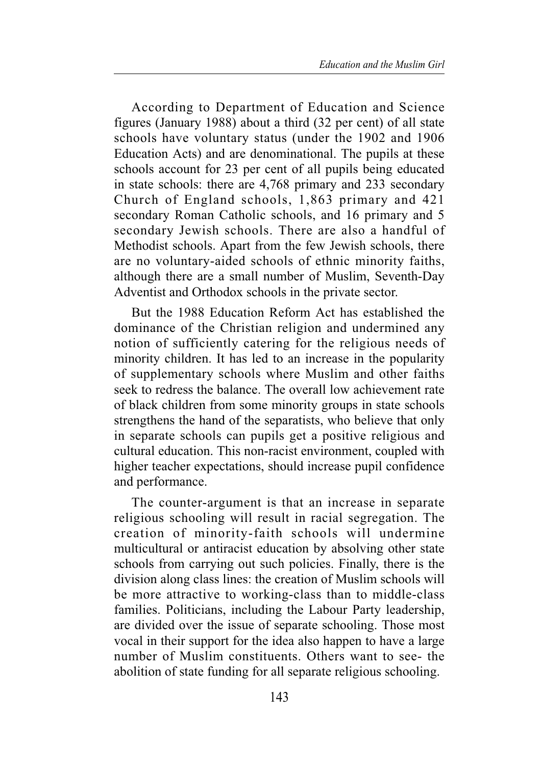According to Department of Education and Science figures (January 1988) about a third (32 per cent) of all state schools have voluntary status (under the 1902 and 1906 Education Acts) and are denominational. The pupils at these schools account for 23 per cent of all pupils being educated in state schools: there are 4,768 primary and 233 secondary Church of England schools, 1,863 primary and 421 secondary Roman Catholic schools, and 16 primary and 5 secondary Jewish schools. There are also a handful of Methodist schools. Apart from the few Jewish schools, there are no voluntary-aided schools of ethnic minority faiths, although there are a small number of Muslim, Seventh-Day Adventist and Orthodox schools in the private sector.

But the 1988 Education Reform Act has established the dominance of the Christian religion and undermined any notion of sufficiently catering for the religious needs of minority children. It has led to an increase in the popularity of supplementary schools where Muslim and other faiths seek to redress the balance. The overall low achievement rate of black children from some minority groups in state schools strengthens the hand of the separatists, who believe that only in separate schools can pupils get a positive religious and cultural education. This non-racist environment, coupled with higher teacher expectations, should increase pupil confidence and performance.

The counter-argument is that an increase in separate religious schooling will result in racial segregation. The creation of minority-faith schools will undermine multicultural or antiracist education by absolving other state schools from carrying out such policies. Finally, there is the division along class lines: the creation of Muslim schools will be more attractive to working-class than to middle-class families. Politicians, including the Labour Party leadership, are divided over the issue of separate schooling. Those most vocal in their support for the idea also happen to have a large number of Muslim constituents. Others want to see- the abolition of state funding for all separate religious schooling.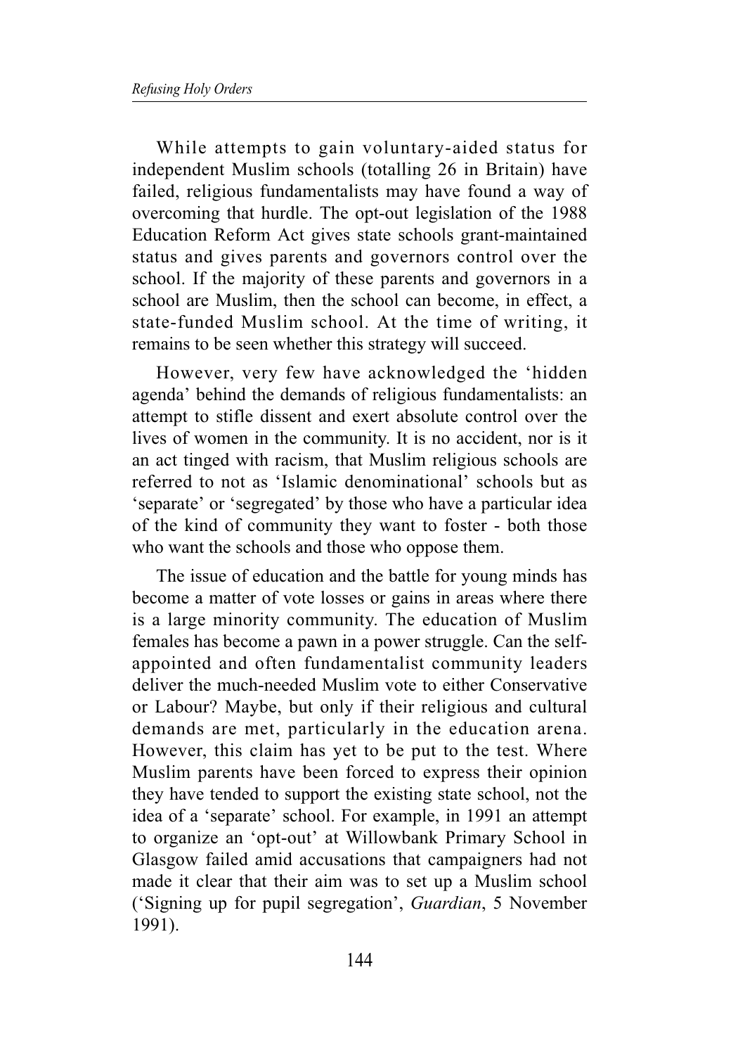While attempts to gain voluntary-aided status for independent Muslim schools (totalling 26 in Britain) have failed, religious fundamentalists may have found a way of overcoming that hurdle. The opt-out legislation of the 1988 Education Reform Act gives state schools grant-maintained status and gives parents and governors control over the school. If the majority of these parents and governors in a school are Muslim, then the school can become, in effect, a state-funded Muslim school. At the time of writing, it remains to be seen whether this strategy will succeed.

However, very few have acknowledged the 'hidden agenda' behind the demands of religious fundamentalists: an attempt to stifle dissent and exert absolute control over the lives of women in the community. It is no accident, nor is it an act tinged with racism, that Muslim religious schools are referred to not as 'Islamic denominational' schools but as 'separate' or 'segregated' by those who have a particular idea of the kind of community they want to foster - both those who want the schools and those who oppose them.

The issue of education and the battle for young minds has become a matter of vote losses or gains in areas where there is a large minority community. The education of Muslim females has become a pawn in a power struggle. Can the self-appointed and often fundamentalist community leaders deliver the much-needed Muslim vote to either Conservative or Labour? Maybe, but only if their religious and cultural demands are met, particularly in the education arena. However, this claim has yet to be put to the test. Where Muslim parents have been forced to express their opinion they have tended to support the existing state school, not the idea of a 'separate' school. For example, in 1991 an attempt to organize an 'opt-out' at Willowbank Primary School in Glasgow failed amid accusations that campaigners had not made it clear that their aim was to set up a Muslim school ('Signing up for pupil segregation', *Guardian*, 5 November 1991).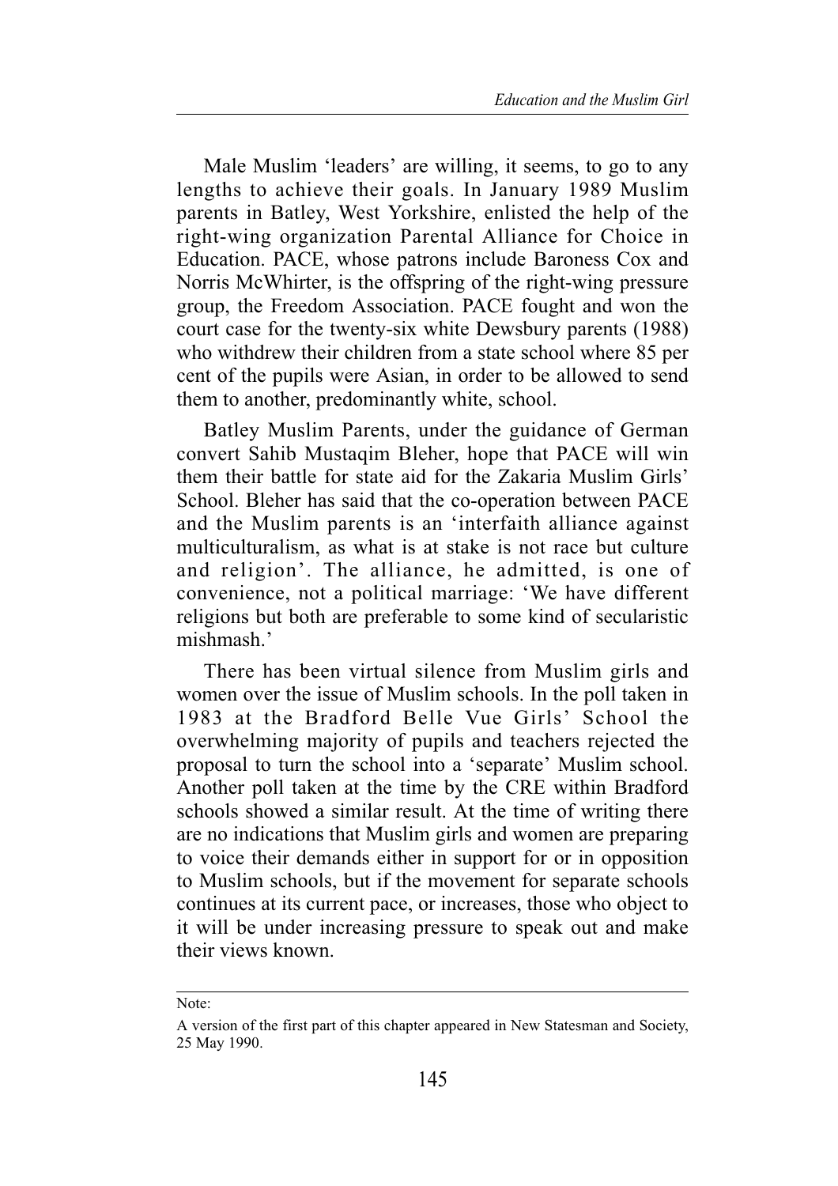Male Muslim 'leaders' are willing, it seems, to go to any lengths to achieve their goals. In January 1989 Muslim parents in Batley, West Yorkshire, enlisted the help of the right-wing organization Parental Alliance for Choice in Education. PACE, whose patrons include Baroness Cox and Norris McWhirter, is the offspring of the right-wing pressure group, the Freedom Association. PACE fought and won the court case for the twenty-six white Dewsbury parents (1988) who withdrew their children from a state school where 85 per cent of the pupils were Asian, in order to be allowed to send them to another, predominantly white, school.

Batley Muslim Parents, under the guidance of German convert Sahib Mustaqim Bleher, hope that PACE will win them their battle for state aid for the Zakaria Muslim Girls' School. Bleher has said that the co-operation between PACE and the Muslim parents is an 'interfaith alliance against multiculturalism, as what is at stake is not race but culture and religion'. The alliance, he admitted, is one of convenience, not a political marriage: 'We have different religions but both are preferable to some kind of secularistic mishmash.'

There has been virtual silence from Muslim girls and women over the issue of Muslim schools. In the poll taken in 1983 at the Bradford Belle Vue Girls' School the overwhelming majority of pupils and teachers rejected the proposal to turn the school into a 'separate' Muslim school. Another poll taken at the time by the CRE within Bradford schools showed a similar result. At the time of writing there are no indications that Muslim girls and women are preparing to voice their demands either in support for or in opposition to Muslim schools, but if the movement for separate schools continues at its current pace, or increases, those who object to it will be under increasing pressure to speak out and make their views known.

---

Note:

A version of the first part of this chapter appeared in New Statesman and Society, 25 May 1990.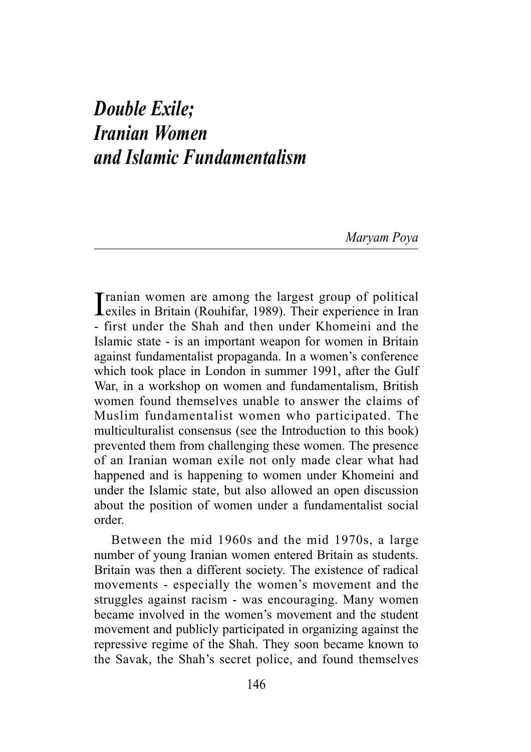# *Double Exile; Iranian Women and Islamic Fundamentalism*

*Maryam Poya*

Iranian women are among the largest group of political exiles in Britain (Rouhifar, 1989). Their experience in Iran - first under the Shah and then under Khomeini and the Islamic state - is an important weapon for women in Britain against fundamentalist propaganda. In a women's conference which took place in London in summer 1991, after the Gulf War, in a workshop on women and fundamentalism, British women found themselves unable to answer the claims of Muslim fundamentalist women who participated. The multiculturalist consensus (see the Introduction to this book) prevented them from challenging these women. The presence of an Iranian woman exile not only made clear what had happened and is happening to women under Khomeini and under the Islamic state, but also allowed an open discussion about the position of women under a fundamentalist social order.

Between the mid 1960s and the mid 1970s, a large number of young Iranian women entered Britain as students. Britain was then a different society. The existence of radical movements - especially the women's movement and the struggles against racism - was encouraging. Many women became involved in the women's movement and the student movement and publicly participated in organizing against the repressive regime of the Shah. They soon became known to the Savak, the Shah's secret police, and found themselves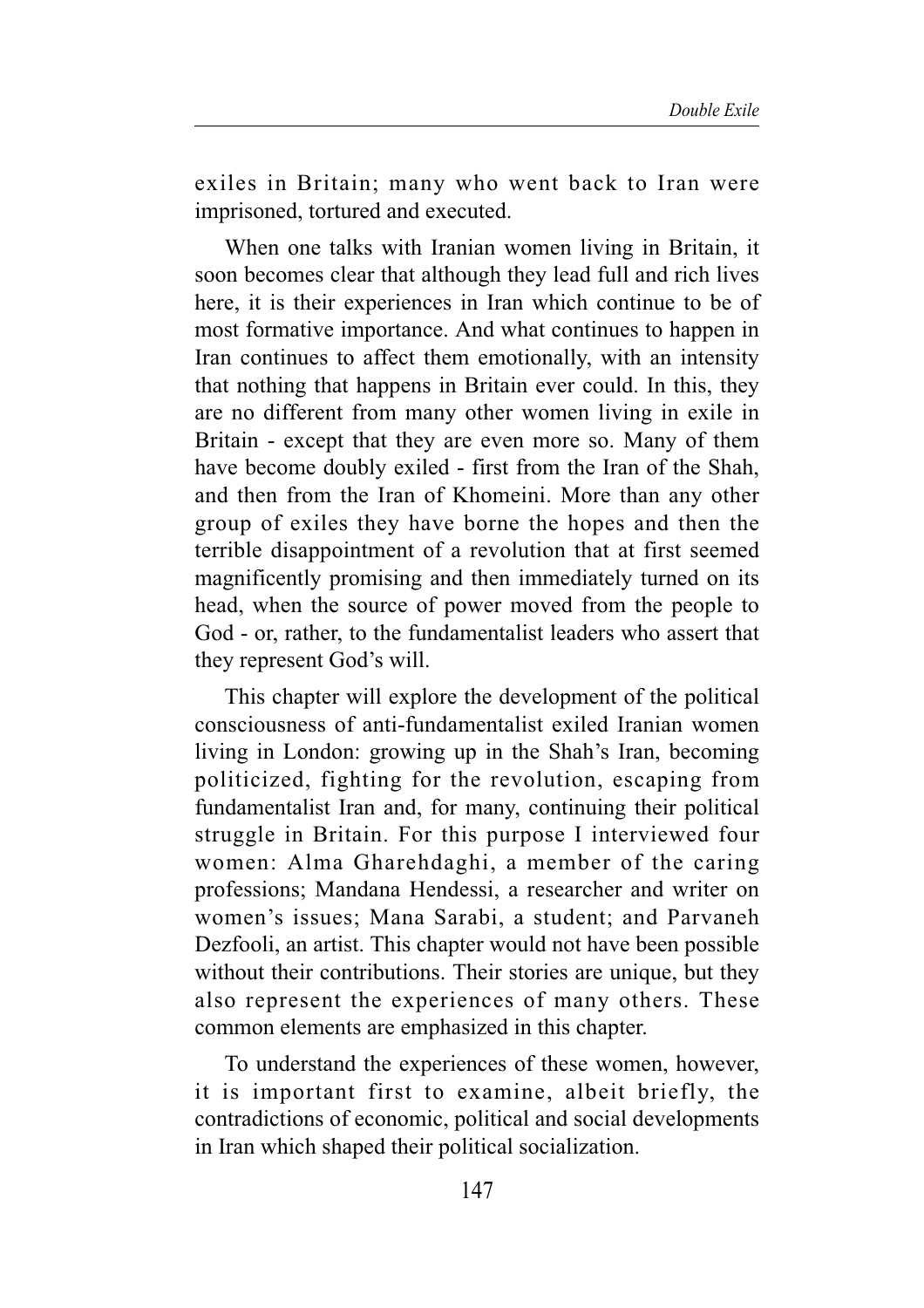exiles in Britain; many who went back to Iran were imprisoned, tortured and executed.

When one talks with Iranian women living in Britain, it soon becomes clear that although they lead full and rich lives here, it is their experiences in Iran which continue to be of most formative importance. And what continues to happen in Iran continues to affect them emotionally, with an intensity that nothing that happens in Britain ever could. In this, they are no different from many other women living in exile in Britain - except that they are even more so. Many of them have become doubly exiled - first from the Iran of the Shah, and then from the Iran of Khomeini. More than any other group of exiles they have borne the hopes and then the terrible disappointment of a revolution that at first seemed magnificently promising and then immediately turned on its head, when the source of power moved from the people to God - or, rather, to the fundamentalist leaders who assert that they represent God's will.

This chapter will explore the development of the political consciousness of anti-fundamentalist exiled Iranian women living in London: growing up in the Shah's Iran, becoming politicized, fighting for the revolution, escaping from fundamentalist Iran and, for many, continuing their political struggle in Britain. For this purpose I interviewed four women: Alma Gharehdaghi, a member of the caring professions; Mandana Hendessi, a researcher and writer on women's issues; Mana Sarabi, a student; and Parvaneh Dezfooli, an artist. This chapter would not have been possible without their contributions. Their stories are unique, but they also represent the experiences of many others. These common elements are emphasized in this chapter.

To understand the experiences of these women, however, it is important first to examine, albeit briefly, the contradictions of economic, political and social developments in Iran which shaped their political socialization.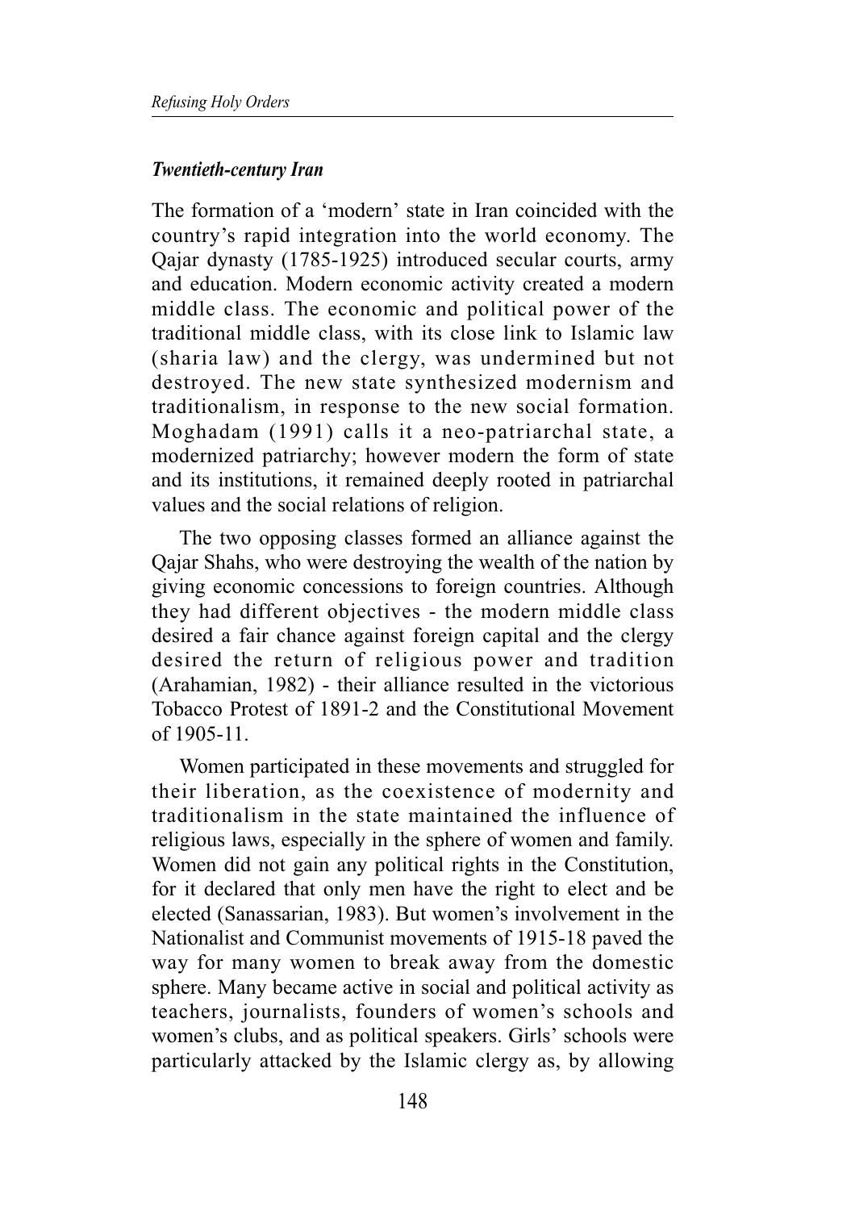### *Twentieth-century Iran*

The formation of a 'modern' state in Iran coincided with the country's rapid integration into the world economy. The Qajar dynasty (1785-1925) introduced secular courts, army and education. Modern economic activity created a modern middle class. The economic and political power of the traditional middle class, with its close link to Islamic law (sharia law) and the clergy, was undermined but not destroyed. The new state synthesized modernism and traditionalism, in response to the new social formation. Moghadam (1991) calls it a neo-patriarchal state, a modernized patriarchy; however modern the form of state and its institutions, it remained deeply rooted in patriarchal values and the social relations of religion.

The two opposing classes formed an alliance against the Qajar Shahs, who were destroying the wealth of the nation by giving economic concessions to foreign countries. Although they had different objectives - the modern middle class desired a fair chance against foreign capital and the clergy desired the return of religious power and tradition (Arahamian, 1982) - their alliance resulted in the victorious Tobacco Protest of 1891-2 and the Constitutional Movement of 1905-11.

Women participated in these movements and struggled for their liberation, as the coexistence of modernity and traditionalism in the state maintained the influence of religious laws, especially in the sphere of women and family. Women did not gain any political rights in the Constitution, for it declared that only men have the right to elect and be elected (Sanassarian, 1983). But women's involvement in the Nationalist and Communist movements of 1915-18 paved the way for many women to break away from the domestic sphere. Many became active in social and political activity as teachers, journalists, founders of women's schools and women's clubs, and as political speakers. Girls' schools were particularly attacked by the Islamic clergy as, by allowing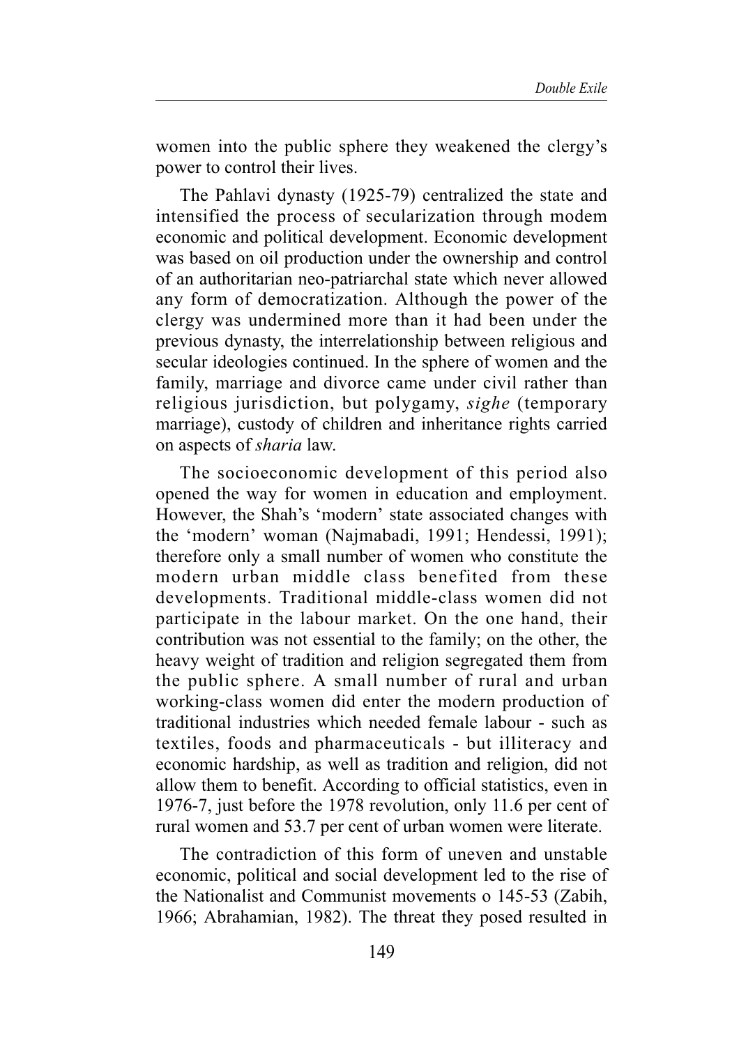women into the public sphere they weakened the clergy's power to control their lives.

The Pahlavi dynasty (1925-79) centralized the state and intensified the process of secularization through modem economic and political development. Economic development was based on oil production under the ownership and control of an authoritarian neo-patriarchal state which never allowed any form of democratization. Although the power of the clergy was undermined more than it had been under the previous dynasty, the interrelationship between religious and secular ideologies continued. In the sphere of women and the family, marriage and divorce came under civil rather than religious jurisdiction, but polygamy, *sighe* (temporary marriage), custody of children and inheritance rights carried on aspects of *sharia* law.

The socioeconomic development of this period also opened the way for women in education and employment. However, the Shah's 'modern' state associated changes with the 'modern' woman (Najmabadi, 1991; Hendessi, 1991); therefore only a small number of women who constitute the modern urban middle class benefited from these developments. Traditional middle-class women did not participate in the labour market. On the one hand, their contribution was not essential to the family; on the other, the heavy weight of tradition and religion segregated them from the public sphere. A small number of rural and urban working-class women did enter the modern production of traditional industries which needed female labour - such as textiles, foods and pharmaceuticals - but illiteracy and economic hardship, as well as tradition and religion, did not allow them to benefit. According to official statistics, even in 1976-7, just before the 1978 revolution, only 11.6 per cent of rural women and 53.7 per cent of urban women were literate.

The contradiction of this form of uneven and unstable economic, political and social development led to the rise of the Nationalist and Communist movements o 145-53 (Zabih, 1966; Abrahamian, 1982). The threat they posed resulted in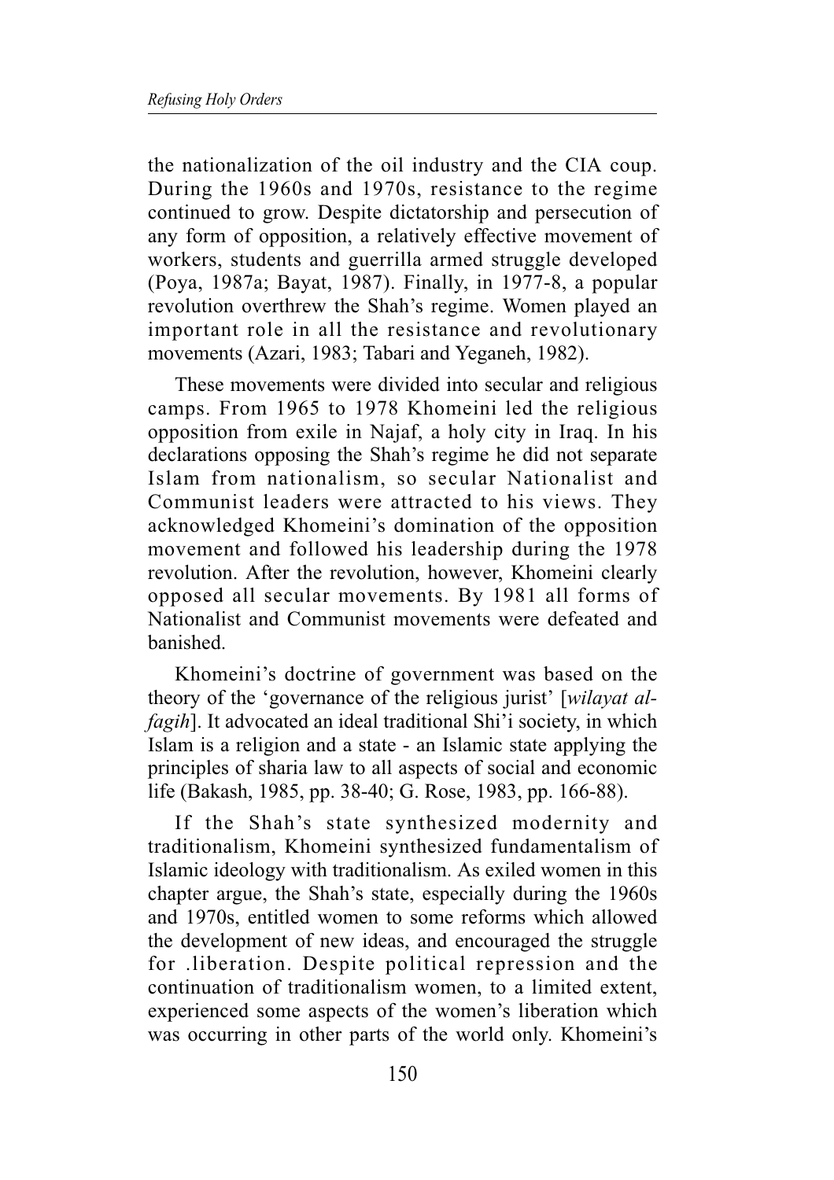the nationalization of the oil industry and the CIA coup. During the 1960s and 1970s, resistance to the regime continued to grow. Despite dictatorship and persecution of any form of opposition, a relatively effective movement of workers, students and guerrilla armed struggle developed (Poya, 1987a; Bayat, 1987). Finally, in 1977-8, a popular revolution overthrew the Shah's regime. Women played an important role in all the resistance and revolutionary movements (Azari, 1983; Tabari and Yeganeh, 1982).

These movements were divided into secular and religious camps. From 1965 to 1978 Khomeini led the religious opposition from exile in Najaf, a holy city in Iraq. In his declarations opposing the Shah's regime he did not separate Islam from nationalism, so secular Nationalist and Communist leaders were attracted to his views. They acknowledged Khomeini's domination of the opposition movement and followed his leadership during the 1978 revolution. After the revolution, however, Khomeini clearly opposed all secular movements. By 1981 all forms of Nationalist and Communist movements were defeated and banished.

Khomeini's doctrine of government was based on the theory of the 'governance of the religious jurist' [*wilayat al-fagih*]. It advocated an ideal traditional Shi'i society, in which Islam is a religion and a state - an Islamic state applying the principles of sharia law to all aspects of social and economic life (Bakash, 1985, pp. 38-40; G. Rose, 1983, pp. 166-88).

If the Shah's state synthesized modernity and traditionalism, Khomeini synthesized fundamentalism of Islamic ideology with traditionalism. As exiled women in this chapter argue, the Shah's state, especially during the 1960s and 1970s, entitled women to some reforms which allowed the development of new ideas, and encouraged the struggle for .liberation. Despite political repression and the continuation of traditionalism women, to a limited extent, experienced some aspects of the women's liberation which was occurring in other parts of the world only. Khomeini's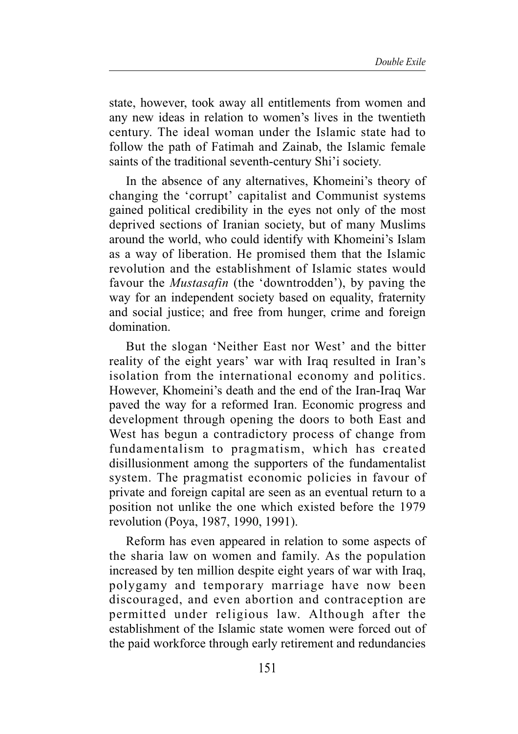state, however, took away all entitlements from women and any new ideas in relation to women's lives in the twentieth century. The ideal woman under the Islamic state had to follow the path of Fatimah and Zainab, the Islamic female saints of the traditional seventh-century Shi'i society.

In the absence of any alternatives, Khomeini's theory of changing the 'corrupt' capitalist and Communist systems gained political credibility in the eyes not only of the most deprived sections of Iranian society, but of many Muslims around the world, who could identify with Khomeini's Islam as a way of liberation. He promised them that the Islamic revolution and the establishment of Islamic states would favour the *Mustasafin* (the 'downtrodden'), by paving the way for an independent society based on equality, fraternity and social justice; and free from hunger, crime and foreign domination.

But the slogan 'Neither East nor West' and the bitter reality of the eight years' war with Iraq resulted in Iran's isolation from the international economy and politics. However, Khomeini's death and the end of the Iran-Iraq War paved the way for a reformed Iran. Economic progress and development through opening the doors to both East and West has begun a contradictory process of change from fundamentalism to pragmatism, which has created disillusionment among the supporters of the fundamentalist system. The pragmatist economic policies in favour of private and foreign capital are seen as an eventual return to a position not unlike the one which existed before the 1979 revolution (Poya, 1987, 1990, 1991).

Reform has even appeared in relation to some aspects of the sharia law on women and family. As the population increased by ten million despite eight years of war with Iraq, polygamy and temporary marriage have now been discouraged, and even abortion and contraception are permitted under religious law. Although after the establishment of the Islamic state women were forced out of the paid workforce through early retirement and redundancies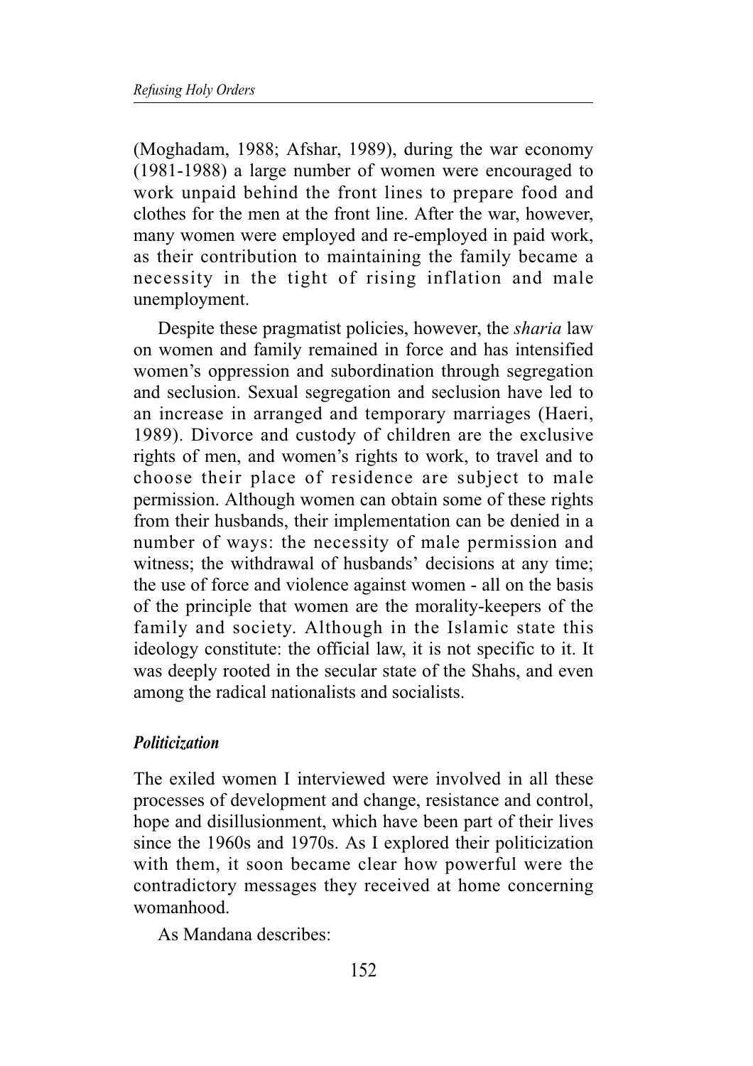(Moghadam, 1988; Afshar, 1989), during the war economy (1981-1988) a large number of women were encouraged to work unpaid behind the front lines to prepare food and clothes for the men at the front line. After the war, however, many women were employed and re-employed in paid work, as their contribution to maintaining the family became a necessity in the tight of rising inflation and male unemployment.

Despite these pragmatist policies, however, the *sharia* law on women and family remained in force and has intensified women's oppression and subordination through segregation and seclusion. Sexual segregation and seclusion have led to an increase in arranged and temporary marriages (Haeri, 1989). Divorce and custody of children are the exclusive rights of men, and women's rights to work, to travel and to choose their place of residence are subject to male permission. Although women can obtain some of these rights from their husbands, their implementation can be denied in a number of ways: the necessity of male permission and witness; the withdrawal of husbands' decisions at any time; the use of force and violence against women - all on the basis of the principle that women are the morality-keepers of the family and society. Although in the Islamic state this ideology constitute: the official law, it is not specific to it. It was deeply rooted in the secular state of the Shahs, and even among the radical nationalists and socialists.

### *Politicization*

The exiled women I interviewed were involved in all these processes of development and change, resistance and control, hope and disillusionment, which have been part of their lives since the 1960s and 1970s. As I explored their politicization with them, it soon became clear how powerful were the contradictory messages they received at home concerning womanhood.

As Mandana describes: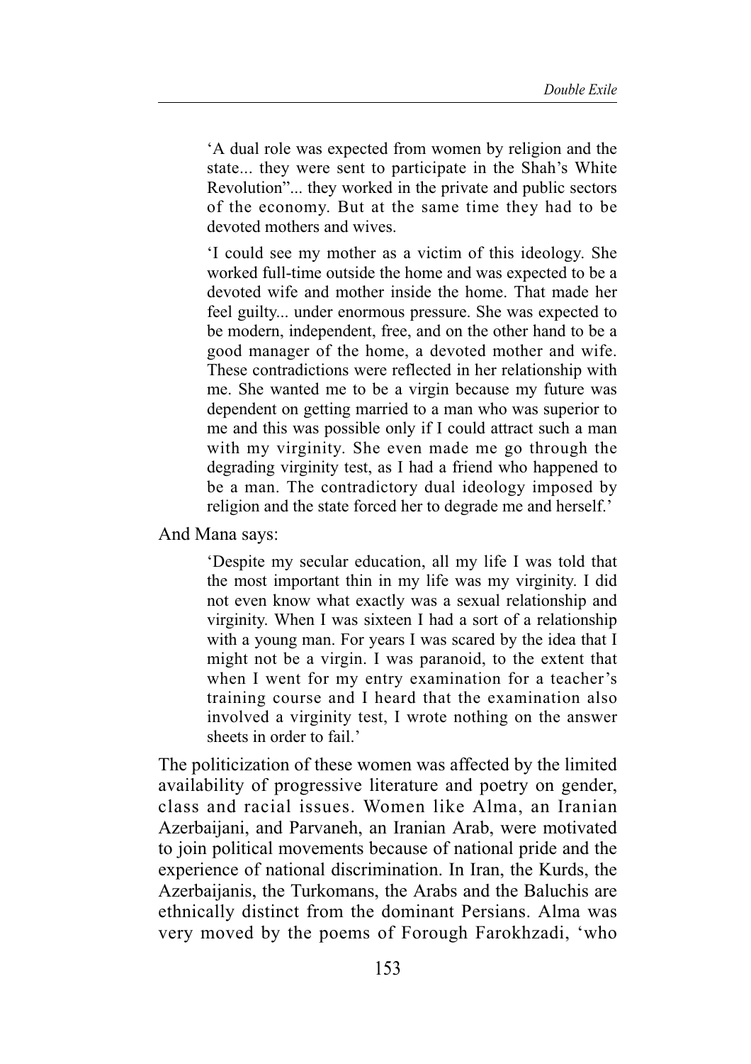> 'A dual role was expected from women by religion and the state... they were sent to participate in the Shah's White Revolution"... they worked in the private and public sectors of the economy. But at the same time they had to be devoted mothers and wives.
>
> 'I could see my mother as a victim of this ideology. She worked full-time outside the home and was expected to be a devoted wife and mother inside the home. That made her feel guilty... under enormous pressure. She was expected to be modern, independent, free, and on the other hand to be a good manager of the home, a devoted mother and wife. These contradictions were reflected in her relationship with me. She wanted me to be a virgin because my future was dependent on getting married to a man who was superior to me and this was possible only if I could attract such a man with my virginity. She even made me go through the degrading virginity test, as I had a friend who happened to be a man. The contradictory dual ideology imposed by religion and the state forced her to degrade me and herself.'

And Mana says:

> 'Despite my secular education, all my life I was told that the most important thin in my life was my virginity. I did not even know what exactly was a sexual relationship and virginity. When I was sixteen I had a sort of a relationship with a young man. For years I was scared by the idea that I might not be a virgin. I was paranoid, to the extent that when I went for my entry examination for a teacher's training course and I heard that the examination also involved a virginity test, I wrote nothing on the answer sheets in order to fail.'

The politicization of these women was affected by the limited availability of progressive literature and poetry on gender, class and racial issues. Women like Alma, an Iranian Azerbaijani, and Parvaneh, an Iranian Arab, were motivated to join political movements because of national pride and the experience of national discrimination. In Iran, the Kurds, the Azerbaijanis, the Turkomans, the Arabs and the Baluchis are ethnically distinct from the dominant Persians. Alma was very moved by the poems of Forough Farokhzadi, 'who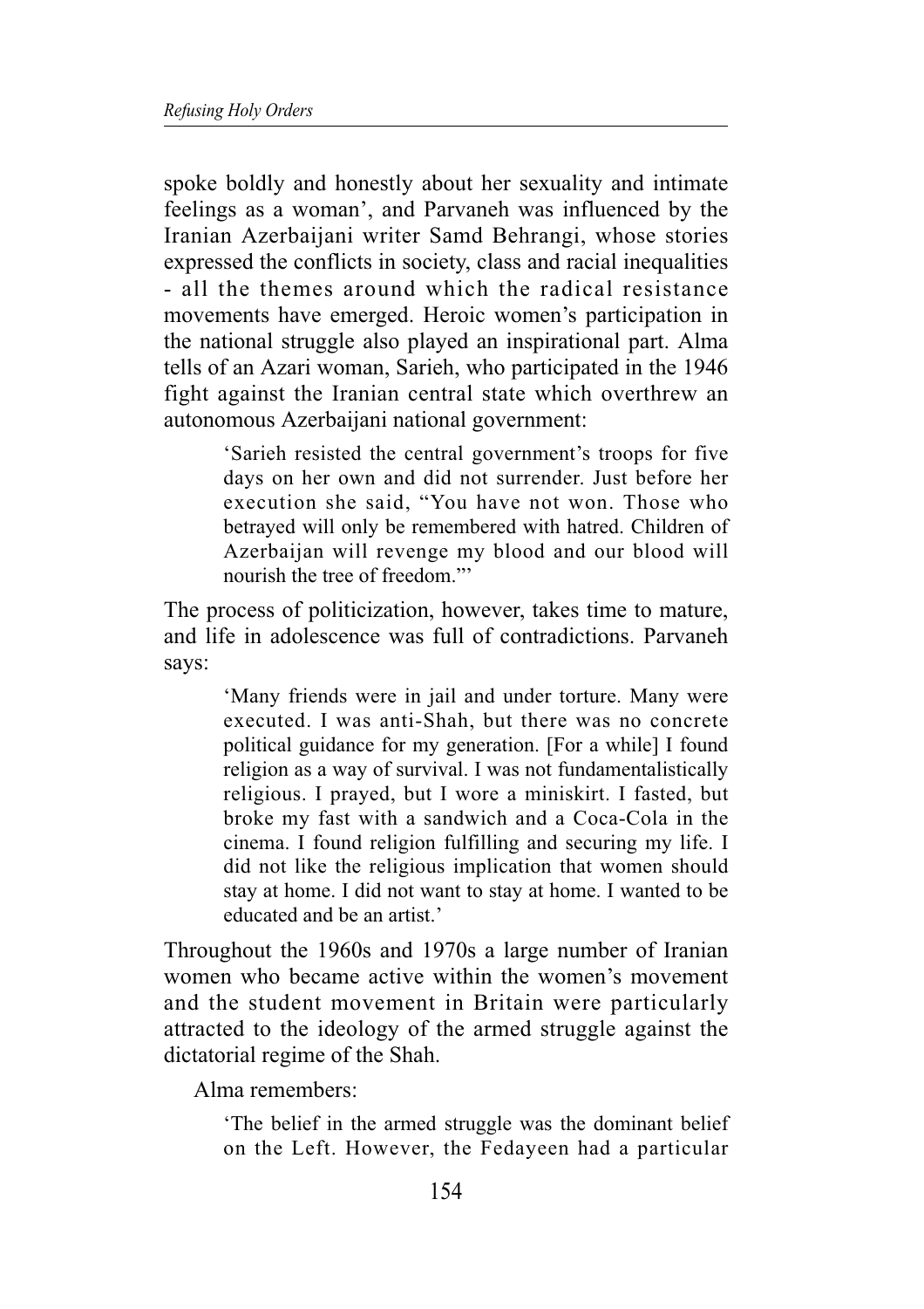spoke boldly and honestly about her sexuality and intimate feelings as a woman', and Parvaneh was influenced by the Iranian Azerbaijani writer Samd Behrangi, whose stories expressed the conflicts in society, class and racial inequalities - all the themes around which the radical resistance movements have emerged. Heroic women's participation in the national struggle also played an inspirational part. Alma tells of an Azari woman, Sarieh, who participated in the 1946 fight against the Iranian central state which overthrew an autonomous Azerbaijani national government:

> 'Sarieh resisted the central government's troops for five days on her own and did not surrender. Just before her execution she said, "You have not won. Those who betrayed will only be remembered with hatred. Children of Azerbaijan will revenge my blood and our blood will nourish the tree of freedom."'

The process of politicization, however, takes time to mature, and life in adolescence was full of contradictions. Parvaneh says:

> 'Many friends were in jail and under torture. Many were executed. I was anti-Shah, but there was no concrete political guidance for my generation. [For a while] I found religion as a way of survival. I was not fundamentalistically religious. I prayed, but I wore a miniskirt. I fasted, but broke my fast with a sandwich and a Coca-Cola in the cinema. I found religion fulfilling and securing my life. I did not like the religious implication that women should stay at home. I did not want to stay at home. I wanted to be educated and be an artist.'

Throughout the 1960s and 1970s a large number of Iranian women who became active within the women's movement and the student movement in Britain were particularly attracted to the ideology of the armed struggle against the dictatorial regime of the Shah.

Alma remembers:

> 'The belief in the armed struggle was the dominant belief on the Left. However, the Fedayeen had a particular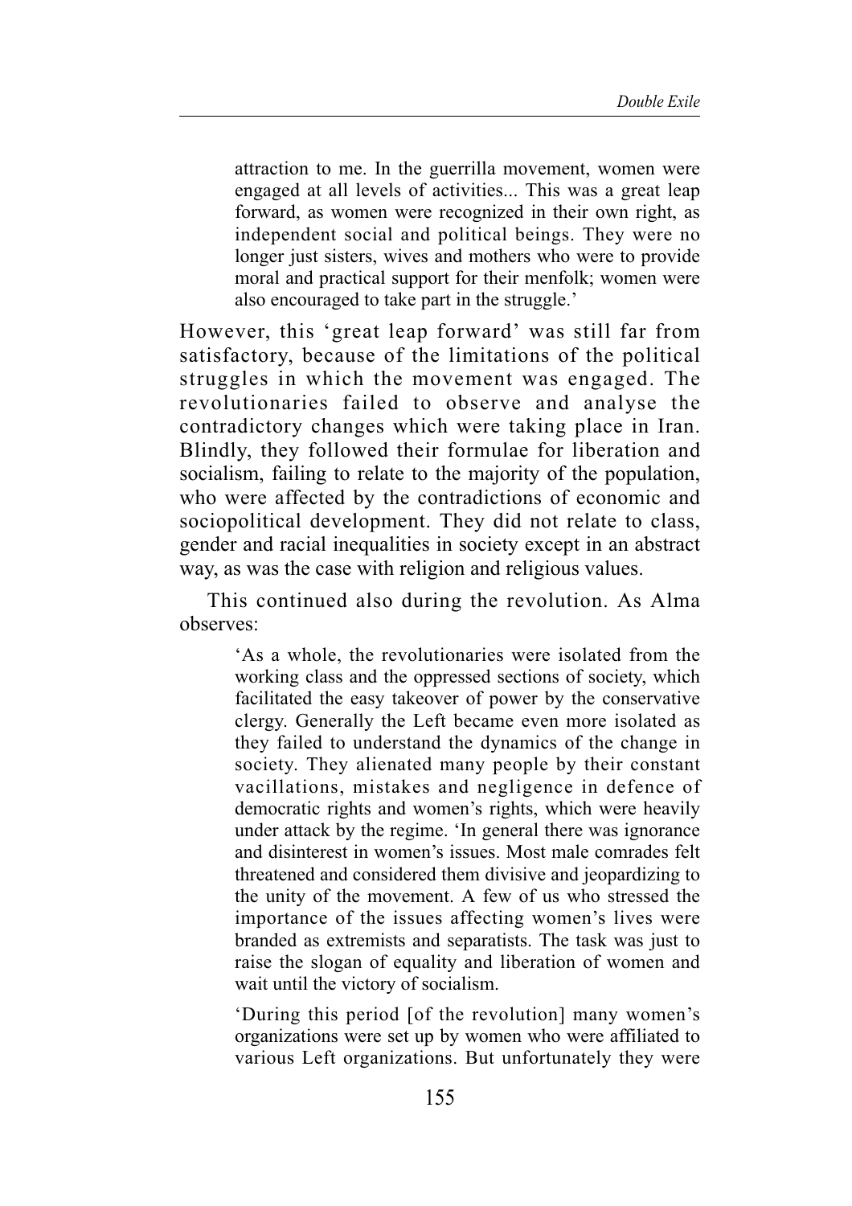> attraction to me. In the guerrilla movement, women were engaged at all levels of activities... This was a great leap forward, as women were recognized in their own right, as independent social and political beings. They were no longer just sisters, wives and mothers who were to provide moral and practical support for their menfolk; women were also encouraged to take part in the struggle.'

However, this 'great leap forward' was still far from satisfactory, because of the limitations of the political struggles in which the movement was engaged. The revolutionaries failed to observe and analyse the contradictory changes which were taking place in Iran. Blindly, they followed their formulae for liberation and socialism, failing to relate to the majority of the population, who were affected by the contradictions of economic and sociopolitical development. They did not relate to class, gender and racial inequalities in society except in an abstract way, as was the case with religion and religious values.

This continued also during the revolution. As Alma observes:

> 'As a whole, the revolutionaries were isolated from the working class and the oppressed sections of society, which facilitated the easy takeover of power by the conservative clergy. Generally the Left became even more isolated as they failed to understand the dynamics of the change in society. They alienated many people by their constant vacillations, mistakes and negligence in defence of democratic rights and women's rights, which were heavily under attack by the regime. 'In general there was ignorance and disinterest in women's issues. Most male comrades felt threatened and considered them divisive and jeopardizing to the unity of the movement. A few of us who stressed the importance of the issues affecting women's lives were branded as extremists and separatists. The task was just to raise the slogan of equality and liberation of women and wait until the victory of socialism.
>
> 'During this period [of the revolution] many women's organizations were set up by women who were affiliated to various Left organizations. But unfortunately they were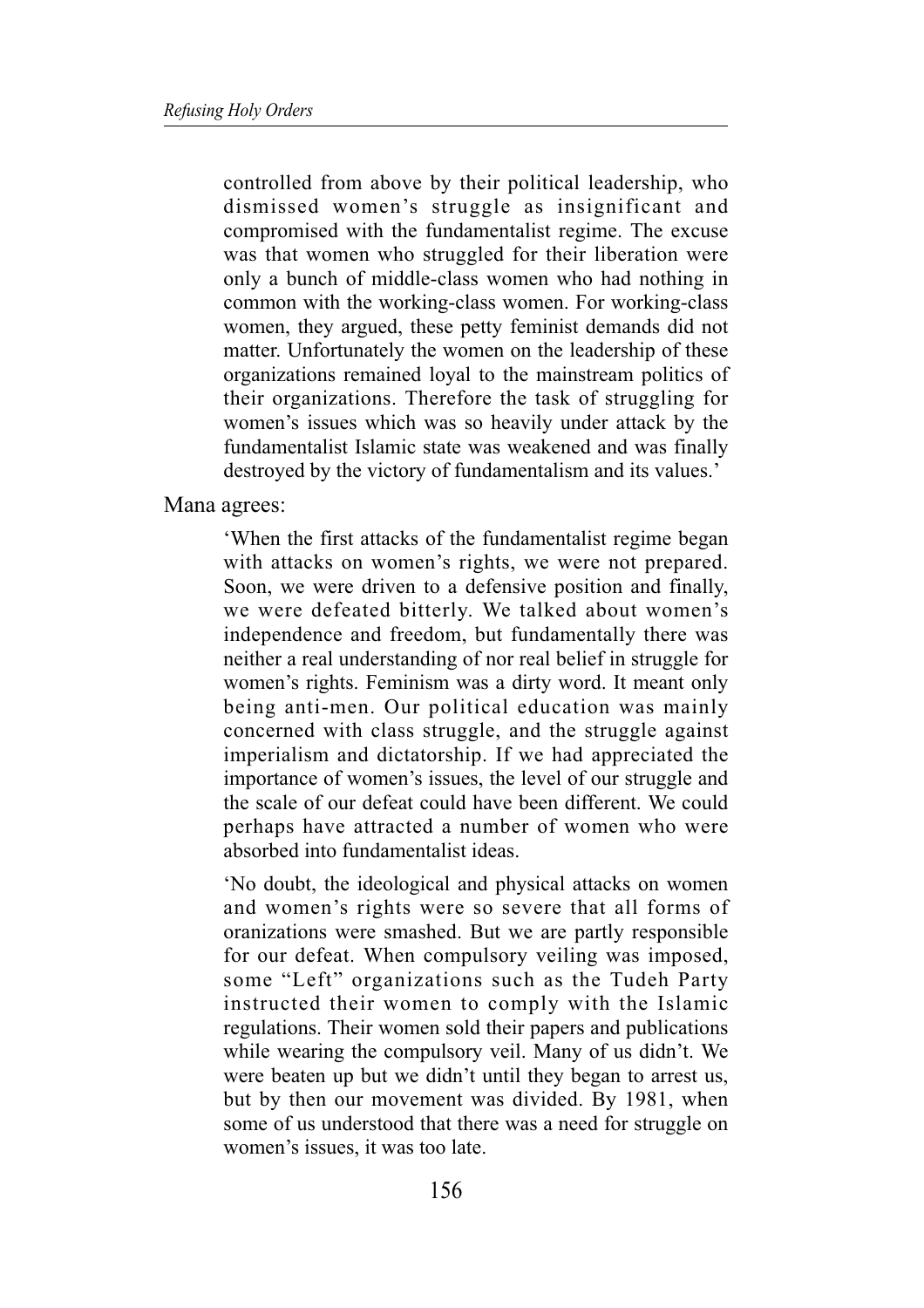controlled from above by their political leadership, who dismissed women's struggle as insignificant and compromised with the fundamentalist regime. The excuse was that women who struggled for their liberation were only a bunch of middle-class women who had nothing in common with the working-class women. For working-class women, they argued, these petty feminist demands did not matter. Unfortunately the women on the leadership of these organizations remained loyal to the mainstream politics of their organizations. Therefore the task of struggling for women's issues which was so heavily under attack by the fundamentalist Islamic state was weakened and was finally destroyed by the victory of fundamentalism and its values.'

Mana agrees:

> 'When the first attacks of the fundamentalist regime began with attacks on women's rights, we were not prepared. Soon, we were driven to a defensive position and finally, we were defeated bitterly. We talked about women's independence and freedom, but fundamentally there was neither a real understanding of nor real belief in struggle for women's rights. Feminism was a dirty word. It meant only being anti-men. Our political education was mainly concerned with class struggle, and the struggle against imperialism and dictatorship. If we had appreciated the importance of women's issues, the level of our struggle and the scale of our defeat could have been different. We could perhaps have attracted a number of women who were absorbed into fundamentalist ideas.
>
> 'No doubt, the ideological and physical attacks on women and women's rights were so severe that all forms of oranizations were smashed. But we are partly responsible for our defeat. When compulsory veiling was imposed, some "Left" organizations such as the Tudeh Party instructed their women to comply with the Islamic regulations. Their women sold their papers and publications while wearing the compulsory veil. Many of us didn't. We were beaten up but we didn't until they began to arrest us, but by then our movement was divided. By 1981, when some of us understood that there was a need for struggle on women's issues, it was too late.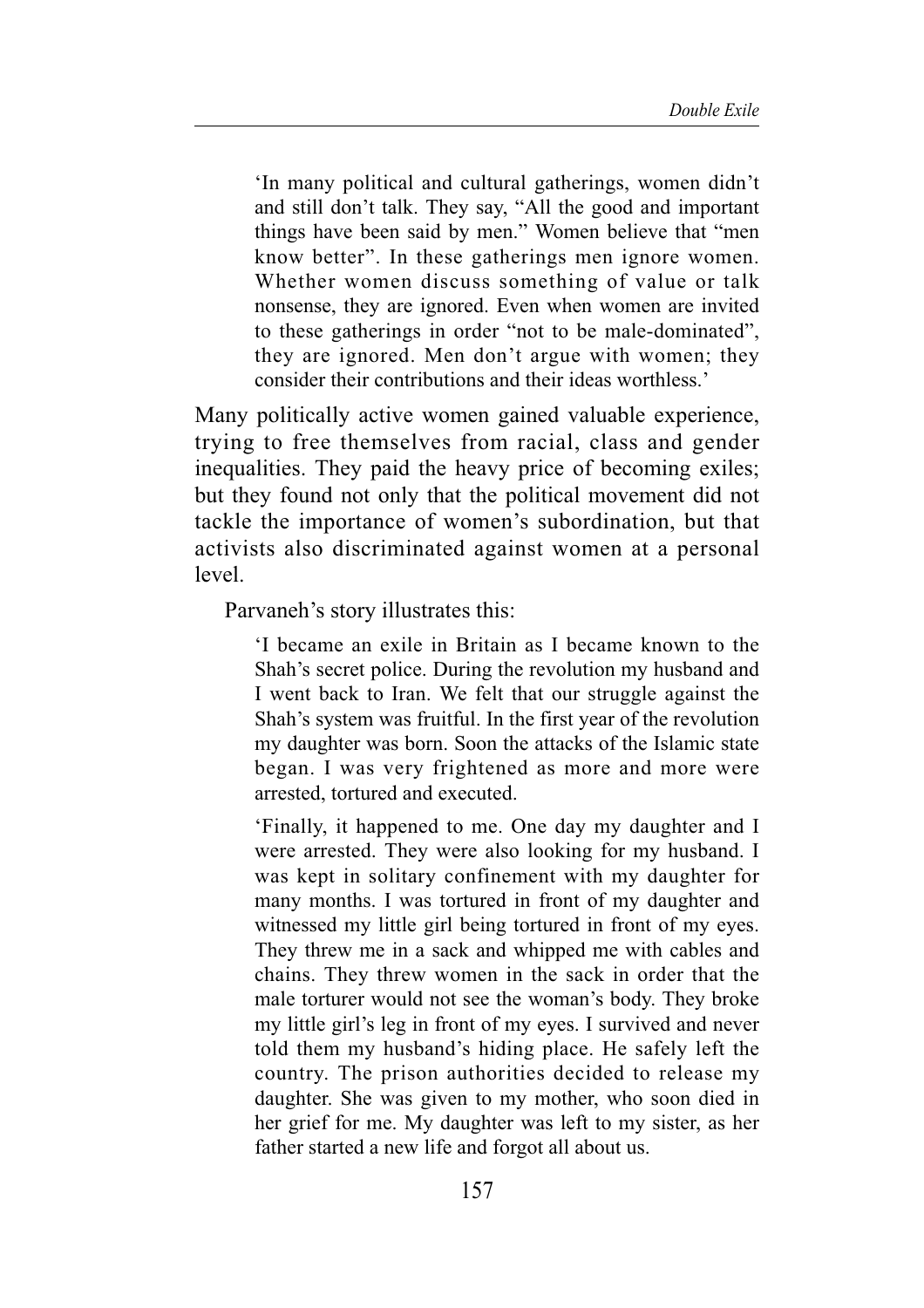> 'In many political and cultural gatherings, women didn't and still don't talk. They say, "All the good and important things have been said by men." Women believe that "men know better". In these gatherings men ignore women. Whether women discuss something of value or talk nonsense, they are ignored. Even when women are invited to these gatherings in order "not to be male-dominated", they are ignored. Men don't argue with women; they consider their contributions and their ideas worthless.'

Many politically active women gained valuable experience, trying to free themselves from racial, class and gender inequalities. They paid the heavy price of becoming exiles; but they found not only that the political movement did not tackle the importance of women's subordination, but that activists also discriminated against women at a personal level.

Parvaneh's story illustrates this:

> 'I became an exile in Britain as I became known to the Shah's secret police. During the revolution my husband and I went back to Iran. We felt that our struggle against the Shah's system was fruitful. In the first year of the revolution my daughter was born. Soon the attacks of the Islamic state began. I was very frightened as more and more were arrested, tortured and executed.
>
> 'Finally, it happened to me. One day my daughter and I were arrested. They were also looking for my husband. I was kept in solitary confinement with my daughter for many months. I was tortured in front of my daughter and witnessed my little girl being tortured in front of my eyes. They threw me in a sack and whipped me with cables and chains. They threw women in the sack in order that the male torturer would not see the woman's body. They broke my little girl's leg in front of my eyes. I survived and never told them my husband's hiding place. He safely left the country. The prison authorities decided to release my daughter. She was given to my mother, who soon died in her grief for me. My daughter was left to my sister, as her father started a new life and forgot all about us.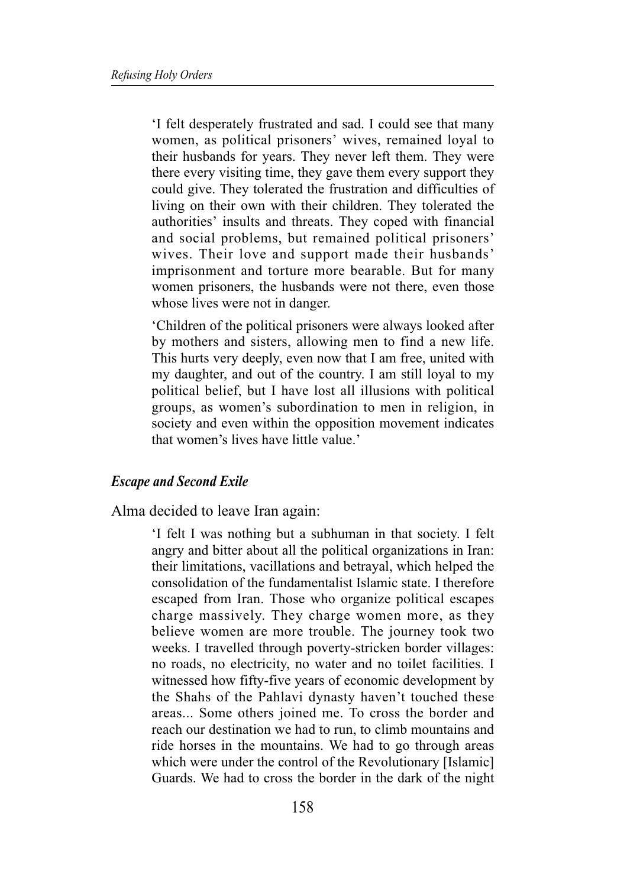'I felt desperately frustrated and sad. I could see that many women, as political prisoners' wives, remained loyal to their husbands for years. They never left them. They were there every visiting time, they gave them every support they could give. They tolerated the frustration and difficulties of living on their own with their children. They tolerated the authorities' insults and threats. They coped with financial and social problems, but remained political prisoners' wives. Their love and support made their husbands' imprisonment and torture more bearable. But for many women prisoners, the husbands were not there, even those whose lives were not in danger.

'Children of the political prisoners were always looked after by mothers and sisters, allowing men to find a new life. This hurts very deeply, even now that I am free, united with my daughter, and out of the country. I am still loyal to my political belief, but I have lost all illusions with political groups, as women's subordination to men in religion, in society and even within the opposition movement indicates that women's lives have little value.'

### *Escape and Second Exile*

Alma decided to leave Iran again:

> 'I felt I was nothing but a subhuman in that society. I felt angry and bitter about all the political organizations in Iran: their limitations, vacillations and betrayal, which helped the consolidation of the fundamentalist Islamic state. I therefore escaped from Iran. Those who organize political escapes charge massively. They charge women more, as they believe women are more trouble. The journey took two weeks. I travelled through poverty-stricken border villages: no roads, no electricity, no water and no toilet facilities. I witnessed how fifty-five years of economic development by the Shahs of the Pahlavi dynasty haven't touched these areas... Some others joined me. To cross the border and reach our destination we had to run, to climb mountains and ride horses in the mountains. We had to go through areas which were under the control of the Revolutionary [Islamic] Guards. We had to cross the border in the dark of the night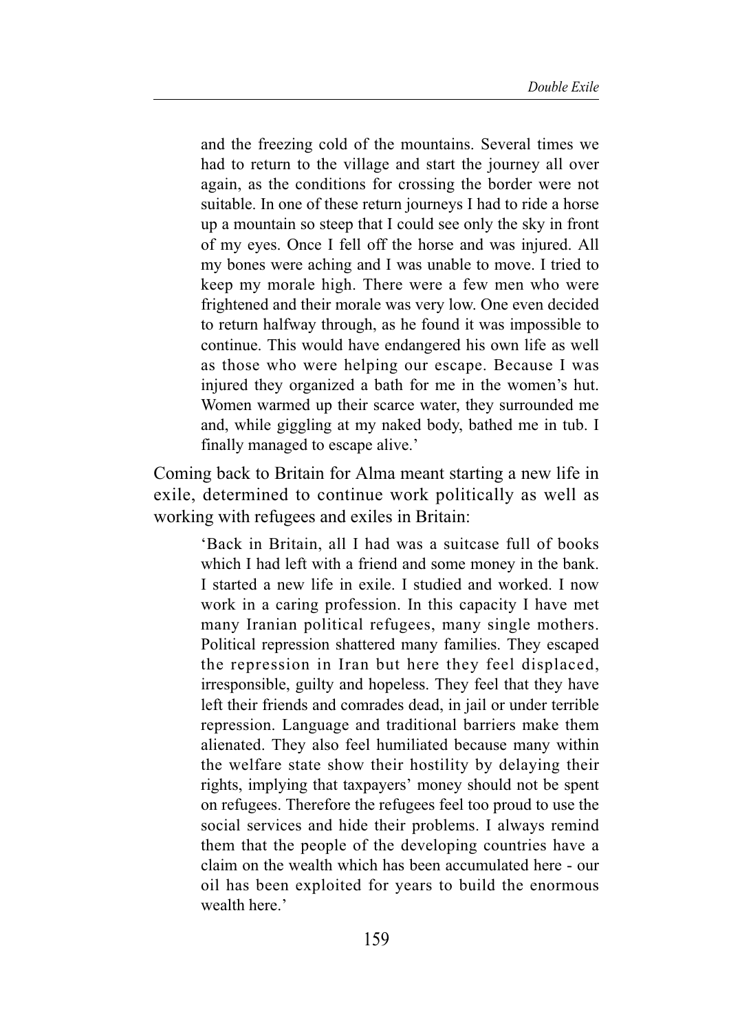> and the freezing cold of the mountains. Several times we had to return to the village and start the journey all over again, as the conditions for crossing the border were not suitable. In one of these return journeys I had to ride a horse up a mountain so steep that I could see only the sky in front of my eyes. Once I fell off the horse and was injured. All my bones were aching and I was unable to move. I tried to keep my morale high. There were a few men who were frightened and their morale was very low. One even decided to return halfway through, as he found it was impossible to continue. This would have endangered his own life as well as those who were helping our escape. Because I was injured they organized a bath for me in the women's hut. Women warmed up their scarce water, they surrounded me and, while giggling at my naked body, bathed me in tub. I finally managed to escape alive.'

Coming back to Britain for Alma meant starting a new life in exile, determined to continue work politically as well as working with refugees and exiles in Britain:

> 'Back in Britain, all I had was a suitcase full of books which I had left with a friend and some money in the bank. I started a new life in exile. I studied and worked. I now work in a caring profession. In this capacity I have met many Iranian political refugees, many single mothers. Political repression shattered many families. They escaped the repression in Iran but here they feel displaced, irresponsible, guilty and hopeless. They feel that they have left their friends and comrades dead, in jail or under terrible repression. Language and traditional barriers make them alienated. They also feel humiliated because many within the welfare state show their hostility by delaying their rights, implying that taxpayers' money should not be spent on refugees. Therefore the refugees feel too proud to use the social services and hide their problems. I always remind them that the people of the developing countries have a claim on the wealth which has been accumulated here - our oil has been exploited for years to build the enormous wealth here.'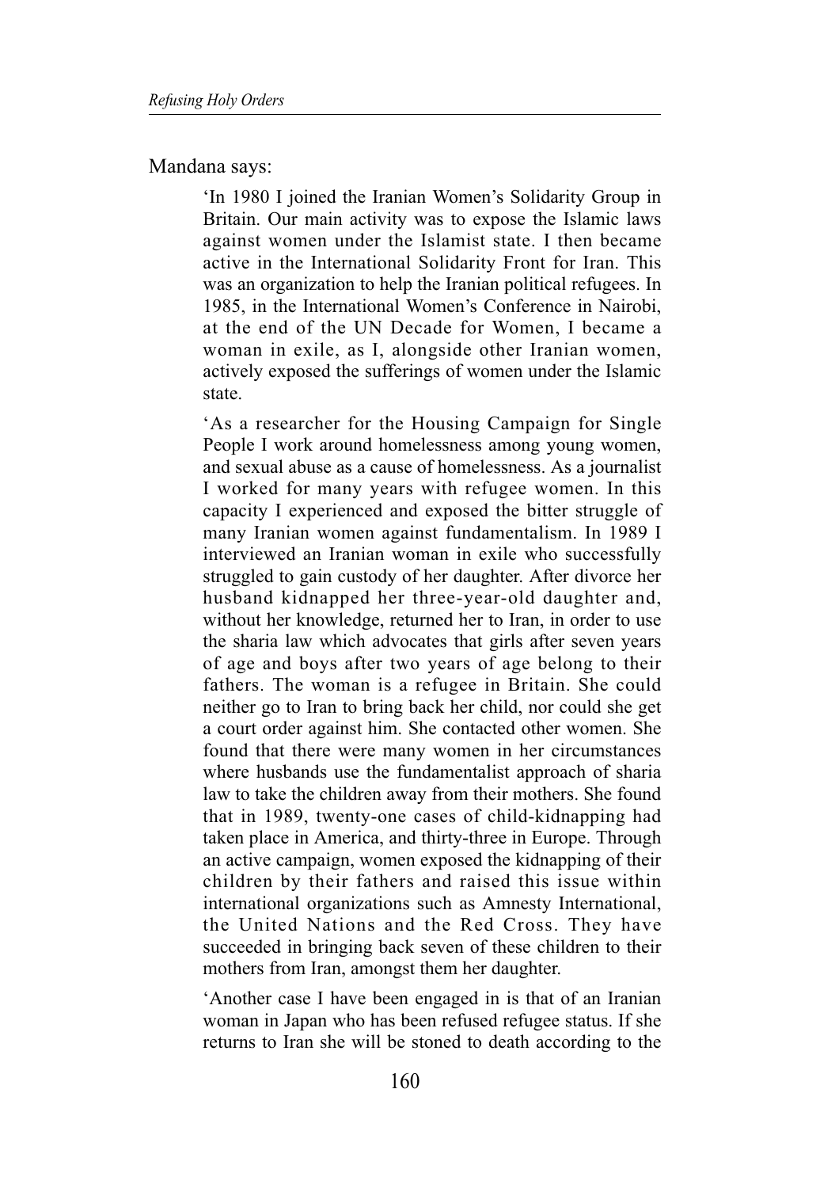Mandana says:

> 'In 1980 I joined the Iranian Women's Solidarity Group in Britain. Our main activity was to expose the Islamic laws against women under the Islamist state. I then became active in the International Solidarity Front for Iran. This was an organization to help the Iranian political refugees. In 1985, in the International Women's Conference in Nairobi, at the end of the UN Decade for Women, I became a woman in exile, as I, alongside other Iranian women, actively exposed the sufferings of women under the Islamic state.
>
> 'As a researcher for the Housing Campaign for Single People I work around homelessness among young women, and sexual abuse as a cause of homelessness. As a journalist I worked for many years with refugee women. In this capacity I experienced and exposed the bitter struggle of many Iranian women against fundamentalism. In 1989 I interviewed an Iranian woman in exile who successfully struggled to gain custody of her daughter. After divorce her husband kidnapped her three-year-old daughter and, without her knowledge, returned her to Iran, in order to use the sharia law which advocates that girls after seven years of age and boys after two years of age belong to their fathers. The woman is a refugee in Britain. She could neither go to Iran to bring back her child, nor could she get a court order against him. She contacted other women. She found that there were many women in her circumstances where husbands use the fundamentalist approach of sharia law to take the children away from their mothers. She found that in 1989, twenty-one cases of child-kidnapping had taken place in America, and thirty-three in Europe. Through an active campaign, women exposed the kidnapping of their children by their fathers and raised this issue within international organizations such as Amnesty International, the United Nations and the Red Cross. They have succeeded in bringing back seven of these children to their mothers from Iran, amongst them her daughter.
>
> 'Another case I have been engaged in is that of an Iranian woman in Japan who has been refused refugee status. If she returns to Iran she will be stoned to death according to the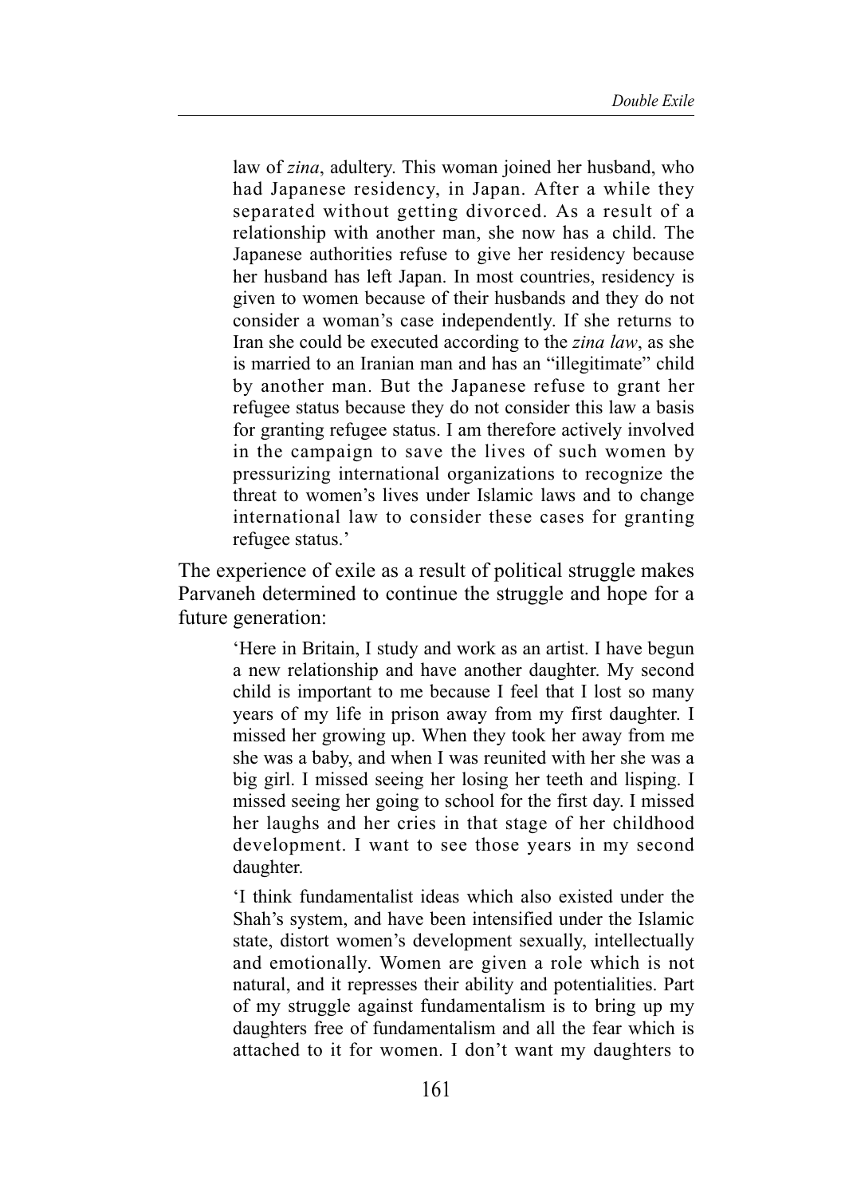> law of *zina*, adultery. This woman joined her husband, who had Japanese residency, in Japan. After a while they separated without getting divorced. As a result of a relationship with another man, she now has a child. The Japanese authorities refuse to give her residency because her husband has left Japan. In most countries, residency is given to women because of their husbands and they do not consider a woman's case independently. If she returns to Iran she could be executed according to the *zina law*, as she is married to an Iranian man and has an "illegitimate" child by another man. But the Japanese refuse to grant her refugee status because they do not consider this law a basis for granting refugee status. I am therefore actively involved in the campaign to save the lives of such women by pressurizing international organizations to recognize the threat to women's lives under Islamic laws and to change international law to consider these cases for granting refugee status.'

The experience of exile as a result of political struggle makes Parvaneh determined to continue the struggle and hope for a future generation:

> 'Here in Britain, I study and work as an artist. I have begun a new relationship and have another daughter. My second child is important to me because I feel that I lost so many years of my life in prison away from my first daughter. I missed her growing up. When they took her away from me she was a baby, and when I was reunited with her she was a big girl. I missed seeing her losing her teeth and lisping. I missed seeing her going to school for the first day. I missed her laughs and her cries in that stage of her childhood development. I want to see those years in my second daughter.
>
> 'I think fundamentalist ideas which also existed under the Shah's system, and have been intensified under the Islamic state, distort women's development sexually, intellectually and emotionally. Women are given a role which is not natural, and it represses their ability and potentialities. Part of my struggle against fundamentalism is to bring up my daughters free of fundamentalism and all the fear which is attached to it for women. I don't want my daughters to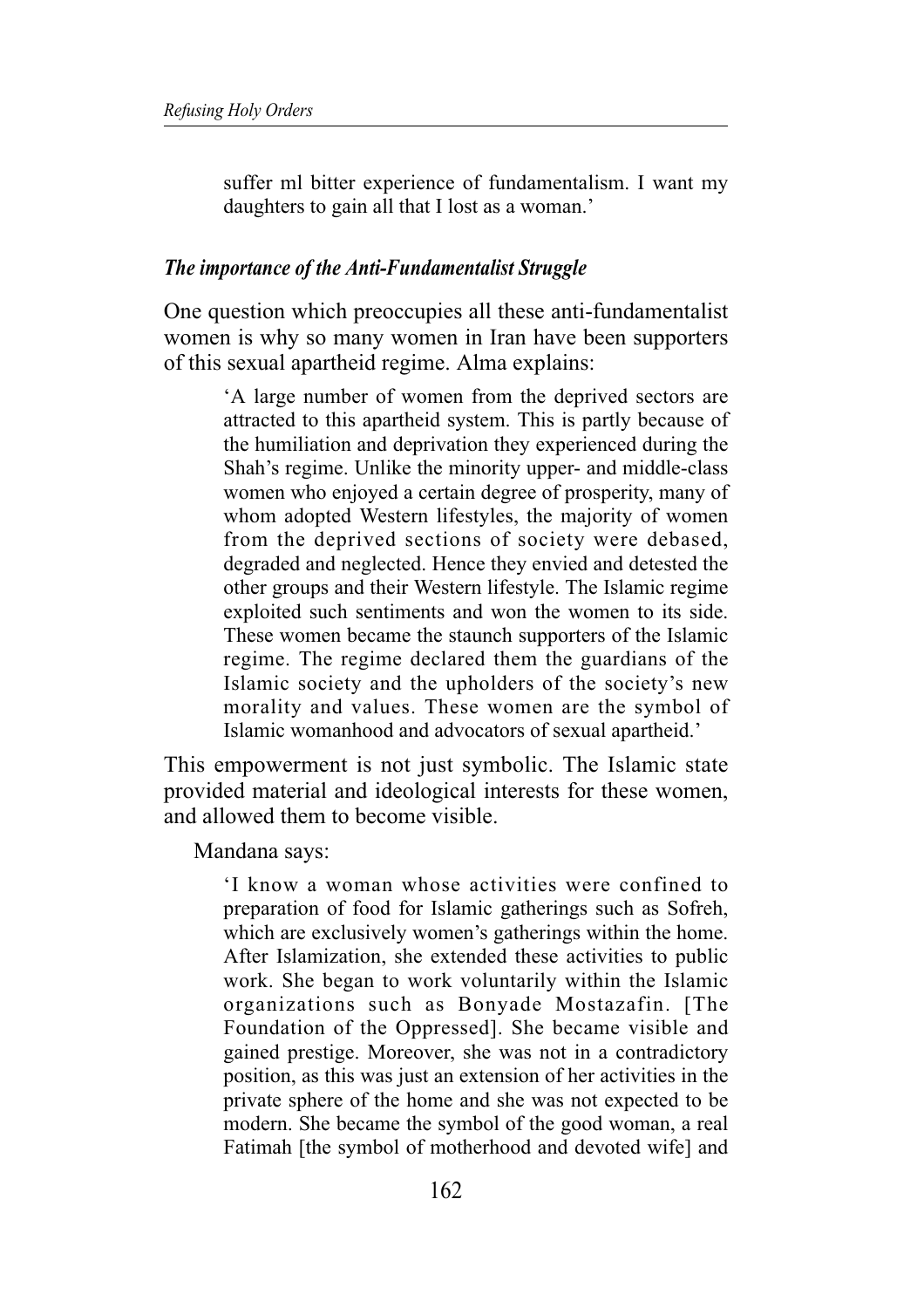suffer ml bitter experience of fundamentalism. I want my daughters to gain all that I lost as a woman.'

### *The importance of the Anti-Fundamentalist Struggle*

One question which preoccupies all these anti-fundamentalist women is why so many women in Iran have been supporters of this sexual apartheid regime. Alma explains:

> 'A large number of women from the deprived sectors are attracted to this apartheid system. This is partly because of the humiliation and deprivation they experienced during the Shah's regime. Unlike the minority upper- and middle-class women who enjoyed a certain degree of prosperity, many of whom adopted Western lifestyles, the majority of women from the deprived sections of society were debased, degraded and neglected. Hence they envied and detested the other groups and their Western lifestyle. The Islamic regime exploited such sentiments and won the women to its side. These women became the staunch supporters of the Islamic regime. The regime declared them the guardians of the Islamic society and the upholders of the society's new morality and values. These women are the symbol of Islamic womanhood and advocators of sexual apartheid.'

This empowerment is not just symbolic. The Islamic state provided material and ideological interests for these women, and allowed them to become visible.

Mandana says:

> 'I know a woman whose activities were confined to preparation of food for Islamic gatherings such as Sofreh, which are exclusively women's gatherings within the home. After Islamization, she extended these activities to public work. She began to work voluntarily within the Islamic organizations such as Bonyade Mostazafin. [The Foundation of the Oppressed]. She became visible and gained prestige. Moreover, she was not in a contradictory position, as this was just an extension of her activities in the private sphere of the home and she was not expected to be modern. She became the symbol of the good woman, a real Fatimah [the symbol of motherhood and devoted wife] and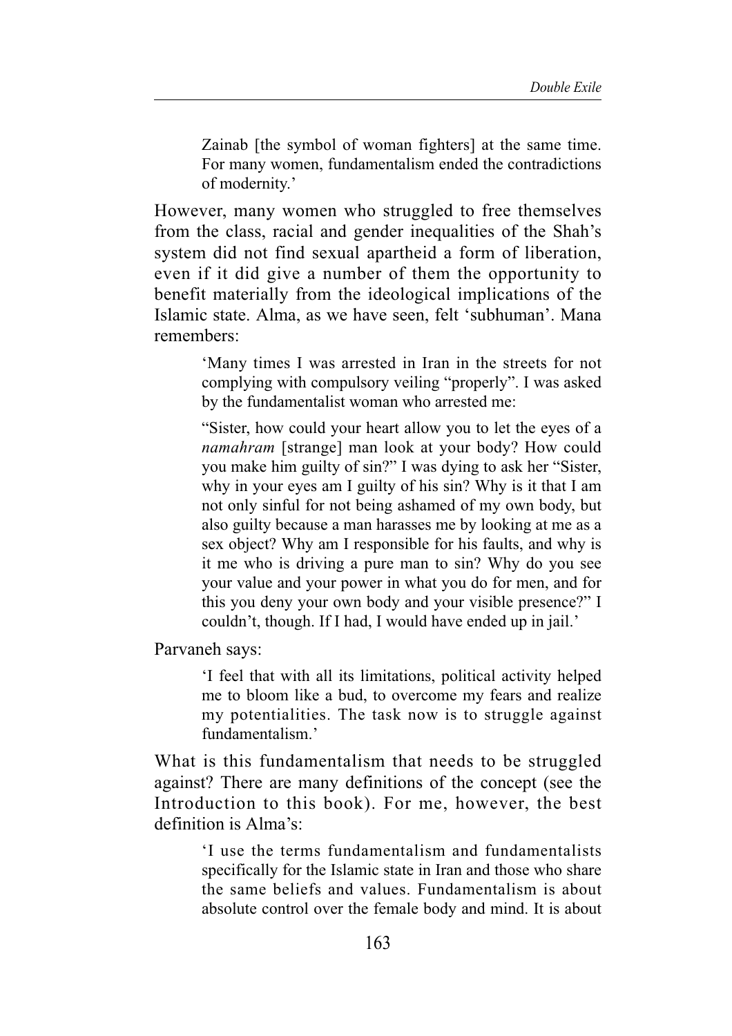> Zainab [the symbol of woman fighters] at the same time. For many women, fundamentalism ended the contradictions of modernity.'

However, many women who struggled to free themselves from the class, racial and gender inequalities of the Shah's system did not find sexual apartheid a form of liberation, even if it did give a number of them the opportunity to benefit materially from the ideological implications of the Islamic state. Alma, as we have seen, felt 'subhuman'. Mana remembers:

> 'Many times I was arrested in Iran in the streets for not complying with compulsory veiling "properly". I was asked by the fundamentalist woman who arrested me:
>
> "Sister, how could your heart allow you to let the eyes of a *namahram* [strange] man look at your body? How could you make him guilty of sin?" I was dying to ask her "Sister, why in your eyes am I guilty of his sin? Why is it that I am not only sinful for not being ashamed of my own body, but also guilty because a man harasses me by looking at me as a sex object? Why am I responsible for his faults, and why is it me who is driving a pure man to sin? Why do you see your value and your power in what you do for men, and for this you deny your own body and your visible presence?" I couldn't, though. If I had, I would have ended up in jail.'

Parvaneh says:

> 'I feel that with all its limitations, political activity helped me to bloom like a bud, to overcome my fears and realize my potentialities. The task now is to struggle against fundamentalism.'

What is this fundamentalism that needs to be struggled against? There are many definitions of the concept (see the Introduction to this book). For me, however, the best definition is Alma's:

> 'I use the terms fundamentalism and fundamentalists specifically for the Islamic state in Iran and those who share the same beliefs and values. Fundamentalism is about absolute control over the female body and mind. It is about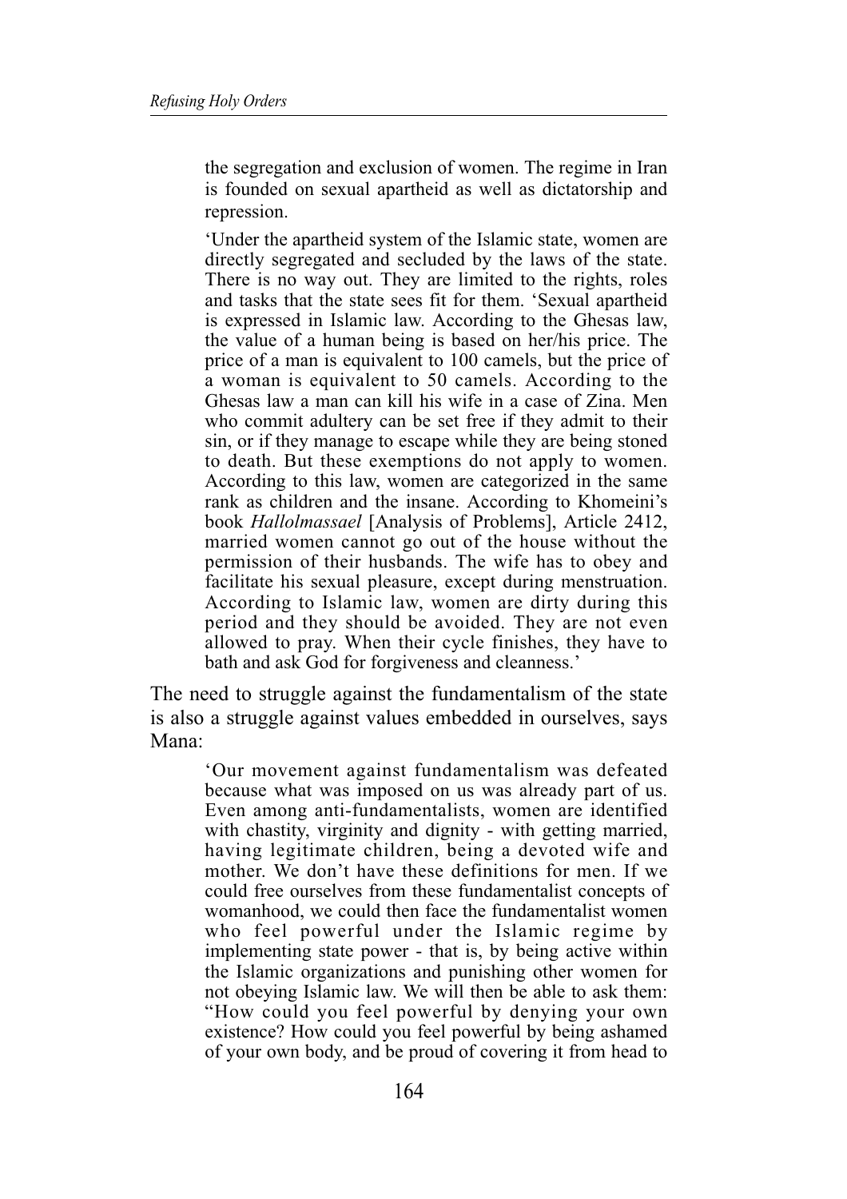> the segregation and exclusion of women. The regime in Iran is founded on sexual apartheid as well as dictatorship and repression.
>
> 'Under the apartheid system of the Islamic state, women are directly segregated and secluded by the laws of the state. There is no way out. They are limited to the rights, roles and tasks that the state sees fit for them. 'Sexual apartheid is expressed in Islamic law. According to the Ghesas law, the value of a human being is based on her/his price. The price of a man is equivalent to 100 camels, but the price of a woman is equivalent to 50 camels. According to the Ghesas law a man can kill his wife in a case of Zina. Men who commit adultery can be set free if they admit to their sin, or if they manage to escape while they are being stoned to death. But these exemptions do not apply to women. According to this law, women are categorized in the same rank as children and the insane. According to Khomeini's book *Hallolmassael* [Analysis of Problems], Article 2412, married women cannot go out of the house without the permission of their husbands. The wife has to obey and facilitate his sexual pleasure, except during menstruation. According to Islamic law, women are dirty during this period and they should be avoided. They are not even allowed to pray. When their cycle finishes, they have to bath and ask God for forgiveness and cleanness.'

The need to struggle against the fundamentalism of the state is also a struggle against values embedded in ourselves, says Mana:

> 'Our movement against fundamentalism was defeated because what was imposed on us was already part of us. Even among anti-fundamentalists, women are identified with chastity, virginity and dignity - with getting married, having legitimate children, being a devoted wife and mother. We don't have these definitions for men. If we could free ourselves from these fundamentalist concepts of womanhood, we could then face the fundamentalist women who feel powerful under the Islamic regime by implementing state power - that is, by being active within the Islamic organizations and punishing other women for not obeying Islamic law. We will then be able to ask them: "How could you feel powerful by denying your own existence? How could you feel powerful by being ashamed of your own body, and be proud of covering it from head to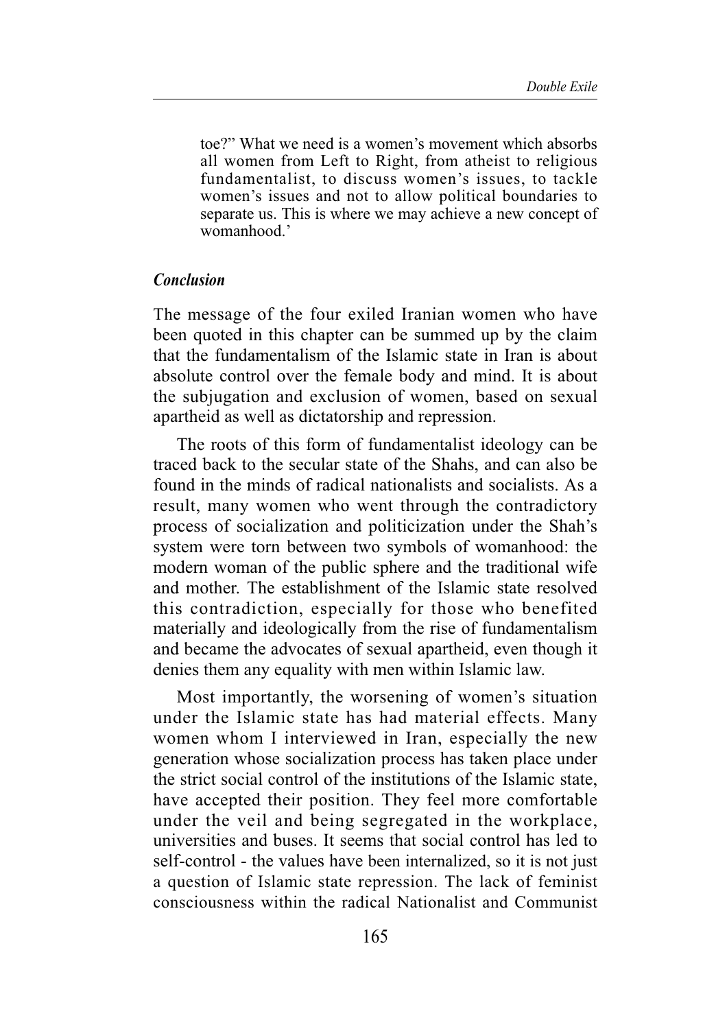> toe?" What we need is a women's movement which absorbs all women from Left to Right, from atheist to religious fundamentalist, to discuss women's issues, to tackle women's issues and not to allow political boundaries to separate us. This is where we may achieve a new concept of womanhood.'

### *Conclusion*

The message of the four exiled Iranian women who have been quoted in this chapter can be summed up by the claim that the fundamentalism of the Islamic state in Iran is about absolute control over the female body and mind. It is about the subjugation and exclusion of women, based on sexual apartheid as well as dictatorship and repression.

The roots of this form of fundamentalist ideology can be traced back to the secular state of the Shahs, and can also be found in the minds of radical nationalists and socialists. As a result, many women who went through the contradictory process of socialization and politicization under the Shah's system were torn between two symbols of womanhood: the modern woman of the public sphere and the traditional wife and mother. The establishment of the Islamic state resolved this contradiction, especially for those who benefited materially and ideologically from the rise of fundamentalism and became the advocates of sexual apartheid, even though it denies them any equality with men within Islamic law.

Most importantly, the worsening of women's situation under the Islamic state has had material effects. Many women whom I interviewed in Iran, especially the new generation whose socialization process has taken place under the strict social control of the institutions of the Islamic state, have accepted their position. They feel more comfortable under the veil and being segregated in the workplace, universities and buses. It seems that social control has led to self-control - the values have been internalized, so it is not just a question of Islamic state repression. The lack of feminist consciousness within the radical Nationalist and Communist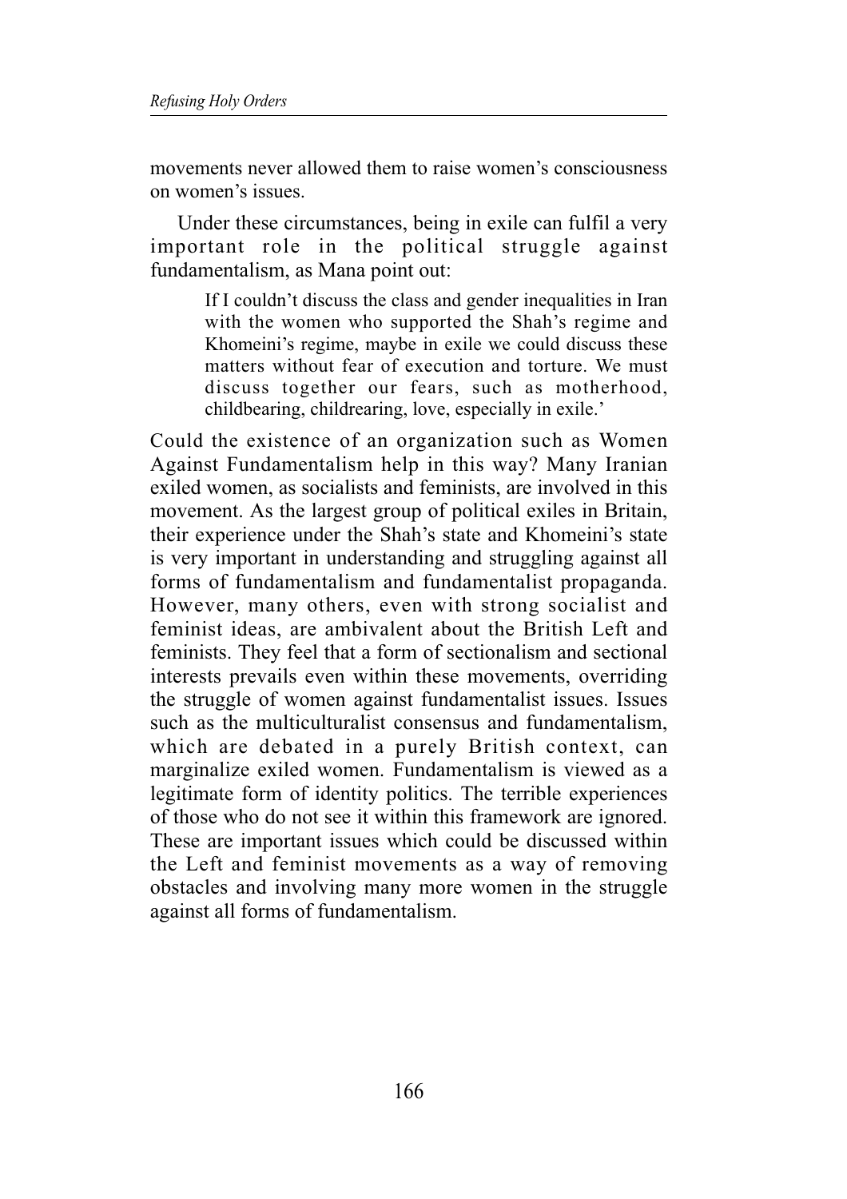movements never allowed them to raise women's consciousness on women's issues.

Under these circumstances, being in exile can fulfil a very important role in the political struggle against fundamentalism, as Mana point out:

> If I couldn't discuss the class and gender inequalities in Iran with the women who supported the Shah's regime and Khomeini's regime, maybe in exile we could discuss these matters without fear of execution and torture. We must discuss together our fears, such as motherhood, childbearing, childrearing, love, especially in exile.'

Could the existence of an organization such as Women Against Fundamentalism help in this way? Many Iranian exiled women, as socialists and feminists, are involved in this movement. As the largest group of political exiles in Britain, their experience under the Shah's state and Khomeini's state is very important in understanding and struggling against all forms of fundamentalism and fundamentalist propaganda. However, many others, even with strong socialist and feminist ideas, are ambivalent about the British Left and feminists. They feel that a form of sectionalism and sectional interests prevails even within these movements, overriding the struggle of women against fundamentalist issues. Issues such as the multiculturalist consensus and fundamentalism, which are debated in a purely British context, can marginalize exiled women. Fundamentalism is viewed as a legitimate form of identity politics. The terrible experiences of those who do not see it within this framework are ignored. These are important issues which could be discussed within the Left and feminist movements as a way of removing obstacles and involving many more women in the struggle against all forms of fundamentalism.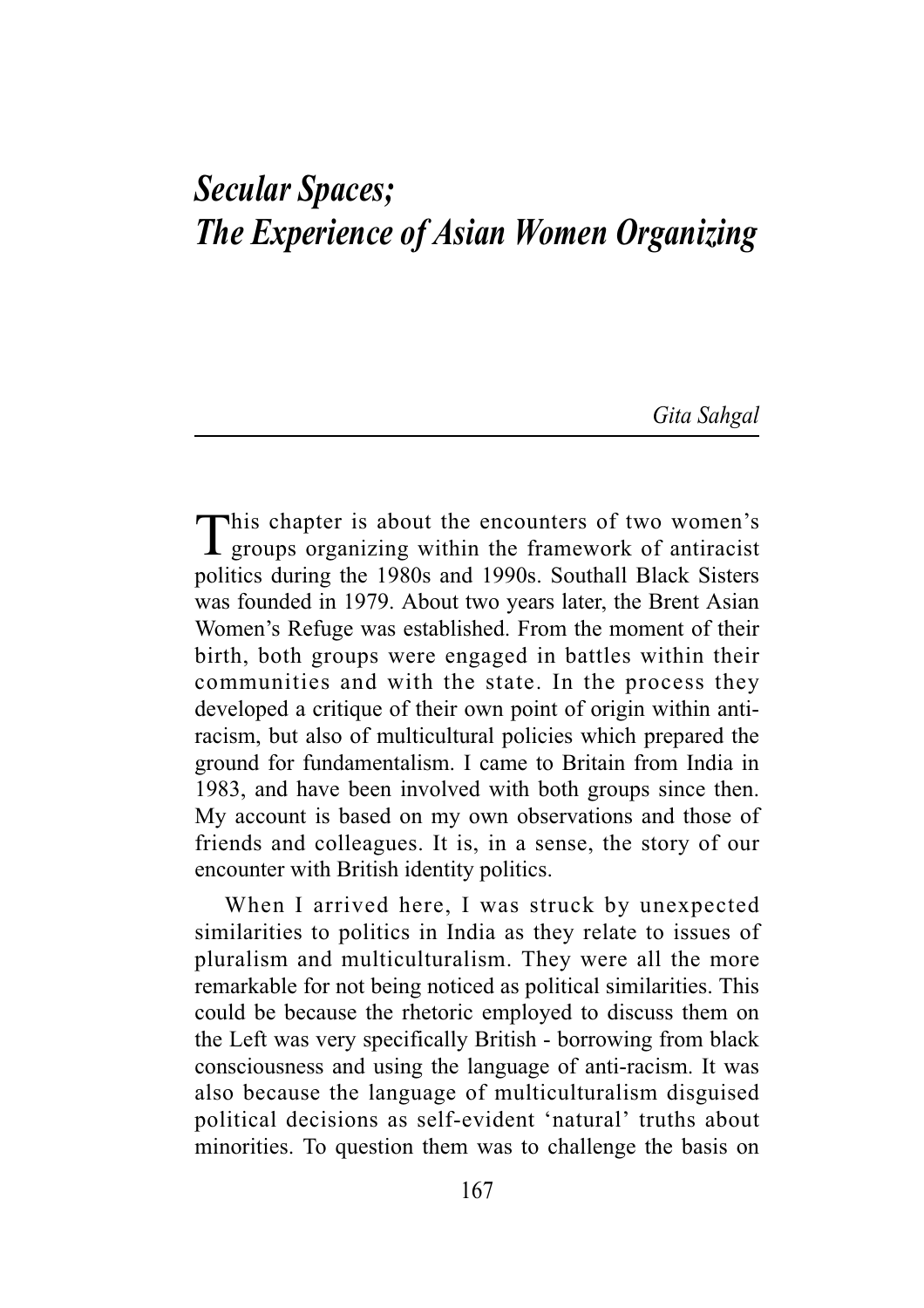# *Secular Spaces; The Experience of Asian Women Organizing*

*Gita Sahgal*

This chapter is about the encounters of two women's groups organizing within the framework of antiracist politics during the 1980s and 1990s. Southall Black Sisters was founded in 1979. About two years later, the Brent Asian Women's Refuge was established. From the moment of their birth, both groups were engaged in battles within their communities and with the state. In the process they developed a critique of their own point of origin within anti-racism, but also of multicultural policies which prepared the ground for fundamentalism. I came to Britain from India in 1983, and have been involved with both groups since then. My account is based on my own observations and those of friends and colleagues. It is, in a sense, the story of our encounter with British identity politics.

When I arrived here, I was struck by unexpected similarities to politics in India as they relate to issues of pluralism and multiculturalism. They were all the more remarkable for not being noticed as political similarities. This could be because the rhetoric employed to discuss them on the Left was very specifically British - borrowing from black consciousness and using the language of anti-racism. It was also because the language of multiculturalism disguised political decisions as self-evident 'natural' truths about minorities. To question them was to challenge the basis on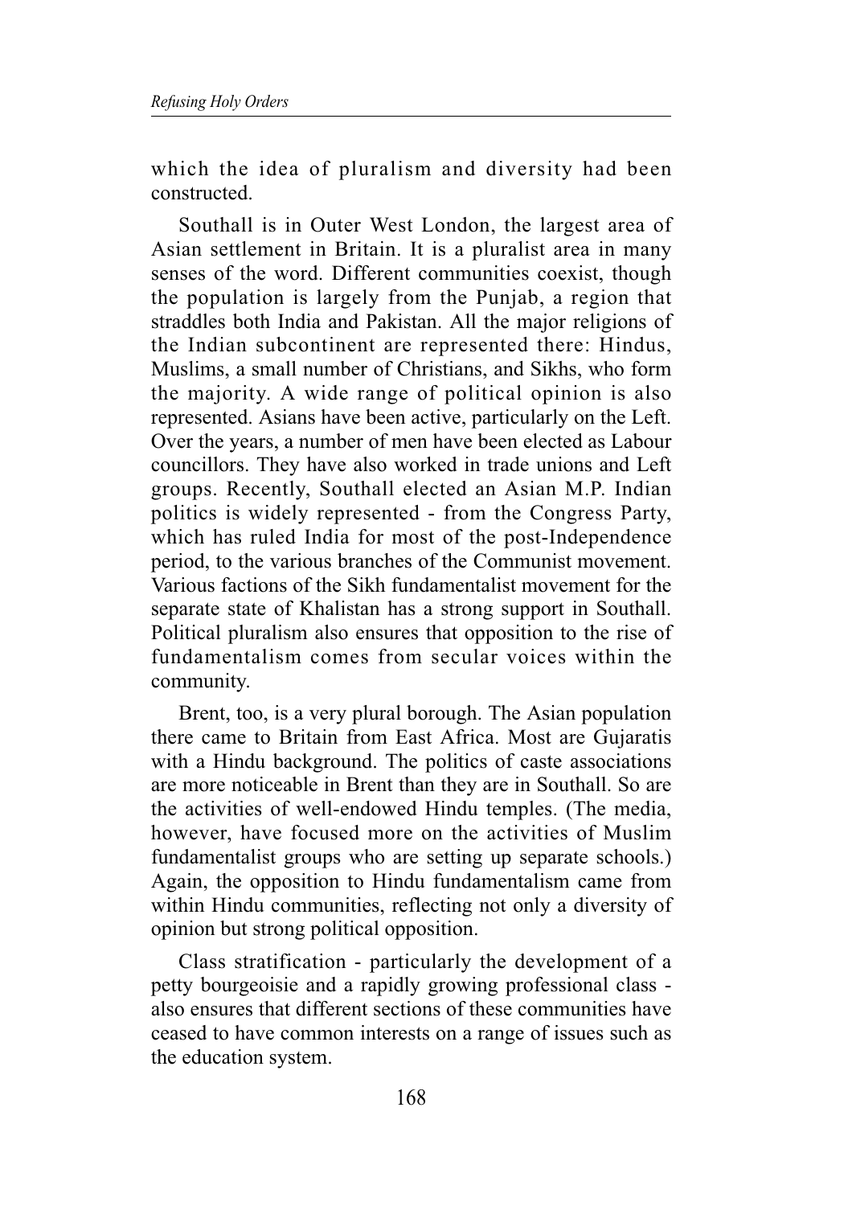which the idea of pluralism and diversity had been constructed.

Southall is in Outer West London, the largest area of Asian settlement in Britain. It is a pluralist area in many senses of the word. Different communities coexist, though the population is largely from the Punjab, a region that straddles both India and Pakistan. All the major religions of the Indian subcontinent are represented there: Hindus, Muslims, a small number of Christians, and Sikhs, who form the majority. A wide range of political opinion is also represented. Asians have been active, particularly on the Left. Over the years, a number of men have been elected as Labour councillors. They have also worked in trade unions and Left groups. Recently, Southall elected an Asian M.P. Indian politics is widely represented - from the Congress Party, which has ruled India for most of the post-Independence period, to the various branches of the Communist movement. Various factions of the Sikh fundamentalist movement for the separate state of Khalistan has a strong support in Southall. Political pluralism also ensures that opposition to the rise of fundamentalism comes from secular voices within the community.

Brent, too, is a very plural borough. The Asian population there came to Britain from East Africa. Most are Gujaratis with a Hindu background. The politics of caste associations are more noticeable in Brent than they are in Southall. So are the activities of well-endowed Hindu temples. (The media, however, have focused more on the activities of Muslim fundamentalist groups who are setting up separate schools.) Again, the opposition to Hindu fundamentalism came from within Hindu communities, reflecting not only a diversity of opinion but strong political opposition.

Class stratification - particularly the development of a petty bourgeoisie and a rapidly growing professional class - also ensures that different sections of these communities have ceased to have common interests on a range of issues such as the education system.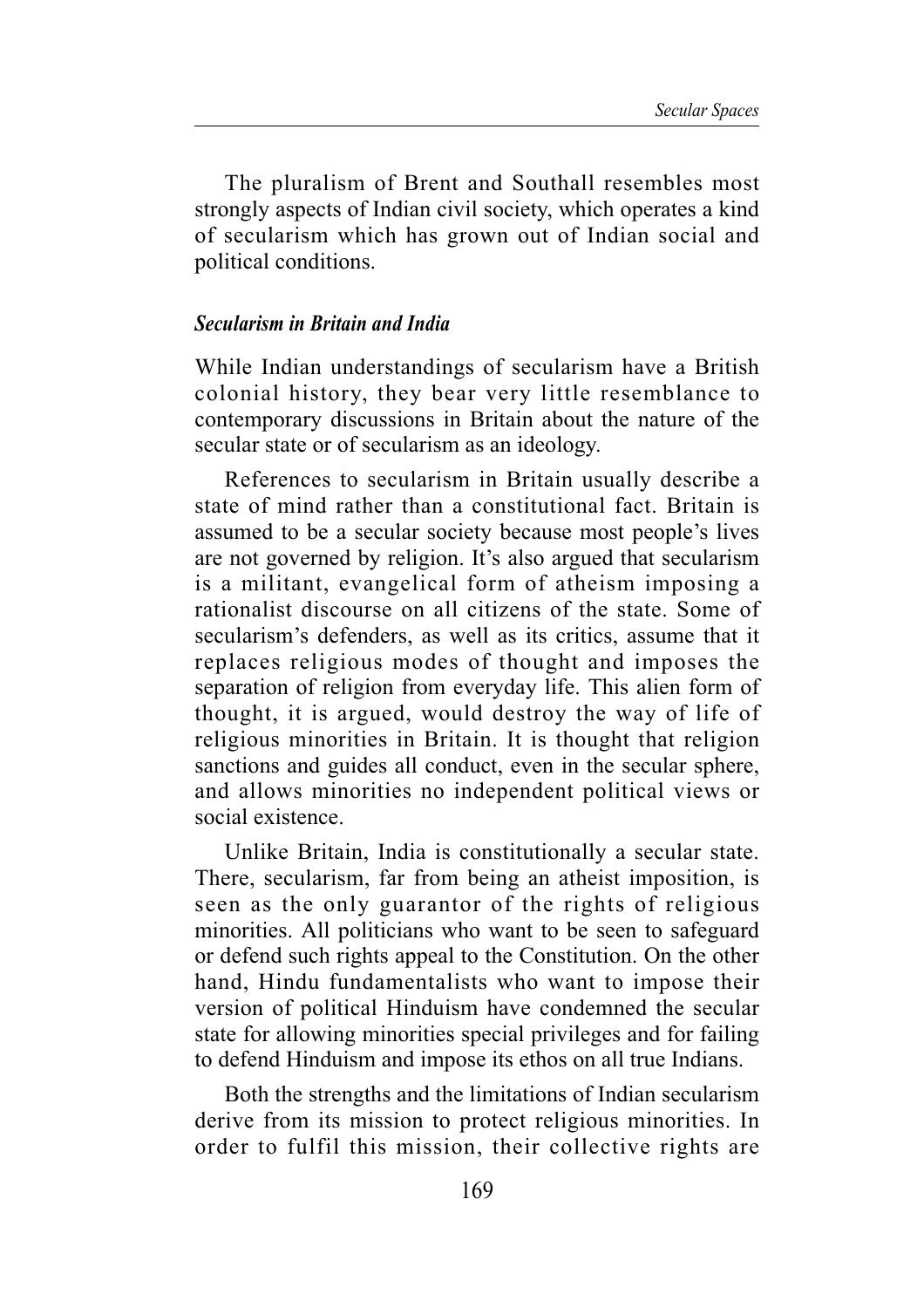The pluralism of Brent and Southall resembles most strongly aspects of Indian civil society, which operates a kind of secularism which has grown out of Indian social and political conditions.

### *Secularism in Britain and India*

While Indian understandings of secularism have a British colonial history, they bear very little resemblance to contemporary discussions in Britain about the nature of the secular state or of secularism as an ideology.

References to secularism in Britain usually describe a state of mind rather than a constitutional fact. Britain is assumed to be a secular society because most people's lives are not governed by religion. It's also argued that secularism is a militant, evangelical form of atheism imposing a rationalist discourse on all citizens of the state. Some of secularism's defenders, as well as its critics, assume that it replaces religious modes of thought and imposes the separation of religion from everyday life. This alien form of thought, it is argued, would destroy the way of life of religious minorities in Britain. It is thought that religion sanctions and guides all conduct, even in the secular sphere, and allows minorities no independent political views or social existence.

Unlike Britain, India is constitutionally a secular state. There, secularism, far from being an atheist imposition, is seen as the only guarantor of the rights of religious minorities. All politicians who want to be seen to safeguard or defend such rights appeal to the Constitution. On the other hand, Hindu fundamentalists who want to impose their version of political Hinduism have condemned the secular state for allowing minorities special privileges and for failing to defend Hinduism and impose its ethos on all true Indians.

Both the strengths and the limitations of Indian secularism derive from its mission to protect religious minorities. In order to fulfil this mission, their collective rights are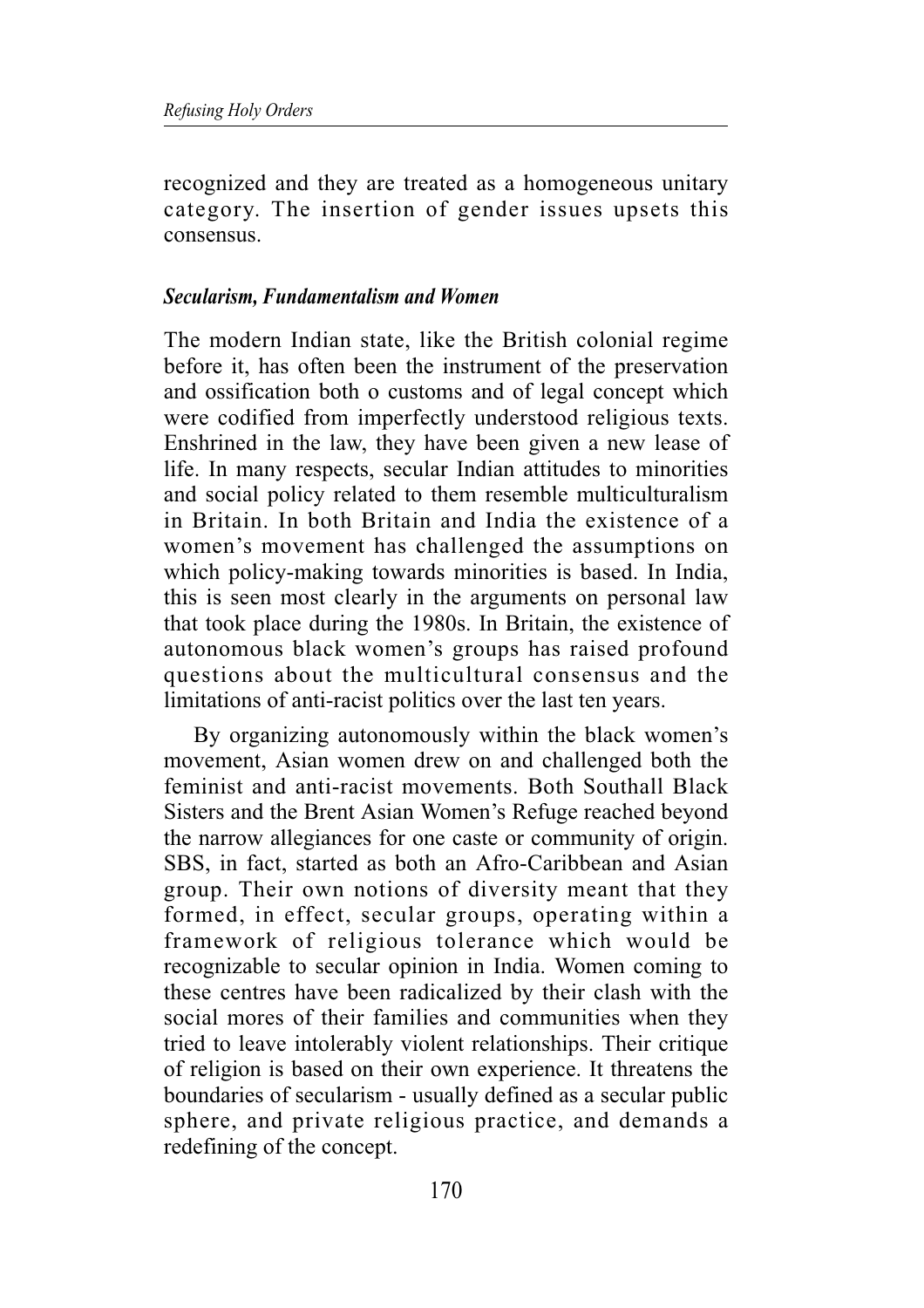recognized and they are treated as a homogeneous unitary category. The insertion of gender issues upsets this consensus.

### *Secularism, Fundamentalism and Women*

The modern Indian state, like the British colonial regime before it, has often been the instrument of the preservation and ossification both o customs and of legal concept which were codified from imperfectly understood religious texts. Enshrined in the law, they have been given a new lease of life. In many respects, secular Indian attitudes to minorities and social policy related to them resemble multiculturalism in Britain. In both Britain and India the existence of a women's movement has challenged the assumptions on which policy-making towards minorities is based. In India, this is seen most clearly in the arguments on personal law that took place during the 1980s. In Britain, the existence of autonomous black women's groups has raised profound questions about the multicultural consensus and the limitations of anti-racist politics over the last ten years.

By organizing autonomously within the black women's movement, Asian women drew on and challenged both the feminist and anti-racist movements. Both Southall Black Sisters and the Brent Asian Women's Refuge reached beyond the narrow allegiances for one caste or community of origin. SBS, in fact, started as both an Afro-Caribbean and Asian group. Their own notions of diversity meant that they formed, in effect, secular groups, operating within a framework of religious tolerance which would be recognizable to secular opinion in India. Women coming to these centres have been radicalized by their clash with the social mores of their families and communities when they tried to leave intolerably violent relationships. Their critique of religion is based on their own experience. It threatens the boundaries of secularism - usually defined as a secular public sphere, and private religious practice, and demands a redefining of the concept.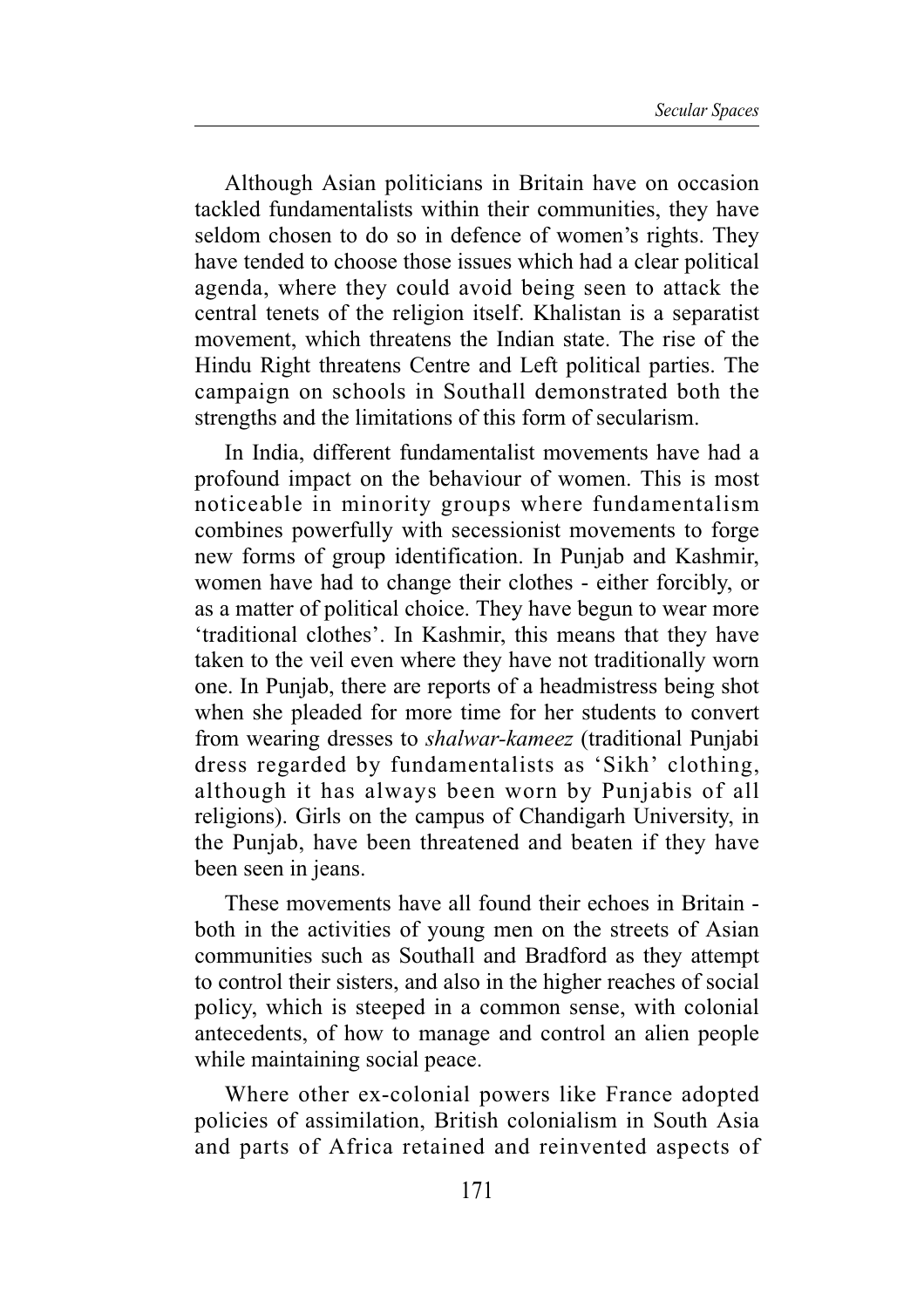Although Asian politicians in Britain have on occasion tackled fundamentalists within their communities, they have seldom chosen to do so in defence of women's rights. They have tended to choose those issues which had a clear political agenda, where they could avoid being seen to attack the central tenets of the religion itself. Khalistan is a separatist movement, which threatens the Indian state. The rise of the Hindu Right threatens Centre and Left political parties. The campaign on schools in Southall demonstrated both the strengths and the limitations of this form of secularism.

In India, different fundamentalist movements have had a profound impact on the behaviour of women. This is most noticeable in minority groups where fundamentalism combines powerfully with secessionist movements to forge new forms of group identification. In Punjab and Kashmir, women have had to change their clothes - either forcibly, or as a matter of political choice. They have begun to wear more 'traditional clothes'. In Kashmir, this means that they have taken to the veil even where they have not traditionally worn one. In Punjab, there are reports of a headmistress being shot when she pleaded for more time for her students to convert from wearing dresses to *shalwar-kameez* (traditional Punjabi dress regarded by fundamentalists as 'Sikh' clothing, although it has always been worn by Punjabis of all religions). Girls on the campus of Chandigarh University, in the Punjab, have been threatened and beaten if they have been seen in jeans.

These movements have all found their echoes in Britain - both in the activities of young men on the streets of Asian communities such as Southall and Bradford as they attempt to control their sisters, and also in the higher reaches of social policy, which is steeped in a common sense, with colonial antecedents, of how to manage and control an alien people while maintaining social peace.

Where other ex-colonial powers like France adopted policies of assimilation, British colonialism in South Asia and parts of Africa retained and reinvented aspects of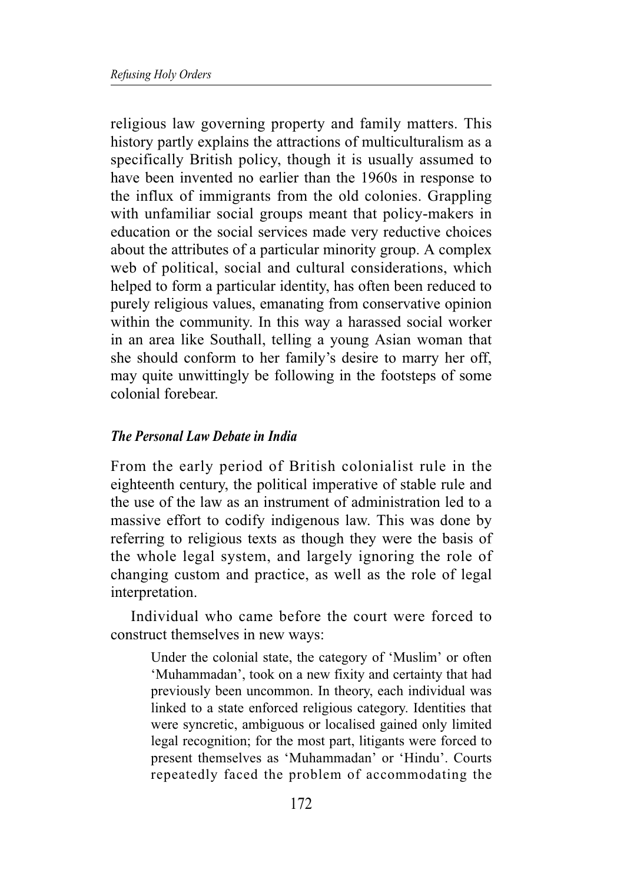religious law governing property and family matters. This history partly explains the attractions of multiculturalism as a specifically British policy, though it is usually assumed to have been invented no earlier than the 1960s in response to the influx of immigrants from the old colonies. Grappling with unfamiliar social groups meant that policy-makers in education or the social services made very reductive choices about the attributes of a particular minority group. A complex web of political, social and cultural considerations, which helped to form a particular identity, has often been reduced to purely religious values, emanating from conservative opinion within the community. In this way a harassed social worker in an area like Southall, telling a young Asian woman that she should conform to her family's desire to marry her off, may quite unwittingly be following in the footsteps of some colonial forebear.

### *The Personal Law Debate in India*

From the early period of British colonialist rule in the eighteenth century, the political imperative of stable rule and the use of the law as an instrument of administration led to a massive effort to codify indigenous law. This was done by referring to religious texts as though they were the basis of the whole legal system, and largely ignoring the role of changing custom and practice, as well as the role of legal interpretation.

Individual who came before the court were forced to construct themselves in new ways:

> Under the colonial state, the category of 'Muslim' or often 'Muhammadan', took on a new fixity and certainty that had previously been uncommon. In theory, each individual was linked to a state enforced religious category. Identities that were syncretic, ambiguous or localised gained only limited legal recognition; for the most part, litigants were forced to present themselves as 'Muhammadan' or 'Hindu'. Courts repeatedly faced the problem of accommodating the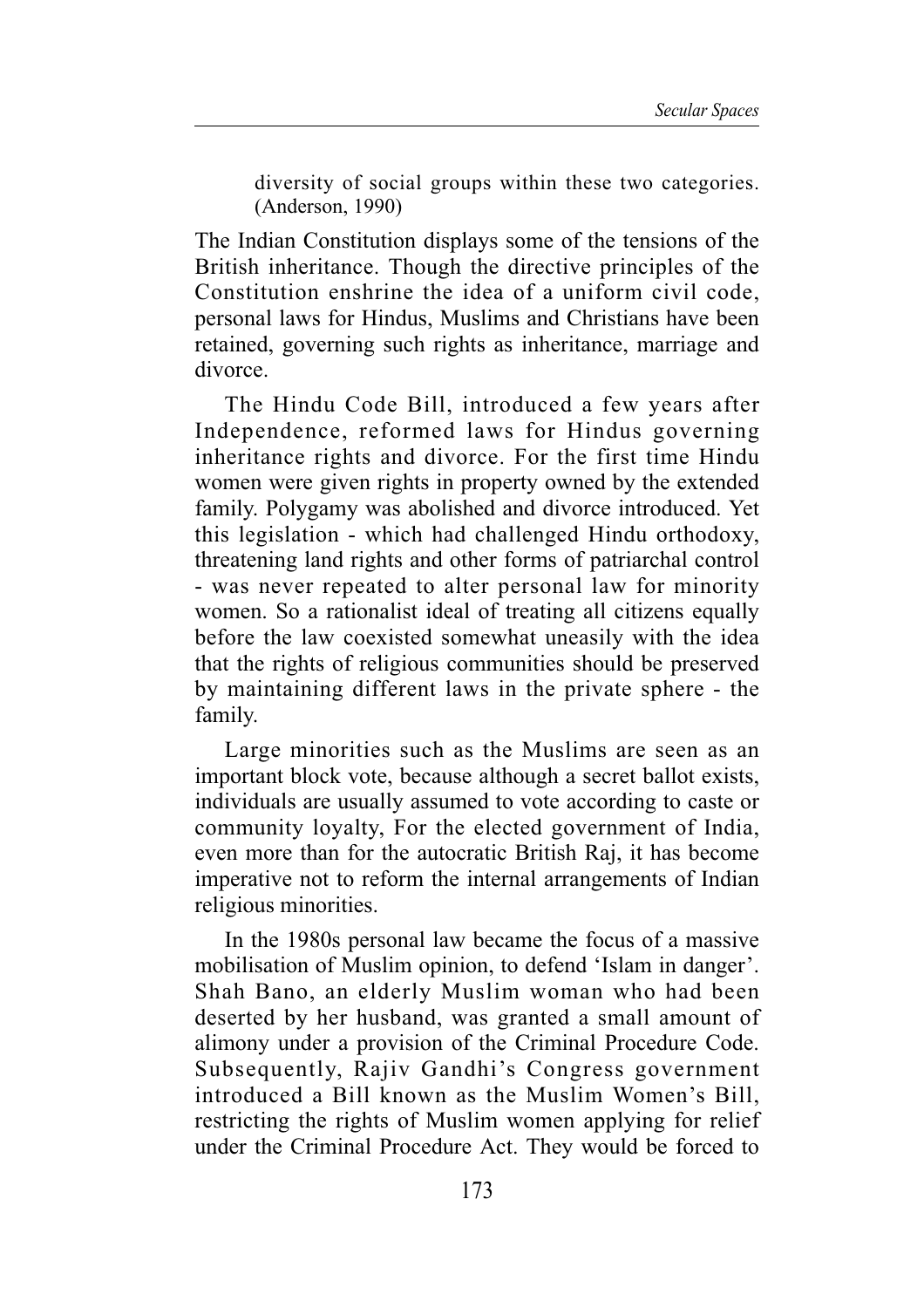> diversity of social groups within these two categories. (Anderson, 1990)

The Indian Constitution displays some of the tensions of the British inheritance. Though the directive principles of the Constitution enshrine the idea of a uniform civil code, personal laws for Hindus, Muslims and Christians have been retained, governing such rights as inheritance, marriage and divorce.

The Hindu Code Bill, introduced a few years after Independence, reformed laws for Hindus governing inheritance rights and divorce. For the first time Hindu women were given rights in property owned by the extended family. Polygamy was abolished and divorce introduced. Yet this legislation - which had challenged Hindu orthodoxy, threatening land rights and other forms of patriarchal control - was never repeated to alter personal law for minority women. So a rationalist ideal of treating all citizens equally before the law coexisted somewhat uneasily with the idea that the rights of religious communities should be preserved by maintaining different laws in the private sphere - the family.

Large minorities such as the Muslims are seen as an important block vote, because although a secret ballot exists, individuals are usually assumed to vote according to caste or community loyalty, For the elected government of India, even more than for the autocratic British Raj, it has become imperative not to reform the internal arrangements of Indian religious minorities.

In the 1980s personal law became the focus of a massive mobilisation of Muslim opinion, to defend 'Islam in danger'. Shah Bano, an elderly Muslim woman who had been deserted by her husband, was granted a small amount of alimony under a provision of the Criminal Procedure Code. Subsequently, Rajiv Gandhi's Congress government introduced a Bill known as the Muslim Women's Bill, restricting the rights of Muslim women applying for relief under the Criminal Procedure Act. They would be forced to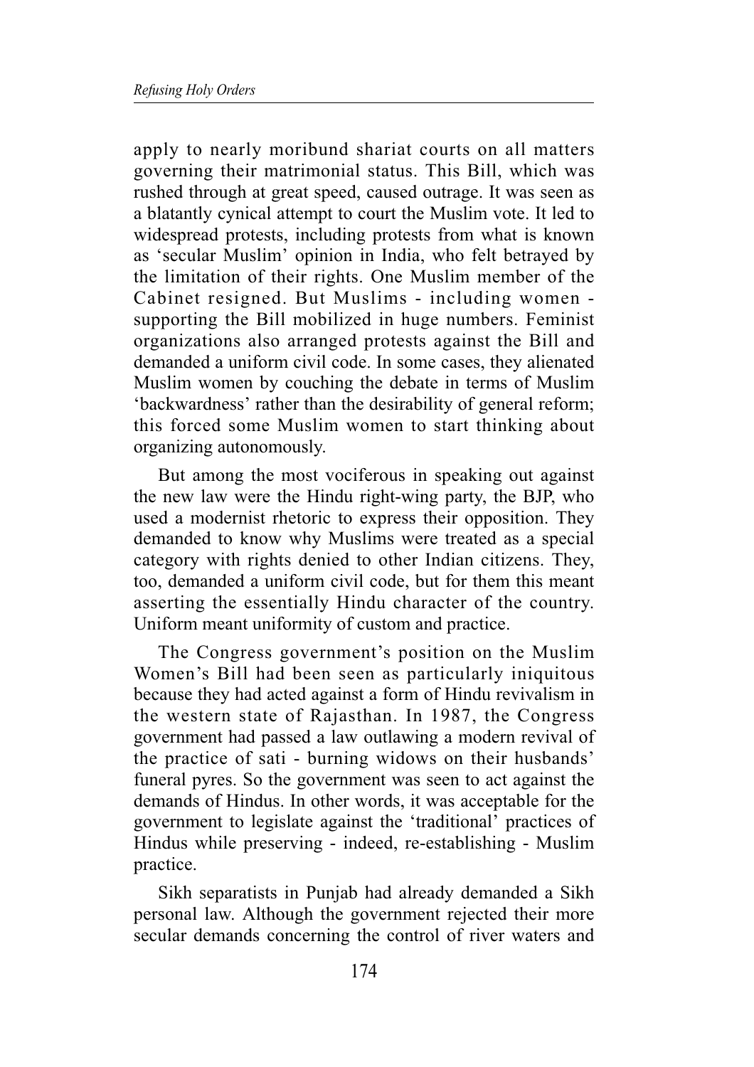apply to nearly moribund shariat courts on all matters governing their matrimonial status. This Bill, which was rushed through at great speed, caused outrage. It was seen as a blatantly cynical attempt to court the Muslim vote. It led to widespread protests, including protests from what is known as 'secular Muslim' opinion in India, who felt betrayed by the limitation of their rights. One Muslim member of the Cabinet resigned. But Muslims - including women - supporting the Bill mobilized in huge numbers. Feminist organizations also arranged protests against the Bill and demanded a uniform civil code. In some cases, they alienated Muslim women by couching the debate in terms of Muslim 'backwardness' rather than the desirability of general reform; this forced some Muslim women to start thinking about organizing autonomously.

But among the most vociferous in speaking out against the new law were the Hindu right-wing party, the BJP, who used a modernist rhetoric to express their opposition. They demanded to know why Muslims were treated as a special category with rights denied to other Indian citizens. They, too, demanded a uniform civil code, but for them this meant asserting the essentially Hindu character of the country. Uniform meant uniformity of custom and practice.

The Congress government's position on the Muslim Women's Bill had been seen as particularly iniquitous because they had acted against a form of Hindu revivalism in the western state of Rajasthan. In 1987, the Congress government had passed a law outlawing a modern revival of the practice of sati - burning widows on their husbands' funeral pyres. So the government was seen to act against the demands of Hindus. In other words, it was acceptable for the government to legislate against the 'traditional' practices of Hindus while preserving - indeed, re-establishing - Muslim practice.

Sikh separatists in Punjab had already demanded a Sikh personal law. Although the government rejected their more secular demands concerning the control of river waters and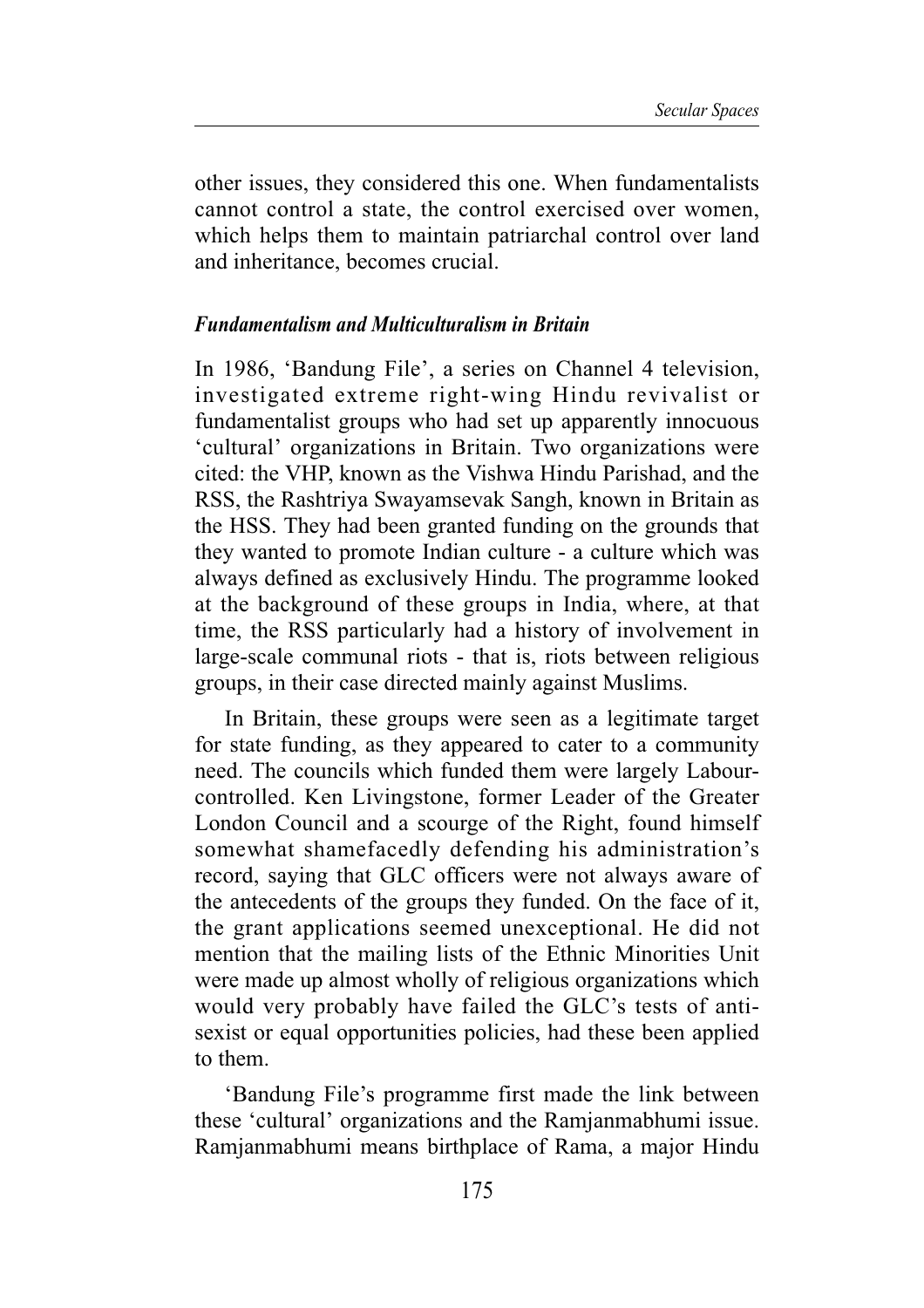other issues, they considered this one. When fundamentalists cannot control a state, the control exercised over women, which helps them to maintain patriarchal control over land and inheritance, becomes crucial.

### *Fundamentalism and Multiculturalism in Britain*

In 1986, 'Bandung File', a series on Channel 4 television, investigated extreme right-wing Hindu revivalist or fundamentalist groups who had set up apparently innocuous 'cultural' organizations in Britain. Two organizations were cited: the VHP, known as the Vishwa Hindu Parishad, and the RSS, the Rashtriya Swayamsevak Sangh, known in Britain as the HSS. They had been granted funding on the grounds that they wanted to promote Indian culture - a culture which was always defined as exclusively Hindu. The programme looked at the background of these groups in India, where, at that time, the RSS particularly had a history of involvement in large-scale communal riots - that is, riots between religious groups, in their case directed mainly against Muslims.

In Britain, these groups were seen as a legitimate target for state funding, as they appeared to cater to a community need. The councils which funded them were largely Labour-controlled. Ken Livingstone, former Leader of the Greater London Council and a scourge of the Right, found himself somewhat shamefacedly defending his administration's record, saying that GLC officers were not always aware of the antecedents of the groups they funded. On the face of it, the grant applications seemed unexceptional. He did not mention that the mailing lists of the Ethnic Minorities Unit were made up almost wholly of religious organizations which would very probably have failed the GLC's tests of anti-sexist or equal opportunities policies, had these been applied to them.

'Bandung File's programme first made the link between these 'cultural' organizations and the Ramjanmabhumi issue. Ramjanmabhumi means birthplace of Rama, a major Hindu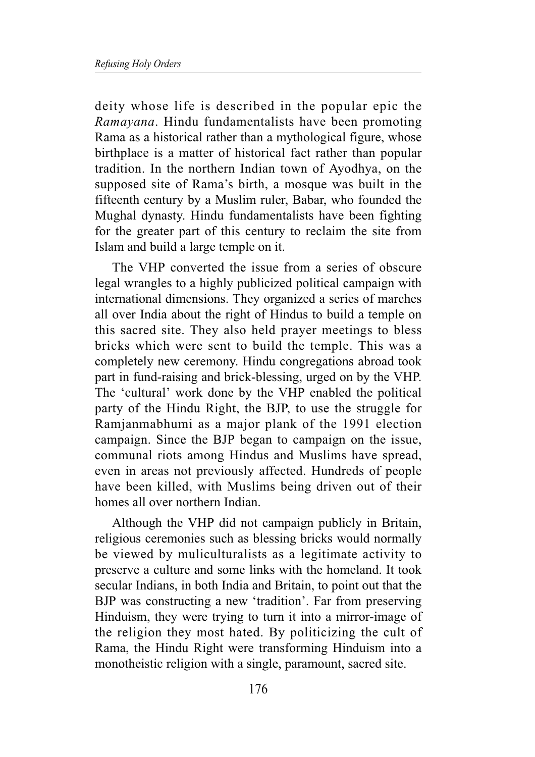deity whose life is described in the popular epic the *Ramayana*. Hindu fundamentalists have been promoting Rama as a historical rather than a mythological figure, whose birthplace is a matter of historical fact rather than popular tradition. In the northern Indian town of Ayodhya, on the supposed site of Rama's birth, a mosque was built in the fifteenth century by a Muslim ruler, Babar, who founded the Mughal dynasty. Hindu fundamentalists have been fighting for the greater part of this century to reclaim the site from Islam and build a large temple on it.

The VHP converted the issue from a series of obscure legal wrangles to a highly publicized political campaign with international dimensions. They organized a series of marches all over India about the right of Hindus to build a temple on this sacred site. They also held prayer meetings to bless bricks which were sent to build the temple. This was a completely new ceremony. Hindu congregations abroad took part in fund-raising and brick-blessing, urged on by the VHP. The 'cultural' work done by the VHP enabled the political party of the Hindu Right, the BJP, to use the struggle for Ramjanmabhumi as a major plank of the 1991 election campaign. Since the BJP began to campaign on the issue, communal riots among Hindus and Muslims have spread, even in areas not previously affected. Hundreds of people have been killed, with Muslims being driven out of their homes all over northern Indian.

Although the VHP did not campaign publicly in Britain, religious ceremonies such as blessing bricks would normally be viewed by muliculturalists as a legitimate activity to preserve a culture and some links with the homeland. It took secular Indians, in both India and Britain, to point out that the BJP was constructing a new 'tradition'. Far from preserving Hinduism, they were trying to turn it into a mirror-image of the religion they most hated. By politicizing the cult of Rama, the Hindu Right were transforming Hinduism into a monotheistic religion with a single, paramount, sacred site.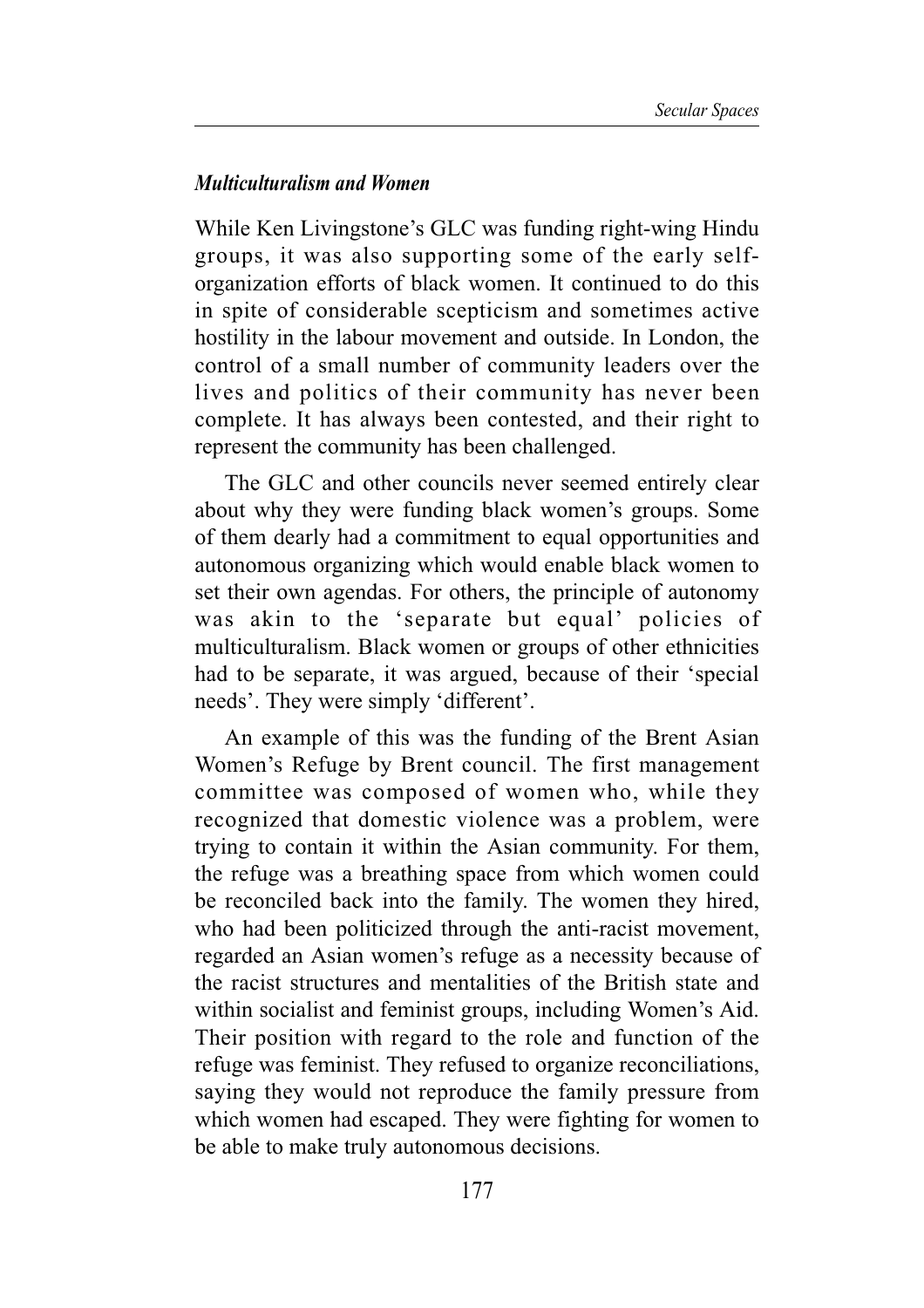### *Multiculturalism and Women*

While Ken Livingstone's GLC was funding right-wing Hindu groups, it was also supporting some of the early self-organization efforts of black women. It continued to do this in spite of considerable scepticism and sometimes active hostility in the labour movement and outside. In London, the control of a small number of community leaders over the lives and politics of their community has never been complete. It has always been contested, and their right to represent the community has been challenged.

The GLC and other councils never seemed entirely clear about why they were funding black women's groups. Some of them dearly had a commitment to equal opportunities and autonomous organizing which would enable black women to set their own agendas. For others, the principle of autonomy was akin to the 'separate but equal' policies of multiculturalism. Black women or groups of other ethnicities had to be separate, it was argued, because of their 'special needs'. They were simply 'different'.

An example of this was the funding of the Brent Asian Women's Refuge by Brent council. The first management committee was composed of women who, while they recognized that domestic violence was a problem, were trying to contain it within the Asian community. For them, the refuge was a breathing space from which women could be reconciled back into the family. The women they hired, who had been politicized through the anti-racist movement, regarded an Asian women's refuge as a necessity because of the racist structures and mentalities of the British state and within socialist and feminist groups, including Women's Aid. Their position with regard to the role and function of the refuge was feminist. They refused to organize reconciliations, saying they would not reproduce the family pressure from which women had escaped. They were fighting for women to be able to make truly autonomous decisions.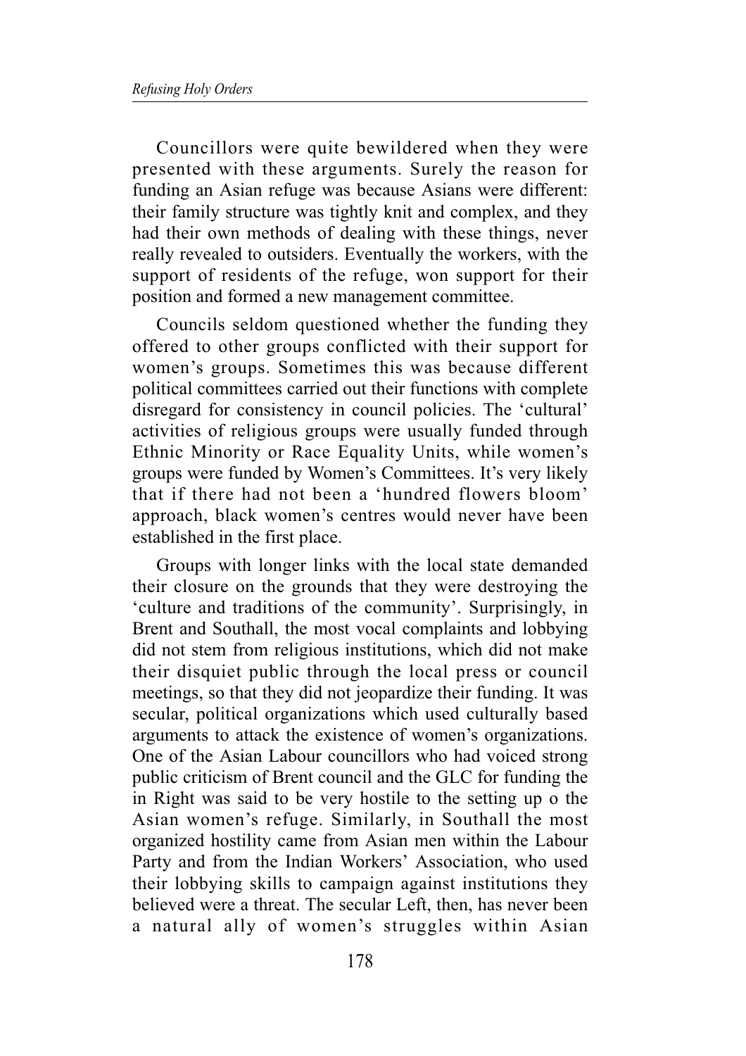Councillors were quite bewildered when they were presented with these arguments. Surely the reason for funding an Asian refuge was because Asians were different: their family structure was tightly knit and complex, and they had their own methods of dealing with these things, never really revealed to outsiders. Eventually the workers, with the support of residents of the refuge, won support for their position and formed a new management committee.

Councils seldom questioned whether the funding they offered to other groups conflicted with their support for women's groups. Sometimes this was because different political committees carried out their functions with complete disregard for consistency in council policies. The 'cultural' activities of religious groups were usually funded through Ethnic Minority or Race Equality Units, while women's groups were funded by Women's Committees. It's very likely that if there had not been a 'hundred flowers bloom' approach, black women's centres would never have been established in the first place.

Groups with longer links with the local state demanded their closure on the grounds that they were destroying the 'culture and traditions of the community'. Surprisingly, in Brent and Southall, the most vocal complaints and lobbying did not stem from religious institutions, which did not make their disquiet public through the local press or council meetings, so that they did not jeopardize their funding. It was secular, political organizations which used culturally based arguments to attack the existence of women's organizations. One of the Asian Labour councillors who had voiced strong public criticism of Brent council and the GLC for funding the in Right was said to be very hostile to the setting up o the Asian women's refuge. Similarly, in Southall the most organized hostility came from Asian men within the Labour Party and from the Indian Workers' Association, who used their lobbying skills to campaign against institutions they believed were a threat. The secular Left, then, has never been a natural ally of women's struggles within Asian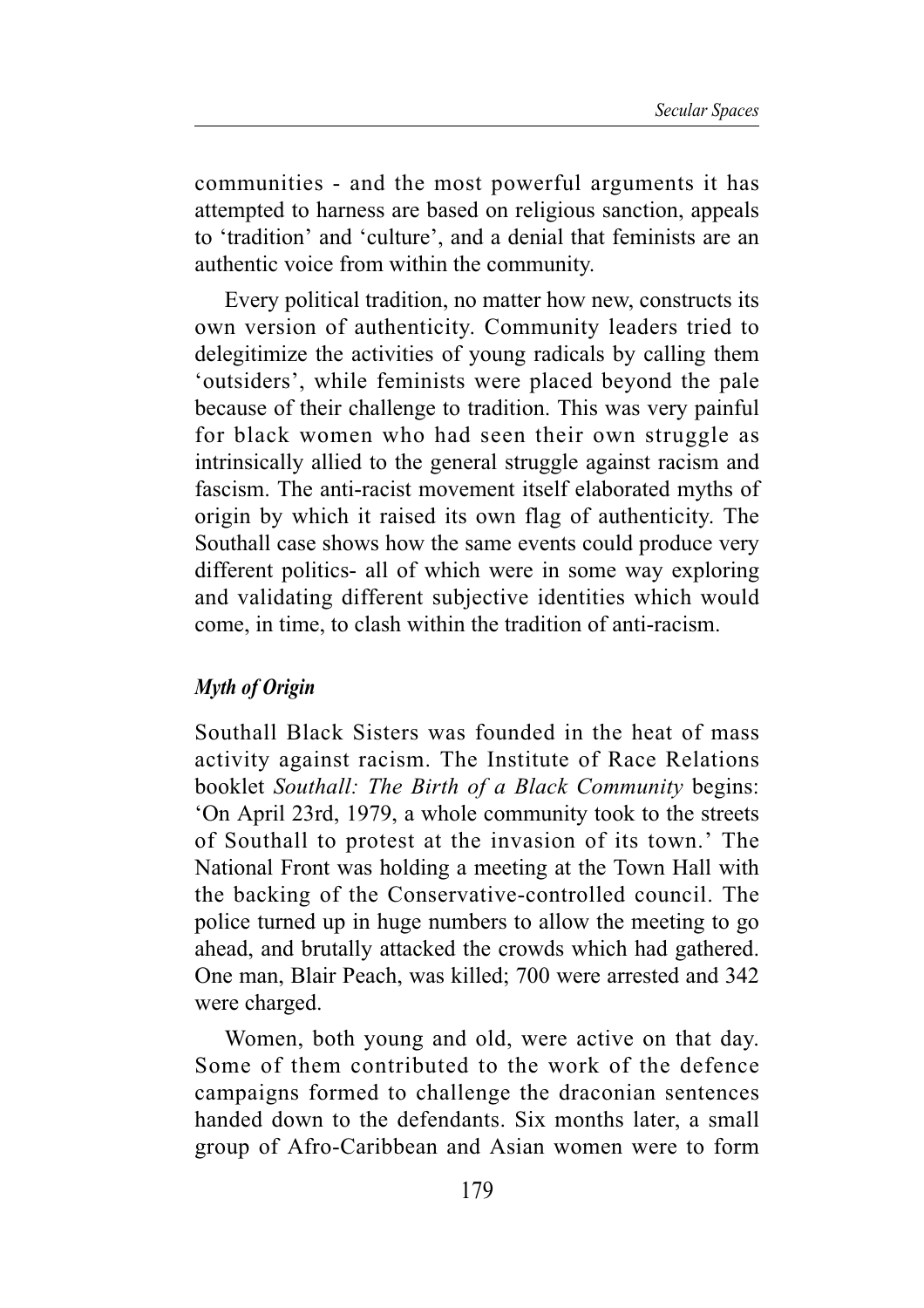communities - and the most powerful arguments it has attempted to harness are based on religious sanction, appeals to 'tradition' and 'culture', and a denial that feminists are an authentic voice from within the community.

Every political tradition, no matter how new, constructs its own version of authenticity. Community leaders tried to delegitimize the activities of young radicals by calling them 'outsiders', while feminists were placed beyond the pale because of their challenge to tradition. This was very painful for black women who had seen their own struggle as intrinsically allied to the general struggle against racism and fascism. The anti-racist movement itself elaborated myths of origin by which it raised its own flag of authenticity. The Southall case shows how the same events could produce very different politics- all of which were in some way exploring and validating different subjective identities which would come, in time, to clash within the tradition of anti-racism.

### *Myth of Origin*

Southall Black Sisters was founded in the heat of mass activity against racism. The Institute of Race Relations booklet *Southall: The Birth of a Black Community* begins: 'On April 23rd, 1979, a whole community took to the streets of Southall to protest at the invasion of its town.' The National Front was holding a meeting at the Town Hall with the backing of the Conservative-controlled council. The police turned up in huge numbers to allow the meeting to go ahead, and brutally attacked the crowds which had gathered. One man, Blair Peach, was killed; 700 were arrested and 342 were charged.

Women, both young and old, were active on that day. Some of them contributed to the work of the defence campaigns formed to challenge the draconian sentences handed down to the defendants. Six months later, a small group of Afro-Caribbean and Asian women were to form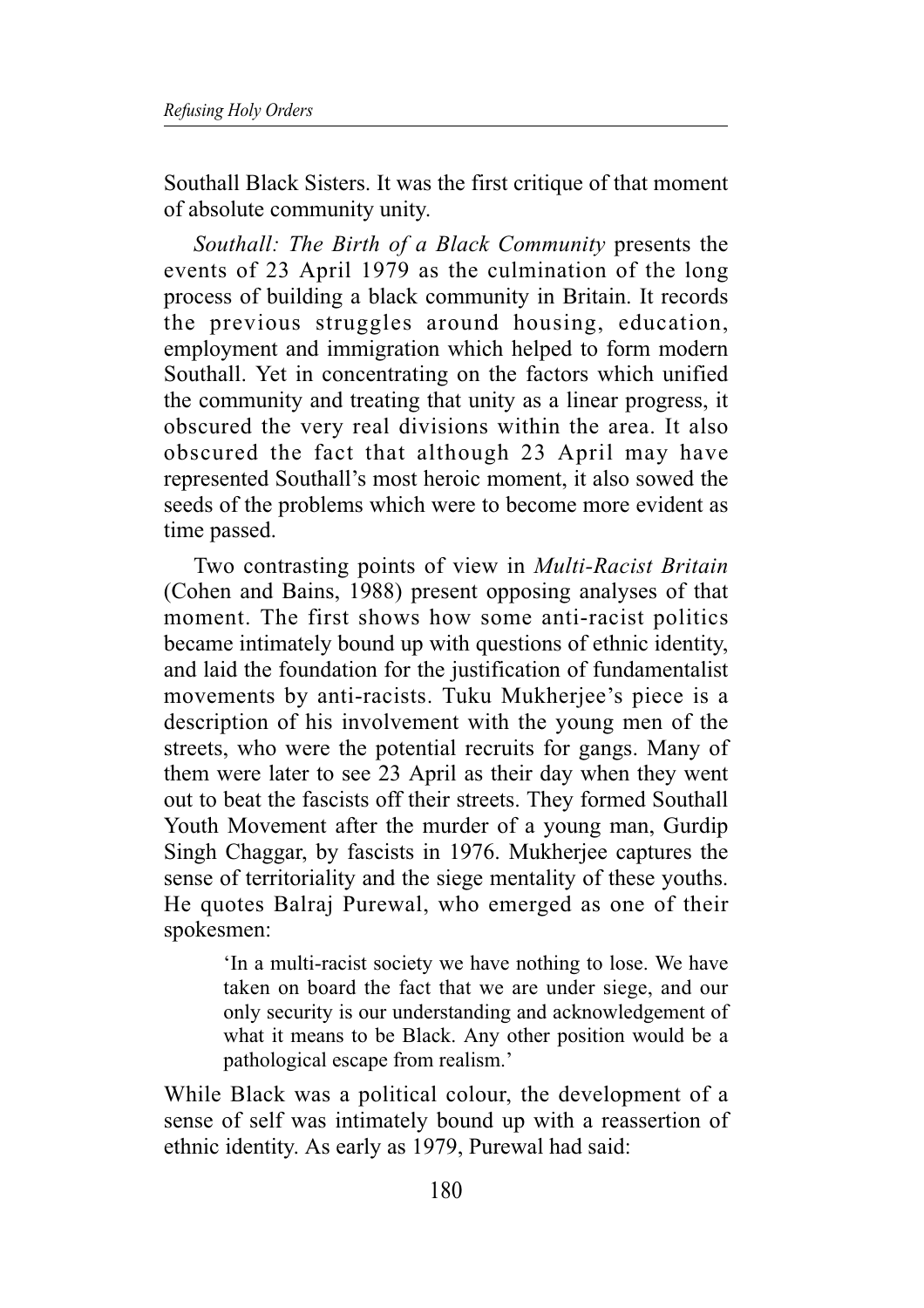Southall Black Sisters. It was the first critique of that moment of absolute community unity.

*Southall: The Birth of a Black Community* presents the events of 23 April 1979 as the culmination of the long process of building a black community in Britain. It records the previous struggles around housing, education, employment and immigration which helped to form modern Southall. Yet in concentrating on the factors which unified the community and treating that unity as a linear progress, it obscured the very real divisions within the area. It also obscured the fact that although 23 April may have represented Southall's most heroic moment, it also sowed the seeds of the problems which were to become more evident as time passed.

Two contrasting points of view in *Multi-Racist Britain* (Cohen and Bains, 1988) present opposing analyses of that moment. The first shows how some anti-racist politics became intimately bound up with questions of ethnic identity, and laid the foundation for the justification of fundamentalist movements by anti-racists. Tuku Mukherjee's piece is a description of his involvement with the young men of the streets, who were the potential recruits for gangs. Many of them were later to see 23 April as their day when they went out to beat the fascists off their streets. They formed Southall Youth Movement after the murder of a young man, Gurdip Singh Chaggar, by fascists in 1976. Mukherjee captures the sense of territoriality and the siege mentality of these youths. He quotes Balraj Purewal, who emerged as one of their spokesmen:

> 'In a multi-racist society we have nothing to lose. We have taken on board the fact that we are under siege, and our only security is our understanding and acknowledgement of what it means to be Black. Any other position would be a pathological escape from realism.'

While Black was a political colour, the development of a sense of self was intimately bound up with a reassertion of ethnic identity. As early as 1979, Purewal had said: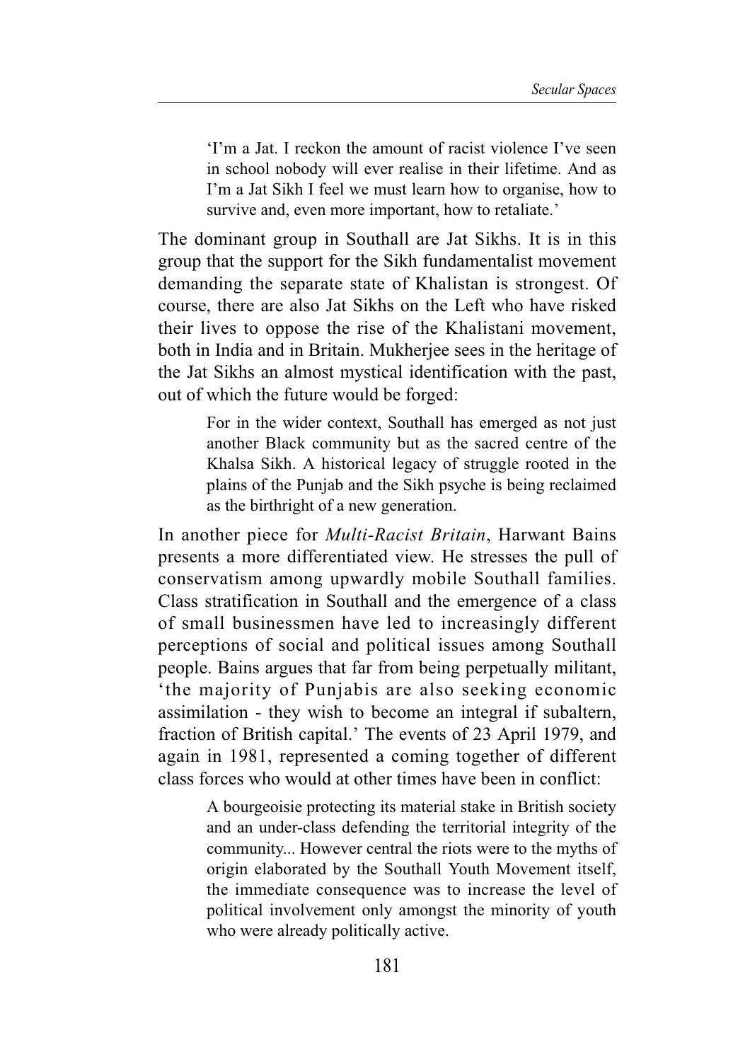> 'I'm a Jat. I reckon the amount of racist violence I've seen in school nobody will ever realise in their lifetime. And as I'm a Jat Sikh I feel we must learn how to organise, how to survive and, even more important, how to retaliate.'

The dominant group in Southall are Jat Sikhs. It is in this group that the support for the Sikh fundamentalist movement demanding the separate state of Khalistan is strongest. Of course, there are also Jat Sikhs on the Left who have risked their lives to oppose the rise of the Khalistani movement, both in India and in Britain. Mukherjee sees in the heritage of the Jat Sikhs an almost mystical identification with the past, out of which the future would be forged:

> For in the wider context, Southall has emerged as not just another Black community but as the sacred centre of the Khalsa Sikh. A historical legacy of struggle rooted in the plains of the Punjab and the Sikh psyche is being reclaimed as the birthright of a new generation.

In another piece for *Multi-Racist Britain*, Harwant Bains presents a more differentiated view. He stresses the pull of conservatism among upwardly mobile Southall families. Class stratification in Southall and the emergence of a class of small businessmen have led to increasingly different perceptions of social and political issues among Southall people. Bains argues that far from being perpetually militant, 'the majority of Punjabis are also seeking economic assimilation - they wish to become an integral if subaltern, fraction of British capital.' The events of 23 April 1979, and again in 1981, represented a coming together of different class forces who would at other times have been in conflict:

> A bourgeoisie protecting its material stake in British society and an under-class defending the territorial integrity of the community... However central the riots were to the myths of origin elaborated by the Southall Youth Movement itself, the immediate consequence was to increase the level of political involvement only amongst the minority of youth who were already politically active.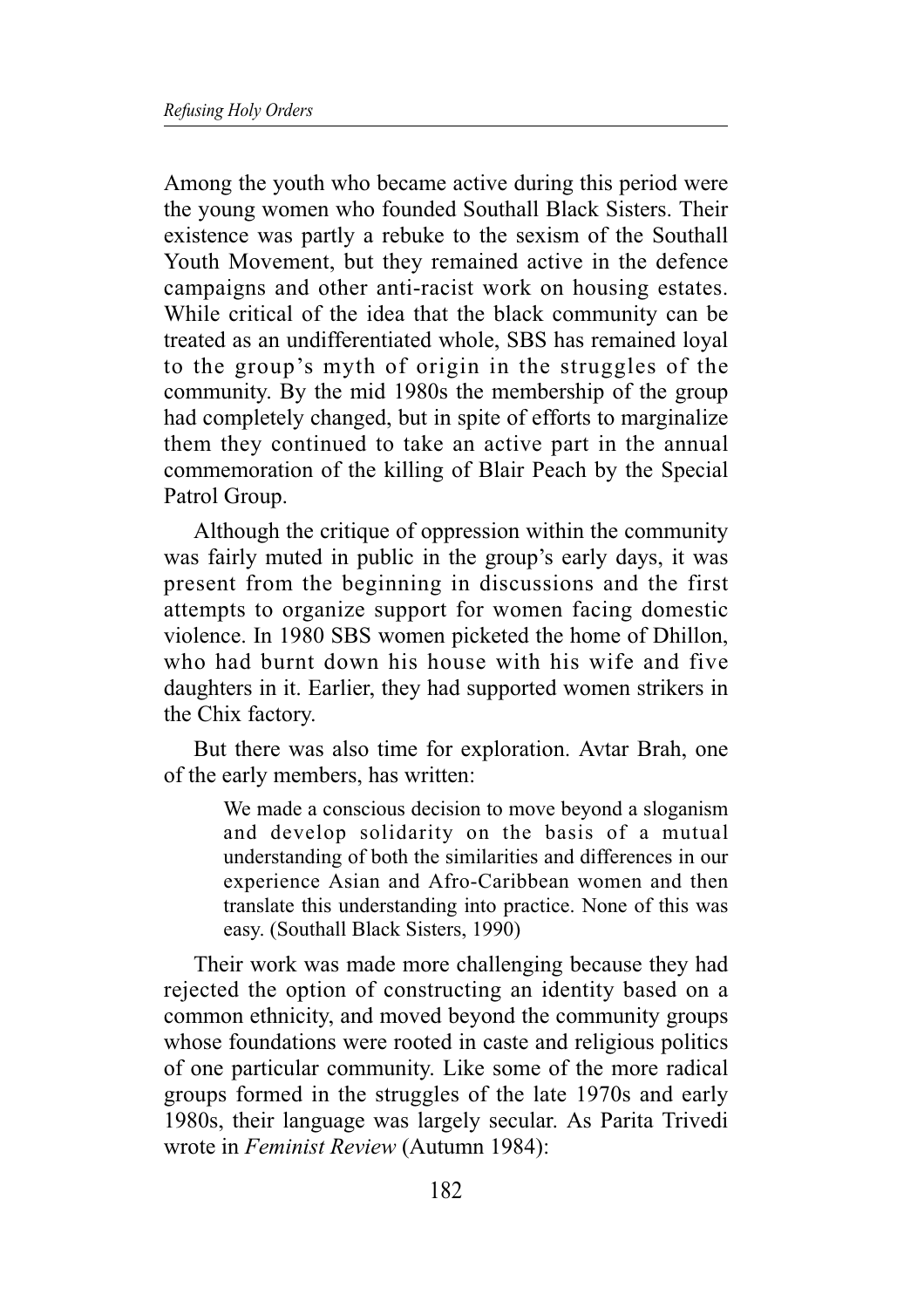Among the youth who became active during this period were the young women who founded Southall Black Sisters. Their existence was partly a rebuke to the sexism of the Southall Youth Movement, but they remained active in the defence campaigns and other anti-racist work on housing estates. While critical of the idea that the black community can be treated as an undifferentiated whole, SBS has remained loyal to the group's myth of origin in the struggles of the community. By the mid 1980s the membership of the group had completely changed, but in spite of efforts to marginalize them they continued to take an active part in the annual commemoration of the killing of Blair Peach by the Special Patrol Group.

Although the critique of oppression within the community was fairly muted in public in the group's early days, it was present from the beginning in discussions and the first attempts to organize support for women facing domestic violence. In 1980 SBS women picketed the home of Dhillon, who had burnt down his house with his wife and five daughters in it. Earlier, they had supported women strikers in the Chix factory.

But there was also time for exploration. Avtar Brah, one of the early members, has written:

> We made a conscious decision to move beyond a sloganism and develop solidarity on the basis of a mutual understanding of both the similarities and differences in our experience Asian and Afro-Caribbean women and then translate this understanding into practice. None of this was easy. (Southall Black Sisters, 1990)

Their work was made more challenging because they had rejected the option of constructing an identity based on a common ethnicity, and moved beyond the community groups whose foundations were rooted in caste and religious politics of one particular community. Like some of the more radical groups formed in the struggles of the late 1970s and early 1980s, their language was largely secular. As Parita Trivedi wrote in *Feminist Review* (Autumn 1984):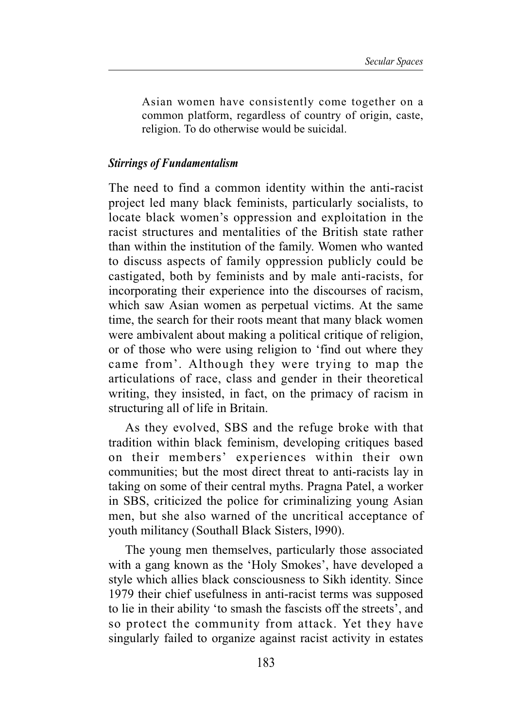Asian women have consistently come together on a common platform, regardless of country of origin, caste, religion. To do otherwise would be suicidal.

### *Stirrings of Fundamentalism*

The need to find a common identity within the anti-racist project led many black feminists, particularly socialists, to locate black women's oppression and exploitation in the racist structures and mentalities of the British state rather than within the institution of the family. Women who wanted to discuss aspects of family oppression publicly could be castigated, both by feminists and by male anti-racists, for incorporating their experience into the discourses of racism, which saw Asian women as perpetual victims. At the same time, the search for their roots meant that many black women were ambivalent about making a political critique of religion, or of those who were using religion to 'find out where they came from'. Although they were trying to map the articulations of race, class and gender in their theoretical writing, they insisted, in fact, on the primacy of racism in structuring all of life in Britain.

As they evolved, SBS and the refuge broke with that tradition within black feminism, developing critiques based on their members' experiences within their own communities; but the most direct threat to anti-racists lay in taking on some of their central myths. Pragna Patel, a worker in SBS, criticized the police for criminalizing young Asian men, but she also warned of the uncritical acceptance of youth militancy (Southall Black Sisters, l990).

The young men themselves, particularly those associated with a gang known as the 'Holy Smokes', have developed a style which allies black consciousness to Sikh identity. Since 1979 their chief usefulness in anti-racist terms was supposed to lie in their ability 'to smash the fascists off the streets', and so protect the community from attack. Yet they have singularly failed to organize against racist activity in estates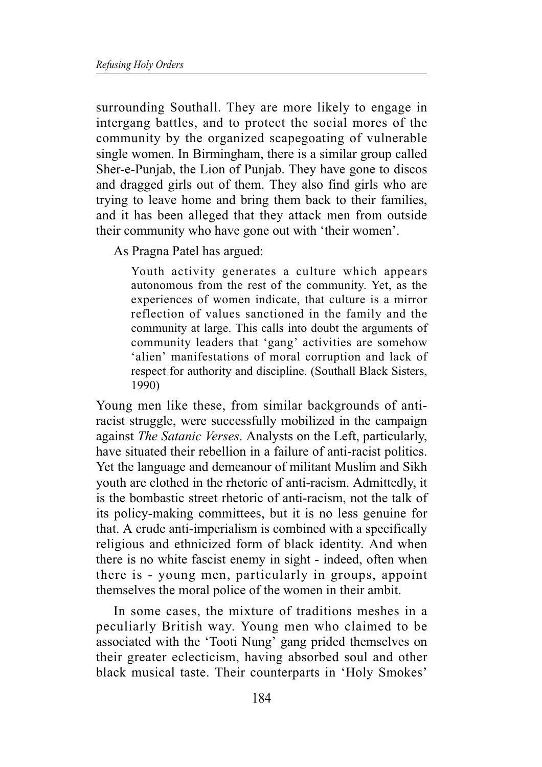surrounding Southall. They are more likely to engage in intergang battles, and to protect the social mores of the community by the organized scapegoating of vulnerable single women. In Birmingham, there is a similar group called Sher-e-Punjab, the Lion of Punjab. They have gone to discos and dragged girls out of them. They also find girls who are trying to leave home and bring them back to their families, and it has been alleged that they attack men from outside their community who have gone out with 'their women'.

As Pragna Patel has argued:

> Youth activity generates a culture which appears autonomous from the rest of the community. Yet, as the experiences of women indicate, that culture is a mirror reflection of values sanctioned in the family and the community at large. This calls into doubt the arguments of community leaders that 'gang' activities are somehow 'alien' manifestations of moral corruption and lack of respect for authority and discipline. (Southall Black Sisters, 1990)

Young men like these, from similar backgrounds of anti-racist struggle, were successfully mobilized in the campaign against *The Satanic Verses*. Analysts on the Left, particularly, have situated their rebellion in a failure of anti-racist politics. Yet the language and demeanour of militant Muslim and Sikh youth are clothed in the rhetoric of anti-racism. Admittedly, it is the bombastic street rhetoric of anti-racism, not the talk of its policy-making committees, but it is no less genuine for that. A crude anti-imperialism is combined with a specifically religious and ethnicized form of black identity. And when there is no white fascist enemy in sight - indeed, often when there is - young men, particularly in groups, appoint themselves the moral police of the women in their ambit.

In some cases, the mixture of traditions meshes in a peculiarly British way. Young men who claimed to be associated with the 'Tooti Nung' gang prided themselves on their greater eclecticism, having absorbed soul and other black musical taste. Their counterparts in 'Holy Smokes'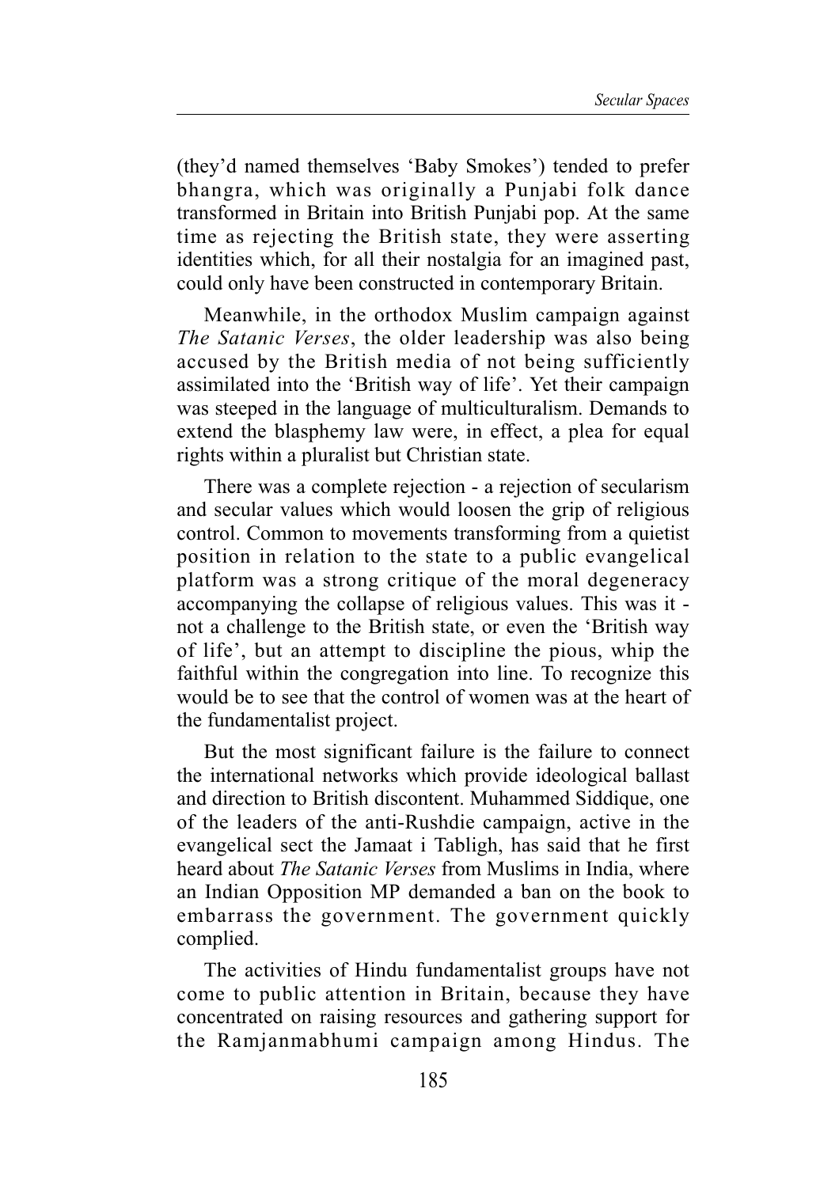(they'd named themselves 'Baby Smokes') tended to prefer bhangra, which was originally a Punjabi folk dance transformed in Britain into British Punjabi pop. At the same time as rejecting the British state, they were asserting identities which, for all their nostalgia for an imagined past, could only have been constructed in contemporary Britain.

Meanwhile, in the orthodox Muslim campaign against *The Satanic Verses*, the older leadership was also being accused by the British media of not being sufficiently assimilated into the 'British way of life'. Yet their campaign was steeped in the language of multiculturalism. Demands to extend the blasphemy law were, in effect, a plea for equal rights within a pluralist but Christian state.

There was a complete rejection - a rejection of secularism and secular values which would loosen the grip of religious control. Common to movements transforming from a quietist position in relation to the state to a public evangelical platform was a strong critique of the moral degeneracy accompanying the collapse of religious values. This was it - not a challenge to the British state, or even the 'British way of life', but an attempt to discipline the pious, whip the faithful within the congregation into line. To recognize this would be to see that the control of women was at the heart of the fundamentalist project.

But the most significant failure is the failure to connect the international networks which provide ideological ballast and direction to British discontent. Muhammed Siddique, one of the leaders of the anti-Rushdie campaign, active in the evangelical sect the Jamaat i Tabligh, has said that he first heard about *The Satanic Verses* from Muslims in India, where an Indian Opposition MP demanded a ban on the book to embarrass the government. The government quickly complied.

The activities of Hindu fundamentalist groups have not come to public attention in Britain, because they have concentrated on raising resources and gathering support for the Ramjanmabhumi campaign among Hindus. The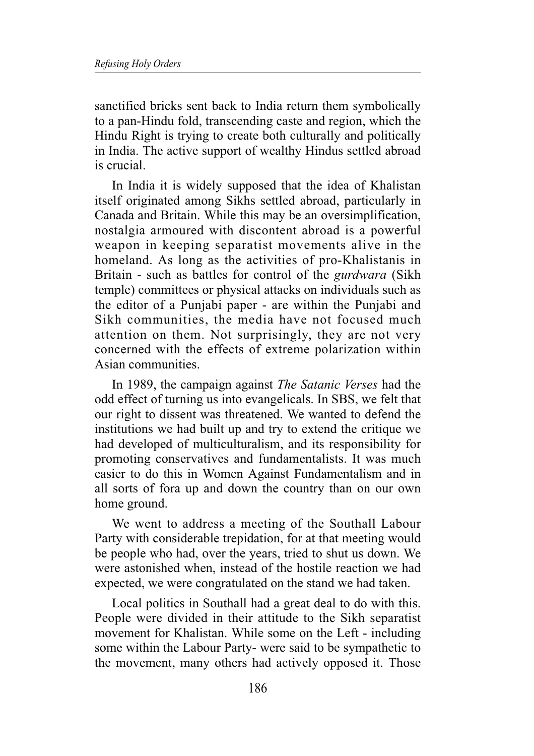sanctified bricks sent back to India return them symbolically to a pan-Hindu fold, transcending caste and region, which the Hindu Right is trying to create both culturally and politically in India. The active support of wealthy Hindus settled abroad is crucial.

In India it is widely supposed that the idea of Khalistan itself originated among Sikhs settled abroad, particularly in Canada and Britain. While this may be an oversimplification, nostalgia armoured with discontent abroad is a powerful weapon in keeping separatist movements alive in the homeland. As long as the activities of pro-Khalistanis in Britain - such as battles for control of the *gurdwara* (Sikh temple) committees or physical attacks on individuals such as the editor of a Punjabi paper - are within the Punjabi and Sikh communities, the media have not focused much attention on them. Not surprisingly, they are not very concerned with the effects of extreme polarization within Asian communities.

In 1989, the campaign against *The Satanic Verses* had the odd effect of turning us into evangelicals. In SBS, we felt that our right to dissent was threatened. We wanted to defend the institutions we had built up and try to extend the critique we had developed of multiculturalism, and its responsibility for promoting conservatives and fundamentalists. It was much easier to do this in Women Against Fundamentalism and in all sorts of fora up and down the country than on our own home ground.

We went to address a meeting of the Southall Labour Party with considerable trepidation, for at that meeting would be people who had, over the years, tried to shut us down. We were astonished when, instead of the hostile reaction we had expected, we were congratulated on the stand we had taken.

Local politics in Southall had a great deal to do with this. People were divided in their attitude to the Sikh separatist movement for Khalistan. While some on the Left - including some within the Labour Party- were said to be sympathetic to the movement, many others had actively opposed it. Those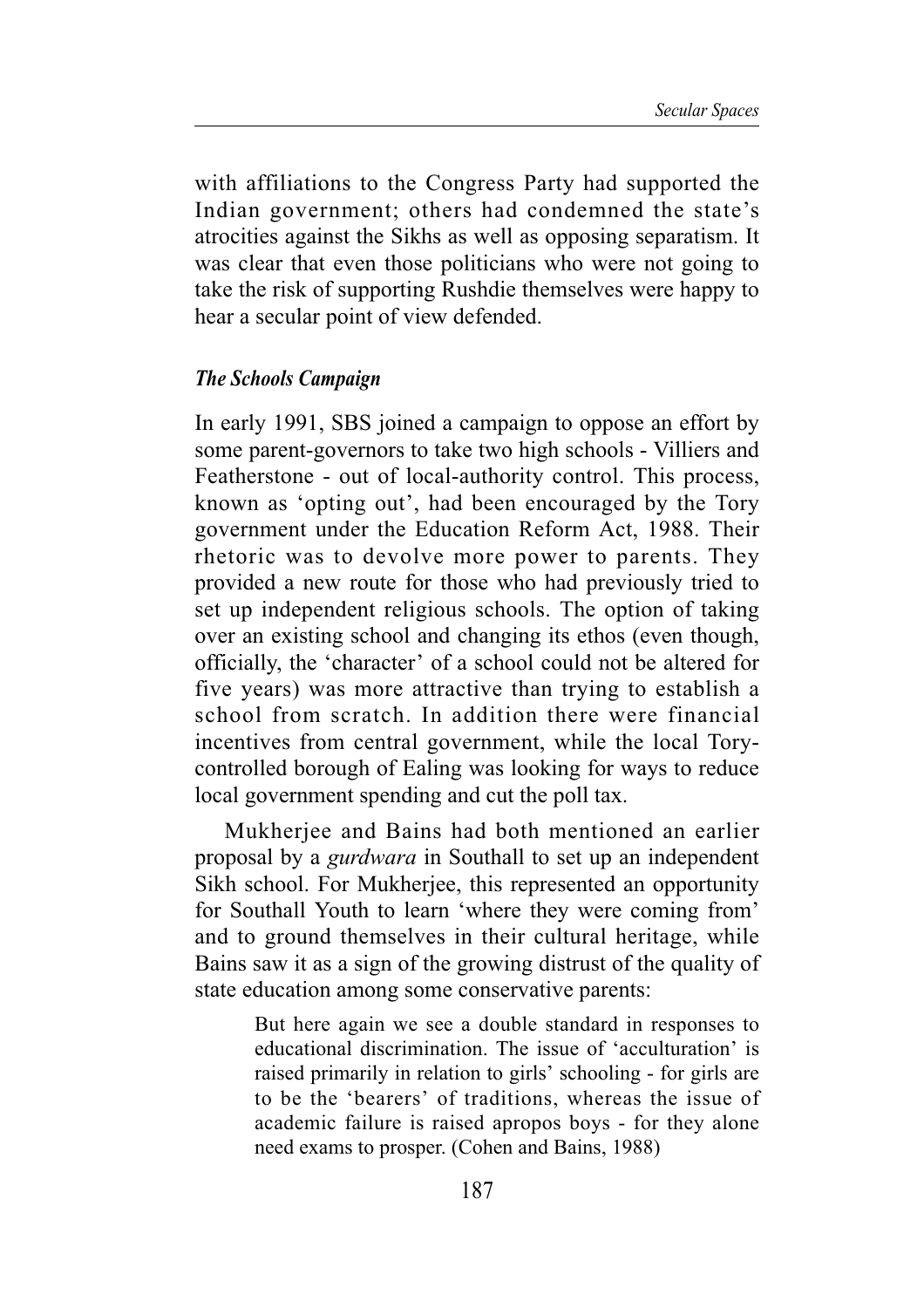with affiliations to the Congress Party had supported the Indian government; others had condemned the state's atrocities against the Sikhs as well as opposing separatism. It was clear that even those politicians who were not going to take the risk of supporting Rushdie themselves were happy to hear a secular point of view defended.

### *The Schools Campaign*

In early 1991, SBS joined a campaign to oppose an effort by some parent-governors to take two high schools - Villiers and Featherstone - out of local-authority control. This process, known as 'opting out', had been encouraged by the Tory government under the Education Reform Act, 1988. Their rhetoric was to devolve more power to parents. They provided a new route for those who had previously tried to set up independent religious schools. The option of taking over an existing school and changing its ethos (even though, officially, the 'character' of a school could not be altered for five years) was more attractive than trying to establish a school from scratch. In addition there were financial incentives from central government, while the local Tory-controlled borough of Ealing was looking for ways to reduce local government spending and cut the poll tax.

Mukherjee and Bains had both mentioned an earlier proposal by a *gurdwara* in Southall to set up an independent Sikh school. For Mukherjee, this represented an opportunity for Southall Youth to learn 'where they were coming from' and to ground themselves in their cultural heritage, while Bains saw it as a sign of the growing distrust of the quality of state education among some conservative parents:

> But here again we see a double standard in responses to educational discrimination. The issue of 'acculturation' is raised primarily in relation to girls' schooling - for girls are to be the 'bearers' of traditions, whereas the issue of academic failure is raised apropos boys - for they alone need exams to prosper. (Cohen and Bains, 1988)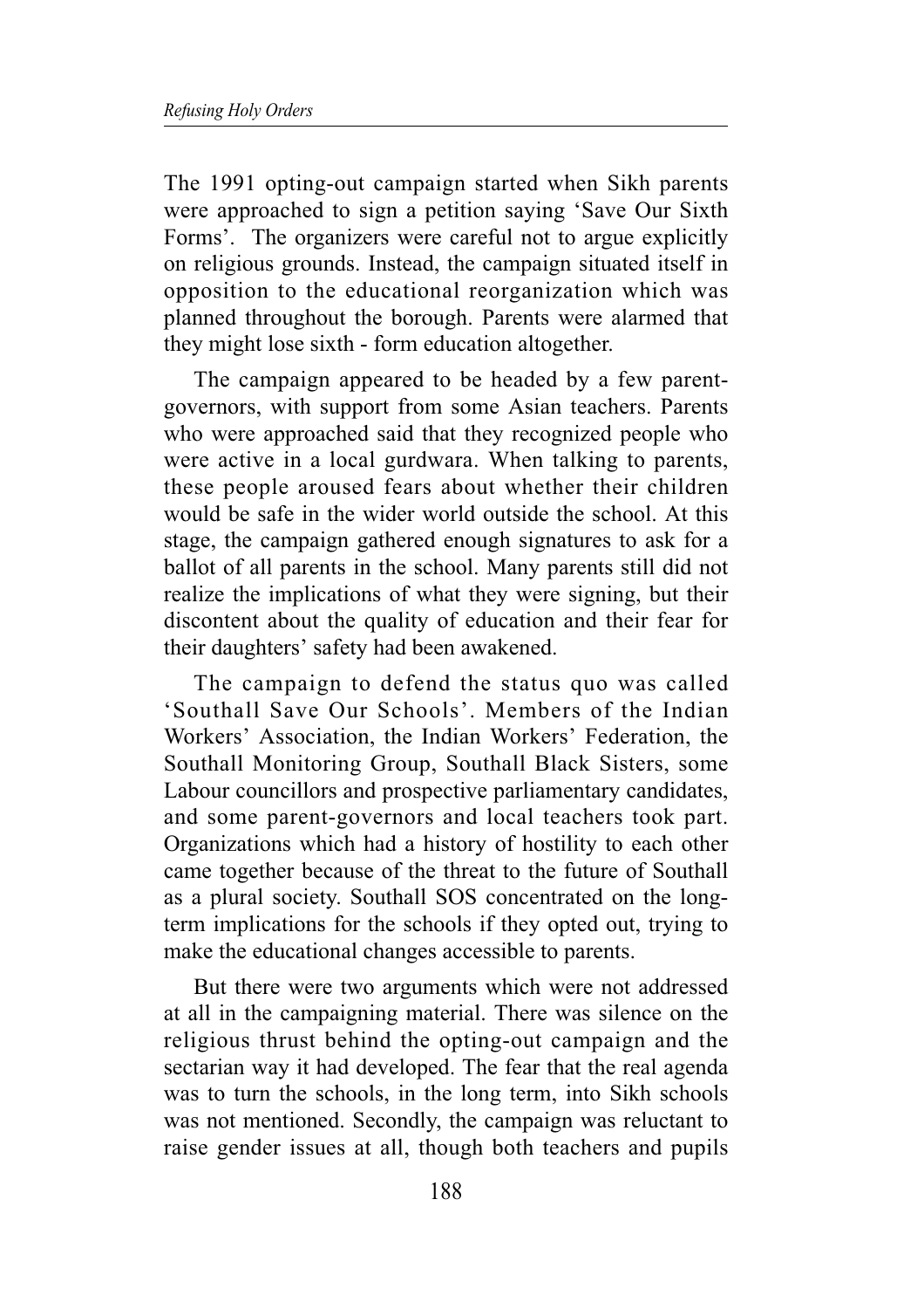The 1991 opting-out campaign started when Sikh parents were approached to sign a petition saying 'Save Our Sixth Forms'. The organizers were careful not to argue explicitly on religious grounds. Instead, the campaign situated itself in opposition to the educational reorganization which was planned throughout the borough. Parents were alarmed that they might lose sixth - form education altogether.

The campaign appeared to be headed by a few parent-governors, with support from some Asian teachers. Parents who were approached said that they recognized people who were active in a local gurdwara. When talking to parents, these people aroused fears about whether their children would be safe in the wider world outside the school. At this stage, the campaign gathered enough signatures to ask for a ballot of all parents in the school. Many parents still did not realize the implications of what they were signing, but their discontent about the quality of education and their fear for their daughters' safety had been awakened.

The campaign to defend the status quo was called 'Southall Save Our Schools'. Members of the Indian Workers' Association, the Indian Workers' Federation, the Southall Monitoring Group, Southall Black Sisters, some Labour councillors and prospective parliamentary candidates, and some parent-governors and local teachers took part. Organizations which had a history of hostility to each other came together because of the threat to the future of Southall as a plural society. Southall SOS concentrated on the long-term implications for the schools if they opted out, trying to make the educational changes accessible to parents.

But there were two arguments which were not addressed at all in the campaigning material. There was silence on the religious thrust behind the opting-out campaign and the sectarian way it had developed. The fear that the real agenda was to turn the schools, in the long term, into Sikh schools was not mentioned. Secondly, the campaign was reluctant to raise gender issues at all, though both teachers and pupils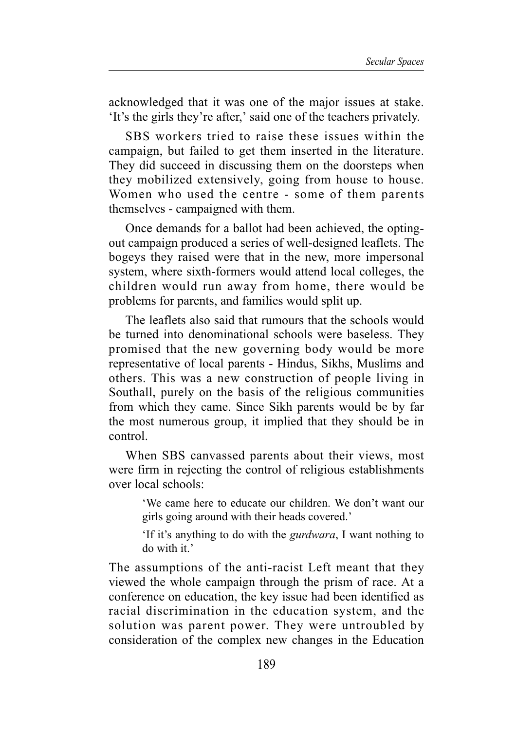acknowledged that it was one of the major issues at stake. 'It's the girls they're after,' said one of the teachers privately.

SBS workers tried to raise these issues within the campaign, but failed to get them inserted in the literature. They did succeed in discussing them on the doorsteps when they mobilized extensively, going from house to house. Women who used the centre - some of them parents themselves - campaigned with them.

Once demands for a ballot had been achieved, the opting-out campaign produced a series of well-designed leaflets. The bogeys they raised were that in the new, more impersonal system, where sixth-formers would attend local colleges, the children would run away from home, there would be problems for parents, and families would split up.

The leaflets also said that rumours that the schools would be turned into denominational schools were baseless. They promised that the new governing body would be more representative of local parents - Hindus, Sikhs, Muslims and others. This was a new construction of people living in Southall, purely on the basis of the religious communities from which they came. Since Sikh parents would be by far the most numerous group, it implied that they should be in control.

When SBS canvassed parents about their views, most were firm in rejecting the control of religious establishments over local schools:

> 'We came here to educate our children. We don't want our girls going around with their heads covered.'
>
> 'If it's anything to do with the *gurdwara*, I want nothing to do with it.'

The assumptions of the anti-racist Left meant that they viewed the whole campaign through the prism of race. At a conference on education, the key issue had been identified as racial discrimination in the education system, and the solution was parent power. They were untroubled by consideration of the complex new changes in the Education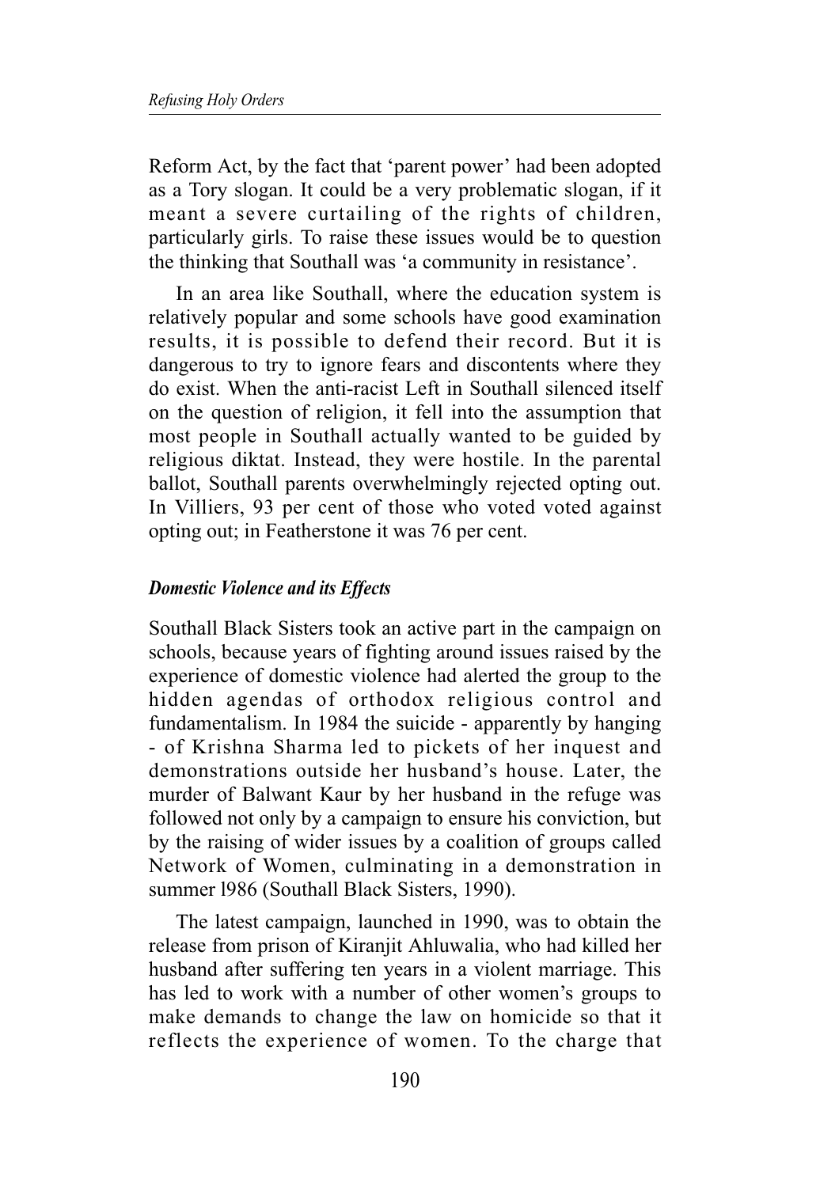Reform Act, by the fact that 'parent power' had been adopted as a Tory slogan. It could be a very problematic slogan, if it meant a severe curtailing of the rights of children, particularly girls. To raise these issues would be to question the thinking that Southall was 'a community in resistance'.

In an area like Southall, where the education system is relatively popular and some schools have good examination results, it is possible to defend their record. But it is dangerous to try to ignore fears and discontents where they do exist. When the anti-racist Left in Southall silenced itself on the question of religion, it fell into the assumption that most people in Southall actually wanted to be guided by religious diktat. Instead, they were hostile. In the parental ballot, Southall parents overwhelmingly rejected opting out. In Villiers, 93 per cent of those who voted voted against opting out; in Featherstone it was 76 per cent.

### *Domestic Violence and its Effects*

Southall Black Sisters took an active part in the campaign on schools, because years of fighting around issues raised by the experience of domestic violence had alerted the group to the hidden agendas of orthodox religious control and fundamentalism. In 1984 the suicide - apparently by hanging - of Krishna Sharma led to pickets of her inquest and demonstrations outside her husband's house. Later, the murder of Balwant Kaur by her husband in the refuge was followed not only by a campaign to ensure his conviction, but by the raising of wider issues by a coalition of groups called Network of Women, culminating in a demonstration in summer l986 (Southall Black Sisters, 1990).

The latest campaign, launched in 1990, was to obtain the release from prison of Kiranjit Ahluwalia, who had killed her husband after suffering ten years in a violent marriage. This has led to work with a number of other women's groups to make demands to change the law on homicide so that it reflects the experience of women. To the charge that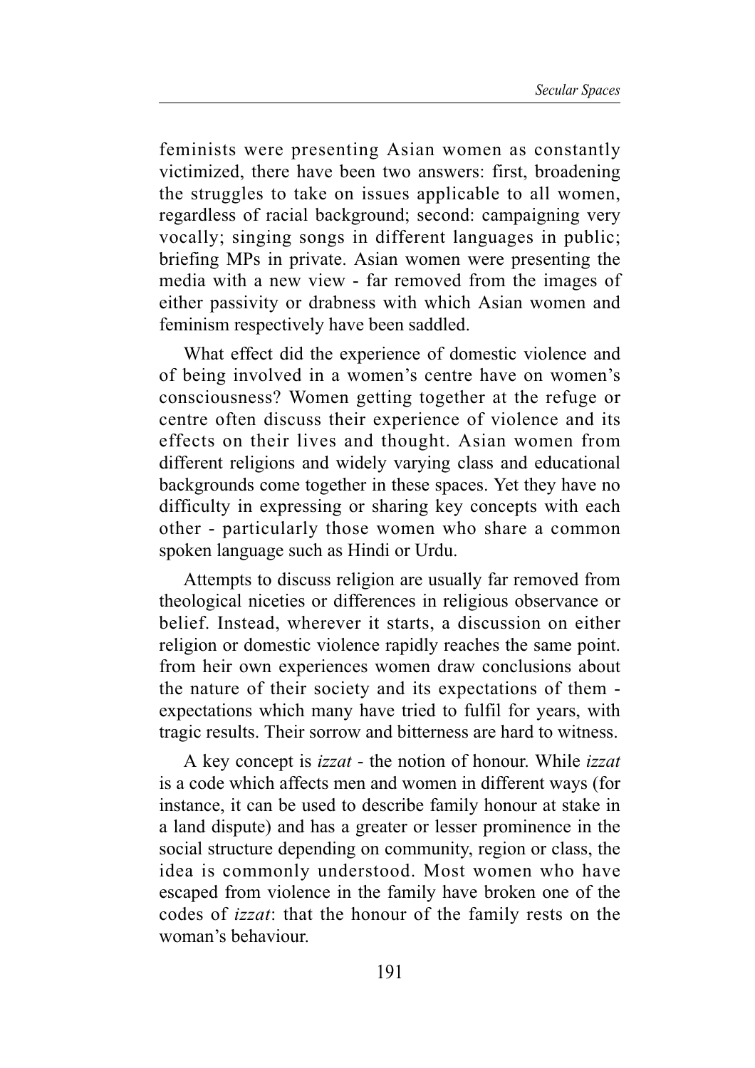feminists were presenting Asian women as constantly victimized, there have been two answers: first, broadening the struggles to take on issues applicable to all women, regardless of racial background; second: campaigning very vocally; singing songs in different languages in public; briefing MPs in private. Asian women were presenting the media with a new view - far removed from the images of either passivity or drabness with which Asian women and feminism respectively have been saddled.

What effect did the experience of domestic violence and of being involved in a women's centre have on women's consciousness? Women getting together at the refuge or centre often discuss their experience of violence and its effects on their lives and thought. Asian women from different religions and widely varying class and educational backgrounds come together in these spaces. Yet they have no difficulty in expressing or sharing key concepts with each other - particularly those women who share a common spoken language such as Hindi or Urdu.

Attempts to discuss religion are usually far removed from theological niceties or differences in religious observance or belief. Instead, wherever it starts, a discussion on either religion or domestic violence rapidly reaches the same point. from heir own experiences women draw conclusions about the nature of their society and its expectations of them - expectations which many have tried to fulfil for years, with tragic results. Their sorrow and bitterness are hard to witness.

A key concept is *izzat* - the notion of honour. While *izzat* is a code which affects men and women in different ways (for instance, it can be used to describe family honour at stake in a land dispute) and has a greater or lesser prominence in the social structure depending on community, region or class, the idea is commonly understood. Most women who have escaped from violence in the family have broken one of the codes of *izzat*: that the honour of the family rests on the woman's behaviour.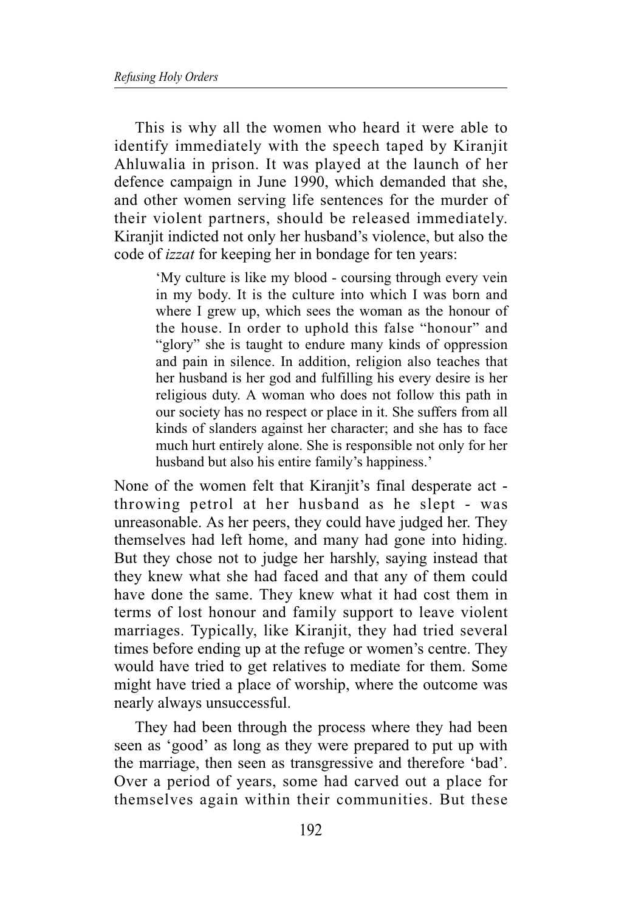This is why all the women who heard it were able to identify immediately with the speech taped by Kiranjit Ahluwalia in prison. It was played at the launch of her defence campaign in June 1990, which demanded that she, and other women serving life sentences for the murder of their violent partners, should be released immediately. Kiranjit indicted not only her husband's violence, but also the code of *izzat* for keeping her in bondage for ten years:

> 'My culture is like my blood - coursing through every vein in my body. It is the culture into which I was born and where I grew up, which sees the woman as the honour of the house. In order to uphold this false "honour" and "glory" she is taught to endure many kinds of oppression and pain in silence. In addition, religion also teaches that her husband is her god and fulfilling his every desire is her religious duty. A woman who does not follow this path in our society has no respect or place in it. She suffers from all kinds of slanders against her character; and she has to face much hurt entirely alone. She is responsible not only for her husband but also his entire family's happiness.'

None of the women felt that Kiranjit's final desperate act - throwing petrol at her husband as he slept - was unreasonable. As her peers, they could have judged her. They themselves had left home, and many had gone into hiding. But they chose not to judge her harshly, saying instead that they knew what she had faced and that any of them could have done the same. They knew what it had cost them in terms of lost honour and family support to leave violent marriages. Typically, like Kiranjit, they had tried several times before ending up at the refuge or women's centre. They would have tried to get relatives to mediate for them. Some might have tried a place of worship, where the outcome was nearly always unsuccessful.

They had been through the process where they had been seen as 'good' as long as they were prepared to put up with the marriage, then seen as transgressive and therefore 'bad'. Over a period of years, some had carved out a place for themselves again within their communities. But these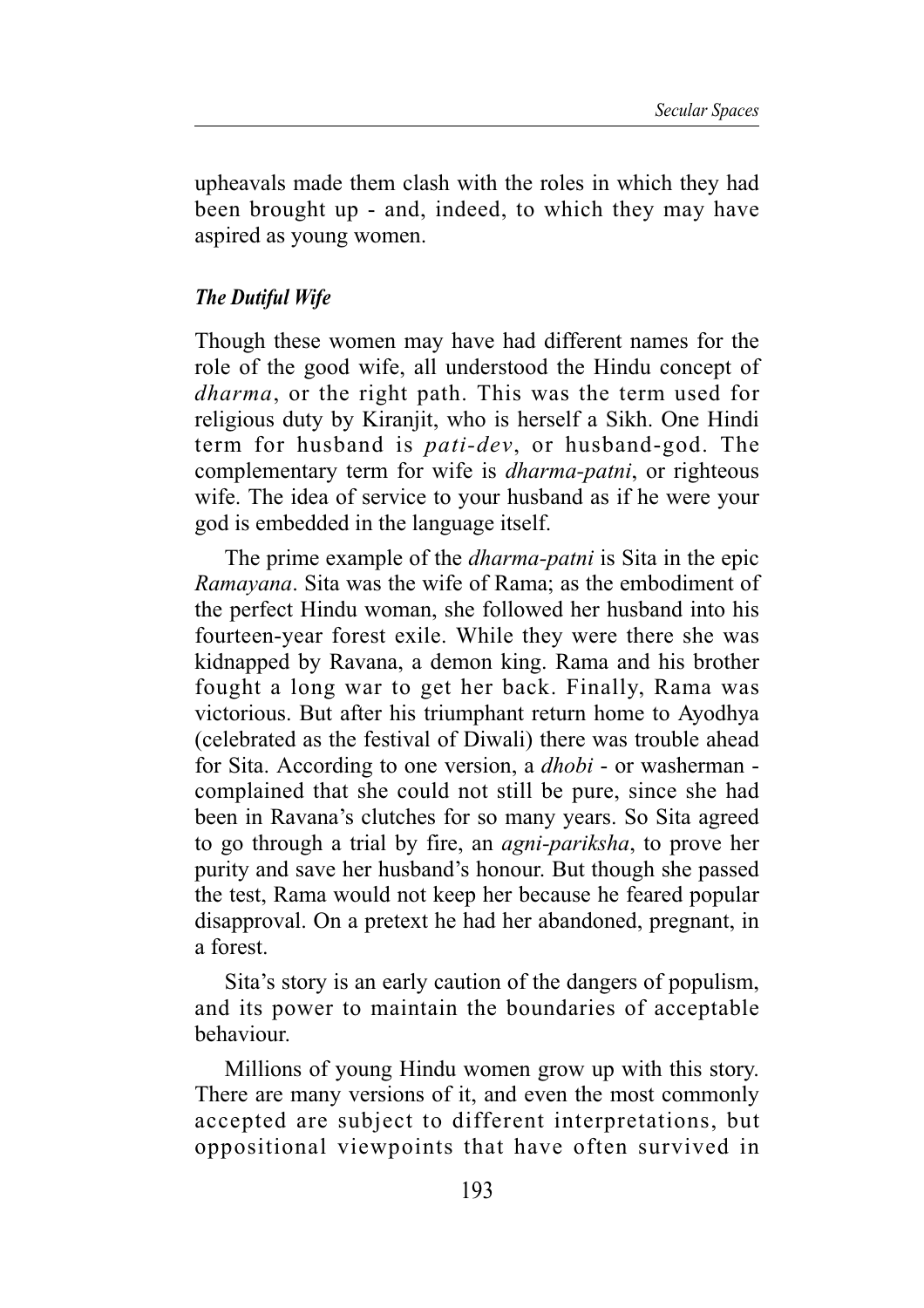upheavals made them clash with the roles in which they had been brought up - and, indeed, to which they may have aspired as young women.

### *The Dutiful Wife*

Though these women may have had different names for the role of the good wife, all understood the Hindu concept of *dharma*, or the right path. This was the term used for religious duty by Kiranjit, who is herself a Sikh. One Hindi term for husband is *pati-dev*, or husband-god. The complementary term for wife is *dharma-patni*, or righteous wife. The idea of service to your husband as if he were your god is embedded in the language itself.

The prime example of the *dharma-patni* is Sita in the epic *Ramayana*. Sita was the wife of Rama; as the embodiment of the perfect Hindu woman, she followed her husband into his fourteen-year forest exile. While they were there she was kidnapped by Ravana, a demon king. Rama and his brother fought a long war to get her back. Finally, Rama was victorious. But after his triumphant return home to Ayodhya (celebrated as the festival of Diwali) there was trouble ahead for Sita. According to one version, a *dhobi* - or washerman - complained that she could not still be pure, since she had been in Ravana's clutches for so many years. So Sita agreed to go through a trial by fire, an *agni-pariksha*, to prove her purity and save her husband's honour. But though she passed the test, Rama would not keep her because he feared popular disapproval. On a pretext he had her abandoned, pregnant, in a forest.

Sita's story is an early caution of the dangers of populism, and its power to maintain the boundaries of acceptable behaviour.

Millions of young Hindu women grow up with this story. There are many versions of it, and even the most commonly accepted are subject to different interpretations, but oppositional viewpoints that have often survived in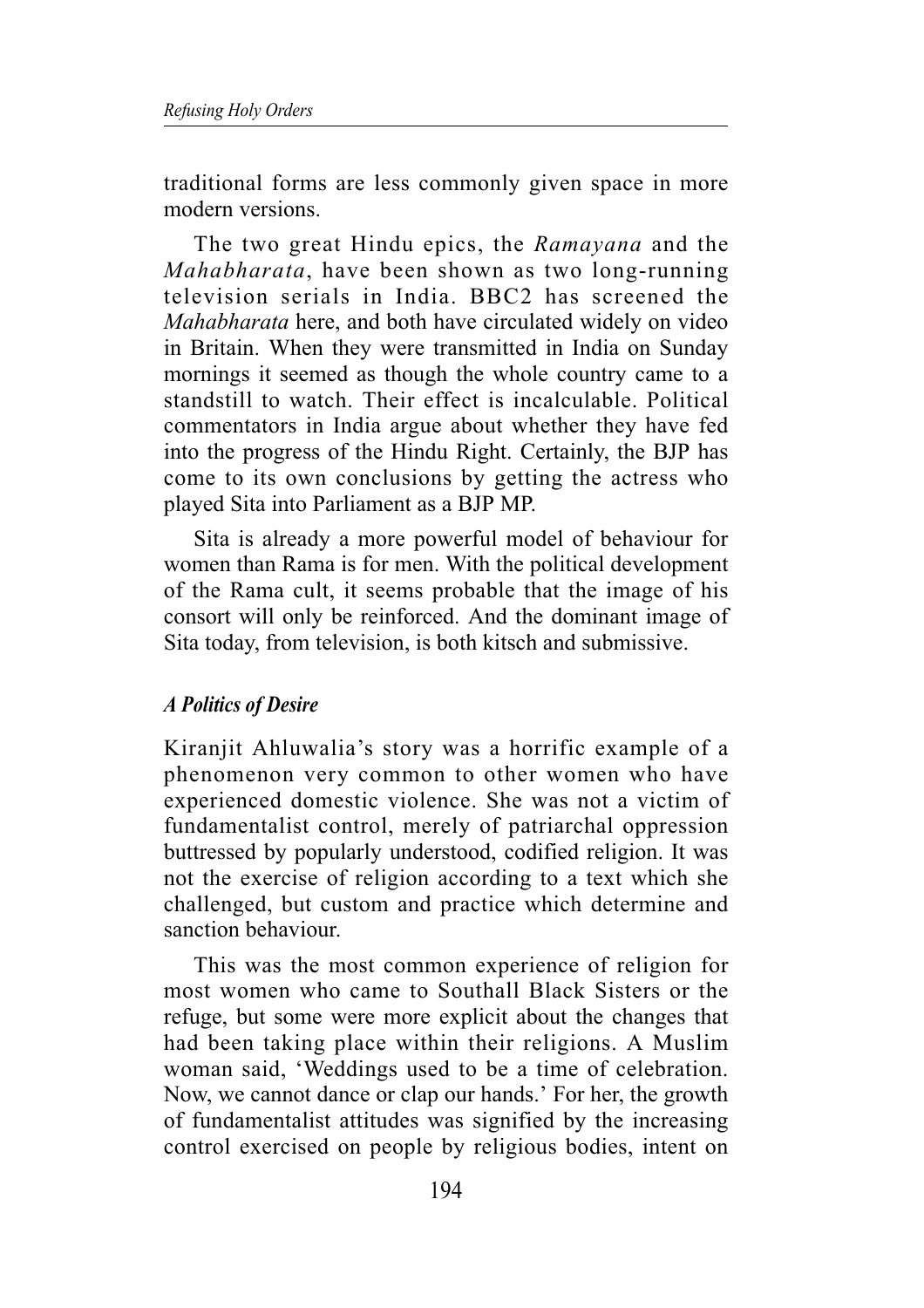traditional forms are less commonly given space in more modern versions.

The two great Hindu epics, the *Ramayana* and the *Mahabharata*, have been shown as two long-running television serials in India. BBC2 has screened the *Mahabharata* here, and both have circulated widely on video in Britain. When they were transmitted in India on Sunday mornings it seemed as though the whole country came to a standstill to watch. Their effect is incalculable. Political commentators in India argue about whether they have fed into the progress of the Hindu Right. Certainly, the BJP has come to its own conclusions by getting the actress who played Sita into Parliament as a BJP MP.

Sita is already a more powerful model of behaviour for women than Rama is for men. With the political development of the Rama cult, it seems probable that the image of his consort will only be reinforced. And the dominant image of Sita today, from television, is both kitsch and submissive.

### *A Politics of Desire*

Kiranjit Ahluwalia's story was a horrific example of a phenomenon very common to other women who have experienced domestic violence. She was not a victim of fundamentalist control, merely of patriarchal oppression buttressed by popularly understood, codified religion. It was not the exercise of religion according to a text which she challenged, but custom and practice which determine and sanction behaviour.

This was the most common experience of religion for most women who came to Southall Black Sisters or the refuge, but some were more explicit about the changes that had been taking place within their religions. A Muslim woman said, 'Weddings used to be a time of celebration. Now, we cannot dance or clap our hands.' For her, the growth of fundamentalist attitudes was signified by the increasing control exercised on people by religious bodies, intent on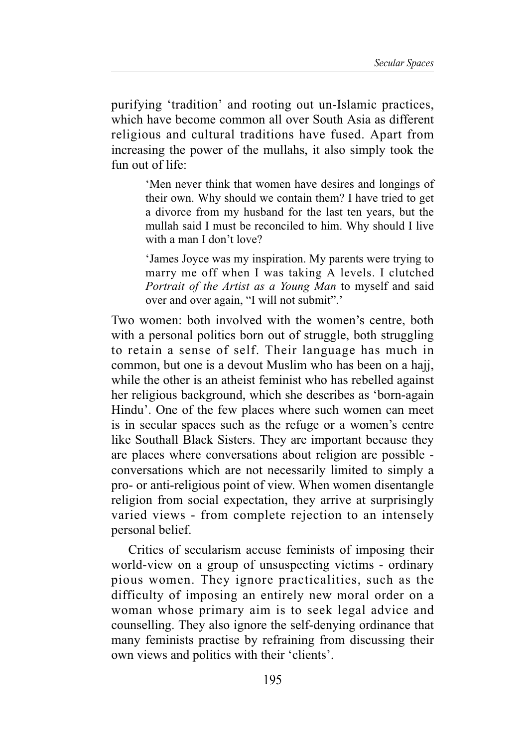purifying 'tradition' and rooting out un-Islamic practices, which have become common all over South Asia as different religious and cultural traditions have fused. Apart from increasing the power of the mullahs, it also simply took the fun out of life:

> 'Men never think that women have desires and longings of their own. Why should we contain them? I have tried to get a divorce from my husband for the last ten years, but the mullah said I must be reconciled to him. Why should I live with a man I don't love?
>
> 'James Joyce was my inspiration. My parents were trying to marry me off when I was taking A levels. I clutched *Portrait of the Artist as a Young Man* to myself and said over and over again, "I will not submit".'

Two women: both involved with the women's centre, both with a personal politics born out of struggle, both struggling to retain a sense of self. Their language has much in common, but one is a devout Muslim who has been on a hajj, while the other is an atheist feminist who has rebelled against her religious background, which she describes as 'born-again Hindu'. One of the few places where such women can meet is in secular spaces such as the refuge or a women's centre like Southall Black Sisters. They are important because they are places where conversations about religion are possible - conversations which are not necessarily limited to simply a pro- or anti-religious point of view. When women disentangle religion from social expectation, they arrive at surprisingly varied views - from complete rejection to an intensely personal belief.

Critics of secularism accuse feminists of imposing their world-view on a group of unsuspecting victims - ordinary pious women. They ignore practicalities, such as the difficulty of imposing an entirely new moral order on a woman whose primary aim is to seek legal advice and counselling. They also ignore the self-denying ordinance that many feminists practise by refraining from discussing their own views and politics with their 'clients'.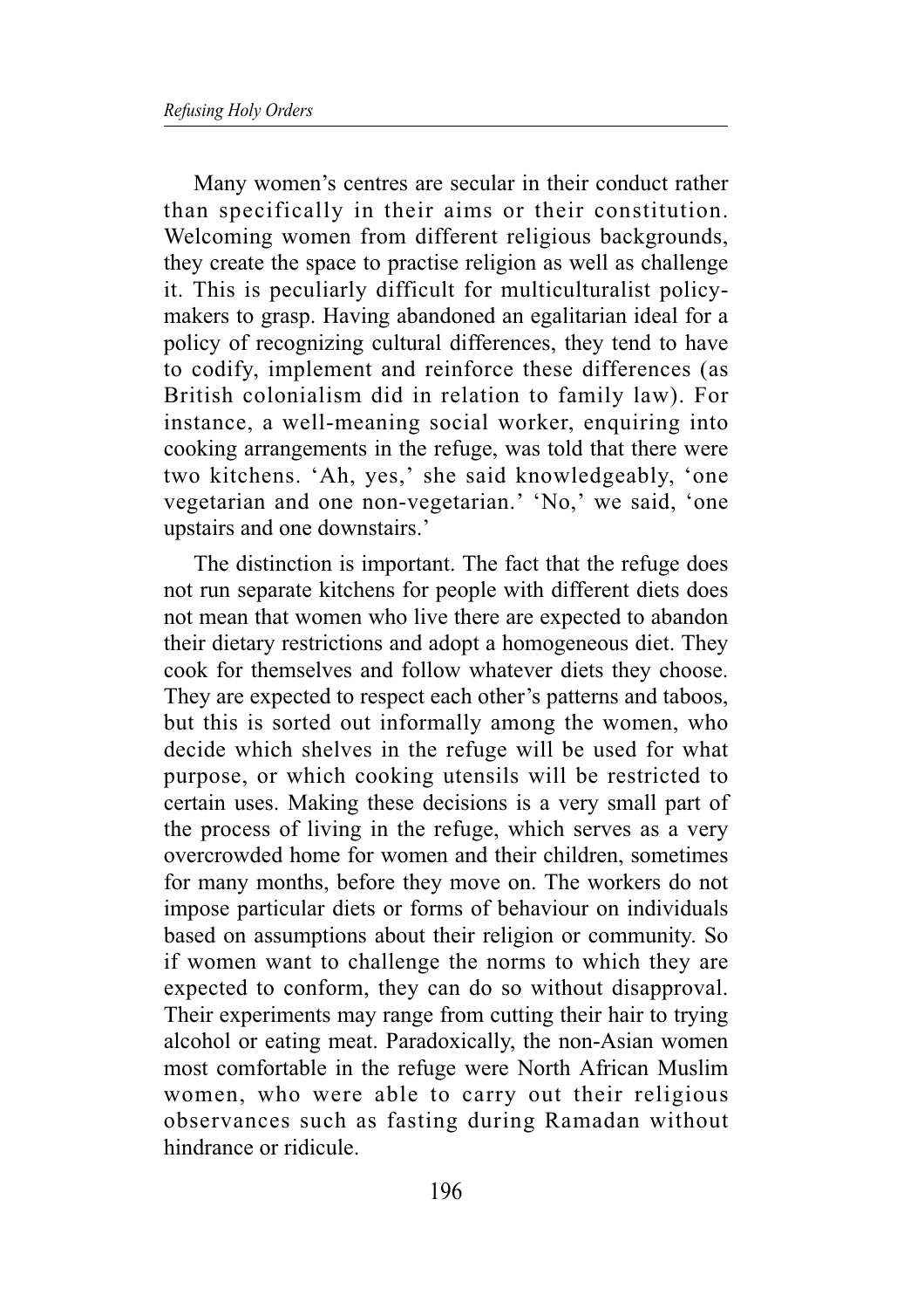Many women's centres are secular in their conduct rather than specifically in their aims or their constitution. Welcoming women from different religious backgrounds, they create the space to practise religion as well as challenge it. This is peculiarly difficult for multiculturalist policy-makers to grasp. Having abandoned an egalitarian ideal for a policy of recognizing cultural differences, they tend to have to codify, implement and reinforce these differences (as British colonialism did in relation to family law). For instance, a well-meaning social worker, enquiring into cooking arrangements in the refuge, was told that there were two kitchens. 'Ah, yes,' she said knowledgeably, 'one vegetarian and one non-vegetarian.' 'No,' we said, 'one upstairs and one downstairs.'

The distinction is important. The fact that the refuge does not run separate kitchens for people with different diets does not mean that women who live there are expected to abandon their dietary restrictions and adopt a homogeneous diet. They cook for themselves and follow whatever diets they choose. They are expected to respect each other's patterns and taboos, but this is sorted out informally among the women, who decide which shelves in the refuge will be used for what purpose, or which cooking utensils will be restricted to certain uses. Making these decisions is a very small part of the process of living in the refuge, which serves as a very overcrowded home for women and their children, sometimes for many months, before they move on. The workers do not impose particular diets or forms of behaviour on individuals based on assumptions about their religion or community. So if women want to challenge the norms to which they are expected to conform, they can do so without disapproval. Their experiments may range from cutting their hair to trying alcohol or eating meat. Paradoxically, the non-Asian women most comfortable in the refuge were North African Muslim women, who were able to carry out their religious observances such as fasting during Ramadan without hindrance or ridicule.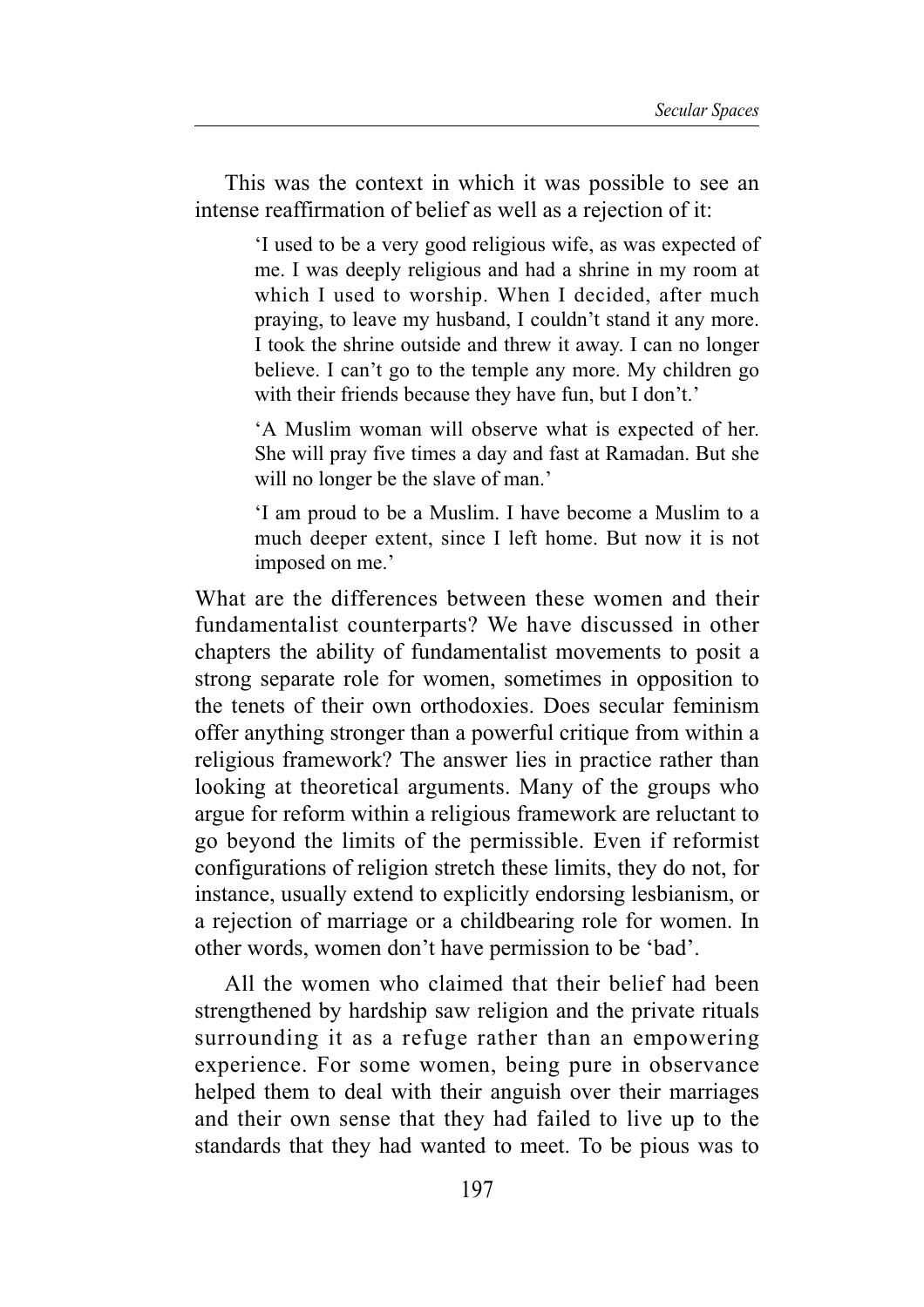This was the context in which it was possible to see an intense reaffirmation of belief as well as a rejection of it:

> 'I used to be a very good religious wife, as was expected of me. I was deeply religious and had a shrine in my room at which I used to worship. When I decided, after much praying, to leave my husband, I couldn't stand it any more. I took the shrine outside and threw it away. I can no longer believe. I can't go to the temple any more. My children go with their friends because they have fun, but I don't.'

> 'A Muslim woman will observe what is expected of her. She will pray five times a day and fast at Ramadan. But she will no longer be the slave of man.'

> 'I am proud to be a Muslim. I have become a Muslim to a much deeper extent, since I left home. But now it is not imposed on me.'

What are the differences between these women and their fundamentalist counterparts? We have discussed in other chapters the ability of fundamentalist movements to posit a strong separate role for women, sometimes in opposition to the tenets of their own orthodoxies. Does secular feminism offer anything stronger than a powerful critique from within a religious framework? The answer lies in practice rather than looking at theoretical arguments. Many of the groups who argue for reform within a religious framework are reluctant to go beyond the limits of the permissible. Even if reformist configurations of religion stretch these limits, they do not, for instance, usually extend to explicitly endorsing lesbianism, or a rejection of marriage or a childbearing role for women. In other words, women don't have permission to be 'bad'.

All the women who claimed that their belief had been strengthened by hardship saw religion and the private rituals surrounding it as a refuge rather than an empowering experience. For some women, being pure in observance helped them to deal with their anguish over their marriages and their own sense that they had failed to live up to the standards that they had wanted to meet. To be pious was to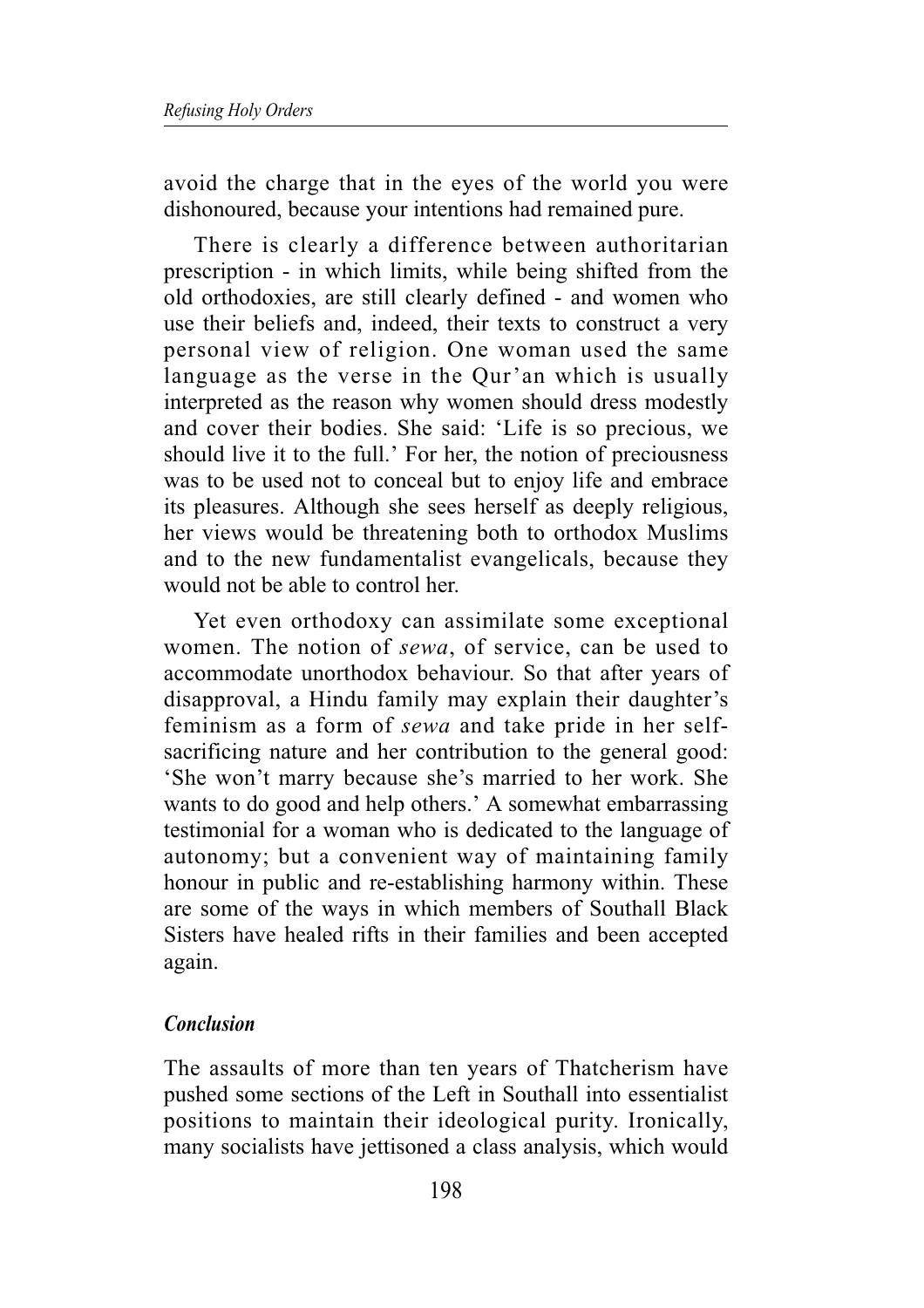avoid the charge that in the eyes of the world you were dishonoured, because your intentions had remained pure.

There is clearly a difference between authoritarian prescription - in which limits, while being shifted from the old orthodoxies, are still clearly defined - and women who use their beliefs and, indeed, their texts to construct a very personal view of religion. One woman used the same language as the verse in the Qur'an which is usually interpreted as the reason why women should dress modestly and cover their bodies. She said: 'Life is so precious, we should live it to the full.' For her, the notion of preciousness was to be used not to conceal but to enjoy life and embrace its pleasures. Although she sees herself as deeply religious, her views would be threatening both to orthodox Muslims and to the new fundamentalist evangelicals, because they would not be able to control her.

Yet even orthodoxy can assimilate some exceptional women. The notion of *sewa*, of service, can be used to accommodate unorthodox behaviour. So that after years of disapproval, a Hindu family may explain their daughter's feminism as a form of *sewa* and take pride in her self-sacrificing nature and her contribution to the general good: 'She won't marry because she's married to her work. She wants to do good and help others.' A somewhat embarrassing testimonial for a woman who is dedicated to the language of autonomy; but a convenient way of maintaining family honour in public and re-establishing harmony within. These are some of the ways in which members of Southall Black Sisters have healed rifts in their families and been accepted again.

### *Conclusion*

The assaults of more than ten years of Thatcherism have pushed some sections of the Left in Southall into essentialist positions to maintain their ideological purity. Ironically, many socialists have jettisoned a class analysis, which would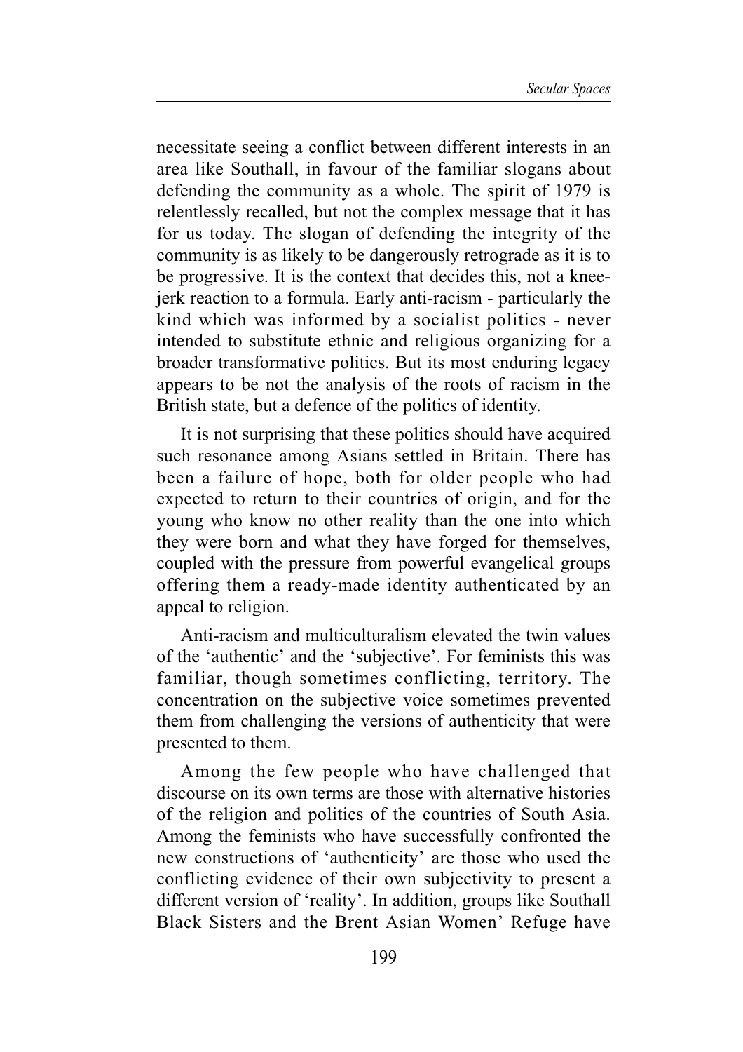necessitate seeing a conflict between different interests in an area like Southall, in favour of the familiar slogans about defending the community as a whole. The spirit of 1979 is relentlessly recalled, but not the complex message that it has for us today. The slogan of defending the integrity of the community is as likely to be dangerously retrograde as it is to be progressive. It is the context that decides this, not a knee-jerk reaction to a formula. Early anti-racism - particularly the kind which was informed by a socialist politics - never intended to substitute ethnic and religious organizing for a broader transformative politics. But its most enduring legacy appears to be not the analysis of the roots of racism in the British state, but a defence of the politics of identity.

It is not surprising that these politics should have acquired such resonance among Asians settled in Britain. There has been a failure of hope, both for older people who had expected to return to their countries of origin, and for the young who know no other reality than the one into which they were born and what they have forged for themselves, coupled with the pressure from powerful evangelical groups offering them a ready-made identity authenticated by an appeal to religion.

Anti-racism and multiculturalism elevated the twin values of the 'authentic' and the 'subjective'. For feminists this was familiar, though sometimes conflicting, territory. The concentration on the subjective voice sometimes prevented them from challenging the versions of authenticity that were presented to them.

Among the few people who have challenged that discourse on its own terms are those with alternative histories of the religion and politics of the countries of South Asia. Among the feminists who have successfully confronted the new constructions of 'authenticity' are those who used the conflicting evidence of their own subjectivity to present a different version of 'reality'. In addition, groups like Southall Black Sisters and the Brent Asian Women' Refuge have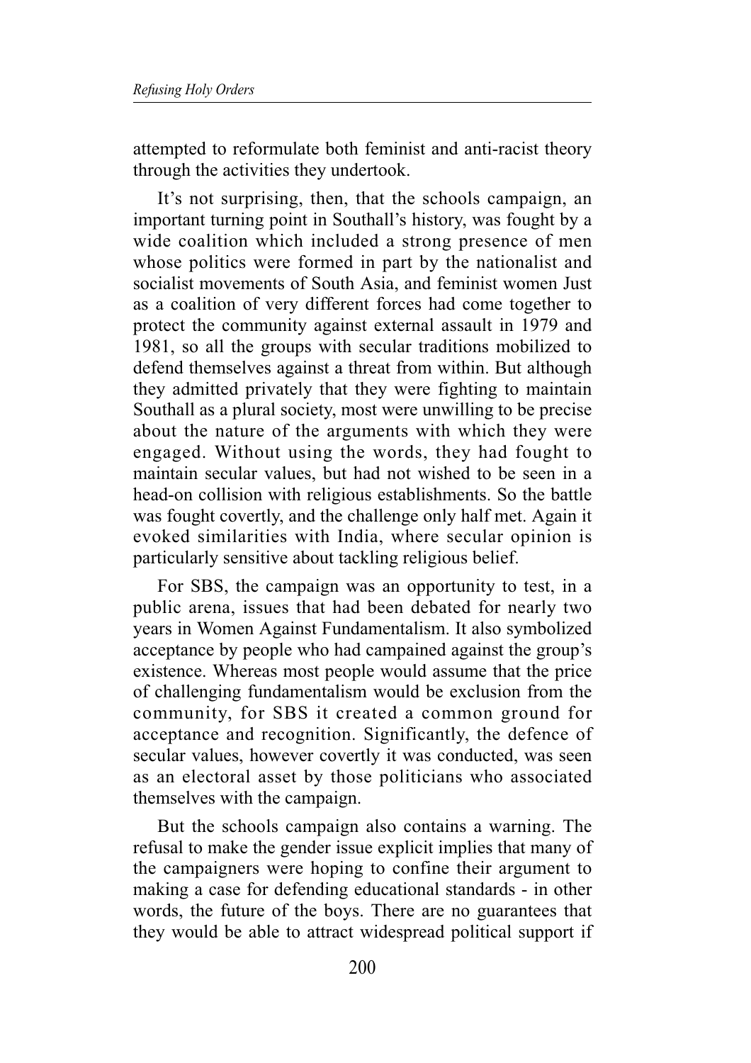attempted to reformulate both feminist and anti-racist theory through the activities they undertook.

It's not surprising, then, that the schools campaign, an important turning point in Southall's history, was fought by a wide coalition which included a strong presence of men whose politics were formed in part by the nationalist and socialist movements of South Asia, and feminist women Just as a coalition of very different forces had come together to protect the community against external assault in 1979 and 1981, so all the groups with secular traditions mobilized to defend themselves against a threat from within. But although they admitted privately that they were fighting to maintain Southall as a plural society, most were unwilling to be precise about the nature of the arguments with which they were engaged. Without using the words, they had fought to maintain secular values, but had not wished to be seen in a head-on collision with religious establishments. So the battle was fought covertly, and the challenge only half met. Again it evoked similarities with India, where secular opinion is particularly sensitive about tackling religious belief.

For SBS, the campaign was an opportunity to test, in a public arena, issues that had been debated for nearly two years in Women Against Fundamentalism. It also symbolized acceptance by people who had campained against the group's existence. Whereas most people would assume that the price of challenging fundamentalism would be exclusion from the community, for SBS it created a common ground for acceptance and recognition. Significantly, the defence of secular values, however covertly it was conducted, was seen as an electoral asset by those politicians who associated themselves with the campaign.

But the schools campaign also contains a warning. The refusal to make the gender issue explicit implies that many of the campaigners were hoping to confine their argument to making a case for defending educational standards - in other words, the future of the boys. There are no guarantees that they would be able to attract widespread political support if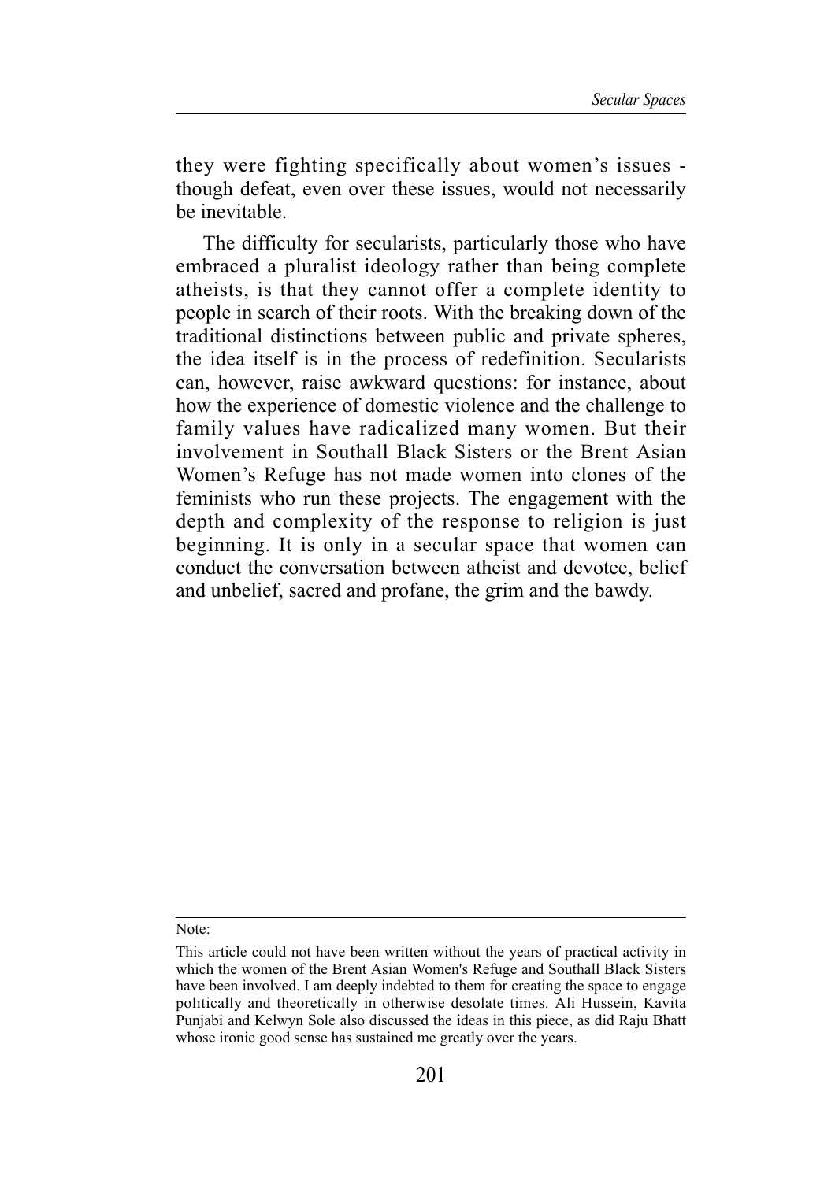they were fighting specifically about women's issues - though defeat, even over these issues, would not necessarily be inevitable.

The difficulty for secularists, particularly those who have embraced a pluralist ideology rather than being complete atheists, is that they cannot offer a complete identity to people in search of their roots. With the breaking down of the traditional distinctions between public and private spheres, the idea itself is in the process of redefinition. Secularists can, however, raise awkward questions: for instance, about how the experience of domestic violence and the challenge to family values have radicalized many women. But their involvement in Southall Black Sisters or the Brent Asian Women's Refuge has not made women into clones of the feminists who run these projects. The engagement with the depth and complexity of the response to religion is just beginning. It is only in a secular space that women can conduct the conversation between atheist and devotee, belief and unbelief, sacred and profane, the grim and the bawdy.

---

Note:

This article could not have been written without the years of practical activity in which the women of the Brent Asian Women's Refuge and Southall Black Sisters have been involved. I am deeply indebted to them for creating the space to engage politically and theoretically in otherwise desolate times. Ali Hussein, Kavita Punjabi and Kelwyn Sole also discussed the ideas in this piece, as did Raju Bhatt whose ironic good sense has sustained me greatly over the years.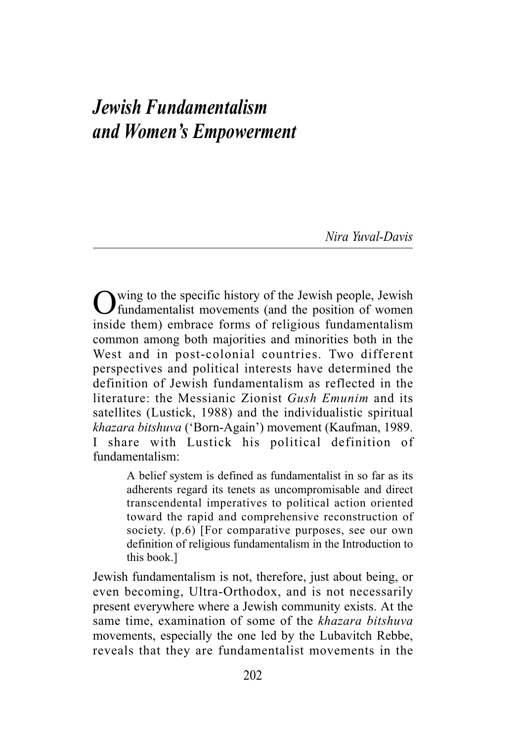# *Jewish Fundamentalism and Women's Empowerment*

*Nira Yuval-Davis*

Owing to the specific history of the Jewish people, Jewish fundamentalist movements (and the position of women inside them) embrace forms of religious fundamentalism common among both majorities and minorities both in the West and in post-colonial countries. Two different perspectives and political interests have determined the definition of Jewish fundamentalism as reflected in the literature: the Messianic Zionist *Gush Emunim* and its satellites (Lustick, 1988) and the individualistic spiritual *khazara bitshuva* ('Born-Again') movement (Kaufman, 1989. I share with Lustick his political definition of fundamentalism:

> A belief system is defined as fundamentalist in so far as its adherents regard its tenets as uncompromisable and direct transcendental imperatives to political action oriented toward the rapid and comprehensive reconstruction of society. (p.6) [For comparative purposes, see our own definition of religious fundamentalism in the Introduction to this book.]

Jewish fundamentalism is not, therefore, just about being, or even becoming, Ultra-Orthodox, and is not necessarily present everywhere where a Jewish community exists. At the same time, examination of some of the *khazara bitshuva* movements, especially the one led by the Lubavitch Rebbe, reveals that they are fundamentalist movements in the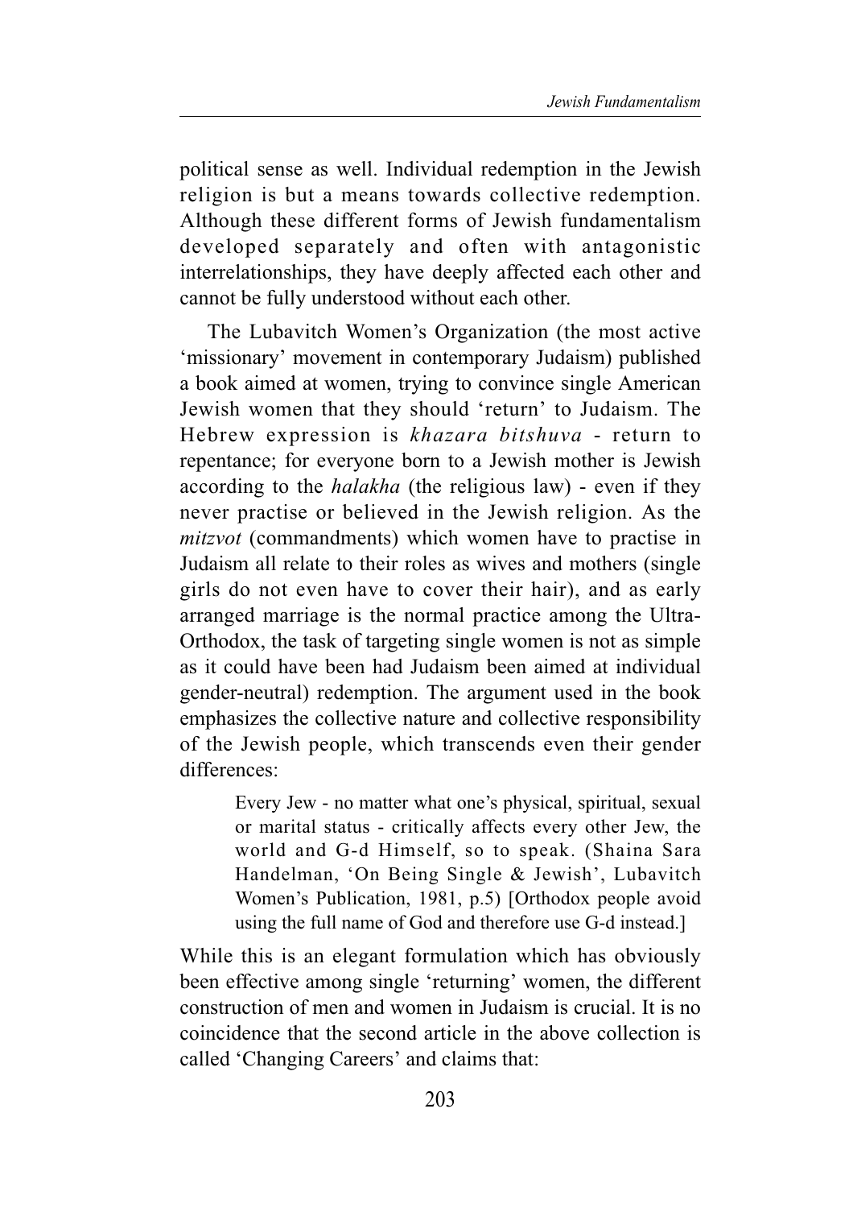political sense as well. Individual redemption in the Jewish religion is but a means towards collective redemption. Although these different forms of Jewish fundamentalism developed separately and often with antagonistic interrelationships, they have deeply affected each other and cannot be fully understood without each other.

The Lubavitch Women's Organization (the most active 'missionary' movement in contemporary Judaism) published a book aimed at women, trying to convince single American Jewish women that they should 'return' to Judaism. The Hebrew expression is *khazara bitshuva* - return to repentance; for everyone born to a Jewish mother is Jewish according to the *halakha* (the religious law) - even if they never practise or believed in the Jewish religion. As the *mitzvot* (commandments) which women have to practise in Judaism all relate to their roles as wives and mothers (single girls do not even have to cover their hair), and as early arranged marriage is the normal practice among the Ultra-Orthodox, the task of targeting single women is not as simple as it could have been had Judaism been aimed at individual gender-neutral) redemption. The argument used in the book emphasizes the collective nature and collective responsibility of the Jewish people, which transcends even their gender differences:

> Every Jew - no matter what one's physical, spiritual, sexual or marital status - critically affects every other Jew, the world and G-d Himself, so to speak. (Shaina Sara Handelman, 'On Being Single & Jewish', Lubavitch Women's Publication, 1981, p.5) [Orthodox people avoid using the full name of God and therefore use G-d instead.]

While this is an elegant formulation which has obviously been effective among single 'returning' women, the different construction of men and women in Judaism is crucial. It is no coincidence that the second article in the above collection is called 'Changing Careers' and claims that: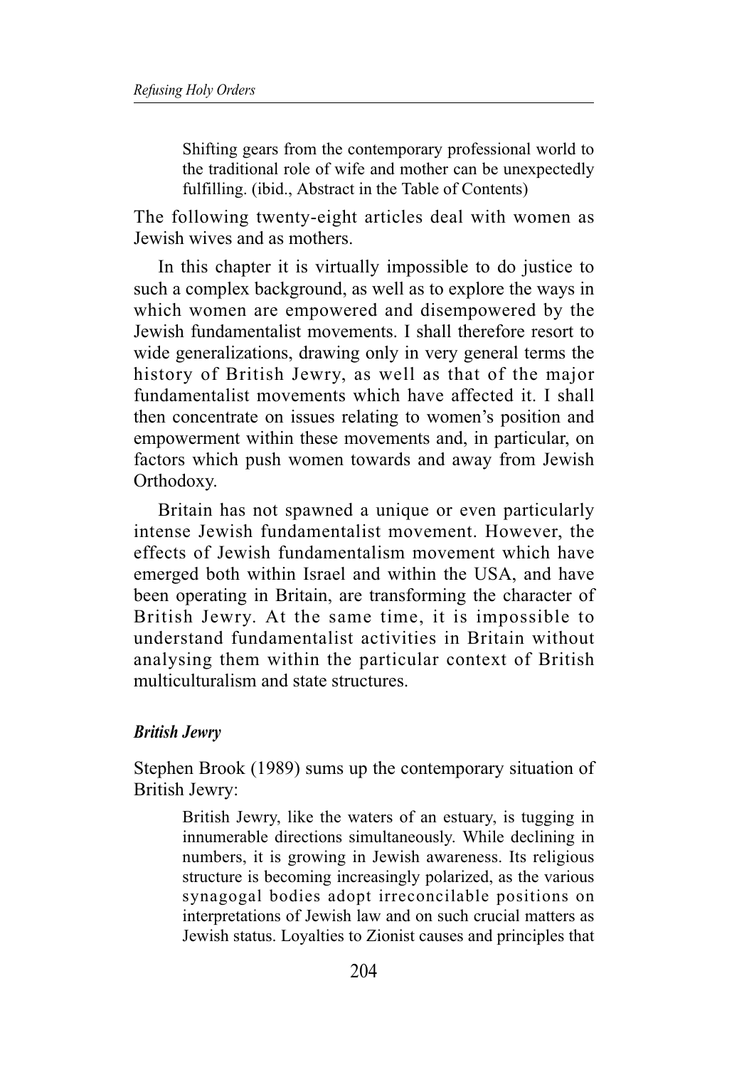> Shifting gears from the contemporary professional world to the traditional role of wife and mother can be unexpectedly fulfilling. (ibid., Abstract in the Table of Contents)

The following twenty-eight articles deal with women as Jewish wives and as mothers.

In this chapter it is virtually impossible to do justice to such a complex background, as well as to explore the ways in which women are empowered and disempowered by the Jewish fundamentalist movements. I shall therefore resort to wide generalizations, drawing only in very general terms the history of British Jewry, as well as that of the major fundamentalist movements which have affected it. I shall then concentrate on issues relating to women's position and empowerment within these movements and, in particular, on factors which push women towards and away from Jewish Orthodoxy.

Britain has not spawned a unique or even particularly intense Jewish fundamentalist movement. However, the effects of Jewish fundamentalism movement which have emerged both within Israel and within the USA, and have been operating in Britain, are transforming the character of British Jewry. At the same time, it is impossible to understand fundamentalist activities in Britain without analysing them within the particular context of British multiculturalism and state structures.

### *British Jewry*

Stephen Brook (1989) sums up the contemporary situation of British Jewry:

> British Jewry, like the waters of an estuary, is tugging in innumerable directions simultaneously. While declining in numbers, it is growing in Jewish awareness. Its religious structure is becoming increasingly polarized, as the various synagogal bodies adopt irreconcilable positions on interpretations of Jewish law and on such crucial matters as Jewish status. Loyalties to Zionist causes and principles that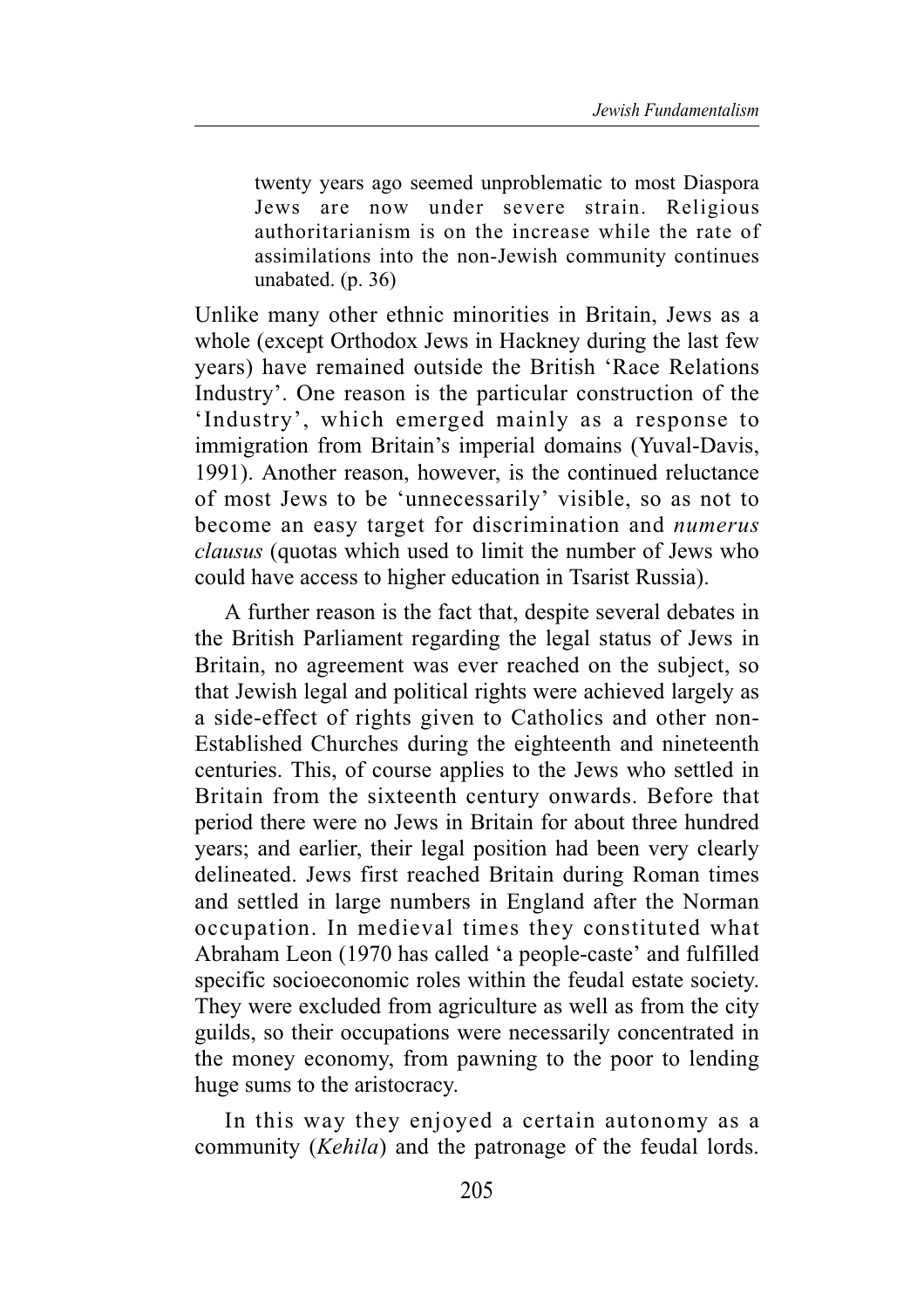> twenty years ago seemed unproblematic to most Diaspora Jews are now under severe strain. Religious authoritarianism is on the increase while the rate of assimilations into the non-Jewish community continues unabated. (p. 36)

Unlike many other ethnic minorities in Britain, Jews as a whole (except Orthodox Jews in Hackney during the last few years) have remained outside the British 'Race Relations Industry'. One reason is the particular construction of the 'Industry', which emerged mainly as a response to immigration from Britain's imperial domains (Yuval-Davis, 1991). Another reason, however, is the continued reluctance of most Jews to be 'unnecessarily' visible, so as not to become an easy target for discrimination and *numerus clausus* (quotas which used to limit the number of Jews who could have access to higher education in Tsarist Russia).

A further reason is the fact that, despite several debates in the British Parliament regarding the legal status of Jews in Britain, no agreement was ever reached on the subject, so that Jewish legal and political rights were achieved largely as a side-effect of rights given to Catholics and other non-Established Churches during the eighteenth and nineteenth centuries. This, of course applies to the Jews who settled in Britain from the sixteenth century onwards. Before that period there were no Jews in Britain for about three hundred years; and earlier, their legal position had been very clearly delineated. Jews first reached Britain during Roman times and settled in large numbers in England after the Norman occupation. In medieval times they constituted what Abraham Leon (1970 has called 'a people-caste' and fulfilled specific socioeconomic roles within the feudal estate society. They were excluded from agriculture as well as from the city guilds, so their occupations were necessarily concentrated in the money economy, from pawning to the poor to lending huge sums to the aristocracy.

In this way they enjoyed a certain autonomy as a community (*Kehila*) and the patronage of the feudal lords.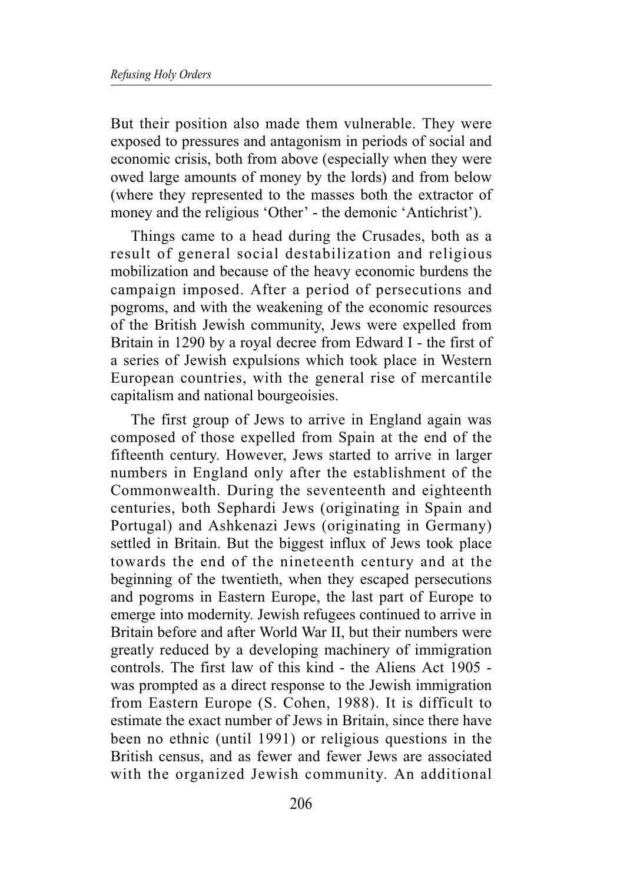But their position also made them vulnerable. They were exposed to pressures and antagonism in periods of social and economic crisis, both from above (especially when they were owed large amounts of money by the lords) and from below (where they represented to the masses both the extractor of money and the religious 'Other' - the demonic 'Antichrist').

Things came to a head during the Crusades, both as a result of general social destabilization and religious mobilization and because of the heavy economic burdens the campaign imposed. After a period of persecutions and pogroms, and with the weakening of the economic resources of the British Jewish community, Jews were expelled from Britain in 1290 by a royal decree from Edward I - the first of a series of Jewish expulsions which took place in Western European countries, with the general rise of mercantile capitalism and national bourgeoisies.

The first group of Jews to arrive in England again was composed of those expelled from Spain at the end of the fifteenth century. However, Jews started to arrive in larger numbers in England only after the establishment of the Commonwealth. During the seventeenth and eighteenth centuries, both Sephardi Jews (originating in Spain and Portugal) and Ashkenazi Jews (originating in Germany) settled in Britain. But the biggest influx of Jews took place towards the end of the nineteenth century and at the beginning of the twentieth, when they escaped persecutions and pogroms in Eastern Europe, the last part of Europe to emerge into modernity. Jewish refugees continued to arrive in Britain before and after World War II, but their numbers were greatly reduced by a developing machinery of immigration controls. The first law of this kind - the Aliens Act 1905 - was prompted as a direct response to the Jewish immigration from Eastern Europe (S. Cohen, 1988). It is difficult to estimate the exact number of Jews in Britain, since there have been no ethnic (until 1991) or religious questions in the British census, and as fewer and fewer Jews are associated with the organized Jewish community. An additional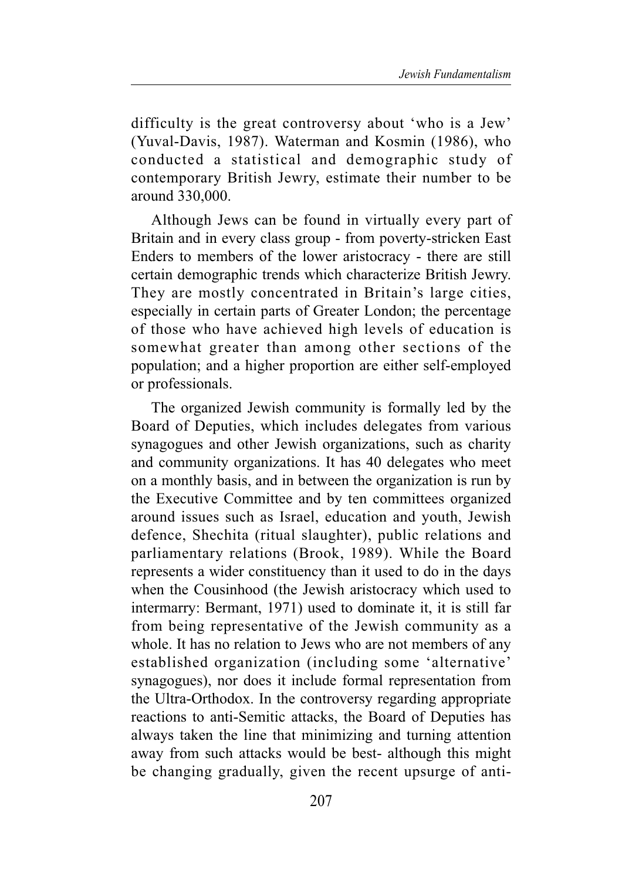difficulty is the great controversy about 'who is a Jew' (Yuval-Davis, 1987). Waterman and Kosmin (1986), who conducted a statistical and demographic study of contemporary British Jewry, estimate their number to be around 330,000.

Although Jews can be found in virtually every part of Britain and in every class group - from poverty-stricken East Enders to members of the lower aristocracy - there are still certain demographic trends which characterize British Jewry. They are mostly concentrated in Britain's large cities, especially in certain parts of Greater London; the percentage of those who have achieved high levels of education is somewhat greater than among other sections of the population; and a higher proportion are either self-employed or professionals.

The organized Jewish community is formally led by the Board of Deputies, which includes delegates from various synagogues and other Jewish organizations, such as charity and community organizations. It has 40 delegates who meet on a monthly basis, and in between the organization is run by the Executive Committee and by ten committees organized around issues such as Israel, education and youth, Jewish defence, Shechita (ritual slaughter), public relations and parliamentary relations (Brook, 1989). While the Board represents a wider constituency than it used to do in the days when the Cousinhood (the Jewish aristocracy which used to intermarry: Bermant, 1971) used to dominate it, it is still far from being representative of the Jewish community as a whole. It has no relation to Jews who are not members of any established organization (including some 'alternative' synagogues), nor does it include formal representation from the Ultra-Orthodox. In the controversy regarding appropriate reactions to anti-Semitic attacks, the Board of Deputies has always taken the line that minimizing and turning attention away from such attacks would be best- although this might be changing gradually, given the recent upsurge of anti-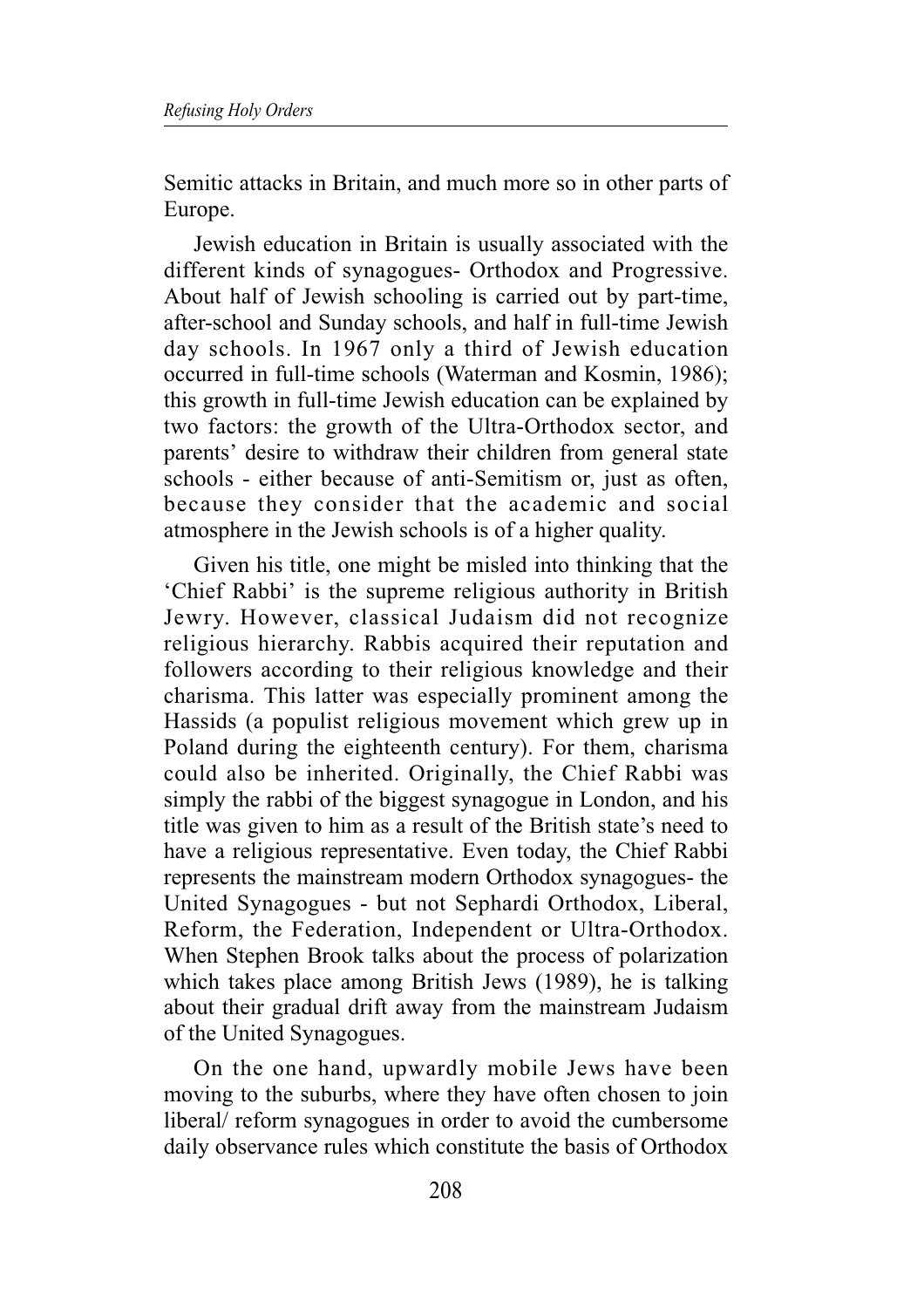Semitic attacks in Britain, and much more so in other parts of Europe.

Jewish education in Britain is usually associated with the different kinds of synagogues- Orthodox and Progressive. About half of Jewish schooling is carried out by part-time, after-school and Sunday schools, and half in full-time Jewish day schools. In 1967 only a third of Jewish education occurred in full-time schools (Waterman and Kosmin, 1986); this growth in full-time Jewish education can be explained by two factors: the growth of the Ultra-Orthodox sector, and parents' desire to withdraw their children from general state schools - either because of anti-Semitism or, just as often, because they consider that the academic and social atmosphere in the Jewish schools is of a higher quality.

Given his title, one might be misled into thinking that the 'Chief Rabbi' is the supreme religious authority in British Jewry. However, classical Judaism did not recognize religious hierarchy. Rabbis acquired their reputation and followers according to their religious knowledge and their charisma. This latter was especially prominent among the Hassids (a populist religious movement which grew up in Poland during the eighteenth century). For them, charisma could also be inherited. Originally, the Chief Rabbi was simply the rabbi of the biggest synagogue in London, and his title was given to him as a result of the British state's need to have a religious representative. Even today, the Chief Rabbi represents the mainstream modern Orthodox synagogues- the United Synagogues - but not Sephardi Orthodox, Liberal, Reform, the Federation, Independent or Ultra-Orthodox. When Stephen Brook talks about the process of polarization which takes place among British Jews (1989), he is talking about their gradual drift away from the mainstream Judaism of the United Synagogues.

On the one hand, upwardly mobile Jews have been moving to the suburbs, where they have often chosen to join liberal/ reform synagogues in order to avoid the cumbersome daily observance rules which constitute the basis of Orthodox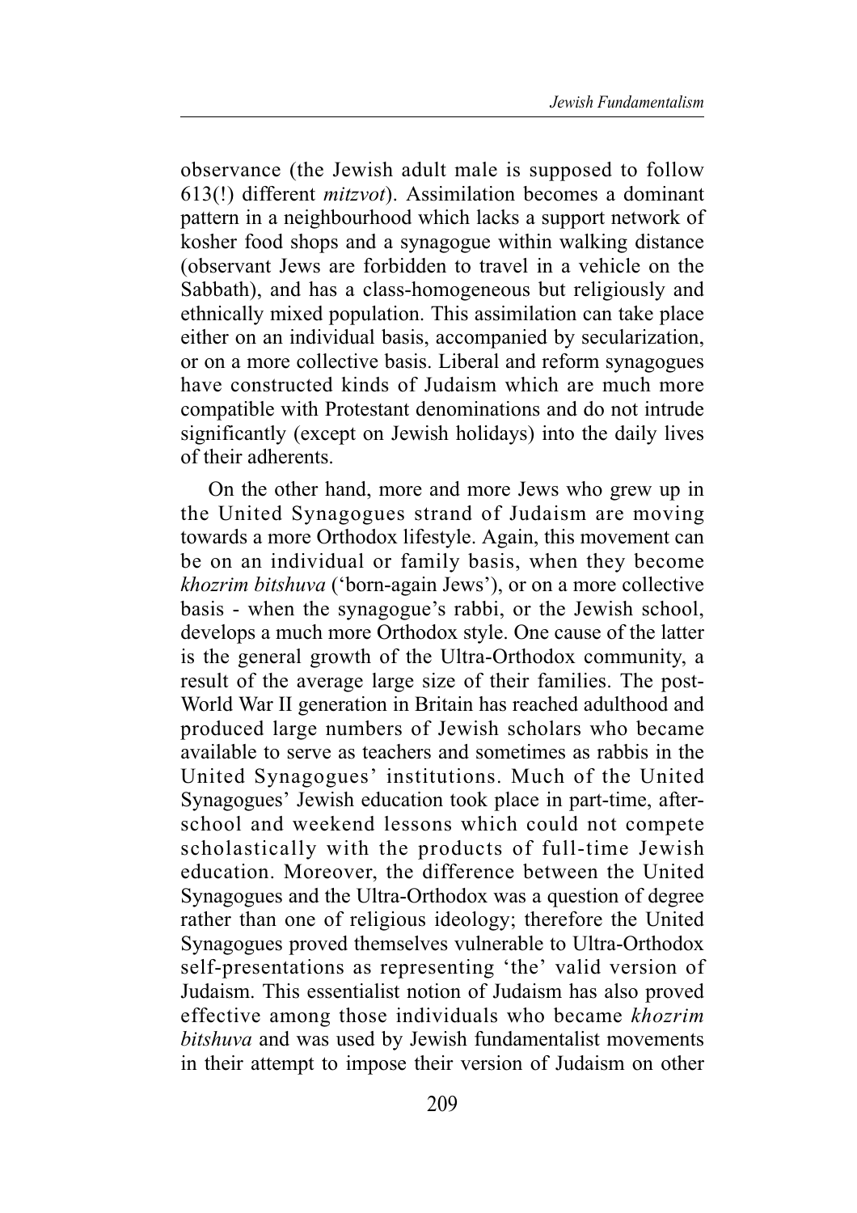observance (the Jewish adult male is supposed to follow 613(!) different *mitzvot*). Assimilation becomes a dominant pattern in a neighbourhood which lacks a support network of kosher food shops and a synagogue within walking distance (observant Jews are forbidden to travel in a vehicle on the Sabbath), and has a class-homogeneous but religiously and ethnically mixed population. This assimilation can take place either on an individual basis, accompanied by secularization, or on a more collective basis. Liberal and reform synagogues have constructed kinds of Judaism which are much more compatible with Protestant denominations and do not intrude significantly (except on Jewish holidays) into the daily lives of their adherents.

On the other hand, more and more Jews who grew up in the United Synagogues strand of Judaism are moving towards a more Orthodox lifestyle. Again, this movement can be on an individual or family basis, when they become *khozrim bitshuva* ('born-again Jews'), or on a more collective basis - when the synagogue's rabbi, or the Jewish school, develops a much more Orthodox style. One cause of the latter is the general growth of the Ultra-Orthodox community, a result of the average large size of their families. The post-World War II generation in Britain has reached adulthood and produced large numbers of Jewish scholars who became available to serve as teachers and sometimes as rabbis in the United Synagogues' institutions. Much of the United Synagogues' Jewish education took place in part-time, after-school and weekend lessons which could not compete scholastically with the products of full-time Jewish education. Moreover, the difference between the United Synagogues and the Ultra-Orthodox was a question of degree rather than one of religious ideology; therefore the United Synagogues proved themselves vulnerable to Ultra-Orthodox self-presentations as representing 'the' valid version of Judaism. This essentialist notion of Judaism has also proved effective among those individuals who became *khozrim bitshuva* and was used by Jewish fundamentalist movements in their attempt to impose their version of Judaism on other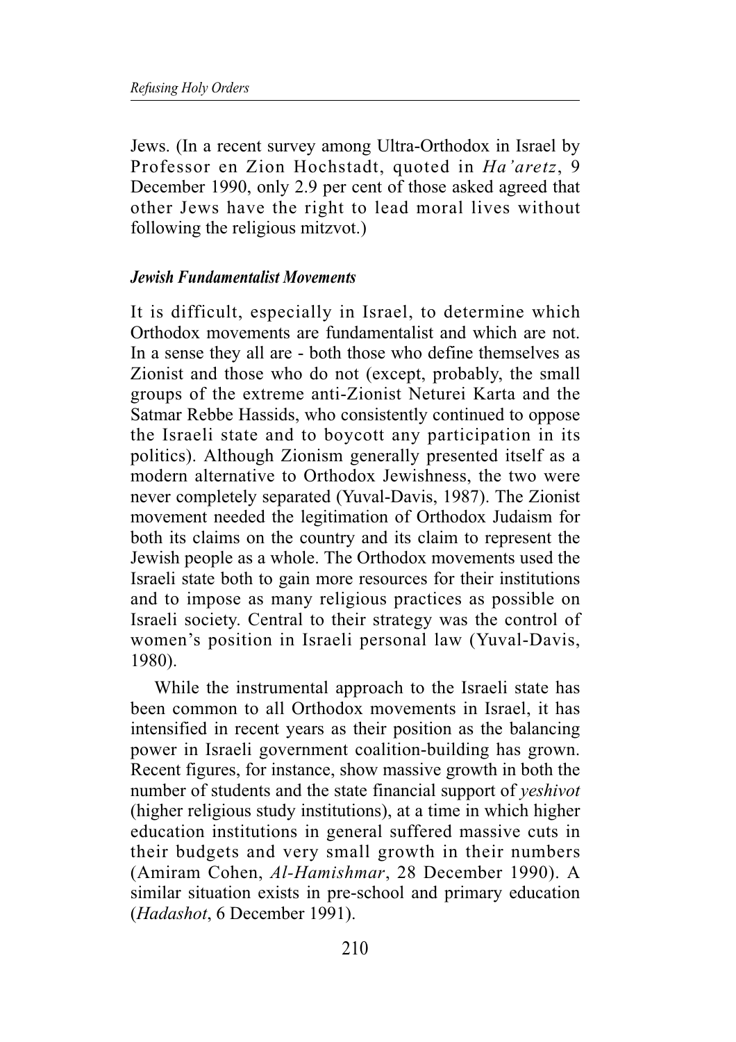Jews. (In a recent survey among Ultra-Orthodox in Israel by Professor en Zion Hochstadt, quoted in *Ha'aretz*, 9 December 1990, only 2.9 per cent of those asked agreed that other Jews have the right to lead moral lives without following the religious mitzvot.)

### *Jewish Fundamentalist Movements*

It is difficult, especially in Israel, to determine which Orthodox movements are fundamentalist and which are not. In a sense they all are - both those who define themselves as Zionist and those who do not (except, probably, the small groups of the extreme anti-Zionist Neturei Karta and the Satmar Rebbe Hassids, who consistently continued to oppose the Israeli state and to boycott any participation in its politics). Although Zionism generally presented itself as a modern alternative to Orthodox Jewishness, the two were never completely separated (Yuval-Davis, 1987). The Zionist movement needed the legitimation of Orthodox Judaism for both its claims on the country and its claim to represent the Jewish people as a whole. The Orthodox movements used the Israeli state both to gain more resources for their institutions and to impose as many religious practices as possible on Israeli society. Central to their strategy was the control of women's position in Israeli personal law (Yuval-Davis, 1980).

While the instrumental approach to the Israeli state has been common to all Orthodox movements in Israel, it has intensified in recent years as their position as the balancing power in Israeli government coalition-building has grown. Recent figures, for instance, show massive growth in both the number of students and the state financial support of *yeshivot* (higher religious study institutions), at a time in which higher education institutions in general suffered massive cuts in their budgets and very small growth in their numbers (Amiram Cohen, *Al-Hamishmar*, 28 December 1990). A similar situation exists in pre-school and primary education (*Hadashot*, 6 December 1991).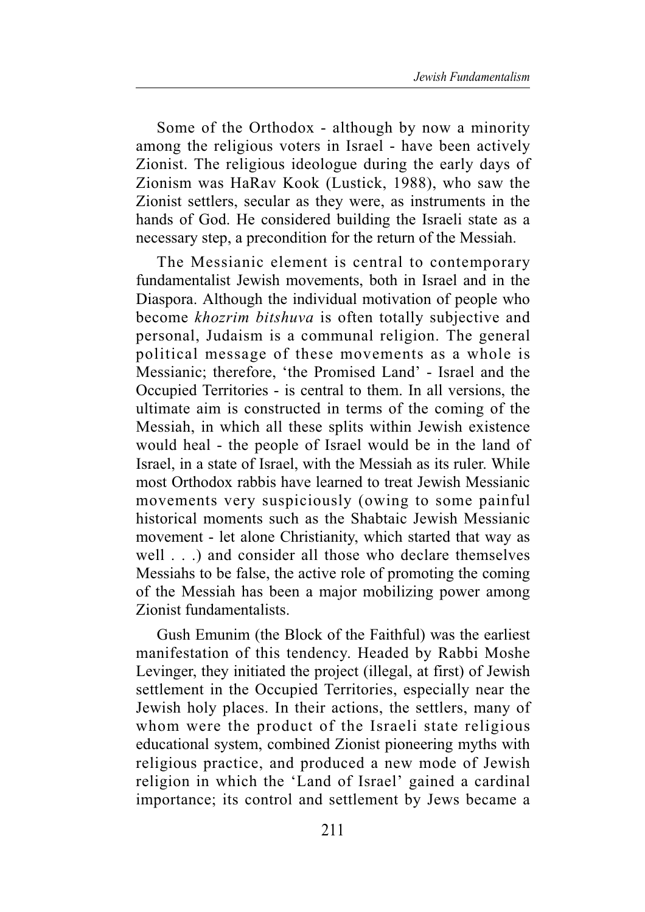Some of the Orthodox - although by now a minority among the religious voters in Israel - have been actively Zionist. The religious ideologue during the early days of Zionism was HaRav Kook (Lustick, 1988), who saw the Zionist settlers, secular as they were, as instruments in the hands of God. He considered building the Israeli state as a necessary step, a precondition for the return of the Messiah.

The Messianic element is central to contemporary fundamentalist Jewish movements, both in Israel and in the Diaspora. Although the individual motivation of people who become *khozrim bitshuva* is often totally subjective and personal, Judaism is a communal religion. The general political message of these movements as a whole is Messianic; therefore, 'the Promised Land' - Israel and the Occupied Territories - is central to them. In all versions, the ultimate aim is constructed in terms of the coming of the Messiah, in which all these splits within Jewish existence would heal - the people of Israel would be in the land of Israel, in a state of Israel, with the Messiah as its ruler. While most Orthodox rabbis have learned to treat Jewish Messianic movements very suspiciously (owing to some painful historical moments such as the Shabtaic Jewish Messianic movement - let alone Christianity, which started that way as well . . .) and consider all those who declare themselves Messiahs to be false, the active role of promoting the coming of the Messiah has been a major mobilizing power among Zionist fundamentalists.

Gush Emunim (the Block of the Faithful) was the earliest manifestation of this tendency. Headed by Rabbi Moshe Levinger, they initiated the project (illegal, at first) of Jewish settlement in the Occupied Territories, especially near the Jewish holy places. In their actions, the settlers, many of whom were the product of the Israeli state religious educational system, combined Zionist pioneering myths with religious practice, and produced a new mode of Jewish religion in which the 'Land of Israel' gained a cardinal importance; its control and settlement by Jews became a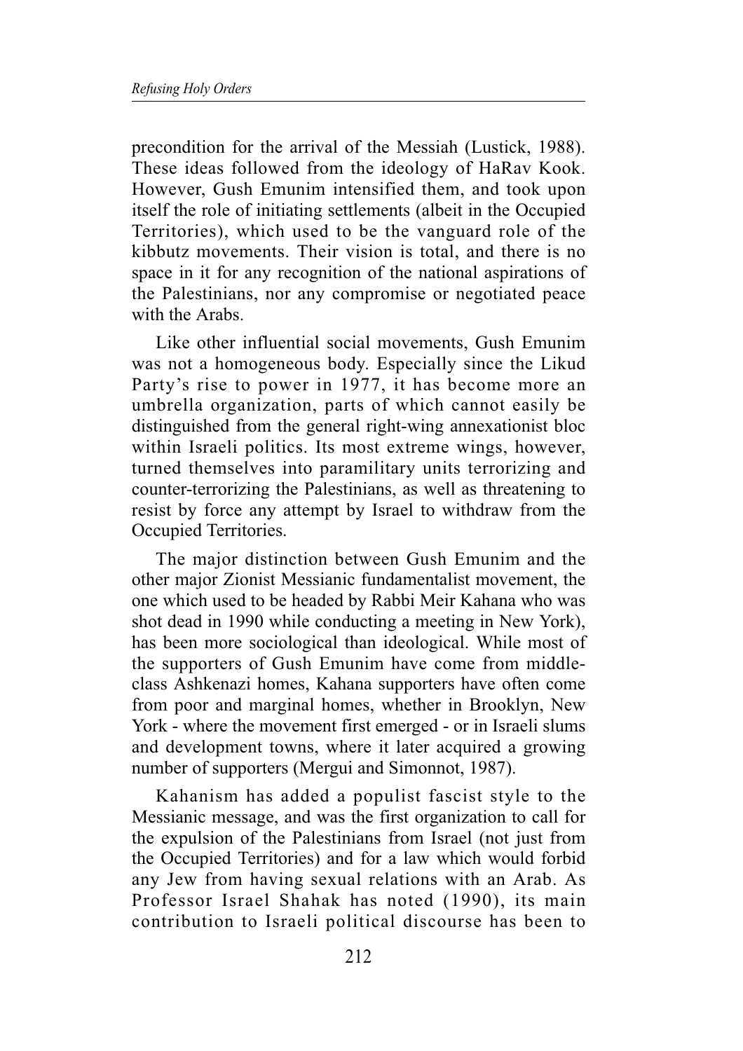precondition for the arrival of the Messiah (Lustick, 1988). These ideas followed from the ideology of HaRav Kook. However, Gush Emunim intensified them, and took upon itself the role of initiating settlements (albeit in the Occupied Territories), which used to be the vanguard role of the kibbutz movements. Their vision is total, and there is no space in it for any recognition of the national aspirations of the Palestinians, nor any compromise or negotiated peace with the Arabs.

Like other influential social movements, Gush Emunim was not a homogeneous body. Especially since the Likud Party's rise to power in 1977, it has become more an umbrella organization, parts of which cannot easily be distinguished from the general right-wing annexationist bloc within Israeli politics. Its most extreme wings, however, turned themselves into paramilitary units terrorizing and counter-terrorizing the Palestinians, as well as threatening to resist by force any attempt by Israel to withdraw from the Occupied Territories.

The major distinction between Gush Emunim and the other major Zionist Messianic fundamentalist movement, the one which used to be headed by Rabbi Meir Kahana who was shot dead in 1990 while conducting a meeting in New York), has been more sociological than ideological. While most of the supporters of Gush Emunim have come from middle-class Ashkenazi homes, Kahana supporters have often come from poor and marginal homes, whether in Brooklyn, New York - where the movement first emerged - or in Israeli slums and development towns, where it later acquired a growing number of supporters (Mergui and Simonnot, 1987).

Kahanism has added a populist fascist style to the Messianic message, and was the first organization to call for the expulsion of the Palestinians from Israel (not just from the Occupied Territories) and for a law which would forbid any Jew from having sexual relations with an Arab. As Professor Israel Shahak has noted (1990), its main contribution to Israeli political discourse has been to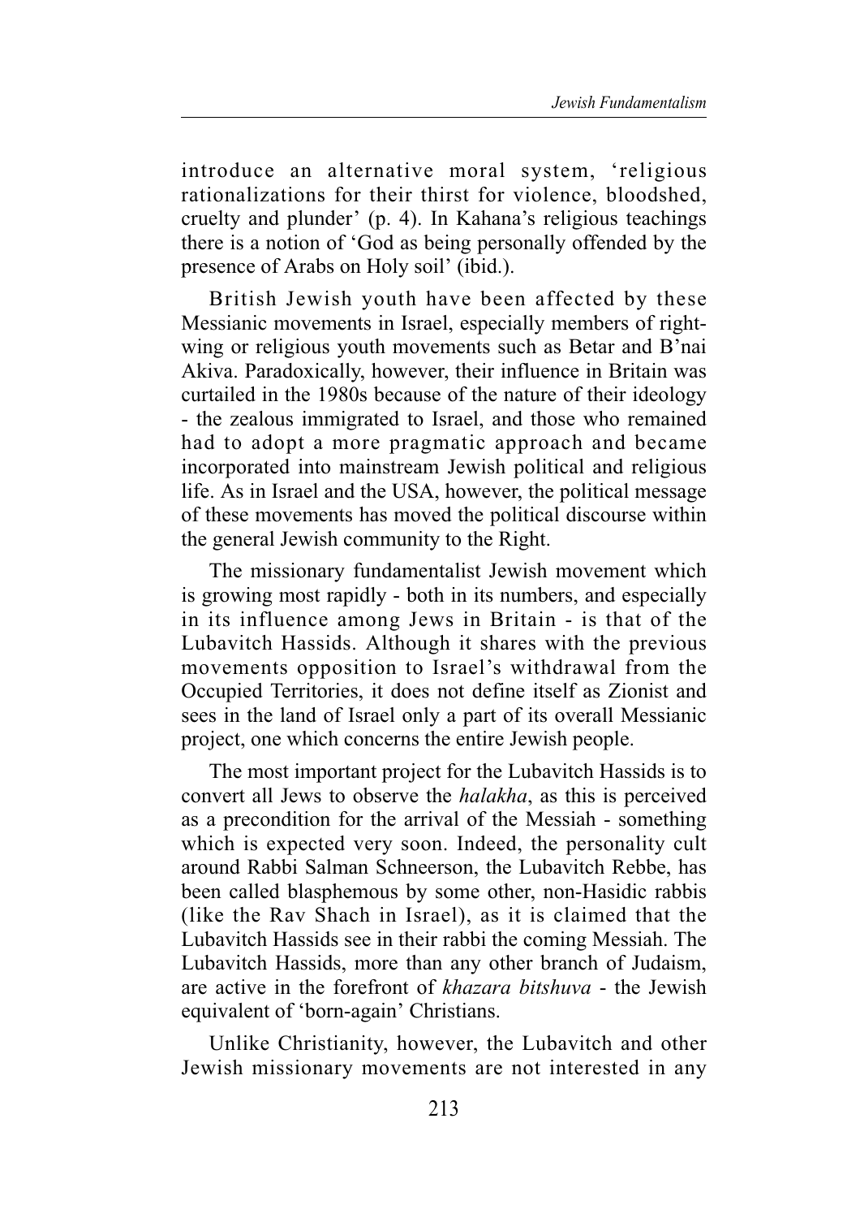introduce an alternative moral system, 'religious rationalizations for their thirst for violence, bloodshed, cruelty and plunder' (p. 4). In Kahana's religious teachings there is a notion of 'God as being personally offended by the presence of Arabs on Holy soil' (ibid.).

British Jewish youth have been affected by these Messianic movements in Israel, especially members of right-wing or religious youth movements such as Betar and B'nai Akiva. Paradoxically, however, their influence in Britain was curtailed in the 1980s because of the nature of their ideology - the zealous immigrated to Israel, and those who remained had to adopt a more pragmatic approach and became incorporated into mainstream Jewish political and religious life. As in Israel and the USA, however, the political message of these movements has moved the political discourse within the general Jewish community to the Right.

The missionary fundamentalist Jewish movement which is growing most rapidly - both in its numbers, and especially in its influence among Jews in Britain - is that of the Lubavitch Hassids. Although it shares with the previous movements opposition to Israel's withdrawal from the Occupied Territories, it does not define itself as Zionist and sees in the land of Israel only a part of its overall Messianic project, one which concerns the entire Jewish people.

The most important project for the Lubavitch Hassids is to convert all Jews to observe the *halakha*, as this is perceived as a precondition for the arrival of the Messiah - something which is expected very soon. Indeed, the personality cult around Rabbi Salman Schneerson, the Lubavitch Rebbe, has been called blasphemous by some other, non-Hasidic rabbis (like the Rav Shach in Israel), as it is claimed that the Lubavitch Hassids see in their rabbi the coming Messiah. The Lubavitch Hassids, more than any other branch of Judaism, are active in the forefront of *khazara bitshuva* - the Jewish equivalent of 'born-again' Christians.

Unlike Christianity, however, the Lubavitch and other Jewish missionary movements are not interested in any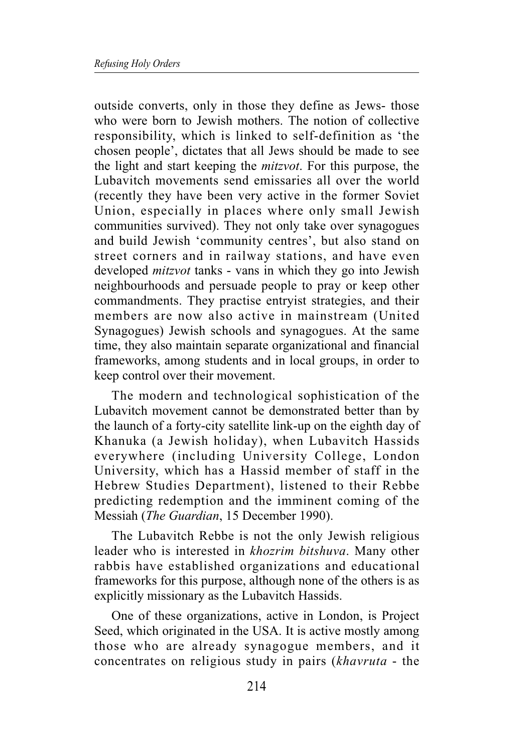outside converts, only in those they define as Jews- those who were born to Jewish mothers. The notion of collective responsibility, which is linked to self-definition as 'the chosen people', dictates that all Jews should be made to see the light and start keeping the *mitzvot*. For this purpose, the Lubavitch movements send emissaries all over the world (recently they have been very active in the former Soviet Union, especially in places where only small Jewish communities survived). They not only take over synagogues and build Jewish 'community centres', but also stand on street corners and in railway stations, and have even developed *mitzvot* tanks - vans in which they go into Jewish neighbourhoods and persuade people to pray or keep other commandments. They practise entryist strategies, and their members are now also active in mainstream (United Synagogues) Jewish schools and synagogues. At the same time, they also maintain separate organizational and financial frameworks, among students and in local groups, in order to keep control over their movement.

The modern and technological sophistication of the Lubavitch movement cannot be demonstrated better than by the launch of a forty-city satellite link-up on the eighth day of Khanuka (a Jewish holiday), when Lubavitch Hassids everywhere (including University College, London University, which has a Hassid member of staff in the Hebrew Studies Department), listened to their Rebbe predicting redemption and the imminent coming of the Messiah (*The Guardian*, 15 December 1990).

The Lubavitch Rebbe is not the only Jewish religious leader who is interested in *khozrim bitshuva*. Many other rabbis have established organizations and educational frameworks for this purpose, although none of the others is as explicitly missionary as the Lubavitch Hassids.

One of these organizations, active in London, is Project Seed, which originated in the USA. It is active mostly among those who are already synagogue members, and it concentrates on religious study in pairs (*khavruta* - the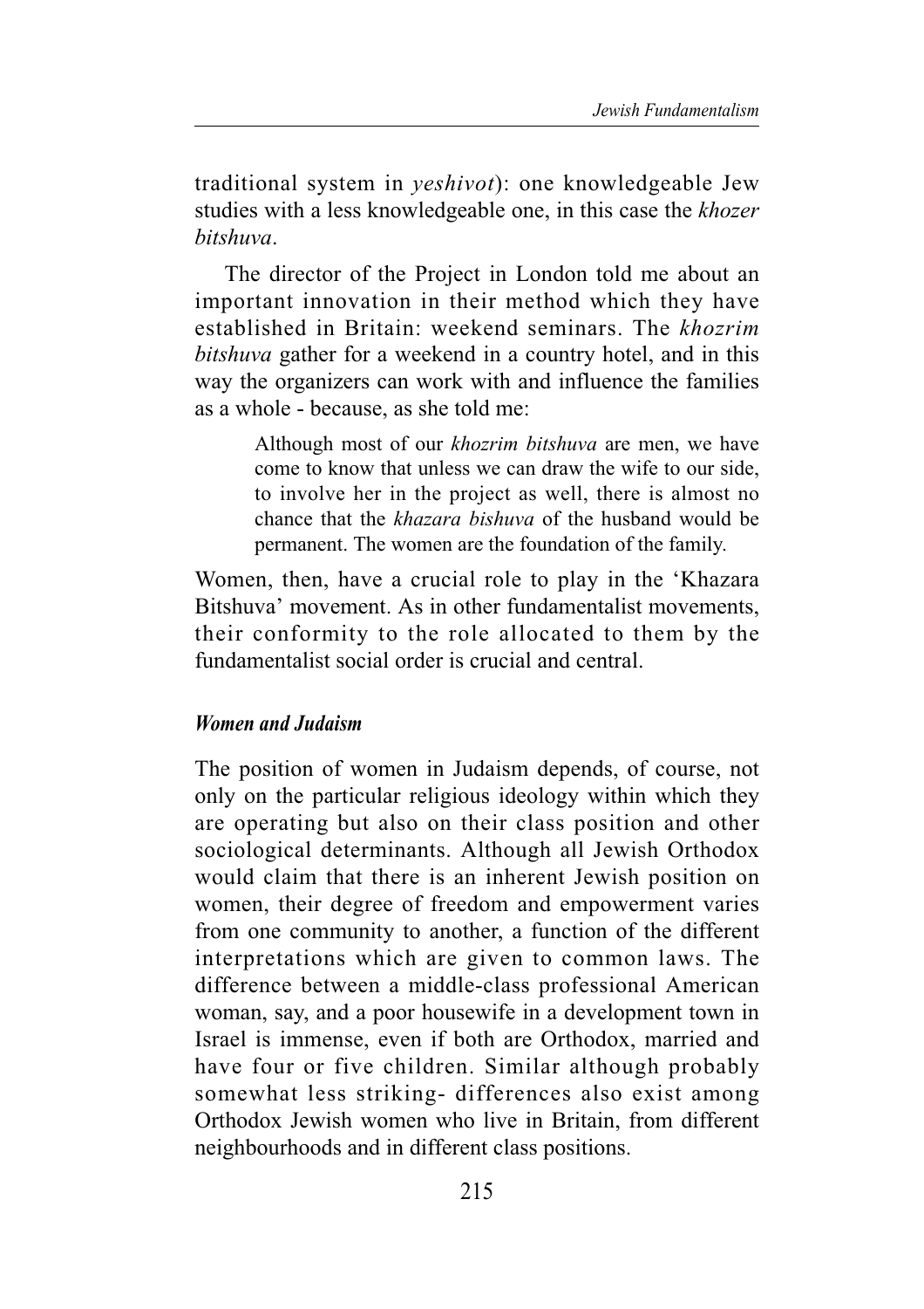traditional system in *yeshivot*): one knowledgeable Jew studies with a less knowledgeable one, in this case the *khozer bitshuva*.

The director of the Project in London told me about an important innovation in their method which they have established in Britain: weekend seminars. The *khozrim bitshuva* gather for a weekend in a country hotel, and in this way the organizers can work with and influence the families as a whole - because, as she told me:

> Although most of our *khozrim bitshuva* are men, we have come to know that unless we can draw the wife to our side, to involve her in the project as well, there is almost no chance that the *khazara bishuva* of the husband would be permanent. The women are the foundation of the family.

Women, then, have a crucial role to play in the 'Khazara Bitshuva' movement. As in other fundamentalist movements, their conformity to the role allocated to them by the fundamentalist social order is crucial and central.

### *Women and Judaism*

The position of women in Judaism depends, of course, not only on the particular religious ideology within which they are operating but also on their class position and other sociological determinants. Although all Jewish Orthodox would claim that there is an inherent Jewish position on women, their degree of freedom and empowerment varies from one community to another, a function of the different interpretations which are given to common laws. The difference between a middle-class professional American woman, say, and a poor housewife in a development town in Israel is immense, even if both are Orthodox, married and have four or five children. Similar although probably somewhat less striking- differences also exist among Orthodox Jewish women who live in Britain, from different neighbourhoods and in different class positions.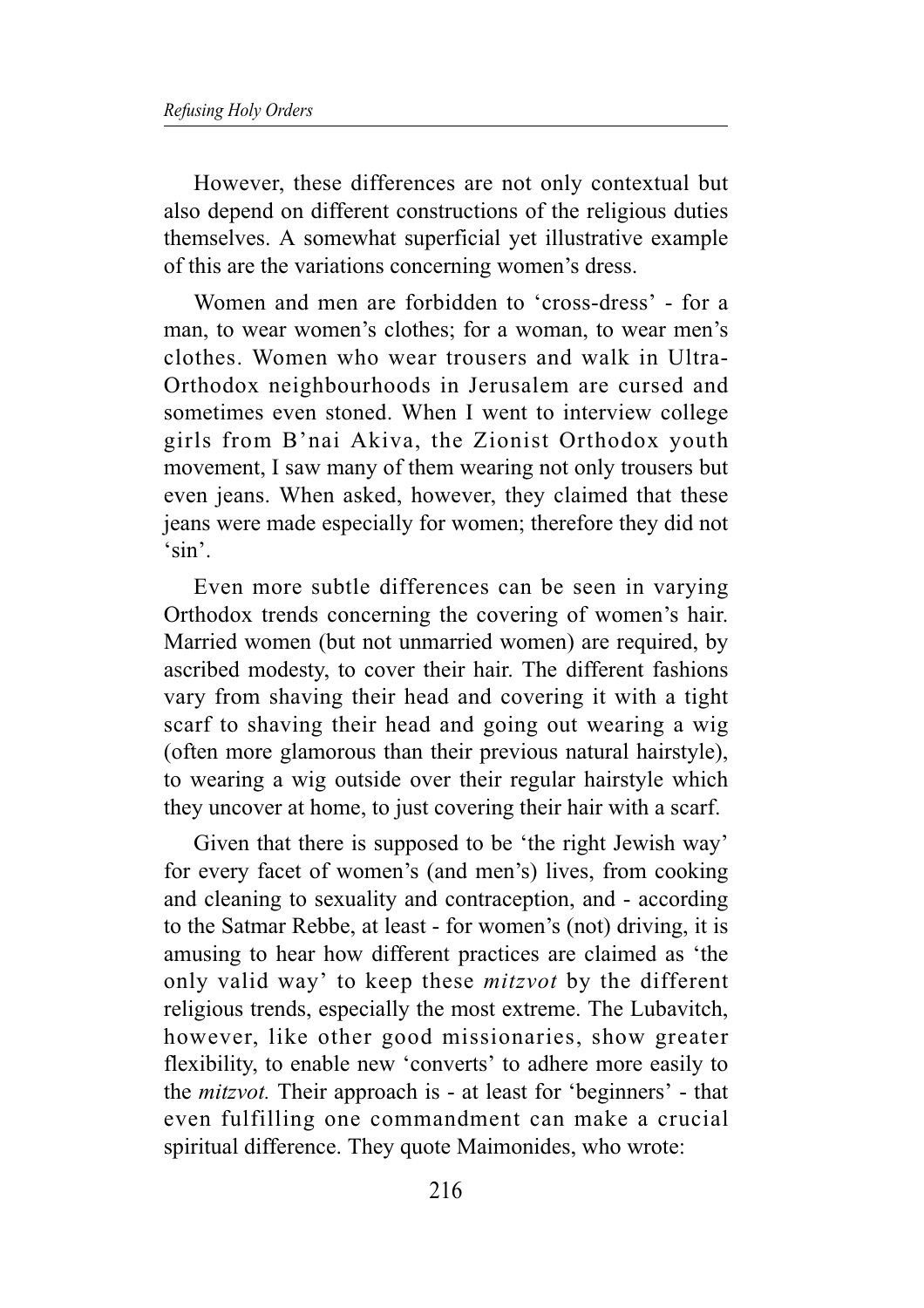However, these differences are not only contextual but also depend on different constructions of the religious duties themselves. A somewhat superficial yet illustrative example of this are the variations concerning women's dress.

Women and men are forbidden to 'cross-dress' - for a man, to wear women's clothes; for a woman, to wear men's clothes. Women who wear trousers and walk in Ultra-Orthodox neighbourhoods in Jerusalem are cursed and sometimes even stoned. When I went to interview college girls from B'nai Akiva, the Zionist Orthodox youth movement, I saw many of them wearing not only trousers but even jeans. When asked, however, they claimed that these jeans were made especially for women; therefore they did not 'sin'.

Even more subtle differences can be seen in varying Orthodox trends concerning the covering of women's hair. Married women (but not unmarried women) are required, by ascribed modesty, to cover their hair. The different fashions vary from shaving their head and covering it with a tight scarf to shaving their head and going out wearing a wig (often more glamorous than their previous natural hairstyle), to wearing a wig outside over their regular hairstyle which they uncover at home, to just covering their hair with a scarf.

Given that there is supposed to be 'the right Jewish way' for every facet of women's (and men's) lives, from cooking and cleaning to sexuality and contraception, and - according to the Satmar Rebbe, at least - for women's (not) driving, it is amusing to hear how different practices are claimed as 'the only valid way' to keep these *mitzvot* by the different religious trends, especially the most extreme. The Lubavitch, however, like other good missionaries, show greater flexibility, to enable new 'converts' to adhere more easily to the *mitzvot.* Their approach is - at least for 'beginners' - that even fulfilling one commandment can make a crucial spiritual difference. They quote Maimonides, who wrote: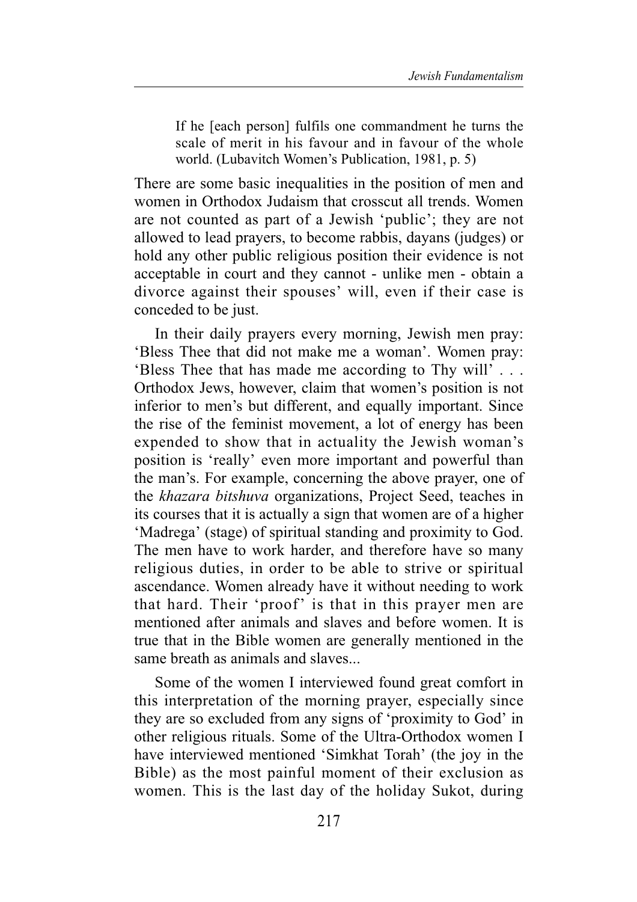> If he [each person] fulfils one commandment he turns the scale of merit in his favour and in favour of the whole world. (Lubavitch Women's Publication, 1981, p. 5)

There are some basic inequalities in the position of men and women in Orthodox Judaism that crosscut all trends. Women are not counted as part of a Jewish 'public'; they are not allowed to lead prayers, to become rabbis, dayans (judges) or hold any other public religious position their evidence is not acceptable in court and they cannot - unlike men - obtain a divorce against their spouses' will, even if their case is conceded to be just.

In their daily prayers every morning, Jewish men pray: 'Bless Thee that did not make me a woman'. Women pray: 'Bless Thee that has made me according to Thy will' . . . Orthodox Jews, however, claim that women's position is not inferior to men's but different, and equally important. Since the rise of the feminist movement, a lot of energy has been expended to show that in actuality the Jewish woman's position is 'really' even more important and powerful than the man's. For example, concerning the above prayer, one of the *khazara bitshuva* organizations, Project Seed, teaches in its courses that it is actually a sign that women are of a higher 'Madrega' (stage) of spiritual standing and proximity to God. The men have to work harder, and therefore have so many religious duties, in order to be able to strive or spiritual ascendance. Women already have it without needing to work that hard. Their 'proof' is that in this prayer men are mentioned after animals and slaves and before women. It is true that in the Bible women are generally mentioned in the same breath as animals and slaves...

Some of the women I interviewed found great comfort in this interpretation of the morning prayer, especially since they are so excluded from any signs of 'proximity to God' in other religious rituals. Some of the Ultra-Orthodox women I have interviewed mentioned 'Simkhat Torah' (the joy in the Bible) as the most painful moment of their exclusion as women. This is the last day of the holiday Sukot, during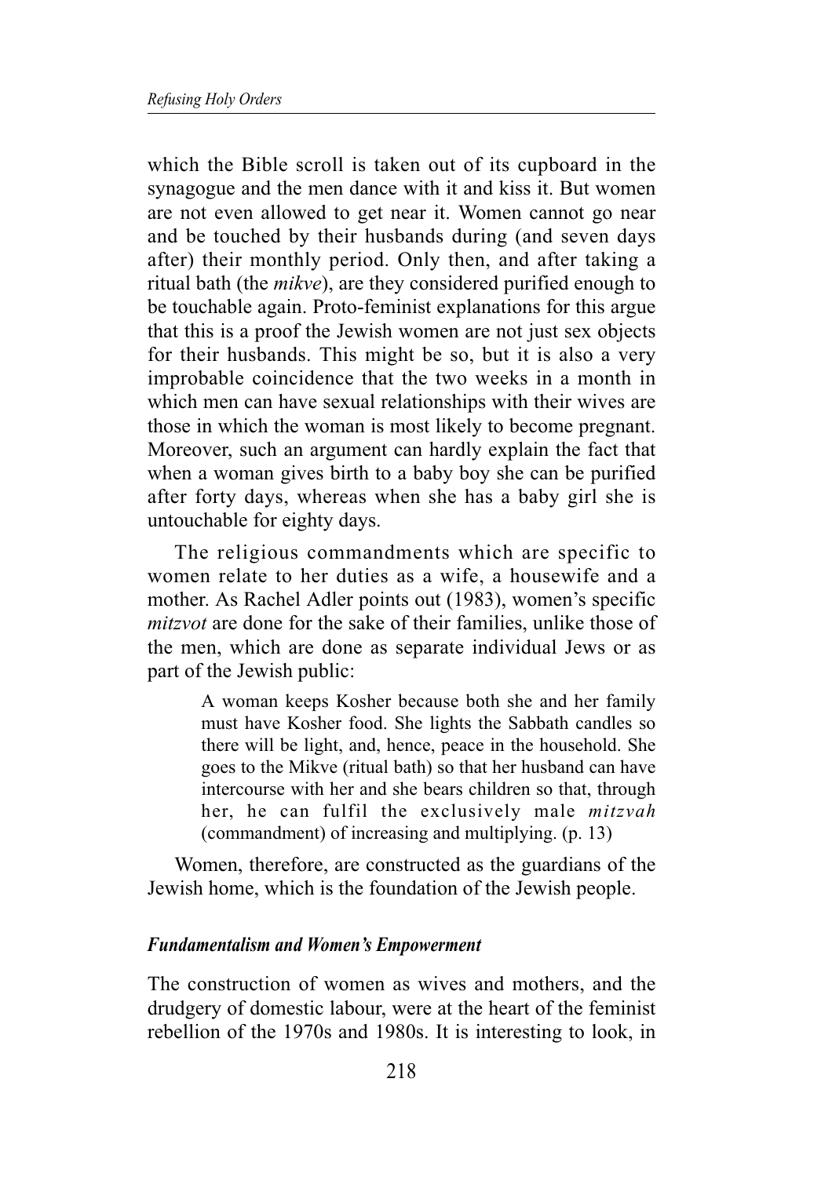which the Bible scroll is taken out of its cupboard in the synagogue and the men dance with it and kiss it. But women are not even allowed to get near it. Women cannot go near and be touched by their husbands during (and seven days after) their monthly period. Only then, and after taking a ritual bath (the *mikve*), are they considered purified enough to be touchable again. Proto-feminist explanations for this argue that this is a proof the Jewish women are not just sex objects for their husbands. This might be so, but it is also a very improbable coincidence that the two weeks in a month in which men can have sexual relationships with their wives are those in which the woman is most likely to become pregnant. Moreover, such an argument can hardly explain the fact that when a woman gives birth to a baby boy she can be purified after forty days, whereas when she has a baby girl she is untouchable for eighty days.

The religious commandments which are specific to women relate to her duties as a wife, a housewife and a mother. As Rachel Adler points out (1983), women's specific *mitzvot* are done for the sake of their families, unlike those of the men, which are done as separate individual Jews or as part of the Jewish public:

> A woman keeps Kosher because both she and her family must have Kosher food. She lights the Sabbath candles so there will be light, and, hence, peace in the household. She goes to the Mikve (ritual bath) so that her husband can have intercourse with her and she bears children so that, through her, he can fulfil the exclusively male *mitzvah* (commandment) of increasing and multiplying. (p. 13)

Women, therefore, are constructed as the guardians of the Jewish home, which is the foundation of the Jewish people.

### *Fundamentalism and Women's Empowerment*

The construction of women as wives and mothers, and the drudgery of domestic labour, were at the heart of the feminist rebellion of the 1970s and 1980s. It is interesting to look, in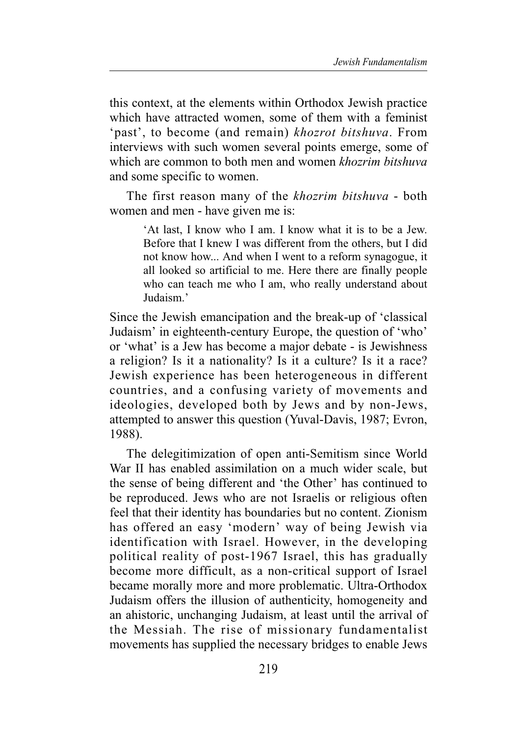this context, at the elements within Orthodox Jewish practice which have attracted women, some of them with a feminist 'past', to become (and remain) *khozrot bitshuva*. From interviews with such women several points emerge, some of which are common to both men and women *khozrim bitshuva* and some specific to women.

The first reason many of the *khozrim bitshuva* - both women and men - have given me is:

> 'At last, I know who I am. I know what it is to be a Jew. Before that I knew I was different from the others, but I did not know how... And when I went to a reform synagogue, it all looked so artificial to me. Here there are finally people who can teach me who I am, who really understand about Judaism.'

Since the Jewish emancipation and the break-up of 'classical Judaism' in eighteenth-century Europe, the question of 'who' or 'what' is a Jew has become a major debate - is Jewishness a religion? Is it a nationality? Is it a culture? Is it a race? Jewish experience has been heterogeneous in different countries, and a confusing variety of movements and ideologies, developed both by Jews and by non-Jews, attempted to answer this question (Yuval-Davis, 1987; Evron, 1988).

The delegitimization of open anti-Semitism since World War II has enabled assimilation on a much wider scale, but the sense of being different and 'the Other' has continued to be reproduced. Jews who are not Israelis or religious often feel that their identity has boundaries but no content. Zionism has offered an easy 'modern' way of being Jewish via identification with Israel. However, in the developing political reality of post-1967 Israel, this has gradually become more difficult, as a non-critical support of Israel became morally more and more problematic. Ultra-Orthodox Judaism offers the illusion of authenticity, homogeneity and an ahistoric, unchanging Judaism, at least until the arrival of the Messiah. The rise of missionary fundamentalist movements has supplied the necessary bridges to enable Jews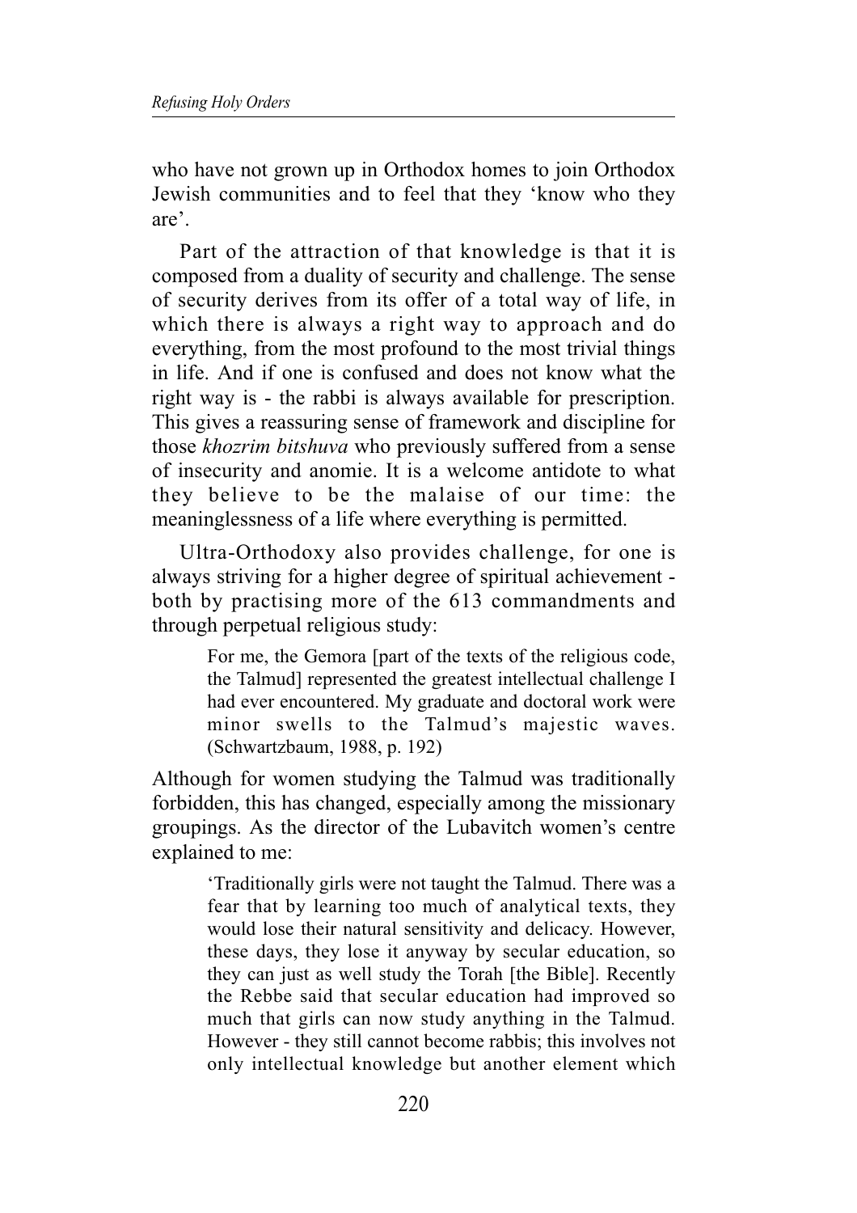who have not grown up in Orthodox homes to join Orthodox Jewish communities and to feel that they 'know who they are'.

Part of the attraction of that knowledge is that it is composed from a duality of security and challenge. The sense of security derives from its offer of a total way of life, in which there is always a right way to approach and do everything, from the most profound to the most trivial things in life. And if one is confused and does not know what the right way is - the rabbi is always available for prescription. This gives a reassuring sense of framework and discipline for those *khozrim bitshuva* who previously suffered from a sense of insecurity and anomie. It is a welcome antidote to what they believe to be the malaise of our time: the meaninglessness of a life where everything is permitted.

Ultra-Orthodoxy also provides challenge, for one is always striving for a higher degree of spiritual achievement - both by practising more of the 613 commandments and through perpetual religious study:

> For me, the Gemora [part of the texts of the religious code, the Talmud] represented the greatest intellectual challenge I had ever encountered. My graduate and doctoral work were minor swells to the Talmud's majestic waves. (Schwartzbaum, 1988, p. 192)

Although for women studying the Talmud was traditionally forbidden, this has changed, especially among the missionary groupings. As the director of the Lubavitch women's centre explained to me:

> 'Traditionally girls were not taught the Talmud. There was a fear that by learning too much of analytical texts, they would lose their natural sensitivity and delicacy. However, these days, they lose it anyway by secular education, so they can just as well study the Torah [the Bible]. Recently the Rebbe said that secular education had improved so much that girls can now study anything in the Talmud. However - they still cannot become rabbis; this involves not only intellectual knowledge but another element which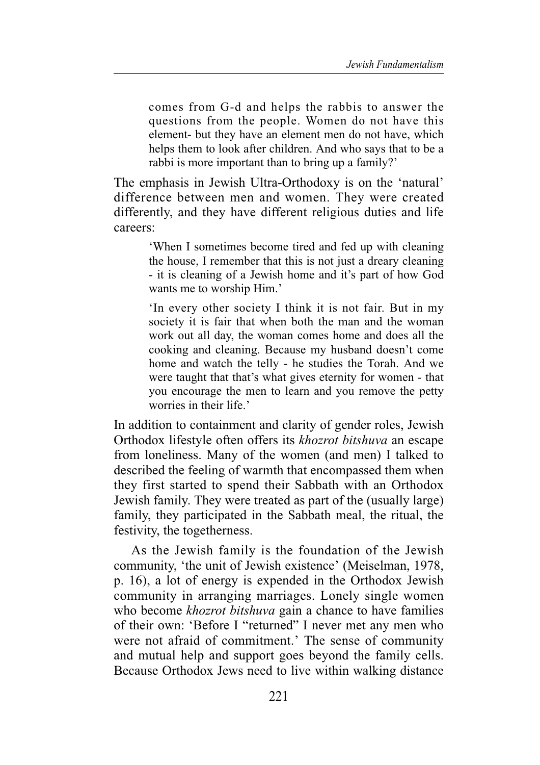> comes from G-d and helps the rabbis to answer the questions from the people. Women do not have this element- but they have an element men do not have, which helps them to look after children. And who says that to be a rabbi is more important than to bring up a family?'

The emphasis in Jewish Ultra-Orthodoxy is on the 'natural' difference between men and women. They were created differently, and they have different religious duties and life careers:

> 'When I sometimes become tired and fed up with cleaning the house, I remember that this is not just a dreary cleaning - it is cleaning of a Jewish home and it's part of how God wants me to worship Him.'
>
> 'In every other society I think it is not fair. But in my society it is fair that when both the man and the woman work out all day, the woman comes home and does all the cooking and cleaning. Because my husband doesn't come home and watch the telly - he studies the Torah. And we were taught that that's what gives eternity for women - that you encourage the men to learn and you remove the petty worries in their life.'

In addition to containment and clarity of gender roles, Jewish Orthodox lifestyle often offers its *khozrot bitshuva* an escape from loneliness. Many of the women (and men) I talked to described the feeling of warmth that encompassed them when they first started to spend their Sabbath with an Orthodox Jewish family. They were treated as part of the (usually large) family, they participated in the Sabbath meal, the ritual, the festivity, the togetherness.

As the Jewish family is the foundation of the Jewish community, 'the unit of Jewish existence' (Meiselman, 1978, p. 16), a lot of energy is expended in the Orthodox Jewish community in arranging marriages. Lonely single women who become *khozrot bitshuva* gain a chance to have families of their own: 'Before I "returned" I never met any men who were not afraid of commitment.' The sense of community and mutual help and support goes beyond the family cells. Because Orthodox Jews need to live within walking distance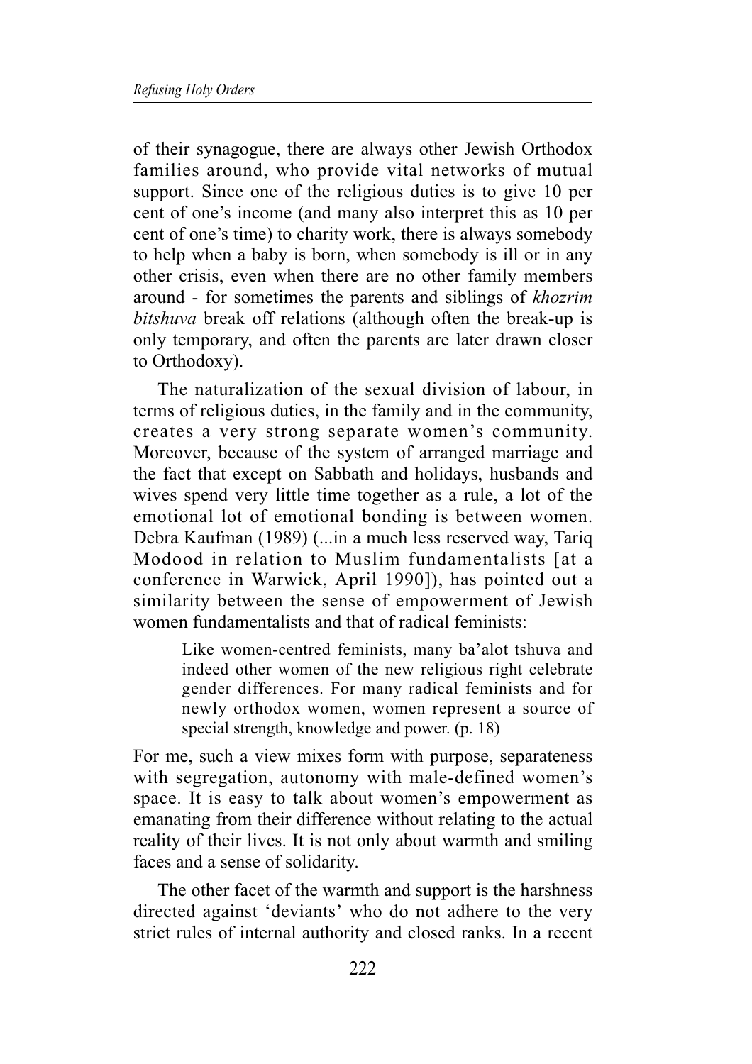of their synagogue, there are always other Jewish Orthodox families around, who provide vital networks of mutual support. Since one of the religious duties is to give 10 per cent of one's income (and many also interpret this as 10 per cent of one's time) to charity work, there is always somebody to help when a baby is born, when somebody is ill or in any other crisis, even when there are no other family members around - for sometimes the parents and siblings of *khozrim bitshuva* break off relations (although often the break-up is only temporary, and often the parents are later drawn closer to Orthodoxy).

The naturalization of the sexual division of labour, in terms of religious duties, in the family and in the community, creates a very strong separate women's community. Moreover, because of the system of arranged marriage and the fact that except on Sabbath and holidays, husbands and wives spend very little time together as a rule, a lot of the emotional lot of emotional bonding is between women. Debra Kaufman (1989) (...in a much less reserved way, Tariq Modood in relation to Muslim fundamentalists [at a conference in Warwick, April 1990]), has pointed out a similarity between the sense of empowerment of Jewish women fundamentalists and that of radical feminists:

> Like women-centred feminists, many ba'alot tshuva and indeed other women of the new religious right celebrate gender differences. For many radical feminists and for newly orthodox women, women represent a source of special strength, knowledge and power. (p. 18)

For me, such a view mixes form with purpose, separateness with segregation, autonomy with male-defined women's space. It is easy to talk about women's empowerment as emanating from their difference without relating to the actual reality of their lives. It is not only about warmth and smiling faces and a sense of solidarity.

The other facet of the warmth and support is the harshness directed against 'deviants' who do not adhere to the very strict rules of internal authority and closed ranks. In a recent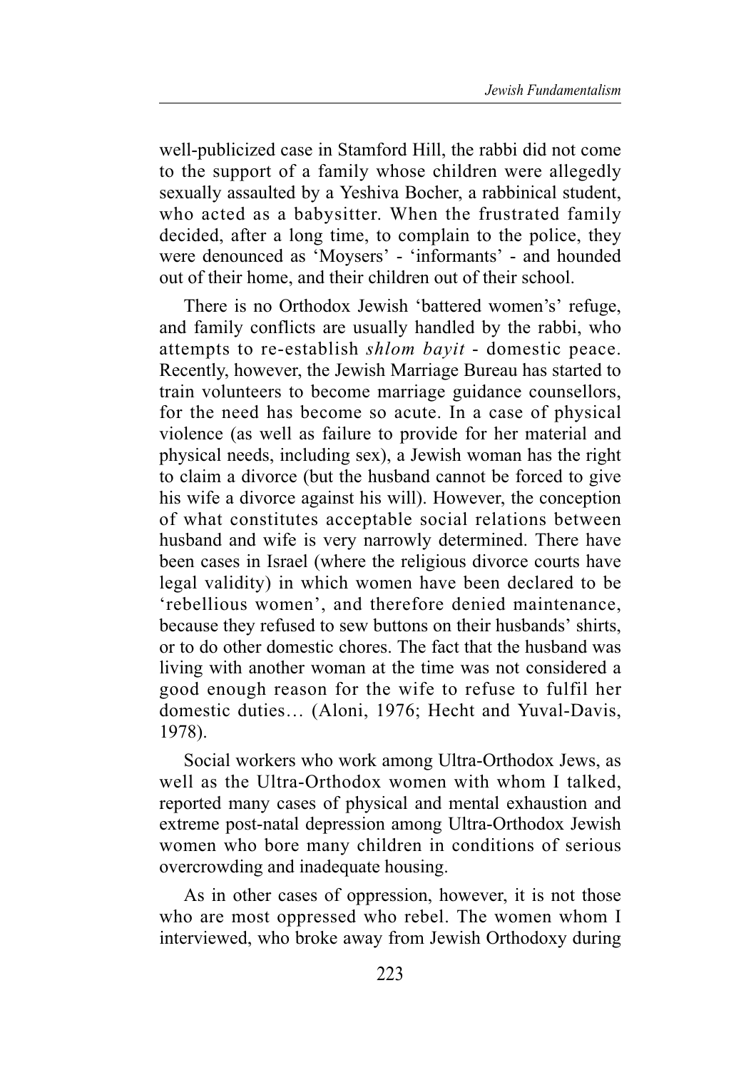well-publicized case in Stamford Hill, the rabbi did not come to the support of a family whose children were allegedly sexually assaulted by a Yeshiva Bocher, a rabbinical student, who acted as a babysitter. When the frustrated family decided, after a long time, to complain to the police, they were denounced as 'Moysers' - 'informants' - and hounded out of their home, and their children out of their school.

There is no Orthodox Jewish 'battered women's' refuge, and family conflicts are usually handled by the rabbi, who attempts to re-establish *shlom bayit* - domestic peace. Recently, however, the Jewish Marriage Bureau has started to train volunteers to become marriage guidance counsellors, for the need has become so acute. In a case of physical violence (as well as failure to provide for her material and physical needs, including sex), a Jewish woman has the right to claim a divorce (but the husband cannot be forced to give his wife a divorce against his will). However, the conception of what constitutes acceptable social relations between husband and wife is very narrowly determined. There have been cases in Israel (where the religious divorce courts have legal validity) in which women have been declared to be 'rebellious women', and therefore denied maintenance, because they refused to sew buttons on their husbands' shirts, or to do other domestic chores. The fact that the husband was living with another woman at the time was not considered a good enough reason for the wife to refuse to fulfil her domestic duties… (Aloni, 1976; Hecht and Yuval-Davis, 1978).

Social workers who work among Ultra-Orthodox Jews, as well as the Ultra-Orthodox women with whom I talked, reported many cases of physical and mental exhaustion and extreme post-natal depression among Ultra-Orthodox Jewish women who bore many children in conditions of serious overcrowding and inadequate housing.

As in other cases of oppression, however, it is not those who are most oppressed who rebel. The women whom I interviewed, who broke away from Jewish Orthodoxy during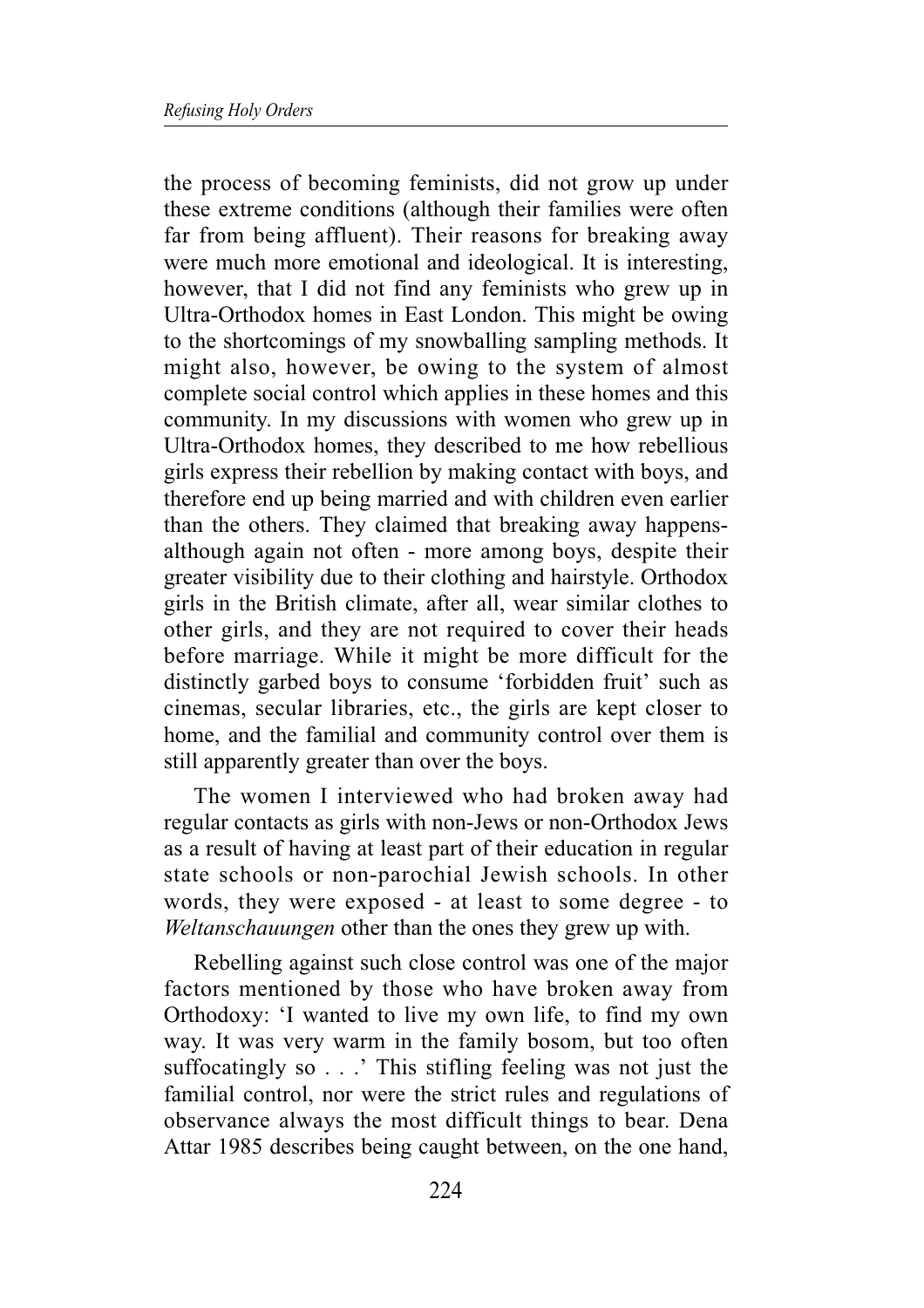the process of becoming feminists, did not grow up under these extreme conditions (although their families were often far from being affluent). Their reasons for breaking away were much more emotional and ideological. It is interesting, however, that I did not find any feminists who grew up in Ultra-Orthodox homes in East London. This might be owing to the shortcomings of my snowballing sampling methods. It might also, however, be owing to the system of almost complete social control which applies in these homes and this community. In my discussions with women who grew up in Ultra-Orthodox homes, they described to me how rebellious girls express their rebellion by making contact with boys, and therefore end up being married and with children even earlier than the others. They claimed that breaking away happens- although again not often - more among boys, despite their greater visibility due to their clothing and hairstyle. Orthodox girls in the British climate, after all, wear similar clothes to other girls, and they are not required to cover their heads before marriage. While it might be more difficult for the distinctly garbed boys to consume 'forbidden fruit' such as cinemas, secular libraries, etc., the girls are kept closer to home, and the familial and community control over them is still apparently greater than over the boys.

The women I interviewed who had broken away had regular contacts as girls with non-Jews or non-Orthodox Jews as a result of having at least part of their education in regular state schools or non-parochial Jewish schools. In other words, they were exposed - at least to some degree - to *Weltanschauungen* other than the ones they grew up with.

Rebelling against such close control was one of the major factors mentioned by those who have broken away from Orthodoxy: 'I wanted to live my own life, to find my own way. It was very warm in the family bosom, but too often suffocatingly so . . .' This stifling feeling was not just the familial control, nor were the strict rules and regulations of observance always the most difficult things to bear. Dena Attar 1985 describes being caught between, on the one hand,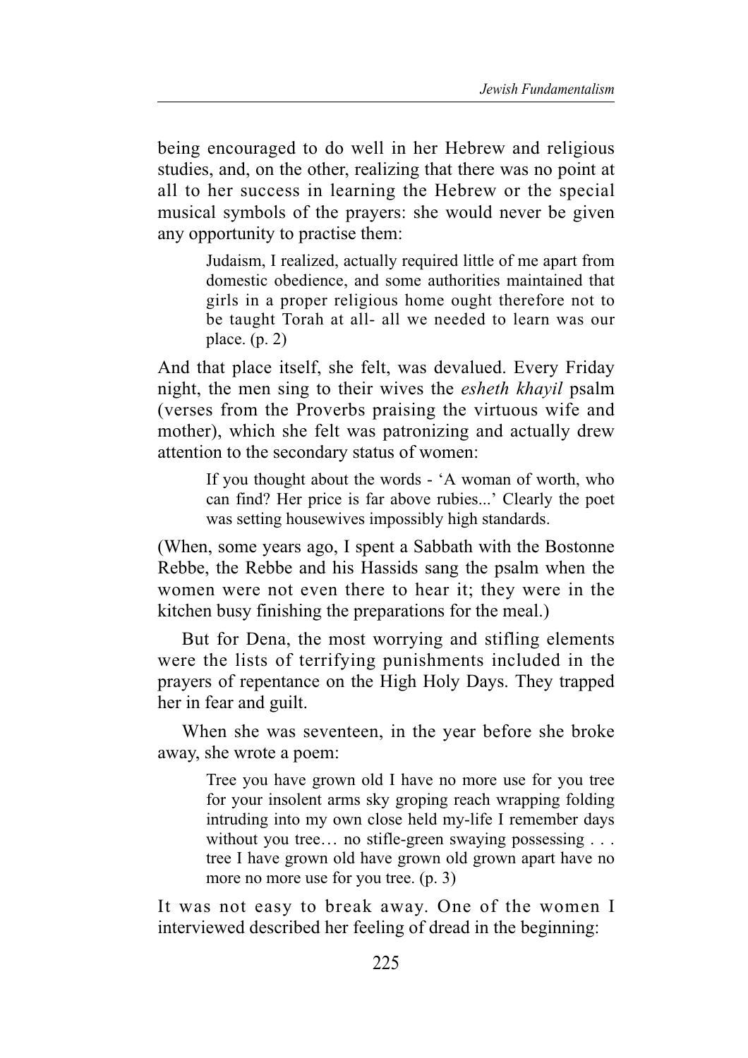being encouraged to do well in her Hebrew and religious studies, and, on the other, realizing that there was no point at all to her success in learning the Hebrew or the special musical symbols of the prayers: she would never be given any opportunity to practise them:

> Judaism, I realized, actually required little of me apart from domestic obedience, and some authorities maintained that girls in a proper religious home ought therefore not to be taught Torah at all- all we needed to learn was our place. (p. 2)

And that place itself, she felt, was devalued. Every Friday night, the men sing to their wives the *esheth khayil* psalm (verses from the Proverbs praising the virtuous wife and mother), which she felt was patronizing and actually drew attention to the secondary status of women:

> If you thought about the words - 'A woman of worth, who can find? Her price is far above rubies...' Clearly the poet was setting housewives impossibly high standards.

(When, some years ago, I spent a Sabbath with the Bostonne Rebbe, the Rebbe and his Hassids sang the psalm when the women were not even there to hear it; they were in the kitchen busy finishing the preparations for the meal.)

But for Dena, the most worrying and stifling elements were the lists of terrifying punishments included in the prayers of repentance on the High Holy Days. They trapped her in fear and guilt.

When she was seventeen, in the year before she broke away, she wrote a poem:

> Tree you have grown old I have no more use for you tree for your insolent arms sky groping reach wrapping folding intruding into my own close held my-life I remember days without you tree… no stifle-green swaying possessing . . . tree I have grown old have grown old grown apart have no more no more use for you tree. (p. 3)

It was not easy to break away. One of the women I interviewed described her feeling of dread in the beginning: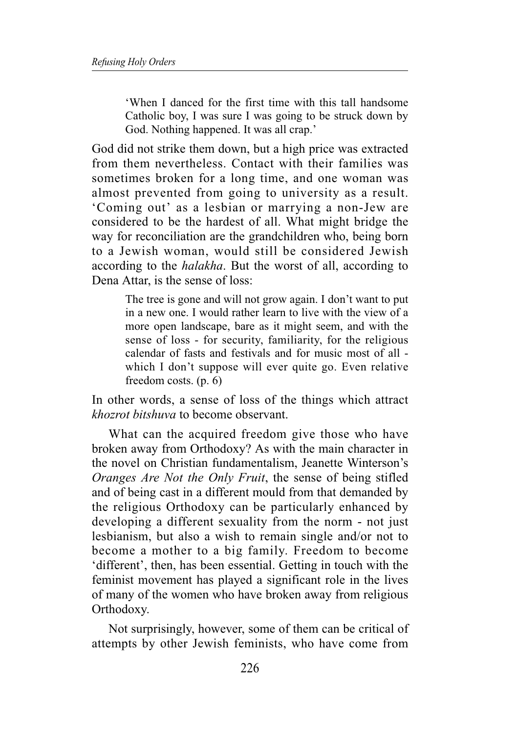> 'When I danced for the first time with this tall handsome Catholic boy, I was sure I was going to be struck down by God. Nothing happened. It was all crap.'

God did not strike them down, but a high price was extracted from them nevertheless. Contact with their families was sometimes broken for a long time, and one woman was almost prevented from going to university as a result. 'Coming out' as a lesbian or marrying a non-Jew are considered to be the hardest of all. What might bridge the way for reconciliation are the grandchildren who, being born to a Jewish woman, would still be considered Jewish according to the *halakha*. But the worst of all, according to Dena Attar, is the sense of loss:

> The tree is gone and will not grow again. I don't want to put in a new one. I would rather learn to live with the view of a more open landscape, bare as it might seem, and with the sense of loss - for security, familiarity, for the religious calendar of fasts and festivals and for music most of all - which I don't suppose will ever quite go. Even relative freedom costs. (p. 6)

In other words, a sense of loss of the things which attract *khozrot bitshuva* to become observant.

What can the acquired freedom give those who have broken away from Orthodoxy? As with the main character in the novel on Christian fundamentalism, Jeanette Winterson's *Oranges Are Not the Only Fruit*, the sense of being stifled and of being cast in a different mould from that demanded by the religious Orthodoxy can be particularly enhanced by developing a different sexuality from the norm - not just lesbianism, but also a wish to remain single and/or not to become a mother to a big family. Freedom to become 'different', then, has been essential. Getting in touch with the feminist movement has played a significant role in the lives of many of the women who have broken away from religious Orthodoxy.

Not surprisingly, however, some of them can be critical of attempts by other Jewish feminists, who have come from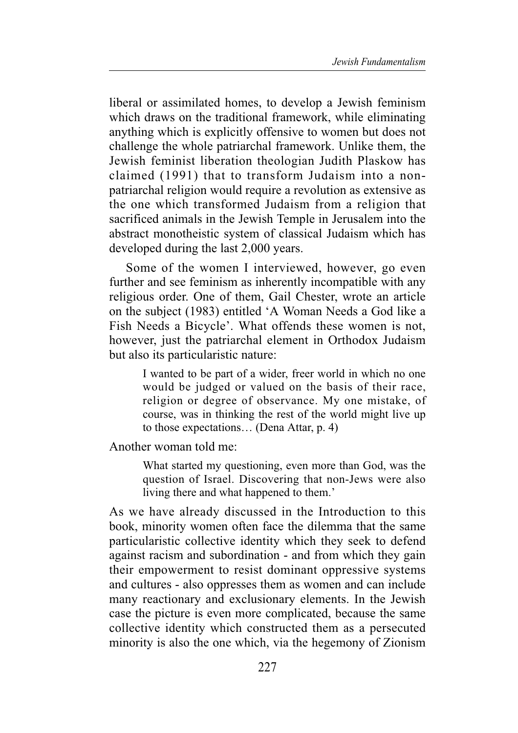liberal or assimilated homes, to develop a Jewish feminism which draws on the traditional framework, while eliminating anything which is explicitly offensive to women but does not challenge the whole patriarchal framework. Unlike them, the Jewish feminist liberation theologian Judith Plaskow has claimed (1991) that to transform Judaism into a non-patriarchal religion would require a revolution as extensive as the one which transformed Judaism from a religion that sacrificed animals in the Jewish Temple in Jerusalem into the abstract monotheistic system of classical Judaism which has developed during the last 2,000 years.

Some of the women I interviewed, however, go even further and see feminism as inherently incompatible with any religious order. One of them, Gail Chester, wrote an article on the subject (1983) entitled 'A Woman Needs a God like a Fish Needs a Bicycle'. What offends these women is not, however, just the patriarchal element in Orthodox Judaism but also its particularistic nature:

> I wanted to be part of a wider, freer world in which no one would be judged or valued on the basis of their race, religion or degree of observance. My one mistake, of course, was in thinking the rest of the world might live up to those expectations… (Dena Attar, p. 4)

Another woman told me:

> What started my questioning, even more than God, was the question of Israel. Discovering that non-Jews were also living there and what happened to them.'

As we have already discussed in the Introduction to this book, minority women often face the dilemma that the same particularistic collective identity which they seek to defend against racism and subordination - and from which they gain their empowerment to resist dominant oppressive systems and cultures - also oppresses them as women and can include many reactionary and exclusionary elements. In the Jewish case the picture is even more complicated, because the same collective identity which constructed them as a persecuted minority is also the one which, via the hegemony of Zionism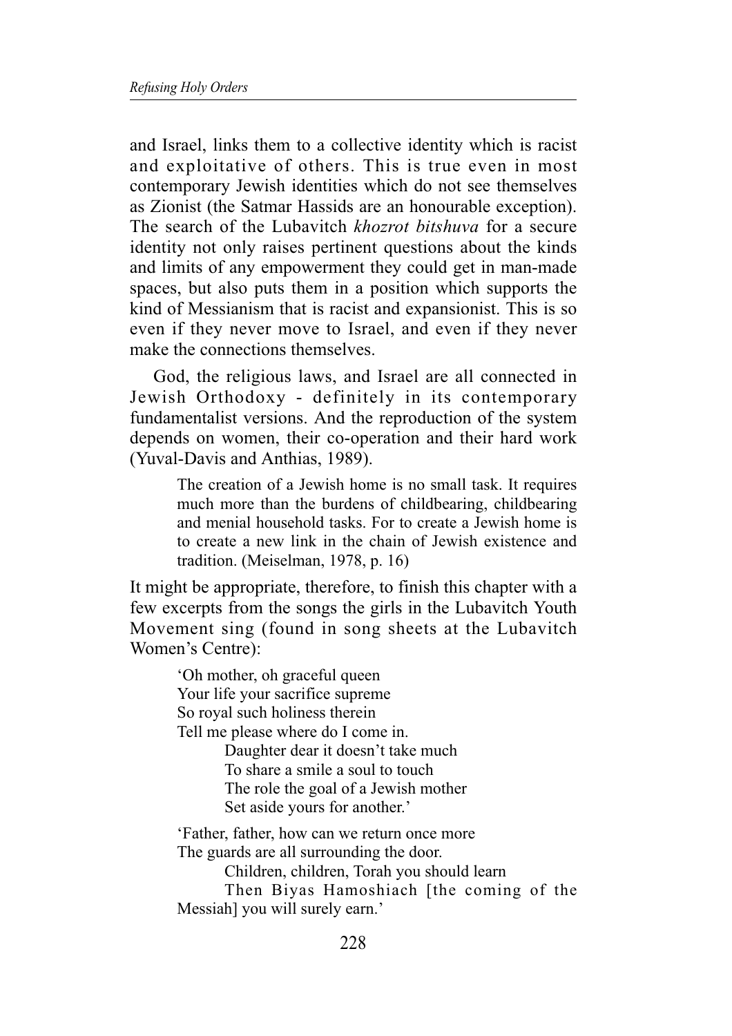and Israel, links them to a collective identity which is racist and exploitative of others. This is true even in most contemporary Jewish identities which do not see themselves as Zionist (the Satmar Hassids are an honourable exception). The search of the Lubavitch *khozrot bitshuva* for a secure identity not only raises pertinent questions about the kinds and limits of any empowerment they could get in man-made spaces, but also puts them in a position which supports the kind of Messianism that is racist and expansionist. This is so even if they never move to Israel, and even if they never make the connections themselves.

God, the religious laws, and Israel are all connected in Jewish Orthodoxy - definitely in its contemporary fundamentalist versions. And the reproduction of the system depends on women, their co-operation and their hard work (Yuval-Davis and Anthias, 1989).

> The creation of a Jewish home is no small task. It requires much more than the burdens of childbearing, childbearing and menial household tasks. For to create a Jewish home is to create a new link in the chain of Jewish existence and tradition. (Meiselman, 1978, p. 16)

It might be appropriate, therefore, to finish this chapter with a few excerpts from the songs the girls in the Lubavitch Youth Movement sing (found in song sheets at the Lubavitch Women's Centre):

> 'Oh mother, oh graceful queen
> Your life your sacrifice supreme
> So royal such holiness therein
> Tell me please where do I come in.
> Daughter dear it doesn't take much
> To share a smile a soul to touch
> The role the goal of a Jewish mother
> Set aside yours for another.'
>
> 'Father, father, how can we return once more
> The guards are all surrounding the door.
> Children, children, Torah you should learn
> Then Biyas Hamoshiach [the coming of the Messiah] you will surely earn.'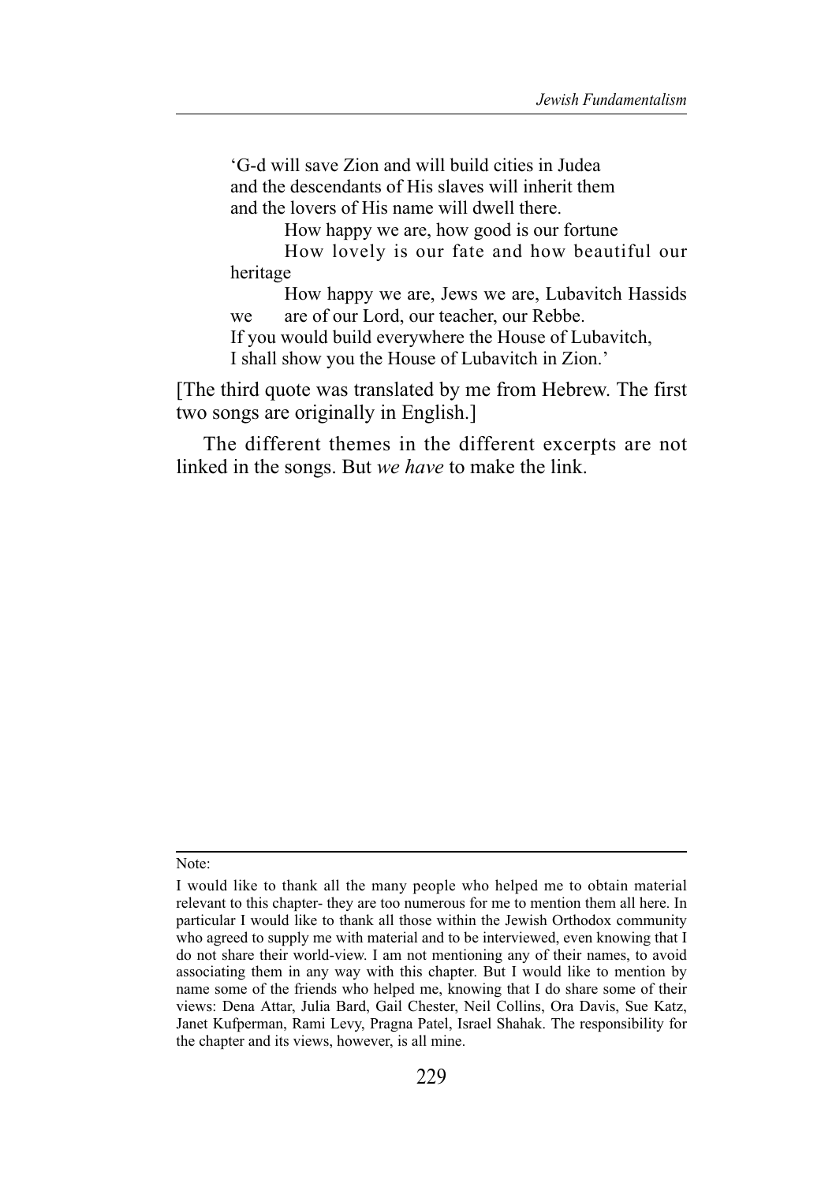> 'G-d will save Zion and will build cities in Judea
> and the descendants of His slaves will inherit them
> and the lovers of His name will dwell there.
>
> How happy we are, how good is our fortune
> How lovely is our fate and how beautiful our heritage
> How happy we are, Jews we are, Lubavitch Hassids we are of our Lord, our teacher, our Rebbe.
>
> If you would build everywhere the House of Lubavitch,
> I shall show you the House of Lubavitch in Zion.'

[The third quote was translated by me from Hebrew. The first two songs are originally in English.]

The different themes in the different excerpts are not linked in the songs. But *we have* to make the link.

---

Note:

I would like to thank all the many people who helped me to obtain material relevant to this chapter- they are too numerous for me to mention them all here. In particular I would like to thank all those within the Jewish Orthodox community who agreed to supply me with material and to be interviewed, even knowing that I do not share their world-view. I am not mentioning any of their names, to avoid associating them in any way with this chapter. But I would like to mention by name some of the friends who helped me, knowing that I do share some of their views: Dena Attar, Julia Bard, Gail Chester, Neil Collins, Ora Davis, Sue Katz, Janet Kufperman, Rami Levy, Pragna Patel, Israel Shahak. The responsibility for the chapter and its views, however, is all mine.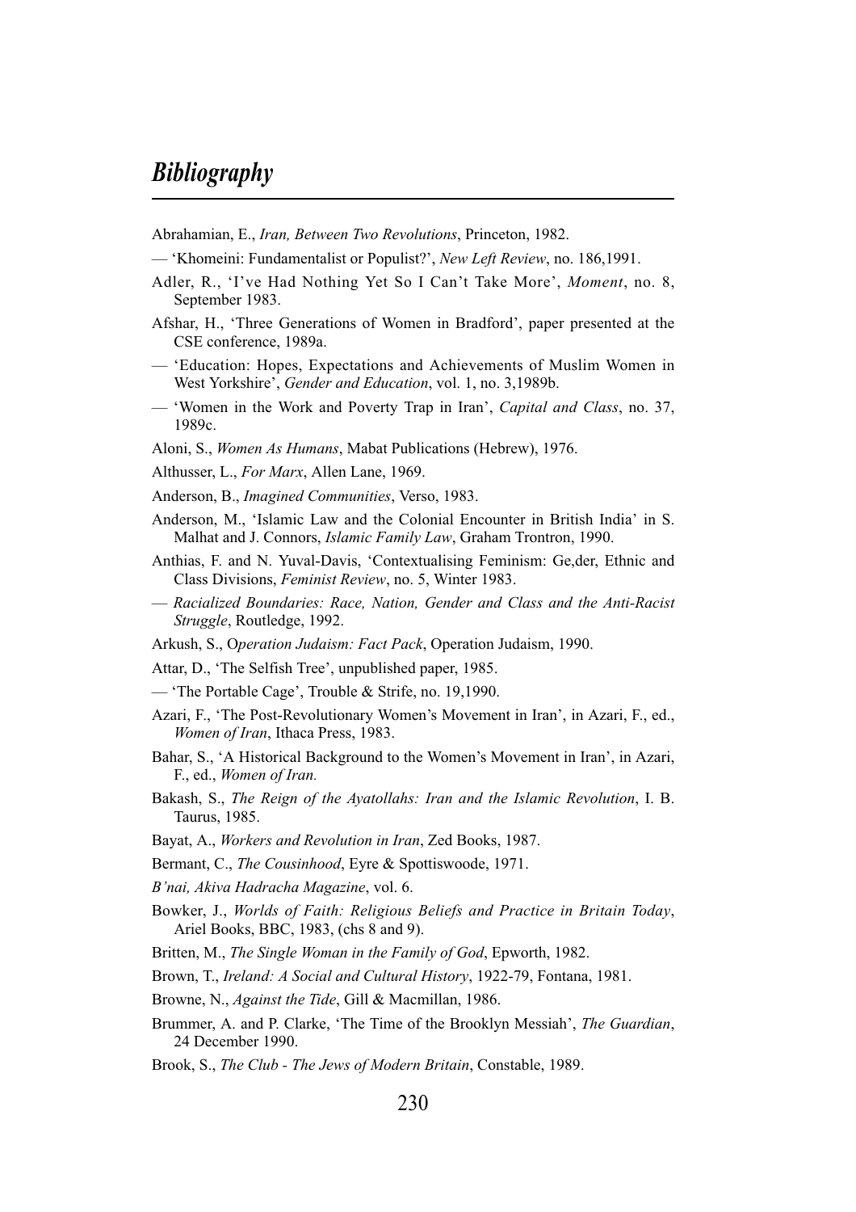# *Bibliography*

Abrahamian, E., *Iran, Between Two Revolutions*, Princeton, 1982.

— 'Khomeini: Fundamentalist or Populist?', *New Left Review*, no. 186,1991.

Adler, R., 'I've Had Nothing Yet So I Can't Take More', *Moment*, no. 8, September 1983.

Afshar, H., 'Three Generations of Women in Bradford', paper presented at the CSE conference, 1989a.

— 'Education: Hopes, Expectations and Achievements of Muslim Women in West Yorkshire', *Gender and Education*, vol. 1, no. 3,1989b.

— 'Women in the Work and Poverty Trap in Iran', *Capital and Class*, no. 37, 1989c.

Aloni, S., *Women As Humans*, Mabat Publications (Hebrew), 1976.

Althusser, L., *For Marx*, Allen Lane, 1969.

Anderson, B., *Imagined Communities*, Verso, 1983.

Anderson, M., 'Islamic Law and the Colonial Encounter in British India' in S. Malhat and J. Connors, *Islamic Family Law*, Graham Trontron, 1990.

Anthias, F. and N. Yuval-Davis, 'Contextualising Feminism: Ge,der, Ethnic and Class Divisions, *Feminist Review*, no. 5, Winter 1983.

— *Racialized Boundaries: Race, Nation, Gender and Class and the Anti-Racist Struggle*, Routledge, 1992.

Arkush, S., O*peration Judaism: Fact Pack*, Operation Judaism, 1990.

Attar, D., 'The Selfish Tree', unpublished paper, 1985.

— 'The Portable Cage', Trouble & Strife, no. 19,1990.

Azari, F., 'The Post-Revolutionary Women's Movement in Iran', in Azari, F., ed., *Women of Iran*, Ithaca Press, 1983.

Bahar, S., 'A Historical Background to the Women's Movement in Iran', in Azari, F., ed., *Women of Iran.*

Bakash, S., *The Reign of the Ayatollahs: Iran and the Islamic Revolution*, I. B. Taurus, 1985.

Bayat, A., *Workers and Revolution in Iran*, Zed Books, 1987.

Bermant, C., *The Cousinhood*, Eyre & Spottiswoode, 1971.

*B'nai, Akiva Hadracha Magazine*, vol. 6.

Bowker, J., *Worlds of Faith: Religious Beliefs and Practice in Britain Today*, Ariel Books, BBC, 1983, (chs 8 and 9).

Britten, M., *The Single Woman in the Family of God*, Epworth, 1982.

Brown, T., *Ireland: A Social and Cultural History*, 1922-79, Fontana, 1981.

Browne, N., *Against the Tide*, Gill & Macmillan, 1986.

Brummer, A. and P. Clarke, 'The Time of the Brooklyn Messiah', *The Guardian*, 24 December 1990.

Brook, S., *The Club - The Jews of Modern Britain*, Constable, 1989.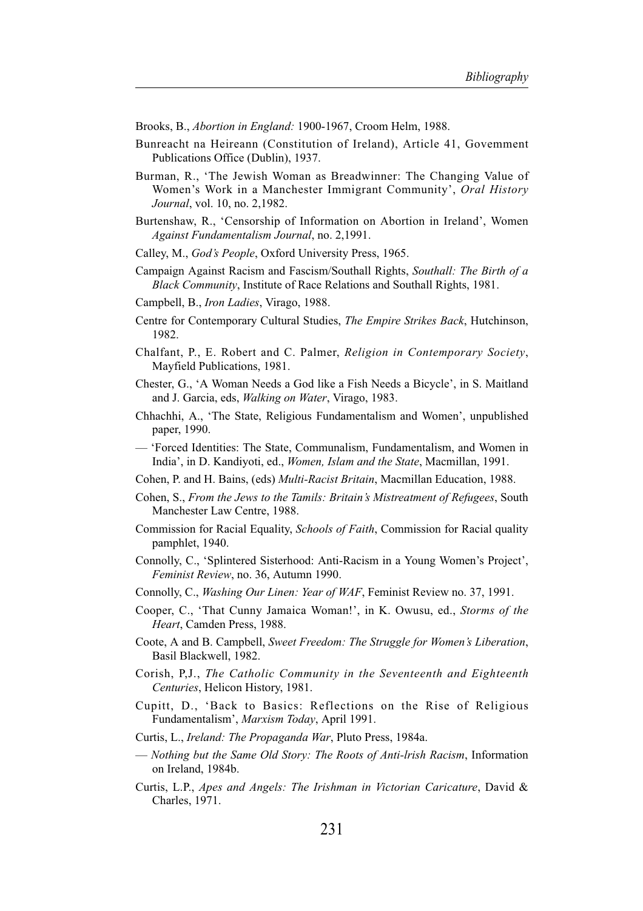Brooks, B., *Abortion in England:* 1900-1967, Croom Helm, 1988.

Bunreacht na Heireann (Constitution of Ireland), Article 41, Govemment Publications Office (Dublin), 1937.

Burman, R., 'The Jewish Woman as Breadwinner: The Changing Value of Women's Work in a Manchester Immigrant Community', *Oral History Journal*, vol. 10, no. 2,1982.

Burtenshaw, R., 'Censorship of Information on Abortion in Ireland', Women *Against Fundamentalism Journal*, no. 2,1991.

Calley, M., *God's People*, Oxford University Press, 1965.

Campaign Against Racism and Fascism/Southall Rights, *Southall: The Birth of a Black Community*, Institute of Race Relations and Southall Rights, 1981.

Campbell, B., *Iron Ladies*, Virago, 1988.

Centre for Contemporary Cultural Studies, *The Empire Strikes Back*, Hutchinson, 1982.

Chalfant, P., E. Robert and C. Palmer, *Religion in Contemporary Society*, Mayfield Publications, 1981.

Chester, G., 'A Woman Needs a God like a Fish Needs a Bicycle', in S. Maitland and J. Garcia, eds, *Walking on Water*, Virago, 1983.

Chhachhi, A., 'The State, Religious Fundamentalism and Women', unpublished paper, 1990.

— 'Forced Identities: The State, Communalism, Fundamentalism, and Women in India', in D. Kandiyoti, ed., *Women, Islam and the State*, Macmillan, 1991.

Cohen, P. and H. Bains, (eds) *Multi-Racist Britain*, Macmillan Education, 1988.

Cohen, S., *From the Jews to the Tamils: Britain's Mistreatment of Refugees*, South Manchester Law Centre, 1988.

Commission for Racial Equality, *Schools of Faith*, Commission for Racial quality pamphlet, 1940.

Connolly, C., 'Splintered Sisterhood: Anti-Racism in a Young Women's Project', *Feminist Review*, no. 36, Autumn 1990.

Connolly, C., *Washing Our Linen: Year of WAF*, Feminist Review no. 37, 1991.

Cooper, C., 'That Cunny Jamaica Woman!', in K. Owusu, ed., *Storms of the Heart*, Camden Press, 1988.

Coote, A and B. Campbell, *Sweet Freedom: The Struggle for Women's Liberation*, Basil Blackwell, 1982.

Corish, P,J., *The Catholic Community in the Seventeenth and Eighteenth Centuries*, Helicon History, 1981.

Cupitt, D., 'Back to Basics: Reflections on the Rise of Religious Fundamentalism', *Marxism Today*, April 1991.

Curtis, L., *Ireland: The Propaganda War*, Pluto Press, 1984a.

— *Nothing but the Same Old Story: The Roots of Anti-lrish Racism*, Information on Ireland, 1984b.

Curtis, L.P., *Apes and Angels: The Irishman in Victorian Caricature*, David & Charles, 1971.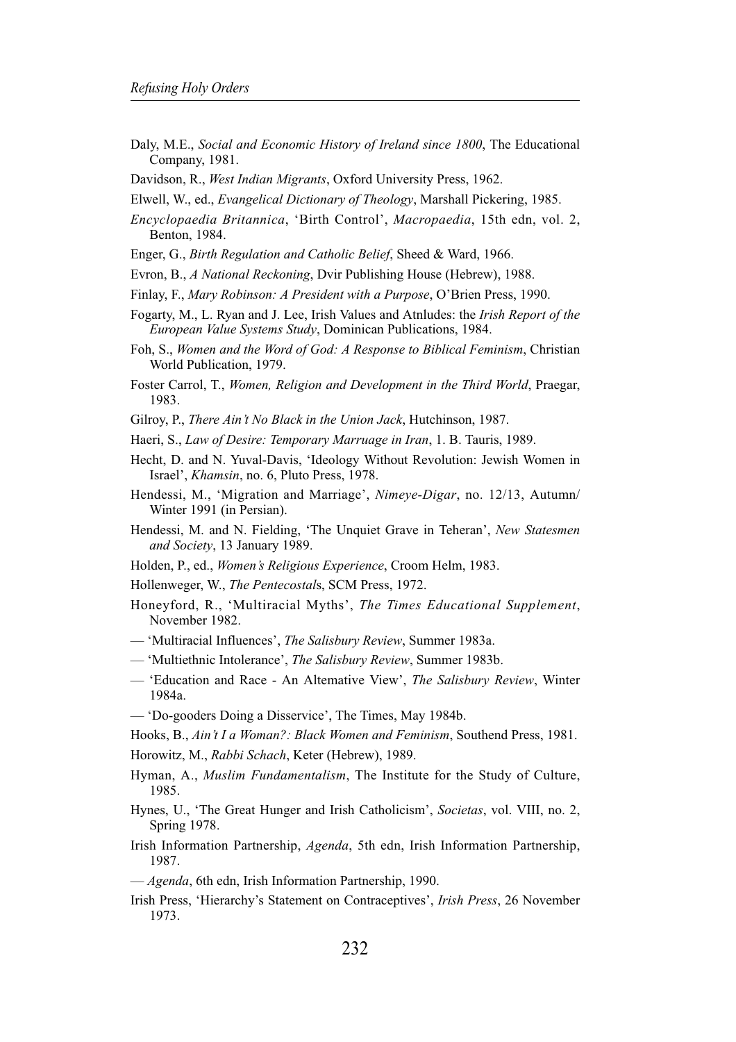Daly, M.E., *Social and Economic History of Ireland since 1800*, The Educational Company, 1981.

Davidson, R., *West Indian Migrants*, Oxford University Press, 1962.

Elwell, W., ed., *Evangelical Dictionary of Theology*, Marshall Pickering, 1985.

*Encyclopaedia Britannica*, 'Birth Control', *Macropaedia*, 15th edn, vol. 2, Benton, 1984.

Enger, G., *Birth Regulation and Catholic Belief*, Sheed & Ward, 1966.

Evron, B., *A National Reckoning*, Dvir Publishing House (Hebrew), 1988.

Finlay, F., *Mary Robinson: A President with a Purpose*, O'Brien Press, 1990.

Fogarty, M., L. Ryan and J. Lee, Irish Values and Atnludes: the *Irish Report of the European Value Systems Study*, Dominican Publications, 1984.

Foh, S., *Women and the Word of God: A Response to Biblical Feminism*, Christian World Publication, 1979.

Foster Carrol, T., *Women, Religion and Development in the Third World*, Praegar, 1983.

Gilroy, P., *There Ain't No Black in the Union Jack*, Hutchinson, 1987.

Haeri, S., *Law of Desire: Temporary Marruage in Iran*, 1. B. Tauris, 1989.

Hecht, D. and N. Yuval-Davis, 'Ideology Without Revolution: Jewish Women in Israel', *Khamsin*, no. 6, Pluto Press, 1978.

Hendessi, M., 'Migration and Marriage', *Nimeye-Digar*, no. 12/13, Autumn/ Winter 1991 (in Persian).

Hendessi, M. and N. Fielding, 'The Unquiet Grave in Teheran', *New Statesmen and Society*, 13 January 1989.

Holden, P., ed., *Women's Religious Experience*, Croom Helm, 1983.

Hollenweger, W., *The Pentecostals*, SCM Press, 1972.

Honeyford, R., 'Multiracial Myths', *The Times Educational Supplement*, November 1982.

— 'Multiracial Influences', *The Salisbury Review*, Summer 1983a.

— 'Multiethnic Intolerance', *The Salisbury Review*, Summer 1983b.

— 'Education and Race - An Altemative View', *The Salisbury Review*, Winter 1984a.

— 'Do-gooders Doing a Disservice', The Times, May 1984b.

Hooks, B., *Ain't I a Woman?: Black Women and Feminism*, Southend Press, 1981.

Horowitz, M., *Rabbi Schach*, Keter (Hebrew), 1989.

Hyman, A., *Muslim Fundamentalism*, The Institute for the Study of Culture, 1985.

Hynes, U., 'The Great Hunger and Irish Catholicism', *Societas*, vol. VIII, no. 2, Spring 1978.

Irish Information Partnership, *Agenda*, 5th edn, Irish Information Partnership, 1987.

— *Agenda*, 6th edn, Irish Information Partnership, 1990.

Irish Press, 'Hierarchy's Statement on Contraceptives', *Irish Press*, 26 November 1973.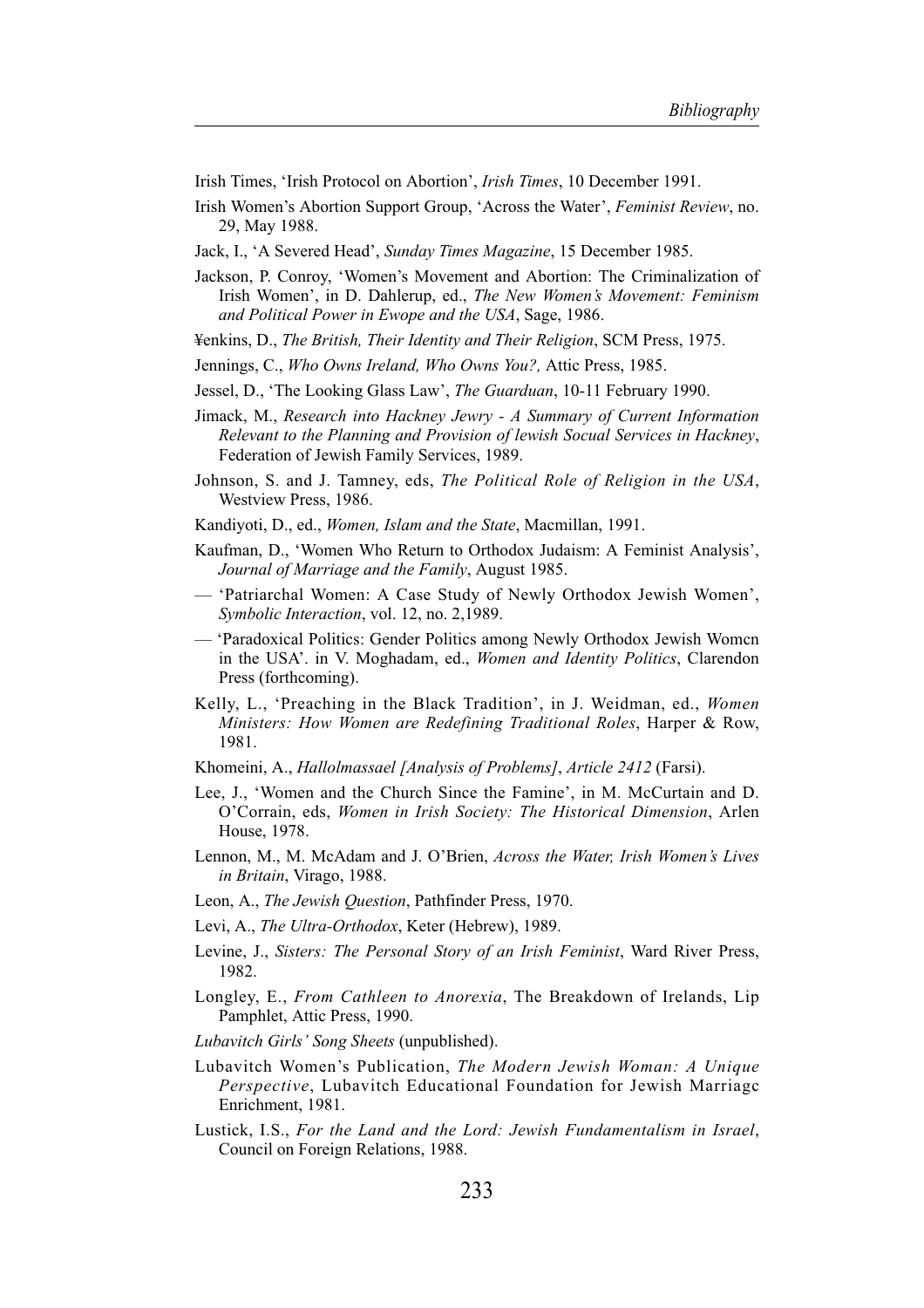Irish Times, 'Irish Protocol on Abortion', *Irish Times*, 10 December 1991.

Irish Women's Abortion Support Group, 'Across the Water', *Feminist Review*, no. 29, May 1988.

Jack, I., 'A Severed Head', *Sunday Times Magazine*, 15 December 1985.

Jackson, P. Conroy, 'Women's Movement and Abortion: The Criminalization of Irish Women', in D. Dahlerup, ed., *The New Women's Movement: Feminism and Political Power in Ewope and the USA*, Sage, 1986.

¥enkins, D., *The British, Their Identity and Their Religion*, SCM Press, 1975.

Jennings, C., *Who Owns Ireland, Who Owns You?,* Attic Press, 1985.

Jessel, D., 'The Looking Glass Law', *The Guarduan*, 10-11 February 1990.

Jimack, M., *Research into Hackney Jewry - A Summary of Current Information Relevant to the Planning and Provision of lewish Socual Services in Hackney*, Federation of Jewish Family Services, 1989.

Johnson, S. and J. Tamney, eds, *The Political Role of Religion in the USA*, Westview Press, 1986.

Kandiyoti, D., ed., *Women, Islam and the State*, Macmillan, 1991.

Kaufman, D., 'Women Who Return to Orthodox Judaism: A Feminist Analysis', *Journal of Marriage and the Family*, August 1985.

— 'Patriarchal Women: A Case Study of Newly Orthodox Jewish Women', *Symbolic Interaction*, vol. 12, no. 2,1989.

— 'Paradoxical Politics: Gender Politics among Newly Orthodox Jewish Womcn in the USA'. in V. Moghadam, ed., *Women and Identity Politics*, Clarendon Press (forthcoming).

Kelly, L., 'Preaching in the Black Tradition', in J. Weidman, ed., *Women Ministers: How Women are Redefining Traditional Roles*, Harper & Row, 1981.

Khomeini, A., *Hallolmassael [Analysis of Problems]*, *Article 2412* (Farsi).

Lee, J., 'Women and the Church Since the Famine', in M. McCurtain and D. O'Corrain, eds, *Women in Irish Society: The Historical Dimension*, Arlen House, 1978.

Lennon, M., M. McAdam and J. O'Brien, *Across the Water, Irish Women's Lives in Britain*, Virago, 1988.

Leon, A., *The Jewish Question*, Pathfinder Press, 1970.

Levi, A., *The Ultra-Orthodox*, Keter (Hebrew), 1989.

Levine, J., *Sisters: The Personal Story of an Irish Feminist*, Ward River Press, 1982.

Longley, E., *From Cathleen to Anorexia*, The Breakdown of Irelands, Lip Pamphlet, Attic Press, 1990.

*Lubavitch Girls' Song Sheets* (unpublished).

Lubavitch Women's Publication, *The Modern Jewish Woman: A Unique Perspective*, Lubavitch Educational Foundation for Jewish Marriagc Enrichment, 1981.

Lustick, I.S., *For the Land and the Lord: Jewish Fundamentalism in Israel*, Council on Foreign Relations, 1988.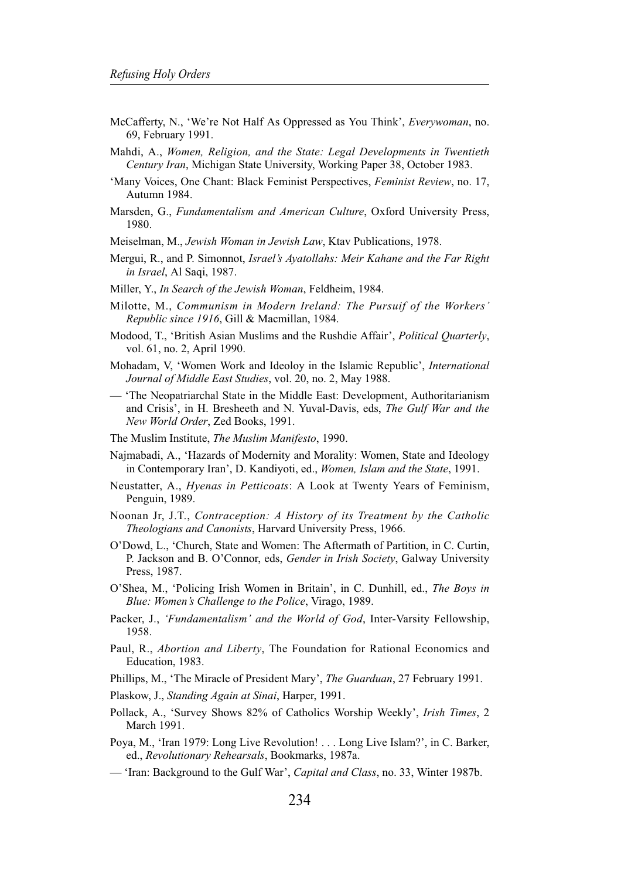McCafferty, N., 'We're Not Half As Oppressed as You Think', *Everywoman*, no. 69, February 1991.

Mahdi, A., *Women, Religion, and the State: Legal Developments in Twentieth Century Iran*, Michigan State University, Working Paper 38, October 1983.

'Many Voices, One Chant: Black Feminist Perspectives, *Feminist Review*, no. 17, Autumn 1984.

Marsden, G., *Fundamentalism and American Culture*, Oxford University Press, 1980.

Meiselman, M., *Jewish Woman in Jewish Law*, Ktav Publications, 1978.

Mergui, R., and P. Simonnot, *Israel's Ayatollahs: Meir Kahane and the Far Right in Israel*, Al Saqi, 1987.

Miller, Y., *In Search of the Jewish Woman*, Feldheim, 1984.

Milotte, M., *Communism in Modern Ireland: The Pursuif of the Workers' Republic since 1916*, Gill & Macmillan, 1984.

Modood, T., 'British Asian Muslims and the Rushdie Affair', *Political Quarterly*, vol. 61, no. 2, April 1990.

Mohadam, V, 'Women Work and Ideoloy in the Islamic Republic', *International Journal of Middle East Studies*, vol. 20, no. 2, May 1988.

— 'The Neopatriarchal State in the Middle East: Development, Authoritarianism and Crisis', in H. Bresheeth and N. Yuval-Davis, eds, *The Gulf War and the New World Order*, Zed Books, 1991.

The Muslim Institute, *The Muslim Manifesto*, 1990.

Najmabadi, A., 'Hazards of Modernity and Morality: Women, State and Ideology in Contemporary Iran', D. Kandiyoti, ed., *Women, Islam and the State*, 1991.

Neustatter, A., *Hyenas in Petticoats*: A Look at Twenty Years of Feminism, Penguin, 1989.

Noonan Jr, J.T., *Contraception: A History of its Treatment by the Catholic Theologians and Canonists*, Harvard University Press, 1966.

O'Dowd, L., 'Church, State and Women: The Aftermath of Partition, in C. Curtin, P. Jackson and B. O'Connor, eds, *Gender in Irish Society*, Galway University Press, 1987.

O'Shea, M., 'Policing Irish Women in Britain', in C. Dunhill, ed., *The Boys in Blue: Women's Challenge to the Police*, Virago, 1989.

Packer, J., *'Fundamentalism' and the World of God*, Inter-Varsity Fellowship, 1958.

Paul, R., *Abortion and Liberty*, The Foundation for Rational Economics and Education, 1983.

Phillips, M., 'The Miracle of President Mary', *The Guarduan*, 27 February 1991.

Plaskow, J., *Standing Again at Sinai*, Harper, 1991.

Pollack, A., 'Survey Shows 82% of Catholics Worship Weekly', *Irish Times*, 2 March 1991.

Poya, M., 'Iran 1979: Long Live Revolution! . . . Long Live Islam?', in C. Barker, ed., *Revolutionary Rehearsals*, Bookmarks, 1987a.

— 'Iran: Background to the Gulf War', *Capital and Class*, no. 33, Winter 1987b.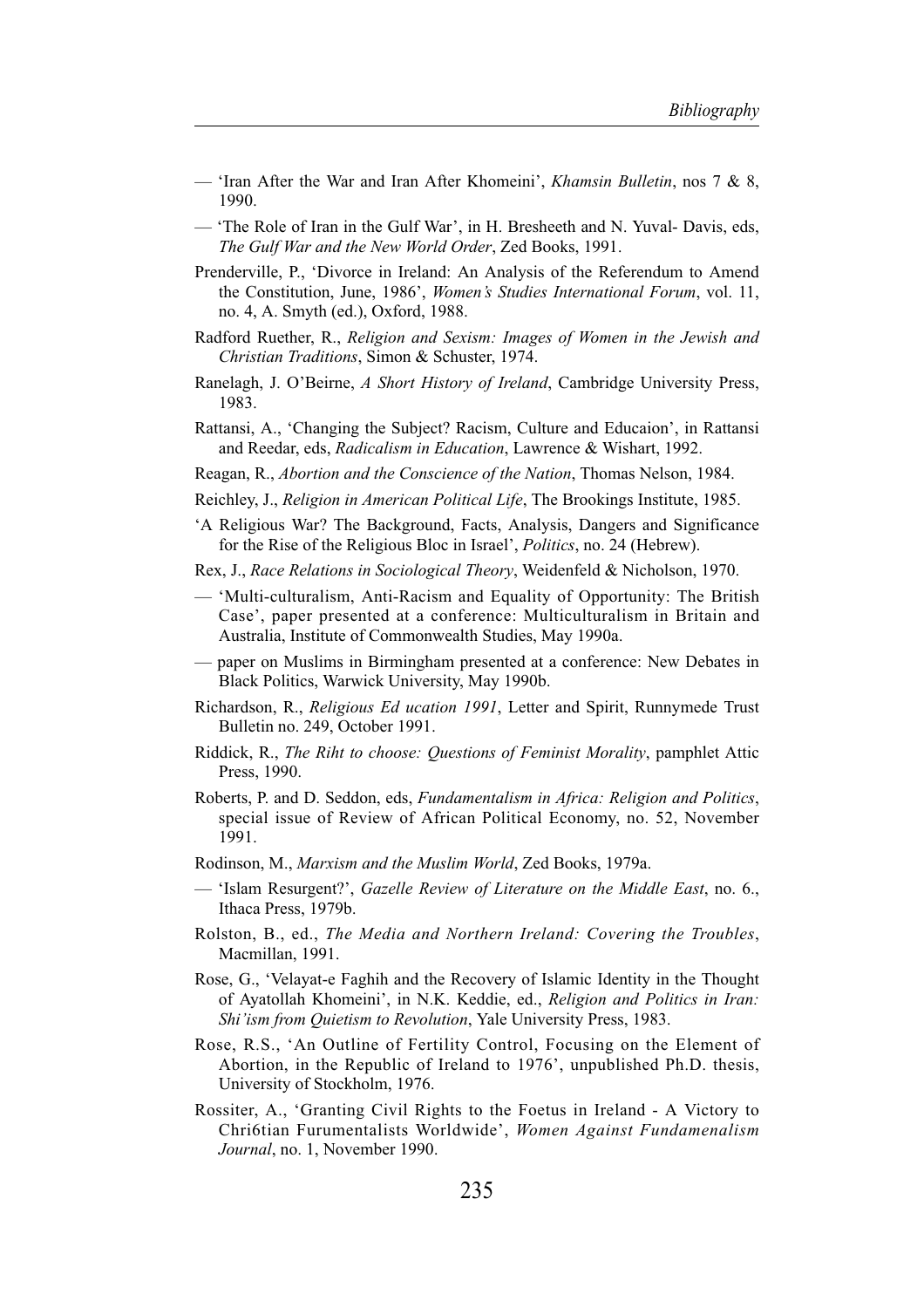— 'Iran After the War and Iran After Khomeini', *Khamsin Bulletin*, nos 7 & 8, 1990.

— 'The Role of Iran in the Gulf War', in H. Bresheeth and N. Yuval- Davis, eds, *The Gulf War and the New World Order*, Zed Books, 1991.

Prenderville, P., 'Divorce in Ireland: An Analysis of the Referendum to Amend the Constitution, June, 1986', *Women's Studies International Forum*, vol. 11, no. 4, A. Smyth (ed.), Oxford, 1988.

Radford Ruether, R., *Religion and Sexism: Images of Women in the Jewish and Christian Traditions*, Simon & Schuster, 1974.

Ranelagh, J. O'Beirne, *A Short History of Ireland*, Cambridge University Press, 1983.

Rattansi, A., 'Changing the Subject? Racism, Culture and Educaion', in Rattansi and Reedar, eds, *Radicalism in Education*, Lawrence & Wishart, 1992.

Reagan, R., *Abortion and the Conscience of the Nation*, Thomas Nelson, 1984.

Reichley, J., *Religion in American Political Life*, The Brookings Institute, 1985.

'A Religious War? The Background, Facts, Analysis, Dangers and Significance for the Rise of the Religious Bloc in Israel', *Politics*, no. 24 (Hebrew).

Rex, J., *Race Relations in Sociological Theory*, Weidenfeld & Nicholson, 1970.

— 'Multi-culturalism, Anti-Racism and Equality of Opportunity: The British Case', paper presented at a conference: Multiculturalism in Britain and Australia, Institute of Commonwealth Studies, May 1990a.

— paper on Muslims in Birmingham presented at a conference: New Debates in Black Politics, Warwick University, May 1990b.

Richardson, R., *Religious Ed ucation 1991*, Letter and Spirit, Runnymede Trust Bulletin no. 249, October 1991.

Riddick, R., *The Riht to choose: Questions of Feminist Morality*, pamphlet Attic Press, 1990.

Roberts, P. and D. Seddon, eds, *Fundamentalism in Africa: Religion and Politics*, special issue of Review of African Political Economy, no. 52, November 1991.

Rodinson, M., *Marxism and the Muslim World*, Zed Books, 1979a.

— 'Islam Resurgent?', *Gazelle Review of Literature on the Middle East*, no. 6., Ithaca Press, 1979b.

Rolston, B., ed., *The Media and Northern Ireland: Covering the Troubles*, Macmillan, 1991.

Rose, G., 'Velayat-e Faghih and the Recovery of Islamic Identity in the Thought of Ayatollah Khomeini', in N.K. Keddie, ed., *Religion and Politics in Iran: Shi'ism from Quietism to Revolution*, Yale University Press, 1983.

Rose, R.S., 'An Outline of Fertility Control, Focusing on the Element of Abortion, in the Republic of Ireland to 1976', unpublished Ph.D. thesis, University of Stockholm, 1976.

Rossiter, A., 'Granting Civil Rights to the Foetus in Ireland - A Victory to Chri6tian Furumentalists Worldwide', *Women Against Fundamenalism Journal*, no. 1, November 1990.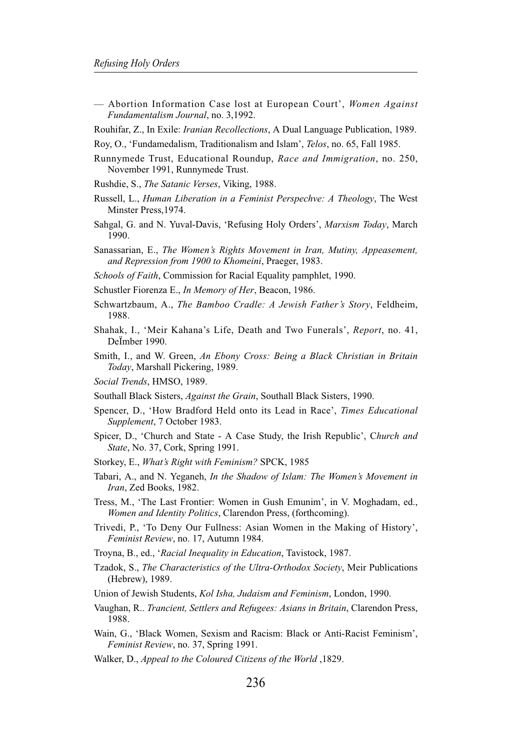— Abortion Information Case lost at European Court', *Women Against Fundamentalism Journal*, no. 3,1992.

Rouhifar, Z., In Exile: *Iranian Recollections*, A Dual Language Publication, 1989.

Roy, O., 'Fundamedalism, Traditionalism and Islam', *Telos*, no. 65, Fall 1985.

Runnymede Trust, Educational Roundup, *Race and Immigration*, no. 250, November 1991, Runnymede Trust.

Rushdie, S., *The Satanic Verses*, Viking, 1988.

Russell, L., *Human Liberation in a Feminist Perspechve: A Theology*, The West Minster Press,1974.

Sahgal, G. and N. Yuval-Davis, 'Refusing Holy Orders', *Marxism Today*, March 1990.

Sanassarian, E., *The Women's Rights Movement in Iran, Mutiny, Appeasement, and Repression from 1900 to Khomeini*, Praeger, 1983.

*Schools of Faith*, Commission for Racial Equality pamphlet, 1990.

Schustler Fiorenza E., *In Memory of Her*, Beacon, 1986.

Schwartzbaum, A., *The Bamboo Cradle: A Jewish Father's Story*, Feldheim, 1988.

Shahak, I., 'Meir Kahana's Life, Death and Two Funerals', *Report*, no. 41, DeÏmber 1990.

Smith, I., and W. Green, *An Ebony Cross: Being a Black Christian in Britain Today*, Marshall Pickering, 1989.

*Social Trends*, HMSO, 1989.

Southall Black Sisters, *Against the Grain*, Southall Black Sisters, 1990.

Spencer, D., 'How Bradford Held onto its Lead in Race', *Times Educational Supplement*, 7 October 1983.

Spicer, D., 'Church and State - A Case Study, the Irish Republic', C*hurch and State*, No. 37, Cork, Spring 1991.

Storkey, E., *What's Right with Feminism?* SPCK, 1985

Tabari, A., and N. Yeganeh, *In the Shadow of Islam: The Women's Movement in Iran*, Zed Books, 1982.

Tress, M., 'The Last Frontier: Women in Gush Emunim', in V. Moghadam, ed., *Women and Identity Politics*, Clarendon Press, (forthcoming).

Trivedi, P., 'To Deny Our Fullness: Asian Women in the Making of History', *Feminist Review*, no. 17, Autumn 1984.

Troyna, B., ed., '*Racial Inequality in Education*, Tavistock, 1987.

Tzadok, S., *The Characteristics of the Ultra-Orthodox Society*, Meir Publications (Hebrew), 1989.

Union of Jewish Students, *Kol Isha, Judaism and Feminism*, London, 1990.

Vaughan, R.. *Trancient, Settlers and Refugees: Asians in Britain*, Clarendon Press, 1988.

Wain, G., 'Black Women, Sexism and Racism: Black or Anti-Racist Feminism', *Feminist Review*, no. 37, Spring 1991.

Walker, D., *Appeal to the Coloured Citizens of the World* ,1829.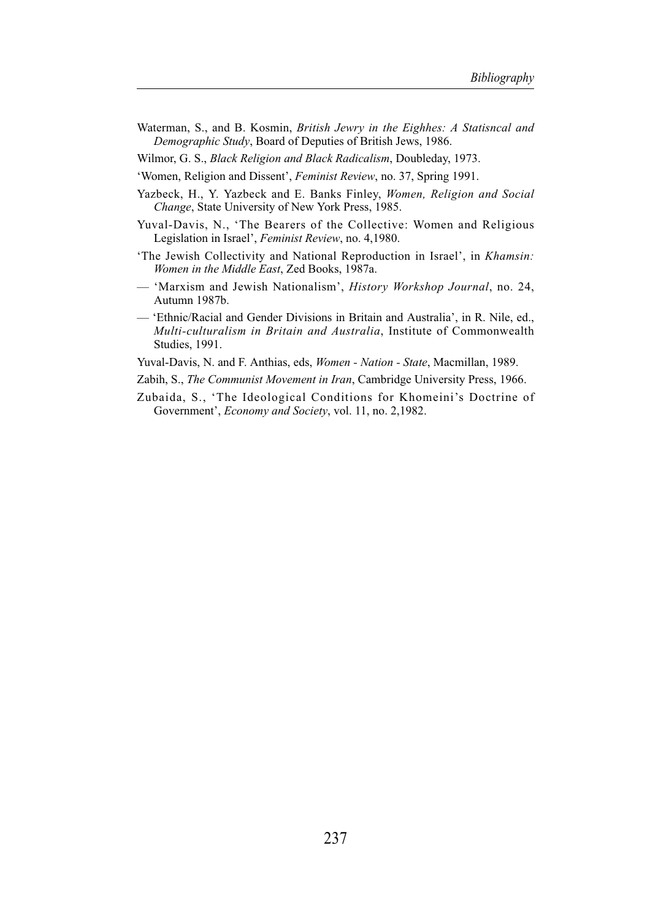Waterman, S., and B. Kosmin, *British Jewry in the Eighhes: A Statisncal and Demographic Study*, Board of Deputies of British Jews, 1986.

Wilmor, G. S., *Black Religion and Black Radicalism*, Doubleday, 1973.

'Women, Religion and Dissent', *Feminist Review*, no. 37, Spring 1991.

Yazbeck, H., Y. Yazbeck and E. Banks Finley, *Women, Religion and Social Change*, State University of New York Press, 1985.

Yuval-Davis, N., 'The Bearers of the Collective: Women and Religious Legislation in Israel', *Feminist Review*, no. 4,1980.

'The Jewish Collectivity and National Reproduction in Israel', in *Khamsin: Women in the Middle East*, Zed Books, 1987a.

— 'Marxism and Jewish Nationalism', *History Workshop Journal*, no. 24, Autumn 1987b.

— 'Ethnic/Racial and Gender Divisions in Britain and Australia', in R. Nile, ed., *Multi-culturalism in Britain and Australia*, Institute of Commonwealth Studies, 1991.

Yuval-Davis, N. and F. Anthias, eds, *Women - Nation - State*, Macmillan, 1989.

Zabih, S., *The Communist Movement in Iran*, Cambridge University Press, 1966.

Zubaida, S., 'The Ideological Conditions for Khomeini's Doctrine of Government', *Economy and Society*, vol. 11, no. 2,1982.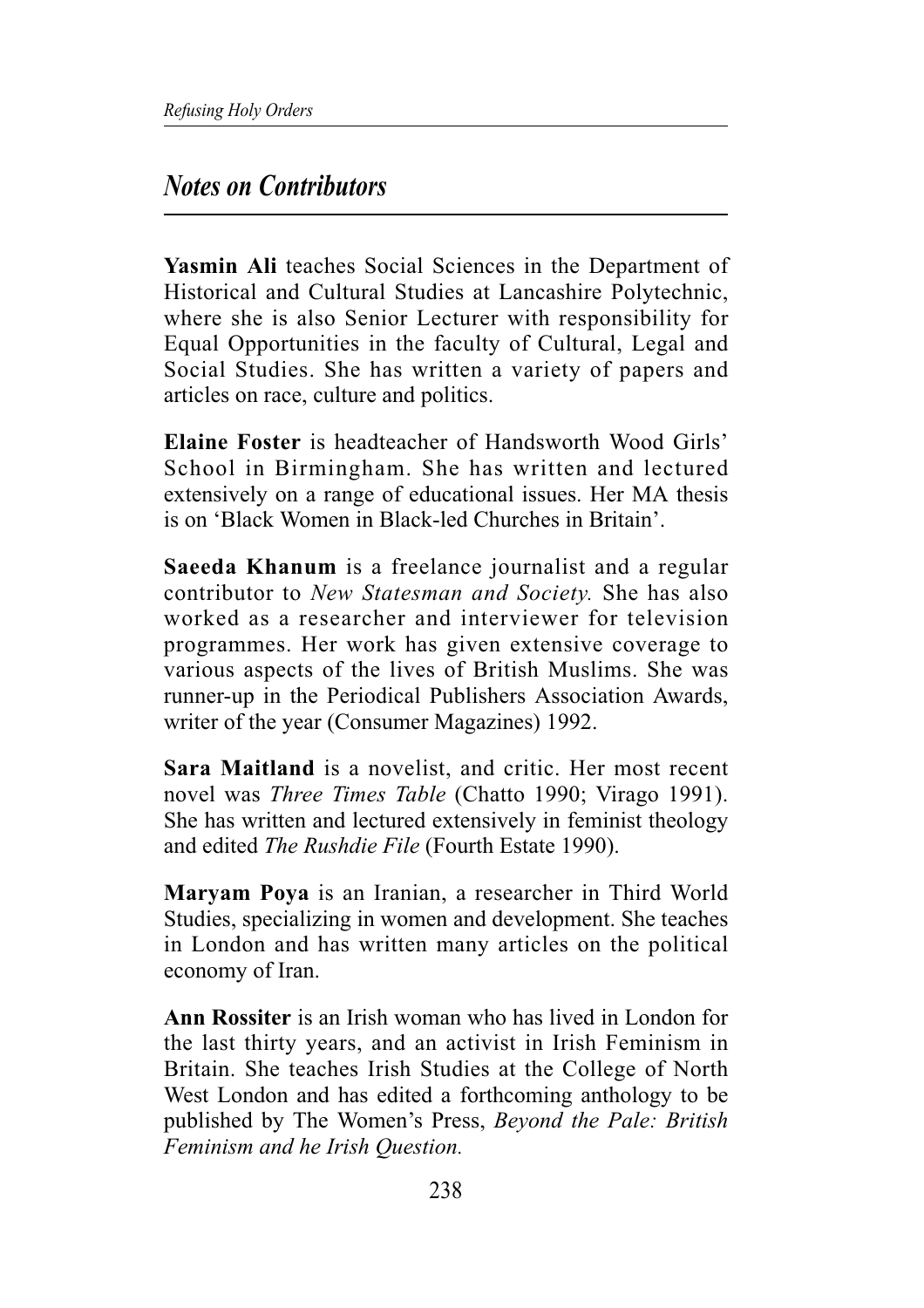## *Notes on Contributors*

**Yasmin Ali** teaches Social Sciences in the Department of Historical and Cultural Studies at Lancashire Polytechnic, where she is also Senior Lecturer with responsibility for Equal Opportunities in the faculty of Cultural, Legal and Social Studies. She has written a variety of papers and articles on race, culture and politics.

**Elaine Foster** is headteacher of Handsworth Wood Girls' School in Birmingham. She has written and lectured extensively on a range of educational issues. Her MA thesis is on 'Black Women in Black-led Churches in Britain'.

**Saeeda Khanum** is a freelance journalist and a regular contributor to *New Statesman and Society.* She has also worked as a researcher and interviewer for television programmes. Her work has given extensive coverage to various aspects of the lives of British Muslims. She was runner-up in the Periodical Publishers Association Awards, writer of the year (Consumer Magazines) 1992.

**Sara Maitland** is a novelist, and critic. Her most recent novel was *Three Times Table* (Chatto 1990; Virago 1991). She has written and lectured extensively in feminist theology and edited *The Rushdie File* (Fourth Estate 1990).

**Maryam Poya** is an Iranian, a researcher in Third World Studies, specializing in women and development. She teaches in London and has written many articles on the political economy of Iran.

**Ann Rossiter** is an Irish woman who has lived in London for the last thirty years, and an activist in Irish Feminism in Britain. She teaches Irish Studies at the College of North West London and has edited a forthcoming anthology to be published by The Women's Press, *Beyond the Pale: British Feminism and he Irish Question.*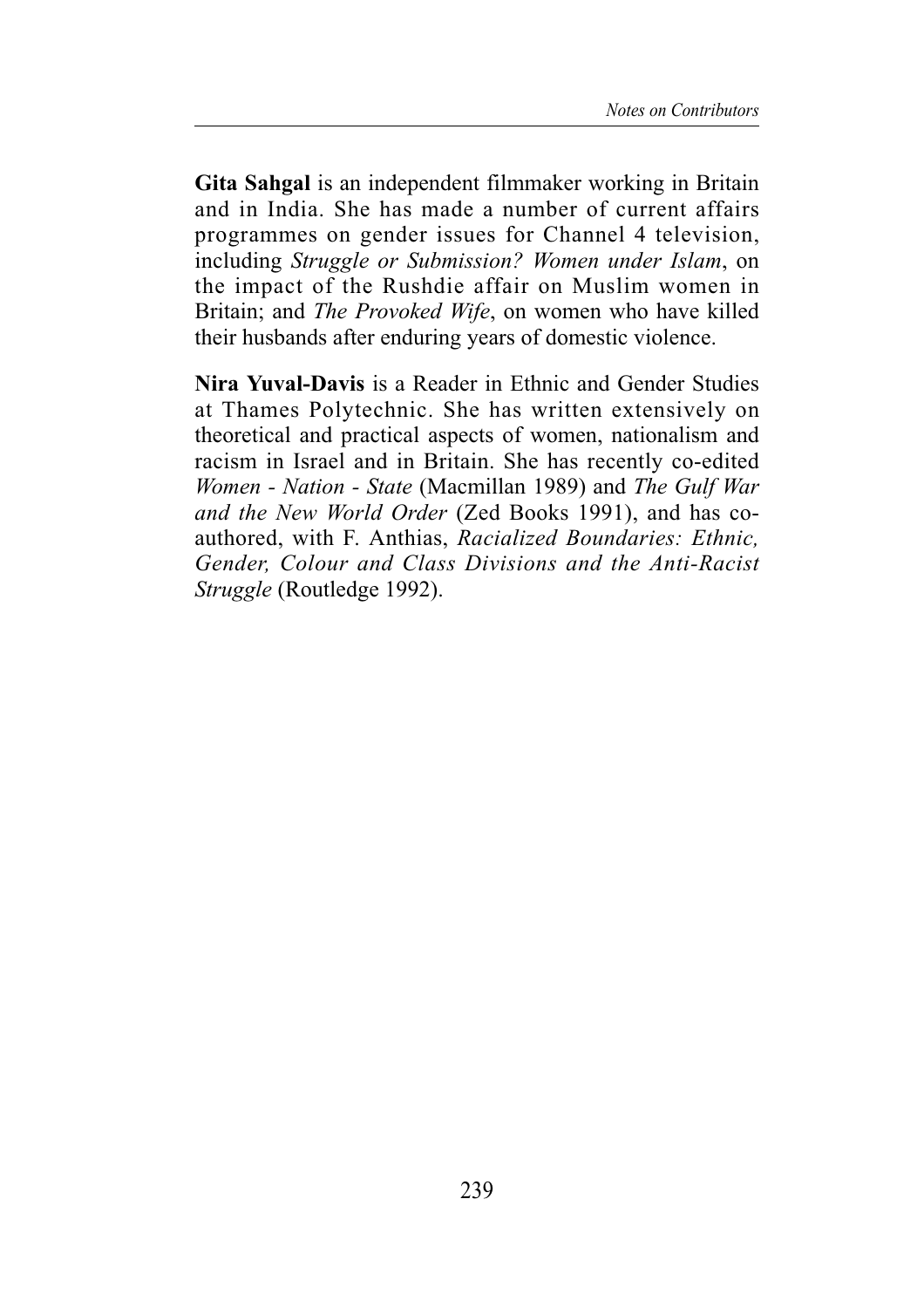**Gita Sahgal** is an independent filmmaker working in Britain and in India. She has made a number of current affairs programmes on gender issues for Channel 4 television, including *Struggle or Submission? Women under Islam*, on the impact of the Rushdie affair on Muslim women in Britain; and *The Provoked Wife*, on women who have killed their husbands after enduring years of domestic violence.

**Nira Yuval-Davis** is a Reader in Ethnic and Gender Studies at Thames Polytechnic. She has written extensively on theoretical and practical aspects of women, nationalism and racism in Israel and in Britain. She has recently co-edited *Women - Nation - State* (Macmillan 1989) and *The Gulf War and the New World Order* (Zed Books 1991), and has co-authored, with F. Anthias, *Racialized Boundaries: Ethnic, Gender, Colour and Class Divisions and the Anti-Racist Struggle* (Routledge 1992).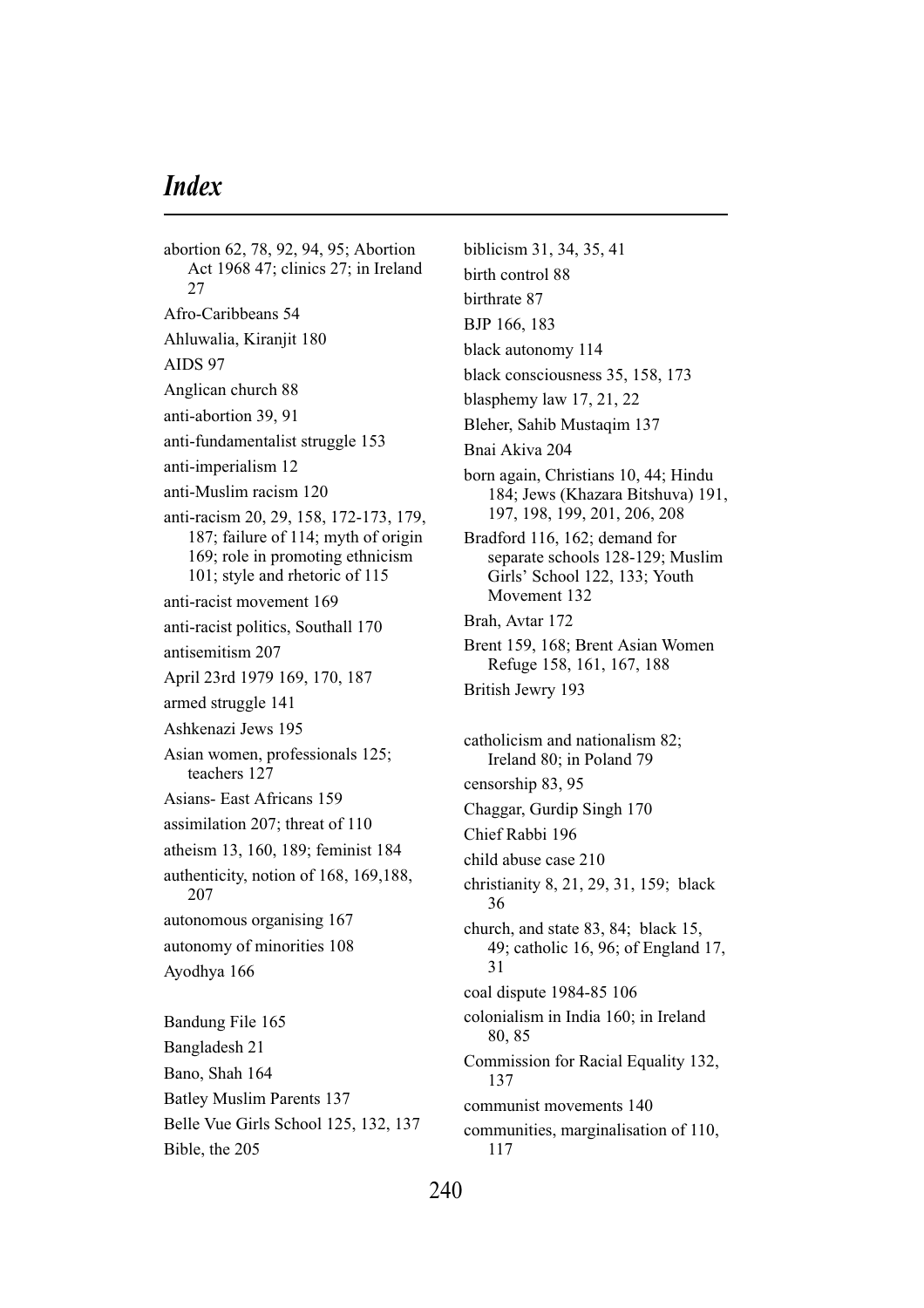# *Index*

abortion 62, 78, 92, 94, 95; Abortion Act 1968 47; clinics 27; in Ireland 27

Afro-Caribbeans 54

Ahluwalia, Kiranjit 180

AIDS 97

Anglican church 88

anti-abortion 39, 91

anti-fundamentalist struggle 153

anti-imperialism 12

anti-Muslim racism 120

anti-racism 20, 29, 158, 172-173, 179, 187; failure of 114; myth of origin 169; role in promoting ethnicism 101; style and rhetoric of 115

anti-racist movement 169

anti-racist politics, Southall 170

antisemitism 207

April 23rd 1979 169, 170, 187

armed struggle 141

Ashkenazi Jews 195

Asian women, professionals 125; teachers 127

Asians- East Africans 159

assimilation 207; threat of 110

atheism 13, 160, 189; feminist 184

authenticity, notion of 168, 169,188, 207

autonomous organising 167

autonomy of minorities 108

Ayodhya 166

Bandung File 165

Bangladesh 21

Bano, Shah 164

Batley Muslim Parents 137

Belle Vue Girls School 125, 132, 137

Bible, the 205

biblicism 31, 34, 35, 41

birth control 88

birthrate 87

BJP 166, 183

black autonomy 114

black consciousness 35, 158, 173

blasphemy law 17, 21, 22

Bleher, Sahib Mustaqim 137

Bnai Akiva 204

born again, Christians 10, 44; Hindu 184; Jews (Khazara Bitshuva) 191, 197, 198, 199, 201, 206, 208

Bradford 116, 162; demand for separate schools 128-129; Muslim Girls' School 122, 133; Youth Movement 132

Brah, Avtar 172

Brent 159, 168; Brent Asian Women Refuge 158, 161, 167, 188

British Jewry 193

catholicism and nationalism 82; Ireland 80; in Poland 79

censorship 83, 95

Chaggar, Gurdip Singh 170

Chief Rabbi 196

child abuse case 210

christianity 8, 21, 29, 31, 159; black 36

church, and state 83, 84; black 15, 49; catholic 16, 96; of England 17, 31

coal dispute 1984-85 106

colonialism in India 160; in Ireland 80, 85

Commission for Racial Equality 132, 137

communist movements 140

communities, marginalisation of 110, 117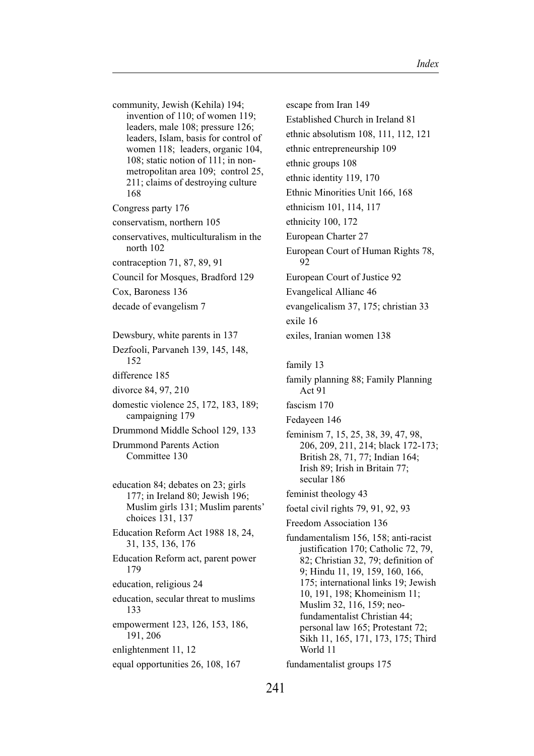community, Jewish (Kehila) 194; invention of 110; of women 119; leaders, male 108; pressure 126; leaders, Islam, basis for control of women 118; leaders, organic 104, 108; static notion of 111; in non-metropolitan area 109; control 25, 211; claims of destroying culture 168

Congress party 176

conservatism, northern 105

conservatives, multiculturalism in the north 102

contraception 71, 87, 89, 91

Council for Mosques, Bradford 129

Cox, Baroness 136

decade of evangelism 7

Dewsbury, white parents in 137

Dezfooli, Parvaneh 139, 145, 148, 152

difference 185

divorce 84, 97, 210

domestic violence 25, 172, 183, 189; campaigning 179

Drummond Middle School 129, 133

Drummond Parents Action Committee 130

education 84; debates on 23; girls 177; in Ireland 80; Jewish 196; Muslim girls 131; Muslim parents' choices 131, 137

Education Reform Act 1988 18, 24, 31, 135, 136, 176

Education Reform act, parent power 179

education, religious 24

education, secular threat to muslims 133

empowerment 123, 126, 153, 186, 191, 206

enlightenment 11, 12

equal opportunities 26, 108, 167

escape from Iran 149

Established Church in Ireland 81

ethnic absolutism 108, 111, 112, 121

ethnic entrepreneurship 109

ethnic groups 108

ethnic identity 119, 170

Ethnic Minorities Unit 166, 168

ethnicism 101, 114, 117

ethnicity 100, 172

European Charter 27

European Court of Human Rights 78, 92

European Court of Justice 92

Evangelical Allianc 46

evangelicalism 37, 175; christian 33

exile 16

exiles, Iranian women 138

family 13

family planning 88; Family Planning Act 91

fascism 170

Fedayeen 146

feminism 7, 15, 25, 38, 39, 47, 98, 206, 209, 211, 214; black 172-173; British 28, 71, 77; Indian 164; Irish 89; Irish in Britain 77; secular 186

feminist theology 43

foetal civil rights 79, 91, 92, 93

Freedom Association 136

fundamentalism 156, 158; anti-racist justification 170; Catholic 72, 79, 82; Christian 32, 79; definition of 9; Hindu 11, 19, 159, 160, 166, 175; international links 19; Jewish 10, 191, 198; Khomeinism 11; Muslim 32, 116, 159; neo-fundamentalist Christian 44; personal law 165; Protestant 72; Sikh 11, 165, 171, 173, 175; Third World 11

fundamentalist groups 175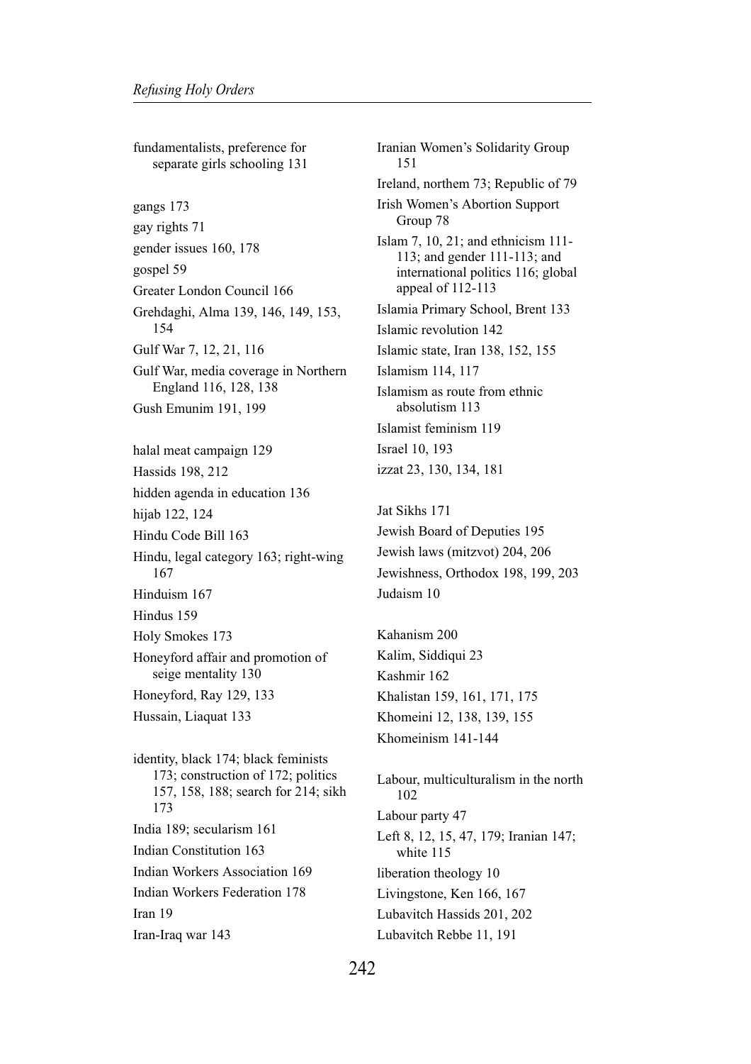fundamentalists, preference for separate girls schooling 131

gangs 173

gay rights 71

gender issues 160, 178

gospel 59

Greater London Council 166

Grehdaghi, Alma 139, 146, 149, 153, 154

Gulf War 7, 12, 21, 116

Gulf War, media coverage in Northern England 116, 128, 138

Gush Emunim 191, 199

halal meat campaign 129

Hassids 198, 212

hidden agenda in education 136

hijab 122, 124

Hindu Code Bill 163

Hindu, legal category 163; right-wing 167

Hinduism 167

Hindus 159

Holy Smokes 173

Honeyford affair and promotion of seige mentality 130

Honeyford, Ray 129, 133

Hussain, Liaquat 133

identity, black 174; black feminists 173; construction of 172; politics 157, 158, 188; search for 214; sikh 173

India 189; secularism 161

Indian Constitution 163

Indian Workers Association 169

Indian Workers Federation 178

Iran 19

Iran-Iraq war 143

Iranian Women's Solidarity Group 151

Ireland, northem 73; Republic of 79

Irish Women's Abortion Support Group 78

Islam 7, 10, 21; and ethnicism 111-113; and gender 111-113; and international politics 116; global appeal of 112-113

Islamia Primary School, Brent 133

Islamic revolution 142

Islamic state, Iran 138, 152, 155

Islamism 114, 117

Islamism as route from ethnic absolutism 113

Islamist feminism 119

Israel 10, 193

izzat 23, 130, 134, 181

Jat Sikhs 171

Jewish Board of Deputies 195

Jewish laws (mitzvot) 204, 206

Jewishness, Orthodox 198, 199, 203

Judaism 10

Kahanism 200

Kalim, Siddiqui 23

Kashmir 162

Khalistan 159, 161, 171, 175

Khomeini 12, 138, 139, 155

Khomeinism 141-144

Labour, multiculturalism in the north 102

Labour party 47

Left 8, 12, 15, 47, 179; Iranian 147; white 115

liberation theology 10

Livingstone, Ken 166, 167

Lubavitch Hassids 201, 202

Lubavitch Rebbe 11, 191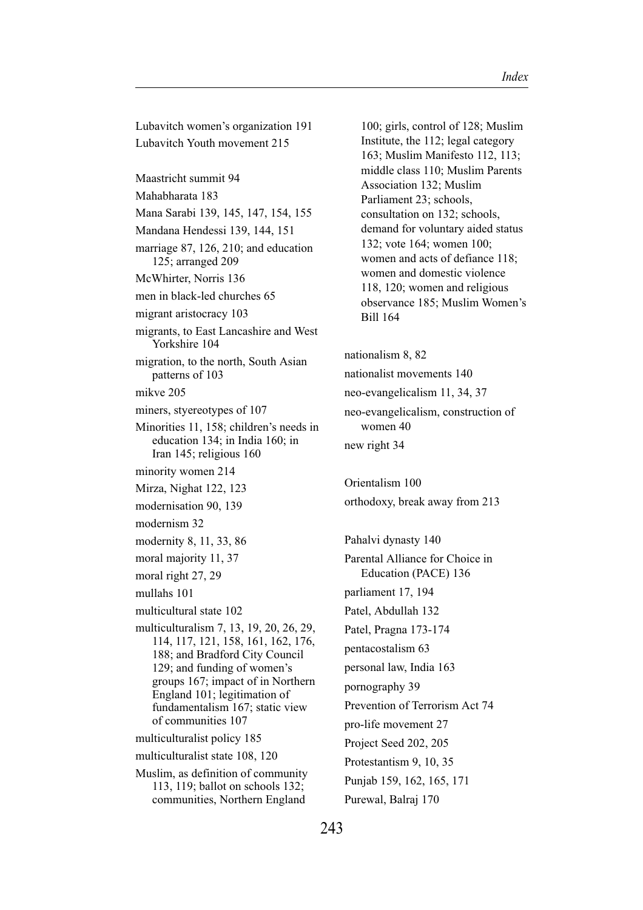Lubavitch women's organization 191

Lubavitch Youth movement 215

Maastricht summit 94

Mahabharata 183

Mana Sarabi 139, 145, 147, 154, 155

Mandana Hendessi 139, 144, 151

marriage 87, 126, 210; and education 125; arranged 209

McWhirter, Norris 136

men in black-led churches 65

migrant aristocracy 103

migrants, to East Lancashire and West Yorkshire 104

migration, to the north, South Asian patterns of 103

mikve 205

miners, styereotypes of 107

Minorities 11, 158; children's needs in education 134; in India 160; in Iran 145; religious 160

minority women 214

Mirza, Nighat 122, 123

modernisation 90, 139

modernism 32

modernity 8, 11, 33, 86

moral majority 11, 37

moral right 27, 29

mullahs 101

multicultural state 102

multiculturalism 7, 13, 19, 20, 26, 29, 114, 117, 121, 158, 161, 162, 176, 188; and Bradford City Council 129; and funding of women's groups 167; impact of in Northern England 101; legitimation of fundamentalism 167; static view of communities 107

multiculturalist policy 185

multiculturalist state 108, 120

Muslim, as definition of community 113, 119; ballot on schools 132; communities, Northern England 100; girls, control of 128; Muslim Institute, the 112; legal category 163; Muslim Manifesto 112, 113; middle class 110; Muslim Parents Association 132; Muslim Parliament 23; schools, consultation on 132; schools, demand for voluntary aided status 132; vote 164; women 100; women and acts of defiance 118; women and domestic violence 118, 120; women and religious observance 185; Muslim Women's Bill 164

nationalism 8, 82

nationalist movements 140

neo-evangelicalism 11, 34, 37

neo-evangelicalism, construction of women 40

new right 34

Orientalism 100

orthodoxy, break away from 213

Pahalvi dynasty 140

Parental Alliance for Choice in Education (PACE) 136

parliament 17, 194

Patel, Abdullah 132

Patel, Pragna 173-174

pentacostalism 63

personal law, India 163

pornography 39

Prevention of Terrorism Act 74

pro-life movement 27

Project Seed 202, 205

Protestantism 9, 10, 35

Punjab 159, 162, 165, 171

Purewal, Balraj 170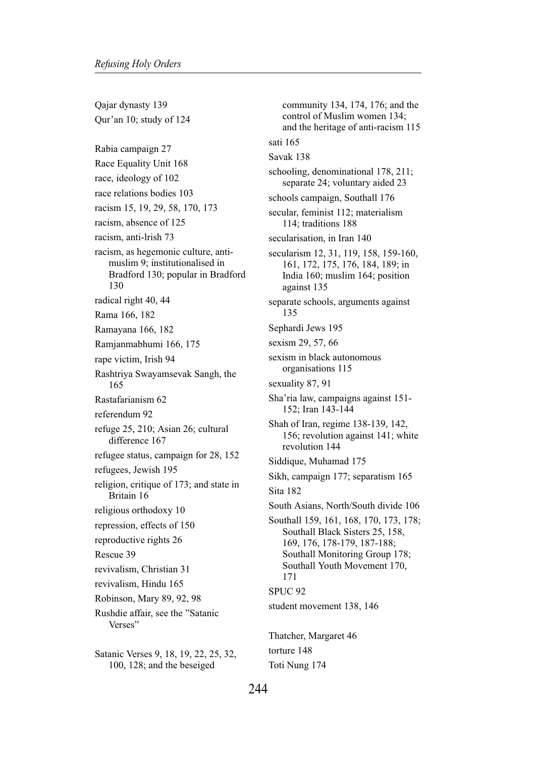Qajar dynasty 139

Qur'an 10; study of 124

Rabia campaign 27

Race Equality Unit 168

race, ideology of 102

race relations bodies 103

racism 15, 19, 29, 58, 170, 173

racism, absence of 125

racism, anti-lrish 73

racism, as hegemonic culture, anti-muslim 9; institutionalised in Bradford 130; popular in Bradford 130

radical right 40, 44

Rama 166, 182

Ramayana 166, 182

Ramjanmabhumi 166, 175

rape victim, Irish 94

Rashtriya Swayamsevak Sangh, the 165

Rastafarianism 62

referendum 92

refuge 25, 210; Asian 26; cultural difference 167

refugee status, campaign for 28, 152

refugees, Jewish 195

religion, critique of 173; and state in Britain 16

religious orthodoxy 10

repression, effects of 150

reproductive rights 26

Rescue 39

revivalism, Christian 31

revivalism, Hindu 165

Robinson, Mary 89, 92, 98

Rushdie affair, see the "Satanic Verses"

Satanic Verses 9, 18, 19, 22, 25, 32, 100, 128; and the beseiged community 134, 174, 176; and the control of Muslim women 134; and the heritage of anti-racism 115

sati 165

Savak 138

schooling, denominational 178, 211; separate 24; voluntary aided 23

schools campaign, Southall 176

secular, feminist 112; materialism 114; traditions 188

secularisation, in Iran 140

secularism 12, 31, 119, 158, 159-160, 161, 172, 175, 176, 184, 189; in India 160; muslim 164; position against 135

separate schools, arguments against 135

Sephardi Jews 195

sexism 29, 57, 66

sexism in black autonomous organisations 115

sexuality 87, 91

Sha'ria law, campaigns against 151-152; Iran 143-144

Shah of Iran, regime 138-139, 142, 156; revolution against 141; white revolution 144

Siddique, Muhamad 175

Sikh, campaign 177; separatism 165

Sita 182

South Asians, North/South divide 106

Southall 159, 161, 168, 170, 173, 178; Southall Black Sisters 25, 158, 169, 176, 178-179, 187-188; Southall Monitoring Group 178; Southall Youth Movement 170, 171

SPUC 92

student movement 138, 146

Thatcher, Margaret 46

torture 148

Toti Nung 174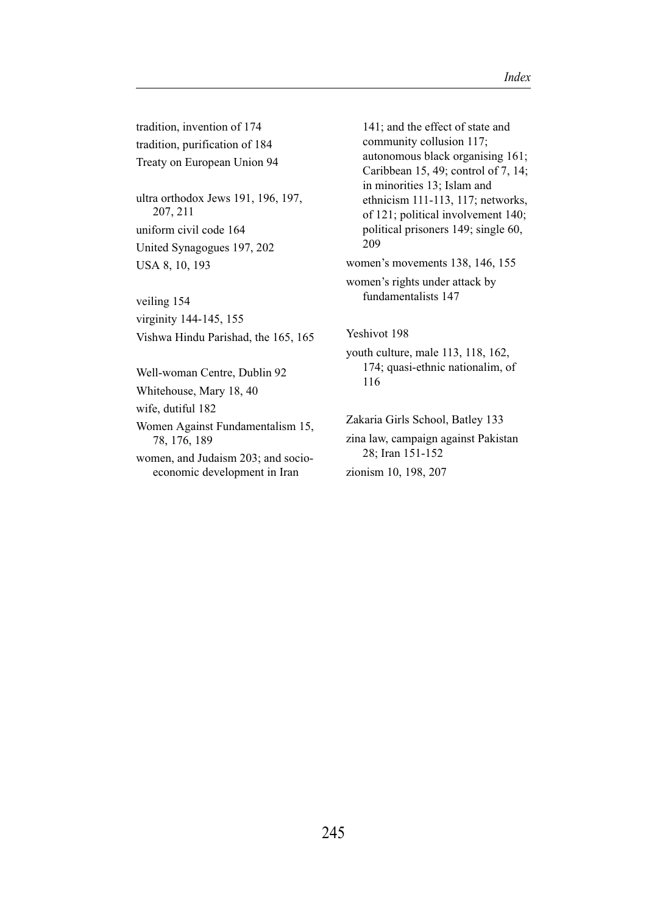tradition, invention of 174
tradition, purification of 184
Treaty on European Union 94

ultra orthodox Jews 191, 196, 197, 207, 211
uniform civil code 164
United Synagogues 197, 202
USA 8, 10, 193

veiling 154
virginity 144-145, 155
Vishwa Hindu Parishad, the 165, 165

Well-woman Centre, Dublin 92
Whitehouse, Mary 18, 40
wife, dutiful 182
Women Against Fundamentalism 15, 78, 176, 189
women, and Judaism 203; and socio-economic development in Iran 141; and the effect of state and community collusion 117; autonomous black organising 161; Caribbean 15, 49; control of 7, 14; in minorities 13; Islam and ethnicism 111-113, 117; networks, of 121; political involvement 140; political prisoners 149; single 60, 209
women's movements 138, 146, 155
women's rights under attack by fundamentalists 147

Yeshivot 198
youth culture, male 113, 118, 162, 174; quasi-ethnic nationalim, of 116

Zakaria Girls School, Batley 133
zina law, campaign against Pakistan 28; Iran 151-152
zionism 10, 198, 207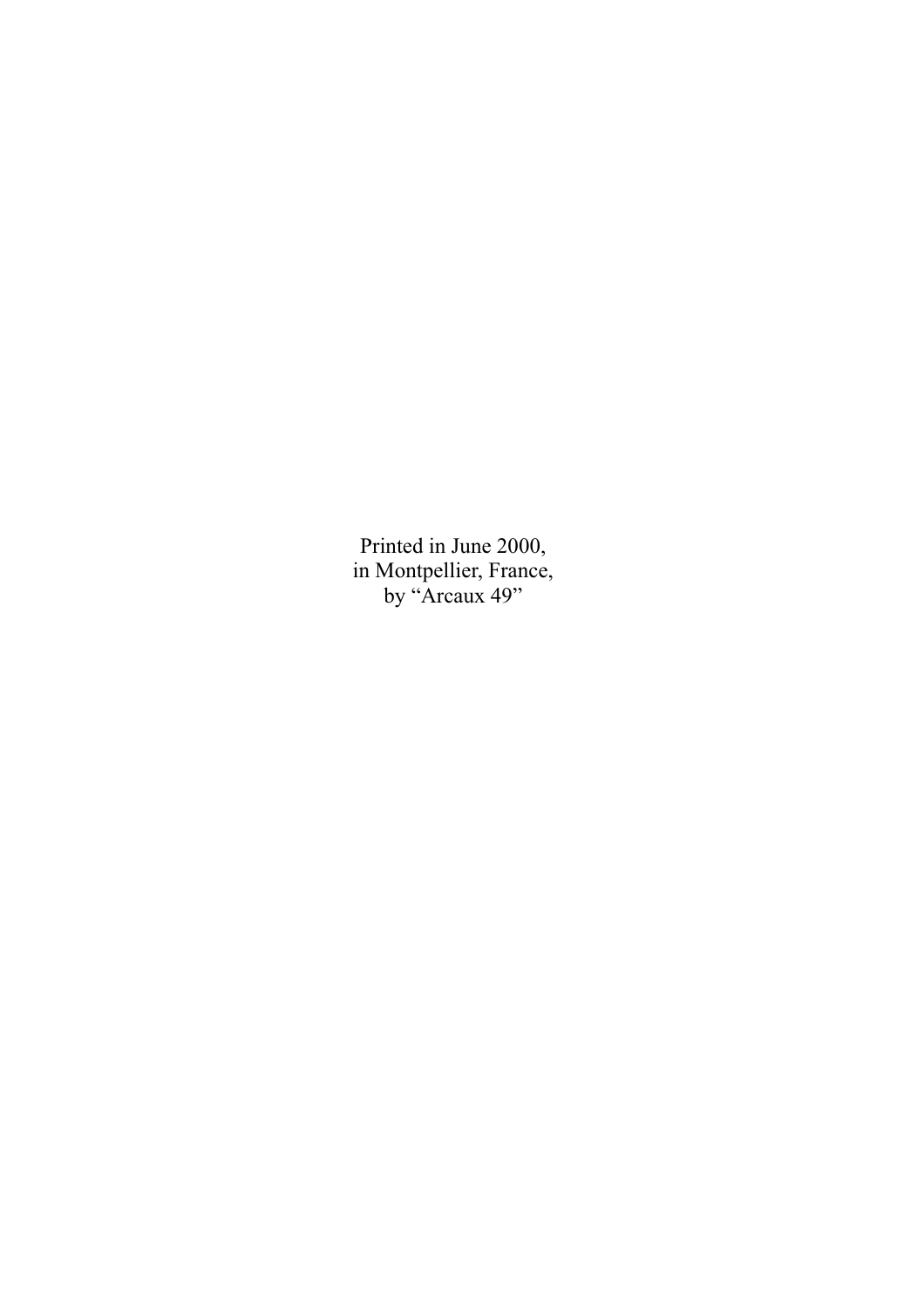Printed in June 2000,
in Montpellier, France,
by “Arcaux 49”